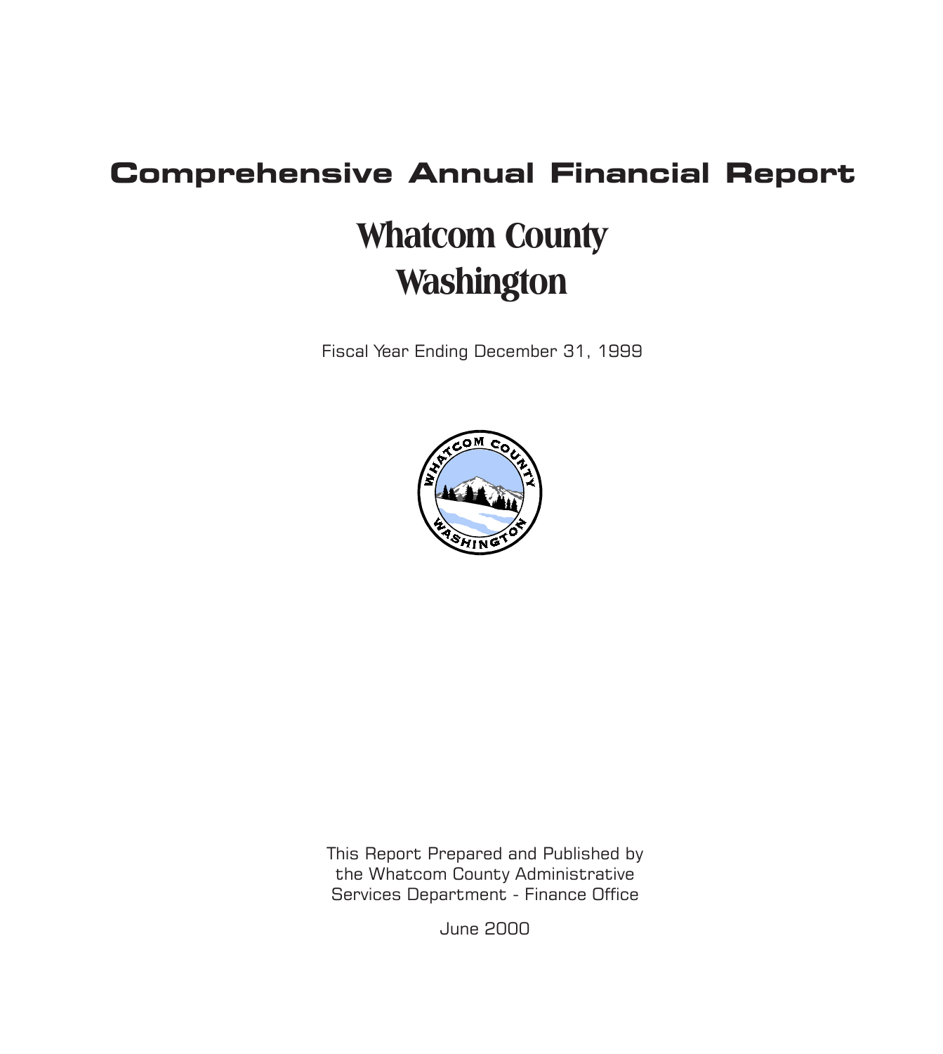# Comprehensive Annual Financial Report

# Whatcom County
# Washington

Fiscal Year Ending December 31, 1999

This Report Prepared and Published by
the Whatcom County Administrative
Services Department - Finance Office

June 2000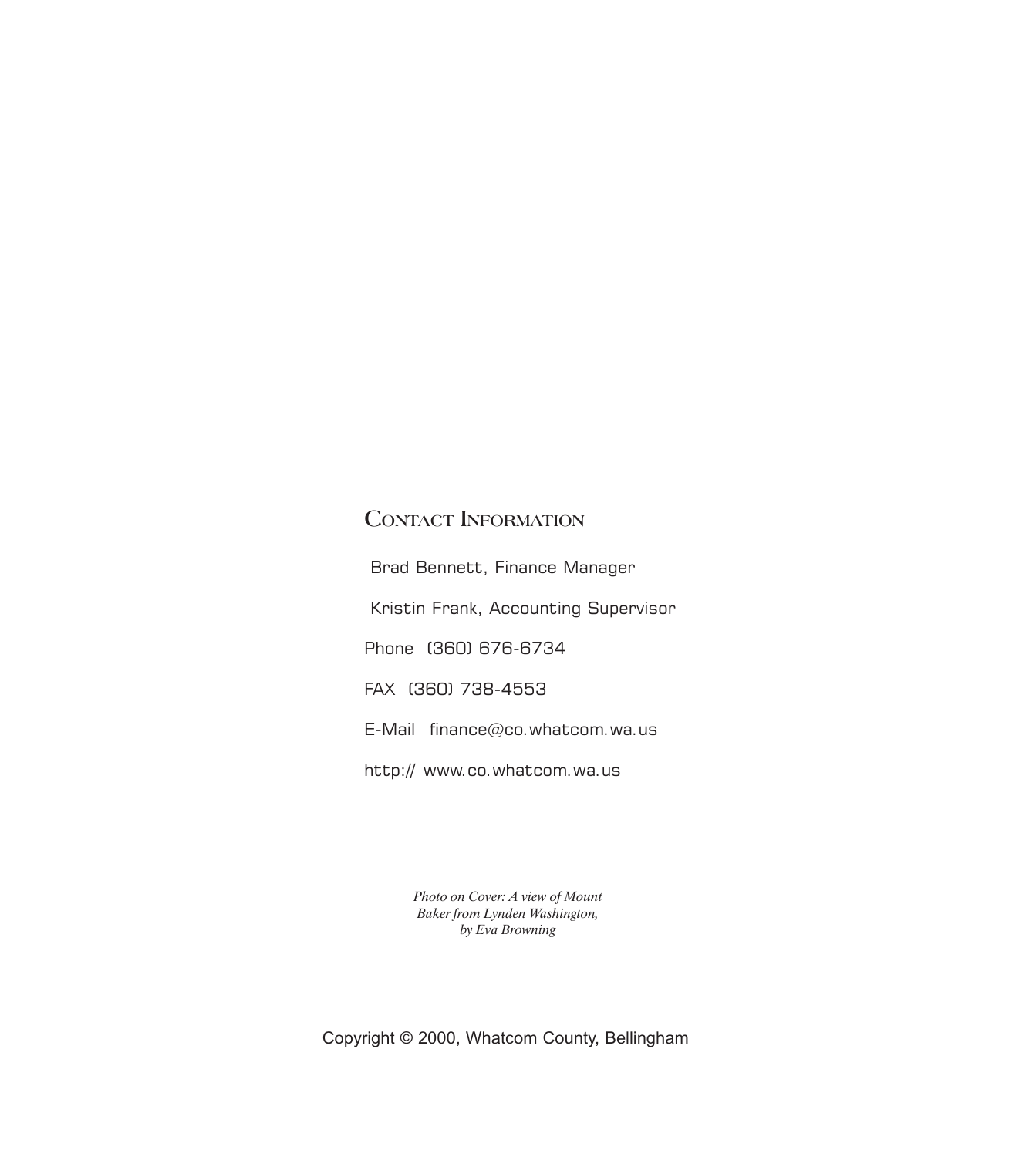## Contact Information

Brad Bennett, Finance Manager

Kristin Frank, Accounting Supervisor

Phone (360) 676-6734

FAX (360) 738-4553

E-Mail finance@co.whatcom.wa.us

http:// www.co.whatcom.wa.us

*Photo on Cover: A view of Mount Baker from Lynden Washington, by Eva Browning*

Copyright © 2000, Whatcom County, Bellingham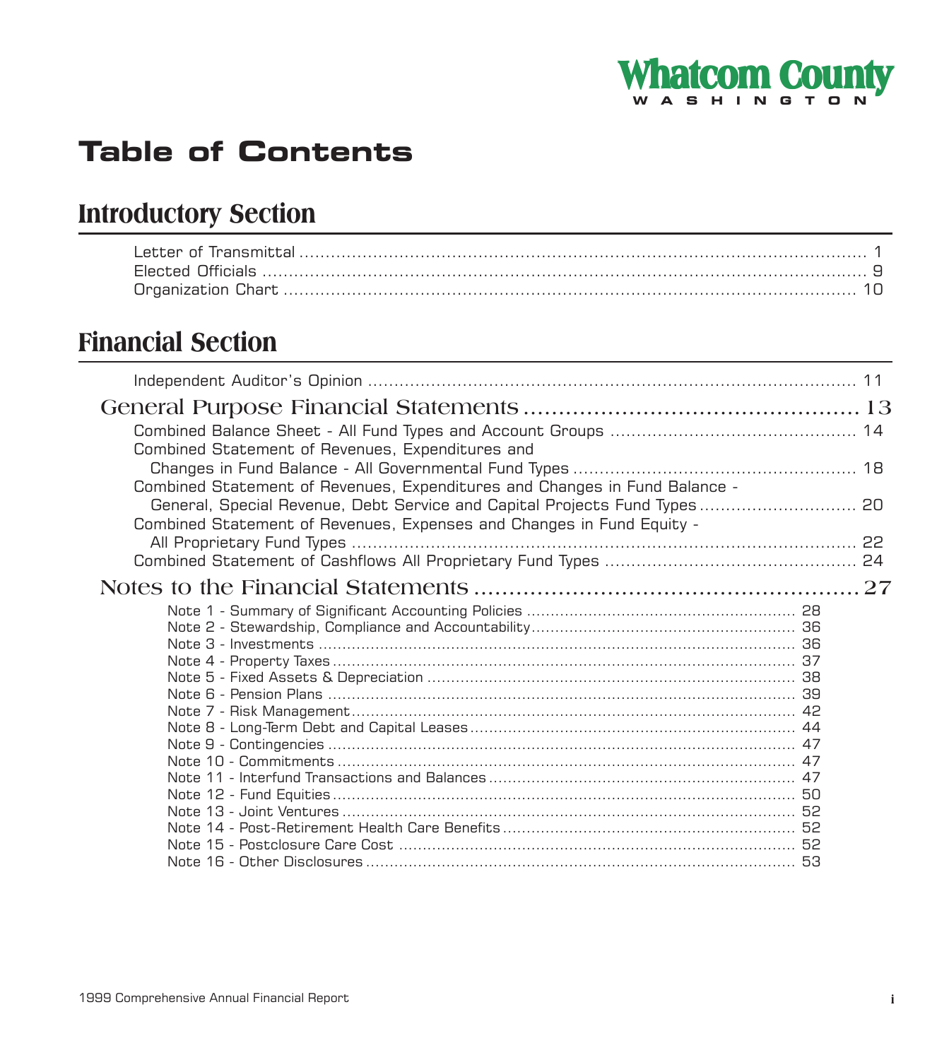Whatcom County
WASHINGTON

# Table of Contents

## Introductory Section

Letter of Transmittal ..... 1
Elected Officials ..... 9
Organization Chart ..... 10

## Financial Section

Independent Auditor's Opinion ..... 11

### General Purpose Financial Statements ..... 13

Combined Balance Sheet - All Fund Types and Account Groups ..... 14
Combined Statement of Revenues, Expenditures and Changes in Fund Balance - All Governmental Fund Types ..... 18
Combined Statement of Revenues, Expenditures and Changes in Fund Balance - General, Special Revenue, Debt Service and Capital Projects Fund Types ..... 20
Combined Statement of Revenues, Expenses and Changes in Fund Equity - All Proprietary Fund Types ..... 22
Combined Statement of Cashflows All Proprietary Fund Types ..... 24

### Notes to the Financial Statements ..... 27

Note 1 - Summary of Significant Accounting Policies ..... 28
Note 2 - Stewardship, Compliance and Accountability ..... 36
Note 3 - Investments ..... 36
Note 4 - Property Taxes ..... 37
Note 5 - Fixed Assets & Depreciation ..... 38
Note 6 - Pension Plans ..... 39
Note 7 - Risk Management ..... 42
Note 8 - Long-Term Debt and Capital Leases ..... 44
Note 9 - Contingencies ..... 47
Note 10 - Commitments ..... 47
Note 11 - Interfund Transactions and Balances ..... 47
Note 12 - Fund Equities ..... 50
Note 13 - Joint Ventures ..... 52
Note 14 - Post-Retirement Health Care Benefits ..... 52
Note 15 - Postclosure Care Cost ..... 52
Note 16 - Other Disclosures ..... 53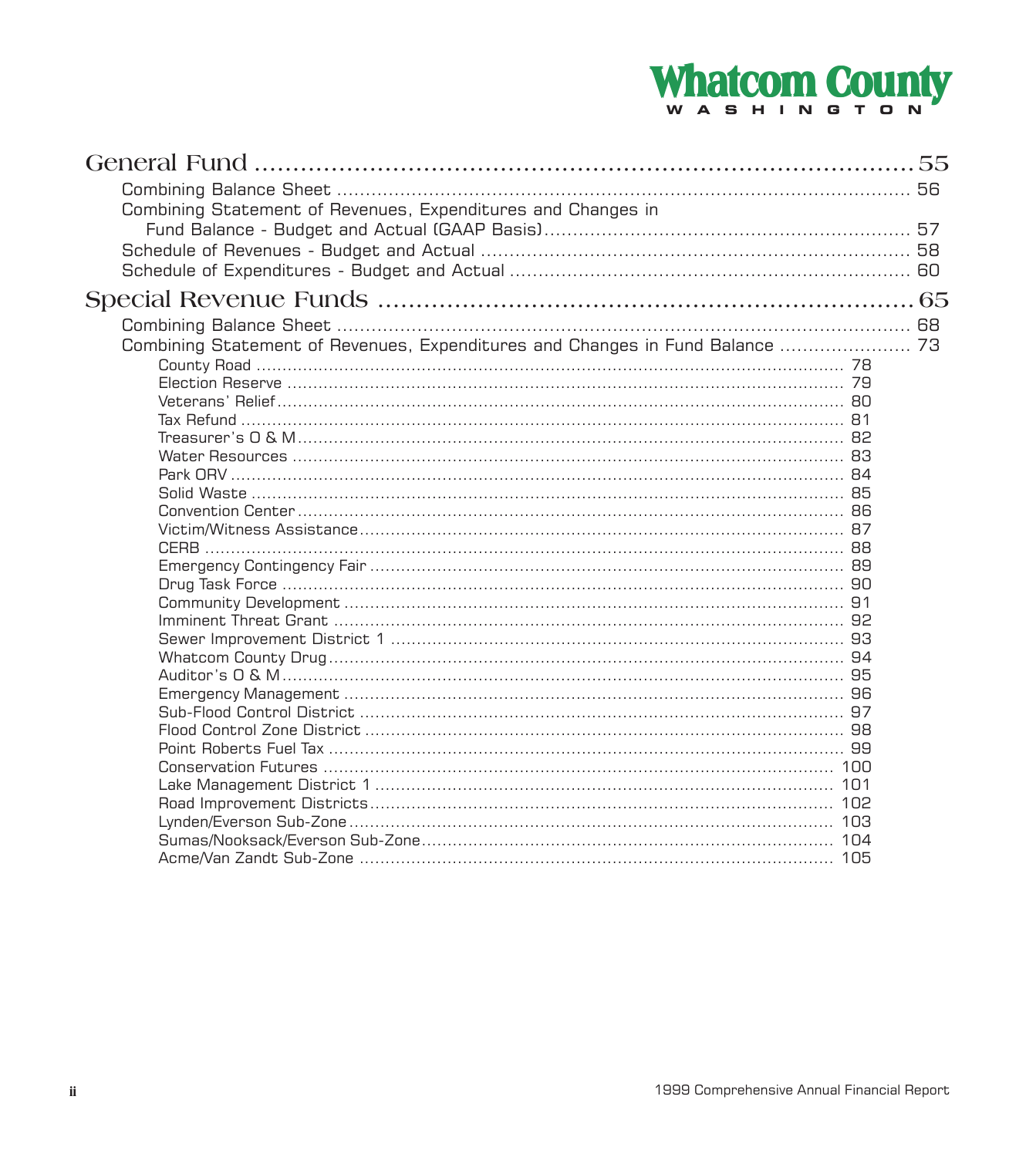## General Fund ........................................................................ 55

Combining Balance Sheet ........................................................................ 56

Combining Statement of Revenues, Expenditures and Changes in Fund Balance - Budget and Actual (GAAP Basis) ........................................................................ 57

Schedule of Revenues - Budget and Actual ........................................................................ 58

Schedule of Expenditures - Budget and Actual ........................................................................ 60

## Special Revenue Funds ........................................................................ 65

Combining Balance Sheet ........................................................................ 68

Combining Statement of Revenues, Expenditures and Changes in Fund Balance ........................................................................ 73

- County Road ........................................................................ 78
- Election Reserve ........................................................................ 79
- Veterans' Relief ........................................................................ 80
- Tax Refund ........................................................................ 81
- Treasurer's O & M ........................................................................ 82
- Water Resources ........................................................................ 83
- Park ORV ........................................................................ 84
- Solid Waste ........................................................................ 85
- Convention Center ........................................................................ 86
- Victim/Witness Assistance ........................................................................ 87
- CERB ........................................................................ 88
- Emergency Contingency Fair ........................................................................ 89
- Drug Task Force ........................................................................ 90
- Community Development ........................................................................ 91
- Imminent Threat Grant ........................................................................ 92
- Sewer Improvement District 1 ........................................................................ 93
- Whatcom County Drug ........................................................................ 94
- Auditor's O & M ........................................................................ 95
- Emergency Management ........................................................................ 96
- Sub-Flood Control District ........................................................................ 97
- Flood Control Zone District ........................................................................ 98
- Point Roberts Fuel Tax ........................................................................ 99
- Conservation Futures ........................................................................ 100
- Lake Management District 1 ........................................................................ 101
- Road Improvement Districts ........................................................................ 102
- Lynden/Everson Sub-Zone ........................................................................ 103
- Sumas/Nooksack/Everson Sub-Zone ........................................................................ 104
- Acme/Van Zandt Sub-Zone ........................................................................ 105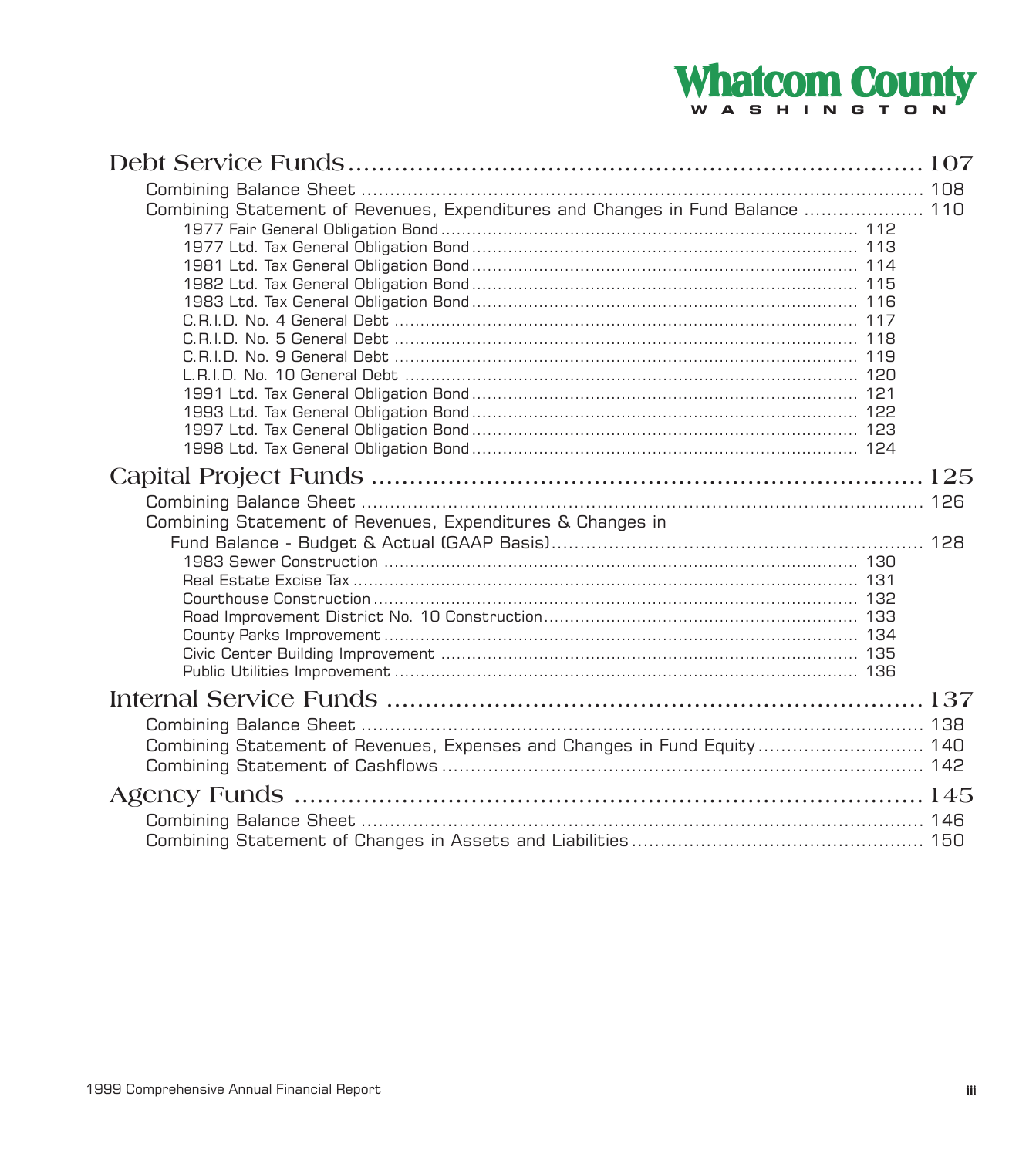Whatcom County
WASHINGTON

## Debt Service Funds ........................................ 107

- Combining Balance Sheet ........................................ 108
- Combining Statement of Revenues, Expenditures and Changes in Fund Balance ........................................ 110
  - 1977 Fair General Obligation Bond ........................................ 112
  - 1977 Ltd. Tax General Obligation Bond ........................................ 113
  - 1981 Ltd. Tax General Obligation Bond ........................................ 114
  - 1982 Ltd. Tax General Obligation Bond ........................................ 115
  - 1983 Ltd. Tax General Obligation Bond ........................................ 116
  - C.R.I.D. No. 4 General Debt ........................................ 117
  - C.R.I.D. No. 5 General Debt ........................................ 118
  - C.R.I.D. No. 9 General Debt ........................................ 119
  - L.R.I.D. No. 10 General Debt ........................................ 120
  - 1991 Ltd. Tax General Obligation Bond ........................................ 121
  - 1993 Ltd. Tax General Obligation Bond ........................................ 122
  - 1997 Ltd. Tax General Obligation Bond ........................................ 123
  - 1998 Ltd. Tax General Obligation Bond ........................................ 124

## Capital Project Funds ........................................ 125

- Combining Balance Sheet ........................................ 126
- Combining Statement of Revenues, Expenditures & Changes in Fund Balance - Budget & Actual (GAAP Basis) ........................................ 128
  - 1983 Sewer Construction ........................................ 130
  - Real Estate Excise Tax ........................................ 131
  - Courthouse Construction ........................................ 132
  - Road Improvement District No. 10 Construction ........................................ 133
  - County Parks Improvement ........................................ 134
  - Civic Center Building Improvement ........................................ 135
  - Public Utilities Improvement ........................................ 136

## Internal Service Funds ........................................ 137

- Combining Balance Sheet ........................................ 138
- Combining Statement of Revenues, Expenses and Changes in Fund Equity ........................................ 140
- Combining Statement of Cashflows ........................................ 142

## Agency Funds ........................................ 145

- Combining Balance Sheet ........................................ 146
- Combining Statement of Changes in Assets and Liabilities ........................................ 150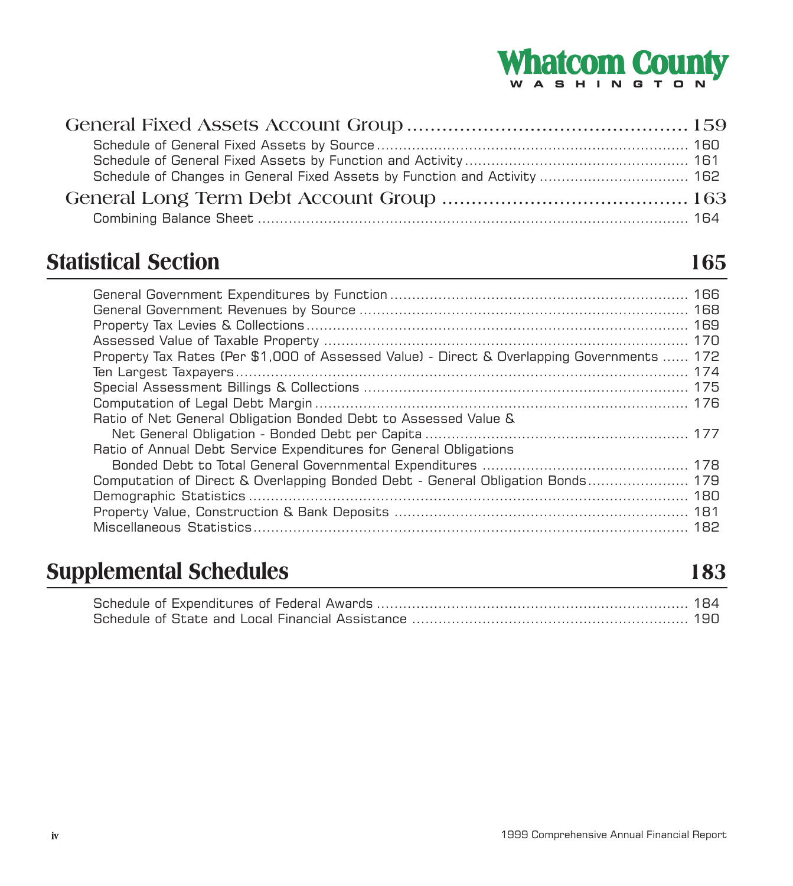General Fixed Assets Account Group ................................................ 159

- Schedule of General Fixed Assets by Source ...................................................................... 160
- Schedule of General Fixed Assets by Function and Activity .................................................. 161
- Schedule of Changes in General Fixed Assets by Function and Activity ................................. 162

General Long Term Debt Account Group .......................................... 163

- Combining Balance Sheet ................................................................................................. 164

## Statistical Section 165

- General Government Expenditures by Function ................................................................... 166
- General Government Revenues by Source .......................................................................... 168
- Property Tax Levies & Collections ...................................................................................... 169
- Assessed Value of Taxable Property .................................................................................. 170
- Property Tax Rates (Per $1,000 of Assessed Value) - Direct & Overlapping Governments ...... 172
- Ten Largest Taxpayers ...................................................................................................... 174
- Special Assessment Billings & Collections ......................................................................... 175
- Computation of Legal Debt Margin ..................................................................................... 176
- Ratio of Net General Obligation Bonded Debt to Assessed Value & Net General Obligation - Bonded Debt per Capita ........................................................... 177
- Ratio of Annual Debt Service Expenditures for General Obligations Bonded Debt to Total General Governmental Expenditures .............................................. 178
- Computation of Direct & Overlapping Bonded Debt - General Obligation Bonds ...................... 179
- Demographic Statistics ..................................................................................................... 180
- Property Value, Construction & Bank Deposits .................................................................. 181
- Miscellaneous Statistics .................................................................................................... 182

## Supplemental Schedules 183

- Schedule of Expenditures of Federal Awards ...................................................................... 184
- Schedule of State and Local Financial Assistance .............................................................. 190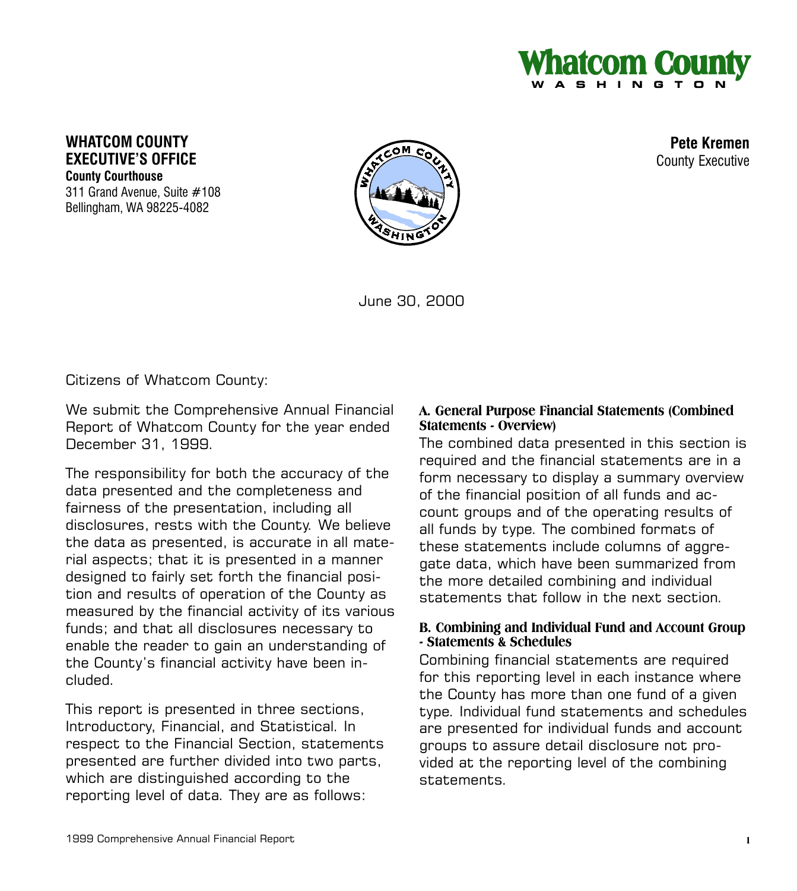# Whatcom County
WASHINGTON

**WHATCOM COUNTY**
**EXECUTIVE'S OFFICE**
**County Courthouse**
311 Grand Avenue, Suite #108
Bellingham, WA 98225-4082

**Pete Kremen**
County Executive

June 30, 2000

Citizens of Whatcom County:

We submit the Comprehensive Annual Financial Report of Whatcom County for the year ended December 31, 1999.

The responsibility for both the accuracy of the data presented and the completeness and fairness of the presentation, including all disclosures, rests with the County. We believe the data as presented, is accurate in all material aspects; that it is presented in a manner designed to fairly set forth the financial position and results of operation of the County as measured by the financial activity of its various funds; and that all disclosures necessary to enable the reader to gain an understanding of the County's financial activity have been included.

This report is presented in three sections, Introductory, Financial, and Statistical. In respect to the Financial Section, statements presented are further divided into two parts, which are distinguished according to the reporting level of data. They are as follows:

### A. General Purpose Financial Statements (Combined Statements - Overview)

The combined data presented in this section is required and the financial statements are in a form necessary to display a summary overview of the financial position of all funds and account groups and of the operating results of all funds by type. The combined formats of these statements include columns of aggregate data, which have been summarized from the more detailed combining and individual statements that follow in the next section.

### B. Combining and Individual Fund and Account Group - Statements & Schedules

Combining financial statements are required for this reporting level in each instance where the County has more than one fund of a given type. Individual fund statements and schedules are presented for individual funds and account groups to assure detail disclosure not provided at the reporting level of the combining statements.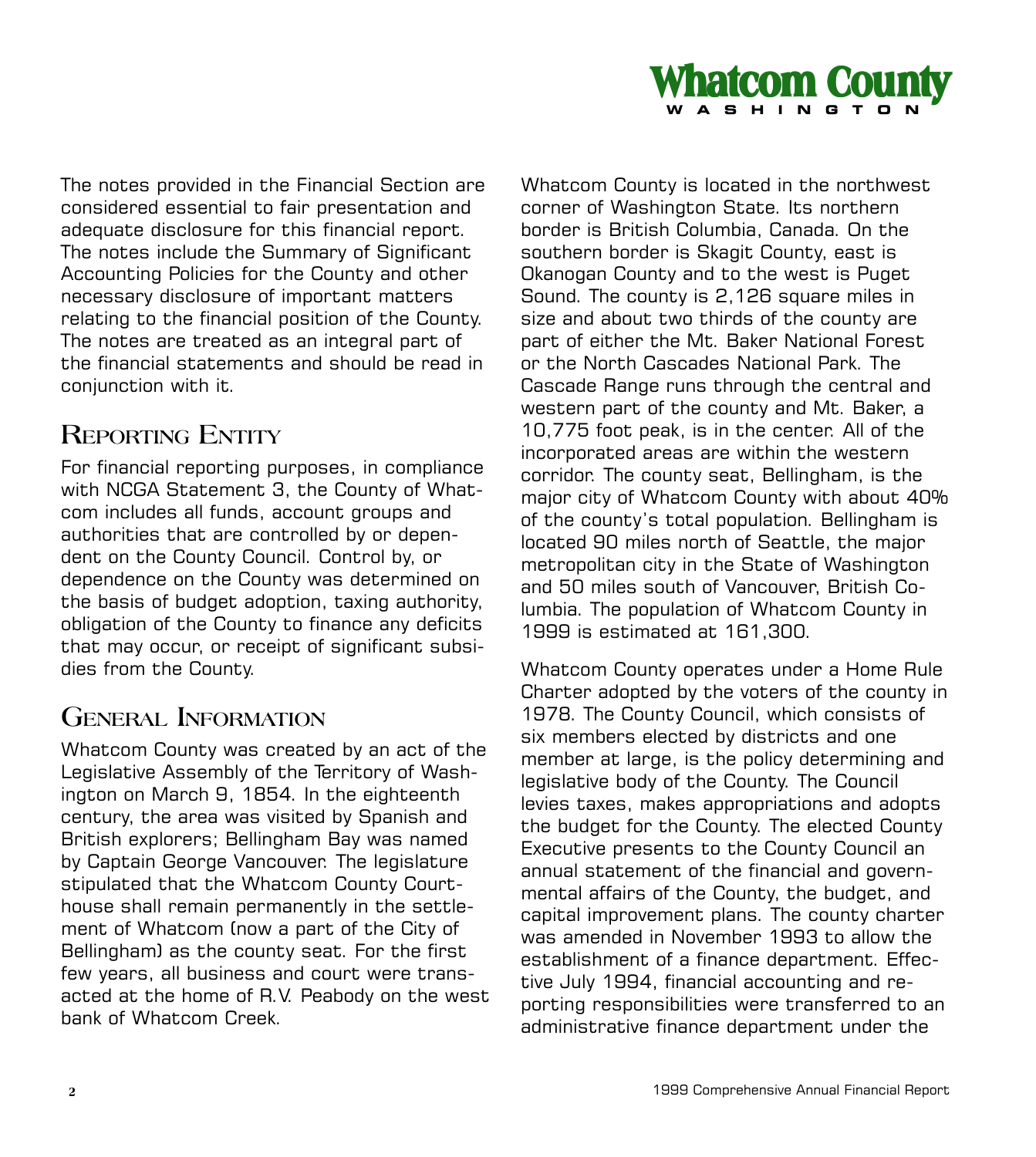The notes provided in the Financial Section are considered essential to fair presentation and adequate disclosure for this financial report. The notes include the Summary of Significant Accounting Policies for the County and other necessary disclosure of important matters relating to the financial position of the County. The notes are treated as an integral part of the financial statements and should be read in conjunction with it.

## Reporting Entity

For financial reporting purposes, in compliance with NCGA Statement 3, the County of Whatcom includes all funds, account groups and authorities that are controlled by or dependent on the County Council. Control by, or dependence on the County was determined on the basis of budget adoption, taxing authority, obligation of the County to finance any deficits that may occur, or receipt of significant subsidies from the County.

## General Information

Whatcom County was created by an act of the Legislative Assembly of the Territory of Washington on March 9, 1854. In the eighteenth century, the area was visited by Spanish and British explorers; Bellingham Bay was named by Captain George Vancouver. The legislature stipulated that the Whatcom County Courthouse shall remain permanently in the settlement of Whatcom (now a part of the City of Bellingham) as the county seat. For the first few years, all business and court were transacted at the home of R.V. Peabody on the west bank of Whatcom Creek.

Whatcom County is located in the northwest corner of Washington State. Its northern border is British Columbia, Canada. On the southern border is Skagit County, east is Okanogan County and to the west is Puget Sound. The county is 2,126 square miles in size and about two thirds of the county are part of either the Mt. Baker National Forest or the North Cascades National Park. The Cascade Range runs through the central and western part of the county and Mt. Baker, a 10,775 foot peak, is in the center. All of the incorporated areas are within the western corridor. The county seat, Bellingham, is the major city of Whatcom County with about 40% of the county's total population. Bellingham is located 90 miles north of Seattle, the major metropolitan city in the State of Washington and 50 miles south of Vancouver, British Columbia. The population of Whatcom County in 1999 is estimated at 161,300.

Whatcom County operates under a Home Rule Charter adopted by the voters of the county in 1978. The County Council, which consists of six members elected by districts and one member at large, is the policy determining and legislative body of the County. The Council levies taxes, makes appropriations and adopts the budget for the County. The elected County Executive presents to the County Council an annual statement of the financial and governmental affairs of the County, the budget, and capital improvement plans. The county charter was amended in November 1993 to allow the establishment of a finance department. Effective July 1994, financial accounting and reporting responsibilities were transferred to an administrative finance department under the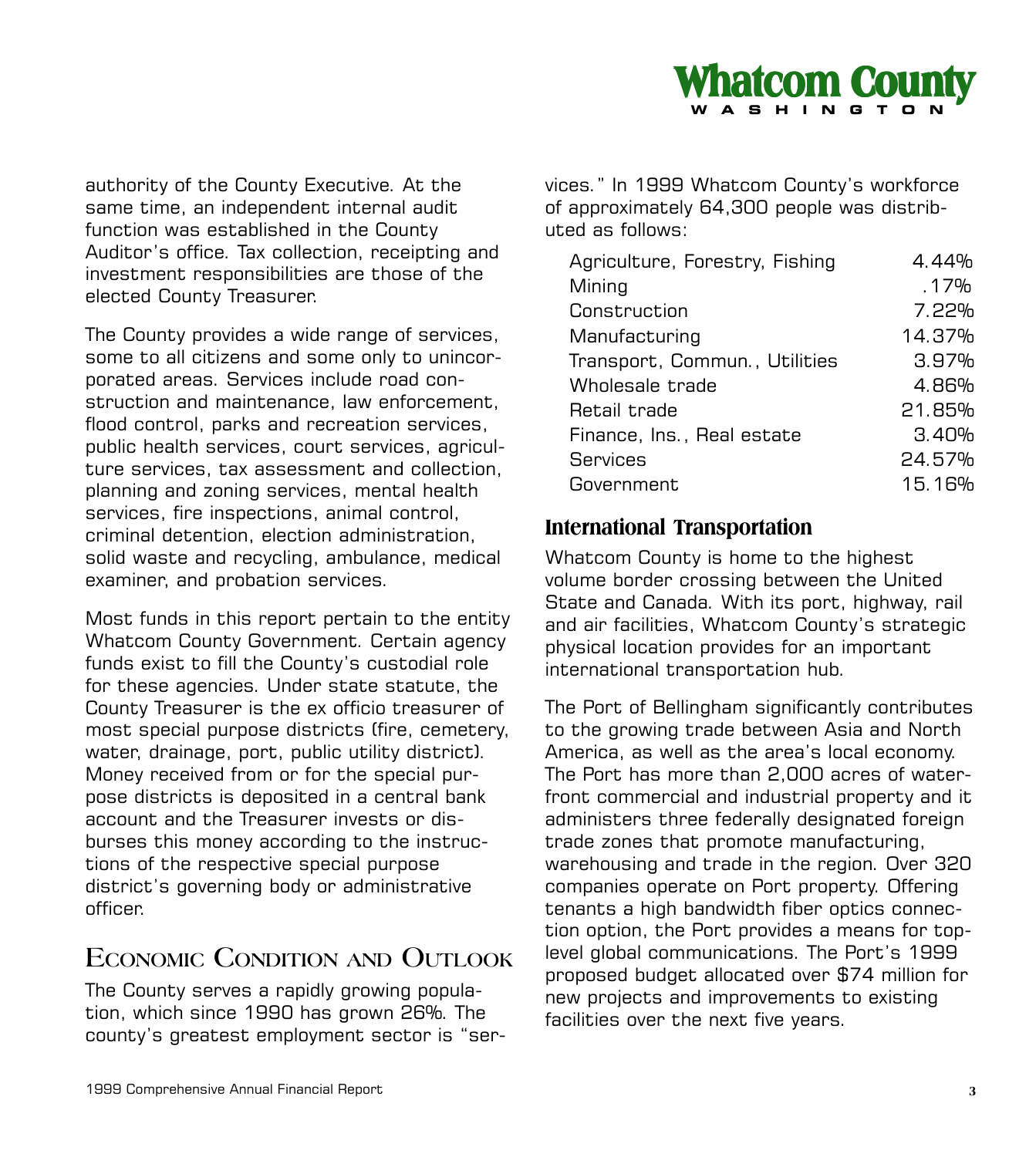authority of the County Executive. At the same time, an independent internal audit function was established in the County Auditor's office. Tax collection, receipting and investment responsibilities are those of the elected County Treasurer.

The County provides a wide range of services, some to all citizens and some only to unincorporated areas. Services include road construction and maintenance, law enforcement, flood control, parks and recreation services, public health services, court services, agriculture services, tax assessment and collection, planning and zoning services, mental health services, fire inspections, animal control, criminal detention, election administration, solid waste and recycling, ambulance, medical examiner, and probation services.

Most funds in this report pertain to the entity Whatcom County Government. Certain agency funds exist to fill the County's custodial role for these agencies. Under state statute, the County Treasurer is the ex officio treasurer of most special purpose districts (fire, cemetery, water, drainage, port, public utility district). Money received from or for the special purpose districts is deposited in a central bank account and the Treasurer invests or disburses this money according to the instructions of the respective special purpose district's governing body or administrative officer.

## Economic Condition and Outlook

The County serves a rapidly growing population, which since 1990 has grown 26%. The county's greatest employment sector is "services." In 1999 Whatcom County's workforce of approximately 64,300 people was distributed as follows:

| Sector | Percent |
|---|---|
| Agriculture, Forestry, Fishing | 4.44% |
| Mining | .17% |
| Construction | 7.22% |
| Manufacturing | 14.37% |
| Transport, Commun., Utilities | 3.97% |
| Wholesale trade | 4.86% |
| Retail trade | 21.85% |
| Finance, Ins., Real estate | 3.40% |
| Services | 24.57% |
| Government | 15.16% |

### International Transportation

Whatcom County is home to the highest volume border crossing between the United State and Canada. With its port, highway, rail and air facilities, Whatcom County's strategic physical location provides for an important international transportation hub.

The Port of Bellingham significantly contributes to the growing trade between Asia and North America, as well as the area's local economy. The Port has more than 2,000 acres of waterfront commercial and industrial property and it administers three federally designated foreign trade zones that promote manufacturing, warehousing and trade in the region. Over 320 companies operate on Port property. Offering tenants a high bandwidth fiber optics connection option, the Port provides a means for top-level global communications. The Port's 1999 proposed budget allocated over $74 million for new projects and improvements to existing facilities over the next five years.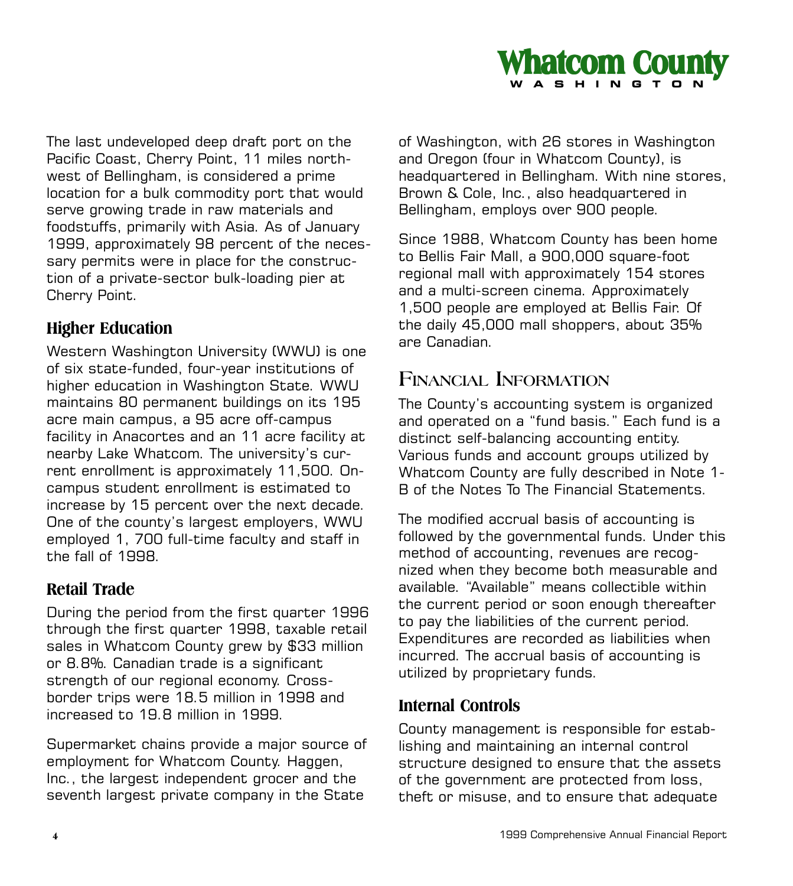The last undeveloped deep draft port on the Pacific Coast, Cherry Point, 11 miles northwest of Bellingham, is considered a prime location for a bulk commodity port that would serve growing trade in raw materials and foodstuffs, primarily with Asia. As of January 1999, approximately 98 percent of the necessary permits were in place for the construction of a private-sector bulk-loading pier at Cherry Point.

### Higher Education

Western Washington University (WWU) is one of six state-funded, four-year institutions of higher education in Washington State. WWU maintains 80 permanent buildings on its 195 acre main campus, a 95 acre off-campus facility in Anacortes and an 11 acre facility at nearby Lake Whatcom. The university's current enrollment is approximately 11,500. On-campus student enrollment is estimated to increase by 15 percent over the next decade. One of the county's largest employers, WWU employed 1, 700 full-time faculty and staff in the fall of 1998.

### Retail Trade

During the period from the first quarter 1996 through the first quarter 1998, taxable retail sales in Whatcom County grew by $33 million or 8.8%. Canadian trade is a significant strength of our regional economy. Cross-border trips were 18.5 million in 1998 and increased to 19.8 million in 1999.

Supermarket chains provide a major source of employment for Whatcom County. Haggen, Inc., the largest independent grocer and the seventh largest private company in the State of Washington, with 26 stores in Washington and Oregon (four in Whatcom County), is headquartered in Bellingham. With nine stores, Brown & Cole, Inc., also headquartered in Bellingham, employs over 900 people.

Since 1988, Whatcom County has been home to Bellis Fair Mall, a 900,000 square-foot regional mall with approximately 154 stores and a multi-screen cinema. Approximately 1,500 people are employed at Bellis Fair. Of the daily 45,000 mall shoppers, about 35% are Canadian.

## Financial Information

The County's accounting system is organized and operated on a "fund basis." Each fund is a distinct self-balancing accounting entity. Various funds and account groups utilized by Whatcom County are fully described in Note 1-B of the Notes To The Financial Statements.

The modified accrual basis of accounting is followed by the governmental funds. Under this method of accounting, revenues are recognized when they become both measurable and available. "Available" means collectible within the current period or soon enough thereafter to pay the liabilities of the current period. Expenditures are recorded as liabilities when incurred. The accrual basis of accounting is utilized by proprietary funds.

### Internal Controls

County management is responsible for establishing and maintaining an internal control structure designed to ensure that the assets of the government are protected from loss, theft or misuse, and to ensure that adequate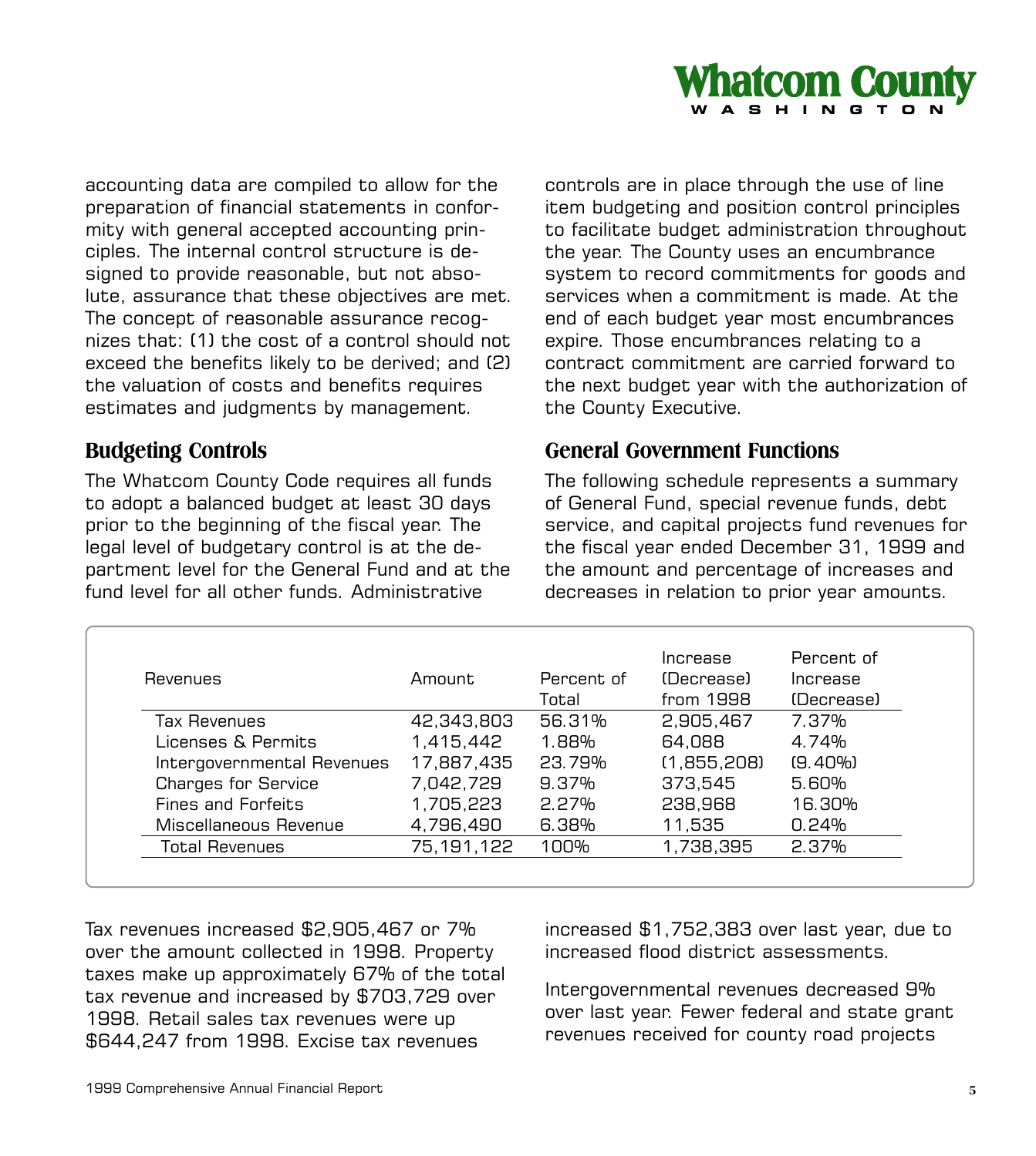accounting data are compiled to allow for the preparation of financial statements in conformity with general accepted accounting principles. The internal control structure is designed to provide reasonable, but not absolute, assurance that these objectives are met. The concept of reasonable assurance recognizes that: (1) the cost of a control should not exceed the benefits likely to be derived; and (2) the valuation of costs and benefits requires estimates and judgments by management.

## Budgeting Controls

The Whatcom County Code requires all funds to adopt a balanced budget at least 30 days prior to the beginning of the fiscal year. The legal level of budgetary control is at the department level for the General Fund and at the fund level for all other funds. Administrative controls are in place through the use of line item budgeting and position control principles to facilitate budget administration throughout the year. The County uses an encumbrance system to record commitments for goods and services when a commitment is made. At the end of each budget year most encumbrances expire. Those encumbrances relating to a contract commitment are carried forward to the next budget year with the authorization of the County Executive.

## General Government Functions

The following schedule represents a summary of General Fund, special revenue funds, debt service, and capital projects fund revenues for the fiscal year ended December 31, 1999 and the amount and percentage of increases and decreases in relation to prior year amounts.

| Revenues | Amount | Percent of Total | Increase (Decrease) from 1998 | Percent of Increase (Decrease) |
|---|---|---|---|---|
| Tax Revenues | 42,343,803 | 56.31% | 2,905,467 | 7.37% |
| Licenses & Permits | 1,415,442 | 1.88% | 64,088 | 4.74% |
| Intergovernmental Revenues | 17,887,435 | 23.79% | (1,855,208) | (9.40%) |
| Charges for Service | 7,042,729 | 9.37% | 373,545 | 5.60% |
| Fines and Forfeits | 1,705,223 | 2.27% | 238,968 | 16.30% |
| Miscellaneous Revenue | 4,796,490 | 6.38% | 11,535 | 0.24% |
| Total Revenues | 75,191,122 | 100% | 1,738,395 | 2.37% |

Tax revenues increased $2,905,467 or 7% over the amount collected in 1998. Property taxes make up approximately 67% of the total tax revenue and increased by $703,729 over 1998. Retail sales tax revenues were up $644,247 from 1998. Excise tax revenues increased $1,752,383 over last year, due to increased flood district assessments.

Intergovernmental revenues decreased 9% over last year. Fewer federal and state grant revenues received for county road projects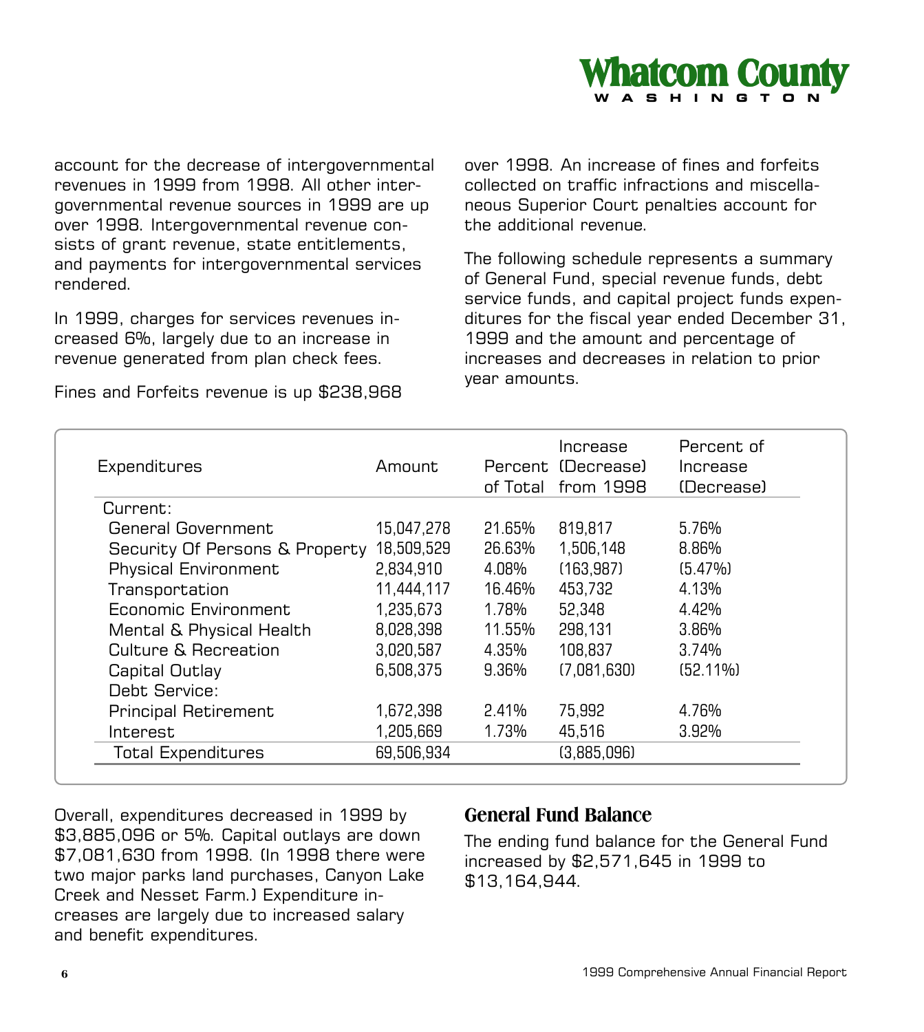account for the decrease of intergovernmental revenues in 1999 from 1998. All other intergovernmental revenue sources in 1999 are up over 1998. Intergovernmental revenue consists of grant revenue, state entitlements, and payments for intergovernmental services rendered.

In 1999, charges for services revenues increased 6%, largely due to an increase in revenue generated from plan check fees.

Fines and Forfeits revenue is up $238,968 over 1998. An increase of fines and forfeits collected on traffic infractions and miscellaneous Superior Court penalties account for the additional revenue.

The following schedule represents a summary of General Fund, special revenue funds, debt service funds, and capital project funds expenditures for the fiscal year ended December 31, 1999 and the amount and percentage of increases and decreases in relation to prior year amounts.

| Expenditures | Amount | Percent of Total | Increase (Decrease) from 1998 | Percent of Increase (Decrease) |
|---|---|---|---|---|
| Current: | | | | |
| General Government | 15,047,278 | 21.65% | 819,817 | 5.76% |
| Security Of Persons & Property | 18,509,529 | 26.63% | 1,506,148 | 8.86% |
| Physical Environment | 2,834,910 | 4.08% | (163,987) | (5.47%) |
| Transportation | 11,444,117 | 16.46% | 453,732 | 4.13% |
| Economic Environment | 1,235,673 | 1.78% | 52,348 | 4.42% |
| Mental & Physical Health | 8,028,398 | 11.55% | 298,131 | 3.86% |
| Culture & Recreation | 3,020,587 | 4.35% | 108,837 | 3.74% |
| Capital Outlay | 6,508,375 | 9.36% | (7,081,630) | (52.11%) |
| Debt Service: | | | | |
| Principal Retirement | 1,672,398 | 2.41% | 75,992 | 4.76% |
| Interest | 1,205,669 | 1.73% | 45,516 | 3.92% |
| Total Expenditures | 69,506,934 | | (3,885,096) | |

Overall, expenditures decreased in 1999 by $3,885,096 or 5%. Capital outlays are down $7,081,630 from 1998. (In 1998 there were two major parks land purchases, Canyon Lake Creek and Nesset Farm.) Expenditure increases are largely due to increased salary and benefit expenditures.

## General Fund Balance

The ending fund balance for the General Fund increased by $2,571,645 in 1999 to $13,164,944.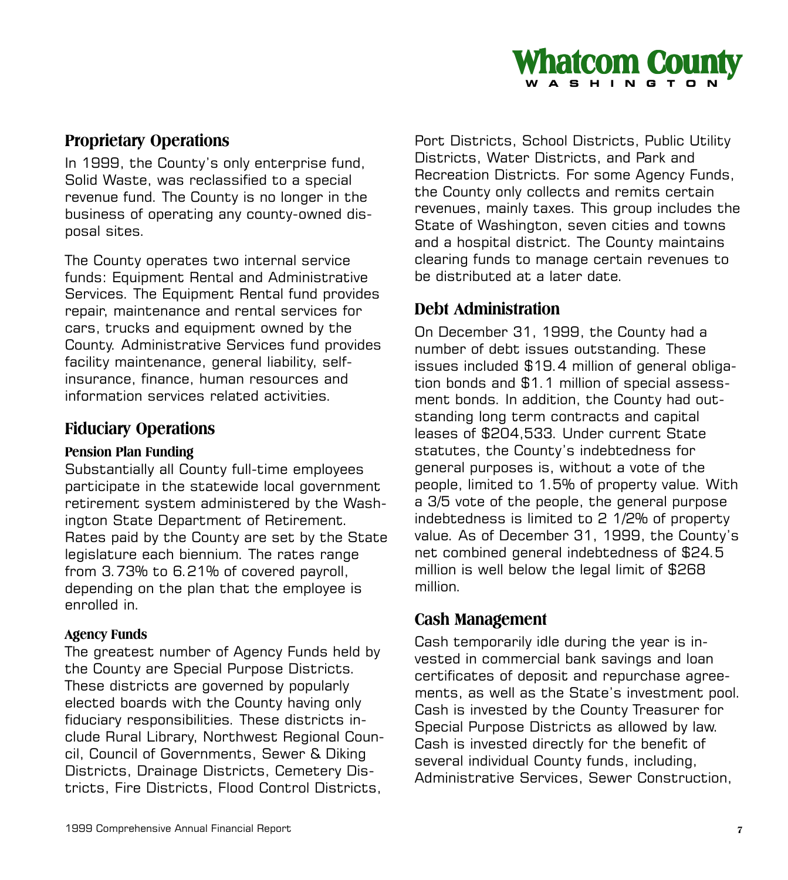## Proprietary Operations

In 1999, the County's only enterprise fund, Solid Waste, was reclassified to a special revenue fund. The County is no longer in the business of operating any county-owned disposal sites.

The County operates two internal service funds: Equipment Rental and Administrative Services. The Equipment Rental fund provides repair, maintenance and rental services for cars, trucks and equipment owned by the County. Administrative Services fund provides facility maintenance, general liability, self-insurance, finance, human resources and information services related activities.

## Fiduciary Operations

### Pension Plan Funding

Substantially all County full-time employees participate in the statewide local government retirement system administered by the Washington State Department of Retirement. Rates paid by the County are set by the State legislature each biennium. The rates range from 3.73% to 6.21% of covered payroll, depending on the plan that the employee is enrolled in.

### Agency Funds

The greatest number of Agency Funds held by the County are Special Purpose Districts. These districts are governed by popularly elected boards with the County having only fiduciary responsibilities. These districts include Rural Library, Northwest Regional Council, Council of Governments, Sewer & Diking Districts, Drainage Districts, Cemetery Districts, Fire Districts, Flood Control Districts, Port Districts, School Districts, Public Utility Districts, Water Districts, and Park and Recreation Districts. For some Agency Funds, the County only collects and remits certain revenues, mainly taxes. This group includes the State of Washington, seven cities and towns and a hospital district. The County maintains clearing funds to manage certain revenues to be distributed at a later date.

## Debt Administration

On December 31, 1999, the County had a number of debt issues outstanding. These issues included $19.4 million of general obligation bonds and $1.1 million of special assessment bonds. In addition, the County had outstanding long term contracts and capital leases of $204,533. Under current State statutes, the County's indebtedness for general purposes is, without a vote of the people, limited to 1.5% of property value. With a 3/5 vote of the people, the general purpose indebtedness is limited to 2 1/2% of property value. As of December 31, 1999, the County's net combined general indebtedness of $24.5 million is well below the legal limit of $268 million.

## Cash Management

Cash temporarily idle during the year is invested in commercial bank savings and loan certificates of deposit and repurchase agreements, as well as the State's investment pool. Cash is invested by the County Treasurer for Special Purpose Districts as allowed by law. Cash is invested directly for the benefit of several individual County funds, including, Administrative Services, Sewer Construction,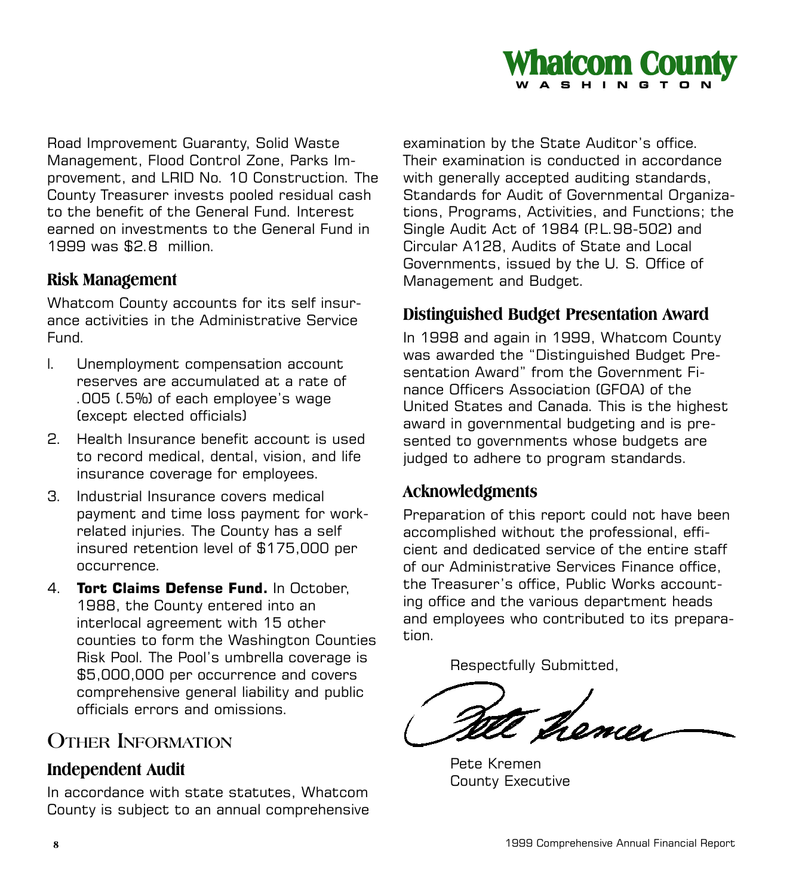Road Improvement Guaranty, Solid Waste Management, Flood Control Zone, Parks Improvement, and LRID No. 10 Construction. The County Treasurer invests pooled residual cash to the benefit of the General Fund. Interest earned on investments to the General Fund in 1999 was $2.8 million.

### Risk Management

Whatcom County accounts for its self insurance activities in the Administrative Service Fund.

1. Unemployment compensation account reserves are accumulated at a rate of .005 (.5%) of each employee's wage (except elected officials)
2. Health Insurance benefit account is used to record medical, dental, vision, and life insurance coverage for employees.
3. Industrial Insurance covers medical payment and time loss payment for work-related injuries. The County has a self insured retention level of $175,000 per occurrence.
4. **Tort Claims Defense Fund.** In October, 1988, the County entered into an interlocal agreement with 15 other counties to form the Washington Counties Risk Pool. The Pool's umbrella coverage is $5,000,000 per occurrence and covers comprehensive general liability and public officials errors and omissions.

## Other Information

### Independent Audit

In accordance with state statutes, Whatcom County is subject to an annual comprehensive examination by the State Auditor's office. Their examination is conducted in accordance with generally accepted auditing standards, Standards for Audit of Governmental Organizations, Programs, Activities, and Functions; the Single Audit Act of 1984 (P.L.98-502) and Circular A128, Audits of State and Local Governments, issued by the U. S. Office of Management and Budget.

### Distinguished Budget Presentation Award

In 1998 and again in 1999, Whatcom County was awarded the "Distinguished Budget Presentation Award" from the Government Finance Officers Association (GFOA) of the United States and Canada. This is the highest award in governmental budgeting and is presented to governments whose budgets are judged to adhere to program standards.

### Acknowledgments

Preparation of this report could not have been accomplished without the professional, efficient and dedicated service of the entire staff of our Administrative Services Finance office, the Treasurer's office, Public Works accounting office and the various department heads and employees who contributed to its preparation.

Respectfully Submitted,

Pete Kremen
County Executive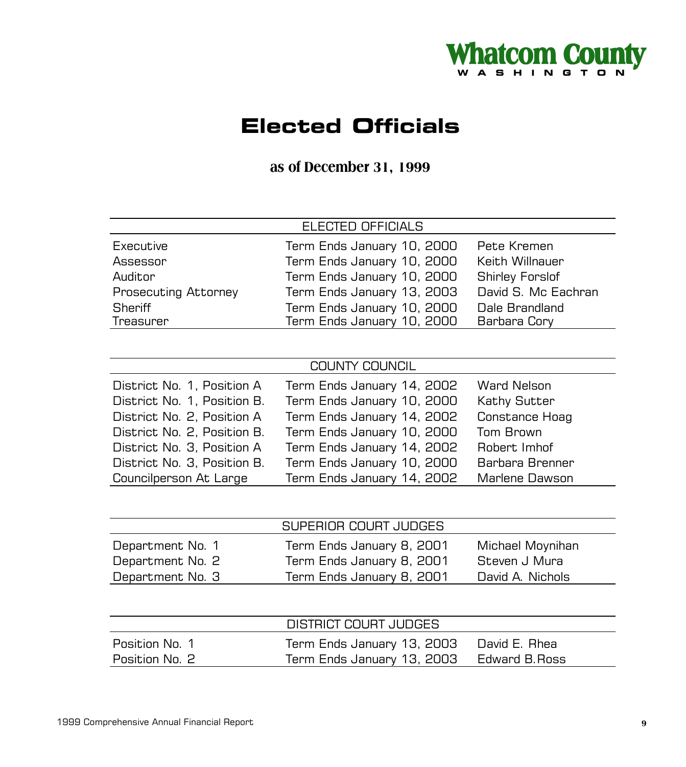Whatcom County
WASHINGTON

# Elected Officials

## as of December 31, 1999

| ELECTED OFFICIALS | | |
|---|---|---|
| Executive | Term Ends January 10, 2000 | Pete Kremen |
| Assessor | Term Ends January 10, 2000 | Keith Willnauer |
| Auditor | Term Ends January 10, 2000 | Shirley Forslof |
| Prosecuting Attorney | Term Ends January 13, 2003 | David S. Mc Eachran |
| Sheriff | Term Ends January 10, 2000 | Dale Brandland |
| Treasurer | Term Ends January 10, 2000 | Barbara Cory |

| COUNTY COUNCIL | | |
|---|---|---|
| District No. 1, Position A | Term Ends January 14, 2002 | Ward Nelson |
| District No. 1, Position B. | Term Ends January 10, 2000 | Kathy Sutter |
| District No. 2, Position A | Term Ends January 14, 2002 | Constance Hoag |
| District No. 2, Position B. | Term Ends January 10, 2000 | Tom Brown |
| District No. 3, Position A | Term Ends January 14, 2002 | Robert Imhof |
| District No. 3, Position B. | Term Ends January 10, 2000 | Barbara Brenner |
| Councilperson At Large | Term Ends January 14, 2002 | Marlene Dawson |

| SUPERIOR COURT JUDGES | | |
|---|---|---|
| Department No. 1 | Term Ends January 8, 2001 | Michael Moynihan |
| Department No. 2 | Term Ends January 8, 2001 | Steven J Mura |
| Department No. 3 | Term Ends January 8, 2001 | David A. Nichols |

| DISTRICT COURT JUDGES | | |
|---|---|---|
| Position No. 1 | Term Ends January 13, 2003 | David E. Rhea |
| Position No. 2 | Term Ends January 13, 2003 | Edward B.Ross |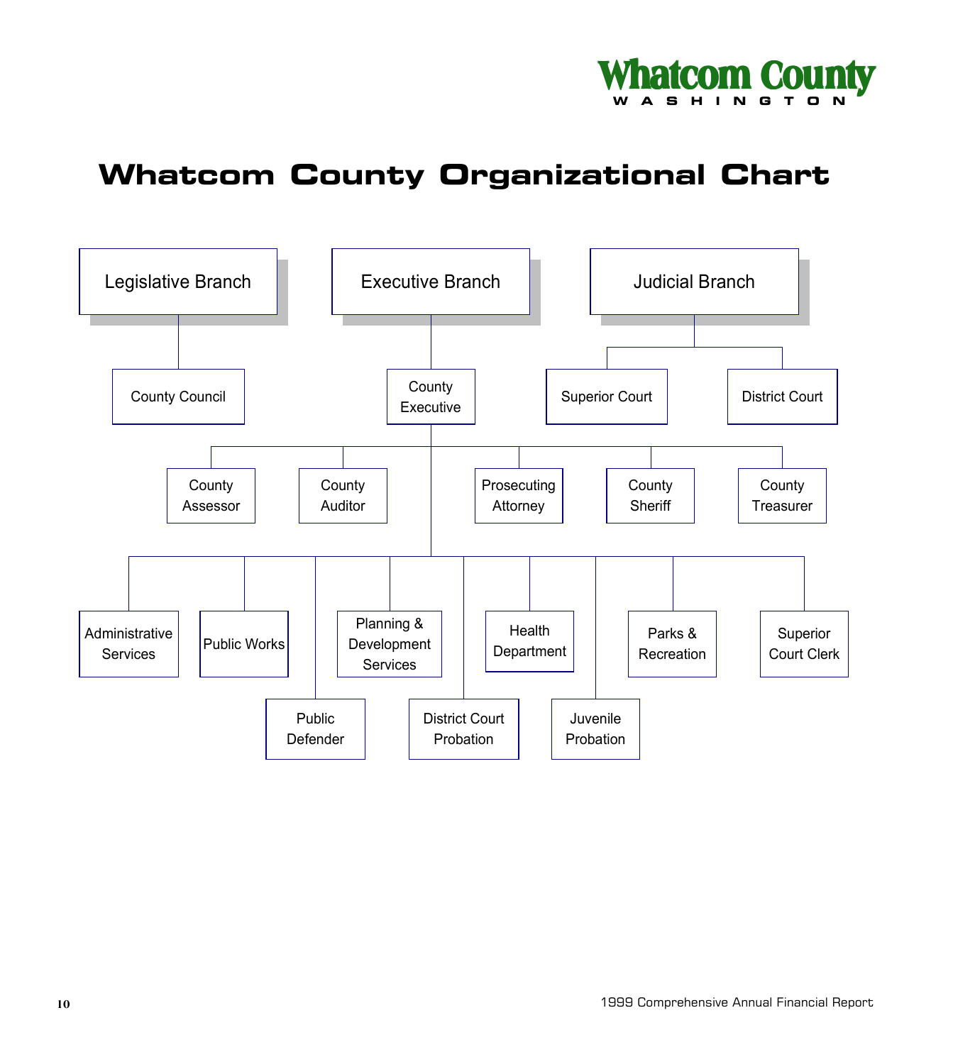# Whatcom County Organizational Chart

- **Legislative Branch**
  - County Council
- **Executive Branch**
  - County Executive
    - County Assessor
    - County Auditor
    - Prosecuting Attorney
    - County Sheriff
    - County Treasurer
    - Administrative Services
    - Public Works
    - Public Defender
    - Planning & Development Services
    - District Court Probation
    - Health Department
    - Juvenile Probation
    - Parks & Recreation
    - Superior Court Clerk
- **Judicial Branch**
  - Superior Court
  - District Court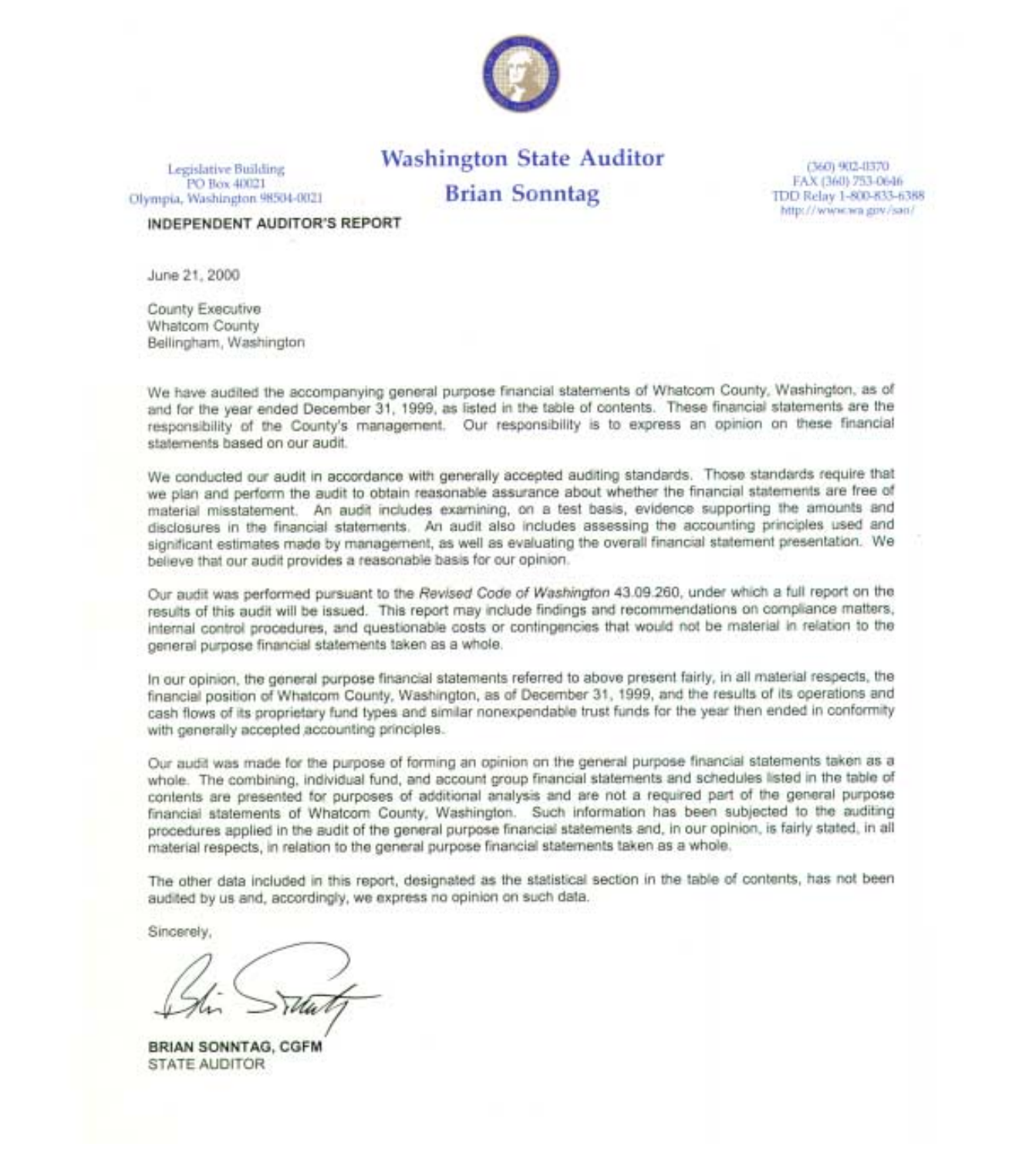# Washington State Auditor

## Brian Sonntag

Legislative Building
PO Box 40021
Olympia, Washington 98504-0021

(360) 902-0370
FAX (360) 753-0646
TDD Relay 1-800-833-6388
http://www.wa.gov/sao/

**INDEPENDENT AUDITOR'S REPORT**

June 21, 2000

County Executive
Whatcom County
Bellingham, Washington

We have audited the accompanying general purpose financial statements of Whatcom County, Washington, as of and for the year ended December 31, 1999, as listed in the table of contents. These financial statements are the responsibility of the County's management. Our responsibility is to express an opinion on these financial statements based on our audit.

We conducted our audit in accordance with generally accepted auditing standards. Those standards require that we plan and perform the audit to obtain reasonable assurance about whether the financial statements are free of material misstatement. An audit includes examining, on a test basis, evidence supporting the amounts and disclosures in the financial statements. An audit also includes assessing the accounting principles used and significant estimates made by management, as well as evaluating the overall financial statement presentation. We believe that our audit provides a reasonable basis for our opinion.

Our audit was performed pursuant to the *Revised Code of Washington* 43.09.260, under which a full report on the results of this audit will be issued. This report may include findings and recommendations on compliance matters, internal control procedures, and questionable costs or contingencies that would not be material in relation to the general purpose financial statements taken as a whole.

In our opinion, the general purpose financial statements referred to above present fairly, in all material respects, the financial position of Whatcom County, Washington, as of December 31, 1999, and the results of its operations and cash flows of its proprietary fund types and similar nonexpendable trust funds for the year then ended in conformity with generally accepted accounting principles.

Our audit was made for the purpose of forming an opinion on the general purpose financial statements taken as a whole. The combining, individual fund, and account group financial statements and schedules listed in the table of contents are presented for purposes of additional analysis and are not a required part of the general purpose financial statements of Whatcom County, Washington. Such information has been subjected to the auditing procedures applied in the audit of the general purpose financial statements and, in our opinion, is fairly stated, in all material respects, in relation to the general purpose financial statements taken as a whole.

The other data included in this report, designated as the statistical section in the table of contents, has not been audited by us and, accordingly, we express no opinion on such data.

Sincerely,

**BRIAN SONNTAG, CGFM**
STATE AUDITOR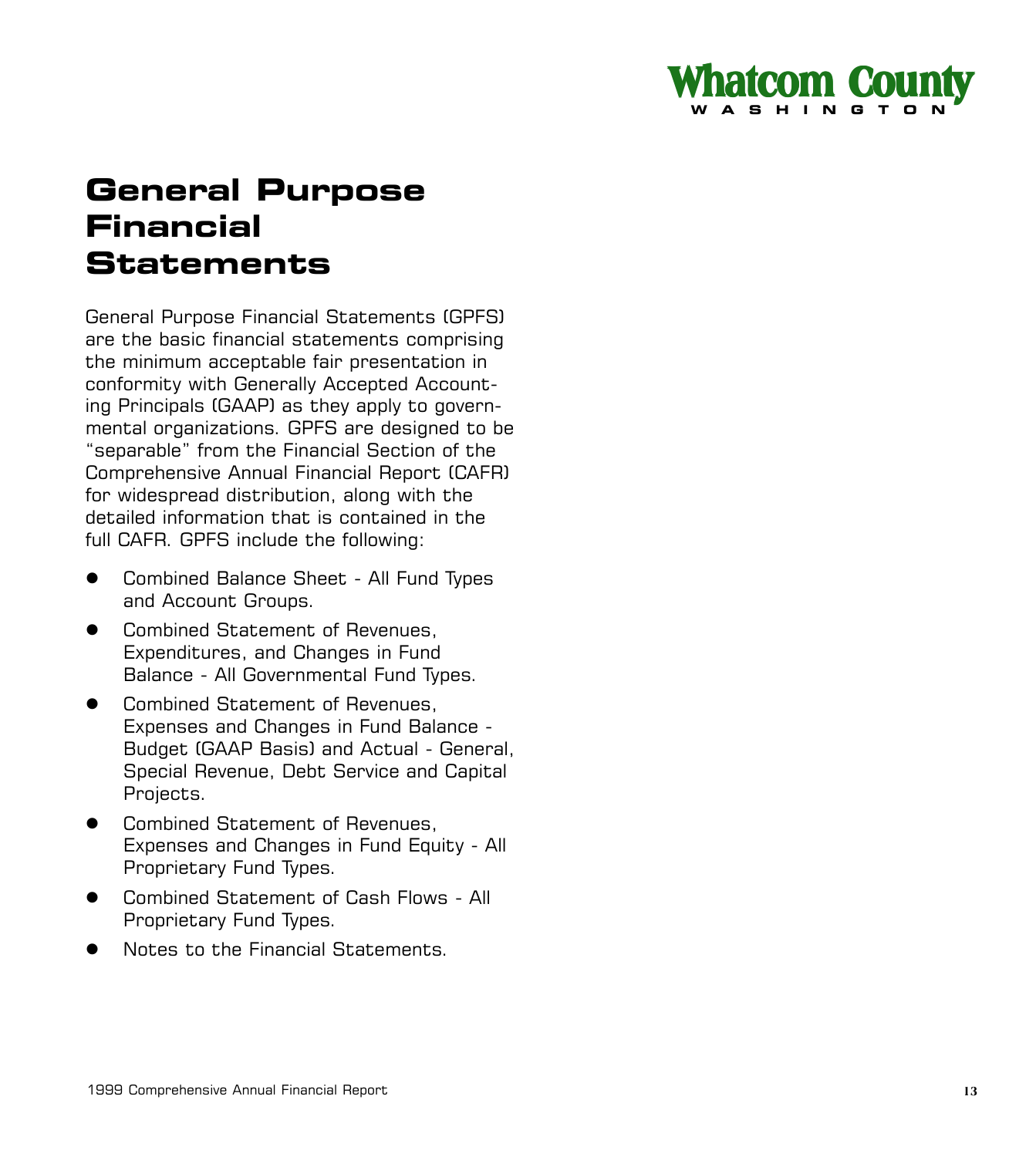# General Purpose Financial Statements

General Purpose Financial Statements (GPFS) are the basic financial statements comprising the minimum acceptable fair presentation in conformity with Generally Accepted Accounting Principals (GAAP) as they apply to governmental organizations. GPFS are designed to be "separable" from the Financial Section of the Comprehensive Annual Financial Report (CAFR) for widespread distribution, along with the detailed information that is contained in the full CAFR. GPFS include the following:

- Combined Balance Sheet - All Fund Types and Account Groups.
- Combined Statement of Revenues, Expenditures, and Changes in Fund Balance - All Governmental Fund Types.
- Combined Statement of Revenues, Expenses and Changes in Fund Balance - Budget (GAAP Basis) and Actual - General, Special Revenue, Debt Service and Capital Projects.
- Combined Statement of Revenues, Expenses and Changes in Fund Equity - All Proprietary Fund Types.
- Combined Statement of Cash Flows - All Proprietary Fund Types.
- Notes to the Financial Statements.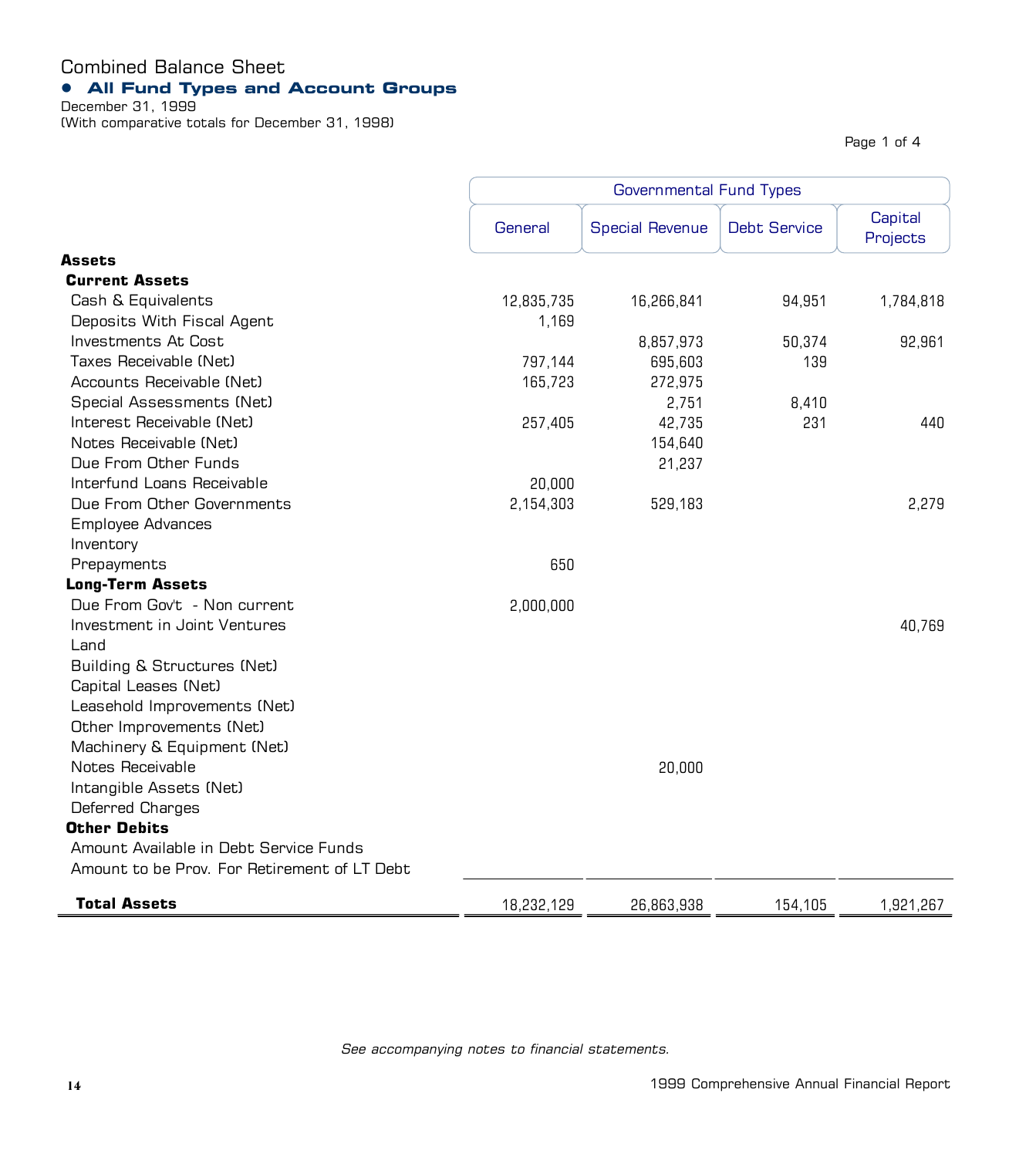# Combined Balance Sheet

## All Fund Types and Account Groups

December 31, 1999
(With comparative totals for December 31, 1998)

| | Governmental Fund Types | | | |
|---|---|---|---|---|
| | General | Special Revenue | Debt Service | Capital Projects |
| **Assets** | | | | |
| **Current Assets** | | | | |
| Cash & Equivalents | 12,835,735 | 16,266,841 | 94,951 | 1,784,818 |
| Deposits With Fiscal Agent | 1,169 | | | |
| Investments At Cost | | 8,857,973 | 50,374 | 92,961 |
| Taxes Receivable (Net) | 797,144 | 695,603 | 139 | |
| Accounts Receivable (Net) | 165,723 | 272,975 | | |
| Special Assessments (Net) | | 2,751 | 8,410 | |
| Interest Receivable (Net) | 257,405 | 42,735 | 231 | 440 |
| Notes Receivable (Net) | | 154,640 | | |
| Due From Other Funds | | 21,237 | | |
| Interfund Loans Receivable | 20,000 | | | |
| Due From Other Governments | 2,154,303 | 529,183 | | 2,279 |
| Employee Advances | | | | |
| Inventory | | | | |
| Prepayments | 650 | | | |
| **Long-Term Assets** | | | | |
| Due From Gov't - Non current | 2,000,000 | | | |
| Investment in Joint Ventures | | | | 40,769 |
| Land | | | | |
| Building & Structures (Net) | | | | |
| Capital Leases (Net) | | | | |
| Leasehold Improvements (Net) | | | | |
| Other Improvements (Net) | | | | |
| Machinery & Equipment (Net) | | | | |
| Notes Receivable | | 20,000 | | |
| Intangible Assets (Net) | | | | |
| Deferred Charges | | | | |
| **Other Debits** | | | | |
| Amount Available in Debt Service Funds | | | | |
| Amount to be Prov. For Retirement of LT Debt | | | | |
| **Total Assets** | 18,232,129 | 26,863,938 | 154,105 | 1,921,267 |

*See accompanying notes to financial statements.*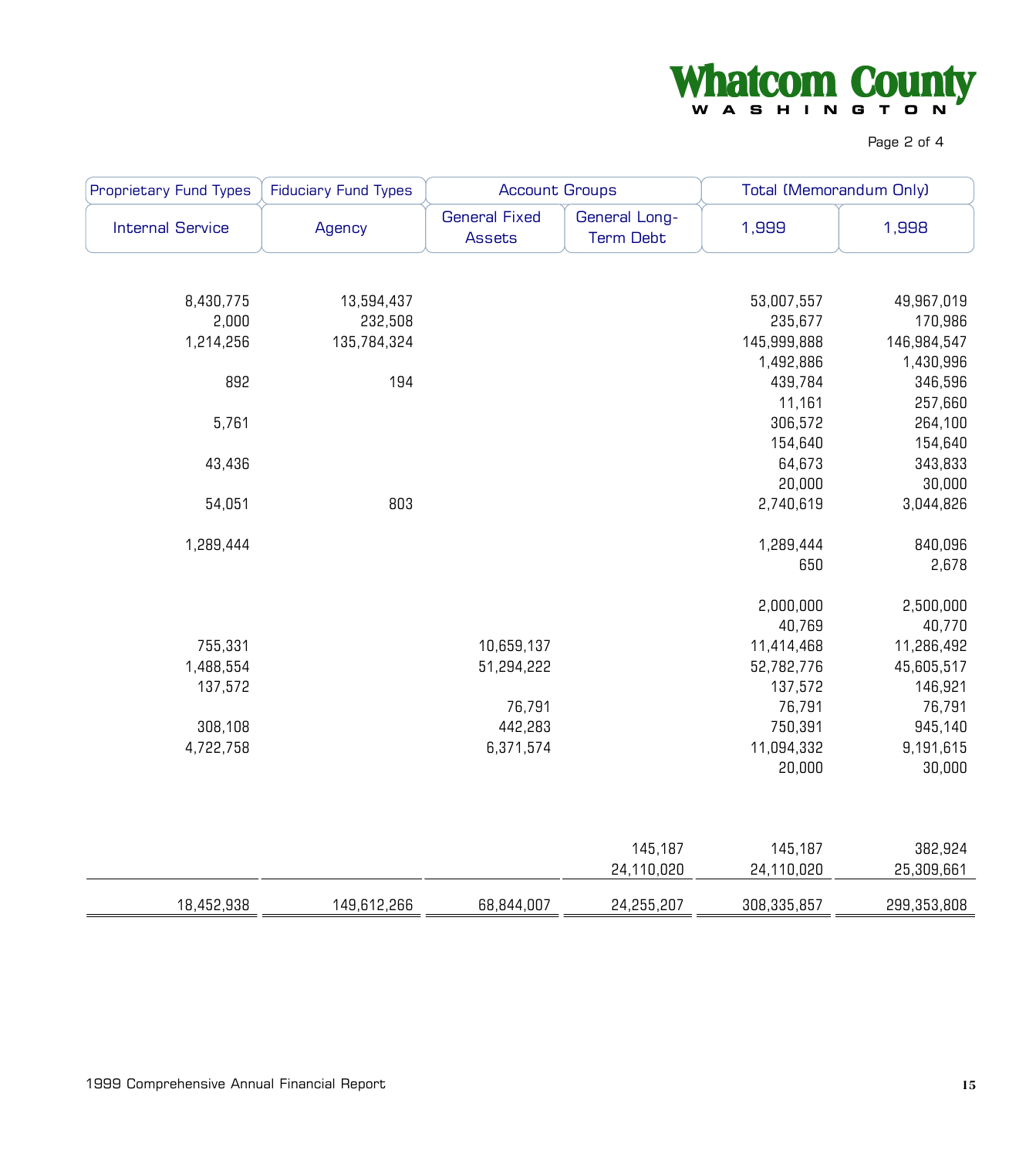| Proprietary Fund Types | Fiduciary Fund Types | Account Groups | | Total (Memorandum Only) | |
|---|---|---|---|---|---|
| Internal Service | Agency | General Fixed Assets | General Long-Term Debt | 1,999 | 1,998 |
| 8,430,775 | 13,594,437 | | | 53,007,557 | 49,967,019 |
| 2,000 | 232,508 | | | 235,677 | 170,986 |
| 1,214,256 | 135,784,324 | | | 145,999,888 | 146,984,547 |
| | | | | 1,492,886 | 1,430,996 |
| 892 | 194 | | | 439,784 | 346,596 |
| | | | | 11,161 | 257,660 |
| 5,761 | | | | 306,572 | 264,100 |
| | | | | 154,640 | 154,640 |
| 43,436 | | | | 64,673 | 343,833 |
| | | | | 20,000 | 30,000 |
| 54,051 | 803 | | | 2,740,619 | 3,044,826 |
| 1,289,444 | | | | 1,289,444 | 840,096 |
| | | | | 650 | 2,678 |
| | | | | 2,000,000 | 2,500,000 |
| | | | | 40,769 | 40,770 |
| 755,331 | | 10,659,137 | | 11,414,468 | 11,286,492 |
| 1,488,554 | | 51,294,222 | | 52,782,776 | 45,605,517 |
| 137,572 | | | | 137,572 | 146,921 |
| | | 76,791 | | 76,791 | 76,791 |
| 308,108 | | 442,283 | | 750,391 | 945,140 |
| 4,722,758 | | 6,371,574 | | 11,094,332 | 9,191,615 |
| | | | | 20,000 | 30,000 |
| | | | 145,187 | 145,187 | 382,924 |
| | | | 24,110,020 | 24,110,020 | 25,309,661 |
| 18,452,938 | 149,612,266 | 68,844,007 | 24,255,207 | 308,335,857 | 299,353,808 |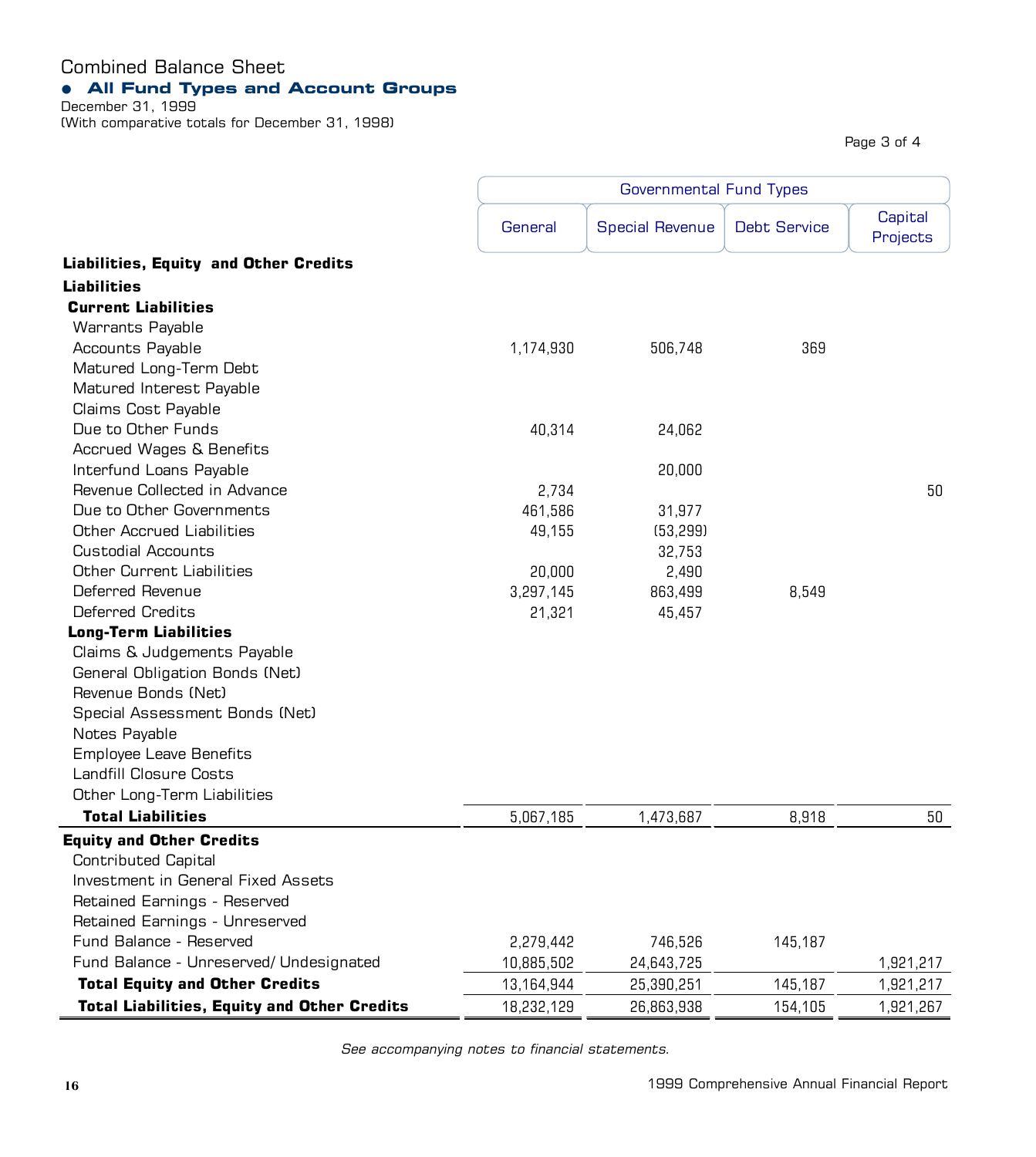# Combined Balance Sheet

## All Fund Types and Account Groups

December 31, 1999
(With comparative totals for December 31, 1998)

| | Governmental Fund Types | | | |
|---|---|---|---|---|
| | General | Special Revenue | Debt Service | Capital Projects |
| **Liabilities, Equity and Other Credits** | | | | |
| **Liabilities** | | | | |
| **Current Liabilities** | | | | |
| Warrants Payable | | | | |
| Accounts Payable | 1,174,930 | 506,748 | 369 | |
| Matured Long-Term Debt | | | | |
| Matured Interest Payable | | | | |
| Claims Cost Payable | | | | |
| Due to Other Funds | 40,314 | 24,062 | | |
| Accrued Wages & Benefits | | | | |
| Interfund Loans Payable | | 20,000 | | |
| Revenue Collected in Advance | 2,734 | | | 50 |
| Due to Other Governments | 461,586 | 31,977 | | |
| Other Accrued Liabilities | 49,155 | (53,299) | | |
| Custodial Accounts | | 32,753 | | |
| Other Current Liabilities | 20,000 | 2,490 | | |
| Deferred Revenue | 3,297,145 | 863,499 | 8,549 | |
| Deferred Credits | 21,321 | 45,457 | | |
| **Long-Term Liabilities** | | | | |
| Claims & Judgements Payable | | | | |
| General Obligation Bonds (Net) | | | | |
| Revenue Bonds (Net) | | | | |
| Special Assessment Bonds (Net) | | | | |
| Notes Payable | | | | |
| Employee Leave Benefits | | | | |
| Landfill Closure Costs | | | | |
| Other Long-Term Liabilities | | | | |
| **Total Liabilities** | 5,067,185 | 1,473,687 | 8,918 | 50 |
| **Equity and Other Credits** | | | | |
| Contributed Capital | | | | |
| Investment in General Fixed Assets | | | | |
| Retained Earnings - Reserved | | | | |
| Retained Earnings - Unreserved | | | | |
| Fund Balance - Reserved | 2,279,442 | 746,526 | 145,187 | |
| Fund Balance - Unreserved/ Undesignated | 10,885,502 | 24,643,725 | | 1,921,217 |
| **Total Equity and Other Credits** | 13,164,944 | 25,390,251 | 145,187 | 1,921,217 |
| **Total Liabilities, Equity and Other Credits** | 18,232,129 | 26,863,938 | 154,105 | 1,921,267 |

*See accompanying notes to financial statements.*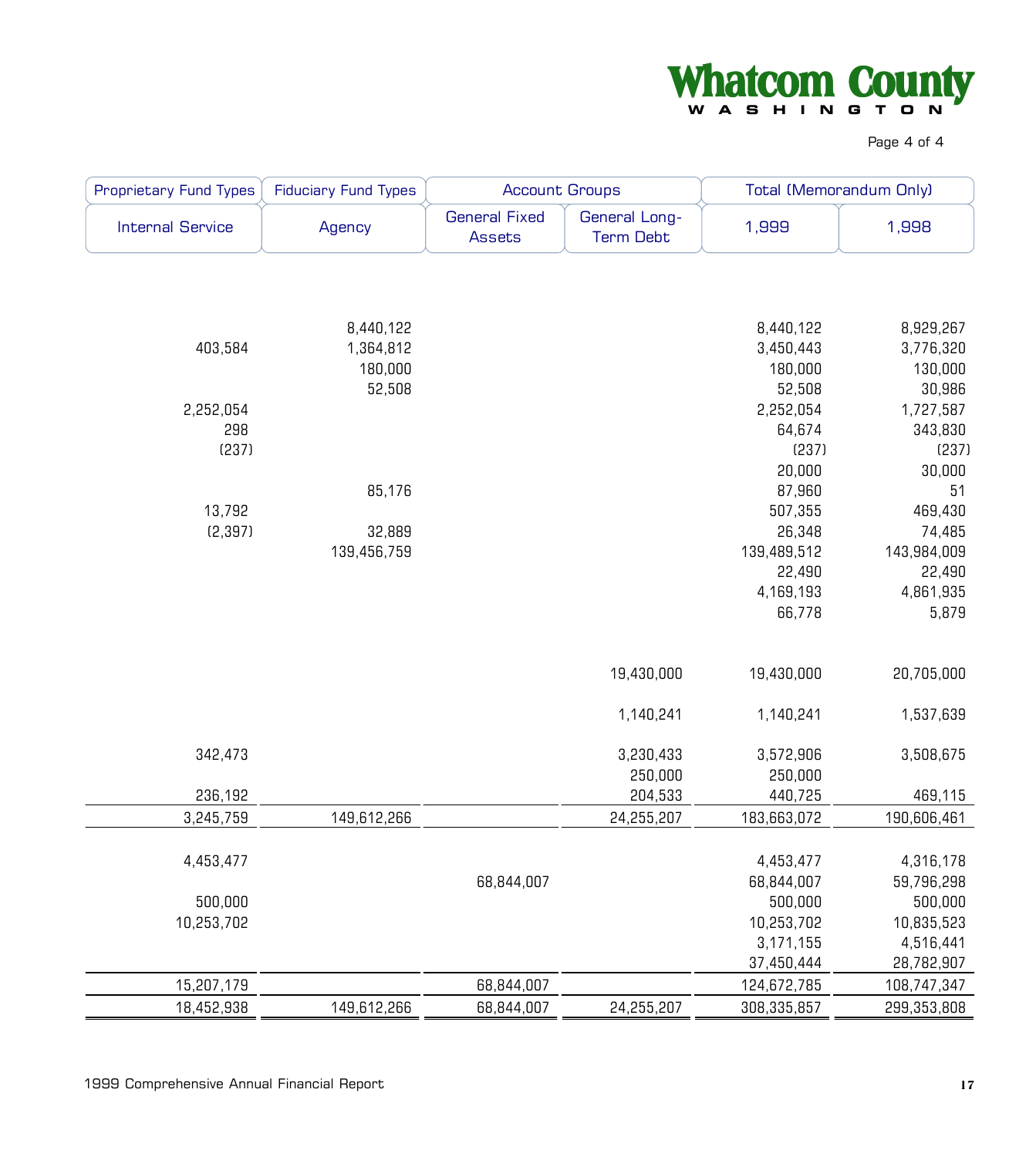| Proprietary Fund Types | Fiduciary Fund Types | Account Groups | | Total (Memorandum Only) | |
|---|---|---|---|---|---|
| Internal Service | Agency | General Fixed Assets | General Long-Term Debt | 1,999 | 1,998 |
| | 8,440,122 | | | 8,440,122 | 8,929,267 |
| 403,584 | 1,364,812 | | | 3,450,443 | 3,776,320 |
| | 180,000 | | | 180,000 | 130,000 |
| | 52,508 | | | 52,508 | 30,986 |
| 2,252,054 | | | | 2,252,054 | 1,727,587 |
| 298 | | | | 64,674 | 343,830 |
| (237) | | | | (237) | (237) |
| | | | | 20,000 | 30,000 |
| | 85,176 | | | 87,960 | 51 |
| 13,792 | | | | 507,355 | 469,430 |
| (2,397) | 32,889 | | | 26,348 | 74,485 |
| | 139,456,759 | | | 139,489,512 | 143,984,009 |
| | | | | 22,490 | 22,490 |
| | | | | 4,169,193 | 4,861,935 |
| | | | | 66,778 | 5,879 |
| | | | 19,430,000 | 19,430,000 | 20,705,000 |
| | | | 1,140,241 | 1,140,241 | 1,537,639 |
| 342,473 | | | 3,230,433 | 3,572,906 | 3,508,675 |
| | | | 250,000 | 250,000 | |
| 236,192 | | | 204,533 | 440,725 | 469,115 |
| 3,245,759 | 149,612,266 | | 24,255,207 | 183,663,072 | 190,606,461 |
| 4,453,477 | | | | 4,453,477 | 4,316,178 |
| | | 68,844,007 | | 68,844,007 | 59,796,298 |
| 500,000 | | | | 500,000 | 500,000 |
| 10,253,702 | | | | 10,253,702 | 10,835,523 |
| | | | | 3,171,155 | 4,516,441 |
| | | | | 37,450,444 | 28,782,907 |
| 15,207,179 | | 68,844,007 | | 124,672,785 | 108,747,347 |
| 18,452,938 | 149,612,266 | 68,844,007 | 24,255,207 | 308,335,857 | 299,353,808 |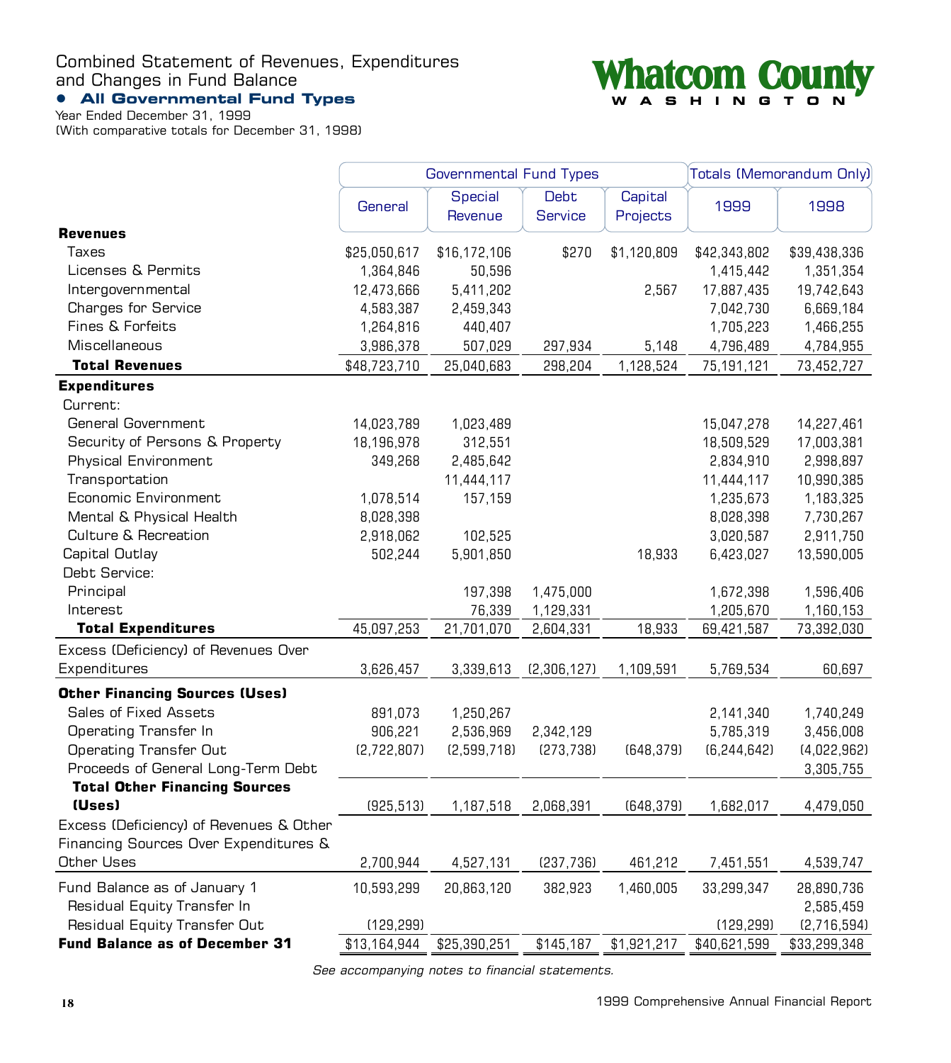# Combined Statement of Revenues, Expenditures and Changes in Fund Balance

**• All Governmental Fund Types**

Year Ended December 31, 1999
(With comparative totals for December 31, 1998)

**Whatcom County**
**WASHINGTON**

| | Governmental Fund Types | | | | Totals (Memorandum Only) | |
|---|---|---|---|---|---|---|
| | General | Special Revenue | Debt Service | Capital Projects | 1999 | 1998 |
| **Revenues** | | | | | | |
| Taxes | $25,050,617 | $16,172,106 | $270 | $1,120,809 | $42,343,802 | $39,438,336 |
| Licenses & Permits | 1,364,846 | 50,596 | | | 1,415,442 | 1,351,354 |
| Intergovernmental | 12,473,666 | 5,411,202 | | 2,567 | 17,887,435 | 19,742,643 |
| Charges for Service | 4,583,387 | 2,459,343 | | | 7,042,730 | 6,669,184 |
| Fines & Forfeits | 1,264,816 | 440,407 | | | 1,705,223 | 1,466,255 |
| Miscellaneous | 3,986,378 | 507,029 | 297,934 | 5,148 | 4,796,489 | 4,784,955 |
| **Total Revenues** | $48,723,710 | 25,040,683 | 298,204 | 1,128,524 | 75,191,121 | 73,452,727 |
| **Expenditures** | | | | | | |
| Current: | | | | | | |
| General Government | 14,023,789 | 1,023,489 | | | 15,047,278 | 14,227,461 |
| Security of Persons & Property | 18,196,978 | 312,551 | | | 18,509,529 | 17,003,381 |
| Physical Environment | 349,268 | 2,485,642 | | | 2,834,910 | 2,998,897 |
| Transportation | | 11,444,117 | | | 11,444,117 | 10,990,385 |
| Economic Environment | 1,078,514 | 157,159 | | | 1,235,673 | 1,183,325 |
| Mental & Physical Health | 8,028,398 | | | | 8,028,398 | 7,730,267 |
| Culture & Recreation | 2,918,062 | 102,525 | | | 3,020,587 | 2,911,750 |
| Capital Outlay | 502,244 | 5,901,850 | | 18,933 | 6,423,027 | 13,590,005 |
| Debt Service: | | | | | | |
| Principal | | 197,398 | 1,475,000 | | 1,672,398 | 1,596,406 |
| Interest | | 76,339 | 1,129,331 | | 1,205,670 | 1,160,153 |
| **Total Expenditures** | 45,097,253 | 21,701,070 | 2,604,331 | 18,933 | 69,421,587 | 73,392,030 |
| Excess (Deficiency) of Revenues Over Expenditures | 3,626,457 | 3,339,613 | (2,306,127) | 1,109,591 | 5,769,534 | 60,697 |
| **Other Financing Sources (Uses)** | | | | | | |
| Sales of Fixed Assets | 891,073 | 1,250,267 | | | 2,141,340 | 1,740,249 |
| Operating Transfer In | 906,221 | 2,536,969 | 2,342,129 | | 5,785,319 | 3,456,008 |
| Operating Transfer Out | (2,722,807) | (2,599,718) | (273,738) | (648,379) | (6,244,642) | (4,022,962) |
| Proceeds of General Long-Term Debt | | | | | | 3,305,755 |
| **Total Other Financing Sources (Uses)** | (925,513) | 1,187,518 | 2,068,391 | (648,379) | 1,682,017 | 4,479,050 |
| Excess (Deficiency) of Revenues & Other Financing Sources Over Expenditures & Other Uses | 2,700,944 | 4,527,131 | (237,736) | 461,212 | 7,451,551 | 4,539,747 |
| Fund Balance as of January 1 | 10,593,299 | 20,863,120 | 382,923 | 1,460,005 | 33,299,347 | 28,890,736 |
| Residual Equity Transfer In | | | | | | 2,585,459 |
| Residual Equity Transfer Out | (129,299) | | | | (129,299) | (2,716,594) |
| **Fund Balance as of December 31** | $13,164,944 | $25,390,251 | $145,187 | $1,921,217 | $40,621,599 | $33,299,348 |

*See accompanying notes to financial statements.*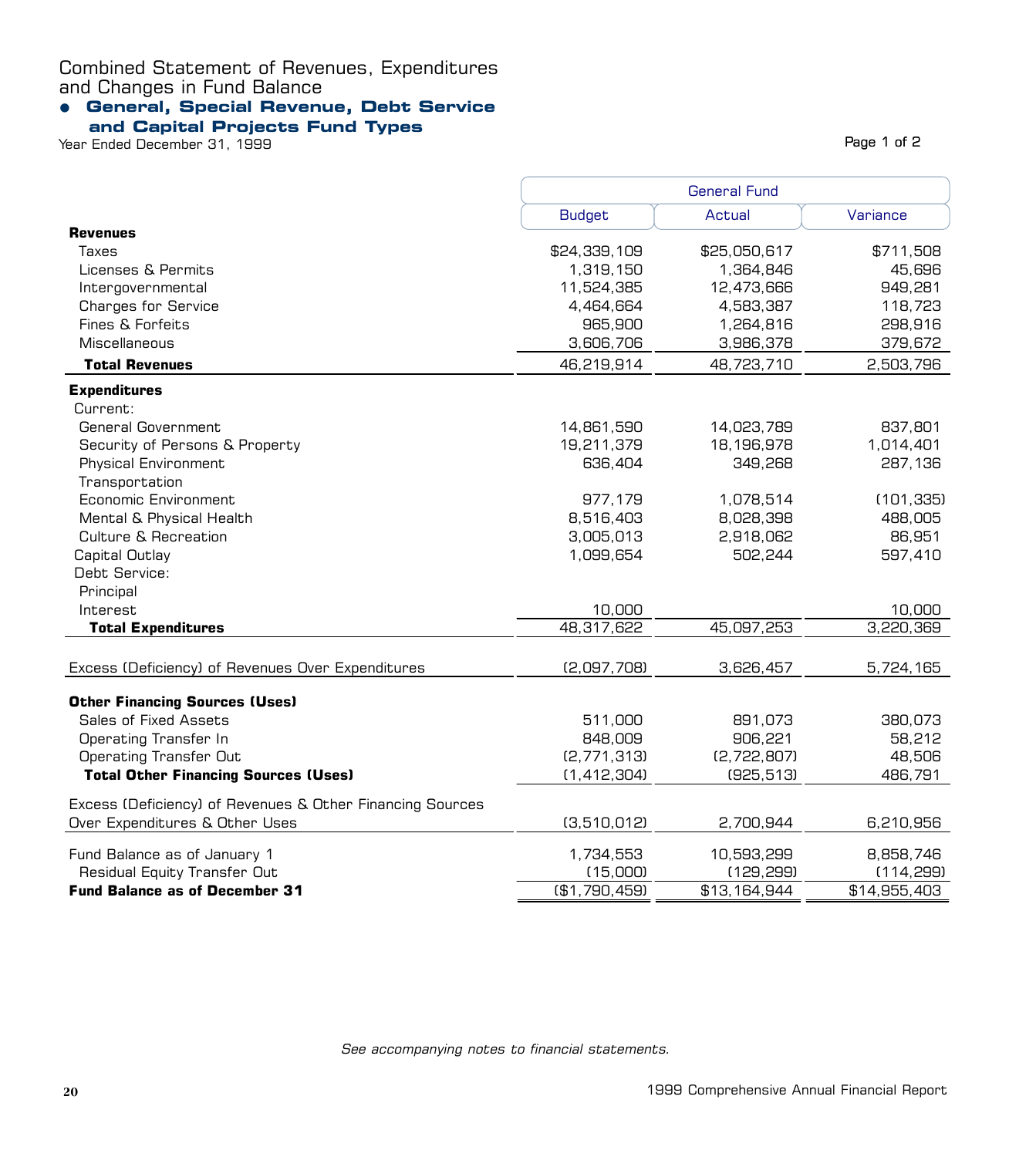# Combined Statement of Revenues, Expenditures and Changes in Fund Balance

## General, Special Revenue, Debt Service and Capital Projects Fund Types

Year Ended December 31, 1999

Page 1 of 2

| | General Fund | | |
|---|---|---|---|
| | Budget | Actual | Variance |
| **Revenues** | | | |
| Taxes | $24,339,109 | $25,050,617 | $711,508 |
| Licenses & Permits | 1,319,150 | 1,364,846 | 45,696 |
| Intergovernmental | 11,524,385 | 12,473,666 | 949,281 |
| Charges for Service | 4,464,664 | 4,583,387 | 118,723 |
| Fines & Forfeits | 965,900 | 1,264,816 | 298,916 |
| Miscellaneous | 3,606,706 | 3,986,378 | 379,672 |
| **Total Revenues** | 46,219,914 | 48,723,710 | 2,503,796 |
| **Expenditures** | | | |
| Current: | | | |
| General Government | 14,861,590 | 14,023,789 | 837,801 |
| Security of Persons & Property | 19,211,379 | 18,196,978 | 1,014,401 |
| Physical Environment | 636,404 | 349,268 | 287,136 |
| Transportation | | | |
| Economic Environment | 977,179 | 1,078,514 | (101,335) |
| Mental & Physical Health | 8,516,403 | 8,028,398 | 488,005 |
| Culture & Recreation | 3,005,013 | 2,918,062 | 86,951 |
| Capital Outlay | 1,099,654 | 502,244 | 597,410 |
| Debt Service: | | | |
| Principal | | | |
| Interest | 10,000 | | 10,000 |
| **Total Expenditures** | 48,317,622 | 45,097,253 | 3,220,369 |
| Excess (Deficiency) of Revenues Over Expenditures | (2,097,708) | 3,626,457 | 5,724,165 |
| **Other Financing Sources (Uses)** | | | |
| Sales of Fixed Assets | 511,000 | 891,073 | 380,073 |
| Operating Transfer In | 848,009 | 906,221 | 58,212 |
| Operating Transfer Out | (2,771,313) | (2,722,807) | 48,506 |
| **Total Other Financing Sources (Uses)** | (1,412,304) | (925,513) | 486,791 |
| Excess (Deficiency) of Revenues & Other Financing Sources Over Expenditures & Other Uses | (3,510,012) | 2,700,944 | 6,210,956 |
| Fund Balance as of January 1 | 1,734,553 | 10,593,299 | 8,858,746 |
| Residual Equity Transfer Out | (15,000) | (129,299) | (114,299) |
| **Fund Balance as of December 31** | ($1,790,459) | $13,164,944 | $14,955,403 |

*See accompanying notes to financial statements.*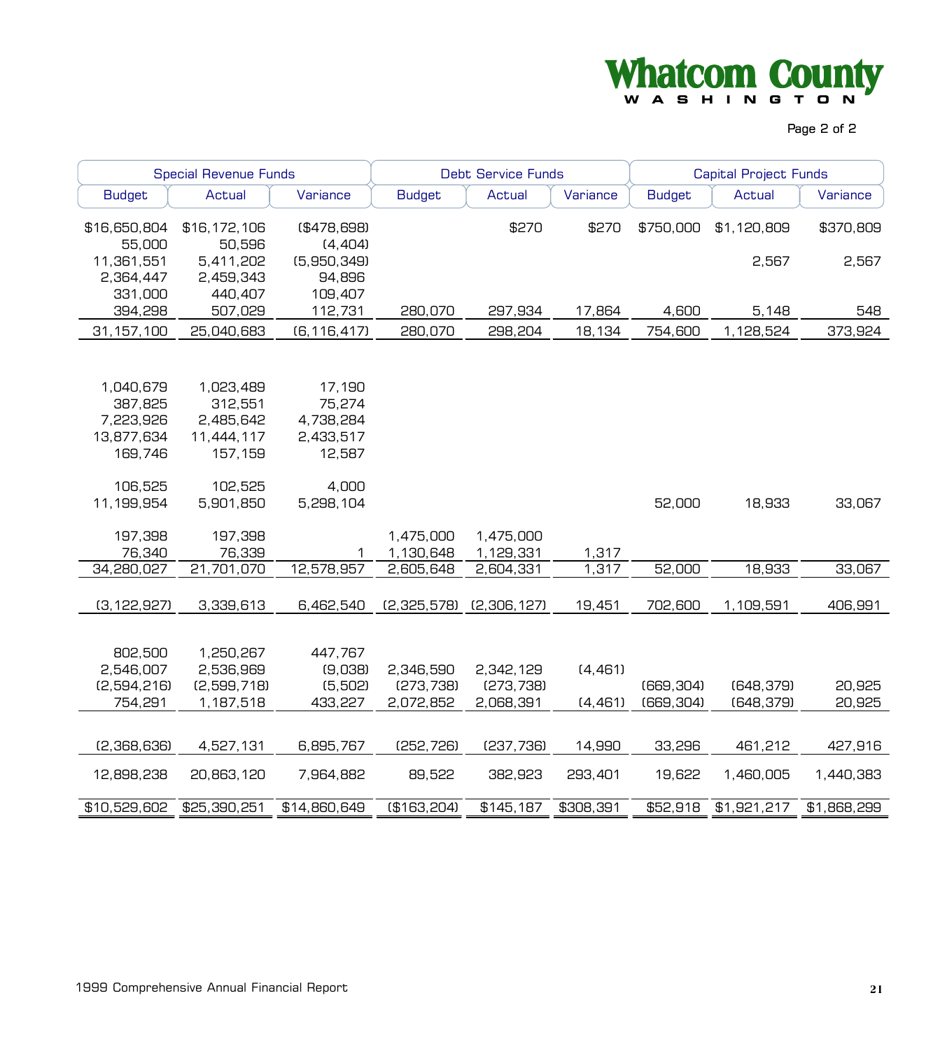| Special Revenue Funds | | | Debt Service Funds | | | Capital Project Funds | | |
|---|---|---|---|---|---|---|---|---|
| Budget | Actual | Variance | Budget | Actual | Variance | Budget | Actual | Variance |
| $16,650,804 | $16,172,106 | ($478,698) | | $270 | $270 | $750,000 | $1,120,809 | $370,809 |
| 55,000 | 50,596 | (4,404) | | | | | | |
| 11,361,551 | 5,411,202 | (5,950,349) | | | | | 2,567 | 2,567 |
| 2,364,447 | 2,459,343 | 94,896 | | | | | | |
| 331,000 | 440,407 | 109,407 | | | | | | |
| 394,298 | 507,029 | 112,731 | 280,070 | 297,934 | 17,864 | 4,600 | 5,148 | 548 |
| 31,157,100 | 25,040,683 | (6,116,417) | 280,070 | 298,204 | 18,134 | 754,600 | 1,128,524 | 373,924 |
| | | | | | | | | |
| 1,040,679 | 1,023,489 | 17,190 | | | | | | |
| 387,825 | 312,551 | 75,274 | | | | | | |
| 7,223,926 | 2,485,642 | 4,738,284 | | | | | | |
| 13,877,634 | 11,444,117 | 2,433,517 | | | | | | |
| 169,746 | 157,159 | 12,587 | | | | | | |
| 106,525 | 102,525 | 4,000 | | | | | | |
| 11,199,954 | 5,901,850 | 5,298,104 | | | | 52,000 | 18,933 | 33,067 |
| 197,398 | 197,398 | | 1,475,000 | 1,475,000 | | | | |
| 76,340 | 76,339 | 1 | 1,130,648 | 1,129,331 | 1,317 | | | |
| 34,280,027 | 21,701,070 | 12,578,957 | 2,605,648 | 2,604,331 | 1,317 | 52,000 | 18,933 | 33,067 |
| (3,122,927) | 3,339,613 | 6,462,540 | (2,325,578) | (2,306,127) | 19,451 | 702,600 | 1,109,591 | 406,991 |
| | | | | | | | | |
| 802,500 | 1,250,267 | 447,767 | | | | | | |
| 2,546,007 | 2,536,969 | (9,038) | 2,346,590 | 2,342,129 | (4,461) | | | |
| (2,594,216) | (2,599,718) | (5,502) | (273,738) | (273,738) | | (669,304) | (648,379) | 20,925 |
| 754,291 | 1,187,518 | 433,227 | 2,072,852 | 2,068,391 | (4,461) | (669,304) | (648,379) | 20,925 |
| (2,368,636) | 4,527,131 | 6,895,767 | (252,726) | (237,736) | 14,990 | 33,296 | 461,212 | 427,916 |
| 12,898,238 | 20,863,120 | 7,964,882 | 89,522 | 382,923 | 293,401 | 19,622 | 1,460,005 | 1,440,383 |
| $10,529,602 | $25,390,251 | $14,860,649 | ($163,204) | $145,187 | $308,391 | $52,918 | $1,921,217 | $1,868,299 |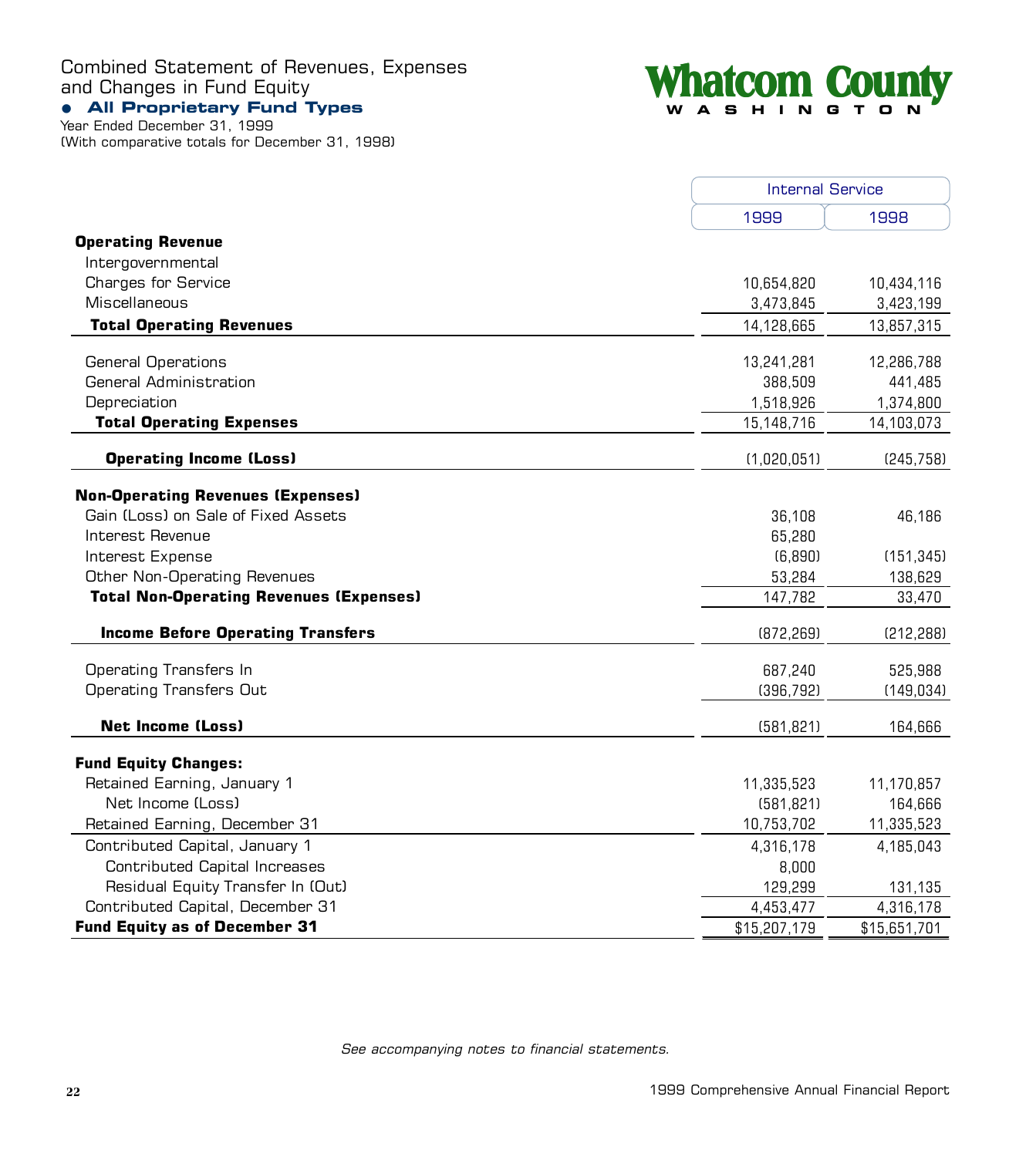# Combined Statement of Revenues, Expenses and Changes in Fund Equity

## ● All Proprietary Fund Types

Year Ended December 31, 1999
(With comparative totals for December 31, 1998)

**Whatcom County**
**WASHINGTON**

| | Internal Service | |
|---|---|---|
| | 1999 | 1998 |
| **Operating Revenue** | | |
| Intergovernmental | | |
| Charges for Service | 10,654,820 | 10,434,116 |
| Miscellaneous | 3,473,845 | 3,423,199 |
| **Total Operating Revenues** | 14,128,665 | 13,857,315 |
| General Operations | 13,241,281 | 12,286,788 |
| General Administration | 388,509 | 441,485 |
| Depreciation | 1,518,926 | 1,374,800 |
| **Total Operating Expenses** | 15,148,716 | 14,103,073 |
| **Operating Income (Loss)** | (1,020,051) | (245,758) |
| **Non-Operating Revenues (Expenses)** | | |
| Gain (Loss) on Sale of Fixed Assets | 36,108 | 46,186 |
| Interest Revenue | 65,280 | |
| Interest Expense | (6,890) | (151,345) |
| Other Non-Operating Revenues | 53,284 | 138,629 |
| **Total Non-Operating Revenues (Expenses)** | 147,782 | 33,470 |
| **Income Before Operating Transfers** | (872,269) | (212,288) |
| Operating Transfers In | 687,240 | 525,988 |
| Operating Transfers Out | (396,792) | (149,034) |
| **Net Income (Loss)** | (581,821) | 164,666 |
| **Fund Equity Changes:** | | |
| Retained Earning, January 1 | 11,335,523 | 11,170,857 |
| Net Income (Loss) | (581,821) | 164,666 |
| Retained Earning, December 31 | 10,753,702 | 11,335,523 |
| Contributed Capital, January 1 | 4,316,178 | 4,185,043 |
| Contributed Capital Increases | 8,000 | |
| Residual Equity Transfer In (Out) | 129,299 | 131,135 |
| Contributed Capital, December 31 | 4,453,477 | 4,316,178 |
| **Fund Equity as of December 31** | $15,207,179 | $15,651,701 |

*See accompanying notes to financial statements.*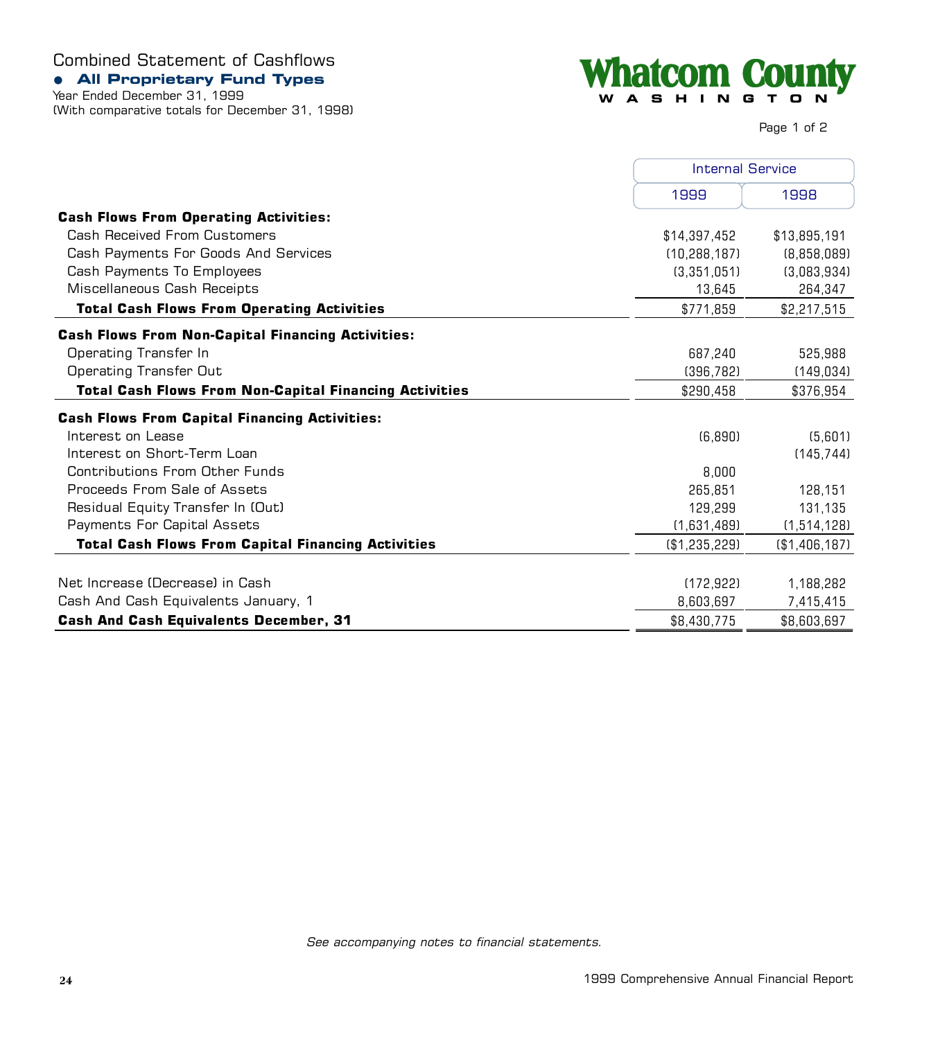# Combined Statement of Cashflows

## ● All Proprietary Fund Types

Year Ended December 31, 1999
(With comparative totals for December 31, 1998)

**Whatcom County**
**WASHINGTON**

Page 1 of 2

| | Internal Service | |
|---|---|---|
| | 1999 | 1998 |
| **Cash Flows From Operating Activities:** | | |
| Cash Received From Customers | $14,397,452 | $13,895,191 |
| Cash Payments For Goods And Services | (10,288,187) | (8,858,089) |
| Cash Payments To Employees | (3,351,051) | (3,083,934) |
| Miscellaneous Cash Receipts | 13,645 | 264,347 |
| **Total Cash Flows From Operating Activities** | $771,859 | $2,217,515 |
| **Cash Flows From Non-Capital Financing Activities:** | | |
| Operating Transfer In | 687,240 | 525,988 |
| Operating Transfer Out | (396,782) | (149,034) |
| **Total Cash Flows From Non-Capital Financing Activities** | $290,458 | $376,954 |
| **Cash Flows From Capital Financing Activities:** | | |
| Interest on Lease | (6,890) | (5,601) |
| Interest on Short-Term Loan | | (145,744) |
| Contributions From Other Funds | 8,000 | |
| Proceeds From Sale of Assets | 265,851 | 128,151 |
| Residual Equity Transfer In (Out) | 129,299 | 131,135 |
| Payments For Capital Assets | (1,631,489) | (1,514,128) |
| **Total Cash Flows From Capital Financing Activities** | ($1,235,229) | ($1,406,187) |
| Net Increase (Decrease) in Cash | (172,922) | 1,188,282 |
| Cash And Cash Equivalents January, 1 | 8,603,697 | 7,415,415 |
| **Cash And Cash Equivalents December, 31** | $8,430,775 | $8,603,697 |

*See accompanying notes to financial statements.*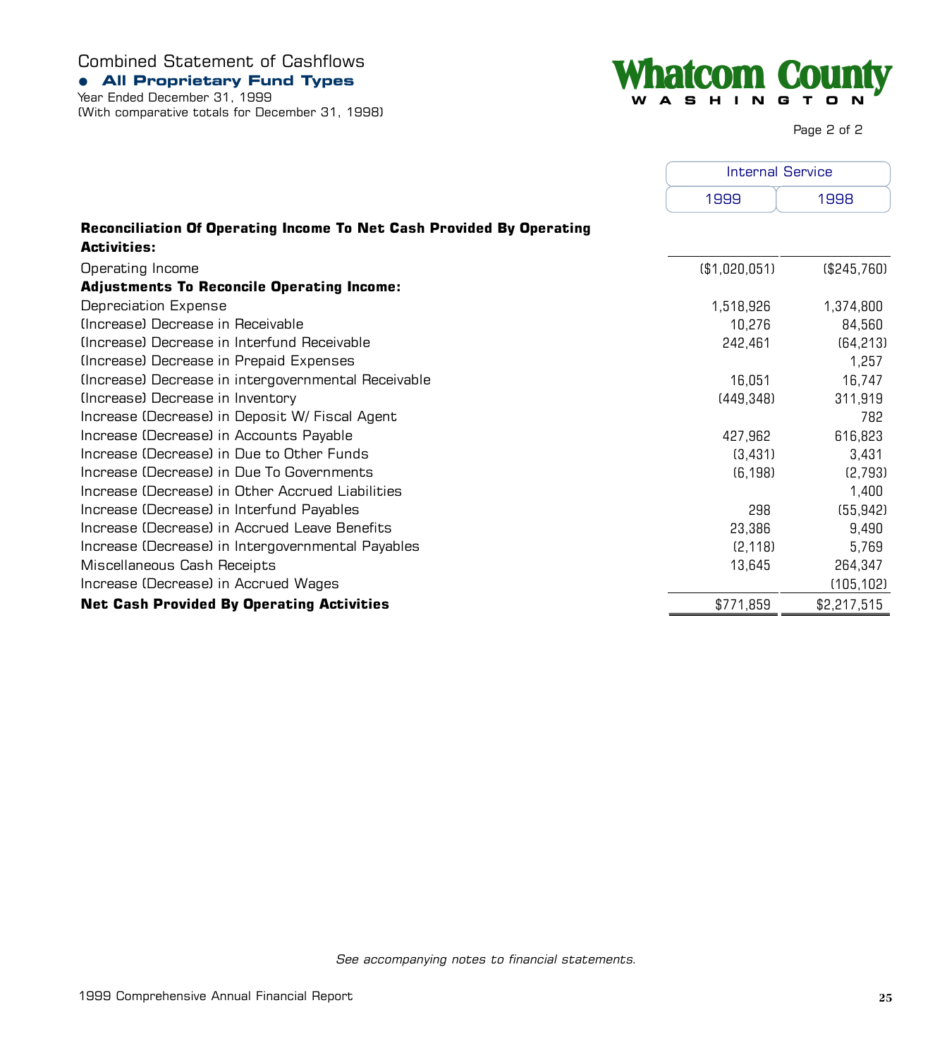# Combined Statement of Cashflows

## All Proprietary Fund Types

Year Ended December 31, 1999
(With comparative totals for December 31, 1998)

Whatcom County
WASHINGTON

| | Internal Service | |
|---|---|---|
| | 1999 | 1998 |
| **Reconciliation Of Operating Income To Net Cash Provided By Operating Activities:** | | |
| Operating Income | ($1,020,051) | ($245,760) |
| **Adjustments To Reconcile Operating Income:** | | |
| Depreciation Expense | 1,518,926 | 1,374,800 |
| (Increase) Decrease in Receivable | 10,276 | 84,560 |
| (Increase) Decrease in Interfund Receivable | 242,461 | (64,213) |
| (Increase) Decrease in Prepaid Expenses | | 1,257 |
| (Increase) Decrease in intergovernmental Receivable | 16,051 | 16,747 |
| (Increase) Decrease in Inventory | (449,348) | 311,919 |
| Increase (Decrease) in Deposit W/ Fiscal Agent | | 782 |
| Increase (Decrease) in Accounts Payable | 427,962 | 616,823 |
| Increase (Decrease) in Due to Other Funds | (3,431) | 3,431 |
| Increase (Decrease) in Due To Governments | (6,198) | (2,793) |
| Increase (Decrease) in Other Accrued Liabilities | | 1,400 |
| Increase (Decrease) in Interfund Payables | 298 | (55,942) |
| Increase (Decrease) in Accrued Leave Benefits | 23,386 | 9,490 |
| Increase (Decrease) in Intergovernmental Payables | (2,118) | 5,769 |
| Miscellaneous Cash Receipts | 13,645 | 264,347 |
| Increase (Decrease) in Accrued Wages | | (105,102) |
| **Net Cash Provided By Operating Activities** | $771,859 | $2,217,515 |

*See accompanying notes to financial statements.*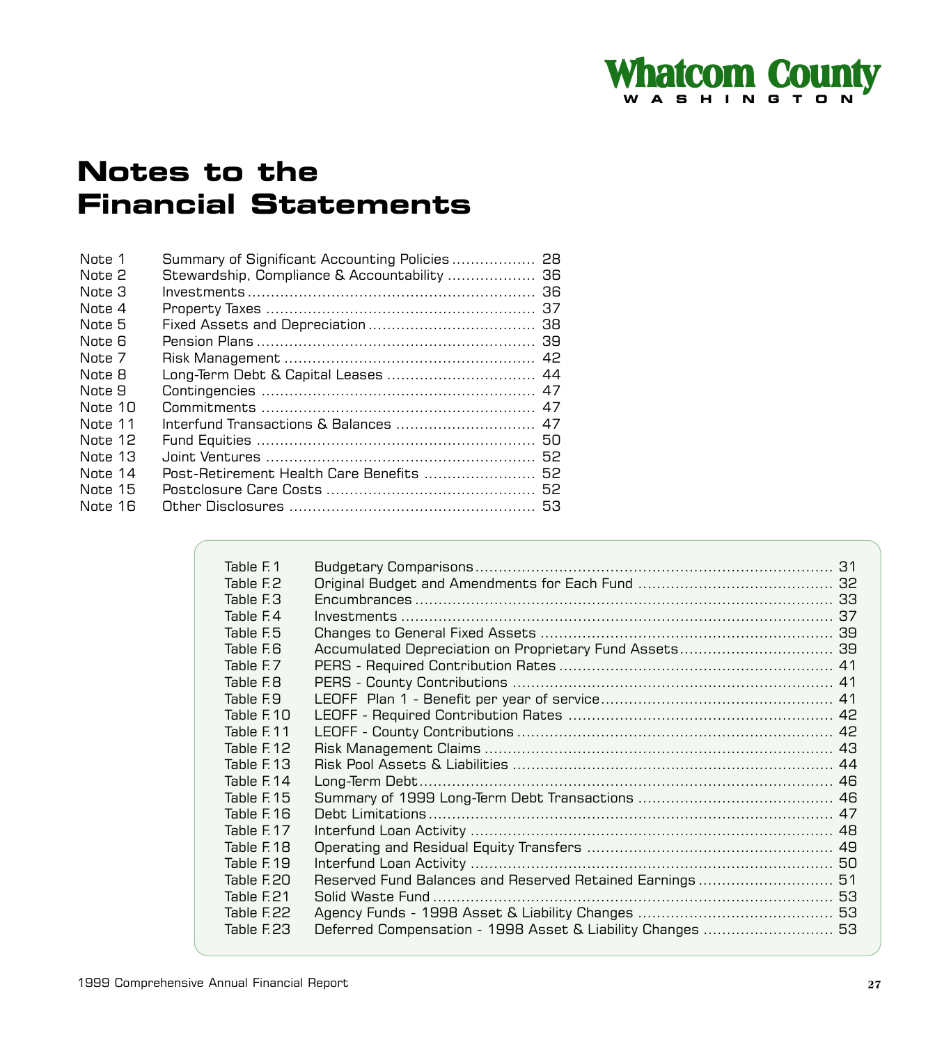# Notes to the Financial Statements

| | | |
|---|---|---|
| Note 1 | Summary of Significant Accounting Policies | 28 |
| Note 2 | Stewardship, Compliance & Accountability | 36 |
| Note 3 | Investments | 36 |
| Note 4 | Property Taxes | 37 |
| Note 5 | Fixed Assets and Depreciation | 38 |
| Note 6 | Pension Plans | 39 |
| Note 7 | Risk Management | 42 |
| Note 8 | Long-Term Debt & Capital Leases | 44 |
| Note 9 | Contingencies | 47 |
| Note 10 | Commitments | 47 |
| Note 11 | Interfund Transactions & Balances | 47 |
| Note 12 | Fund Equities | 50 |
| Note 13 | Joint Ventures | 52 |
| Note 14 | Post-Retirement Health Care Benefits | 52 |
| Note 15 | Postclosure Care Costs | 52 |
| Note 16 | Other Disclosures | 53 |

| | | |
|---|---|---|
| Table F.1 | Budgetary Comparisons | 31 |
| Table F.2 | Original Budget and Amendments for Each Fund | 32 |
| Table F.3 | Encumbrances | 33 |
| Table F.4 | Investments | 37 |
| Table F.5 | Changes to General Fixed Assets | 39 |
| Table F.6 | Accumulated Depreciation on Proprietary Fund Assets | 39 |
| Table F.7 | PERS - Required Contribution Rates | 41 |
| Table F.8 | PERS - County Contributions | 41 |
| Table F.9 | LEOFF Plan 1 - Benefit per year of service | 41 |
| Table F.10 | LEOFF - Required Contribution Rates | 42 |
| Table F.11 | LEOFF - County Contributions | 42 |
| Table F.12 | Risk Management Claims | 43 |
| Table F.13 | Risk Pool Assets & Liabilities | 44 |
| Table F.14 | Long-Term Debt | 46 |
| Table F.15 | Summary of 1999 Long-Term Debt Transactions | 46 |
| Table F.16 | Debt Limitations | 47 |
| Table F.17 | Interfund Loan Activity | 48 |
| Table F.18 | Operating and Residual Equity Transfers | 49 |
| Table F.19 | Interfund Loan Activity | 50 |
| Table F.20 | Reserved Fund Balances and Reserved Retained Earnings | 51 |
| Table F.21 | Solid Waste Fund | 53 |
| Table F.22 | Agency Funds - 1998 Asset & Liability Changes | 53 |
| Table F.23 | Deferred Compensation - 1998 Asset & Liability Changes | 53 |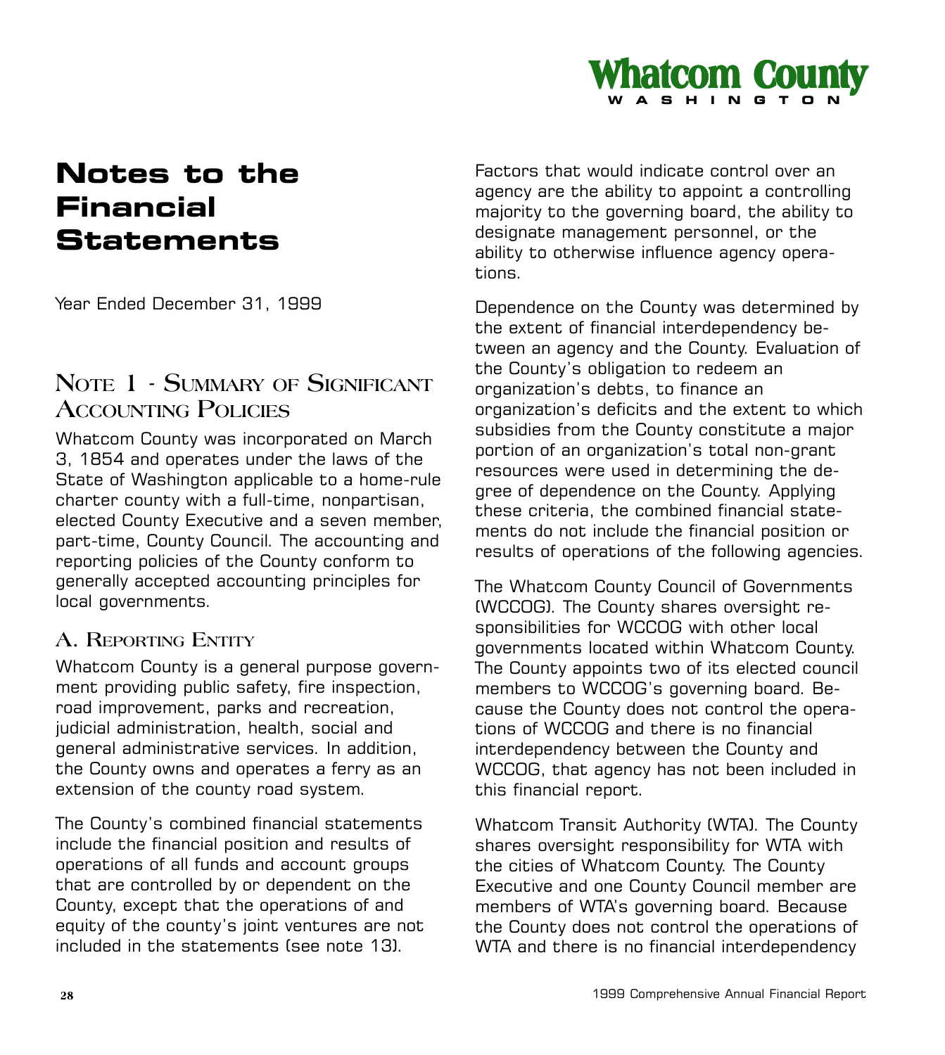# Notes to the Financial Statements

Year Ended December 31, 1999

## Note 1 - Summary of Significant Accounting Policies

Whatcom County was incorporated on March 3, 1854 and operates under the laws of the State of Washington applicable to a home-rule charter county with a full-time, nonpartisan, elected County Executive and a seven member, part-time, County Council. The accounting and reporting policies of the County conform to generally accepted accounting principles for local governments.

### A. Reporting Entity

Whatcom County is a general purpose government providing public safety, fire inspection, road improvement, parks and recreation, judicial administration, health, social and general administrative services. In addition, the County owns and operates a ferry as an extension of the county road system.

The County's combined financial statements include the financial position and results of operations of all funds and account groups that are controlled by or dependent on the County, except that the operations of and equity of the county's joint ventures are not included in the statements (see note 13).

Factors that would indicate control over an agency are the ability to appoint a controlling majority to the governing board, the ability to designate management personnel, or the ability to otherwise influence agency operations.

Dependence on the County was determined by the extent of financial interdependency between an agency and the County. Evaluation of the County's obligation to redeem an organization's debts, to finance an organization's deficits and the extent to which subsidies from the County constitute a major portion of an organization's total non-grant resources were used in determining the degree of dependence on the County. Applying these criteria, the combined financial statements do not include the financial position or results of operations of the following agencies.

The Whatcom County Council of Governments (WCCOG). The County shares oversight responsibilities for WCCOG with other local governments located within Whatcom County. The County appoints two of its elected council members to WCCOG's governing board. Because the County does not control the operations of WCCOG and there is no financial interdependency between the County and WCCOG, that agency has not been included in this financial report.

Whatcom Transit Authority (WTA). The County shares oversight responsibility for WTA with the cities of Whatcom County. The County Executive and one County Council member are members of WTA's governing board. Because the County does not control the operations of WTA and there is no financial interdependency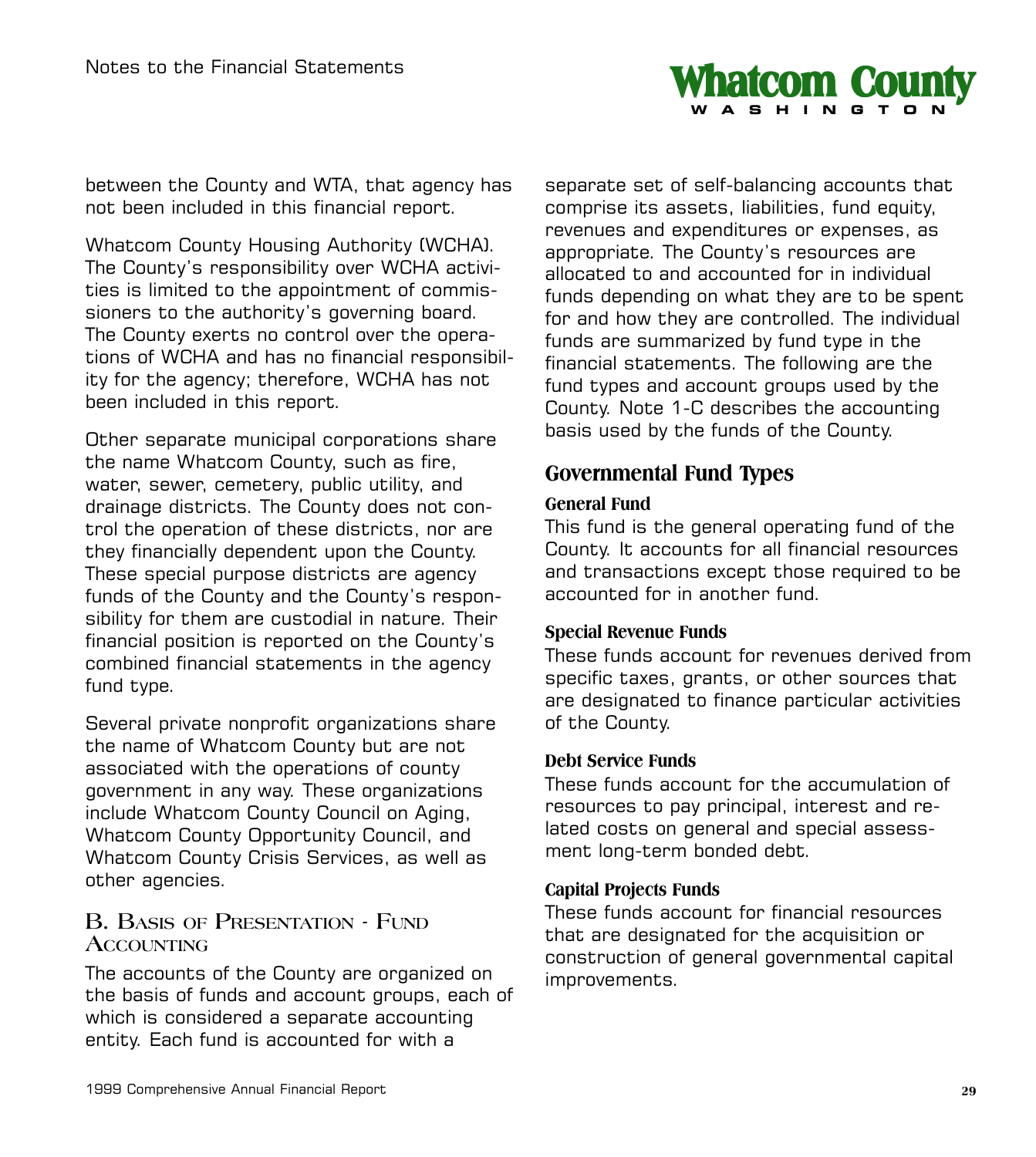between the County and WTA, that agency has not been included in this financial report.

Whatcom County Housing Authority (WCHA). The County's responsibility over WCHA activities is limited to the appointment of commissioners to the authority's governing board. The County exerts no control over the operations of WCHA and has no financial responsibility for the agency; therefore, WCHA has not been included in this report.

Other separate municipal corporations share the name Whatcom County, such as fire, water, sewer, cemetery, public utility, and drainage districts. The County does not control the operation of these districts, nor are they financially dependent upon the County. These special purpose districts are agency funds of the County and the County's responsibility for them are custodial in nature. Their financial position is reported on the County's combined financial statements in the agency fund type.

Several private nonprofit organizations share the name of Whatcom County but are not associated with the operations of county government in any way. These organizations include Whatcom County Council on Aging, Whatcom County Opportunity Council, and Whatcom County Crisis Services, as well as other agencies.

## B. Basis of Presentation - Fund Accounting

The accounts of the County are organized on the basis of funds and account groups, each of which is considered a separate accounting entity. Each fund is accounted for with a separate set of self-balancing accounts that comprise its assets, liabilities, fund equity, revenues and expenditures or expenses, as appropriate. The County's resources are allocated to and accounted for in individual funds depending on what they are to be spent for and how they are controlled. The individual funds are summarized by fund type in the financial statements. The following are the fund types and account groups used by the County. Note 1-C describes the accounting basis used by the funds of the County.

### Governmental Fund Types

#### General Fund

This fund is the general operating fund of the County. It accounts for all financial resources and transactions except those required to be accounted for in another fund.

#### Special Revenue Funds

These funds account for revenues derived from specific taxes, grants, or other sources that are designated to finance particular activities of the County.

#### Debt Service Funds

These funds account for the accumulation of resources to pay principal, interest and related costs on general and special assessment long-term bonded debt.

#### Capital Projects Funds

These funds account for financial resources that are designated for the acquisition or construction of general governmental capital improvements.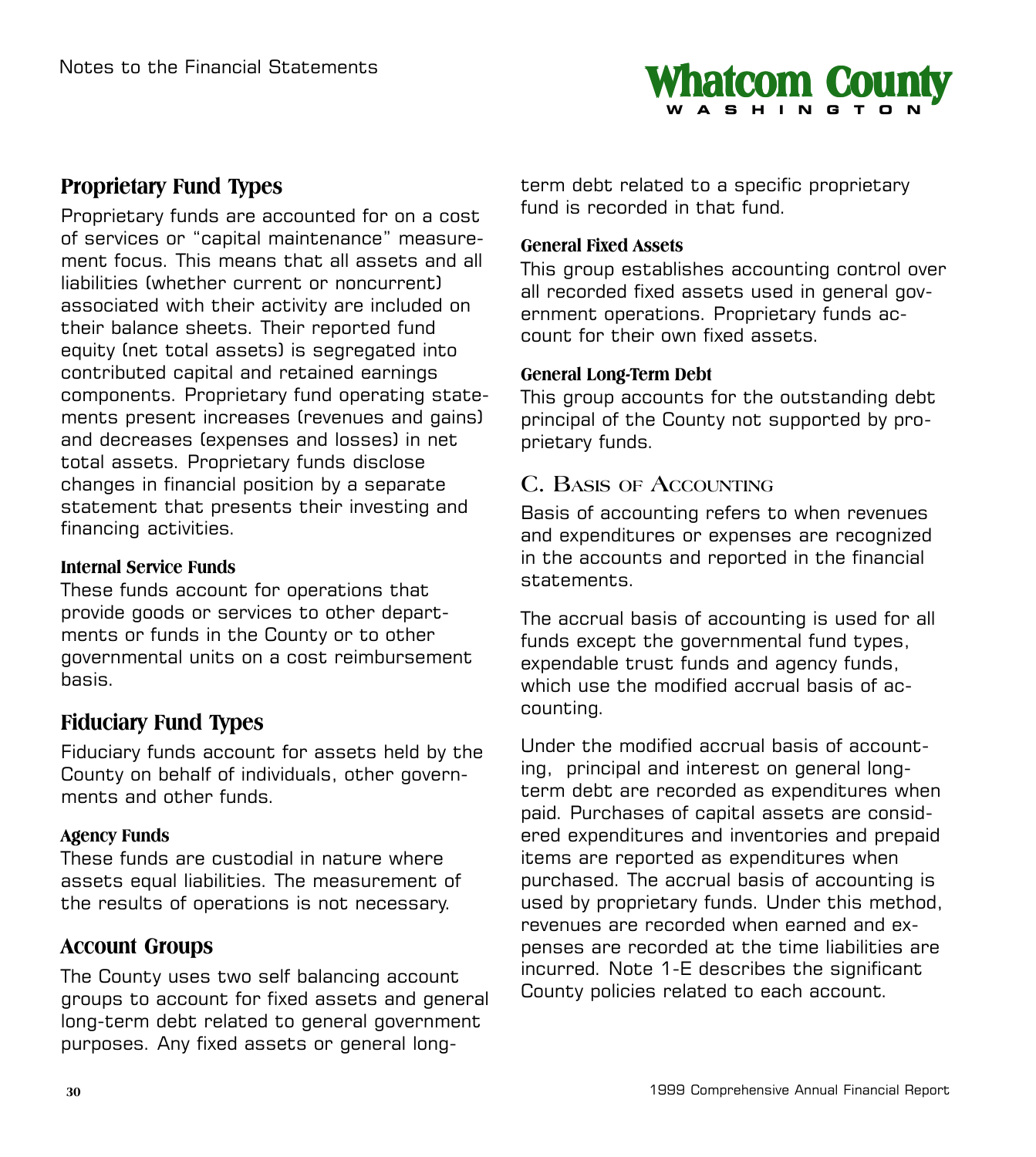## Proprietary Fund Types

Proprietary funds are accounted for on a cost of services or "capital maintenance" measurement focus. This means that all assets and all liabilities (whether current or noncurrent) associated with their activity are included on their balance sheets. Their reported fund equity (net total assets) is segregated into contributed capital and retained earnings components. Proprietary fund operating statements present increases (revenues and gains) and decreases (expenses and losses) in net total assets. Proprietary funds disclose changes in financial position by a separate statement that presents their investing and financing activities.

### Internal Service Funds

These funds account for operations that provide goods or services to other departments or funds in the County or to other governmental units on a cost reimbursement basis.

## Fiduciary Fund Types

Fiduciary funds account for assets held by the County on behalf of individuals, other governments and other funds.

### Agency Funds

These funds are custodial in nature where assets equal liabilities. The measurement of the results of operations is not necessary.

## Account Groups

The County uses two self balancing account groups to account for fixed assets and general long-term debt related to general government purposes. Any fixed assets or general long-term debt related to a specific proprietary fund is recorded in that fund.

### General Fixed Assets

This group establishes accounting control over all recorded fixed assets used in general government operations. Proprietary funds account for their own fixed assets.

### General Long-Term Debt

This group accounts for the outstanding debt principal of the County not supported by proprietary funds.

## C. Basis of Accounting

Basis of accounting refers to when revenues and expenditures or expenses are recognized in the accounts and reported in the financial statements.

The accrual basis of accounting is used for all funds except the governmental fund types, expendable trust funds and agency funds, which use the modified accrual basis of accounting.

Under the modified accrual basis of accounting, principal and interest on general long-term debt are recorded as expenditures when paid. Purchases of capital assets are considered expenditures and inventories and prepaid items are reported as expenditures when purchased. The accrual basis of accounting is used by proprietary funds. Under this method, revenues are recorded when earned and expenses are recorded at the time liabilities are incurred. Note 1-E describes the significant County policies related to each account.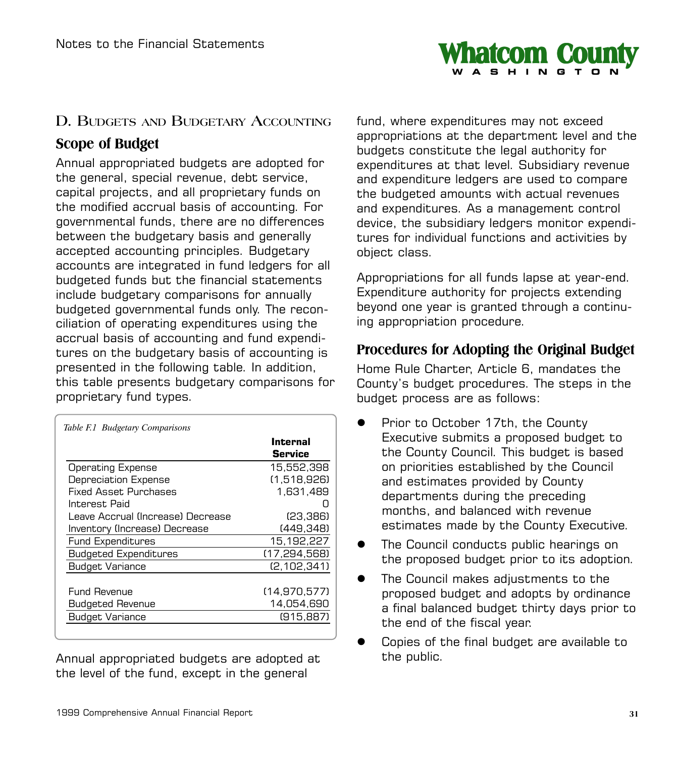## D. Budgets and Budgetary Accounting

### Scope of Budget

Annual appropriated budgets are adopted for the general, special revenue, debt service, capital projects, and all proprietary funds on the modified accrual basis of accounting. For governmental funds, there are no differences between the budgetary basis and generally accepted accounting principles. Budgetary accounts are integrated in fund ledgers for all budgeted funds but the financial statements include budgetary comparisons for annually budgeted governmental funds only. The reconciliation of operating expenditures using the accrual basis of accounting and fund expenditures on the budgetary basis of accounting is presented in the following table. In addition, this table presents budgetary comparisons for proprietary fund types.

*Table F.1 Budgetary Comparisons*

| | Internal Service |
|---|---|
| Operating Expense | 15,552,398 |
| Depreciation Expense | (1,518,926) |
| Fixed Asset Purchases | 1,631,489 |
| Interest Paid | 0 |
| Leave Accrual (Increase) Decrease | (23,386) |
| Inventory (Increase) Decrease | (449,348) |
| Fund Expenditures | 15,192,227 |
| Budgeted Expenditures | (17,294,568) |
| Budget Variance | (2,102,341) |
| | |
| Fund Revenue | (14,970,577) |
| Budgeted Revenue | 14,054,690 |
| Budget Variance | (915,887) |

Annual appropriated budgets are adopted at the level of the fund, except in the general fund, where expenditures may not exceed appropriations at the department level and the budgets constitute the legal authority for expenditures at that level. Subsidiary revenue and expenditure ledgers are used to compare the budgeted amounts with actual revenues and expenditures. As a management control device, the subsidiary ledgers monitor expenditures for individual functions and activities by object class.

Appropriations for all funds lapse at year-end. Expenditure authority for projects extending beyond one year is granted through a continuing appropriation procedure.

### Procedures for Adopting the Original Budget

Home Rule Charter, Article 6, mandates the County's budget procedures. The steps in the budget process are as follows:

- Prior to October 17th, the County Executive submits a proposed budget to the County Council. This budget is based on priorities established by the Council and estimates provided by County departments during the preceding months, and balanced with revenue estimates made by the County Executive.
- The Council conducts public hearings on the proposed budget prior to its adoption.
- The Council makes adjustments to the proposed budget and adopts by ordinance a final balanced budget thirty days prior to the end of the fiscal year.
- Copies of the final budget are available to the public.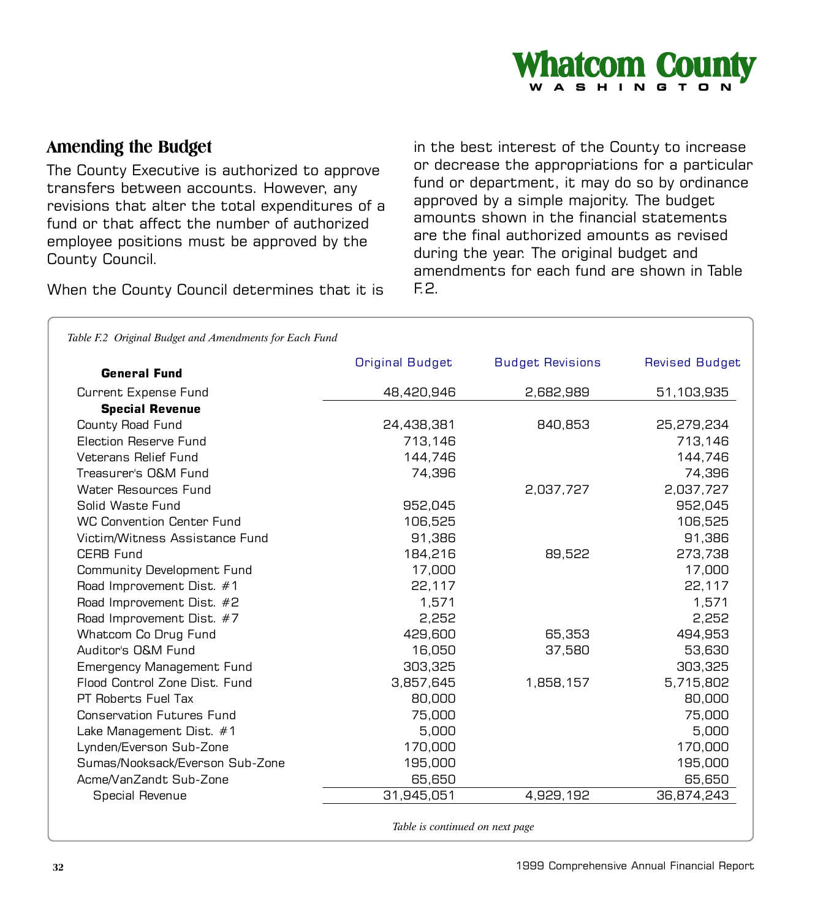## Amending the Budget

The County Executive is authorized to approve transfers between accounts. However, any revisions that alter the total expenditures of a fund or that affect the number of authorized employee positions must be approved by the County Council.

When the County Council determines that it is in the best interest of the County to increase or decrease the appropriations for a particular fund or department, it may do so by ordinance approved by a simple majority. The budget amounts shown in the financial statements are the final authorized amounts as revised during the year. The original budget and amendments for each fund are shown in Table F.2.

*Table F.2 Original Budget and Amendments for Each Fund*

| | Original Budget | Budget Revisions | Revised Budget |
|---|---|---|---|
| **General Fund** | | | |
| Current Expense Fund | 48,420,946 | 2,682,989 | 51,103,935 |
| **Special Revenue** | | | |
| County Road Fund | 24,438,381 | 840,853 | 25,279,234 |
| Election Reserve Fund | 713,146 | | 713,146 |
| Veterans Relief Fund | 144,746 | | 144,746 |
| Treasurer's O&M Fund | 74,396 | | 74,396 |
| Water Resources Fund | | 2,037,727 | 2,037,727 |
| Solid Waste Fund | 952,045 | | 952,045 |
| WC Convention Center Fund | 106,525 | | 106,525 |
| Victim/Witness Assistance Fund | 91,386 | | 91,386 |
| CERB Fund | 184,216 | 89,522 | 273,738 |
| Community Development Fund | 17,000 | | 17,000 |
| Road Improvement Dist. #1 | 22,117 | | 22,117 |
| Road Improvement Dist. #2 | 1,571 | | 1,571 |
| Road Improvement Dist. #7 | 2,252 | | 2,252 |
| Whatcom Co Drug Fund | 429,600 | 65,353 | 494,953 |
| Auditor's O&M Fund | 16,050 | 37,580 | 53,630 |
| Emergency Management Fund | 303,325 | | 303,325 |
| Flood Control Zone Dist. Fund | 3,857,645 | 1,858,157 | 5,715,802 |
| PT Roberts Fuel Tax | 80,000 | | 80,000 |
| Conservation Futures Fund | 75,000 | | 75,000 |
| Lake Management Dist. #1 | 5,000 | | 5,000 |
| Lynden/Everson Sub-Zone | 170,000 | | 170,000 |
| Sumas/Nooksack/Everson Sub-Zone | 195,000 | | 195,000 |
| Acme/VanZandt Sub-Zone | 65,650 | | 65,650 |
| Special Revenue | 31,945,051 | 4,929,192 | 36,874,243 |

*Table is continued on next page*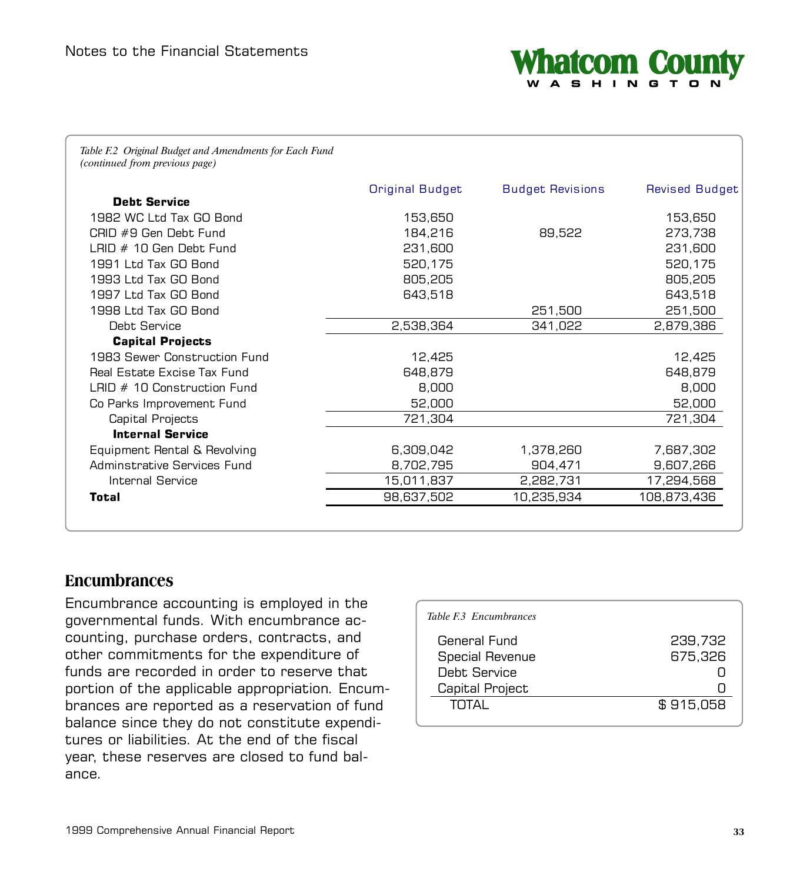*Table F.2 Original Budget and Amendments for Each Fund (continued from previous page)*

| | Original Budget | Budget Revisions | Revised Budget |
|---|---|---|---|
| **Debt Service** | | | |
| 1982 WC Ltd Tax GO Bond | 153,650 | | 153,650 |
| CRID #9 Gen Debt Fund | 184,216 | 89,522 | 273,738 |
| LRID # 10 Gen Debt Fund | 231,600 | | 231,600 |
| 1991 Ltd Tax GO Bond | 520,175 | | 520,175 |
| 1993 Ltd Tax GO Bond | 805,205 | | 805,205 |
| 1997 Ltd Tax GO Bond | 643,518 | | 643,518 |
| 1998 Ltd Tax GO Bond | | 251,500 | 251,500 |
| Debt Service | 2,538,364 | 341,022 | 2,879,386 |
| **Capital Projects** | | | |
| 1983 Sewer Construction Fund | 12,425 | | 12,425 |
| Real Estate Excise Tax Fund | 648,879 | | 648,879 |
| LRID # 10 Construction Fund | 8,000 | | 8,000 |
| Co Parks Improvement Fund | 52,000 | | 52,000 |
| Capital Projects | 721,304 | | 721,304 |
| **Internal Service** | | | |
| Equipment Rental & Revolving | 6,309,042 | 1,378,260 | 7,687,302 |
| Adminstrative Services Fund | 8,702,795 | 904,471 | 9,607,266 |
| Internal Service | 15,011,837 | 2,282,731 | 17,294,568 |
| **Total** | 98,637,502 | 10,235,934 | 108,873,436 |

## Encumbrances

Encumbrance accounting is employed in the governmental funds. With encumbrance accounting, purchase orders, contracts, and other commitments for the expenditure of funds are recorded in order to reserve that portion of the applicable appropriation. Encumbrances are reported as a reservation of fund balance since they do not constitute expenditures or liabilities. At the end of the fiscal year, these reserves are closed to fund balance.

*Table F.3 Encumbrances*

| | |
|---|---|
| General Fund | 239,732 |
| Special Revenue | 675,326 |
| Debt Service | 0 |
| Capital Project | 0 |
| TOTAL | $ 915,058 |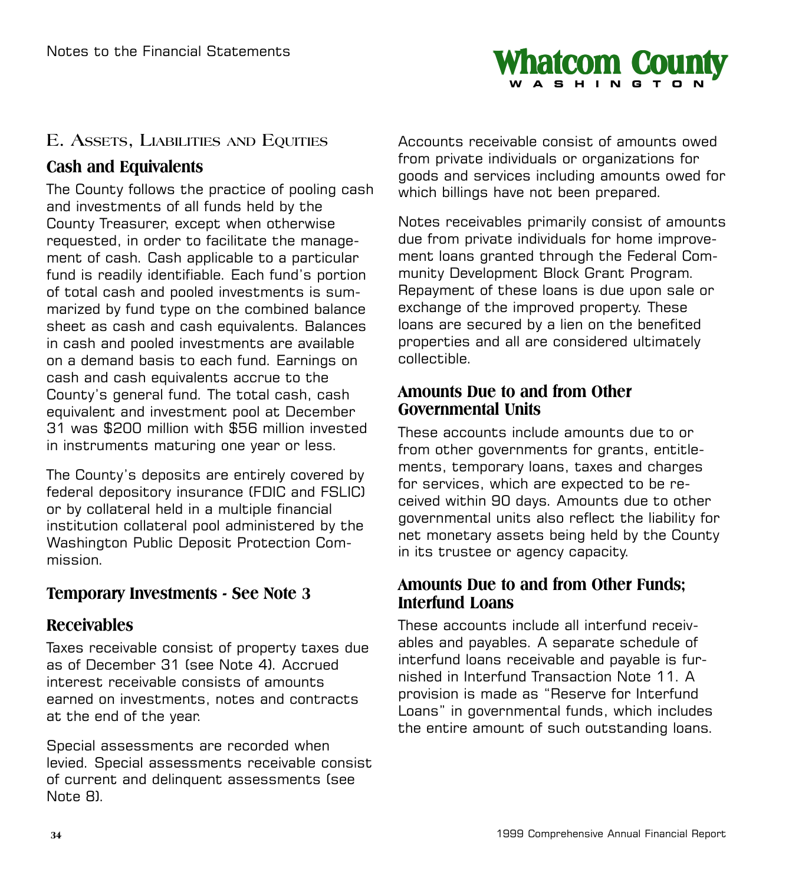## E. Assets, Liabilities and Equities

### Cash and Equivalents

The County follows the practice of pooling cash and investments of all funds held by the County Treasurer, except when otherwise requested, in order to facilitate the management of cash. Cash applicable to a particular fund is readily identifiable. Each fund's portion of total cash and pooled investments is summarized by fund type on the combined balance sheet as cash and cash equivalents. Balances in cash and pooled investments are available on a demand basis to each fund. Earnings on cash and cash equivalents accrue to the County's general fund. The total cash, cash equivalent and investment pool at December 31 was $200 million with $56 million invested in instruments maturing one year or less.

The County's deposits are entirely covered by federal depository insurance (FDIC and FSLIC) or by collateral held in a multiple financial institution collateral pool administered by the Washington Public Deposit Protection Commission.

### Temporary Investments - See Note 3

### Receivables

Taxes receivable consist of property taxes due as of December 31 (see Note 4). Accrued interest receivable consists of amounts earned on investments, notes and contracts at the end of the year.

Special assessments are recorded when levied. Special assessments receivable consist of current and delinquent assessments (see Note 8).

Accounts receivable consist of amounts owed from private individuals or organizations for goods and services including amounts owed for which billings have not been prepared.

Notes receivables primarily consist of amounts due from private individuals for home improvement loans granted through the Federal Community Development Block Grant Program. Repayment of these loans is due upon sale or exchange of the improved property. These loans are secured by a lien on the benefited properties and all are considered ultimately collectible.

### Amounts Due to and from Other Governmental Units

These accounts include amounts due to or from other governments for grants, entitlements, temporary loans, taxes and charges for services, which are expected to be received within 90 days. Amounts due to other governmental units also reflect the liability for net monetary assets being held by the County in its trustee or agency capacity.

### Amounts Due to and from Other Funds; Interfund Loans

These accounts include all interfund receivables and payables. A separate schedule of interfund loans receivable and payable is furnished in Interfund Transaction Note 11. A provision is made as "Reserve for Interfund Loans" in governmental funds, which includes the entire amount of such outstanding loans.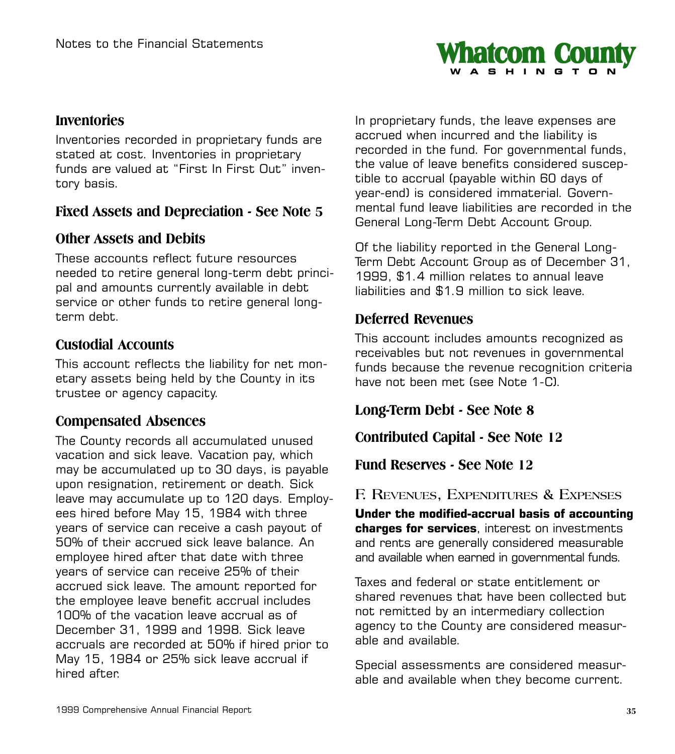### Inventories

Inventories recorded in proprietary funds are stated at cost. Inventories in proprietary funds are valued at "First In First Out" inventory basis.

### Fixed Assets and Depreciation - See Note 5

### Other Assets and Debits

These accounts reflect future resources needed to retire general long-term debt principal and amounts currently available in debt service or other funds to retire general long-term debt.

### Custodial Accounts

This account reflects the liability for net monetary assets being held by the County in its trustee or agency capacity.

### Compensated Absences

The County records all accumulated unused vacation and sick leave. Vacation pay, which may be accumulated up to 30 days, is payable upon resignation, retirement or death. Sick leave may accumulate up to 120 days. Employees hired before May 15, 1984 with three years of service can receive a cash payout of 50% of their accrued sick leave balance. An employee hired after that date with three years of service can receive 25% of their accrued sick leave. The amount reported for the employee leave benefit accrual includes 100% of the vacation leave accrual as of December 31, 1999 and 1998. Sick leave accruals are recorded at 50% if hired prior to May 15, 1984 or 25% sick leave accrual if hired after.

In proprietary funds, the leave expenses are accrued when incurred and the liability is recorded in the fund. For governmental funds, the value of leave benefits considered susceptible to accrual (payable within 60 days of year-end) is considered immaterial. Governmental fund leave liabilities are recorded in the General Long-Term Debt Account Group.

Of the liability reported in the General Long-Term Debt Account Group as of December 31, 1999, $1.4 million relates to annual leave liabilities and $1.9 million to sick leave.

### Deferred Revenues

This account includes amounts recognized as receivables but not revenues in governmental funds because the revenue recognition criteria have not been met (see Note 1-C).

### Long-Term Debt - See Note 8

### Contributed Capital - See Note 12

### Fund Reserves - See Note 12

## F. Revenues, Expenditures & Expenses

**Under the modified-accrual basis of accounting charges for services**, interest on investments and rents are generally considered measurable and available when earned in governmental funds.

Taxes and federal or state entitlement or shared revenues that have been collected but not remitted by an intermediary collection agency to the County are considered measurable and available.

Special assessments are considered measurable and available when they become current.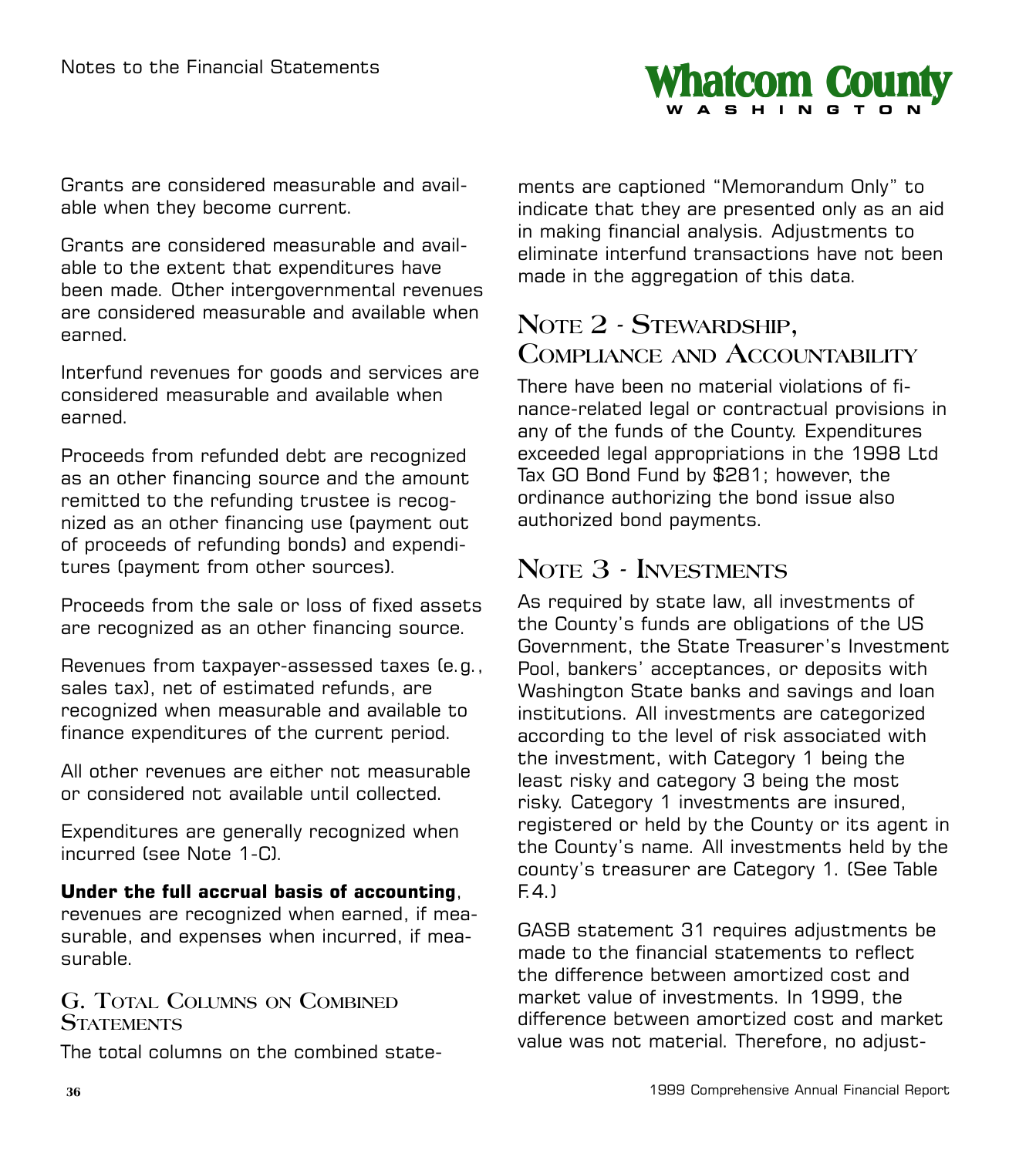Grants are considered measurable and available when they become current.

Grants are considered measurable and available to the extent that expenditures have been made. Other intergovernmental revenues are considered measurable and available when earned.

Interfund revenues for goods and services are considered measurable and available when earned.

Proceeds from refunded debt are recognized as an other financing source and the amount remitted to the refunding trustee is recognized as an other financing use (payment out of proceeds of refunding bonds) and expenditures (payment from other sources).

Proceeds from the sale or loss of fixed assets are recognized as an other financing source.

Revenues from taxpayer-assessed taxes (e.g., sales tax), net of estimated refunds, are recognized when measurable and available to finance expenditures of the current period.

All other revenues are either not measurable or considered not available until collected.

Expenditures are generally recognized when incurred (see Note 1-C).

**Under the full accrual basis of accounting**, revenues are recognized when earned, if measurable, and expenses when incurred, if measurable.

### G. Total Columns on Combined Statements

The total columns on the combined statements are captioned "Memorandum Only" to indicate that they are presented only as an aid in making financial analysis. Adjustments to eliminate interfund transactions have not been made in the aggregation of this data.

## Note 2 - Stewardship, Compliance and Accountability

There have been no material violations of finance-related legal or contractual provisions in any of the funds of the County. Expenditures exceeded legal appropriations in the 1998 Ltd Tax GO Bond Fund by $281; however, the ordinance authorizing the bond issue also authorized bond payments.

## Note 3 - Investments

As required by state law, all investments of the County's funds are obligations of the US Government, the State Treasurer's Investment Pool, bankers' acceptances, or deposits with Washington State banks and savings and loan institutions. All investments are categorized according to the level of risk associated with the investment, with Category 1 being the least risky and category 3 being the most risky. Category 1 investments are insured, registered or held by the County or its agent in the County's name. All investments held by the county's treasurer are Category 1. (See Table F.4.)

GASB statement 31 requires adjustments be made to the financial statements to reflect the difference between amortized cost and market value of investments. In 1999, the difference between amortized cost and market value was not material. Therefore, no adjust-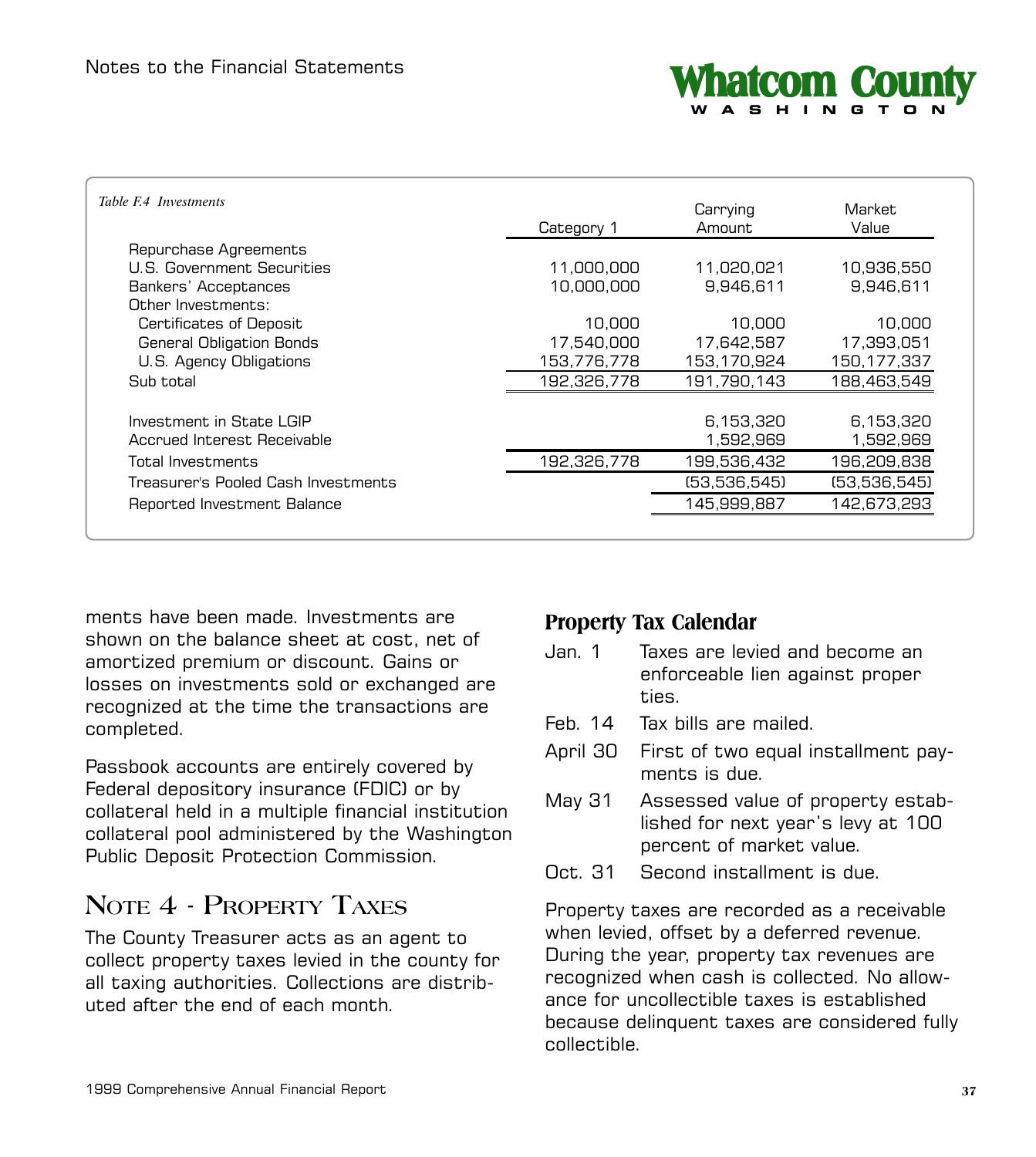*Table F.4 Investments*

| | Category 1 | Carrying Amount | Market Value |
|---|---|---|---|
| Repurchase Agreements | | | |
| U.S. Government Securities | 11,000,000 | 11,020,021 | 10,936,550 |
| Bankers' Acceptances | 10,000,000 | 9,946,611 | 9,946,611 |
| Other Investments: | | | |
| Certificates of Deposit | 10,000 | 10,000 | 10,000 |
| General Obligation Bonds | 17,540,000 | 17,642,587 | 17,393,051 |
| U.S. Agency Obligations | 153,776,778 | 153,170,924 | 150,177,337 |
| Sub total | 192,326,778 | 191,790,143 | 188,463,549 |
| Investment in State LGIP | | 6,153,320 | 6,153,320 |
| Accrued Interest Receivable | | 1,592,969 | 1,592,969 |
| Total Investments | 192,326,778 | 199,536,432 | 196,209,838 |
| Treasurer's Pooled Cash Investments | | (53,536,545) | (53,536,545) |
| Reported Investment Balance | | 145,999,887 | 142,673,293 |

ments have been made. Investments are shown on the balance sheet at cost, net of amortized premium or discount. Gains or losses on investments sold or exchanged are recognized at the time the transactions are completed.

Passbook accounts are entirely covered by Federal depository insurance (FDIC) or by collateral held in a multiple financial institution collateral pool administered by the Washington Public Deposit Protection Commission.

## Note 4 - Property Taxes

The County Treasurer acts as an agent to collect property taxes levied in the county for all taxing authorities. Collections are distributed after the end of each month.

### Property Tax Calendar

| | |
|---|---|
| Jan. 1 | Taxes are levied and become an enforceable lien against properties. |
| Feb. 14 | Tax bills are mailed. |
| April 30 | First of two equal installment payments is due. |
| May 31 | Assessed value of property established for next year's levy at 100 percent of market value. |
| Oct. 31 | Second installment is due. |

Property taxes are recorded as a receivable when levied, offset by a deferred revenue. During the year, property tax revenues are recognized when cash is collected. No allowance for uncollectible taxes is established because delinquent taxes are considered fully collectible.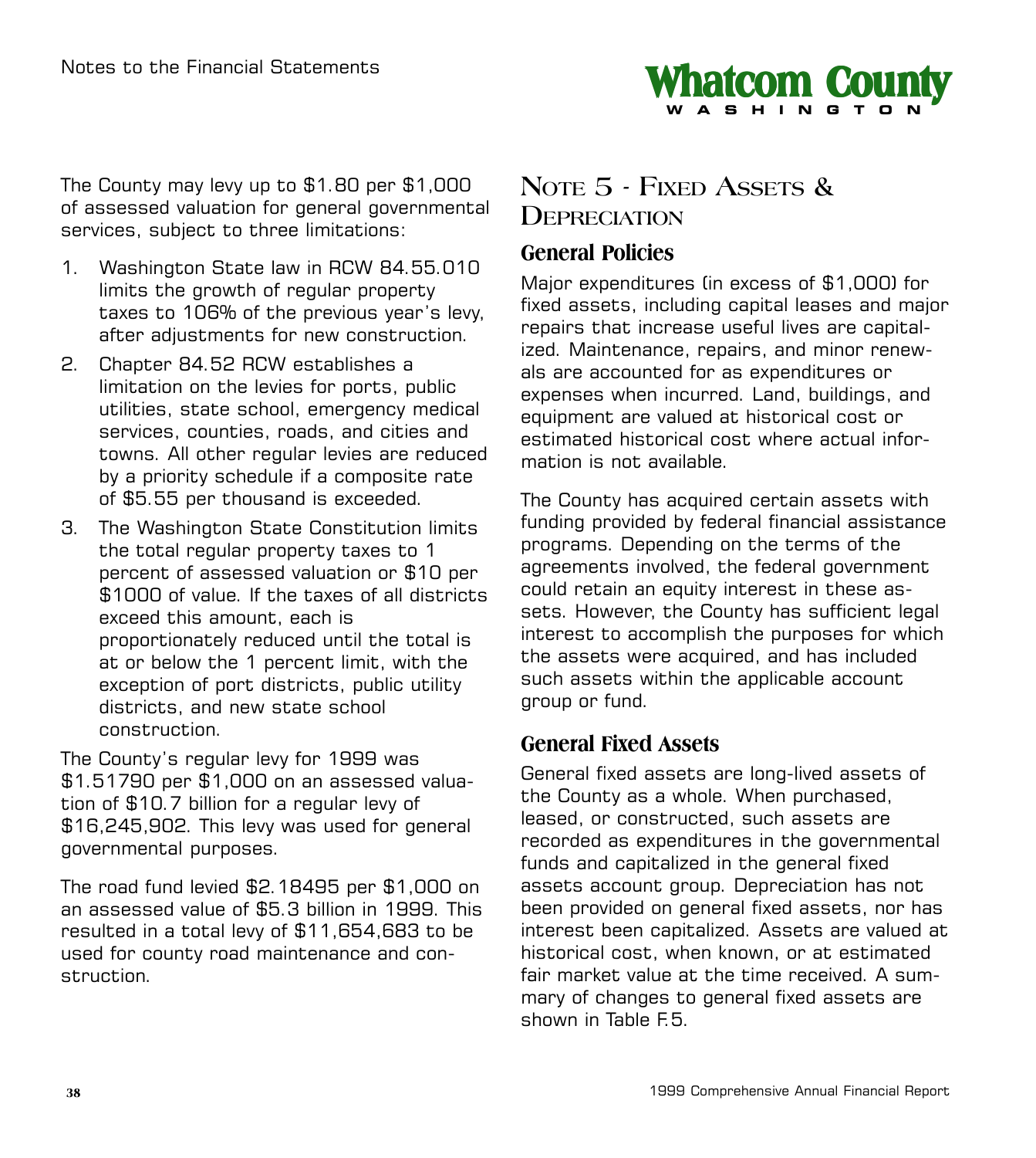The County may levy up to $1.80 per $1,000 of assessed valuation for general governmental services, subject to three limitations:

1. Washington State law in RCW 84.55.010 limits the growth of regular property taxes to 106% of the previous year's levy, after adjustments for new construction.
2. Chapter 84.52 RCW establishes a limitation on the levies for ports, public utilities, state school, emergency medical services, counties, roads, and cities and towns. All other regular levies are reduced by a priority schedule if a composite rate of $5.55 per thousand is exceeded.
3. The Washington State Constitution limits the total regular property taxes to 1 percent of assessed valuation or $10 per $1000 of value. If the taxes of all districts exceed this amount, each is proportionately reduced until the total is at or below the 1 percent limit, with the exception of port districts, public utility districts, and new state school construction.

The County's regular levy for 1999 was $1.51790 per $1,000 on an assessed valuation of $10.7 billion for a regular levy of $16,245,902. This levy was used for general governmental purposes.

The road fund levied $2.18495 per $1,000 on an assessed value of $5.3 billion in 1999. This resulted in a total levy of $11,654,683 to be used for county road maintenance and construction.

## Note 5 - Fixed Assets & Depreciation

### General Policies

Major expenditures (in excess of $1,000) for fixed assets, including capital leases and major repairs that increase useful lives are capitalized. Maintenance, repairs, and minor renewals are accounted for as expenditures or expenses when incurred. Land, buildings, and equipment are valued at historical cost or estimated historical cost where actual information is not available.

The County has acquired certain assets with funding provided by federal financial assistance programs. Depending on the terms of the agreements involved, the federal government could retain an equity interest in these assets. However, the County has sufficient legal interest to accomplish the purposes for which the assets were acquired, and has included such assets within the applicable account group or fund.

### General Fixed Assets

General fixed assets are long-lived assets of the County as a whole. When purchased, leased, or constructed, such assets are recorded as expenditures in the governmental funds and capitalized in the general fixed assets account group. Depreciation has not been provided on general fixed assets, nor has interest been capitalized. Assets are valued at historical cost, when known, or at estimated fair market value at the time received. A summary of changes to general fixed assets are shown in Table F.5.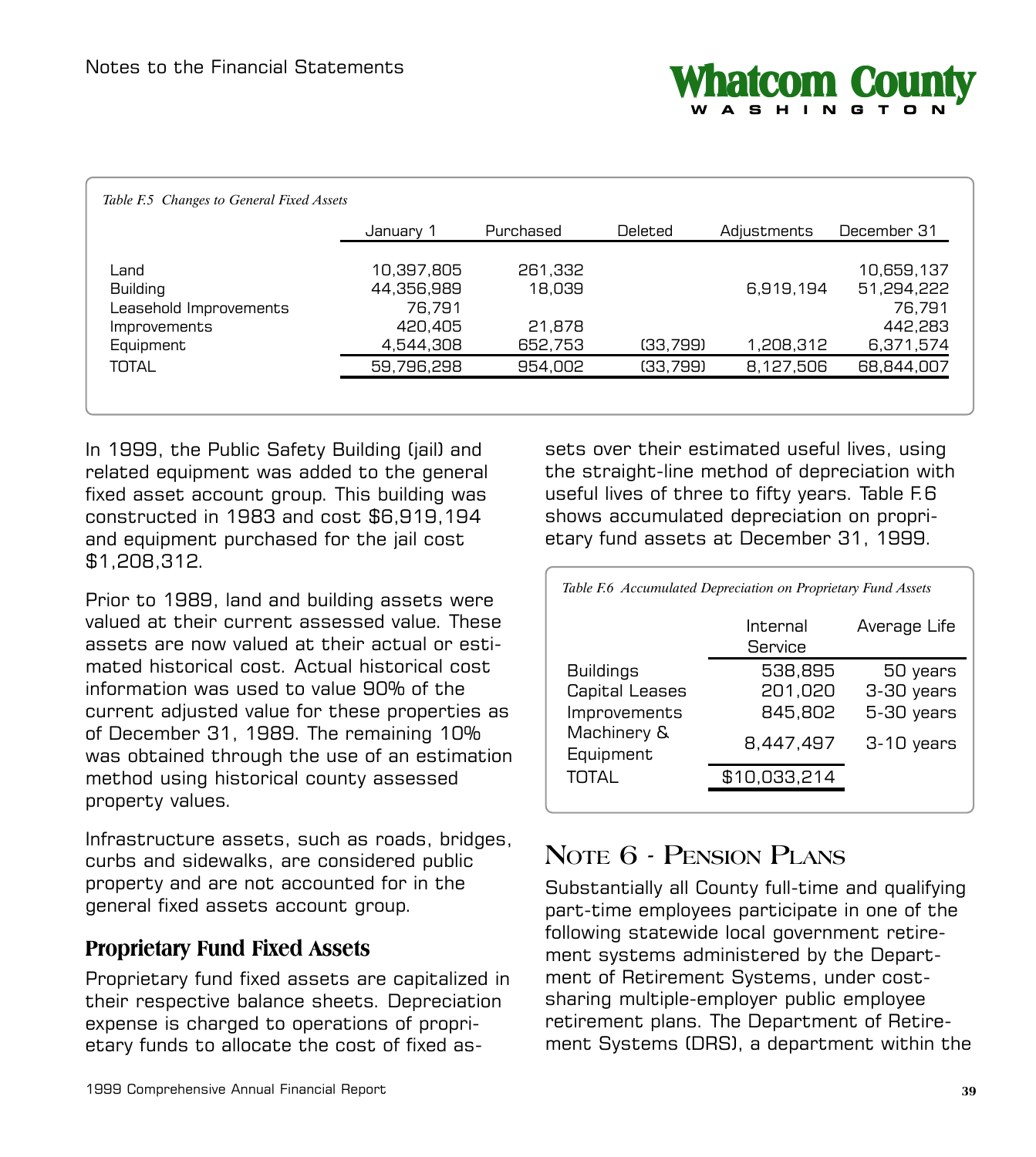*Table F.5 Changes to General Fixed Assets*

| | January 1 | Purchased | Deleted | Adjustments | December 31 |
|---|---|---|---|---|---|
| Land | 10,397,805 | 261,332 | | | 10,659,137 |
| Building | 44,356,989 | 18,039 | | 6,919,194 | 51,294,222 |
| Leasehold Improvements | 76,791 | | | | 76,791 |
| Improvements | 420,405 | 21,878 | | | 442,283 |
| Equipment | 4,544,308 | 652,753 | (33,799) | 1,208,312 | 6,371,574 |
| TOTAL | 59,796,298 | 954,002 | (33,799) | 8,127,506 | 68,844,007 |

In 1999, the Public Safety Building (jail) and related equipment was added to the general fixed asset account group. This building was constructed in 1983 and cost $6,919,194 and equipment purchased for the jail cost $1,208,312.

Prior to 1989, land and building assets were valued at their current assessed value. These assets are now valued at their actual or estimated historical cost. Actual historical cost information was used to value 90% of the current adjusted value for these properties as of December 31, 1989. The remaining 10% was obtained through the use of an estimation method using historical county assessed property values.

Infrastructure assets, such as roads, bridges, curbs and sidewalks, are considered public property and are not accounted for in the general fixed assets account group.

## Proprietary Fund Fixed Assets

Proprietary fund fixed assets are capitalized in their respective balance sheets. Depreciation expense is charged to operations of proprietary funds to allocate the cost of fixed assets over their estimated useful lives, using the straight-line method of depreciation with useful lives of three to fifty years. Table F.6 shows accumulated depreciation on proprietary fund assets at December 31, 1999.

*Table F.6 Accumulated Depreciation on Proprietary Fund Assets*

| | Internal Service | Average Life |
|---|---|---|
| Buildings | 538,895 | 50 years |
| Capital Leases | 201,020 | 3-30 years |
| Improvements | 845,802 | 5-30 years |
| Machinery & Equipment | 8,447,497 | 3-10 years |
| TOTAL | $10,033,214 | |

# Note 6 - Pension Plans

Substantially all County full-time and qualifying part-time employees participate in one of the following statewide local government retirement systems administered by the Department of Retirement Systems, under cost-sharing multiple-employer public employee retirement plans. The Department of Retirement Systems (DRS), a department within the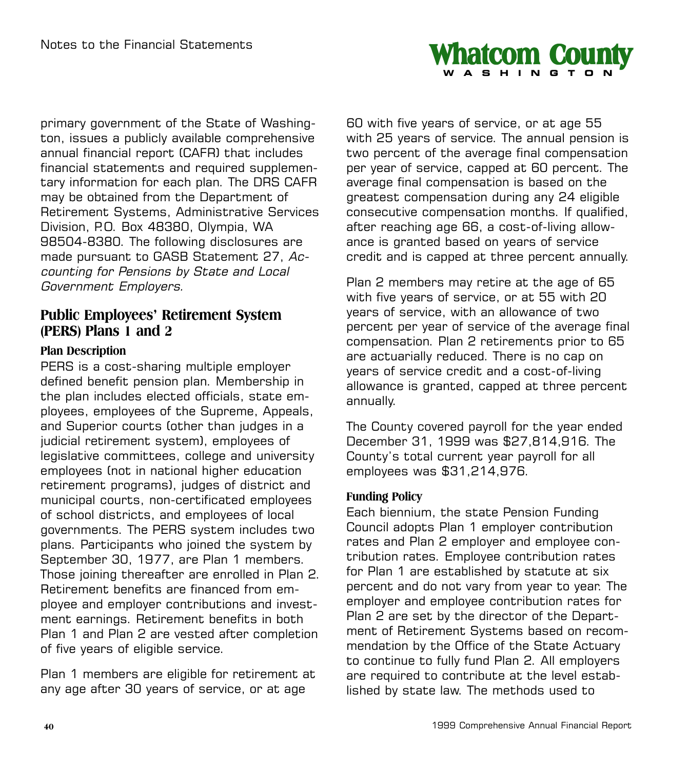primary government of the State of Washington, issues a publicly available comprehensive annual financial report (CAFR) that includes financial statements and required supplementary information for each plan. The DRS CAFR may be obtained from the Department of Retirement Systems, Administrative Services Division, P.O. Box 48380, Olympia, WA 98504-8380. The following disclosures are made pursuant to GASB Statement 27, *Accounting for Pensions by State and Local Government Employers.*

## Public Employees' Retirement System (PERS) Plans 1 and 2

### Plan Description

PERS is a cost-sharing multiple employer defined benefit pension plan. Membership in the plan includes elected officials, state employees, employees of the Supreme, Appeals, and Superior courts (other than judges in a judicial retirement system), employees of legislative committees, college and university employees (not in national higher education retirement programs), judges of district and municipal courts, non-certificated employees of school districts, and employees of local governments. The PERS system includes two plans. Participants who joined the system by September 30, 1977, are Plan 1 members. Those joining thereafter are enrolled in Plan 2. Retirement benefits are financed from employee and employer contributions and investment earnings. Retirement benefits in both Plan 1 and Plan 2 are vested after completion of five years of eligible service.

Plan 1 members are eligible for retirement at any age after 30 years of service, or at age 60 with five years of service, or at age 55 with 25 years of service. The annual pension is two percent of the average final compensation per year of service, capped at 60 percent. The average final compensation is based on the greatest compensation during any 24 eligible consecutive compensation months. If qualified, after reaching age 66, a cost-of-living allowance is granted based on years of service credit and is capped at three percent annually.

Plan 2 members may retire at the age of 65 with five years of service, or at 55 with 20 years of service, with an allowance of two percent per year of service of the average final compensation. Plan 2 retirements prior to 65 are actuarially reduced. There is no cap on years of service credit and a cost-of-living allowance is granted, capped at three percent annually.

The County covered payroll for the year ended December 31, 1999 was $27,814,916. The County's total current year payroll for all employees was $31,214,976.

### Funding Policy

Each biennium, the state Pension Funding Council adopts Plan 1 employer contribution rates and Plan 2 employer and employee contribution rates. Employee contribution rates for Plan 1 are established by statute at six percent and do not vary from year to year. The employer and employee contribution rates for Plan 2 are set by the director of the Department of Retirement Systems based on recommendation by the Office of the State Actuary to continue to fully fund Plan 2. All employers are required to contribute at the level established by state law. The methods used to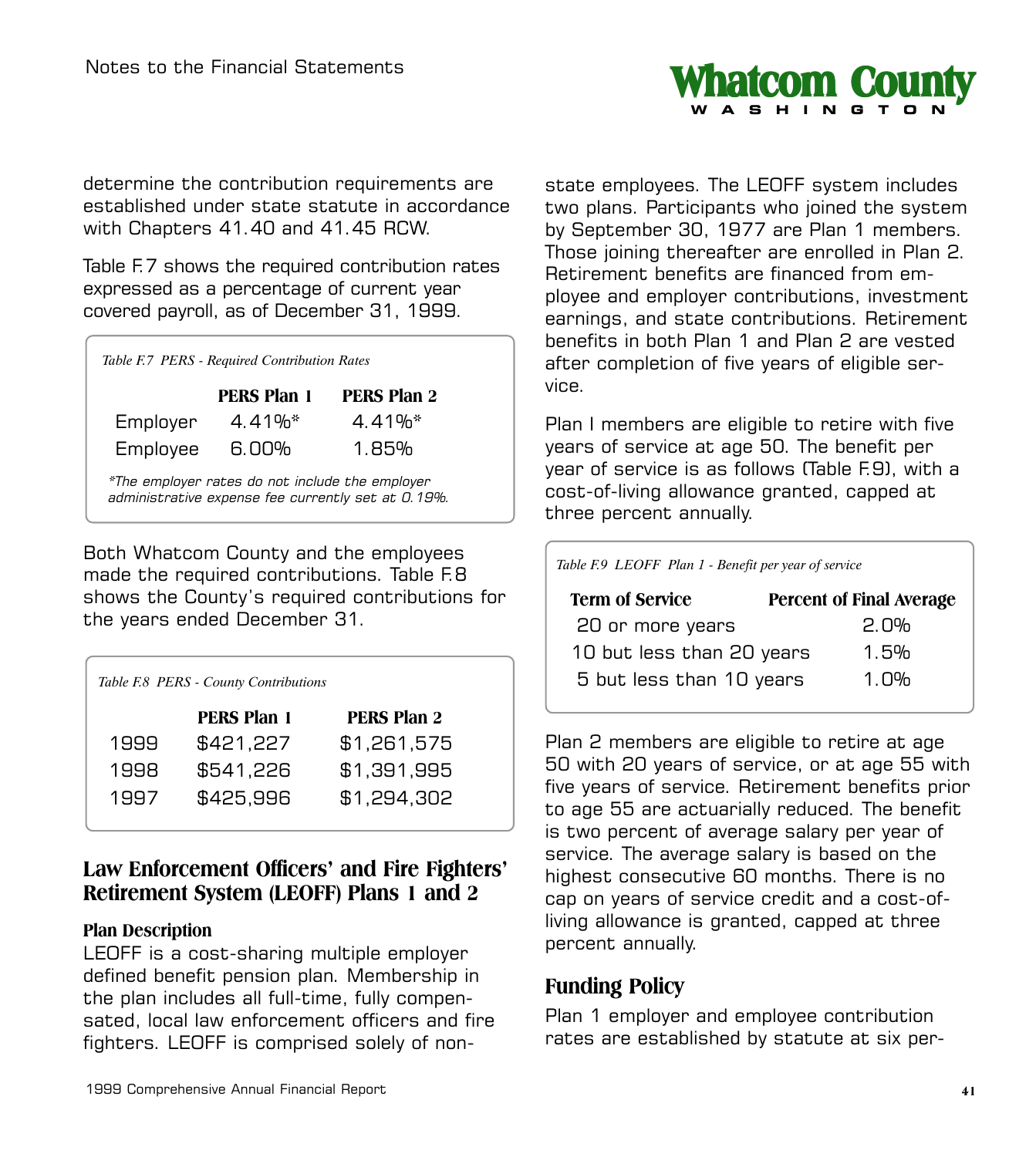determine the contribution requirements are established under state statute in accordance with Chapters 41.40 and 41.45 RCW.

Table F.7 shows the required contribution rates expressed as a percentage of current year covered payroll, as of December 31, 1999.

*Table F.7 PERS - Required Contribution Rates*

| | PERS Plan 1 | PERS Plan 2 |
|---|---|---|
| Employer | 4.41%* | 4.41%* |
| Employee | 6.00% | 1.85% |

*The employer rates do not include the employer administrative expense fee currently set at 0.19%.*

Both Whatcom County and the employees made the required contributions. Table F.8 shows the County's required contributions for the years ended December 31.

*Table F.8 PERS - County Contributions*

| | PERS Plan 1 | PERS Plan 2 |
|---|---|---|
| 1999 | $421,227 | $1,261,575 |
| 1998 | $541,226 | $1,391,995 |
| 1997 | $425,996 | $1,294,302 |

## Law Enforcement Officers' and Fire Fighters' Retirement System (LEOFF) Plans 1 and 2

### Plan Description

LEOFF is a cost-sharing multiple employer defined benefit pension plan. Membership in the plan includes all full-time, fully compensated, local law enforcement officers and fire fighters. LEOFF is comprised solely of non-state employees. The LEOFF system includes two plans. Participants who joined the system by September 30, 1977 are Plan 1 members. Those joining thereafter are enrolled in Plan 2. Retirement benefits are financed from employee and employer contributions, investment earnings, and state contributions. Retirement benefits in both Plan 1 and Plan 2 are vested after completion of five years of eligible service.

Plan I members are eligible to retire with five years of service at age 50. The benefit per year of service is as follows (Table F.9), with a cost-of-living allowance granted, capped at three percent annually.

*Table F.9 LEOFF Plan 1 - Benefit per year of service*

| Term of Service | Percent of Final Average |
|---|---|
| 20 or more years | 2.0% |
| 10 but less than 20 years | 1.5% |
| 5 but less than 10 years | 1.0% |

Plan 2 members are eligible to retire at age 50 with 20 years of service, or at age 55 with five years of service. Retirement benefits prior to age 55 are actuarially reduced. The benefit is two percent of average salary per year of service. The average salary is based on the highest consecutive 60 months. There is no cap on years of service credit and a cost-of-living allowance is granted, capped at three percent annually.

### Funding Policy

Plan 1 employer and employee contribution rates are established by statute at six per-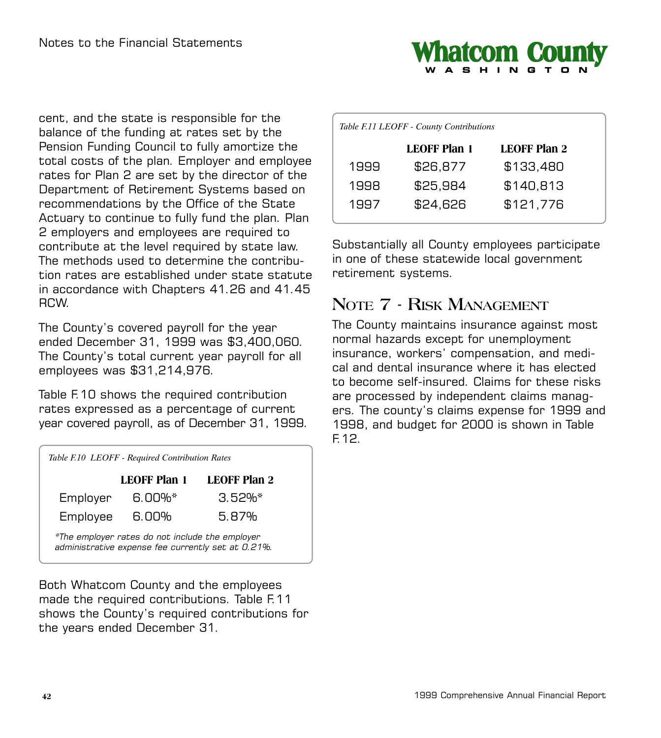cent, and the state is responsible for the balance of the funding at rates set by the Pension Funding Council to fully amortize the total costs of the plan. Employer and employee rates for Plan 2 are set by the director of the Department of Retirement Systems based on recommendations by the Office of the State Actuary to continue to fully fund the plan. Plan 2 employers and employees are required to contribute at the level required by state law. The methods used to determine the contribution rates are established under state statute in accordance with Chapters 41.26 and 41.45 RCW.

The County's covered payroll for the year ended December 31, 1999 was $3,400,060. The County's total current year payroll for all employees was $31,214,976.

Table F.10 shows the required contribution rates expressed as a percentage of current year covered payroll, as of December 31, 1999.

*Table F.10 LEOFF - Required Contribution Rates*

| | LEOFF Plan 1 | LEOFF Plan 2 |
|---|---|---|
| Employer | 6.00%* | 3.52%* |
| Employee | 6.00% | 5.87% |

*\*The employer rates do not include the employer administrative expense fee currently set at 0.21%.*

Both Whatcom County and the employees made the required contributions. Table F.11 shows the County's required contributions for the years ended December 31.

*Table F.11 LEOFF - County Contributions*

| | LEOFF Plan 1 | LEOFF Plan 2 |
|---|---|---|
| 1999 | $26,877 | $133,480 |
| 1998 | $25,984 | $140,813 |
| 1997 | $24,626 | $121,776 |

Substantially all County employees participate in one of these statewide local government retirement systems.

## Note 7 - Risk Management

The County maintains insurance against most normal hazards except for unemployment insurance, workers' compensation, and medical and dental insurance where it has elected to become self-insured. Claims for these risks are processed by independent claims managers. The county's claims expense for 1999 and 1998, and budget for 2000 is shown in Table F.12.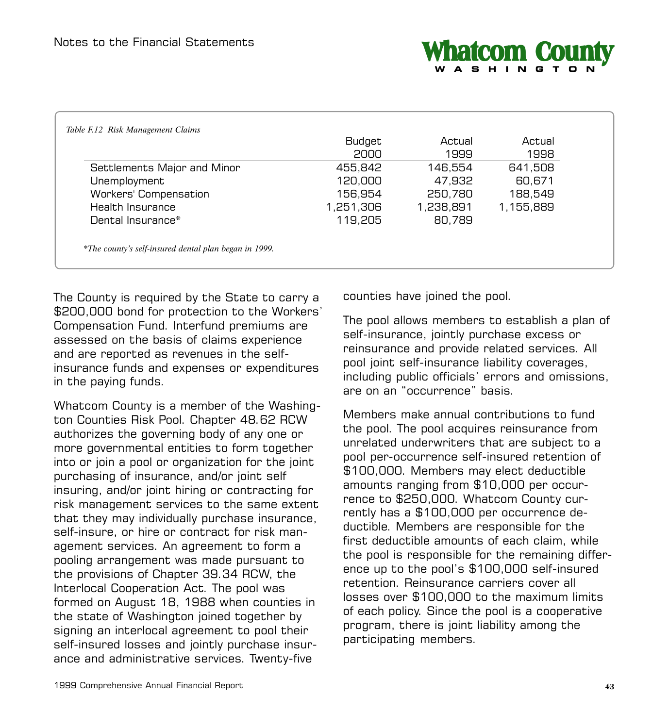*Table F.12 Risk Management Claims*

| | Budget 2000 | Actual 1999 | Actual 1998 |
|---|---|---|---|
| Settlements Major and Minor | 455,842 | 146,554 | 641,508 |
| Unemployment | 120,000 | 47,932 | 60,671 |
| Workers' Compensation | 156,954 | 250,780 | 188,549 |
| Health Insurance | 1,251,306 | 1,238,891 | 1,155,889 |
| Dental Insurance* | 119,205 | 80,789 | |

*\*The county's self-insured dental plan began in 1999.*

The County is required by the State to carry a $200,000 bond for protection to the Workers' Compensation Fund. Interfund premiums are assessed on the basis of claims experience and are reported as revenues in the self-insurance funds and expenses or expenditures in the paying funds.

Whatcom County is a member of the Washington Counties Risk Pool. Chapter 48.62 RCW authorizes the governing body of any one or more governmental entities to form together into or join a pool or organization for the joint purchasing of insurance, and/or joint self insuring, and/or joint hiring or contracting for risk management services to the same extent that they may individually purchase insurance, self-insure, or hire or contract for risk management services. An agreement to form a pooling arrangement was made pursuant to the provisions of Chapter 39.34 RCW, the Interlocal Cooperation Act. The pool was formed on August 18, 1988 when counties in the state of Washington joined together by signing an interlocal agreement to pool their self-insured losses and jointly purchase insurance and administrative services. Twenty-five counties have joined the pool.

The pool allows members to establish a plan of self-insurance, jointly purchase excess or reinsurance and provide related services. All pool joint self-insurance liability coverages, including public officials' errors and omissions, are on an "occurrence" basis.

Members make annual contributions to fund the pool. The pool acquires reinsurance from unrelated underwriters that are subject to a pool per-occurrence self-insured retention of $100,000. Members may elect deductible amounts ranging from $10,000 per occurrence to $250,000. Whatcom County currently has a $100,000 per occurrence deductible. Members are responsible for the first deductible amounts of each claim, while the pool is responsible for the remaining difference up to the pool's $100,000 self-insured retention. Reinsurance carriers cover all losses over $100,000 to the maximum limits of each policy. Since the pool is a cooperative program, there is joint liability among the participating members.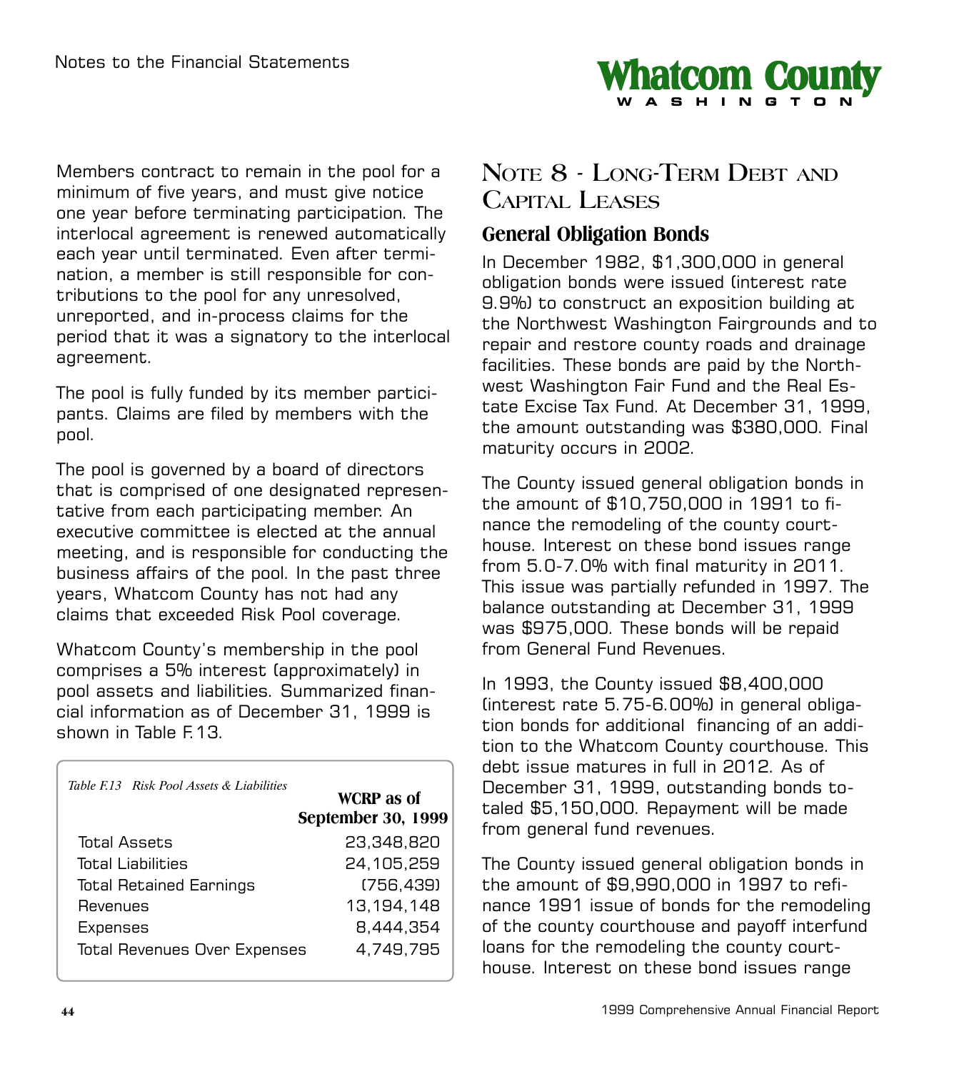Members contract to remain in the pool for a minimum of five years, and must give notice one year before terminating participation. The interlocal agreement is renewed automatically each year until terminated. Even after termination, a member is still responsible for contributions to the pool for any unresolved, unreported, and in-process claims for the period that it was a signatory to the interlocal agreement.

The pool is fully funded by its member participants. Claims are filed by members with the pool.

The pool is governed by a board of directors that is comprised of one designated representative from each participating member. An executive committee is elected at the annual meeting, and is responsible for conducting the business affairs of the pool. In the past three years, Whatcom County has not had any claims that exceeded Risk Pool coverage.

Whatcom County's membership in the pool comprises a 5% interest (approximately) in pool assets and liabilities. Summarized financial information as of December 31, 1999 is shown in Table F.13.

*Table F.13 Risk Pool Assets & Liabilities*

| | WCRP as of September 30, 1999 |
|---|---|
| Total Assets | 23,348,820 |
| Total Liabilities | 24,105,259 |
| Total Retained Earnings | (756,439) |
| Revenues | 13,194,148 |
| Expenses | 8,444,354 |
| Total Revenues Over Expenses | 4,749,795 |

# Note 8 - Long-Term Debt and Capital Leases

## General Obligation Bonds

In December 1982, $1,300,000 in general obligation bonds were issued (interest rate 9.9%) to construct an exposition building at the Northwest Washington Fairgrounds and to repair and restore county roads and drainage facilities. These bonds are paid by the Northwest Washington Fair Fund and the Real Estate Excise Tax Fund. At December 31, 1999, the amount outstanding was $380,000. Final maturity occurs in 2002.

The County issued general obligation bonds in the amount of $10,750,000 in 1991 to finance the remodeling of the county courthouse. Interest on these bond issues range from 5.0-7.0% with final maturity in 2011. This issue was partially refunded in 1997. The balance outstanding at December 31, 1999 was $975,000. These bonds will be repaid from General Fund Revenues.

In 1993, the County issued $8,400,000 (interest rate 5.75-6.00%) in general obligation bonds for additional financing of an addition to the Whatcom County courthouse. This debt issue matures in full in 2012. As of December 31, 1999, outstanding bonds totaled $5,150,000. Repayment will be made from general fund revenues.

The County issued general obligation bonds in the amount of $9,990,000 in 1997 to refinance 1991 issue of bonds for the remodeling of the county courthouse and payoff interfund loans for the remodeling the county courthouse. Interest on these bond issues range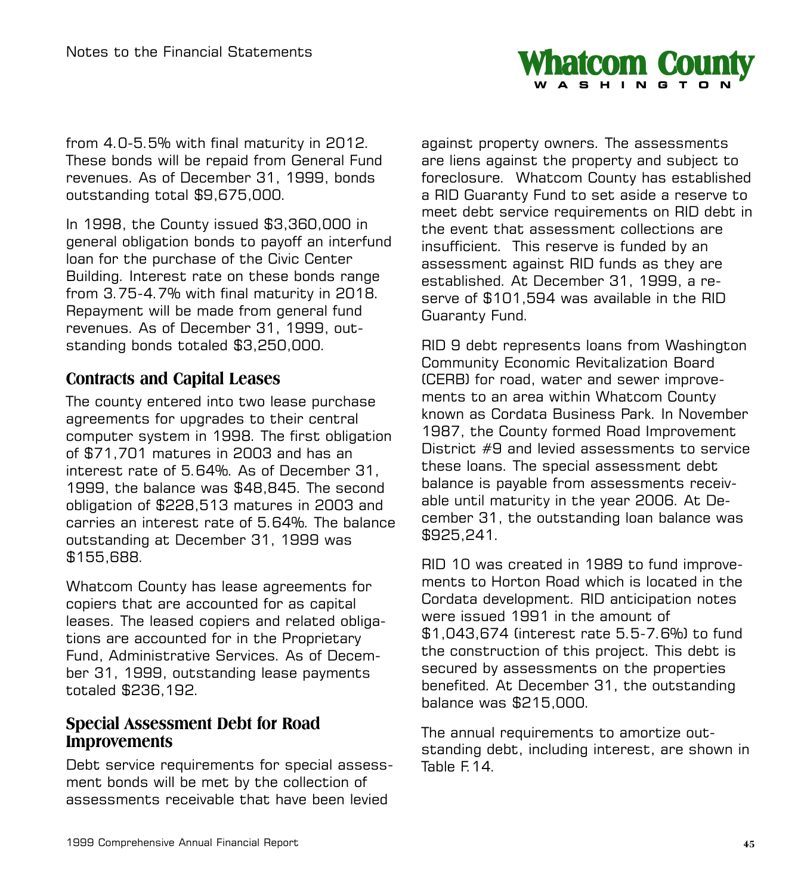from 4.0-5.5% with final maturity in 2012. These bonds will be repaid from General Fund revenues. As of December 31, 1999, bonds outstanding total $9,675,000.

In 1998, the County issued $3,360,000 in general obligation bonds to payoff an interfund loan for the purchase of the Civic Center Building. Interest rate on these bonds range from 3.75-4.7% with final maturity in 2018. Repayment will be made from general fund revenues. As of December 31, 1999, outstanding bonds totaled $3,250,000.

## Contracts and Capital Leases

The county entered into two lease purchase agreements for upgrades to their central computer system in 1998. The first obligation of $71,701 matures in 2003 and has an interest rate of 5.64%. As of December 31, 1999, the balance was $48,845. The second obligation of $228,513 matures in 2003 and carries an interest rate of 5.64%. The balance outstanding at December 31, 1999 was $155,688.

Whatcom County has lease agreements for copiers that are accounted for as capital leases. The leased copiers and related obligations are accounted for in the Proprietary Fund, Administrative Services. As of December 31, 1999, outstanding lease payments totaled $236,192.

## Special Assessment Debt for Road Improvements

Debt service requirements for special assessment bonds will be met by the collection of assessments receivable that have been levied against property owners. The assessments are liens against the property and subject to foreclosure. Whatcom County has established a RID Guaranty Fund to set aside a reserve to meet debt service requirements on RID debt in the event that assessment collections are insufficient. This reserve is funded by an assessment against RID funds as they are established. At December 31, 1999, a reserve of $101,594 was available in the RID Guaranty Fund.

RID 9 debt represents loans from Washington Community Economic Revitalization Board (CERB) for road, water and sewer improvements to an area within Whatcom County known as Cordata Business Park. In November 1987, the County formed Road Improvement District #9 and levied assessments to service these loans. The special assessment debt balance is payable from assessments receivable until maturity in the year 2006. At December 31, the outstanding loan balance was $925,241.

RID 10 was created in 1989 to fund improvements to Horton Road which is located in the Cordata development. RID anticipation notes were issued 1991 in the amount of $1,043,674 (interest rate 5.5-7.6%) to fund the construction of this project. This debt is secured by assessments on the properties benefited. At December 31, the outstanding balance was $215,000.

The annual requirements to amortize outstanding debt, including interest, are shown in Table F.14.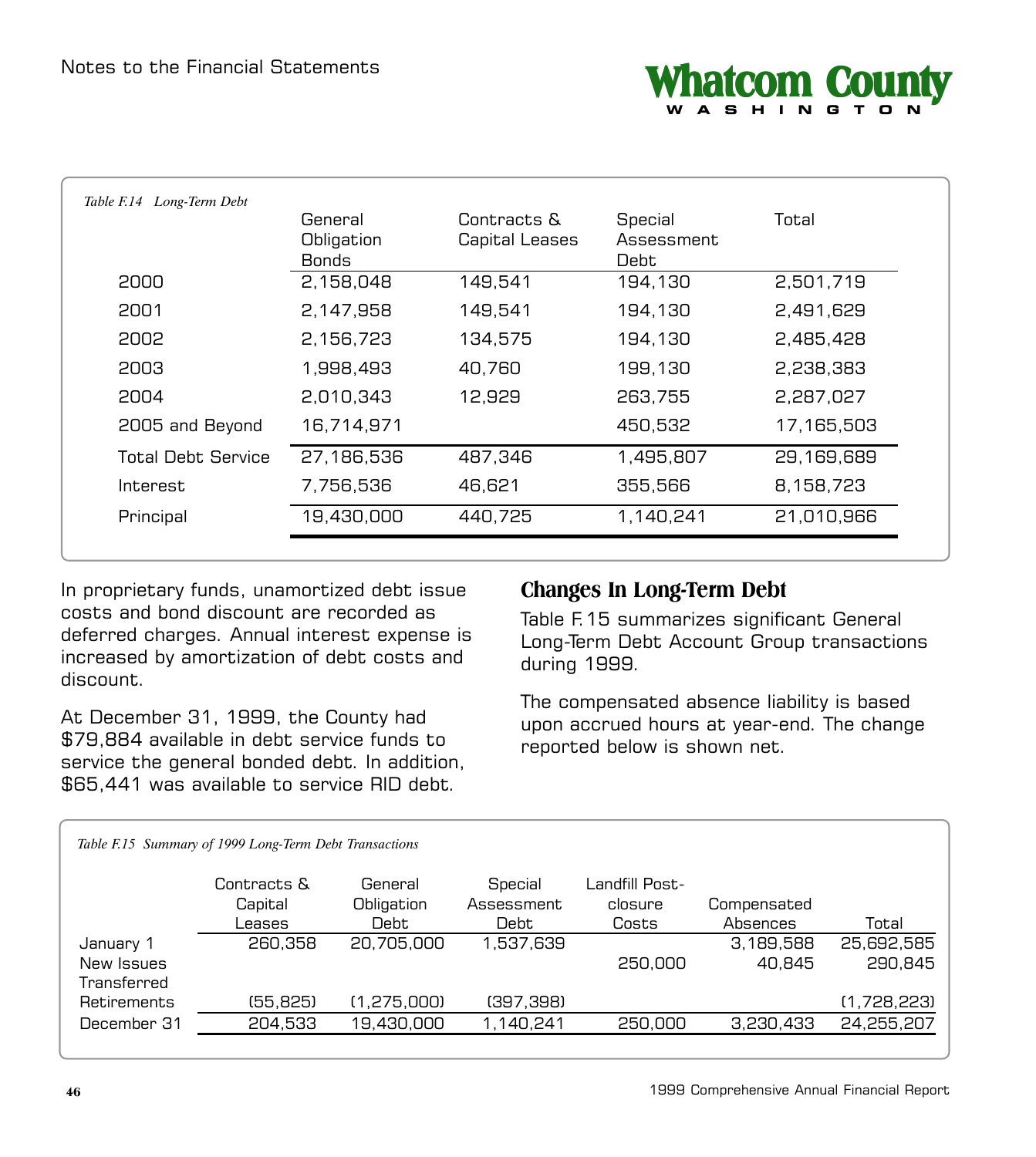Table F.14 Long-Term Debt

| | General Obligation Bonds | Contracts & Capital Leases | Special Assessment Debt | Total |
|---|---|---|---|---|
| 2000 | 2,158,048 | 149,541 | 194,130 | 2,501,719 |
| 2001 | 2,147,958 | 149,541 | 194,130 | 2,491,629 |
| 2002 | 2,156,723 | 134,575 | 194,130 | 2,485,428 |
| 2003 | 1,998,493 | 40,760 | 199,130 | 2,238,383 |
| 2004 | 2,010,343 | 12,929 | 263,755 | 2,287,027 |
| 2005 and Beyond | 16,714,971 | | 450,532 | 17,165,503 |
| Total Debt Service | 27,186,536 | 487,346 | 1,495,807 | 29,169,689 |
| Interest | 7,756,536 | 46,621 | 355,566 | 8,158,723 |
| Principal | 19,430,000 | 440,725 | 1,140,241 | 21,010,966 |

In proprietary funds, unamortized debt issue costs and bond discount are recorded as deferred charges. Annual interest expense is increased by amortization of debt costs and discount.

At December 31, 1999, the County had $79,884 available in debt service funds to service the general bonded debt. In addition, $65,441 was available to service RID debt.

## Changes In Long-Term Debt

Table F.15 summarizes significant General Long-Term Debt Account Group transactions during 1999.

The compensated absence liability is based upon accrued hours at year-end. The change reported below is shown net.

Table F.15 Summary of 1999 Long-Term Debt Transactions

| | Contracts & Capital Leases | General Obligation Debt | Special Assessment Debt | Landfill Post-closure Costs | Compensated Absences | Total |
|---|---|---|---|---|---|---|
| January 1 | 260,358 | 20,705,000 | 1,537,639 | | 3,189,588 | 25,692,585 |
| New Issues | | | | 250,000 | 40,845 | 290,845 |
| Transferred | | | | | | |
| Retirements | (55,825) | (1,275,000) | (397,398) | | | (1,728,223) |
| December 31 | 204,533 | 19,430,000 | 1,140,241 | 250,000 | 3,230,433 | 24,255,207 |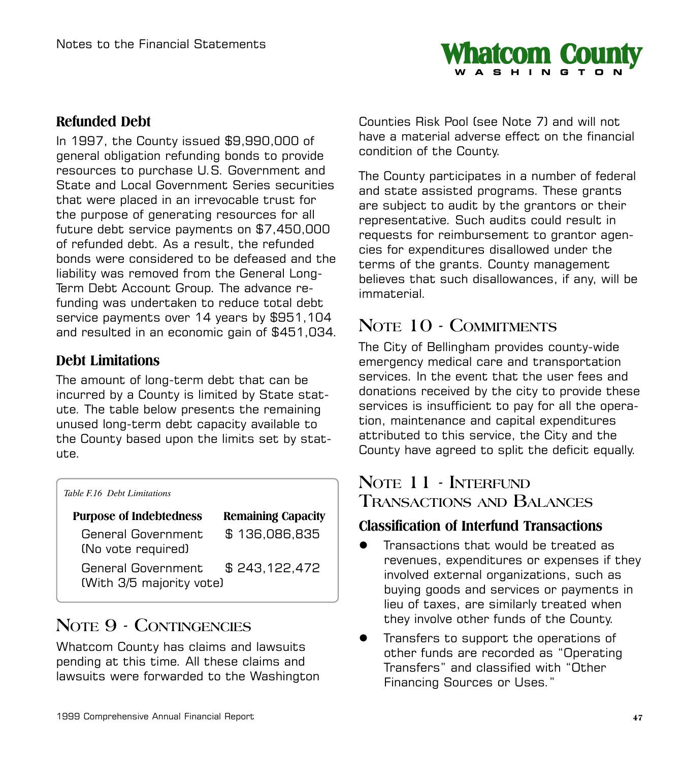### Refunded Debt

In 1997, the County issued $9,990,000 of general obligation refunding bonds to provide resources to purchase U.S. Government and State and Local Government Series securities that were placed in an irrevocable trust for the purpose of generating resources for all future debt service payments on $7,450,000 of refunded debt. As a result, the refunded bonds were considered to be defeased and the liability was removed from the General Long-Term Debt Account Group. The advance refunding was undertaken to reduce total debt service payments over 14 years by $951,104 and resulted in an economic gain of $451,034.

### Debt Limitations

The amount of long-term debt that can be incurred by a County is limited by State statute. The table below presents the remaining unused long-term debt capacity available to the County based upon the limits set by statute.

*Table F.16 Debt Limitations*

| Purpose of Indebtedness | Remaining Capacity |
|---|---|
| General Government (No vote required) | $ 136,086,835 |
| General Government (With 3/5 majority vote) | $ 243,122,472 |

## Note 9 - Contingencies

Whatcom County has claims and lawsuits pending at this time. All these claims and lawsuits were forwarded to the Washington Counties Risk Pool (see Note 7) and will not have a material adverse effect on the financial condition of the County.

The County participates in a number of federal and state assisted programs. These grants are subject to audit by the grantors or their representative. Such audits could result in requests for reimbursement to grantor agencies for expenditures disallowed under the terms of the grants. County management believes that such disallowances, if any, will be immaterial.

## Note 10 - Commitments

The City of Bellingham provides county-wide emergency medical care and transportation services. In the event that the user fees and donations received by the city to provide these services is insufficient to pay for all the operation, maintenance and capital expenditures attributed to this service, the City and the County have agreed to split the deficit equally.

## Note 11 - Interfund Transactions and Balances

### Classification of Interfund Transactions

- Transactions that would be treated as revenues, expenditures or expenses if they involved external organizations, such as buying goods and services or payments in lieu of taxes, are similarly treated when they involve other funds of the County.
- Transfers to support the operations of other funds are recorded as "Operating Transfers" and classified with "Other Financing Sources or Uses."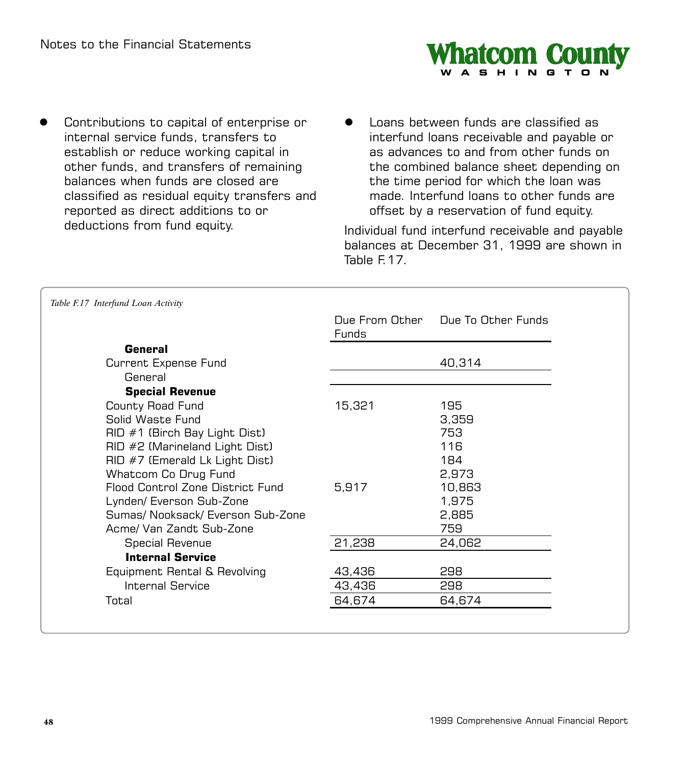- Contributions to capital of enterprise or internal service funds, transfers to establish or reduce working capital in other funds, and transfers of remaining balances when funds are closed are classified as residual equity transfers and reported as direct additions to or deductions from fund equity.
- Loans between funds are classified as interfund loans receivable and payable or as advances to and from other funds on the combined balance sheet depending on the time period for which the loan was made. Interfund loans to other funds are offset by a reservation of fund equity.

Individual fund interfund receivable and payable balances at December 31, 1999 are shown in Table F.17.

*Table F.17 Interfund Loan Activity*

| | Due From Other Funds | Due To Other Funds |
|---|---|---|
| **General** | | |
| Current Expense Fund | | 40,314 |
| General | | |
| **Special Revenue** | | |
| County Road Fund | 15,321 | 195 |
| Solid Waste Fund | | 3,359 |
| RID #1 (Birch Bay Light Dist) | | 753 |
| RID #2 (Marineland Light Dist) | | 116 |
| RID #7 (Emerald Lk Light Dist) | | 184 |
| Whatcom Co Drug Fund | | 2,973 |
| Flood Control Zone District Fund | 5,917 | 10,863 |
| Lynden/ Everson Sub-Zone | | 1,975 |
| Sumas/ Nooksack/ Everson Sub-Zone | | 2,885 |
| Acme/ Van Zandt Sub-Zone | | 759 |
| Special Revenue | 21,238 | 24,062 |
| **Internal Service** | | |
| Equipment Rental & Revolving | 43,436 | 298 |
| Internal Service | 43,436 | 298 |
| Total | 64,674 | 64,674 |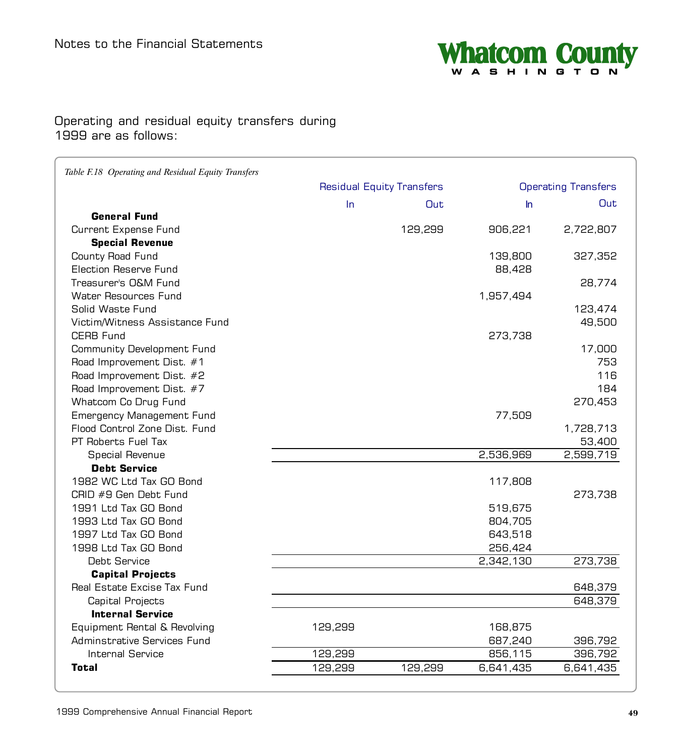Operating and residual equity transfers during 1999 are as follows:

*Table F.18 Operating and Residual Equity Transfers*

| | Residual Equity Transfers | | Operating Transfers | |
|---|---|---|---|---|
| | In | Out | In | Out |
| **General Fund** | | | | |
| Current Expense Fund | | 129,299 | 906,221 | 2,722,807 |
| **Special Revenue** | | | | |
| County Road Fund | | | 139,800 | 327,352 |
| Election Reserve Fund | | | 88,428 | |
| Treasurer's O&M Fund | | | | 28,774 |
| Water Resources Fund | | | 1,957,494 | |
| Solid Waste Fund | | | | 123,474 |
| Victim/Witness Assistance Fund | | | | 49,500 |
| CERB Fund | | | 273,738 | |
| Community Development Fund | | | | 17,000 |
| Road Improvement Dist. #1 | | | | 753 |
| Road Improvement Dist. #2 | | | | 116 |
| Road Improvement Dist. #7 | | | | 184 |
| Whatcom Co Drug Fund | | | | 270,453 |
| Emergency Management Fund | | | 77,509 | |
| Flood Control Zone Dist. Fund | | | | 1,728,713 |
| PT Roberts Fuel Tax | | | | 53,400 |
| Special Revenue | | | 2,536,969 | 2,599,719 |
| **Debt Service** | | | | |
| 1982 WC Ltd Tax GO Bond | | | 117,808 | |
| CRID #9 Gen Debt Fund | | | | 273,738 |
| 1991 Ltd Tax GO Bond | | | 519,675 | |
| 1993 Ltd Tax GO Bond | | | 804,705 | |
| 1997 Ltd Tax GO Bond | | | 643,518 | |
| 1998 Ltd Tax GO Bond | | | 256,424 | |
| Debt Service | | | 2,342,130 | 273,738 |
| **Capital Projects** | | | | |
| Real Estate Excise Tax Fund | | | | 648,379 |
| Capital Projects | | | | 648,379 |
| **Internal Service** | | | | |
| Equipment Rental & Revolving | 129,299 | | 168,875 | |
| Adminstrative Services Fund | | | 687,240 | 396,792 |
| Internal Service | 129,299 | | 856,115 | 396,792 |
| **Total** | 129,299 | 129,299 | 6,641,435 | 6,641,435 |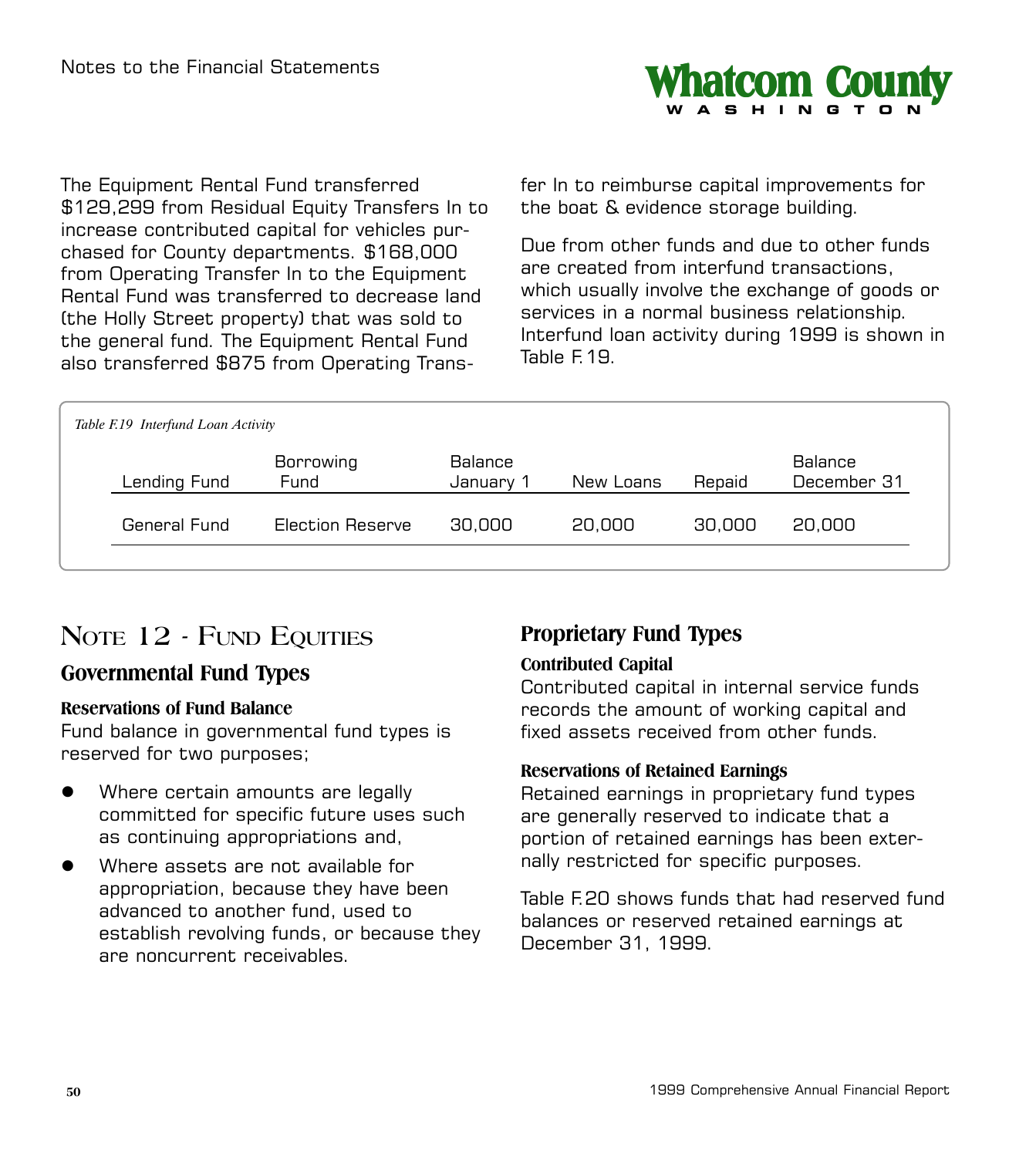The Equipment Rental Fund transferred $129,299 from Residual Equity Transfers In to increase contributed capital for vehicles purchased for County departments. $168,000 from Operating Transfer In to the Equipment Rental Fund was transferred to decrease land (the Holly Street property) that was sold to the general fund. The Equipment Rental Fund also transferred $875 from Operating Transfer In to reimburse capital improvements for the boat & evidence storage building.

Due from other funds and due to other funds are created from interfund transactions, which usually involve the exchange of goods or services in a normal business relationship. Interfund loan activity during 1999 is shown in Table F.19.

*Table F.19 Interfund Loan Activity*

| Lending Fund | Borrowing Fund | Balance January 1 | New Loans | Repaid | Balance December 31 |
|---|---|---|---|---|---|
| General Fund | Election Reserve | 30,000 | 20,000 | 30,000 | 20,000 |

# Note 12 - Fund Equities

## Governmental Fund Types

### Reservations of Fund Balance

Fund balance in governmental fund types is reserved for two purposes;

- Where certain amounts are legally committed for specific future uses such as continuing appropriations and,
- Where assets are not available for appropriation, because they have been advanced to another fund, used to establish revolving funds, or because they are noncurrent receivables.

## Proprietary Fund Types

### Contributed Capital

Contributed capital in internal service funds records the amount of working capital and fixed assets received from other funds.

### Reservations of Retained Earnings

Retained earnings in proprietary fund types are generally reserved to indicate that a portion of retained earnings has been externally restricted for specific purposes.

Table F.20 shows funds that had reserved fund balances or reserved retained earnings at December 31, 1999.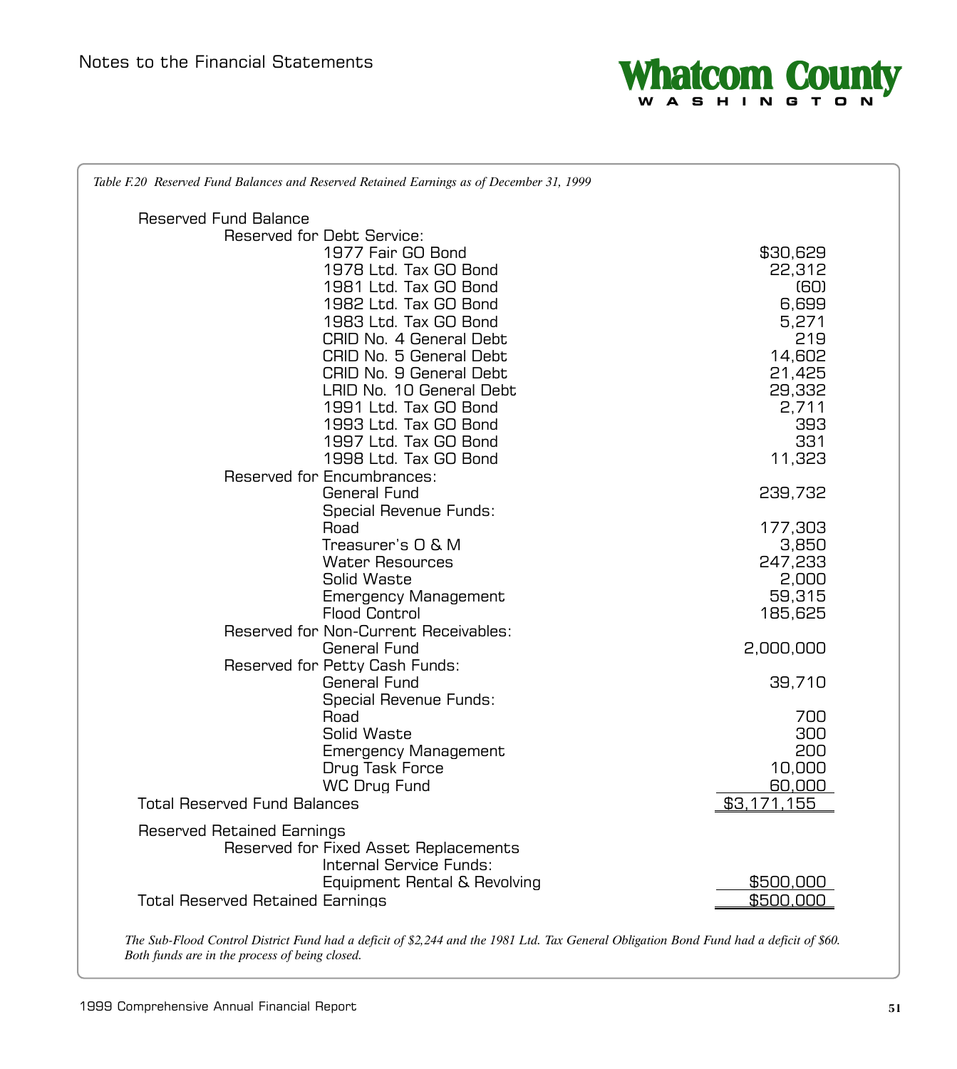# Notes to the Financial Statements

*Table F.20 Reserved Fund Balances and Reserved Retained Earnings as of December 31, 1999*

| | |
|---|---|
| **Reserved Fund Balance** | |
| Reserved for Debt Service: | |
| 1977 Fair GO Bond | $30,629 |
| 1978 Ltd. Tax GO Bond | 22,312 |
| 1981 Ltd. Tax GO Bond | (60) |
| 1982 Ltd. Tax GO Bond | 6,699 |
| 1983 Ltd. Tax GO Bond | 5,271 |
| CRID No. 4 General Debt | 219 |
| CRID No. 5 General Debt | 14,602 |
| CRID No. 9 General Debt | 21,425 |
| LRID No. 10 General Debt | 29,332 |
| 1991 Ltd. Tax GO Bond | 2,711 |
| 1993 Ltd. Tax GO Bond | 393 |
| 1997 Ltd. Tax GO Bond | 331 |
| 1998 Ltd. Tax GO Bond | 11,323 |
| Reserved for Encumbrances: | |
| General Fund | 239,732 |
| Special Revenue Funds: | |
| Road | 177,303 |
| Treasurer's O & M | 3,850 |
| Water Resources | 247,233 |
| Solid Waste | 2,000 |
| Emergency Management | 59,315 |
| Flood Control | 185,625 |
| Reserved for Non-Current Receivables: | |
| General Fund | 2,000,000 |
| Reserved for Petty Cash Funds: | |
| General Fund | 39,710 |
| Special Revenue Funds: | |
| Road | 700 |
| Solid Waste | 300 |
| Emergency Management | 200 |
| Drug Task Force | 10,000 |
| WC Drug Fund | 60,000 |
| **Total Reserved Fund Balances** | **$3,171,155** |
| **Reserved Retained Earnings** | |
| Reserved for Fixed Asset Replacements | |
| Internal Service Funds: | |
| Equipment Rental & Revolving | $500,000 |
| **Total Reserved Retained Earnings** | **$500,000** |

*The Sub-Flood Control District Fund had a deficit of $2,244 and the 1981 Ltd. Tax General Obligation Bond Fund had a deficit of $60. Both funds are in the process of being closed.*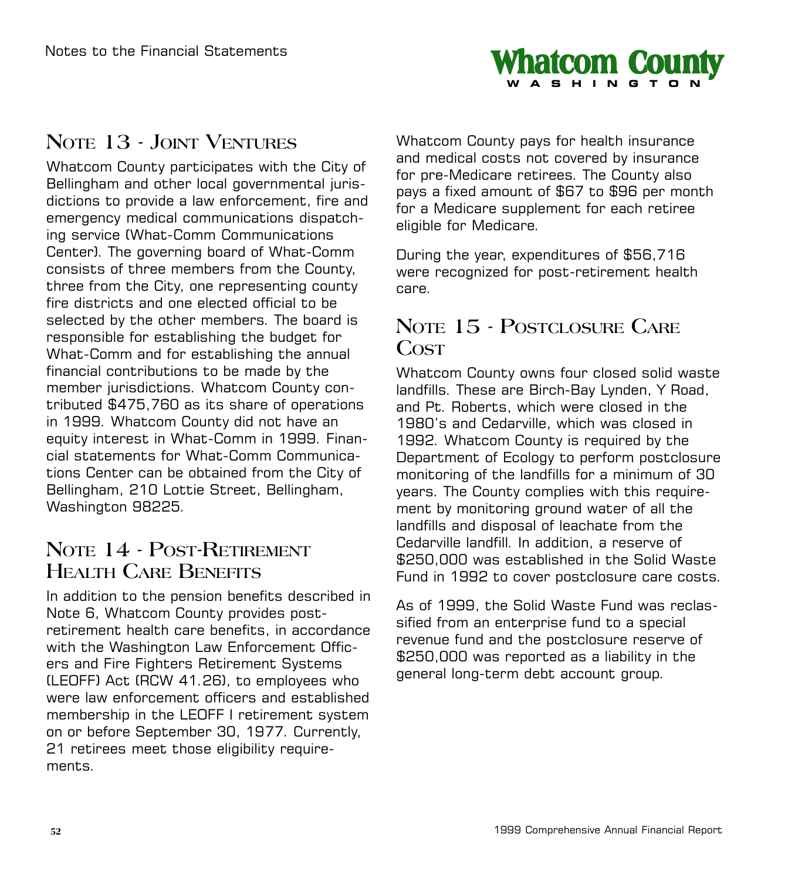## Note 13 - Joint Ventures

Whatcom County participates with the City of Bellingham and other local governmental jurisdictions to provide a law enforcement, fire and emergency medical communications dispatching service (What-Comm Communications Center). The governing board of What-Comm consists of three members from the County, three from the City, one representing county fire districts and one elected official to be selected by the other members. The board is responsible for establishing the budget for What-Comm and for establishing the annual financial contributions to be made by the member jurisdictions. Whatcom County contributed $475,760 as its share of operations in 1999. Whatcom County did not have an equity interest in What-Comm in 1999. Financial statements for What-Comm Communications Center can be obtained from the City of Bellingham, 210 Lottie Street, Bellingham, Washington 98225.

## Note 14 - Post-Retirement Health Care Benefits

In addition to the pension benefits described in Note 6, Whatcom County provides post-retirement health care benefits, in accordance with the Washington Law Enforcement Officers and Fire Fighters Retirement Systems (LEOFF) Act (RCW 41.26), to employees who were law enforcement officers and established membership in the LEOFF I retirement system on or before September 30, 1977. Currently, 21 retirees meet those eligibility requirements.

Whatcom County pays for health insurance and medical costs not covered by insurance for pre-Medicare retirees. The County also pays a fixed amount of $67 to $96 per month for a Medicare supplement for each retiree eligible for Medicare.

During the year, expenditures of $56,716 were recognized for post-retirement health care.

## Note 15 - Postclosure Care Cost

Whatcom County owns four closed solid waste landfills. These are Birch-Bay Lynden, Y Road, and Pt. Roberts, which were closed in the 1980's and Cedarville, which was closed in 1992. Whatcom County is required by the Department of Ecology to perform postclosure monitoring of the landfills for a minimum of 30 years. The County complies with this requirement by monitoring ground water of all the landfills and disposal of leachate from the Cedarville landfill. In addition, a reserve of $250,000 was established in the Solid Waste Fund in 1992 to cover postclosure care costs.

As of 1999, the Solid Waste Fund was reclassified from an enterprise fund to a special revenue fund and the postclosure reserve of $250,000 was reported as a liability in the general long-term debt account group.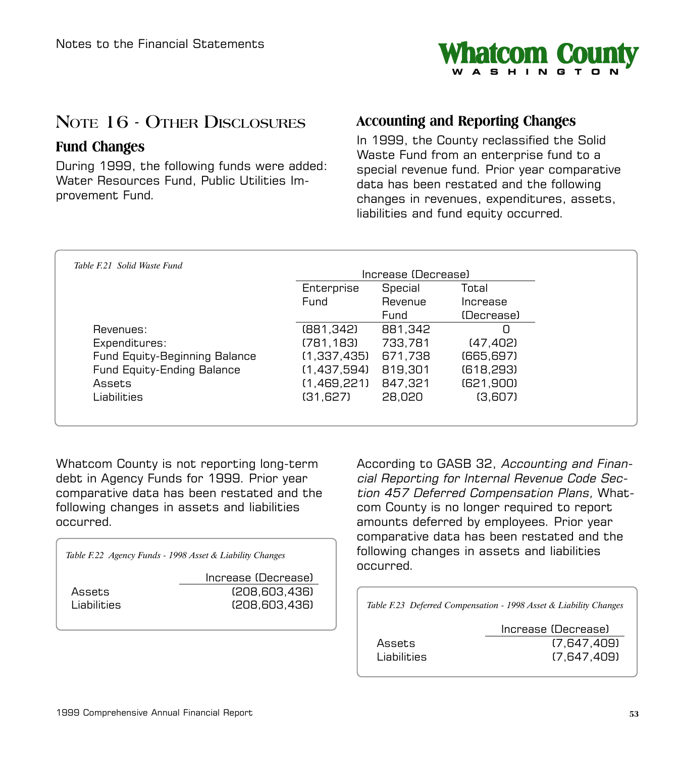## Note 16 - Other Disclosures

### Fund Changes

During 1999, the following funds were added: Water Resources Fund, Public Utilities Improvement Fund.

### Accounting and Reporting Changes

In 1999, the County reclassified the Solid Waste Fund from an enterprise fund to a special revenue fund. Prior year comparative data has been restated and the following changes in revenues, expenditures, assets, liabilities and fund equity occurred.

*Table F.21 Solid Waste Fund*

| | Increase (Decrease) | | |
|---|---|---|---|
| | Enterprise Fund | Special Revenue Fund | Total Increase (Decrease) |
| Revenues: | (881,342) | 881,342 | 0 |
| Expenditures: | (781,183) | 733,781 | (47,402) |
| Fund Equity-Beginning Balance | (1,337,435) | 671,738 | (665,697) |
| Fund Equity-Ending Balance | (1,437,594) | 819,301 | (618,293) |
| Assets | (1,469,221) | 847,321 | (621,900) |
| Liabilities | (31,627) | 28,020 | (3,607) |

Whatcom County is not reporting long-term debt in Agency Funds for 1999. Prior year comparative data has been restated and the following changes in assets and liabilities occurred.

*Table F.22 Agency Funds - 1998 Asset & Liability Changes*

| | Increase (Decrease) |
|---|---|
| Assets | (208,603,436) |
| Liabilities | (208,603,436) |

According to GASB 32, *Accounting and Financial Reporting for Internal Revenue Code Section 457 Deferred Compensation Plans,* Whatcom County is no longer required to report amounts deferred by employees. Prior year comparative data has been restated and the following changes in assets and liabilities occurred.

*Table F.23 Deferred Compensation - 1998 Asset & Liability Changes*

| | Increase (Decrease) |
|---|---|
| Assets | (7,647,409) |
| Liabilities | (7,647,409) |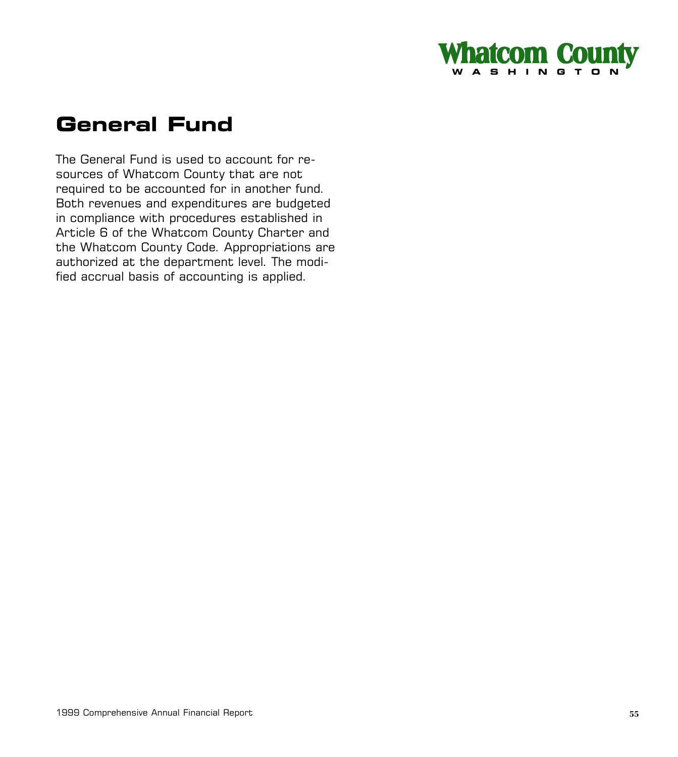# General Fund

The General Fund is used to account for resources of Whatcom County that are not required to be accounted for in another fund. Both revenues and expenditures are budgeted in compliance with procedures established in Article 6 of the Whatcom County Charter and the Whatcom County Code. Appropriations are authorized at the department level. The modified accrual basis of accounting is applied.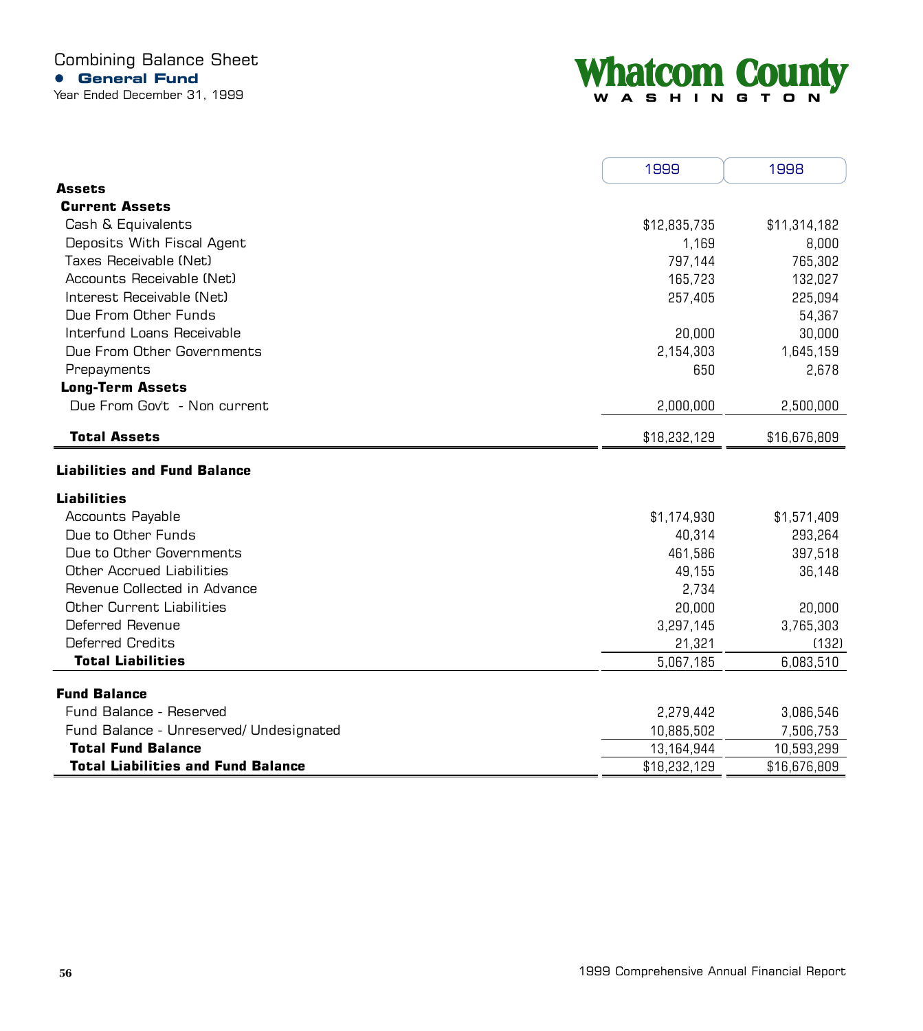# Combining Balance Sheet

## General Fund

Year Ended December 31, 1999

**Whatcom County**
WASHINGTON

| | 1999 | 1998 |
|---|---|---|
| **Assets** | | |
| **Current Assets** | | |
| Cash & Equivalents | $12,835,735 | $11,314,182 |
| Deposits With Fiscal Agent | 1,169 | 8,000 |
| Taxes Receivable (Net) | 797,144 | 765,302 |
| Accounts Receivable (Net) | 165,723 | 132,027 |
| Interest Receivable (Net) | 257,405 | 225,094 |
| Due From Other Funds | | 54,367 |
| Interfund Loans Receivable | 20,000 | 30,000 |
| Due From Other Governments | 2,154,303 | 1,645,159 |
| Prepayments | 650 | 2,678 |
| **Long-Term Assets** | | |
| Due From Gov't - Non current | 2,000,000 | 2,500,000 |
| **Total Assets** | $18,232,129 | $16,676,809 |
| **Liabilities and Fund Balance** | | |
| **Liabilities** | | |
| Accounts Payable | $1,174,930 | $1,571,409 |
| Due to Other Funds | 40,314 | 293,264 |
| Due to Other Governments | 461,586 | 397,518 |
| Other Accrued Liabilities | 49,155 | 36,148 |
| Revenue Collected in Advance | 2,734 | |
| Other Current Liabilities | 20,000 | 20,000 |
| Deferred Revenue | 3,297,145 | 3,765,303 |
| Deferred Credits | 21,321 | (132) |
| **Total Liabilities** | 5,067,185 | 6,083,510 |
| **Fund Balance** | | |
| Fund Balance - Reserved | 2,279,442 | 3,086,546 |
| Fund Balance - Unreserved/ Undesignated | 10,885,502 | 7,506,753 |
| **Total Fund Balance** | 13,164,944 | 10,593,299 |
| **Total Liabilities and Fund Balance** | $18,232,129 | $16,676,809 |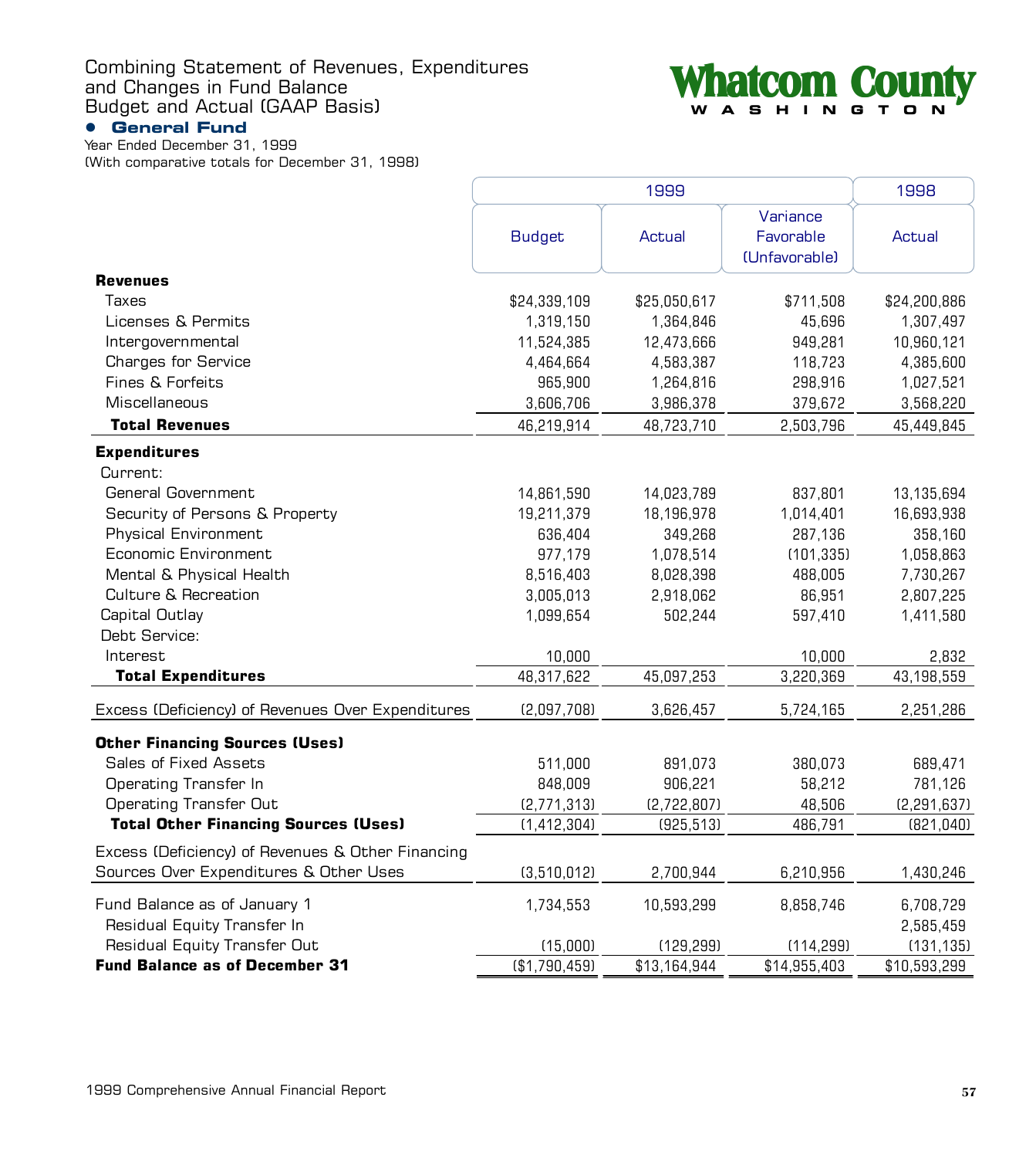# Combining Statement of Revenues, Expenditures and Changes in Fund Balance Budget and Actual (GAAP Basis)

Whatcom County
WASHINGTON

## • General Fund

Year Ended December 31, 1999
(With comparative totals for December 31, 1998)

| | 1999 | | | 1998 |
|---|---|---|---|---|
| | Budget | Actual | Variance Favorable (Unfavorable) | Actual |
| **Revenues** | | | | |
| Taxes | $24,339,109 | $25,050,617 | $711,508 | $24,200,886 |
| Licenses & Permits | 1,319,150 | 1,364,846 | 45,696 | 1,307,497 |
| Intergovernmental | 11,524,385 | 12,473,666 | 949,281 | 10,960,121 |
| Charges for Service | 4,464,664 | 4,583,387 | 118,723 | 4,385,600 |
| Fines & Forfeits | 965,900 | 1,264,816 | 298,916 | 1,027,521 |
| Miscellaneous | 3,606,706 | 3,986,378 | 379,672 | 3,568,220 |
| **Total Revenues** | 46,219,914 | 48,723,710 | 2,503,796 | 45,449,845 |
| **Expenditures** | | | | |
| Current: | | | | |
| General Government | 14,861,590 | 14,023,789 | 837,801 | 13,135,694 |
| Security of Persons & Property | 19,211,379 | 18,196,978 | 1,014,401 | 16,693,938 |
| Physical Environment | 636,404 | 349,268 | 287,136 | 358,160 |
| Economic Environment | 977,179 | 1,078,514 | (101,335) | 1,058,863 |
| Mental & Physical Health | 8,516,403 | 8,028,398 | 488,005 | 7,730,267 |
| Culture & Recreation | 3,005,013 | 2,918,062 | 86,951 | 2,807,225 |
| Capital Outlay | 1,099,654 | 502,244 | 597,410 | 1,411,580 |
| Debt Service: | | | | |
| Interest | 10,000 | | 10,000 | 2,832 |
| **Total Expenditures** | 48,317,622 | 45,097,253 | 3,220,369 | 43,198,559 |
| Excess (Deficiency) of Revenues Over Expenditures | (2,097,708) | 3,626,457 | 5,724,165 | 2,251,286 |
| **Other Financing Sources (Uses)** | | | | |
| Sales of Fixed Assets | 511,000 | 891,073 | 380,073 | 689,471 |
| Operating Transfer In | 848,009 | 906,221 | 58,212 | 781,126 |
| Operating Transfer Out | (2,771,313) | (2,722,807) | 48,506 | (2,291,637) |
| **Total Other Financing Sources (Uses)** | (1,412,304) | (925,513) | 486,791 | (821,040) |
| Excess (Deficiency) of Revenues & Other Financing Sources Over Expenditures & Other Uses | (3,510,012) | 2,700,944 | 6,210,956 | 1,430,246 |
| Fund Balance as of January 1 | 1,734,553 | 10,593,299 | 8,858,746 | 6,708,729 |
| Residual Equity Transfer In | | | | 2,585,459 |
| Residual Equity Transfer Out | (15,000) | (129,299) | (114,299) | (131,135) |
| **Fund Balance as of December 31** | ($1,790,459) | $13,164,944 | $14,955,403 | $10,593,299 |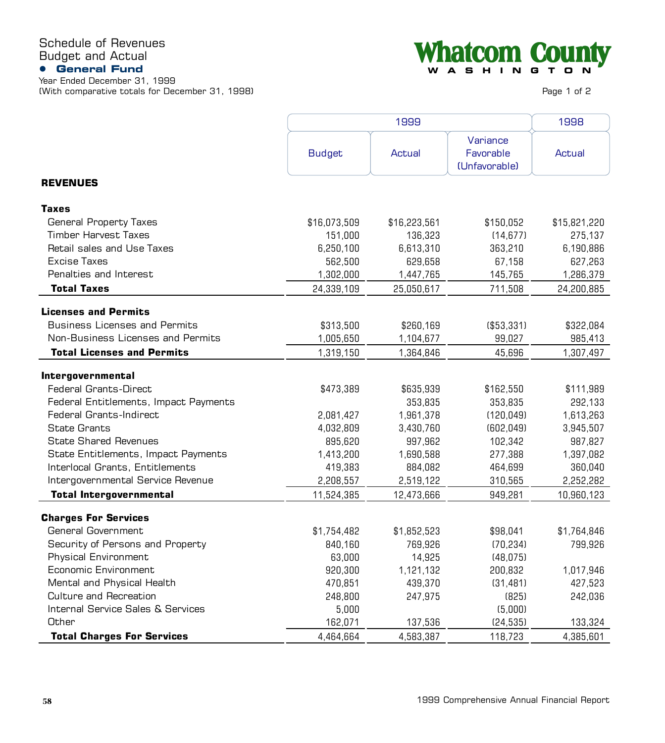# Schedule of Revenues
## Budget and Actual
### General Fund

Year Ended December 31, 1999
(With comparative totals for December 31, 1998)

Whatcom County
WASHINGTON

| | 1999 | | | 1998 |
|---|---|---|---|---|
| | Budget | Actual | Variance Favorable (Unfavorable) | Actual |
| **REVENUES** | | | | |
| **Taxes** | | | | |
| General Property Taxes | $16,073,509 | $16,223,561 | $150,052 | $15,821,220 |
| Timber Harvest Taxes | 151,000 | 136,323 | (14,677) | 275,137 |
| Retail sales and Use Taxes | 6,250,100 | 6,613,310 | 363,210 | 6,190,886 |
| Excise Taxes | 562,500 | 629,658 | 67,158 | 627,263 |
| Penalties and Interest | 1,302,000 | 1,447,765 | 145,765 | 1,286,379 |
| **Total Taxes** | 24,339,109 | 25,050,617 | 711,508 | 24,200,885 |
| **Licenses and Permits** | | | | |
| Business Licenses and Permits | $313,500 | $260,169 | ($53,331) | $322,084 |
| Non-Business Licenses and Permits | 1,005,650 | 1,104,677 | 99,027 | 985,413 |
| **Total Licenses and Permits** | 1,319,150 | 1,364,846 | 45,696 | 1,307,497 |
| **Intergovernmental** | | | | |
| Federal Grants-Direct | $473,389 | $635,939 | $162,550 | $111,989 |
| Federal Entitlements, Impact Payments | | 353,835 | 353,835 | 292,133 |
| Federal Grants-Indirect | 2,081,427 | 1,961,378 | (120,049) | 1,613,263 |
| State Grants | 4,032,809 | 3,430,760 | (602,049) | 3,945,507 |
| State Shared Revenues | 895,620 | 997,962 | 102,342 | 987,827 |
| State Entitlements, Impact Payments | 1,413,200 | 1,690,588 | 277,388 | 1,397,082 |
| Interlocal Grants, Entitlements | 419,383 | 884,082 | 464,699 | 360,040 |
| Intergovernmental Service Revenue | 2,208,557 | 2,519,122 | 310,565 | 2,252,282 |
| **Total Intergovernmental** | 11,524,385 | 12,473,666 | 949,281 | 10,960,123 |
| **Charges For Services** | | | | |
| General Government | $1,754,482 | $1,852,523 | $98,041 | $1,764,846 |
| Security of Persons and Property | 840,160 | 769,926 | (70,234) | 799,926 |
| Physical Environment | 63,000 | 14,925 | (48,075) | |
| Economic Environment | 920,300 | 1,121,132 | 200,832 | 1,017,946 |
| Mental and Physical Health | 470,851 | 439,370 | (31,481) | 427,523 |
| Culture and Recreation | 248,800 | 247,975 | (825) | 242,036 |
| Internal Service Sales & Services | 5,000 | | (5,000) | |
| Other | 162,071 | 137,536 | (24,535) | 133,324 |
| **Total Charges For Services** | 4,464,664 | 4,583,387 | 118,723 | 4,385,601 |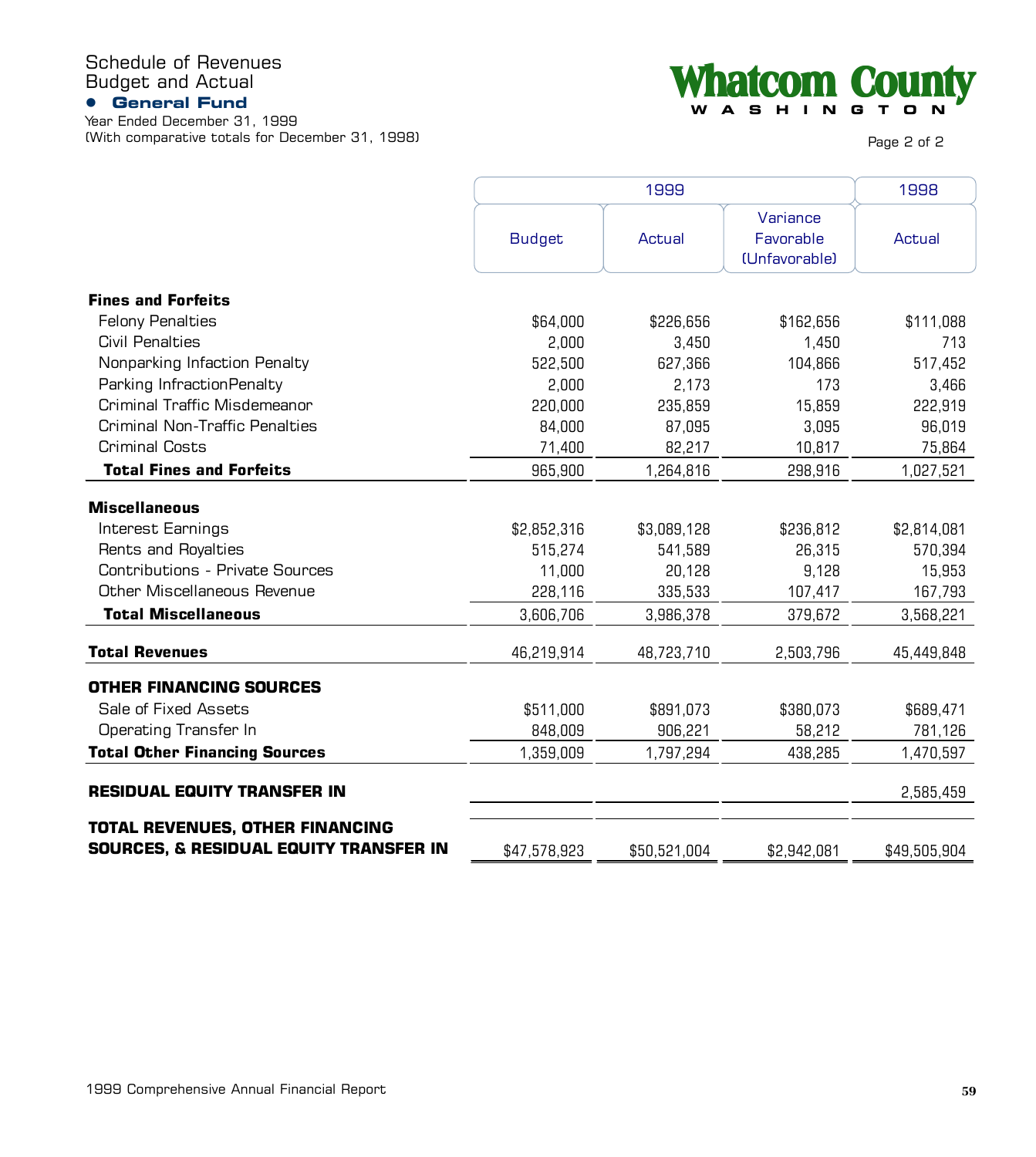Schedule of Revenues
Budget and Actual

## General Fund

Year Ended December 31, 1999
(With comparative totals for December 31, 1998)

Whatcom County
WASHINGTON

| | 1999 | | | 1998 |
|---|---|---|---|---|
| | Budget | Actual | Variance Favorable (Unfavorable) | Actual |
| **Fines and Forfeits** | | | | |
| Felony Penalties | $64,000 | $226,656 | $162,656 | $111,088 |
| Civil Penalties | 2,000 | 3,450 | 1,450 | 713 |
| Nonparking Infaction Penalty | 522,500 | 627,366 | 104,866 | 517,452 |
| Parking InfractionPenalty | 2,000 | 2,173 | 173 | 3,466 |
| Criminal Traffic Misdemeanor | 220,000 | 235,859 | 15,859 | 222,919 |
| Criminal Non-Traffic Penalties | 84,000 | 87,095 | 3,095 | 96,019 |
| Criminal Costs | 71,400 | 82,217 | 10,817 | 75,864 |
| **Total Fines and Forfeits** | 965,900 | 1,264,816 | 298,916 | 1,027,521 |
| **Miscellaneous** | | | | |
| Interest Earnings | $2,852,316 | $3,089,128 | $236,812 | $2,814,081 |
| Rents and Royalties | 515,274 | 541,589 | 26,315 | 570,394 |
| Contributions - Private Sources | 11,000 | 20,128 | 9,128 | 15,953 |
| Other Miscellaneous Revenue | 228,116 | 335,533 | 107,417 | 167,793 |
| **Total Miscellaneous** | 3,606,706 | 3,986,378 | 379,672 | 3,568,221 |
| **Total Revenues** | 46,219,914 | 48,723,710 | 2,503,796 | 45,449,848 |
| **OTHER FINANCING SOURCES** | | | | |
| Sale of Fixed Assets | $511,000 | $891,073 | $380,073 | $689,471 |
| Operating Transfer In | 848,009 | 906,221 | 58,212 | 781,126 |
| **Total Other Financing Sources** | 1,359,009 | 1,797,294 | 438,285 | 1,470,597 |
| **RESIDUAL EQUITY TRANSFER IN** | | | | 2,585,459 |
| **TOTAL REVENUES, OTHER FINANCING SOURCES, & RESIDUAL EQUITY TRANSFER IN** | $47,578,923 | $50,521,004 | $2,942,081 | $49,505,904 |

1999 Comprehensive Annual Financial Report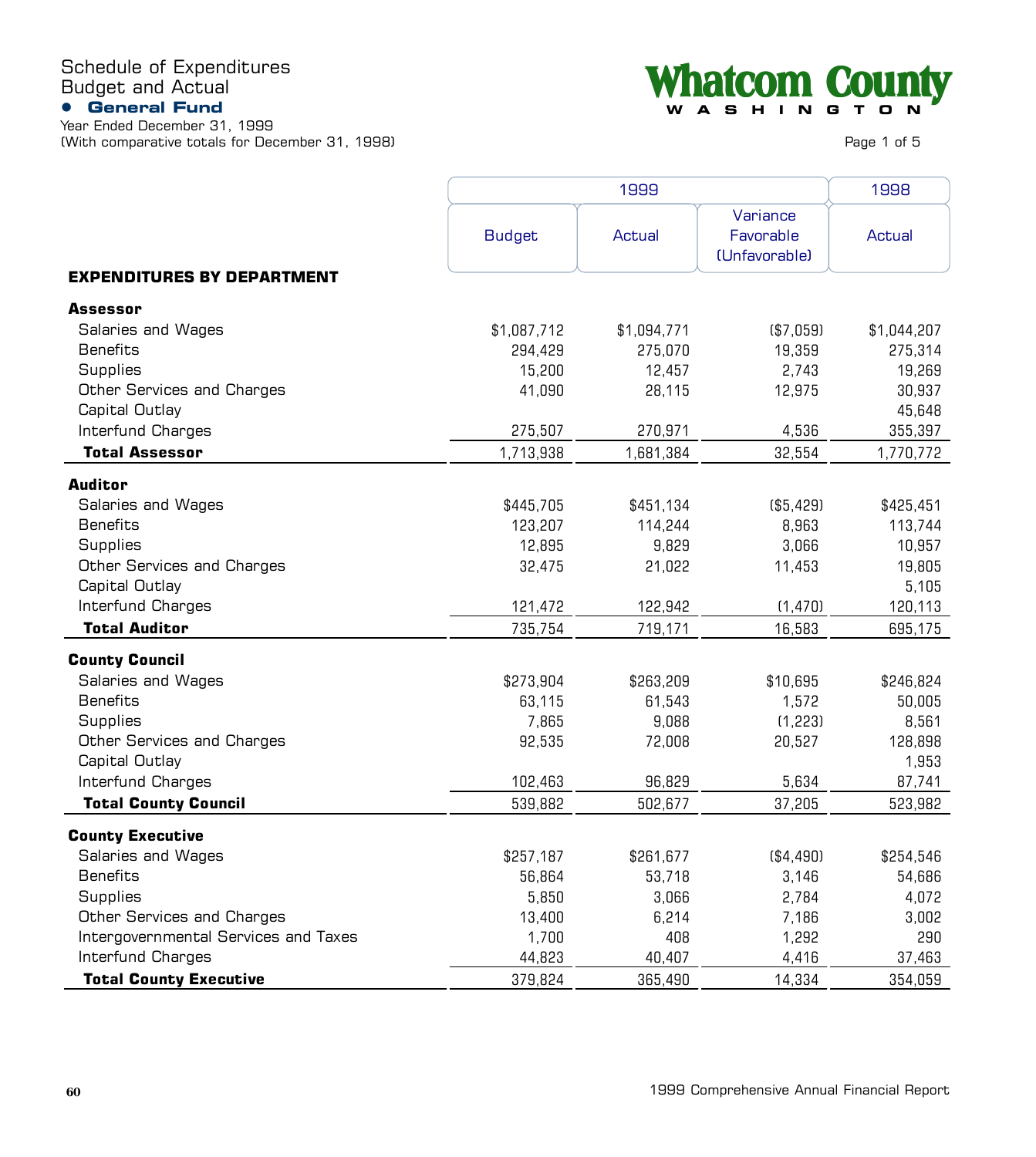# Schedule of Expenditures
## Budget and Actual
### General Fund

Year Ended December 31, 1999
(With comparative totals for December 31, 1998)

Whatcom County
WASHINGTON

| | 1999 | | | 1998 |
|---|---|---|---|---|
| **EXPENDITURES BY DEPARTMENT** | Budget | Actual | Variance Favorable (Unfavorable) | Actual |
| **Assessor** | | | | |
| Salaries and Wages | $1,087,712 | $1,094,771 | ($7,059) | $1,044,207 |
| Benefits | 294,429 | 275,070 | 19,359 | 275,314 |
| Supplies | 15,200 | 12,457 | 2,743 | 19,269 |
| Other Services and Charges | 41,090 | 28,115 | 12,975 | 30,937 |
| Capital Outlay | | | | 45,648 |
| Interfund Charges | 275,507 | 270,971 | 4,536 | 355,397 |
| **Total Assessor** | 1,713,938 | 1,681,384 | 32,554 | 1,770,772 |
| **Auditor** | | | | |
| Salaries and Wages | $445,705 | $451,134 | ($5,429) | $425,451 |
| Benefits | 123,207 | 114,244 | 8,963 | 113,744 |
| Supplies | 12,895 | 9,829 | 3,066 | 10,957 |
| Other Services and Charges | 32,475 | 21,022 | 11,453 | 19,805 |
| Capital Outlay | | | | 5,105 |
| Interfund Charges | 121,472 | 122,942 | (1,470) | 120,113 |
| **Total Auditor** | 735,754 | 719,171 | 16,583 | 695,175 |
| **County Council** | | | | |
| Salaries and Wages | $273,904 | $263,209 | $10,695 | $246,824 |
| Benefits | 63,115 | 61,543 | 1,572 | 50,005 |
| Supplies | 7,865 | 9,088 | (1,223) | 8,561 |
| Other Services and Charges | 92,535 | 72,008 | 20,527 | 128,898 |
| Capital Outlay | | | | 1,953 |
| Interfund Charges | 102,463 | 96,829 | 5,634 | 87,741 |
| **Total County Council** | 539,882 | 502,677 | 37,205 | 523,982 |
| **County Executive** | | | | |
| Salaries and Wages | $257,187 | $261,677 | ($4,490) | $254,546 |
| Benefits | 56,864 | 53,718 | 3,146 | 54,686 |
| Supplies | 5,850 | 3,066 | 2,784 | 4,072 |
| Other Services and Charges | 13,400 | 6,214 | 7,186 | 3,002 |
| Intergovernmental Services and Taxes | 1,700 | 408 | 1,292 | 290 |
| Interfund Charges | 44,823 | 40,407 | 4,416 | 37,463 |
| **Total County Executive** | 379,824 | 365,490 | 14,334 | 354,059 |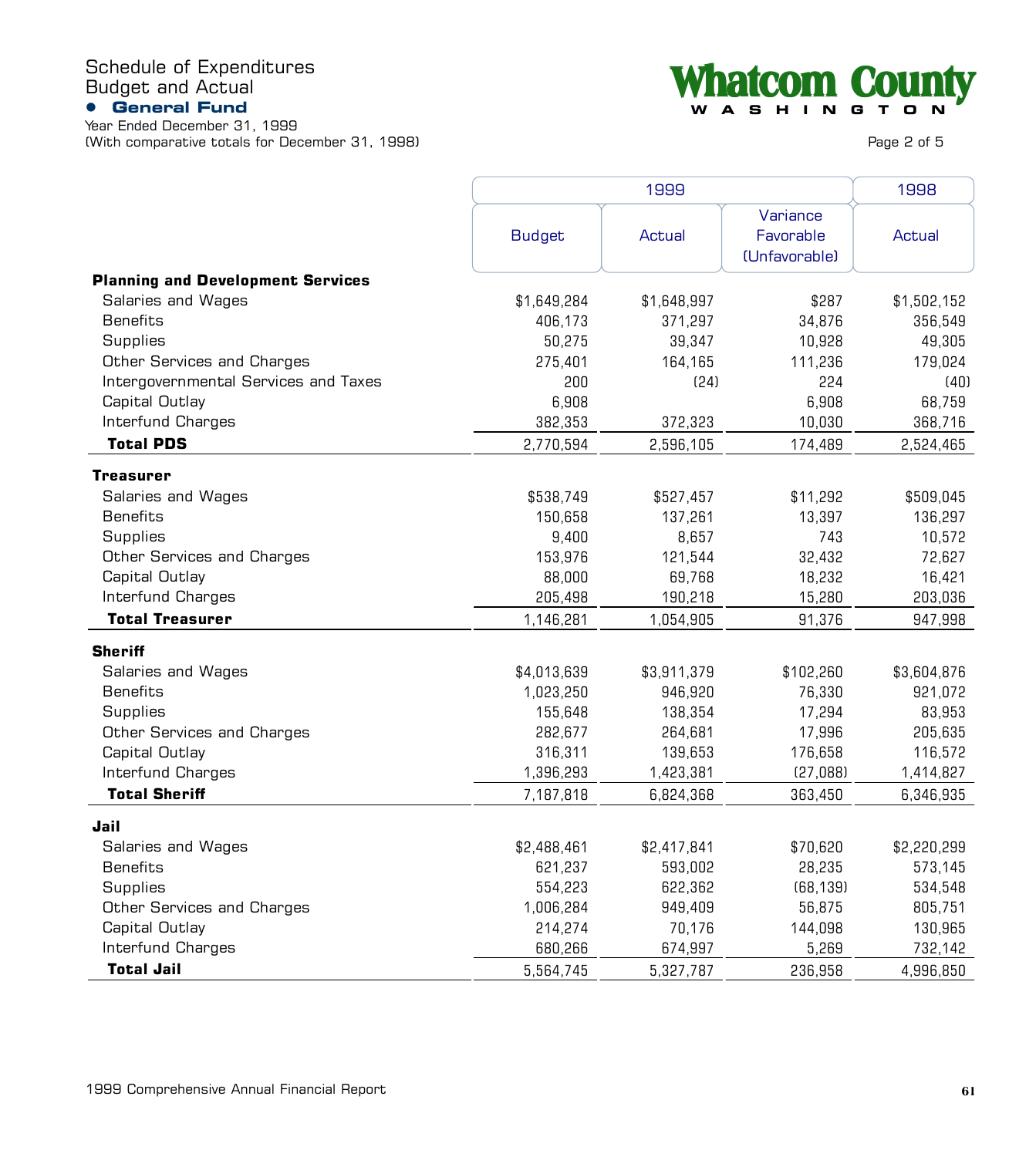# Schedule of Expenditures
## Budget and Actual
### General Fund

Year Ended December 31, 1999
(With comparative totals for December 31, 1998)

**Whatcom County**
**WASHINGTON**

| | 1999 | | | 1998 |
|---|---|---|---|---|
| | Budget | Actual | Variance Favorable (Unfavorable) | Actual |
| **Planning and Development Services** | | | | |
| Salaries and Wages | $1,649,284 | $1,648,997 | $287 | $1,502,152 |
| Benefits | 406,173 | 371,297 | 34,876 | 356,549 |
| Supplies | 50,275 | 39,347 | 10,928 | 49,305 |
| Other Services and Charges | 275,401 | 164,165 | 111,236 | 179,024 |
| Intergovernmental Services and Taxes | 200 | (24) | 224 | (40) |
| Capital Outlay | 6,908 | | 6,908 | 68,759 |
| Interfund Charges | 382,353 | 372,323 | 10,030 | 368,716 |
| **Total PDS** | 2,770,594 | 2,596,105 | 174,489 | 2,524,465 |
| **Treasurer** | | | | |
| Salaries and Wages | $538,749 | $527,457 | $11,292 | $509,045 |
| Benefits | 150,658 | 137,261 | 13,397 | 136,297 |
| Supplies | 9,400 | 8,657 | 743 | 10,572 |
| Other Services and Charges | 153,976 | 121,544 | 32,432 | 72,627 |
| Capital Outlay | 88,000 | 69,768 | 18,232 | 16,421 |
| Interfund Charges | 205,498 | 190,218 | 15,280 | 203,036 |
| **Total Treasurer** | 1,146,281 | 1,054,905 | 91,376 | 947,998 |
| **Sheriff** | | | | |
| Salaries and Wages | $4,013,639 | $3,911,379 | $102,260 | $3,604,876 |
| Benefits | 1,023,250 | 946,920 | 76,330 | 921,072 |
| Supplies | 155,648 | 138,354 | 17,294 | 83,953 |
| Other Services and Charges | 282,677 | 264,681 | 17,996 | 205,635 |
| Capital Outlay | 316,311 | 139,653 | 176,658 | 116,572 |
| Interfund Charges | 1,396,293 | 1,423,381 | (27,088) | 1,414,827 |
| **Total Sheriff** | 7,187,818 | 6,824,368 | 363,450 | 6,346,935 |
| **Jail** | | | | |
| Salaries and Wages | $2,488,461 | $2,417,841 | $70,620 | $2,220,299 |
| Benefits | 621,237 | 593,002 | 28,235 | 573,145 |
| Supplies | 554,223 | 622,362 | (68,139) | 534,548 |
| Other Services and Charges | 1,006,284 | 949,409 | 56,875 | 805,751 |
| Capital Outlay | 214,274 | 70,176 | 144,098 | 130,965 |
| Interfund Charges | 680,266 | 674,997 | 5,269 | 732,142 |
| **Total Jail** | 5,564,745 | 5,327,787 | 236,958 | 4,996,850 |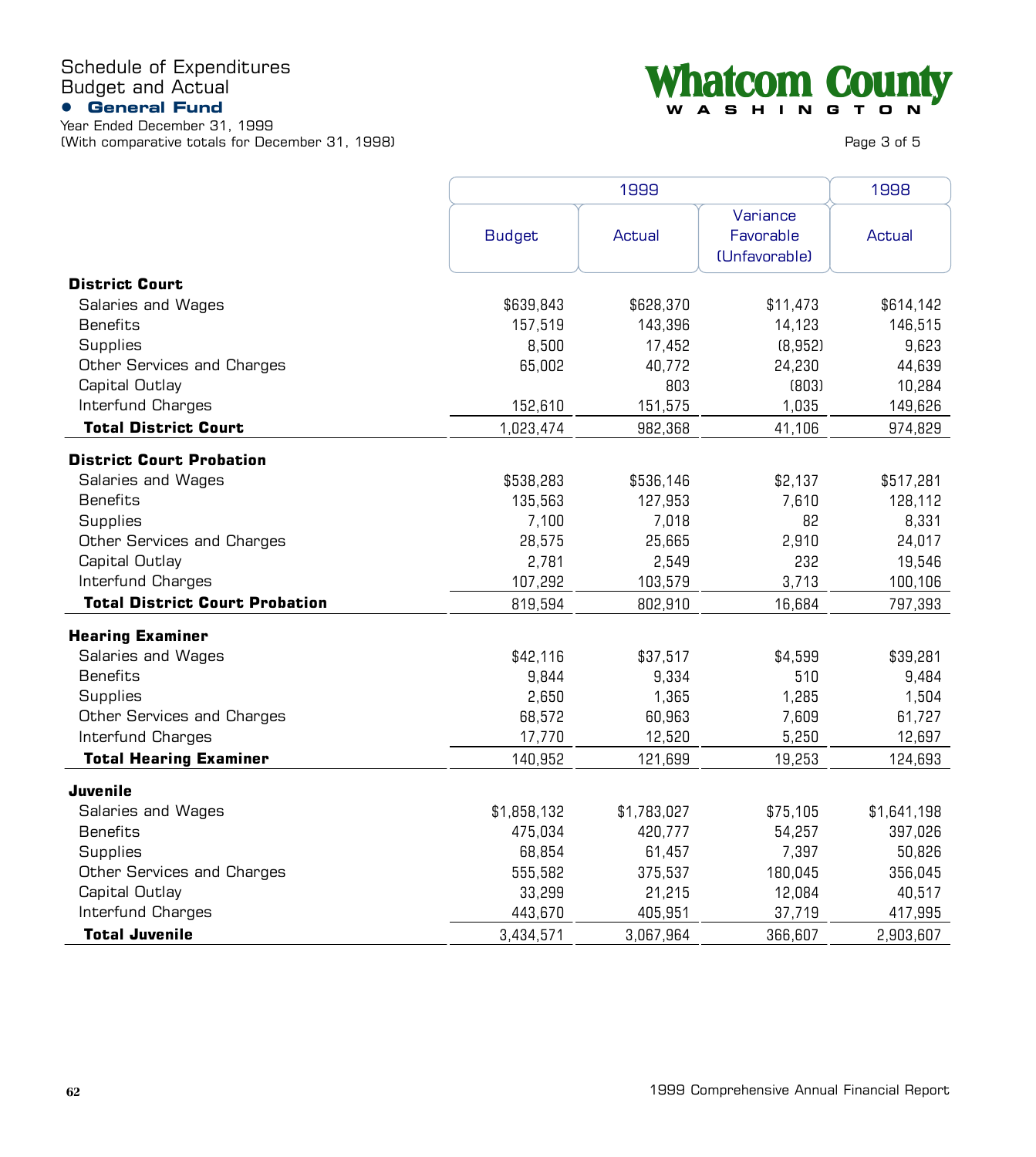# Schedule of Expenditures
## Budget and Actual
### General Fund

Year Ended December 31, 1999
(With comparative totals for December 31, 1998)

Whatcom County
WASHINGTON

| | 1999 | | | 1998 |
|---|---|---|---|---|
| | Budget | Actual | Variance Favorable (Unfavorable) | Actual |
| **District Court** | | | | |
| Salaries and Wages | $639,843 | $628,370 | $11,473 | $614,142 |
| Benefits | 157,519 | 143,396 | 14,123 | 146,515 |
| Supplies | 8,500 | 17,452 | (8,952) | 9,623 |
| Other Services and Charges | 65,002 | 40,772 | 24,230 | 44,639 |
| Capital Outlay | | 803 | (803) | 10,284 |
| Interfund Charges | 152,610 | 151,575 | 1,035 | 149,626 |
| **Total District Court** | 1,023,474 | 982,368 | 41,106 | 974,829 |
| **District Court Probation** | | | | |
| Salaries and Wages | $538,283 | $536,146 | $2,137 | $517,281 |
| Benefits | 135,563 | 127,953 | 7,610 | 128,112 |
| Supplies | 7,100 | 7,018 | 82 | 8,331 |
| Other Services and Charges | 28,575 | 25,665 | 2,910 | 24,017 |
| Capital Outlay | 2,781 | 2,549 | 232 | 19,546 |
| Interfund Charges | 107,292 | 103,579 | 3,713 | 100,106 |
| **Total District Court Probation** | 819,594 | 802,910 | 16,684 | 797,393 |
| **Hearing Examiner** | | | | |
| Salaries and Wages | $42,116 | $37,517 | $4,599 | $39,281 |
| Benefits | 9,844 | 9,334 | 510 | 9,484 |
| Supplies | 2,650 | 1,365 | 1,285 | 1,504 |
| Other Services and Charges | 68,572 | 60,963 | 7,609 | 61,727 |
| Interfund Charges | 17,770 | 12,520 | 5,250 | 12,697 |
| **Total Hearing Examiner** | 140,952 | 121,699 | 19,253 | 124,693 |
| **Juvenile** | | | | |
| Salaries and Wages | $1,858,132 | $1,783,027 | $75,105 | $1,641,198 |
| Benefits | 475,034 | 420,777 | 54,257 | 397,026 |
| Supplies | 68,854 | 61,457 | 7,397 | 50,826 |
| Other Services and Charges | 555,582 | 375,537 | 180,045 | 356,045 |
| Capital Outlay | 33,299 | 21,215 | 12,084 | 40,517 |
| Interfund Charges | 443,670 | 405,951 | 37,719 | 417,995 |
| **Total Juvenile** | 3,434,571 | 3,067,964 | 366,607 | 2,903,607 |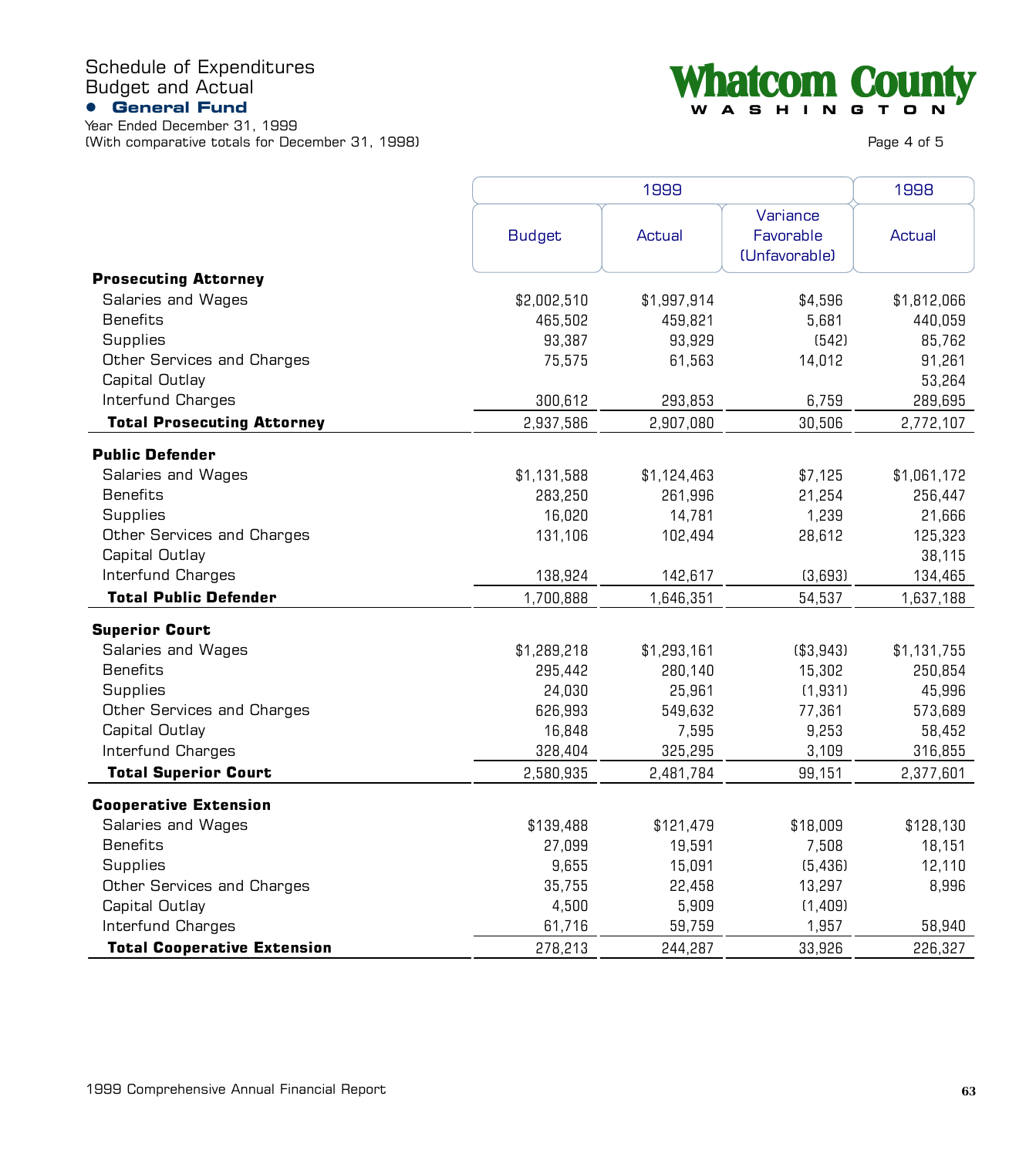# Schedule of Expenditures
## Budget and Actual
### General Fund

Year Ended December 31, 1999
(With comparative totals for December 31, 1998)

Whatcom County WASHINGTON

| | 1999 | | | 1998 |
|---|---|---|---|---|
| | Budget | Actual | Variance Favorable (Unfavorable) | Actual |
| **Prosecuting Attorney** | | | | |
| Salaries and Wages | $2,002,510 | $1,997,914 | $4,596 | $1,812,066 |
| Benefits | 465,502 | 459,821 | 5,681 | 440,059 |
| Supplies | 93,387 | 93,929 | (542) | 85,762 |
| Other Services and Charges | 75,575 | 61,563 | 14,012 | 91,261 |
| Capital Outlay | | | | 53,264 |
| Interfund Charges | 300,612 | 293,853 | 6,759 | 289,695 |
| **Total Prosecuting Attorney** | 2,937,586 | 2,907,080 | 30,506 | 2,772,107 |
| **Public Defender** | | | | |
| Salaries and Wages | $1,131,588 | $1,124,463 | $7,125 | $1,061,172 |
| Benefits | 283,250 | 261,996 | 21,254 | 256,447 |
| Supplies | 16,020 | 14,781 | 1,239 | 21,666 |
| Other Services and Charges | 131,106 | 102,494 | 28,612 | 125,323 |
| Capital Outlay | | | | 38,115 |
| Interfund Charges | 138,924 | 142,617 | (3,693) | 134,465 |
| **Total Public Defender** | 1,700,888 | 1,646,351 | 54,537 | 1,637,188 |
| **Superior Court** | | | | |
| Salaries and Wages | $1,289,218 | $1,293,161 | ($3,943) | $1,131,755 |
| Benefits | 295,442 | 280,140 | 15,302 | 250,854 |
| Supplies | 24,030 | 25,961 | (1,931) | 45,996 |
| Other Services and Charges | 626,993 | 549,632 | 77,361 | 573,689 |
| Capital Outlay | 16,848 | 7,595 | 9,253 | 58,452 |
| Interfund Charges | 328,404 | 325,295 | 3,109 | 316,855 |
| **Total Superior Court** | 2,580,935 | 2,481,784 | 99,151 | 2,377,601 |
| **Cooperative Extension** | | | | |
| Salaries and Wages | $139,488 | $121,479 | $18,009 | $128,130 |
| Benefits | 27,099 | 19,591 | 7,508 | 18,151 |
| Supplies | 9,655 | 15,091 | (5,436) | 12,110 |
| Other Services and Charges | 35,755 | 22,458 | 13,297 | 8,996 |
| Capital Outlay | 4,500 | 5,909 | (1,409) | |
| Interfund Charges | 61,716 | 59,759 | 1,957 | 58,940 |
| **Total Cooperative Extension** | 278,213 | 244,287 | 33,926 | 226,327 |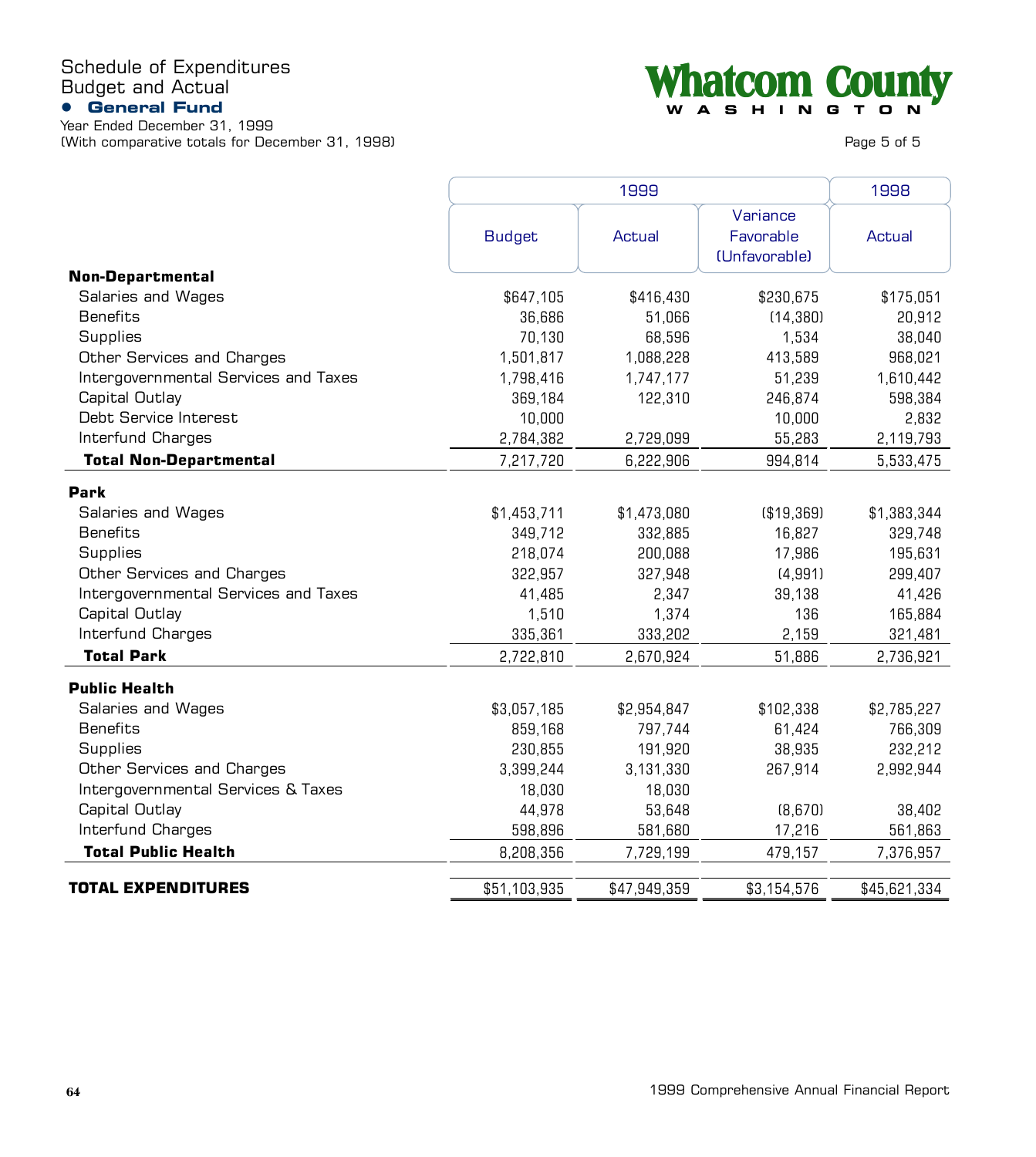Schedule of Expenditures
Budget and Actual

**General Fund**

Year Ended December 31, 1999
(With comparative totals for December 31, 1998)

**Whatcom County**
WASHINGTON

| | 1999 | | | 1998 |
|---|---|---|---|---|
| | Budget | Actual | Variance Favorable (Unfavorable) | Actual |
| **Non-Departmental** | | | | |
| Salaries and Wages | $647,105 | $416,430 | $230,675 | $175,051 |
| Benefits | 36,686 | 51,066 | (14,380) | 20,912 |
| Supplies | 70,130 | 68,596 | 1,534 | 38,040 |
| Other Services and Charges | 1,501,817 | 1,088,228 | 413,589 | 968,021 |
| Intergovernmental Services and Taxes | 1,798,416 | 1,747,177 | 51,239 | 1,610,442 |
| Capital Outlay | 369,184 | 122,310 | 246,874 | 598,384 |
| Debt Service Interest | 10,000 | | 10,000 | 2,832 |
| Interfund Charges | 2,784,382 | 2,729,099 | 55,283 | 2,119,793 |
| **Total Non-Departmental** | 7,217,720 | 6,222,906 | 994,814 | 5,533,475 |
| **Park** | | | | |
| Salaries and Wages | $1,453,711 | $1,473,080 | ($19,369) | $1,383,344 |
| Benefits | 349,712 | 332,885 | 16,827 | 329,748 |
| Supplies | 218,074 | 200,088 | 17,986 | 195,631 |
| Other Services and Charges | 322,957 | 327,948 | (4,991) | 299,407 |
| Intergovernmental Services and Taxes | 41,485 | 2,347 | 39,138 | 41,426 |
| Capital Outlay | 1,510 | 1,374 | 136 | 165,884 |
| Interfund Charges | 335,361 | 333,202 | 2,159 | 321,481 |
| **Total Park** | 2,722,810 | 2,670,924 | 51,886 | 2,736,921 |
| **Public Health** | | | | |
| Salaries and Wages | $3,057,185 | $2,954,847 | $102,338 | $2,785,227 |
| Benefits | 859,168 | 797,744 | 61,424 | 766,309 |
| Supplies | 230,855 | 191,920 | 38,935 | 232,212 |
| Other Services and Charges | 3,399,244 | 3,131,330 | 267,914 | 2,992,944 |
| Intergovernmental Services & Taxes | 18,030 | 18,030 | | |
| Capital Outlay | 44,978 | 53,648 | (8,670) | 38,402 |
| Interfund Charges | 598,896 | 581,680 | 17,216 | 561,863 |
| **Total Public Health** | 8,208,356 | 7,729,199 | 479,157 | 7,376,957 |
| **TOTAL EXPENDITURES** | $51,103,935 | $47,949,359 | $3,154,576 | $45,621,334 |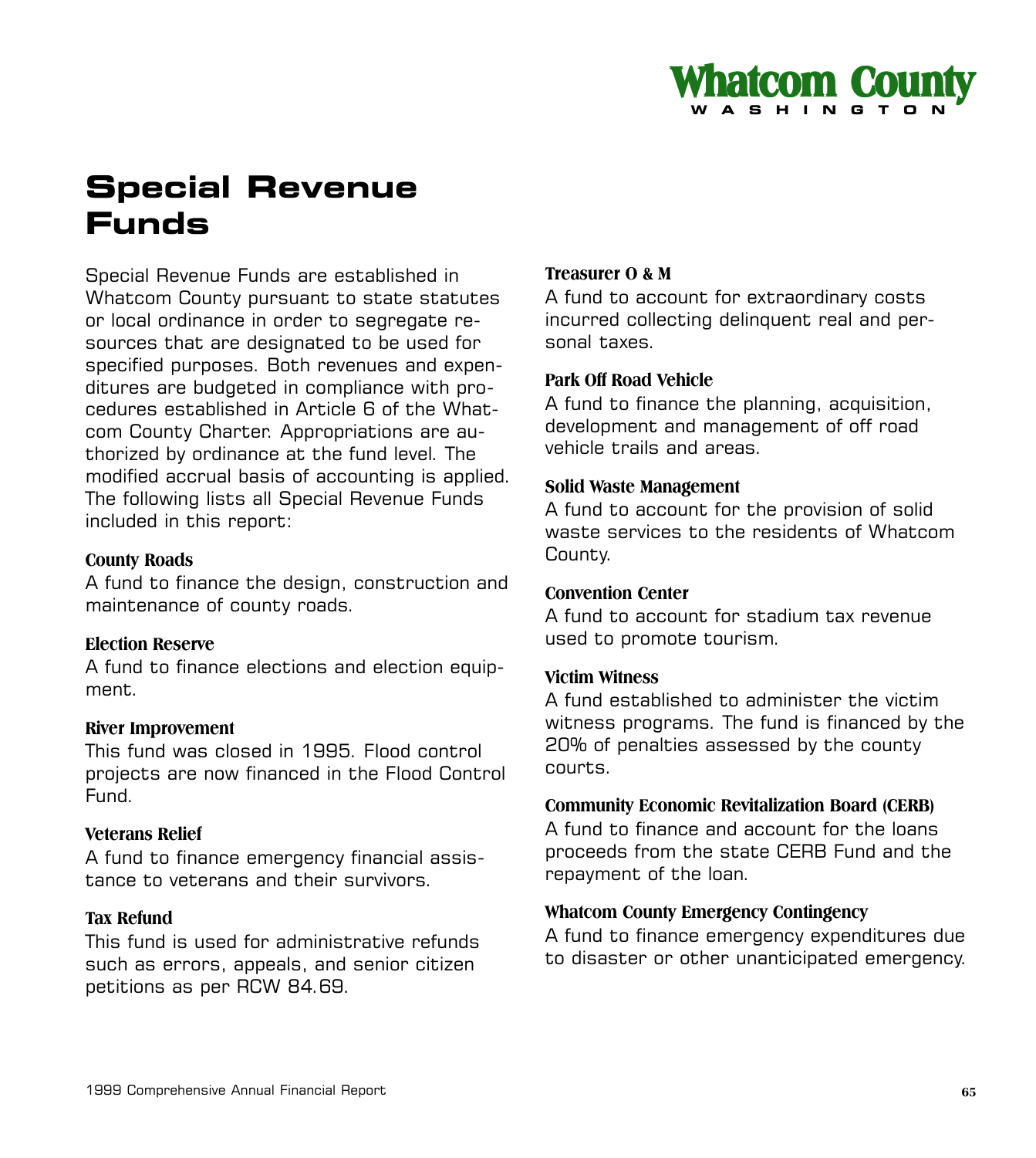# Special Revenue Funds

Special Revenue Funds are established in Whatcom County pursuant to state statutes or local ordinance in order to segregate resources that are designated to be used for specified purposes. Both revenues and expenditures are budgeted in compliance with procedures established in Article 6 of the Whatcom County Charter. Appropriations are authorized by ordinance at the fund level. The modified accrual basis of accounting is applied. The following lists all Special Revenue Funds included in this report:

**County Roads**
A fund to finance the design, construction and maintenance of county roads.

**Election Reserve**
A fund to finance elections and election equipment.

**River Improvement**
This fund was closed in 1995. Flood control projects are now financed in the Flood Control Fund.

**Veterans Relief**
A fund to finance emergency financial assistance to veterans and their survivors.

**Tax Refund**
This fund is used for administrative refunds such as errors, appeals, and senior citizen petitions as per RCW 84.69.

**Treasurer O & M**
A fund to account for extraordinary costs incurred collecting delinquent real and personal taxes.

**Park Off Road Vehicle**
A fund to finance the planning, acquisition, development and management of off road vehicle trails and areas.

**Solid Waste Management**
A fund to account for the provision of solid waste services to the residents of Whatcom County.

**Convention Center**
A fund to account for stadium tax revenue used to promote tourism.

**Victim Witness**
A fund established to administer the victim witness programs. The fund is financed by the 20% of penalties assessed by the county courts.

**Community Economic Revitalization Board (CERB)**
A fund to finance and account for the loans proceeds from the state CERB Fund and the repayment of the loan.

**Whatcom County Emergency Contingency**
A fund to finance emergency expenditures due to disaster or other unanticipated emergency.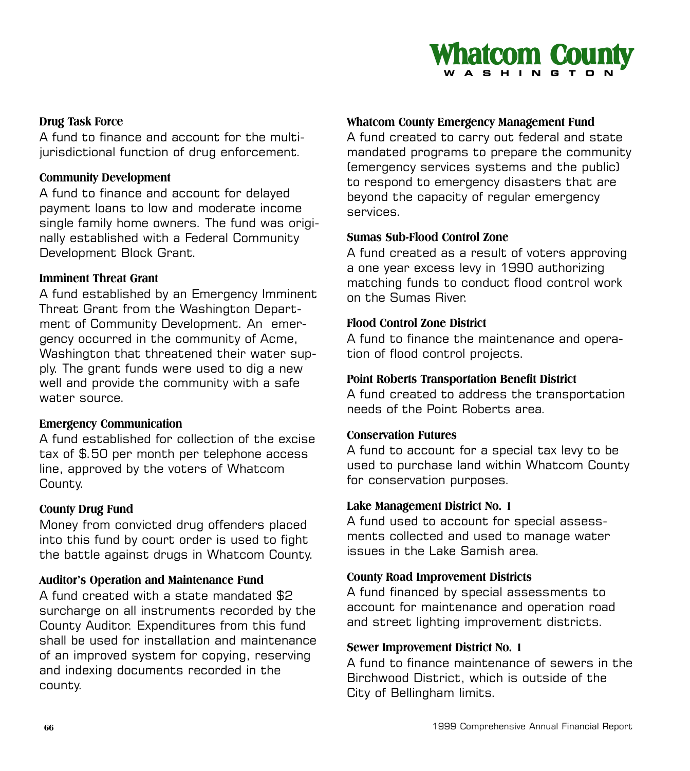### Drug Task Force

A fund to finance and account for the multi-jurisdictional function of drug enforcement.

### Community Development

A fund to finance and account for delayed payment loans to low and moderate income single family home owners. The fund was originally established with a Federal Community Development Block Grant.

### Imminent Threat Grant

A fund established by an Emergency Imminent Threat Grant from the Washington Department of Community Development. An emergency occurred in the community of Acme, Washington that threatened their water supply. The grant funds were used to dig a new well and provide the community with a safe water source.

### Emergency Communication

A fund established for collection of the excise tax of $.50 per month per telephone access line, approved by the voters of Whatcom County.

### County Drug Fund

Money from convicted drug offenders placed into this fund by court order is used to fight the battle against drugs in Whatcom County.

### Auditor's Operation and Maintenance Fund

A fund created with a state mandated $2 surcharge on all instruments recorded by the County Auditor. Expenditures from this fund shall be used for installation and maintenance of an improved system for copying, reserving and indexing documents recorded in the county.

### Whatcom County Emergency Management Fund

A fund created to carry out federal and state mandated programs to prepare the community (emergency services systems and the public) to respond to emergency disasters that are beyond the capacity of regular emergency services.

### Sumas Sub-Flood Control Zone

A fund created as a result of voters approving a one year excess levy in 1990 authorizing matching funds to conduct flood control work on the Sumas River.

### Flood Control Zone District

A fund to finance the maintenance and operation of flood control projects.

### Point Roberts Transportation Benefit District

A fund created to address the transportation needs of the Point Roberts area.

### Conservation Futures

A fund to account for a special tax levy to be used to purchase land within Whatcom County for conservation purposes.

### Lake Management District No. 1

A fund used to account for special assessments collected and used to manage water issues in the Lake Samish area.

### County Road Improvement Districts

A fund financed by special assessments to account for maintenance and operation road and street lighting improvement districts.

### Sewer Improvement District No. 1

A fund to finance maintenance of sewers in the Birchwood District, which is outside of the City of Bellingham limits.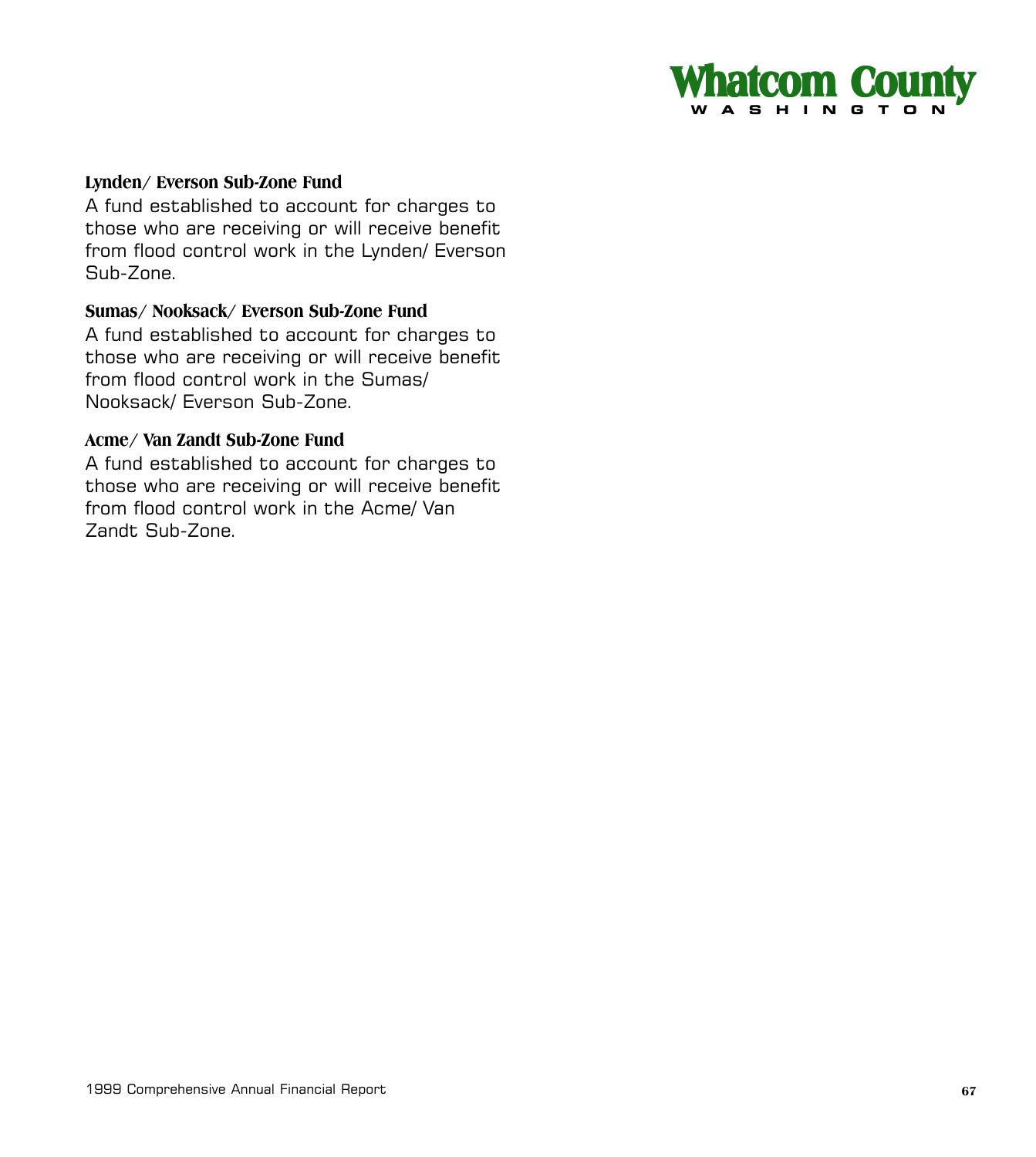### Lynden/ Everson Sub-Zone Fund

A fund established to account for charges to those who are receiving or will receive benefit from flood control work in the Lynden/ Everson Sub-Zone.

### Sumas/ Nooksack/ Everson Sub-Zone Fund

A fund established to account for charges to those who are receiving or will receive benefit from flood control work in the Sumas/ Nooksack/ Everson Sub-Zone.

### Acme/ Van Zandt Sub-Zone Fund

A fund established to account for charges to those who are receiving or will receive benefit from flood control work in the Acme/ Van Zandt Sub-Zone.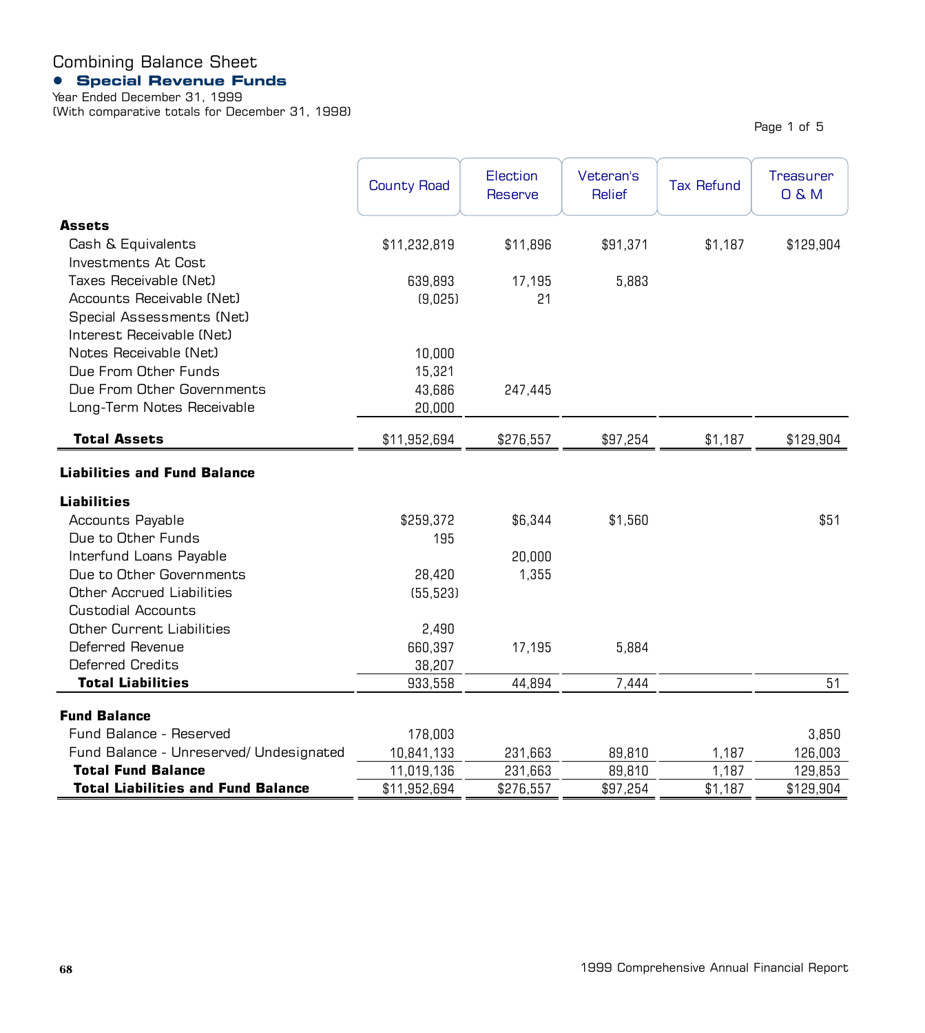# Combining Balance Sheet

## Special Revenue Funds

Year Ended December 31, 1999
(With comparative totals for December 31, 1998)

| | County Road | Election Reserve | Veteran's Relief | Tax Refund | Treasurer O & M |
|---|---|---|---|---|---|
| **Assets** | | | | | |
| Cash & Equivalents | $11,232,819 | $11,896 | $91,371 | $1,187 | $129,904 |
| Investments At Cost | | | | | |
| Taxes Receivable (Net) | 639,893 | 17,195 | 5,883 | | |
| Accounts Receivable (Net) | (9,025) | 21 | | | |
| Special Assessments (Net) | | | | | |
| Interest Receivable (Net) | | | | | |
| Notes Receivable (Net) | 10,000 | | | | |
| Due From Other Funds | 15,321 | | | | |
| Due From Other Governments | 43,686 | 247,445 | | | |
| Long-Term Notes Receivable | 20,000 | | | | |
| **Total Assets** | $11,952,694 | $276,557 | $97,254 | $1,187 | $129,904 |
| **Liabilities and Fund Balance** | | | | | |
| **Liabilities** | | | | | |
| Accounts Payable | $259,372 | $6,344 | $1,560 | | $51 |
| Due to Other Funds | 195 | | | | |
| Interfund Loans Payable | | 20,000 | | | |
| Due to Other Governments | 28,420 | 1,355 | | | |
| Other Accrued Liabilities | (55,523) | | | | |
| Custodial Accounts | | | | | |
| Other Current Liabilities | 2,490 | | | | |
| Deferred Revenue | 660,397 | 17,195 | 5,884 | | |
| Deferred Credits | 38,207 | | | | |
| **Total Liabilities** | 933,558 | 44,894 | 7,444 | | 51 |
| **Fund Balance** | | | | | |
| Fund Balance - Reserved | 178,003 | | | | 3,850 |
| Fund Balance - Unreserved/ Undesignated | 10,841,133 | 231,663 | 89,810 | 1,187 | 126,003 |
| **Total Fund Balance** | 11,019,136 | 231,663 | 89,810 | 1,187 | 129,853 |
| **Total Liabilities and Fund Balance** | $11,952,694 | $276,557 | $97,254 | $1,187 | $129,904 |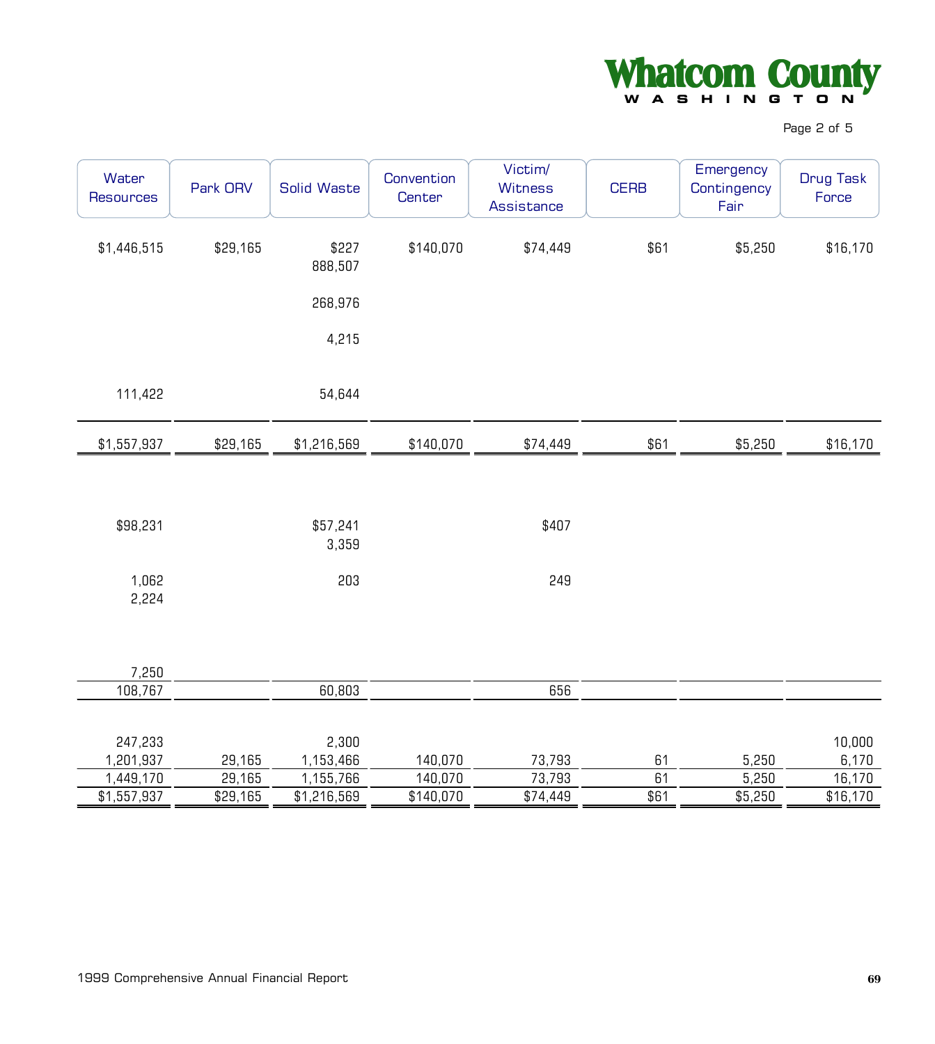| Water Resources | Park ORV | Solid Waste | Convention Center | Victim/ Witness Assistance | CERB | Emergency Contingency Fair | Drug Task Force |
|---|---|---|---|---|---|---|---|
| $1,446,515 | $29,165 | $227 | $140,070 | $74,449 | $61 | $5,250 | $16,170 |
| | | 888,507 | | | | | |
| | | 268,976 | | | | | |
| | | 4,215 | | | | | |
| 111,422 | | 54,644 | | | | | |
| $1,557,937 | $29,165 | $1,216,569 | $140,070 | $74,449 | $61 | $5,250 | $16,170 |
| | | | | | | | |
| $98,231 | | $57,241 | | $407 | | | |
| | | 3,359 | | | | | |
| 1,062 | | 203 | | 249 | | | |
| 2,224 | | | | | | | |
| 7,250 | | | | | | | |
| 108,767 | | 60,803 | | 656 | | | |
| | | | | | | | |
| 247,233 | | 2,300 | | | | | 10,000 |
| 1,201,937 | 29,165 | 1,153,466 | 140,070 | 73,793 | 61 | 5,250 | 6,170 |
| 1,449,170 | 29,165 | 1,155,766 | 140,070 | 73,793 | 61 | 5,250 | 16,170 |
| $1,557,937 | $29,165 | $1,216,569 | $140,070 | $74,449 | $61 | $5,250 | $16,170 |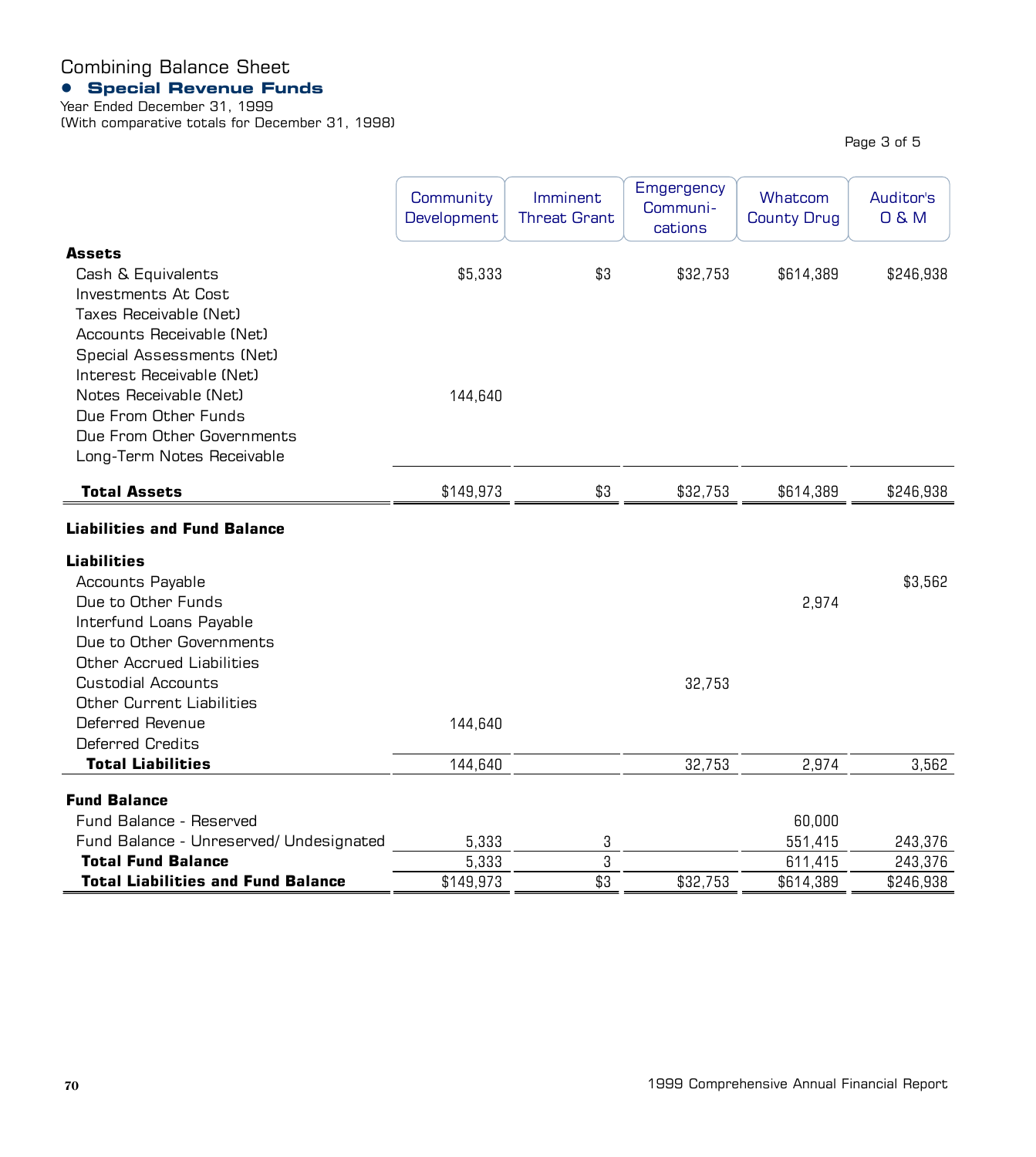# Combining Balance Sheet

## Special Revenue Funds

Year Ended December 31, 1999
(With comparative totals for December 31, 1998)

| | Community Development | Imminent Threat Grant | Emgergency Communi-cations | Whatcom County Drug | Auditor's O & M |
|---|---|---|---|---|---|
| **Assets** | | | | | |
| Cash & Equivalents | $5,333 | $3 | $32,753 | $614,389 | $246,938 |
| Investments At Cost | | | | | |
| Taxes Receivable (Net) | | | | | |
| Accounts Receivable (Net) | | | | | |
| Special Assessments (Net) | | | | | |
| Interest Receivable (Net) | | | | | |
| Notes Receivable (Net) | 144,640 | | | | |
| Due From Other Funds | | | | | |
| Due From Other Governments | | | | | |
| Long-Term Notes Receivable | | | | | |
| **Total Assets** | $149,973 | $3 | $32,753 | $614,389 | $246,938 |
| **Liabilities and Fund Balance** | | | | | |
| **Liabilities** | | | | | |
| Accounts Payable | | | | | $3,562 |
| Due to Other Funds | | | | 2,974 | |
| Interfund Loans Payable | | | | | |
| Due to Other Governments | | | | | |
| Other Accrued Liabilities | | | | | |
| Custodial Accounts | | | 32,753 | | |
| Other Current Liabilities | | | | | |
| Deferred Revenue | 144,640 | | | | |
| Deferred Credits | | | | | |
| **Total Liabilities** | 144,640 | | 32,753 | 2,974 | 3,562 |
| **Fund Balance** | | | | | |
| Fund Balance - Reserved | | | | 60,000 | |
| Fund Balance - Unreserved/ Undesignated | 5,333 | 3 | | 551,415 | 243,376 |
| **Total Fund Balance** | 5,333 | 3 | | 611,415 | 243,376 |
| **Total Liabilities and Fund Balance** | $149,973 | $3 | $32,753 | $614,389 | $246,938 |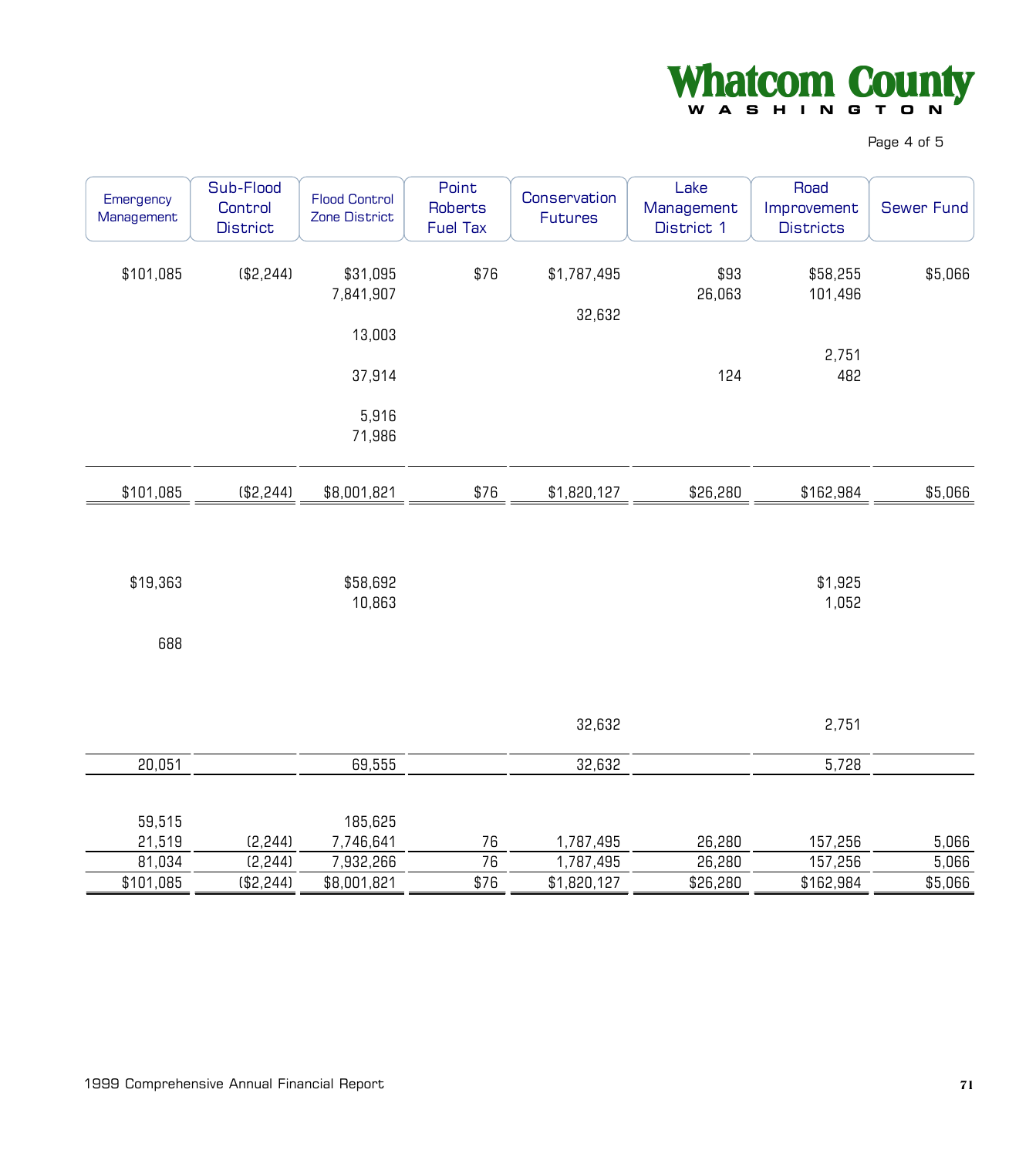| Emergency Management | Sub-Flood Control District | Flood Control Zone District | Point Roberts Fuel Tax | Conservation Futures | Lake Management District 1 | Road Improvement Districts | Sewer Fund |
|---|---|---|---|---|---|---|---|
| $101,085 | ($2,244) | $31,095 | $76 | $1,787,495 | $93 | $58,255 | $5,066 |
| | | 7,841,907 | | | 26,063 | 101,496 | |
| | | | | 32,632 | | | |
| | | 13,003 | | | | | |
| | | | | | | 2,751 | |
| | | 37,914 | | | 124 | 482 | |
| | | 5,916 | | | | | |
| | | 71,986 | | | | | |
| $101,085 | ($2,244) | $8,001,821 | $76 | $1,820,127 | $26,280 | $162,984 | $5,066 |
| | | | | | | | |
| $19,363 | | $58,692 | | | | $1,925 | |
| | | 10,863 | | | | 1,052 | |
| 688 | | | | | | | |
| | | | | 32,632 | | 2,751 | |
| 20,051 | | 69,555 | | 32,632 | | 5,728 | |
| | | | | | | | |
| 59,515 | | 185,625 | | | | | |
| 21,519 | (2,244) | 7,746,641 | 76 | 1,787,495 | 26,280 | 157,256 | 5,066 |
| 81,034 | (2,244) | 7,932,266 | 76 | 1,787,495 | 26,280 | 157,256 | 5,066 |
| $101,085 | ($2,244) | $8,001,821 | $76 | $1,820,127 | $26,280 | $162,984 | $5,066 |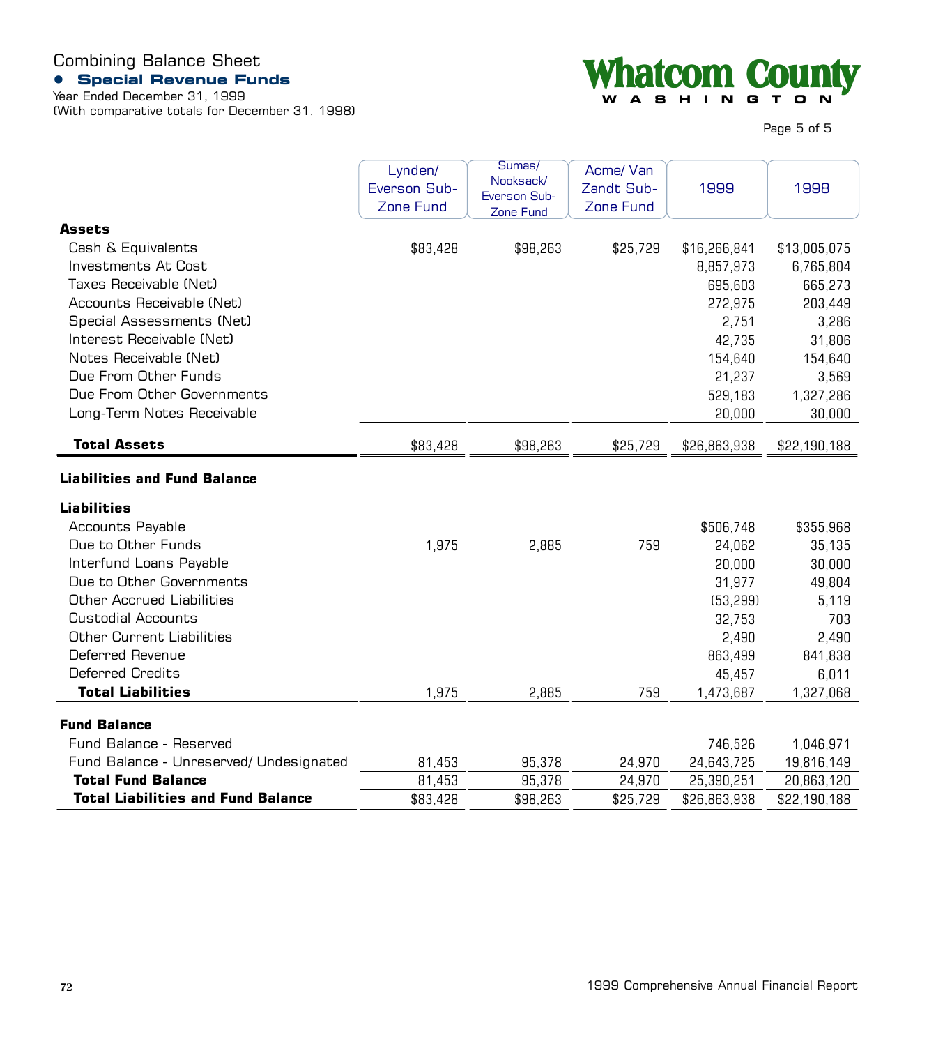# Combining Balance Sheet

## Special Revenue Funds

Year Ended December 31, 1999
(With comparative totals for December 31, 1998)

**Whatcom County**
**WASHINGTON**

| | Lynden/ Everson Sub-Zone Fund | Sumas/ Nooksack/ Everson Sub-Zone Fund | Acme/ Van Zandt Sub-Zone Fund | 1999 | 1998 |
|---|---|---|---|---|---|
| **Assets** | | | | | |
| Cash & Equivalents | $83,428 | $98,263 | $25,729 | $16,266,841 | $13,005,075 |
| Investments At Cost | | | | 8,857,973 | 6,765,804 |
| Taxes Receivable (Net) | | | | 695,603 | 665,273 |
| Accounts Receivable (Net) | | | | 272,975 | 203,449 |
| Special Assessments (Net) | | | | 2,751 | 3,286 |
| Interest Receivable (Net) | | | | 42,735 | 31,806 |
| Notes Receivable (Net) | | | | 154,640 | 154,640 |
| Due From Other Funds | | | | 21,237 | 3,569 |
| Due From Other Governments | | | | 529,183 | 1,327,286 |
| Long-Term Notes Receivable | | | | 20,000 | 30,000 |
| **Total Assets** | $83,428 | $98,263 | $25,729 | $26,863,938 | $22,190,188 |
| **Liabilities and Fund Balance** | | | | | |
| **Liabilities** | | | | | |
| Accounts Payable | | | | $506,748 | $355,968 |
| Due to Other Funds | 1,975 | 2,885 | 759 | 24,062 | 35,135 |
| Interfund Loans Payable | | | | 20,000 | 30,000 |
| Due to Other Governments | | | | 31,977 | 49,804 |
| Other Accrued Liabilities | | | | (53,299) | 5,119 |
| Custodial Accounts | | | | 32,753 | 703 |
| Other Current Liabilities | | | | 2,490 | 2,490 |
| Deferred Revenue | | | | 863,499 | 841,838 |
| Deferred Credits | | | | 45,457 | 6,011 |
| **Total Liabilities** | 1,975 | 2,885 | 759 | 1,473,687 | 1,327,068 |
| **Fund Balance** | | | | | |
| Fund Balance - Reserved | | | | 746,526 | 1,046,971 |
| Fund Balance - Unreserved/ Undesignated | 81,453 | 95,378 | 24,970 | 24,643,725 | 19,816,149 |
| **Total Fund Balance** | 81,453 | 95,378 | 24,970 | 25,390,251 | 20,863,120 |
| **Total Liabilities and Fund Balance** | $83,428 | $98,263 | $25,729 | $26,863,938 | $22,190,188 |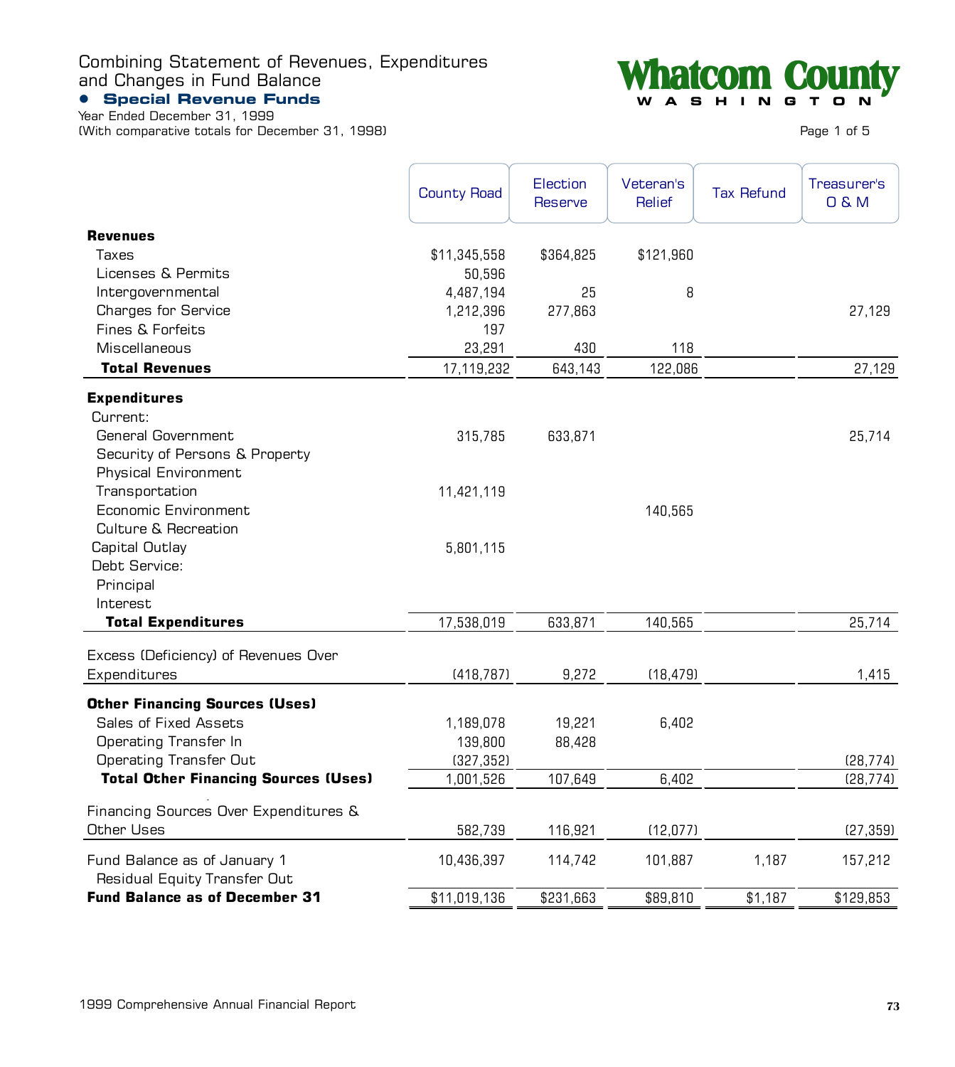# Combining Statement of Revenues, Expenditures and Changes in Fund Balance

## • Special Revenue Funds

Year Ended December 31, 1999
(With comparative totals for December 31, 1998)

Whatcom County
WASHINGTON

| | County Road | Election Reserve | Veteran's Relief | Tax Refund | Treasurer's O & M |
|---|---|---|---|---|---|
| **Revenues** | | | | | |
| Taxes | $11,345,558 | $364,825 | $121,960 | | |
| Licenses & Permits | 50,596 | | | | |
| Intergovernmental | 4,487,194 | 25 | 8 | | |
| Charges for Service | 1,212,396 | 277,863 | | | 27,129 |
| Fines & Forfeits | 197 | | | | |
| Miscellaneous | 23,291 | 430 | 118 | | |
| **Total Revenues** | 17,119,232 | 643,143 | 122,086 | | 27,129 |
| **Expenditures** | | | | | |
| Current: | | | | | |
| General Government | 315,785 | 633,871 | | | 25,714 |
| Security of Persons & Property | | | | | |
| Physical Environment | | | | | |
| Transportation | 11,421,119 | | | | |
| Economic Environment | | | 140,565 | | |
| Culture & Recreation | | | | | |
| Capital Outlay | 5,801,115 | | | | |
| Debt Service: | | | | | |
| Principal | | | | | |
| Interest | | | | | |
| **Total Expenditures** | 17,538,019 | 633,871 | 140,565 | | 25,714 |
| Excess (Deficiency) of Revenues Over Expenditures | (418,787) | 9,272 | (18,479) | | 1,415 |
| **Other Financing Sources (Uses)** | | | | | |
| Sales of Fixed Assets | 1,189,078 | 19,221 | 6,402 | | |
| Operating Transfer In | 139,800 | 88,428 | | | |
| Operating Transfer Out | (327,352) | | | | (28,774) |
| **Total Other Financing Sources (Uses)** | 1,001,526 | 107,649 | 6,402 | | (28,774) |
| Financing Sources Over Expenditures & Other Uses | 582,739 | 116,921 | (12,077) | | (27,359) |
| Fund Balance as of January 1 | 10,436,397 | 114,742 | 101,887 | 1,187 | 157,212 |
| Residual Equity Transfer Out | | | | | |
| **Fund Balance as of December 31** | $11,019,136 | $231,663 | $89,810 | $1,187 | $129,853 |

1999 Comprehensive Annual Financial Report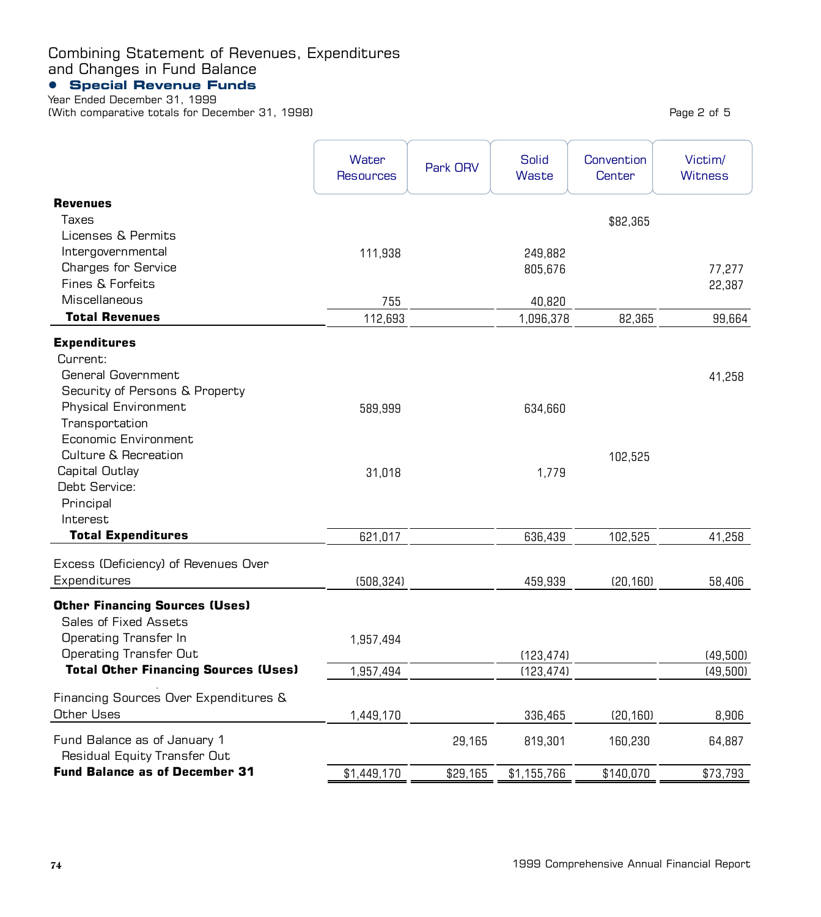# Combining Statement of Revenues, Expenditures and Changes in Fund Balance

## Special Revenue Funds

Year Ended December 31, 1999
(With comparative totals for December 31, 1998)

| | Water Resources | Park ORV | Solid Waste | Convention Center | Victim/ Witness |
|---|---|---|---|---|---|
| **Revenues** | | | | | |
| Taxes | | | | $82,365 | |
| Licenses & Permits | | | | | |
| Intergovernmental | 111,938 | | 249,882 | | |
| Charges for Service | | | 805,676 | | 77,277 |
| Fines & Forfeits | | | | | 22,387 |
| Miscellaneous | 755 | | 40,820 | | |
| **Total Revenues** | 112,693 | | 1,096,378 | 82,365 | 99,664 |
| **Expenditures** | | | | | |
| Current: | | | | | |
| General Government | | | | | 41,258 |
| Security of Persons & Property | | | | | |
| Physical Environment | 589,999 | | 634,660 | | |
| Transportation | | | | | |
| Economic Environment | | | | | |
| Culture & Recreation | | | | 102,525 | |
| Capital Outlay | 31,018 | | 1,779 | | |
| Debt Service: | | | | | |
| Principal | | | | | |
| Interest | | | | | |
| **Total Expenditures** | 621,017 | | 636,439 | 102,525 | 41,258 |
| Excess (Deficiency) of Revenues Over Expenditures | (508,324) | | 459,939 | (20,160) | 58,406 |
| **Other Financing Sources (Uses)** | | | | | |
| Sales of Fixed Assets | | | | | |
| Operating Transfer In | 1,957,494 | | | | |
| Operating Transfer Out | | | (123,474) | | (49,500) |
| **Total Other Financing Sources (Uses)** | 1,957,494 | | (123,474) | | (49,500) |
| Financing Sources Over Expenditures & Other Uses | 1,449,170 | | 336,465 | (20,160) | 8,906 |
| Fund Balance as of January 1 | | 29,165 | 819,301 | 160,230 | 64,887 |
| Residual Equity Transfer Out | | | | | |
| **Fund Balance as of December 31** | $1,449,170 | $29,165 | $1,155,766 | $140,070 | $73,793 |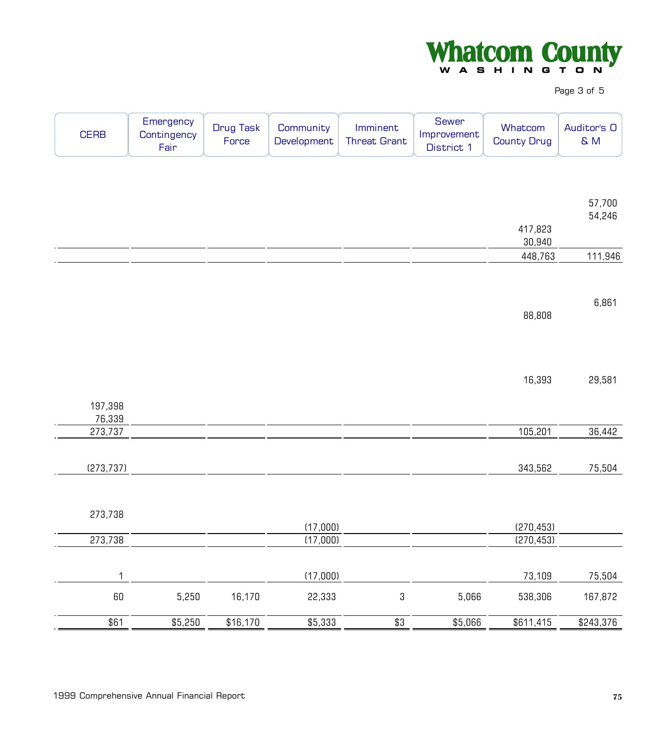| CERB | Emergency Contingency Fair | Drug Task Force | Community Development | Imminent Threat Grant | Sewer Improvement District 1 | Whatcom County Drug | Auditor's O & M |
|---|---|---|---|---|---|---|---|
| | | | | | | | 57,700 |
| | | | | | | | 54,246 |
| | | | | | | 417,823 | |
| | | | | | | 30,940 | |
| | | | | | | 448,763 | 111,946 |
| | | | | | | | 6,861 |
| | | | | | | 88,808 | |
| | | | | | | 16,393 | 29,581 |
| 197,398 | | | | | | | |
| 76,339 | | | | | | | |
| 273,737 | | | | | | 105,201 | 36,442 |
| (273,737) | | | | | | 343,562 | 75,504 |
| 273,738 | | | | | | | |
| | | | (17,000) | | | (270,453) | |
| 273,738 | | | (17,000) | | | (270,453) | |
| 1 | | | (17,000) | | | 73,109 | 75,504 |
| 60 | 5,250 | 16,170 | 22,333 | 3 | 5,066 | 538,306 | 167,872 |
| $61 | $5,250 | $16,170 | $5,333 | $3 | $5,066 | $611,415 | $243,376 |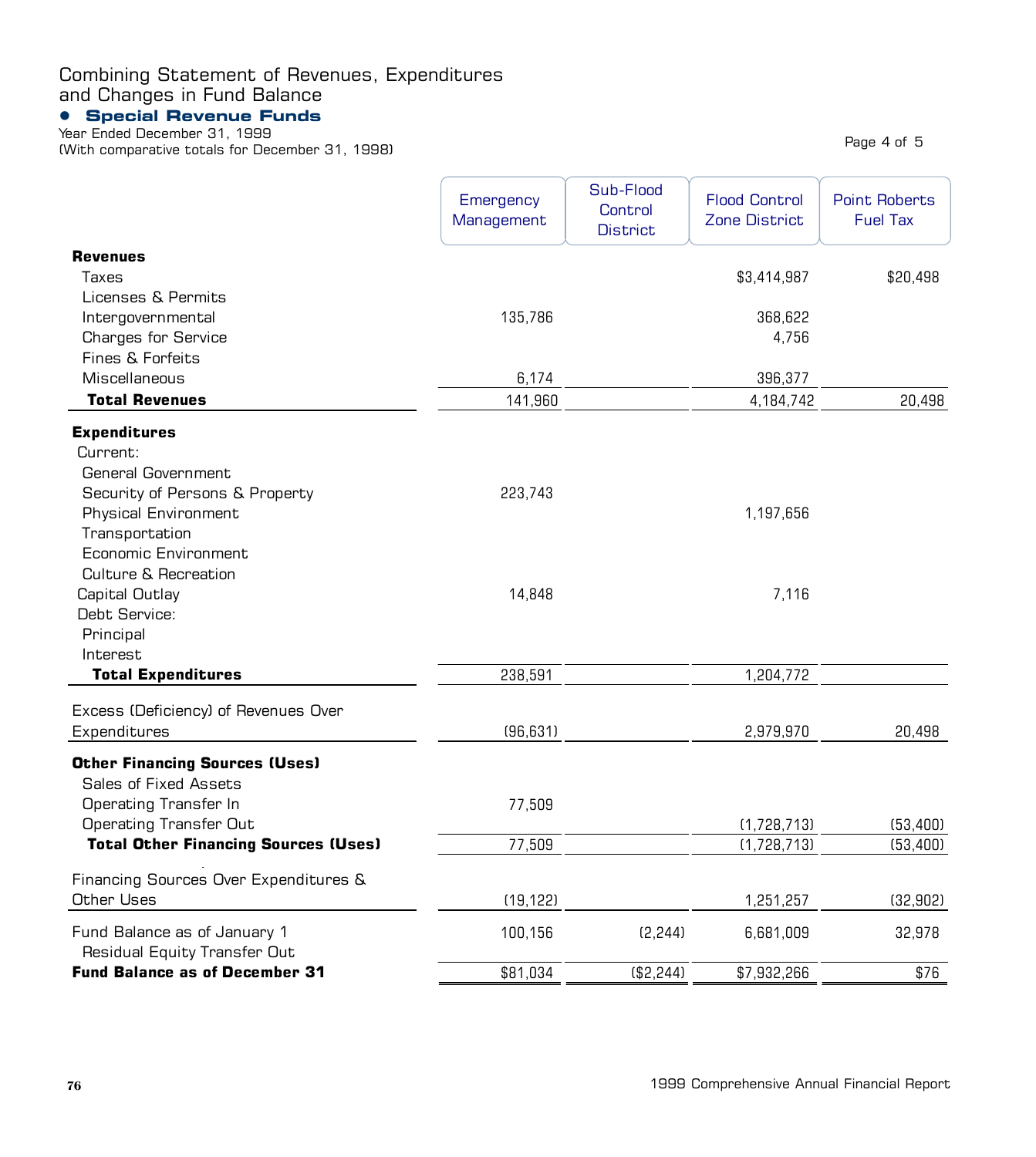# Combining Statement of Revenues, Expenditures and Changes in Fund Balance

## • Special Revenue Funds

Year Ended December 31, 1999
(With comparative totals for December 31, 1998)

| | Emergency Management | Sub-Flood Control District | Flood Control Zone District | Point Roberts Fuel Tax |
|---|---|---|---|---|
| **Revenues** | | | | |
| Taxes | | | $3,414,987 | $20,498 |
| Licenses & Permits | | | | |
| Intergovernmental | 135,786 | | 368,622 | |
| Charges for Service | | | 4,756 | |
| Fines & Forfeits | | | | |
| Miscellaneous | 6,174 | | 396,377 | |
| **Total Revenues** | 141,960 | | 4,184,742 | 20,498 |
| **Expenditures** | | | | |
| Current: | | | | |
| General Government | | | | |
| Security of Persons & Property | 223,743 | | | |
| Physical Environment | | | 1,197,656 | |
| Transportation | | | | |
| Economic Environment | | | | |
| Culture & Recreation | | | | |
| Capital Outlay | 14,848 | | 7,116 | |
| Debt Service: | | | | |
| Principal | | | | |
| Interest | | | | |
| **Total Expenditures** | 238,591 | | 1,204,772 | |
| Excess (Deficiency) of Revenues Over Expenditures | (96,631) | | 2,979,970 | 20,498 |
| **Other Financing Sources (Uses)** | | | | |
| Sales of Fixed Assets | | | | |
| Operating Transfer In | 77,509 | | | |
| Operating Transfer Out | | | (1,728,713) | (53,400) |
| **Total Other Financing Sources (Uses)** | 77,509 | | (1,728,713) | (53,400) |
| Financing Sources Over Expenditures & Other Uses | (19,122) | | 1,251,257 | (32,902) |
| Fund Balance as of January 1 | 100,156 | (2,244) | 6,681,009 | 32,978 |
| Residual Equity Transfer Out | | | | |
| **Fund Balance as of December 31** | $81,034 | ($2,244) | $7,932,266 | $76 |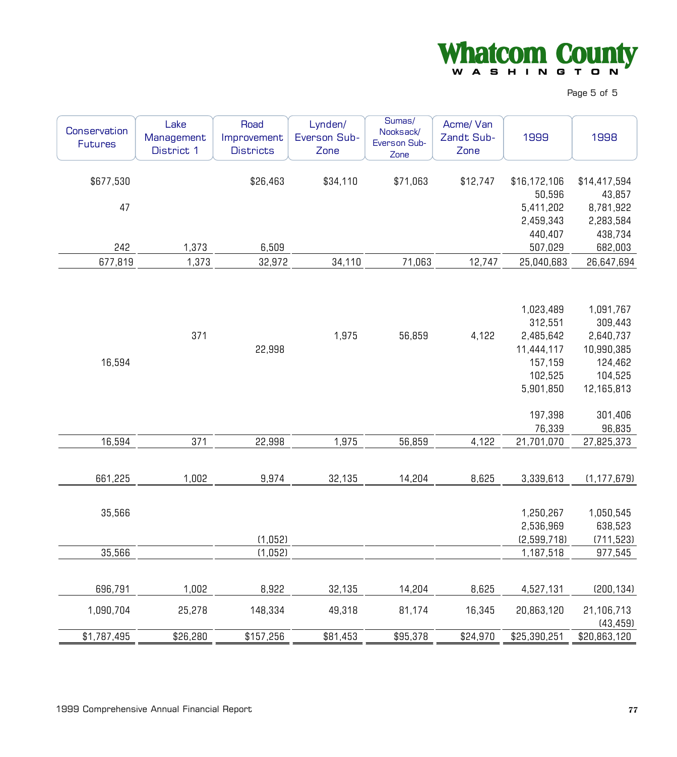| Conservation Futures | Lake Management District 1 | Road Improvement Districts | Lynden/ Everson Sub-Zone | Sumas/ Nooksack/ Everson Sub-Zone | Acme/ Van Zandt Sub-Zone | 1999 | 1998 |
|---|---|---|---|---|---|---|---|
| $677,530 | | $26,463 | $34,110 | $71,063 | $12,747 | $16,172,106 | $14,417,594 |
| | | | | | | 50,596 | 43,857 |
| 47 | | | | | | 5,411,202 | 8,781,922 |
| | | | | | | 2,459,343 | 2,283,584 |
| | | | | | | 440,407 | 438,734 |
| 242 | 1,373 | 6,509 | | | | 507,029 | 682,003 |
| 677,819 | 1,373 | 32,972 | 34,110 | 71,063 | 12,747 | 25,040,683 | 26,647,694 |
| | | | | | | | |
| | | | | | | 1,023,489 | 1,091,767 |
| | | | | | | 312,551 | 309,443 |
| | 371 | | 1,975 | 56,859 | 4,122 | 2,485,642 | 2,640,737 |
| | | 22,998 | | | | 11,444,117 | 10,990,385 |
| 16,594 | | | | | | 157,159 | 124,462 |
| | | | | | | 102,525 | 104,525 |
| | | | | | | 5,901,850 | 12,165,813 |
| | | | | | | 197,398 | 301,406 |
| | | | | | | 76,339 | 96,835 |
| 16,594 | 371 | 22,998 | 1,975 | 56,859 | 4,122 | 21,701,070 | 27,825,373 |
| | | | | | | | |
| 661,225 | 1,002 | 9,974 | 32,135 | 14,204 | 8,625 | 3,339,613 | (1,177,679) |
| | | | | | | | |
| 35,566 | | | | | | 1,250,267 | 1,050,545 |
| | | | | | | 2,536,969 | 638,523 |
| | | (1,052) | | | | (2,599,718) | (711,523) |
| 35,566 | | (1,052) | | | | 1,187,518 | 977,545 |
| | | | | | | | |
| 696,791 | 1,002 | 8,922 | 32,135 | 14,204 | 8,625 | 4,527,131 | (200,134) |
| 1,090,704 | 25,278 | 148,334 | 49,318 | 81,174 | 16,345 | 20,863,120 | 21,106,713 |
| | | | | | | | (43,459) |
| $1,787,495 | $26,280 | $157,256 | $81,453 | $95,378 | $24,970 | $25,390,251 | $20,863,120 |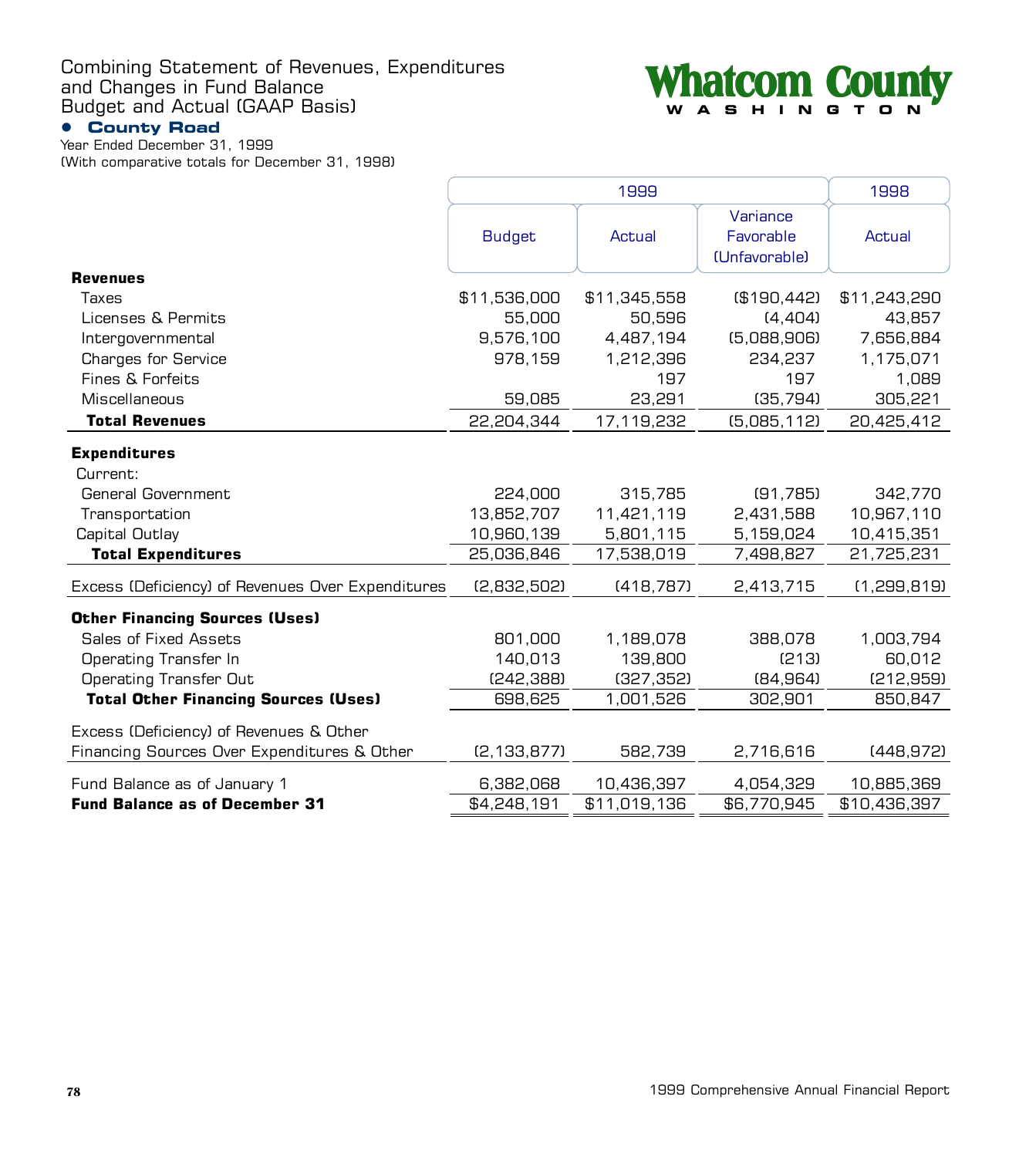# Combining Statement of Revenues, Expenditures and Changes in Fund Balance Budget and Actual (GAAP Basis)

**Whatcom County**
**WASHINGTON**

## • County Road

Year Ended December 31, 1999
(With comparative totals for December 31, 1998)

| | 1999 | | | 1998 |
|---|---|---|---|---|
| | Budget | Actual | Variance Favorable (Unfavorable) | Actual |
| **Revenues** | | | | |
| Taxes | $11,536,000 | $11,345,558 | ($190,442) | $11,243,290 |
| Licenses & Permits | 55,000 | 50,596 | (4,404) | 43,857 |
| Intergovernmental | 9,576,100 | 4,487,194 | (5,088,906) | 7,656,884 |
| Charges for Service | 978,159 | 1,212,396 | 234,237 | 1,175,071 |
| Fines & Forfeits | | 197 | 197 | 1,089 |
| Miscellaneous | 59,085 | 23,291 | (35,794) | 305,221 |
| **Total Revenues** | 22,204,344 | 17,119,232 | (5,085,112) | 20,425,412 |
| **Expenditures** | | | | |
| Current: | | | | |
| General Government | 224,000 | 315,785 | (91,785) | 342,770 |
| Transportation | 13,852,707 | 11,421,119 | 2,431,588 | 10,967,110 |
| Capital Outlay | 10,960,139 | 5,801,115 | 5,159,024 | 10,415,351 |
| **Total Expenditures** | 25,036,846 | 17,538,019 | 7,498,827 | 21,725,231 |
| Excess (Deficiency) of Revenues Over Expenditures | (2,832,502) | (418,787) | 2,413,715 | (1,299,819) |
| **Other Financing Sources (Uses)** | | | | |
| Sales of Fixed Assets | 801,000 | 1,189,078 | 388,078 | 1,003,794 |
| Operating Transfer In | 140,013 | 139,800 | (213) | 60,012 |
| Operating Transfer Out | (242,388) | (327,352) | (84,964) | (212,959) |
| **Total Other Financing Sources (Uses)** | 698,625 | 1,001,526 | 302,901 | 850,847 |
| Excess (Deficiency) of Revenues & Other Financing Sources Over Expenditures & Other | (2,133,877) | 582,739 | 2,716,616 | (448,972) |
| Fund Balance as of January 1 | 6,382,068 | 10,436,397 | 4,054,329 | 10,885,369 |
| **Fund Balance as of December 31** | $4,248,191 | $11,019,136 | $6,770,945 | $10,436,397 |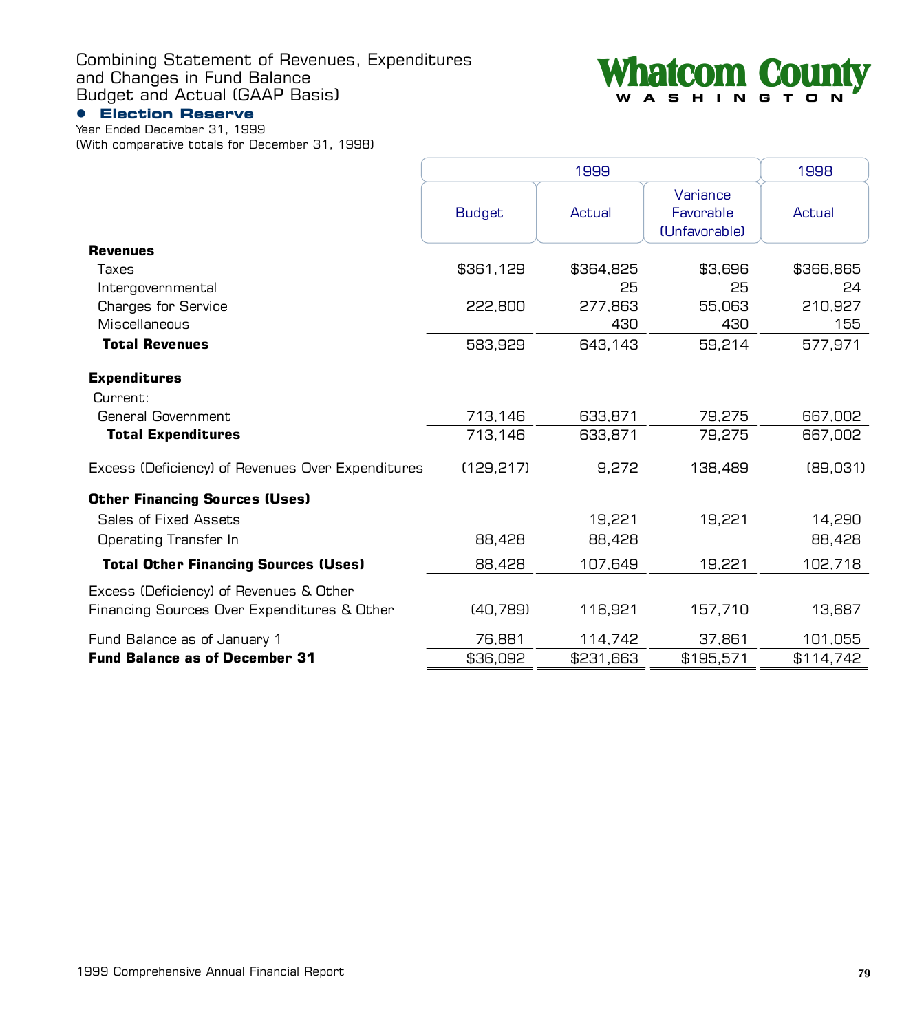# Combining Statement of Revenues, Expenditures and Changes in Fund Balance Budget and Actual (GAAP Basis)

## Whatcom County Washington

### • Election Reserve

Year Ended December 31, 1999
(With comparative totals for December 31, 1998)

| | 1999 | | | 1998 |
|---|---|---|---|---|
| | Budget | Actual | Variance Favorable (Unfavorable) | Actual |
| **Revenues** | | | | |
| Taxes | $361,129 | $364,825 | $3,696 | $366,865 |
| Intergovernmental | | 25 | 25 | 24 |
| Charges for Service | 222,800 | 277,863 | 55,063 | 210,927 |
| Miscellaneous | | 430 | 430 | 155 |
| **Total Revenues** | 583,929 | 643,143 | 59,214 | 577,971 |
| **Expenditures** | | | | |
| Current: | | | | |
| General Government | 713,146 | 633,871 | 79,275 | 667,002 |
| **Total Expenditures** | 713,146 | 633,871 | 79,275 | 667,002 |
| Excess (Deficiency) of Revenues Over Expenditures | (129,217) | 9,272 | 138,489 | (89,031) |
| **Other Financing Sources (Uses)** | | | | |
| Sales of Fixed Assets | | 19,221 | 19,221 | 14,290 |
| Operating Transfer In | 88,428 | 88,428 | | 88,428 |
| **Total Other Financing Sources (Uses)** | 88,428 | 107,649 | 19,221 | 102,718 |
| Excess (Deficiency) of Revenues & Other Financing Sources Over Expenditures & Other | (40,789) | 116,921 | 157,710 | 13,687 |
| Fund Balance as of January 1 | 76,881 | 114,742 | 37,861 | 101,055 |
| **Fund Balance as of December 31** | $36,092 | $231,663 | $195,571 | $114,742 |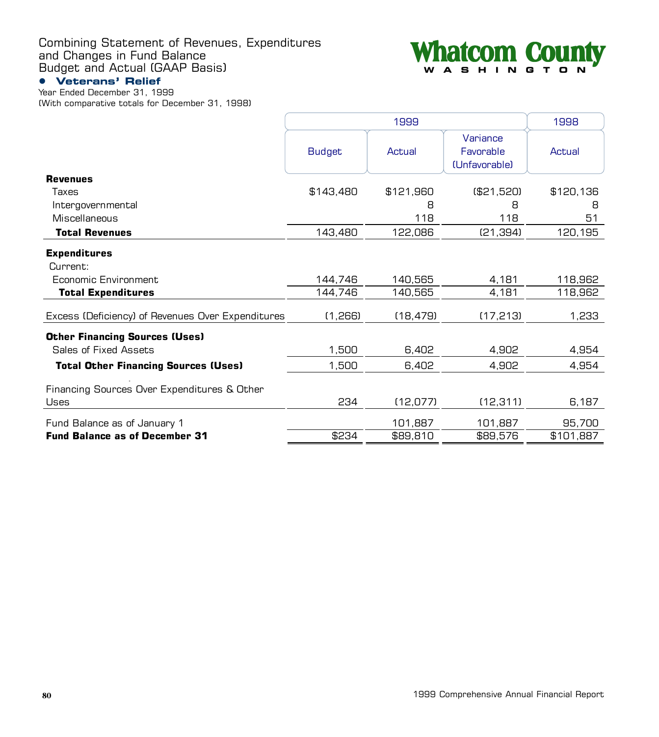# Combining Statement of Revenues, Expenditures and Changes in Fund Balance Budget and Actual (GAAP Basis)

**Whatcom County**
W A S H I N G T O N

## • Veterans' Relief

Year Ended December 31, 1999
(With comparative totals for December 31, 1998)

| | 1999 | | | 1998 |
|---|---|---|---|---|
| | Budget | Actual | Variance Favorable (Unfavorable) | Actual |
| **Revenues** | | | | |
| Taxes | $143,480 | $121,960 | ($21,520) | $120,136 |
| Intergovernmental | | 8 | 8 | 8 |
| Miscellaneous | | 118 | 118 | 51 |
| **Total Revenues** | 143,480 | 122,086 | (21,394) | 120,195 |
| **Expenditures** | | | | |
| Current: | | | | |
| Economic Environment | 144,746 | 140,565 | 4,181 | 118,962 |
| **Total Expenditures** | 144,746 | 140,565 | 4,181 | 118,962 |
| Excess (Deficiency) of Revenues Over Expenditures | (1,266) | (18,479) | (17,213) | 1,233 |
| **Other Financing Sources (Uses)** | | | | |
| Sales of Fixed Assets | 1,500 | 6,402 | 4,902 | 4,954 |
| **Total Other Financing Sources (Uses)** | 1,500 | 6,402 | 4,902 | 4,954 |
| Financing Sources Over Expenditures & Other Uses | 234 | (12,077) | (12,311) | 6,187 |
| Fund Balance as of January 1 | | 101,887 | 101,887 | 95,700 |
| **Fund Balance as of December 31** | $234 | $89,810 | $89,576 | $101,887 |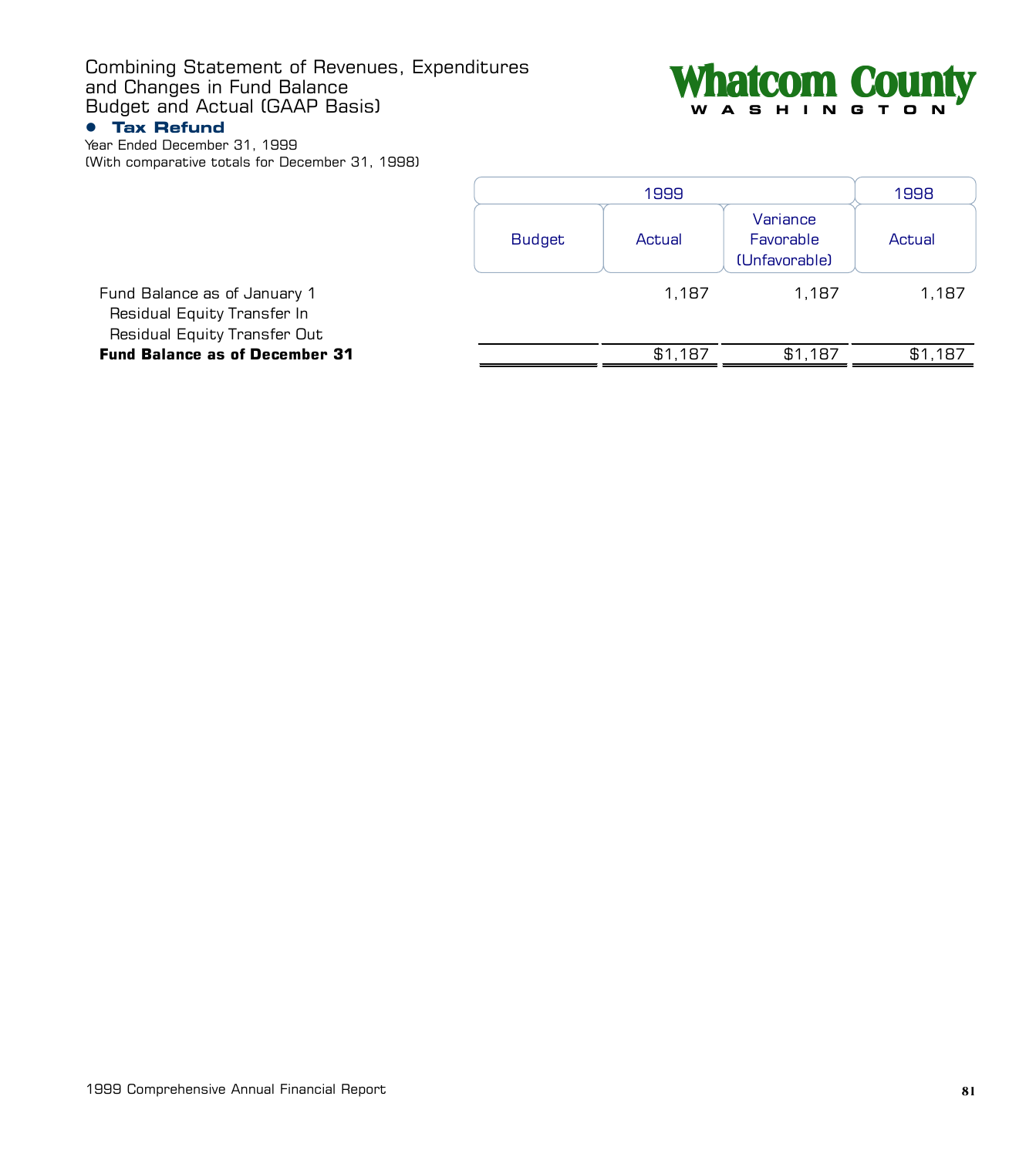# Combining Statement of Revenues, Expenditures and Changes in Fund Balance Budget and Actual (GAAP Basis)

## • Tax Refund

Year Ended December 31, 1999
(With comparative totals for December 31, 1998)

| | 1999 | | | 1998 |
|---|---|---|---|---|
| | Budget | Actual | Variance Favorable (Unfavorable) | Actual |
| Fund Balance as of January 1 | | 1,187 | 1,187 | 1,187 |
| Residual Equity Transfer In | | | | |
| Residual Equity Transfer Out | | | | |
| **Fund Balance as of December 31** | | $1,187 | $1,187 | $1,187 |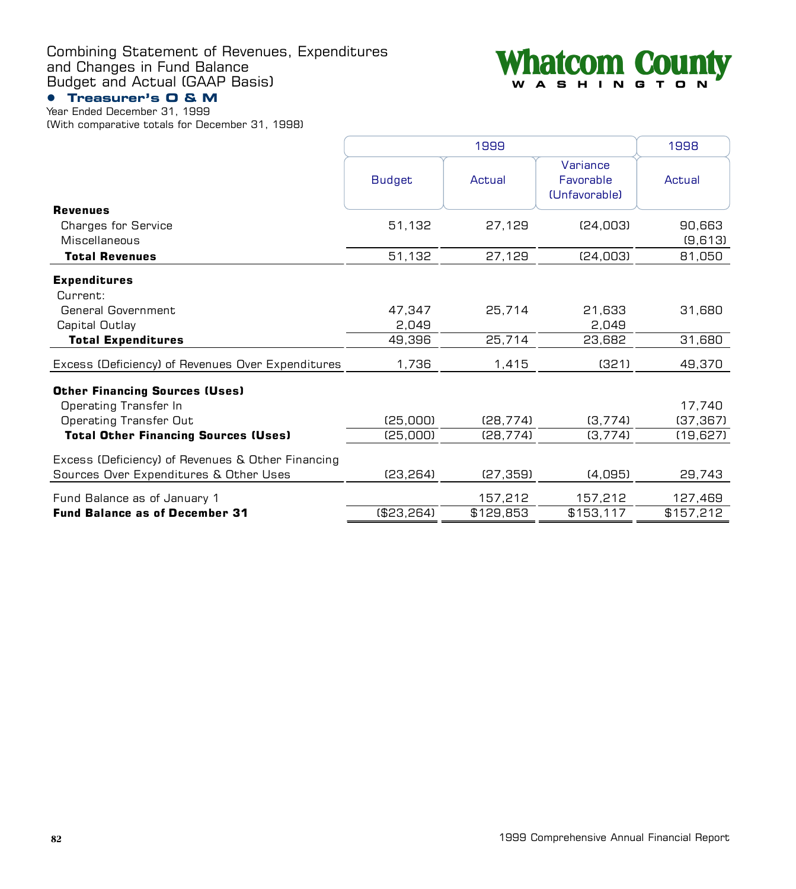# Combining Statement of Revenues, Expenditures and Changes in Fund Balance Budget and Actual (GAAP Basis)

## • Treasurer's O & M

Year Ended December 31, 1999
(With comparative totals for December 31, 1998)

| | 1999 | | | 1998 |
|---|---|---|---|---|
| | Budget | Actual | Variance Favorable (Unfavorable) | Actual |
| **Revenues** | | | | |
| Charges for Service | 51,132 | 27,129 | (24,003) | 90,663 |
| Miscellaneous | | | | (9,613) |
| **Total Revenues** | 51,132 | 27,129 | (24,003) | 81,050 |
| **Expenditures** | | | | |
| Current: | | | | |
| General Government | 47,347 | 25,714 | 21,633 | 31,680 |
| Capital Outlay | 2,049 | | 2,049 | |
| **Total Expenditures** | 49,396 | 25,714 | 23,682 | 31,680 |
| Excess (Deficiency) of Revenues Over Expenditures | 1,736 | 1,415 | (321) | 49,370 |
| **Other Financing Sources (Uses)** | | | | |
| Operating Transfer In | | | | 17,740 |
| Operating Transfer Out | (25,000) | (28,774) | (3,774) | (37,367) |
| **Total Other Financing Sources (Uses)** | (25,000) | (28,774) | (3,774) | (19,627) |
| Excess (Deficiency) of Revenues & Other Financing Sources Over Expenditures & Other Uses | (23,264) | (27,359) | (4,095) | 29,743 |
| Fund Balance as of January 1 | | 157,212 | 157,212 | 127,469 |
| **Fund Balance as of December 31** | ($23,264) | $129,853 | $153,117 | $157,212 |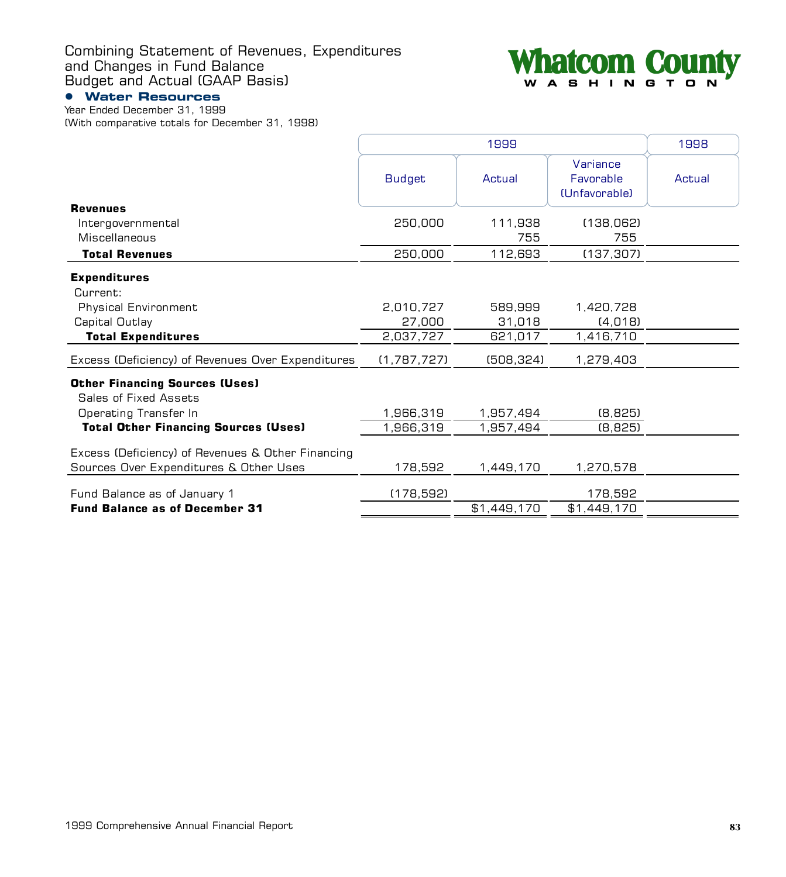# Combining Statement of Revenues, Expenditures and Changes in Fund Balance Budget and Actual (GAAP Basis)

Whatcom County
WASHINGTON

## Water Resources

Year Ended December 31, 1999
(With comparative totals for December 31, 1998)

| | 1999 | | | 1998 |
|---|---|---|---|---|
| | Budget | Actual | Variance Favorable (Unfavorable) | Actual |
| **Revenues** | | | | |
| Intergovernmental | 250,000 | 111,938 | (138,062) | |
| Miscellaneous | | 755 | 755 | |
| **Total Revenues** | 250,000 | 112,693 | (137,307) | |
| **Expenditures** | | | | |
| Current: | | | | |
| Physical Environment | 2,010,727 | 589,999 | 1,420,728 | |
| Capital Outlay | 27,000 | 31,018 | (4,018) | |
| **Total Expenditures** | 2,037,727 | 621,017 | 1,416,710 | |
| Excess (Deficiency) of Revenues Over Expenditures | (1,787,727) | (508,324) | 1,279,403 | |
| **Other Financing Sources (Uses)** | | | | |
| Sales of Fixed Assets | | | | |
| Operating Transfer In | 1,966,319 | 1,957,494 | (8,825) | |
| **Total Other Financing Sources (Uses)** | 1,966,319 | 1,957,494 | (8,825) | |
| Excess (Deficiency) of Revenues & Other Financing Sources Over Expenditures & Other Uses | 178,592 | 1,449,170 | 1,270,578 | |
| Fund Balance as of January 1 | (178,592) | | 178,592 | |
| **Fund Balance as of December 31** | | $1,449,170 | $1,449,170 | |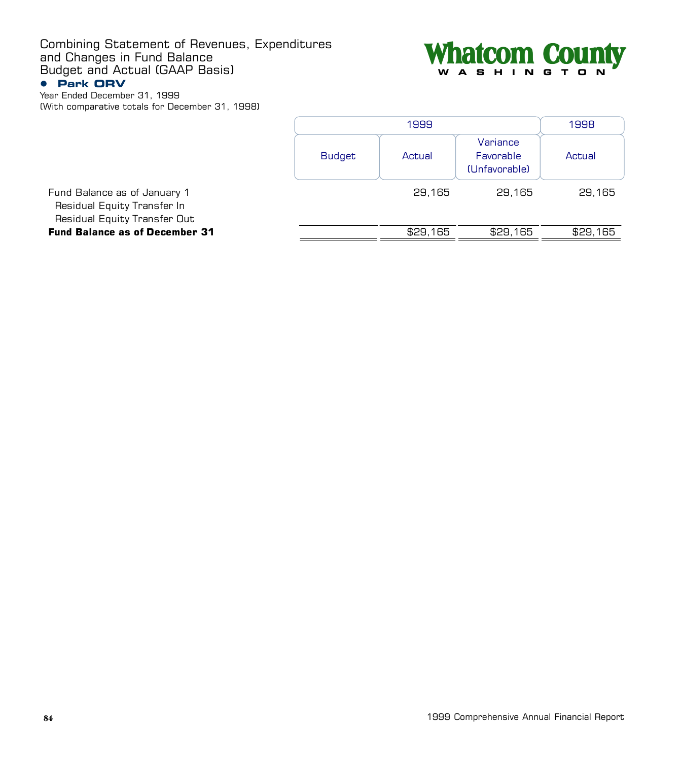Combining Statement of Revenues, Expenditures and Changes in Fund Balance
Budget and Actual (GAAP Basis)

## • Park ORV

Year Ended December 31, 1999
(With comparative totals for December 31, 1998)

| | 1999 | | | 1998 |
|---|---|---|---|---|
| | Budget | Actual | Variance Favorable (Unfavorable) | Actual |
| Fund Balance as of January 1 | | 29,165 | 29,165 | 29,165 |
| Residual Equity Transfer In | | | | |
| Residual Equity Transfer Out | | | | |
| **Fund Balance as of December 31** | | $29,165 | $29,165 | $29,165 |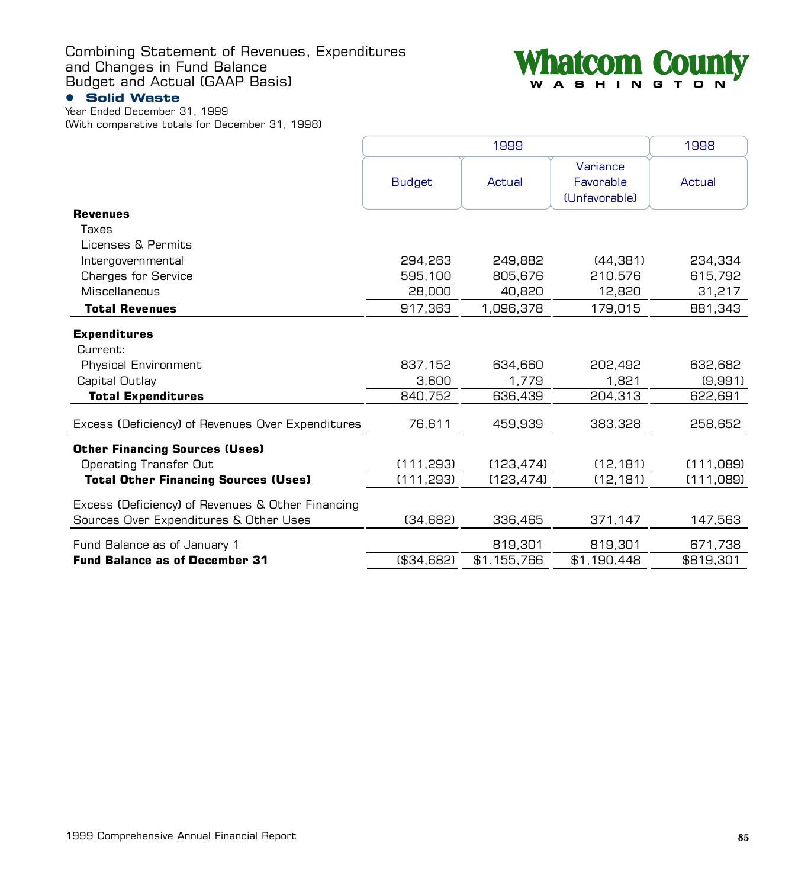# Combining Statement of Revenues, Expenditures and Changes in Fund Balance Budget and Actual (GAAP Basis)

Whatcom County
WASHINGTON

## Solid Waste

Year Ended December 31, 1999
(With comparative totals for December 31, 1998)

| | 1999 | | | 1998 |
|---|---|---|---|---|
| | Budget | Actual | Variance Favorable (Unfavorable) | Actual |
| **Revenues** | | | | |
| Taxes | | | | |
| Licenses & Permits | | | | |
| Intergovernmental | 294,263 | 249,882 | (44,381) | 234,334 |
| Charges for Service | 595,100 | 805,676 | 210,576 | 615,792 |
| Miscellaneous | 28,000 | 40,820 | 12,820 | 31,217 |
| **Total Revenues** | 917,363 | 1,096,378 | 179,015 | 881,343 |
| **Expenditures** | | | | |
| Current: | | | | |
| Physical Environment | 837,152 | 634,660 | 202,492 | 632,682 |
| Capital Outlay | 3,600 | 1,779 | 1,821 | (9,991) |
| **Total Expenditures** | 840,752 | 636,439 | 204,313 | 622,691 |
| Excess (Deficiency) of Revenues Over Expenditures | 76,611 | 459,939 | 383,328 | 258,652 |
| **Other Financing Sources (Uses)** | | | | |
| Operating Transfer Out | (111,293) | (123,474) | (12,181) | (111,089) |
| **Total Other Financing Sources (Uses)** | (111,293) | (123,474) | (12,181) | (111,089) |
| Excess (Deficiency) of Revenues & Other Financing Sources Over Expenditures & Other Uses | (34,682) | 336,465 | 371,147 | 147,563 |
| Fund Balance as of January 1 | | 819,301 | 819,301 | 671,738 |
| **Fund Balance as of December 31** | ($34,682) | $1,155,766 | $1,190,448 | $819,301 |

1999 Comprehensive Annual Financial Report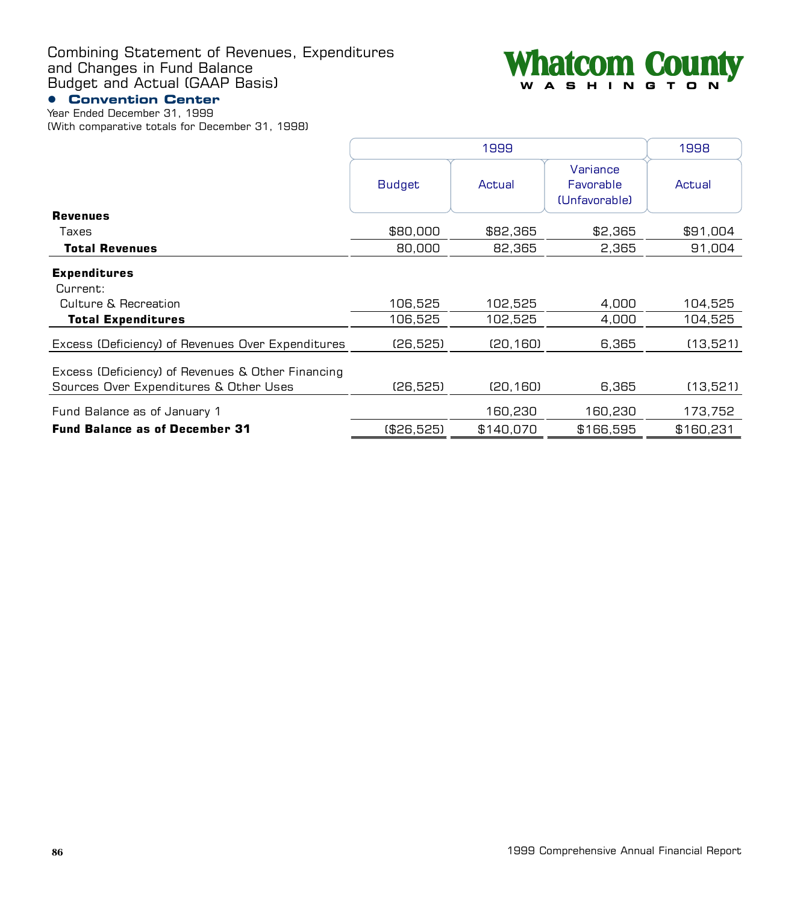# Combining Statement of Revenues, Expenditures and Changes in Fund Balance Budget and Actual (GAAP Basis)

## • Convention Center

Year Ended December 31, 1999
(With comparative totals for December 31, 1998)

**Whatcom County**
WASHINGTON

| | 1999 | | | 1998 |
|---|---|---|---|---|
| | Budget | Actual | Variance Favorable (Unfavorable) | Actual |
| **Revenues** | | | | |
| Taxes | $80,000 | $82,365 | $2,365 | $91,004 |
| **Total Revenues** | 80,000 | 82,365 | 2,365 | 91,004 |
| **Expenditures** | | | | |
| Current: | | | | |
| Culture & Recreation | 106,525 | 102,525 | 4,000 | 104,525 |
| **Total Expenditures** | 106,525 | 102,525 | 4,000 | 104,525 |
| Excess (Deficiency) of Revenues Over Expenditures | (26,525) | (20,160) | 6,365 | (13,521) |
| Excess (Deficiency) of Revenues & Other Financing Sources Over Expenditures & Other Uses | (26,525) | (20,160) | 6,365 | (13,521) |
| Fund Balance as of January 1 | | 160,230 | 160,230 | 173,752 |
| **Fund Balance as of December 31** | ($26,525) | $140,070 | $166,595 | $160,231 |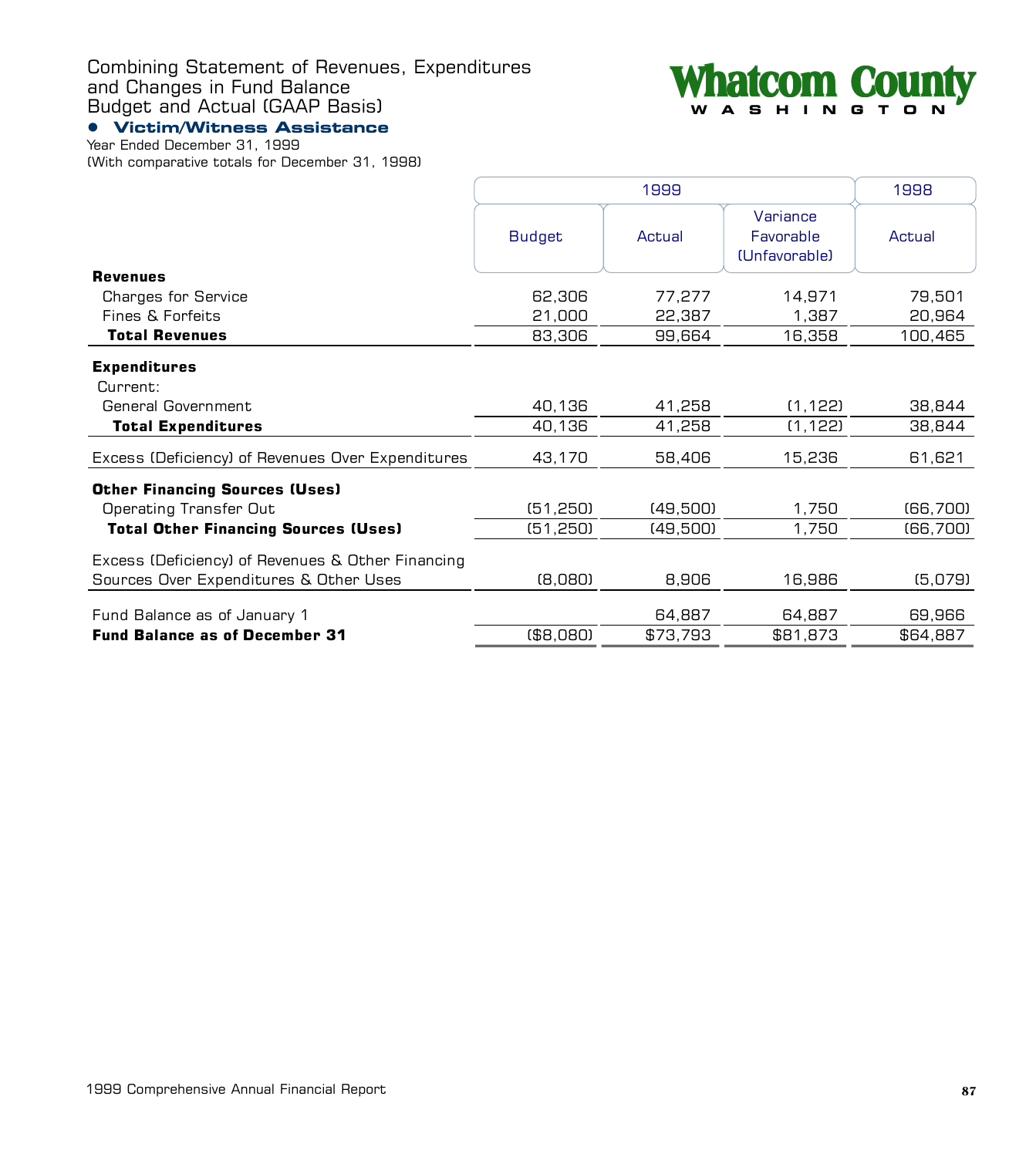# Combining Statement of Revenues, Expenditures and Changes in Fund Balance Budget and Actual (GAAP Basis)

**Whatcom County**
WASHINGTON

## • Victim/Witness Assistance

Year Ended December 31, 1999
(With comparative totals for December 31, 1998)

| | 1999 | | | 1998 |
|---|---|---|---|---|
| | Budget | Actual | Variance Favorable (Unfavorable) | Actual |
| **Revenues** | | | | |
| Charges for Service | 62,306 | 77,277 | 14,971 | 79,501 |
| Fines & Forfeits | 21,000 | 22,387 | 1,387 | 20,964 |
| **Total Revenues** | 83,306 | 99,664 | 16,358 | 100,465 |
| **Expenditures** | | | | |
| Current: | | | | |
| General Government | 40,136 | 41,258 | (1,122) | 38,844 |
| **Total Expenditures** | 40,136 | 41,258 | (1,122) | 38,844 |
| Excess (Deficiency) of Revenues Over Expenditures | 43,170 | 58,406 | 15,236 | 61,621 |
| **Other Financing Sources (Uses)** | | | | |
| Operating Transfer Out | (51,250) | (49,500) | 1,750 | (66,700) |
| **Total Other Financing Sources (Uses)** | (51,250) | (49,500) | 1,750 | (66,700) |
| Excess (Deficiency) of Revenues & Other Financing Sources Over Expenditures & Other Uses | (8,080) | 8,906 | 16,986 | (5,079) |
| Fund Balance as of January 1 | | 64,887 | 64,887 | 69,966 |
| **Fund Balance as of December 31** | ($8,080) | $73,793 | $81,873 | $64,887 |

1999 Comprehensive Annual Financial Report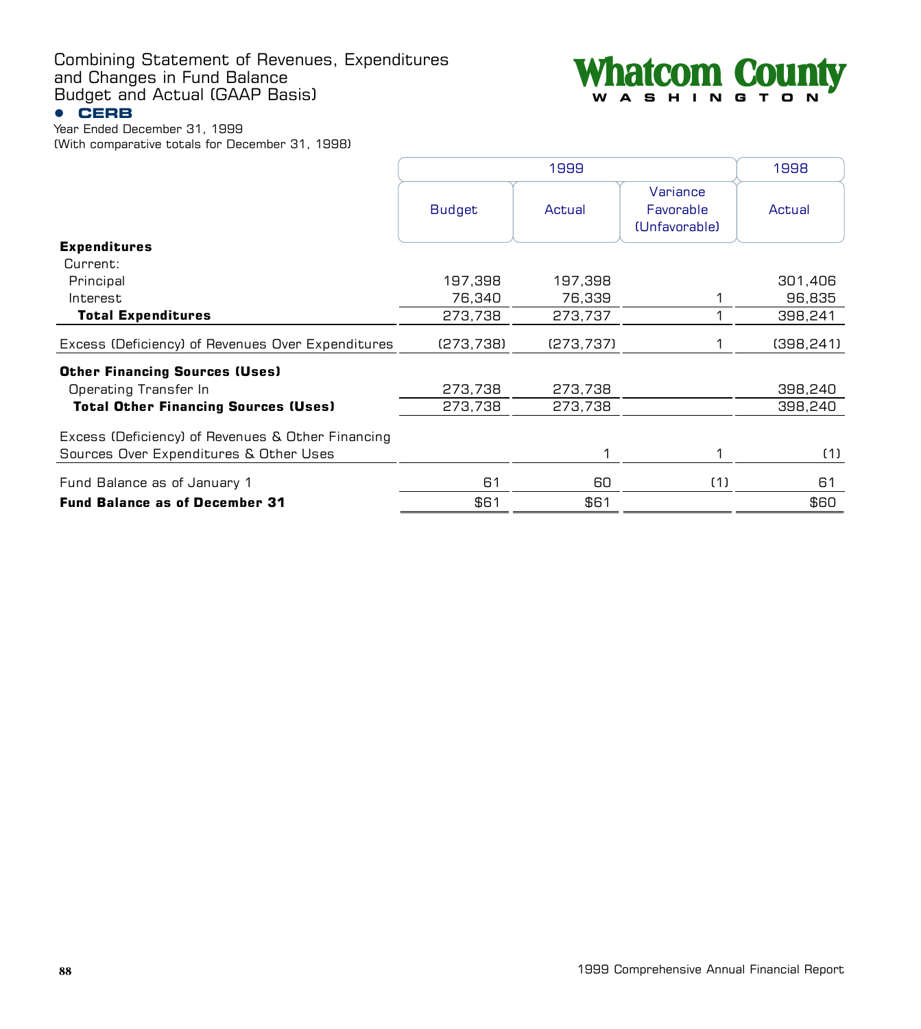# Combining Statement of Revenues, Expenditures and Changes in Fund Balance Budget and Actual (GAAP Basis)

Whatcom County
WASHINGTON

## • CERB

Year Ended December 31, 1999
(With comparative totals for December 31, 1998)

| | 1999 | | | 1998 |
|---|---|---|---|---|
| | Budget | Actual | Variance Favorable (Unfavorable) | Actual |
| **Expenditures** | | | | |
| Current: | | | | |
| Principal | 197,398 | 197,398 | | 301,406 |
| Interest | 76,340 | 76,339 | 1 | 96,835 |
| **Total Expenditures** | 273,738 | 273,737 | 1 | 398,241 |
| Excess (Deficiency) of Revenues Over Expenditures | (273,738) | (273,737) | 1 | (398,241) |
| **Other Financing Sources (Uses)** | | | | |
| Operating Transfer In | 273,738 | 273,738 | | 398,240 |
| **Total Other Financing Sources (Uses)** | 273,738 | 273,738 | | 398,240 |
| Excess (Deficiency) of Revenues & Other Financing Sources Over Expenditures & Other Uses | | 1 | 1 | (1) |
| Fund Balance as of January 1 | 61 | 60 | (1) | 61 |
| **Fund Balance as of December 31** | $61 | $61 | | $60 |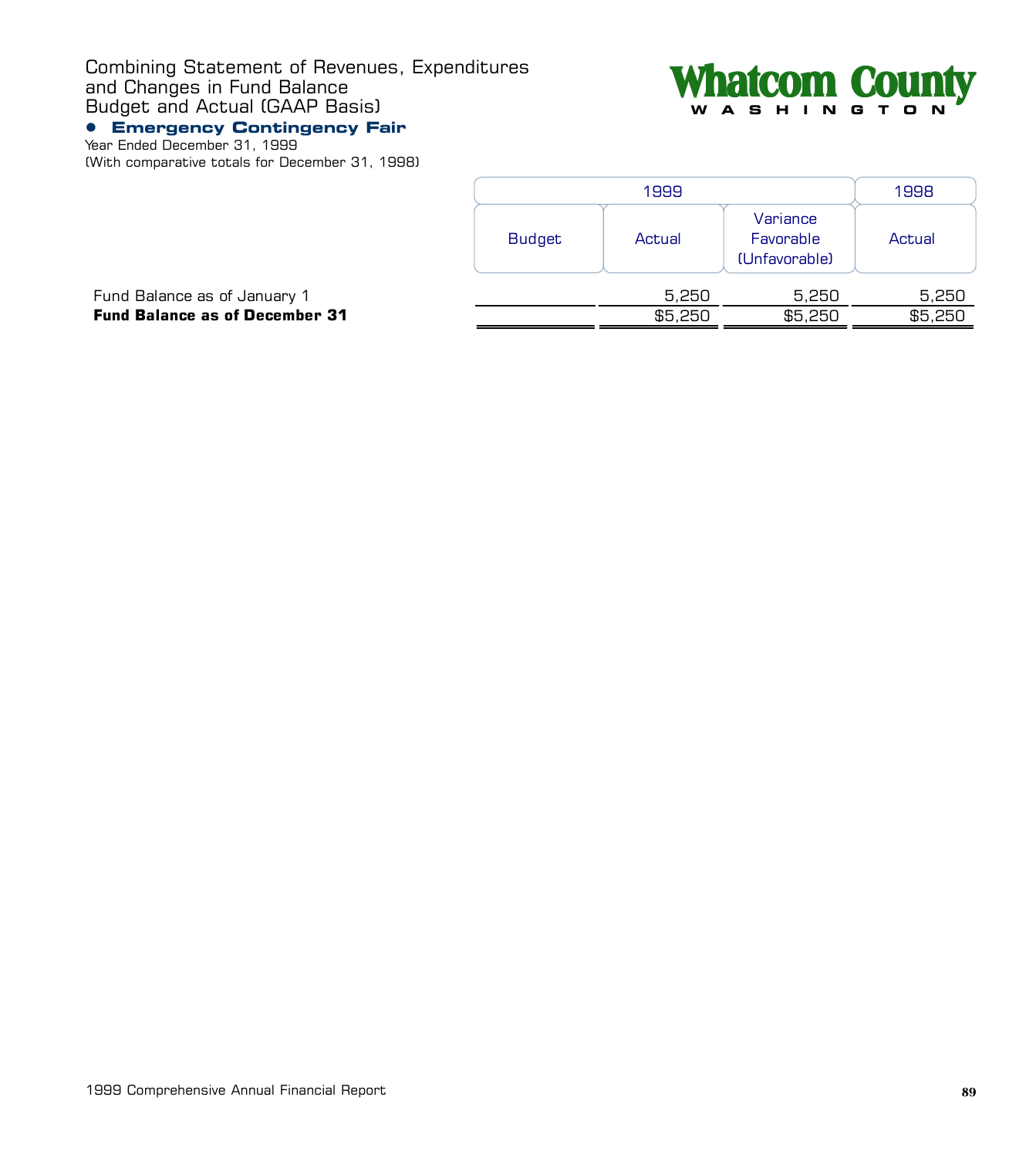# Combining Statement of Revenues, Expenditures and Changes in Fund Balance Budget and Actual (GAAP Basis)

## • Emergency Contingency Fair

Year Ended December 31, 1999
(With comparative totals for December 31, 1998)

| | 1999 | | | 1998 |
|---|---|---|---|---|
| | Budget | Actual | Variance Favorable (Unfavorable) | Actual |
| Fund Balance as of January 1 | | 5,250 | 5,250 | 5,250 |
| **Fund Balance as of December 31** | | $5,250 | $5,250 | $5,250 |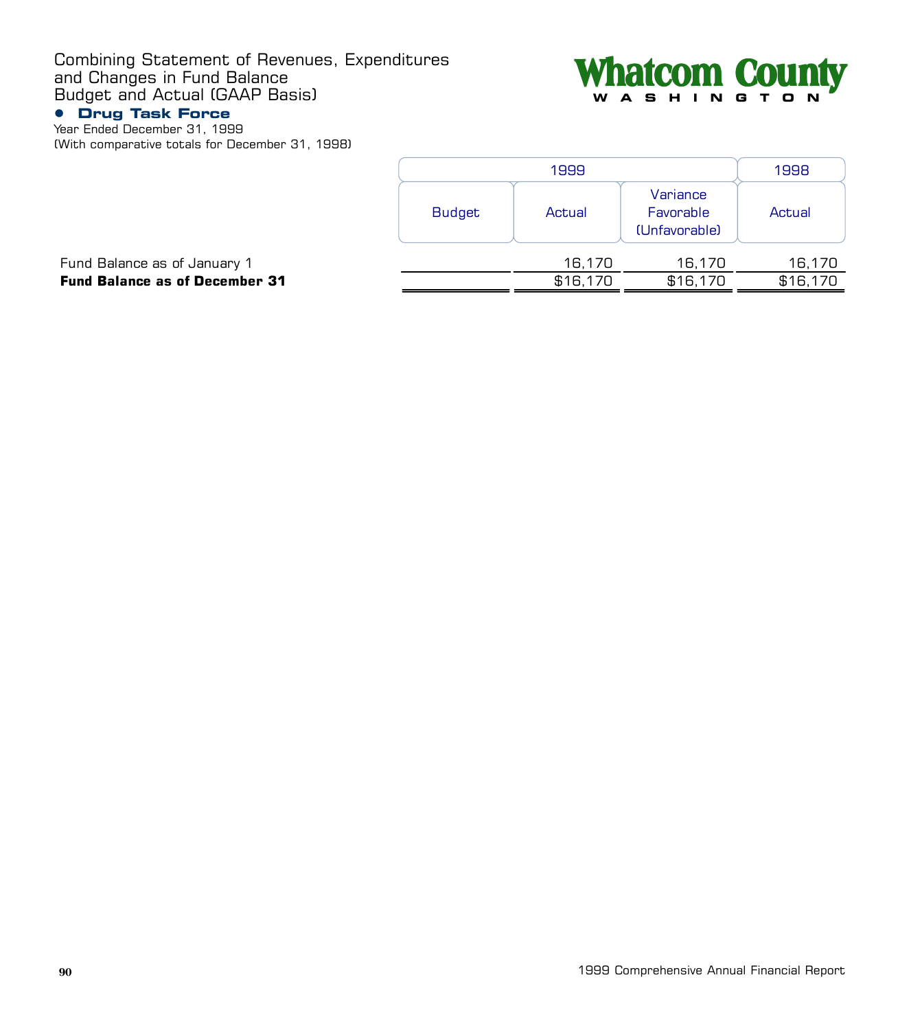# Combining Statement of Revenues, Expenditures and Changes in Fund Balance Budget and Actual (GAAP Basis)

**Whatcom County**
WASHINGTON

## • Drug Task Force

Year Ended December 31, 1999
(With comparative totals for December 31, 1998)

| | 1999 | | | 1998 |
|---|---|---|---|---|
| | Budget | Actual | Variance Favorable (Unfavorable) | Actual |
| Fund Balance as of January 1 | | 16,170 | 16,170 | 16,170 |
| **Fund Balance as of December 31** | | $16,170 | $16,170 | $16,170 |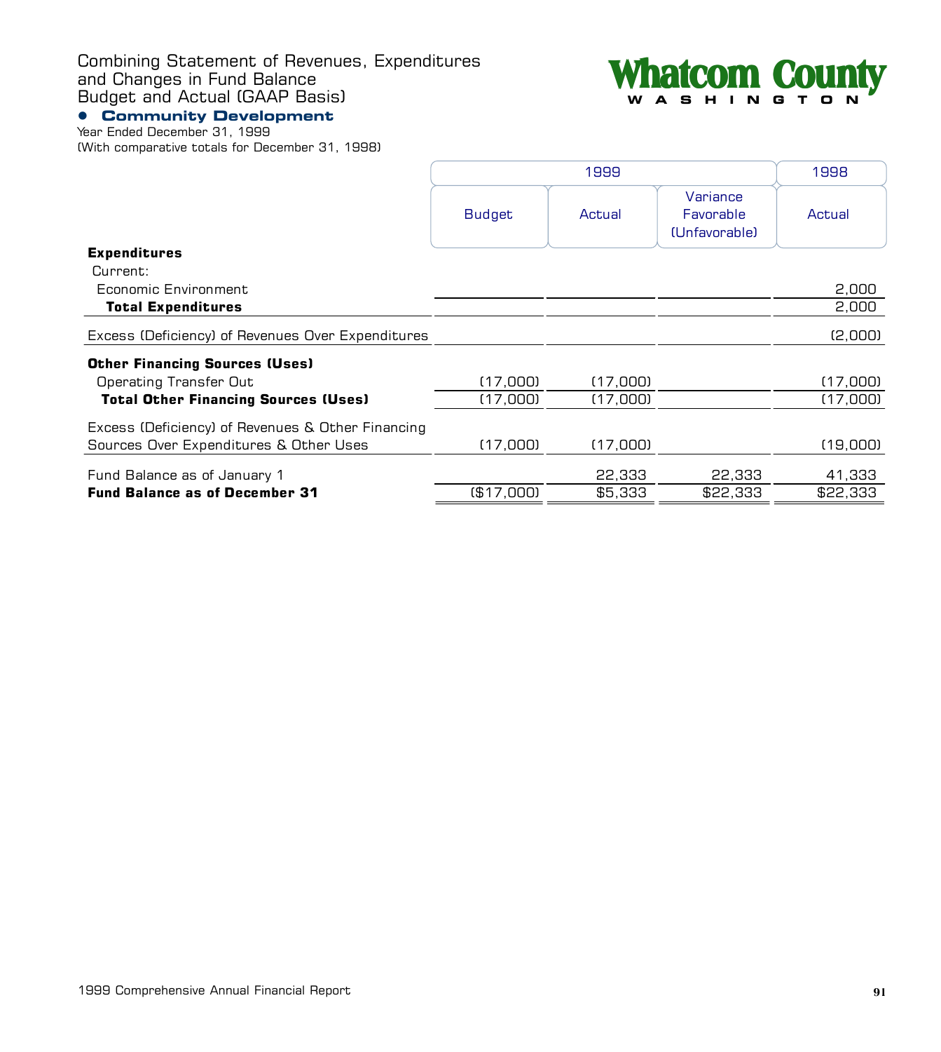# Combining Statement of Revenues, Expenditures and Changes in Fund Balance Budget and Actual (GAAP Basis)

Whatcom County
WASHINGTON

## • Community Development

Year Ended December 31, 1999
(With comparative totals for December 31, 1998)

| | 1999 | | | 1998 |
|---|---|---|---|---|
| | Budget | Actual | Variance Favorable (Unfavorable) | Actual |
| **Expenditures** | | | | |
| Current: | | | | |
| Economic Environment | | | | 2,000 |
| **Total Expenditures** | | | | 2,000 |
| Excess (Deficiency) of Revenues Over Expenditures | | | | (2,000) |
| **Other Financing Sources (Uses)** | | | | |
| Operating Transfer Out | (17,000) | (17,000) | | (17,000) |
| **Total Other Financing Sources (Uses)** | (17,000) | (17,000) | | (17,000) |
| Excess (Deficiency) of Revenues & Other Financing Sources Over Expenditures & Other Uses | (17,000) | (17,000) | | (19,000) |
| Fund Balance as of January 1 | | 22,333 | 22,333 | 41,333 |
| **Fund Balance as of December 31** | ($17,000) | $5,333 | $22,333 | $22,333 |

1999 Comprehensive Annual Financial Report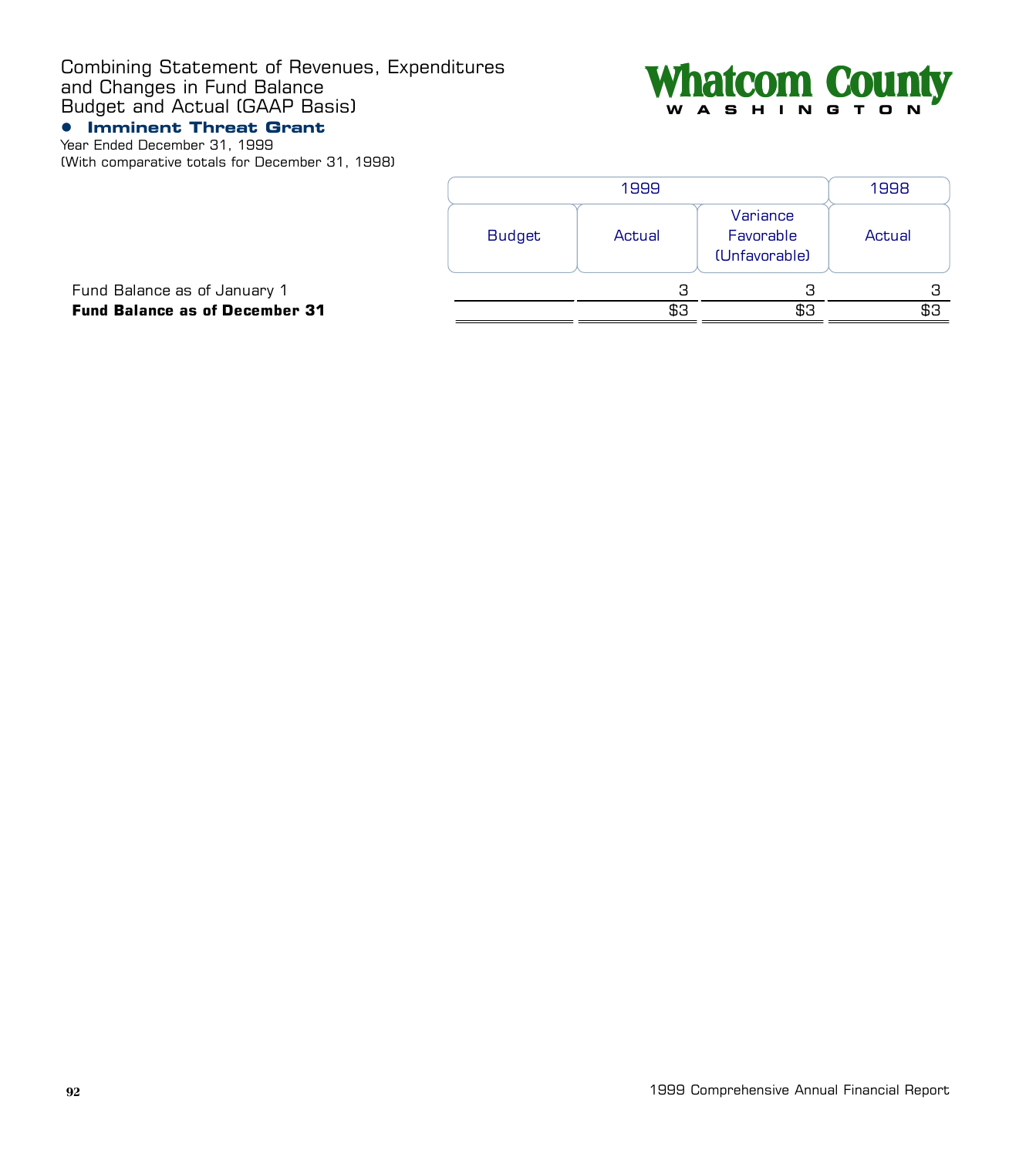# Combining Statement of Revenues, Expenditures and Changes in Fund Balance Budget and Actual (GAAP Basis)

**Whatcom County**
WASHINGTON

## • Imminent Threat Grant

Year Ended December 31, 1999
(With comparative totals for December 31, 1998)

| | 1999 | | | 1998 |
|---|---|---|---|---|
| | Budget | Actual | Variance Favorable (Unfavorable) | Actual |
| Fund Balance as of January 1 | | 3 | 3 | 3 |
| **Fund Balance as of December 31** | | $3 | $3 | $3 |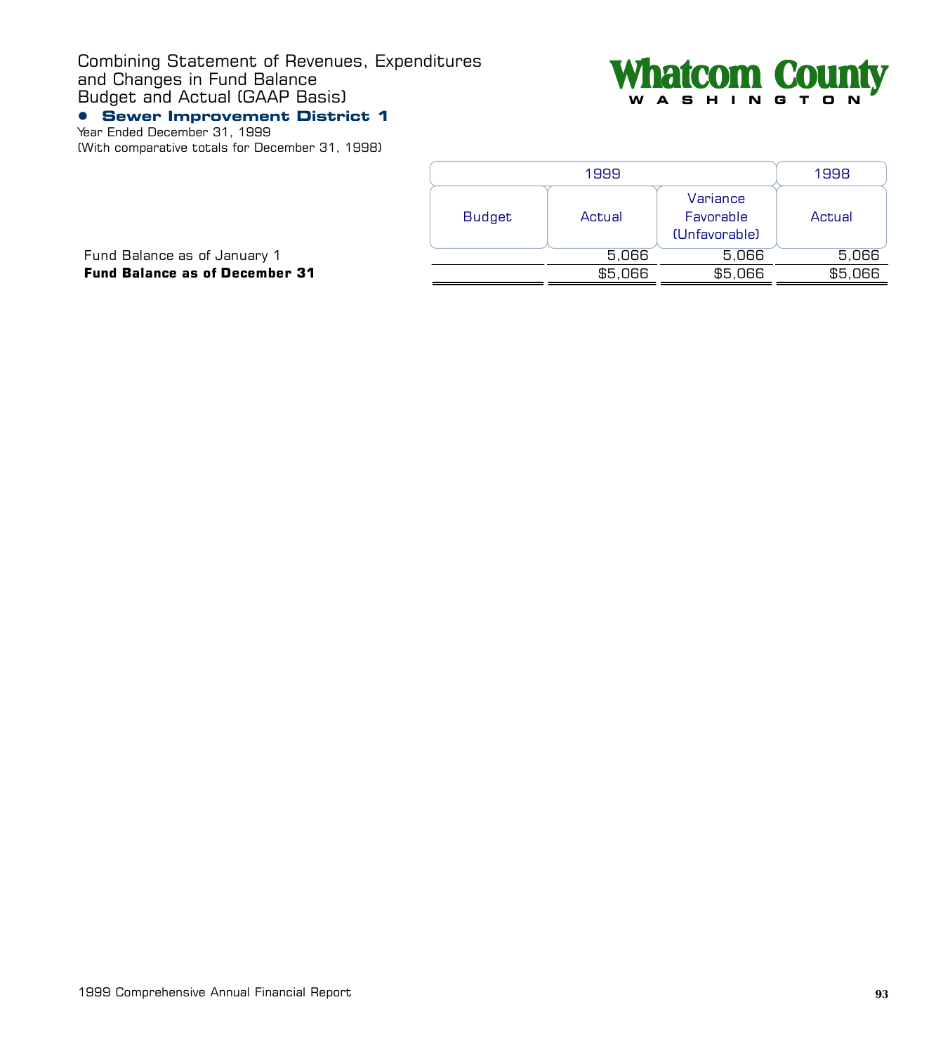Combining Statement of Revenues, Expenditures and Changes in Fund Balance
Budget and Actual (GAAP Basis)

## • Sewer Improvement District 1

Year Ended December 31, 1999
(With comparative totals for December 31, 1998)

| | 1999 | | | 1998 |
|---|---|---|---|---|
| | Budget | Actual | Variance Favorable (Unfavorable) | Actual |
| Fund Balance as of January 1 | | 5,066 | 5,066 | 5,066 |
| **Fund Balance as of December 31** | | $5,066 | $5,066 | $5,066 |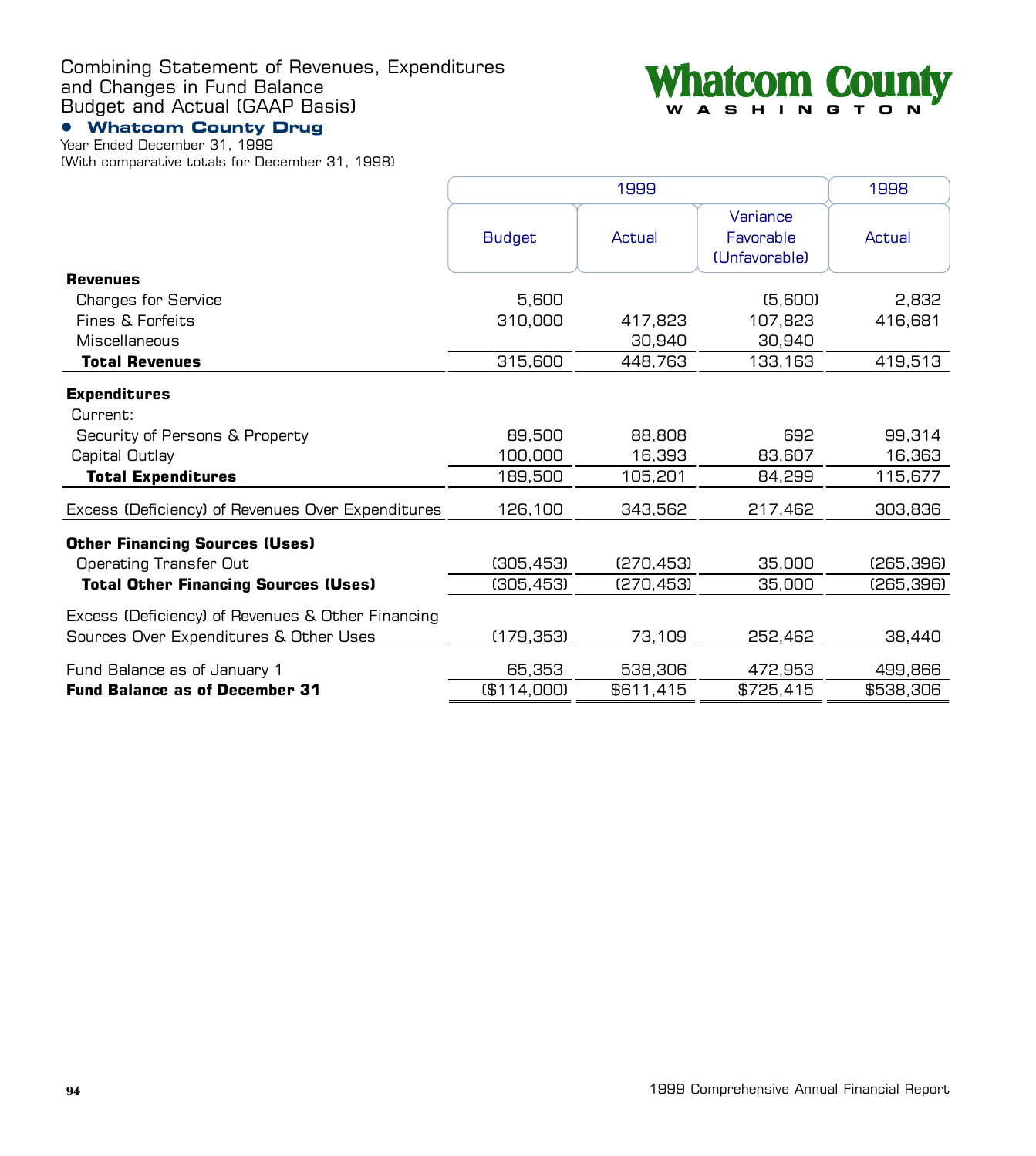# Combining Statement of Revenues, Expenditures and Changes in Fund Balance Budget and Actual (GAAP Basis)

## • Whatcom County Drug

Year Ended December 31, 1999
(With comparative totals for December 31, 1998)

Whatcom County
WASHINGTON

| | 1999 | | | 1998 |
|---|---|---|---|---|
| | Budget | Actual | Variance Favorable (Unfavorable) | Actual |
| **Revenues** | | | | |
| Charges for Service | 5,600 | | (5,600) | 2,832 |
| Fines & Forfeits | 310,000 | 417,823 | 107,823 | 416,681 |
| Miscellaneous | | 30,940 | 30,940 | |
| **Total Revenues** | 315,600 | 448,763 | 133,163 | 419,513 |
| **Expenditures** | | | | |
| Current: | | | | |
| Security of Persons & Property | 89,500 | 88,808 | 692 | 99,314 |
| Capital Outlay | 100,000 | 16,393 | 83,607 | 16,363 |
| **Total Expenditures** | 189,500 | 105,201 | 84,299 | 115,677 |
| Excess (Deficiency) of Revenues Over Expenditures | 126,100 | 343,562 | 217,462 | 303,836 |
| **Other Financing Sources (Uses)** | | | | |
| Operating Transfer Out | (305,453) | (270,453) | 35,000 | (265,396) |
| **Total Other Financing Sources (Uses)** | (305,453) | (270,453) | 35,000 | (265,396) |
| Excess (Deficiency) of Revenues & Other Financing Sources Over Expenditures & Other Uses | (179,353) | 73,109 | 252,462 | 38,440 |
| Fund Balance as of January 1 | 65,353 | 538,306 | 472,953 | 499,866 |
| **Fund Balance as of December 31** | ($114,000) | $611,415 | $725,415 | $538,306 |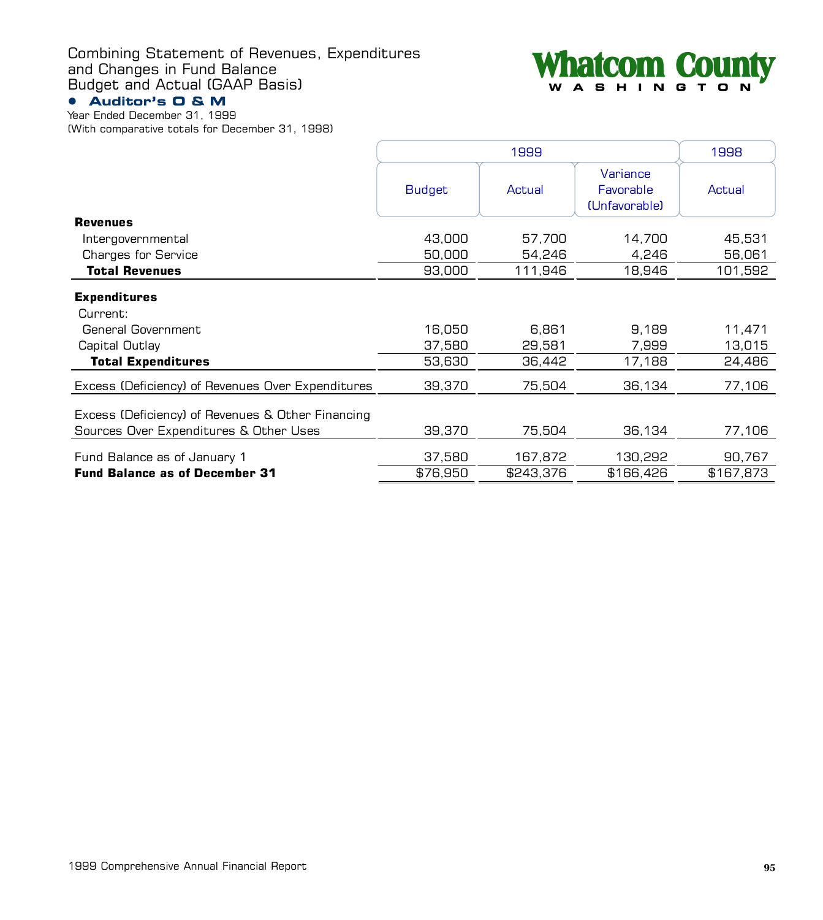# Combining Statement of Revenues, Expenditures and Changes in Fund Balance Budget and Actual (GAAP Basis)

**Whatcom County**
**WASHINGTON**

## • Auditor's O & M

Year Ended December 31, 1999
(With comparative totals for December 31, 1998)

| | 1999 | | | 1998 |
|---|---|---|---|---|
| | Budget | Actual | Variance Favorable (Unfavorable) | Actual |
| **Revenues** | | | | |
| Intergovernmental | 43,000 | 57,700 | 14,700 | 45,531 |
| Charges for Service | 50,000 | 54,246 | 4,246 | 56,061 |
| **Total Revenues** | 93,000 | 111,946 | 18,946 | 101,592 |
| **Expenditures** | | | | |
| Current: | | | | |
| General Government | 16,050 | 6,861 | 9,189 | 11,471 |
| Capital Outlay | 37,580 | 29,581 | 7,999 | 13,015 |
| **Total Expenditures** | 53,630 | 36,442 | 17,188 | 24,486 |
| Excess (Deficiency) of Revenues Over Expenditures | 39,370 | 75,504 | 36,134 | 77,106 |
| Excess (Deficiency) of Revenues & Other Financing Sources Over Expenditures & Other Uses | 39,370 | 75,504 | 36,134 | 77,106 |
| Fund Balance as of January 1 | 37,580 | 167,872 | 130,292 | 90,767 |
| **Fund Balance as of December 31** | $76,950 | $243,376 | $166,426 | $167,873 |

1999 Comprehensive Annual Financial Report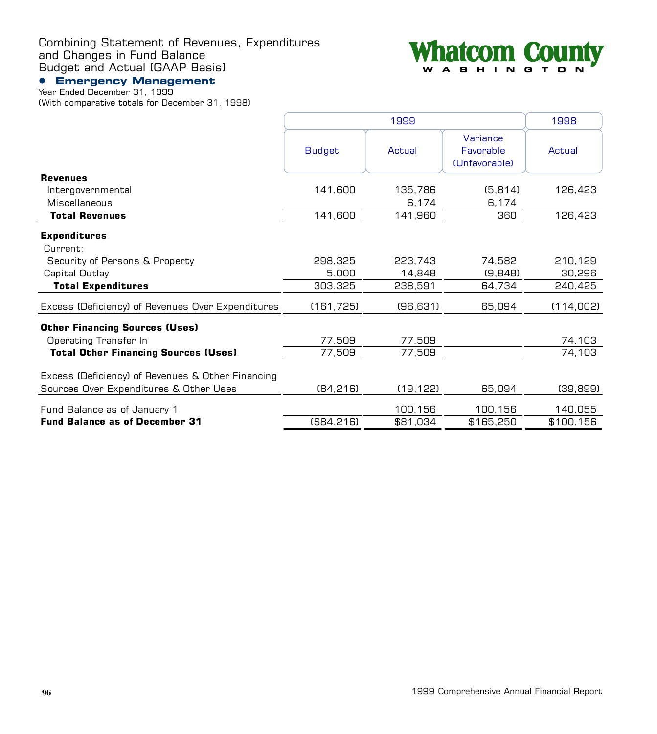# Combining Statement of Revenues, Expenditures and Changes in Fund Balance Budget and Actual (GAAP Basis)

Whatcom County
WASHINGTON

## • Emergency Management

Year Ended December 31, 1999
(With comparative totals for December 31, 1998)

| | 1999 | | | 1998 |
|---|---|---|---|---|
| | Budget | Actual | Variance Favorable (Unfavorable) | Actual |
| **Revenues** | | | | |
| Intergovernmental | 141,600 | 135,786 | (5,814) | 126,423 |
| Miscellaneous | | 6,174 | 6,174 | |
| **Total Revenues** | 141,600 | 141,960 | 360 | 126,423 |
| **Expenditures** | | | | |
| Current: | | | | |
| Security of Persons & Property | 298,325 | 223,743 | 74,582 | 210,129 |
| Capital Outlay | 5,000 | 14,848 | (9,848) | 30,296 |
| **Total Expenditures** | 303,325 | 238,591 | 64,734 | 240,425 |
| Excess (Deficiency) of Revenues Over Expenditures | (161,725) | (96,631) | 65,094 | (114,002) |
| **Other Financing Sources (Uses)** | | | | |
| Operating Transfer In | 77,509 | 77,509 | | 74,103 |
| **Total Other Financing Sources (Uses)** | 77,509 | 77,509 | | 74,103 |
| Excess (Deficiency) of Revenues & Other Financing Sources Over Expenditures & Other Uses | (84,216) | (19,122) | 65,094 | (39,899) |
| Fund Balance as of January 1 | | 100,156 | 100,156 | 140,055 |
| **Fund Balance as of December 31** | ($84,216) | $81,034 | $165,250 | $100,156 |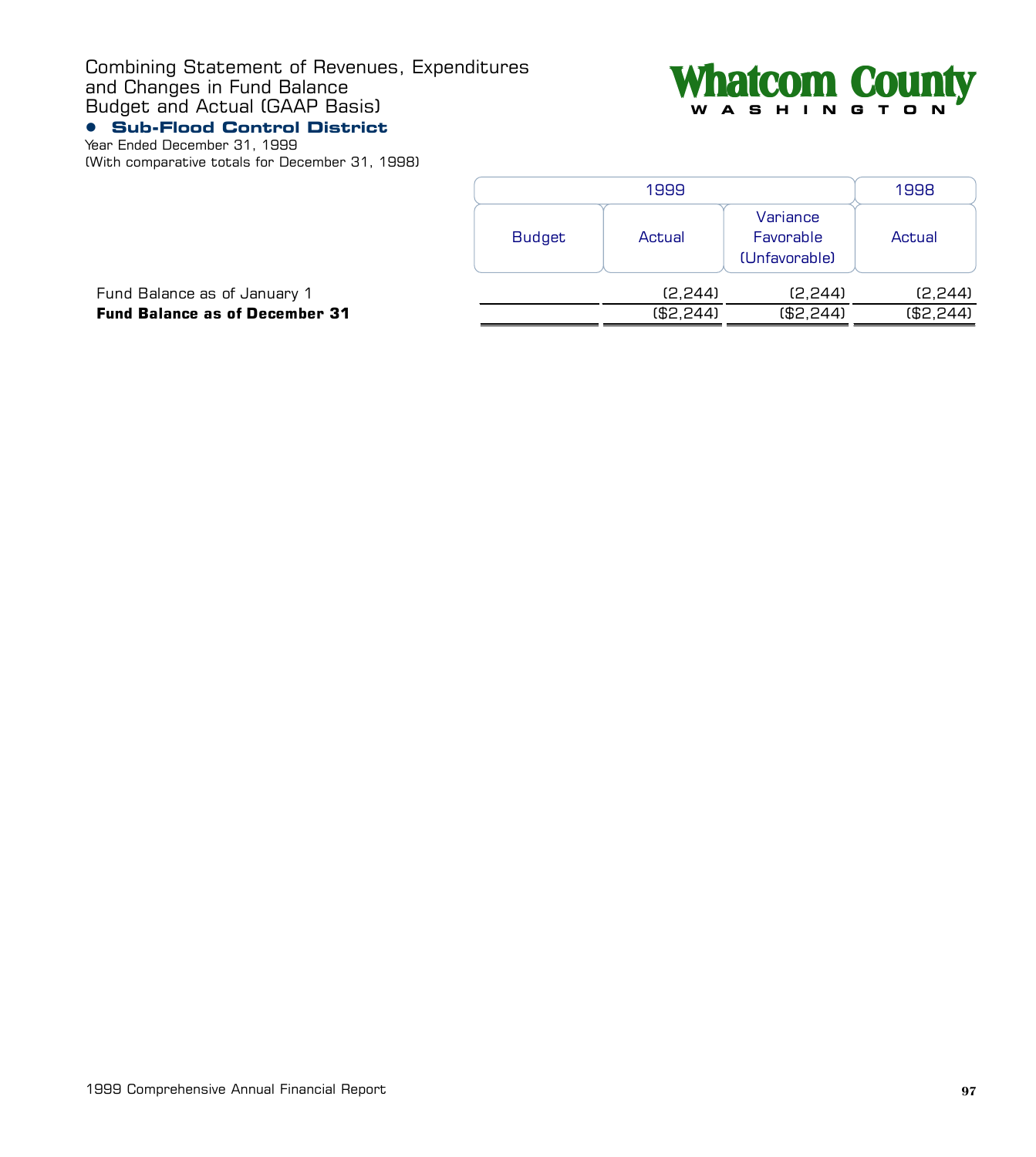# Combining Statement of Revenues, Expenditures and Changes in Fund Balance Budget and Actual (GAAP Basis)

**Whatcom County**
WASHINGTON

## Sub-Flood Control District

Year Ended December 31, 1999
(With comparative totals for December 31, 1998)

| | 1999 | | | 1998 |
|---|---|---|---|---|
| | Budget | Actual | Variance Favorable (Unfavorable) | Actual |
| Fund Balance as of January 1 | | (2,244) | (2,244) | (2,244) |
| **Fund Balance as of December 31** | | ($2,244) | ($2,244) | ($2,244) |

1999 Comprehensive Annual Financial Report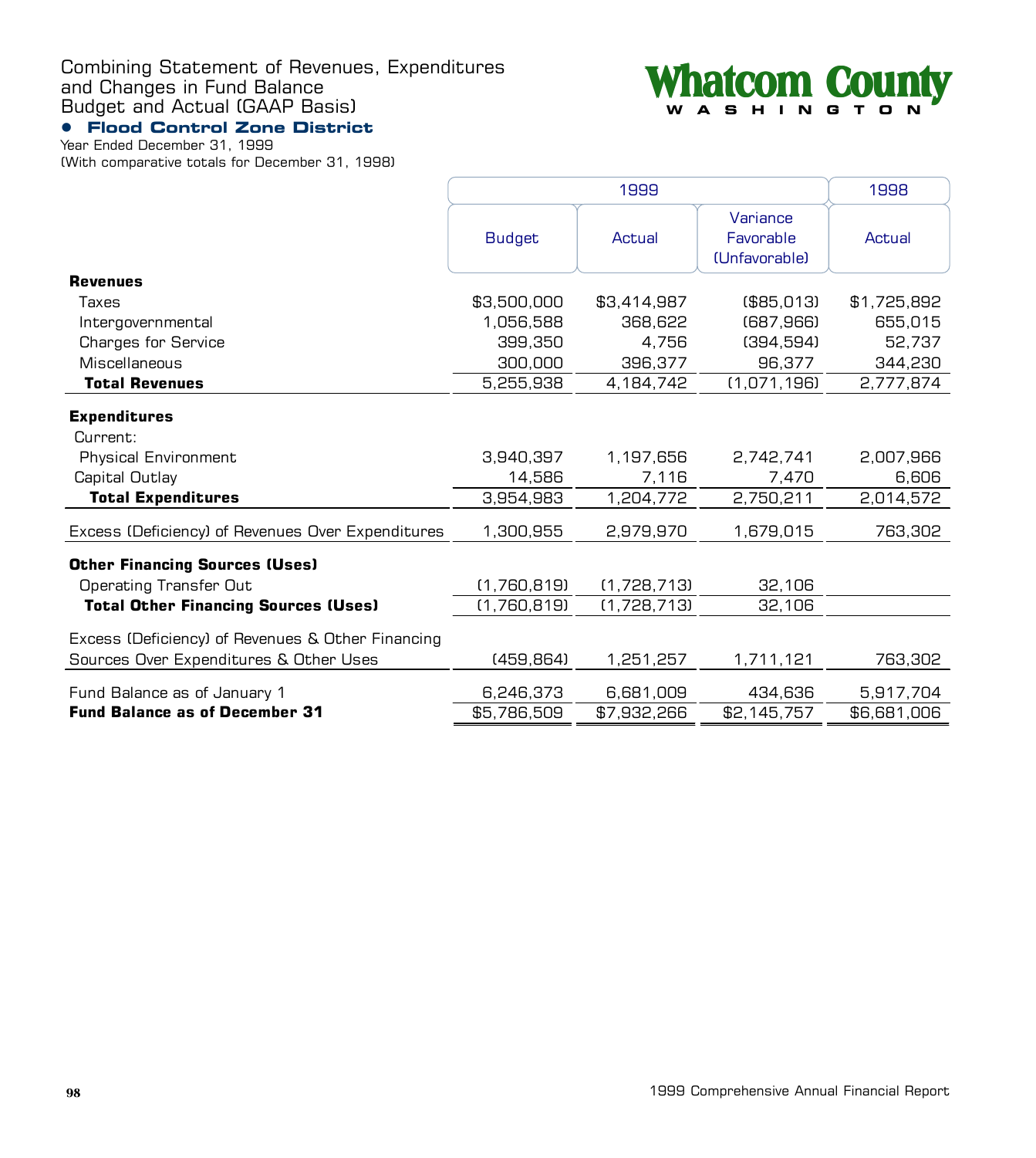# Combining Statement of Revenues, Expenditures and Changes in Fund Balance Budget and Actual (GAAP Basis)

Whatcom County
WASHINGTON

## • Flood Control Zone District

Year Ended December 31, 1999
(With comparative totals for December 31, 1998)

| | 1999 | | | 1998 |
|---|---|---|---|---|
| | Budget | Actual | Variance Favorable (Unfavorable) | Actual |
| **Revenues** | | | | |
| Taxes | $3,500,000 | $3,414,987 | ($85,013) | $1,725,892 |
| Intergovernmental | 1,056,588 | 368,622 | (687,966) | 655,015 |
| Charges for Service | 399,350 | 4,756 | (394,594) | 52,737 |
| Miscellaneous | 300,000 | 396,377 | 96,377 | 344,230 |
| **Total Revenues** | 5,255,938 | 4,184,742 | (1,071,196) | 2,777,874 |
| **Expenditures** | | | | |
| Current: | | | | |
| Physical Environment | 3,940,397 | 1,197,656 | 2,742,741 | 2,007,966 |
| Capital Outlay | 14,586 | 7,116 | 7,470 | 6,606 |
| **Total Expenditures** | 3,954,983 | 1,204,772 | 2,750,211 | 2,014,572 |
| Excess (Deficiency) of Revenues Over Expenditures | 1,300,955 | 2,979,970 | 1,679,015 | 763,302 |
| **Other Financing Sources (Uses)** | | | | |
| Operating Transfer Out | (1,760,819) | (1,728,713) | 32,106 | |
| **Total Other Financing Sources (Uses)** | (1,760,819) | (1,728,713) | 32,106 | |
| Excess (Deficiency) of Revenues & Other Financing Sources Over Expenditures & Other Uses | (459,864) | 1,251,257 | 1,711,121 | 763,302 |
| Fund Balance as of January 1 | 6,246,373 | 6,681,009 | 434,636 | 5,917,704 |
| **Fund Balance as of December 31** | $5,786,509 | $7,932,266 | $2,145,757 | $6,681,006 |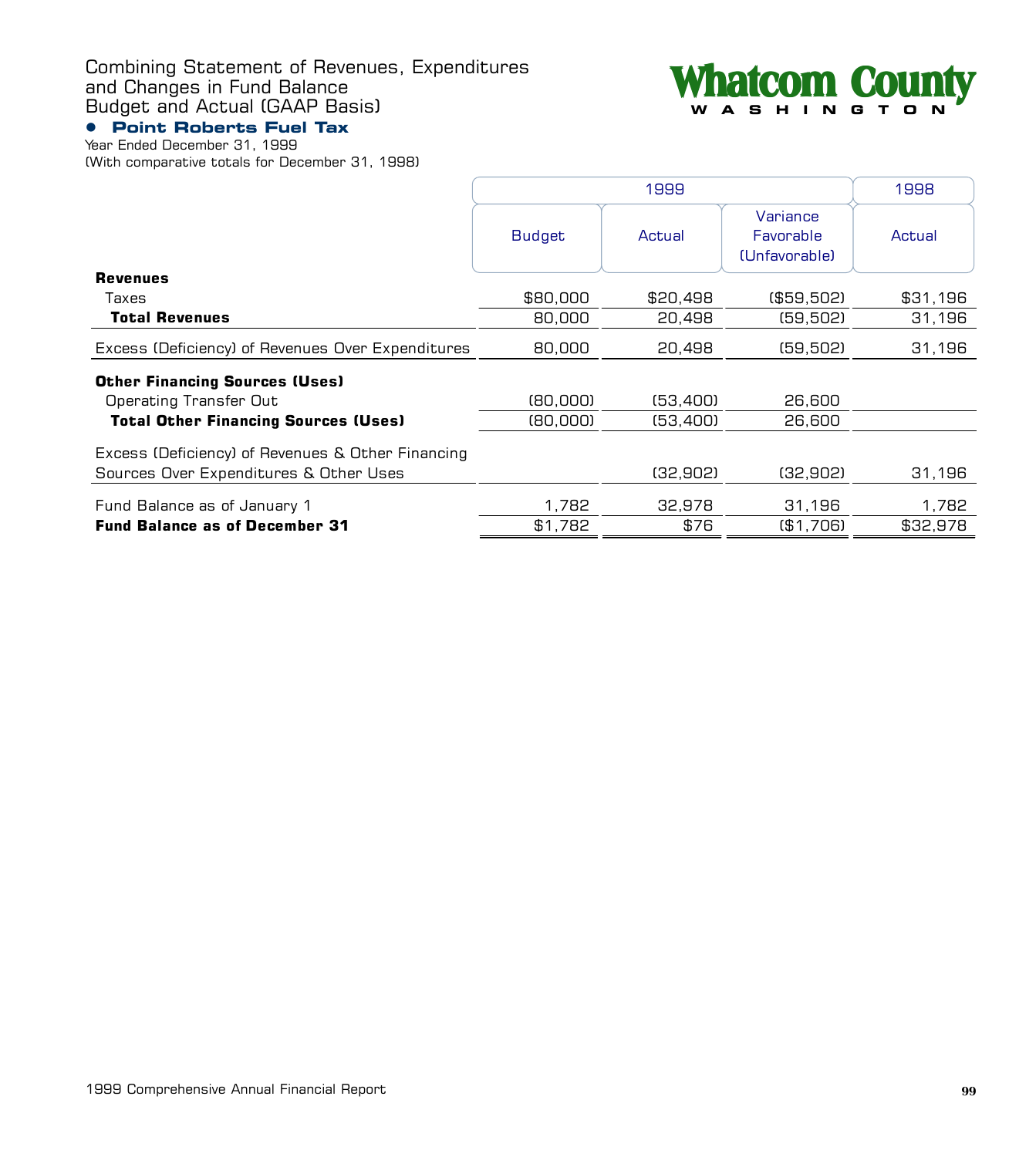# Combining Statement of Revenues, Expenditures and Changes in Fund Balance Budget and Actual (GAAP Basis)

Whatcom County
WASHINGTON

## • Point Roberts Fuel Tax

Year Ended December 31, 1999
(With comparative totals for December 31, 1998)

| | 1999 | | | 1998 |
|---|---|---|---|---|
| | Budget | Actual | Variance Favorable (Unfavorable) | Actual |
| **Revenues** | | | | |
| Taxes | $80,000 | $20,498 | ($59,502) | $31,196 |
| **Total Revenues** | 80,000 | 20,498 | (59,502) | 31,196 |
| Excess (Deficiency) of Revenues Over Expenditures | 80,000 | 20,498 | (59,502) | 31,196 |
| **Other Financing Sources (Uses)** | | | | |
| Operating Transfer Out | (80,000) | (53,400) | 26,600 | |
| **Total Other Financing Sources (Uses)** | (80,000) | (53,400) | 26,600 | |
| Excess (Deficiency) of Revenues & Other Financing Sources Over Expenditures & Other Uses | | (32,902) | (32,902) | 31,196 |
| Fund Balance as of January 1 | 1,782 | 32,978 | 31,196 | 1,782 |
| **Fund Balance as of December 31** | $1,782 | $76 | ($1,706) | $32,978 |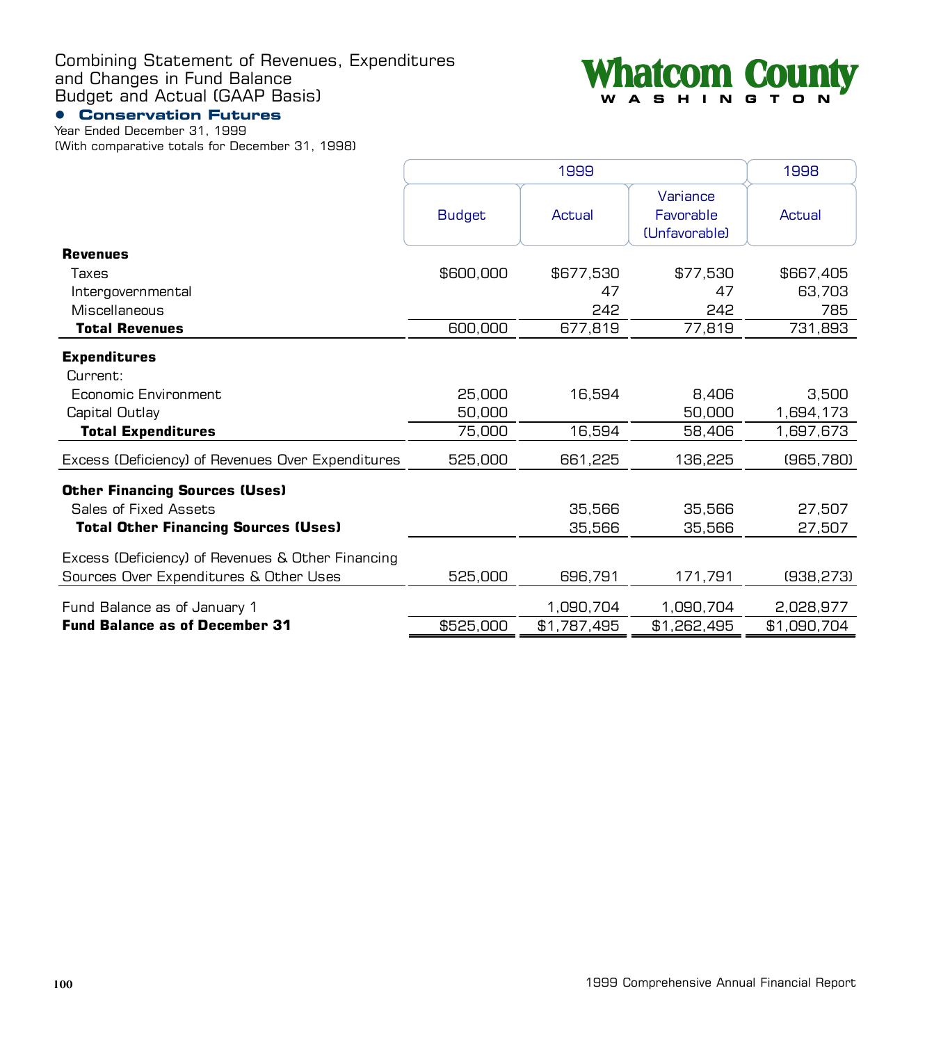Combining Statement of Revenues, Expenditures and Changes in Fund Balance Budget and Actual (GAAP Basis)

**Whatcom County**
WASHINGTON

## • Conservation Futures

Year Ended December 31, 1999
(With comparative totals for December 31, 1998)

| | 1999 | | | 1998 |
|---|---|---|---|---|
| | Budget | Actual | Variance Favorable (Unfavorable) | Actual |
| **Revenues** | | | | |
| Taxes | $600,000 | $677,530 | $77,530 | $667,405 |
| Intergovernmental | | 47 | 47 | 63,703 |
| Miscellaneous | | 242 | 242 | 785 |
| **Total Revenues** | 600,000 | 677,819 | 77,819 | 731,893 |
| **Expenditures** | | | | |
| Current: | | | | |
| Economic Environment | 25,000 | 16,594 | 8,406 | 3,500 |
| Capital Outlay | 50,000 | | 50,000 | 1,694,173 |
| **Total Expenditures** | 75,000 | 16,594 | 58,406 | 1,697,673 |
| Excess (Deficiency) of Revenues Over Expenditures | 525,000 | 661,225 | 136,225 | (965,780) |
| **Other Financing Sources (Uses)** | | | | |
| Sales of Fixed Assets | | 35,566 | 35,566 | 27,507 |
| **Total Other Financing Sources (Uses)** | | 35,566 | 35,566 | 27,507 |
| Excess (Deficiency) of Revenues & Other Financing Sources Over Expenditures & Other Uses | 525,000 | 696,791 | 171,791 | (938,273) |
| Fund Balance as of January 1 | | 1,090,704 | 1,090,704 | 2,028,977 |
| **Fund Balance as of December 31** | $525,000 | $1,787,495 | $1,262,495 | $1,090,704 |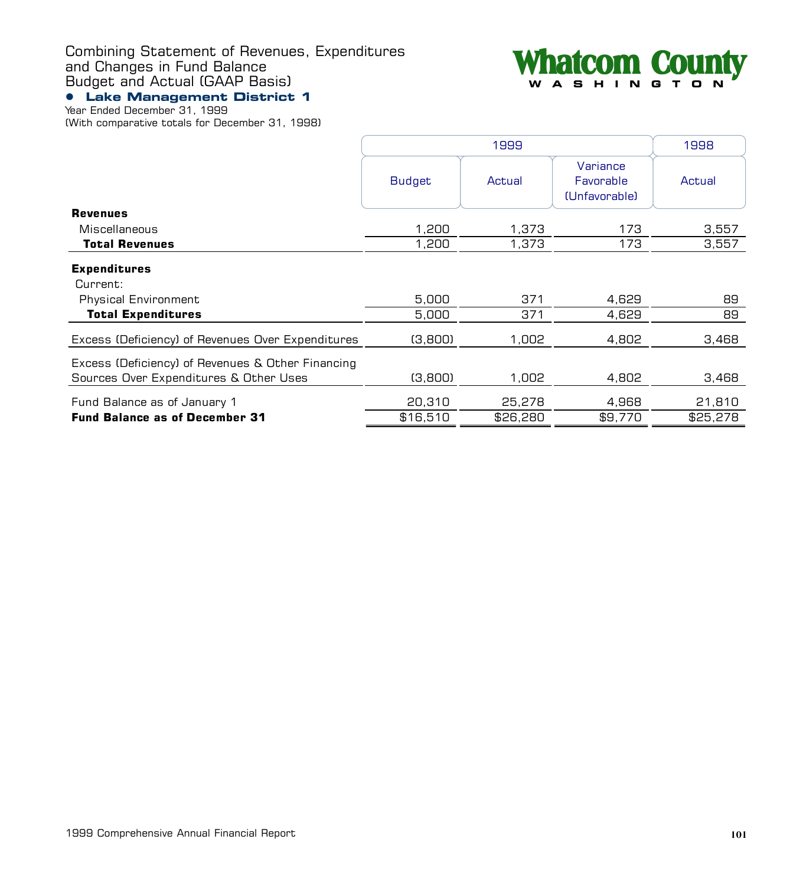# Combining Statement of Revenues, Expenditures and Changes in Fund Balance Budget and Actual (GAAP Basis)

**Whatcom County**
WASHINGTON

## • Lake Management District 1

Year Ended December 31, 1999
(With comparative totals for December 31, 1998)

| | 1999 | | | 1998 |
|---|---|---|---|---|
| | Budget | Actual | Variance Favorable (Unfavorable) | Actual |
| **Revenues** | | | | |
| Miscellaneous | 1,200 | 1,373 | 173 | 3,557 |
| **Total Revenues** | 1,200 | 1,373 | 173 | 3,557 |
| **Expenditures** | | | | |
| Current: | | | | |
| Physical Environment | 5,000 | 371 | 4,629 | 89 |
| **Total Expenditures** | 5,000 | 371 | 4,629 | 89 |
| Excess (Deficiency) of Revenues Over Expenditures | (3,800) | 1,002 | 4,802 | 3,468 |
| Excess (Deficiency) of Revenues & Other Financing Sources Over Expenditures & Other Uses | (3,800) | 1,002 | 4,802 | 3,468 |
| Fund Balance as of January 1 | 20,310 | 25,278 | 4,968 | 21,810 |
| **Fund Balance as of December 31** | $16,510 | $26,280 | $9,770 | $25,278 |

1999 Comprehensive Annual Financial Report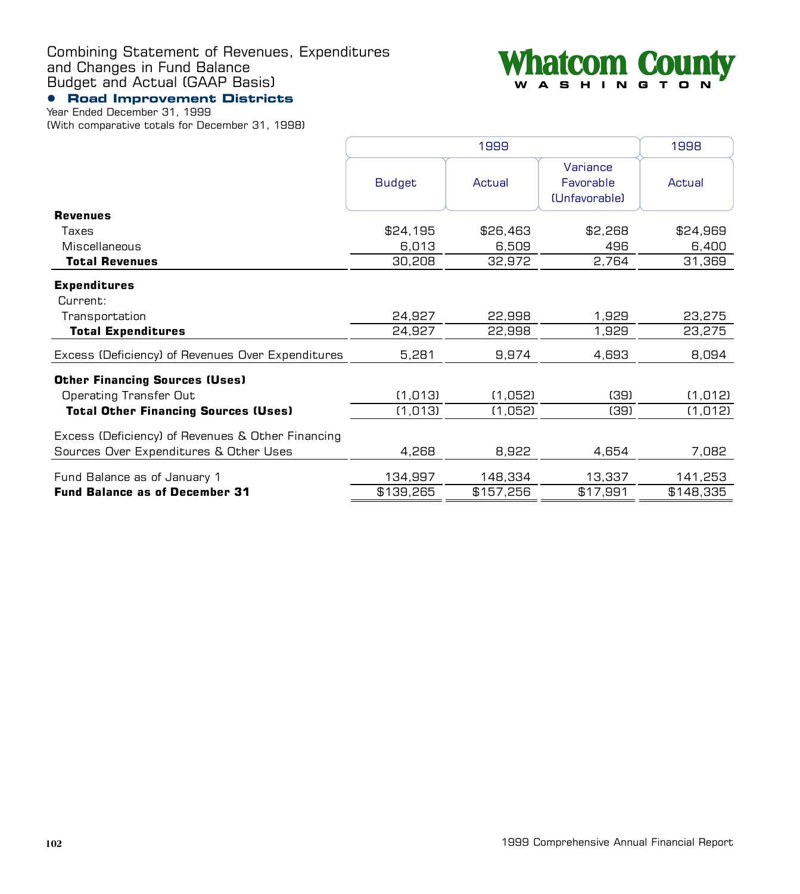# Combining Statement of Revenues, Expenditures and Changes in Fund Balance Budget and Actual (GAAP Basis)

Whatcom County
WASHINGTON

## • Road Improvement Districts

Year Ended December 31, 1999
(With comparative totals for December 31, 1998)

| | 1999 | | | 1998 |
|---|---|---|---|---|
| | Budget | Actual | Variance Favorable (Unfavorable) | Actual |
| **Revenues** | | | | |
| Taxes | $24,195 | $26,463 | $2,268 | $24,969 |
| Miscellaneous | 6,013 | 6,509 | 496 | 6,400 |
| **Total Revenues** | 30,208 | 32,972 | 2,764 | 31,369 |
| **Expenditures** | | | | |
| Current: | | | | |
| Transportation | 24,927 | 22,998 | 1,929 | 23,275 |
| **Total Expenditures** | 24,927 | 22,998 | 1,929 | 23,275 |
| Excess (Deficiency) of Revenues Over Expenditures | 5,281 | 9,974 | 4,693 | 8,094 |
| **Other Financing Sources (Uses)** | | | | |
| Operating Transfer Out | (1,013) | (1,052) | (39) | (1,012) |
| **Total Other Financing Sources (Uses)** | (1,013) | (1,052) | (39) | (1,012) |
| Excess (Deficiency) of Revenues & Other Financing Sources Over Expenditures & Other Uses | 4,268 | 8,922 | 4,654 | 7,082 |
| Fund Balance as of January 1 | 134,997 | 148,334 | 13,337 | 141,253 |
| **Fund Balance as of December 31** | $139,265 | $157,256 | $17,991 | $148,335 |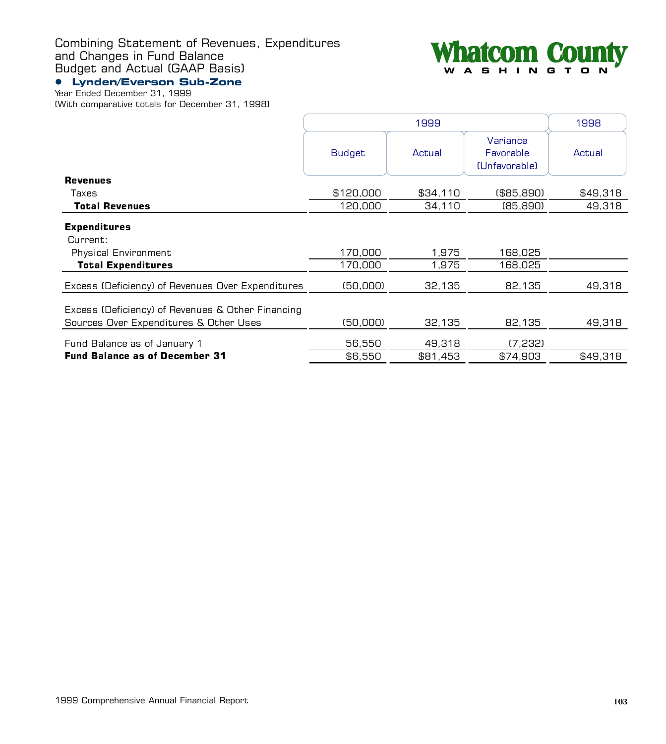# Combining Statement of Revenues, Expenditures and Changes in Fund Balance Budget and Actual (GAAP Basis)

**Whatcom County**
WASHINGTON

## • Lynden/Everson Sub-Zone

Year Ended December 31, 1999
(With comparative totals for December 31, 1998)

| | 1999 | | | 1998 |
|---|---|---|---|---|
| | Budget | Actual | Variance Favorable (Unfavorable) | Actual |
| **Revenues** | | | | |
| Taxes | $120,000 | $34,110 | ($85,890) | $49,318 |
| **Total Revenues** | 120,000 | 34,110 | (85,890) | 49,318 |
| **Expenditures** | | | | |
| Current: | | | | |
| Physical Environment | 170,000 | 1,975 | 168,025 | |
| **Total Expenditures** | 170,000 | 1,975 | 168,025 | |
| Excess (Deficiency) of Revenues Over Expenditures | (50,000) | 32,135 | 82,135 | 49,318 |
| Excess (Deficiency) of Revenues & Other Financing Sources Over Expenditures & Other Uses | (50,000) | 32,135 | 82,135 | 49,318 |
| Fund Balance as of January 1 | 56,550 | 49,318 | (7,232) | |
| **Fund Balance as of December 31** | $6,550 | $81,453 | $74,903 | $49,318 |

1999 Comprehensive Annual Financial Report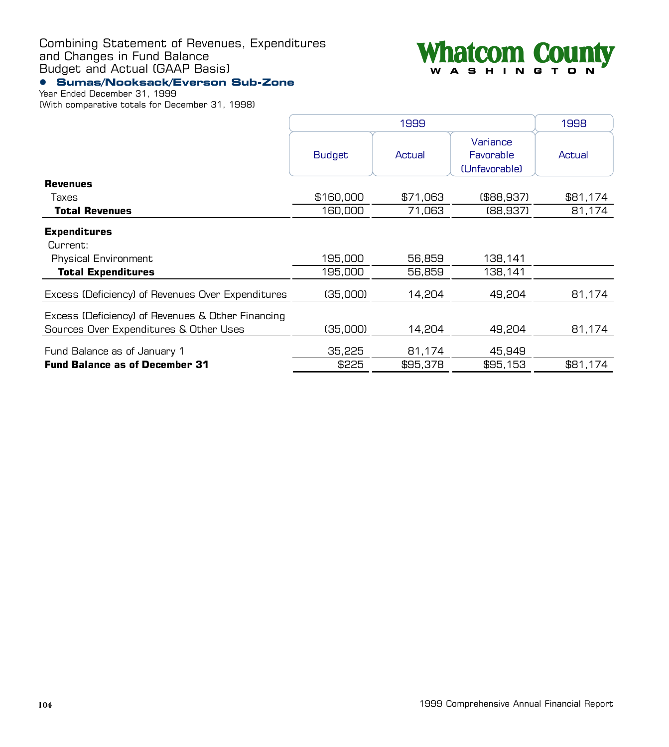Combining Statement of Revenues, Expenditures and Changes in Fund Balance
Budget and Actual (GAAP Basis)

**Whatcom County**
**WASHINGTON**

## • Sumas/Nooksack/Everson Sub-Zone

Year Ended December 31, 1999
(With comparative totals for December 31, 1998)

| | 1999 | | | 1998 |
|---|---|---|---|---|
| | Budget | Actual | Variance Favorable (Unfavorable) | Actual |
| **Revenues** | | | | |
| Taxes | $160,000 | $71,063 | ($88,937) | $81,174 |
| **Total Revenues** | 160,000 | 71,063 | (88,937) | 81,174 |
| **Expenditures** | | | | |
| Current: | | | | |
| Physical Environment | 195,000 | 56,859 | 138,141 | |
| **Total Expenditures** | 195,000 | 56,859 | 138,141 | |
| Excess (Deficiency) of Revenues Over Expenditures | (35,000) | 14,204 | 49,204 | 81,174 |
| Excess (Deficiency) of Revenues & Other Financing Sources Over Expenditures & Other Uses | (35,000) | 14,204 | 49,204 | 81,174 |
| Fund Balance as of January 1 | 35,225 | 81,174 | 45,949 | |
| **Fund Balance as of December 31** | $225 | $95,378 | $95,153 | $81,174 |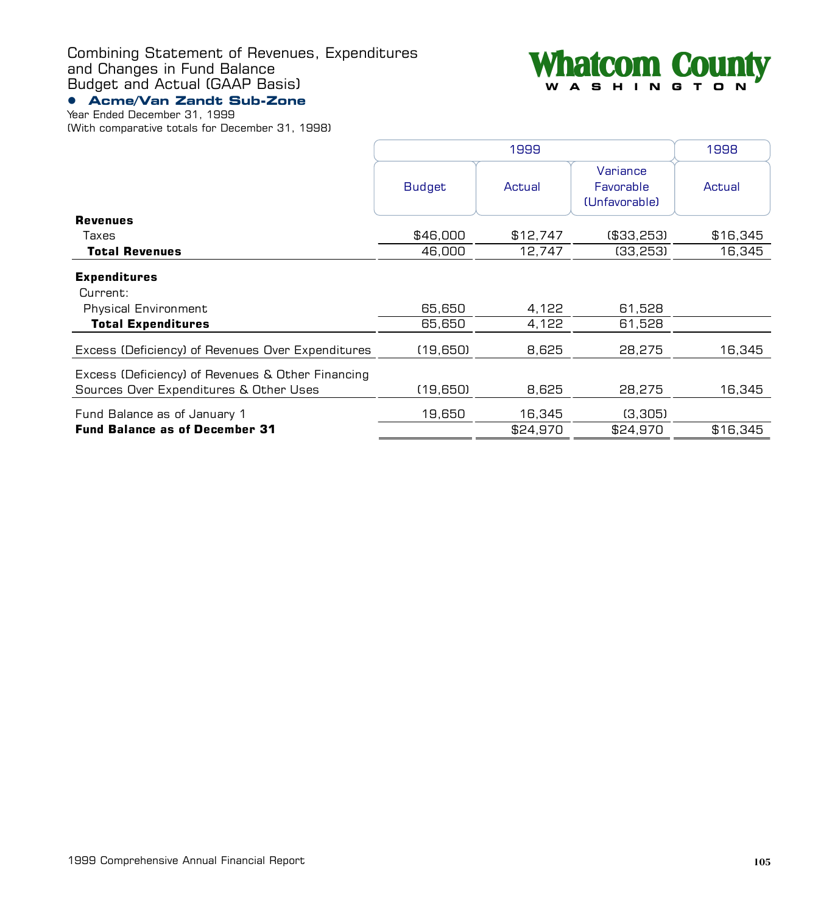# Combining Statement of Revenues, Expenditures and Changes in Fund Balance Budget and Actual (GAAP Basis)

Whatcom County
WASHINGTON

## • Acme/Van Zandt Sub-Zone

Year Ended December 31, 1999
(With comparative totals for December 31, 1998)

| | 1999 | | | 1998 |
|---|---|---|---|---|
| | Budget | Actual | Variance Favorable (Unfavorable) | Actual |
| **Revenues** | | | | |
| Taxes | $46,000 | $12,747 | ($33,253) | $16,345 |
| **Total Revenues** | 46,000 | 12,747 | (33,253) | 16,345 |
| **Expenditures** | | | | |
| Current: | | | | |
| Physical Environment | 65,650 | 4,122 | 61,528 | |
| **Total Expenditures** | 65,650 | 4,122 | 61,528 | |
| Excess (Deficiency) of Revenues Over Expenditures | (19,650) | 8,625 | 28,275 | 16,345 |
| Excess (Deficiency) of Revenues & Other Financing Sources Over Expenditures & Other Uses | (19,650) | 8,625 | 28,275 | 16,345 |
| Fund Balance as of January 1 | 19,650 | 16,345 | (3,305) | |
| **Fund Balance as of December 31** | | $24,970 | $24,970 | $16,345 |

1999 Comprehensive Annual Financial Report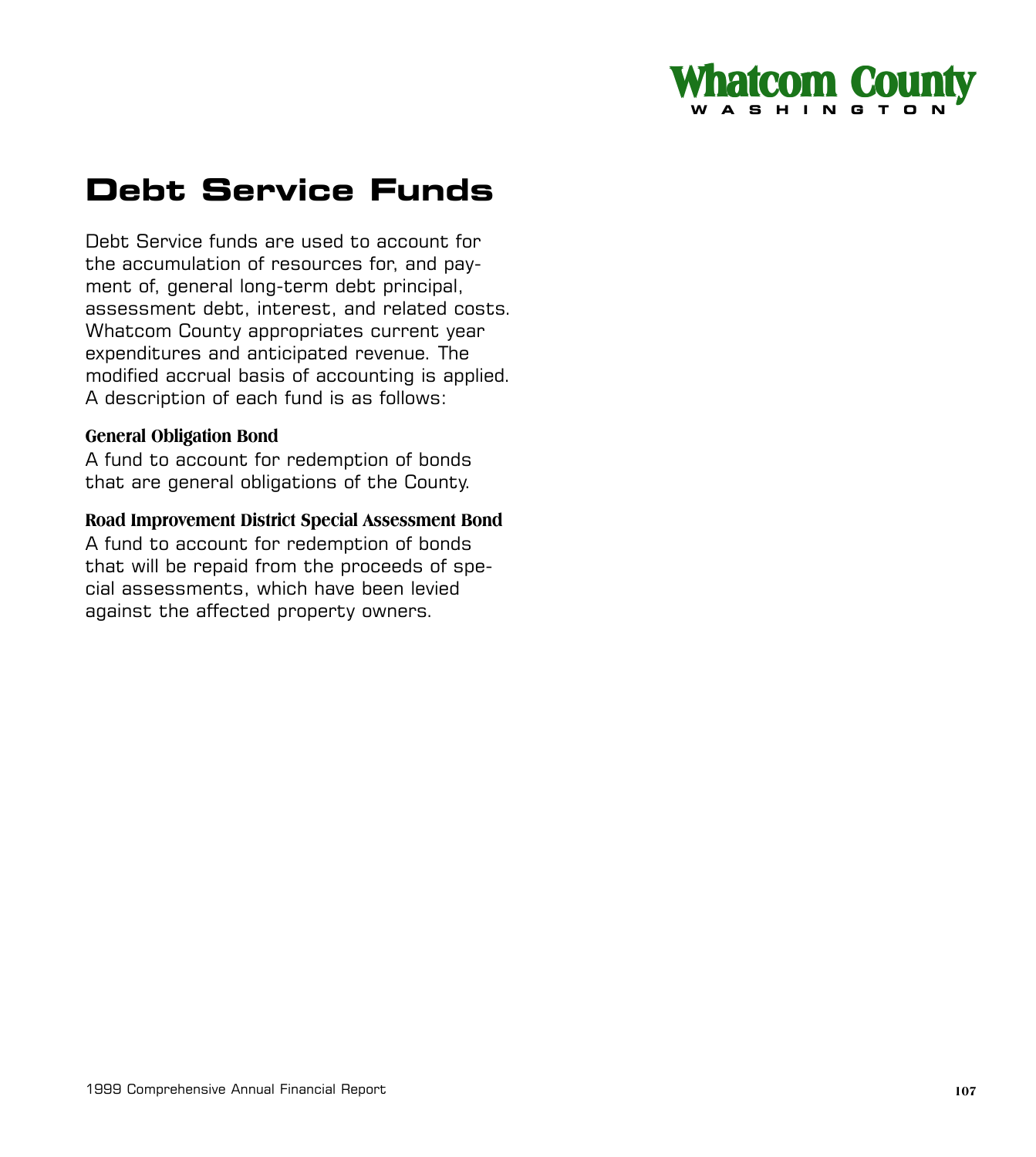# Debt Service Funds

Debt Service funds are used to account for the accumulation of resources for, and payment of, general long-term debt principal, assessment debt, interest, and related costs. Whatcom County appropriates current year expenditures and anticipated revenue. The modified accrual basis of accounting is applied. A description of each fund is as follows:

**General Obligation Bond**

A fund to account for redemption of bonds that are general obligations of the County.

**Road Improvement District Special Assessment Bond**

A fund to account for redemption of bonds that will be repaid from the proceeds of special assessments, which have been levied against the affected property owners.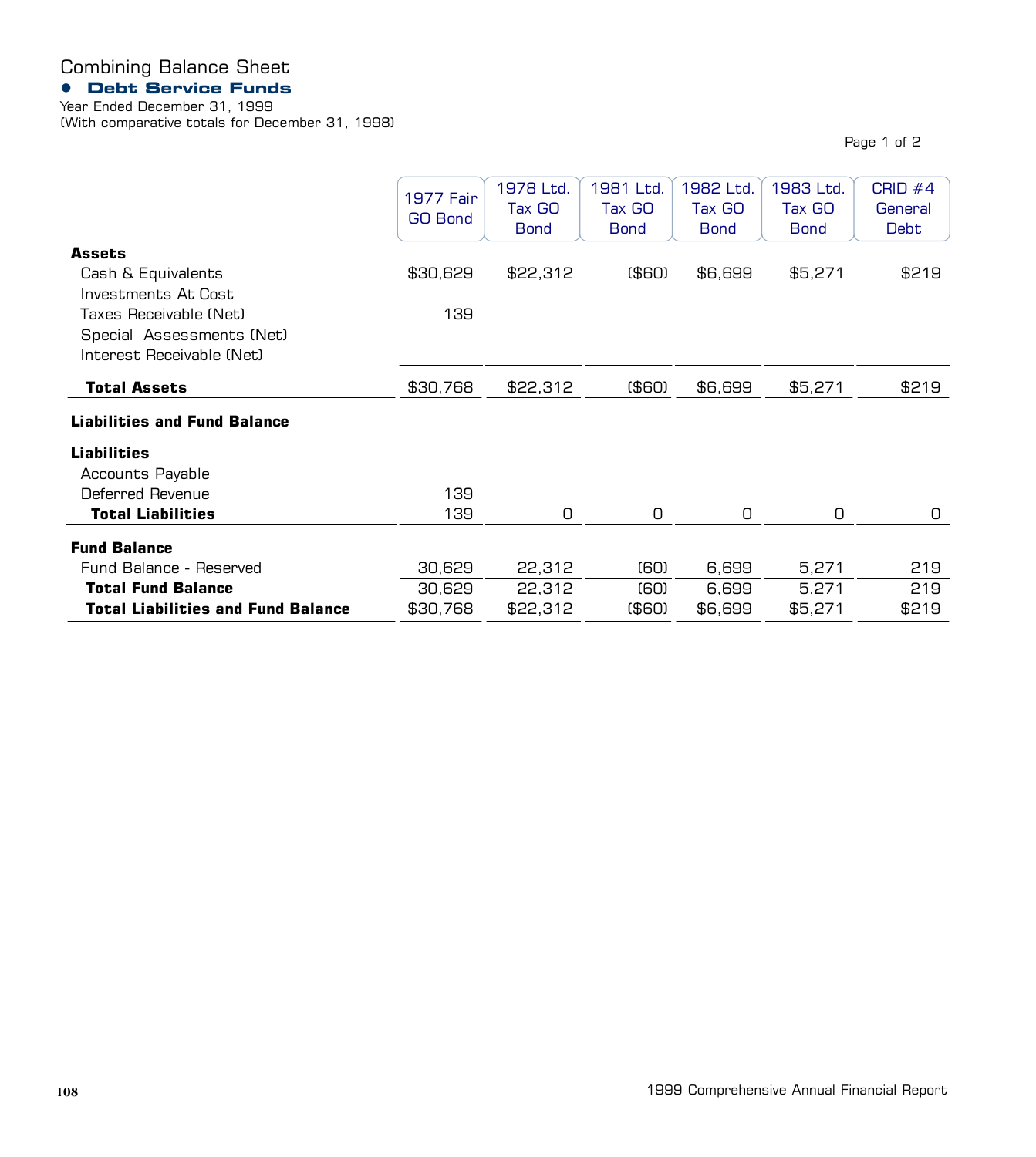# Combining Balance Sheet

## Debt Service Funds

Year Ended December 31, 1999
(With comparative totals for December 31, 1998)

Page 1 of 2

| | 1977 Fair GO Bond | 1978 Ltd. Tax GO Bond | 1981 Ltd. Tax GO Bond | 1982 Ltd. Tax GO Bond | 1983 Ltd. Tax GO Bond | CRID #4 General Debt |
|---|---|---|---|---|---|---|
| **Assets** | | | | | | |
| Cash & Equivalents | $30,629 | $22,312 | ($60) | $6,699 | $5,271 | $219 |
| Investments At Cost | | | | | | |
| Taxes Receivable (Net) | 139 | | | | | |
| Special Assessments (Net) | | | | | | |
| Interest Receivable (Net) | | | | | | |
| **Total Assets** | $30,768 | $22,312 | ($60) | $6,699 | $5,271 | $219 |
| **Liabilities and Fund Balance** | | | | | | |
| **Liabilities** | | | | | | |
| Accounts Payable | | | | | | |
| Deferred Revenue | 139 | | | | | |
| **Total Liabilities** | 139 | 0 | 0 | 0 | 0 | 0 |
| **Fund Balance** | | | | | | |
| Fund Balance - Reserved | 30,629 | 22,312 | (60) | 6,699 | 5,271 | 219 |
| **Total Fund Balance** | 30,629 | 22,312 | (60) | 6,699 | 5,271 | 219 |
| **Total Liabilities and Fund Balance** | $30,768 | $22,312 | ($60) | $6,699 | $5,271 | $219 |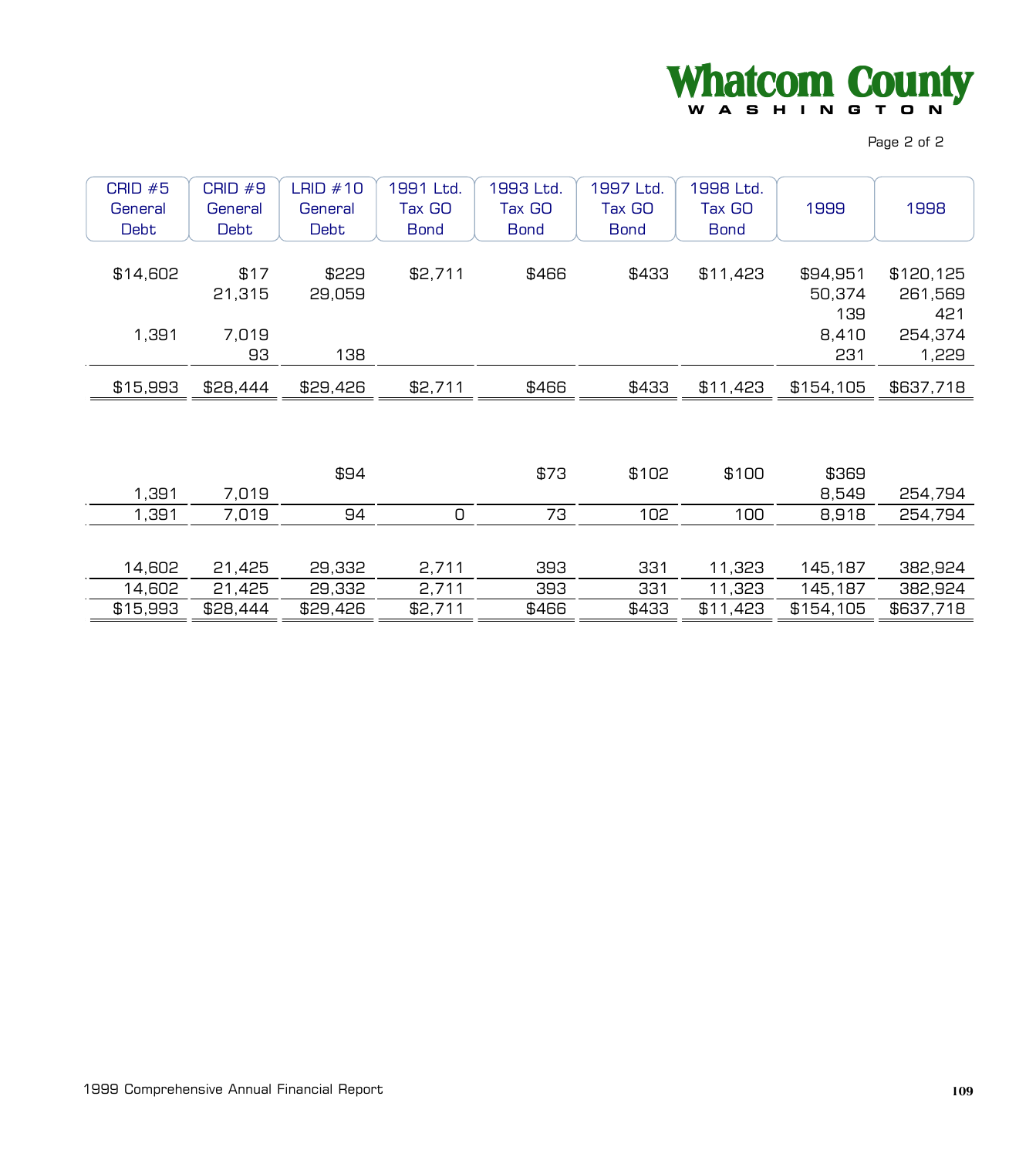| CRID #5 General Debt | CRID #9 General Debt | LRID #10 General Debt | 1991 Ltd. Tax GO Bond | 1993 Ltd. Tax GO Bond | 1997 Ltd. Tax GO Bond | 1998 Ltd. Tax GO Bond | 1999 | 1998 |
|---|---|---|---|---|---|---|---|---|
| $14,602 | $17 | $229 | $2,711 | $466 | $433 | $11,423 | $94,951 | $120,125 |
| | 21,315 | 29,059 | | | | | 50,374 | 261,569 |
| | | | | | | | 139 | 421 |
| 1,391 | 7,019 | | | | | | 8,410 | 254,374 |
| | 93 | 138 | | | | | 231 | 1,229 |
| $15,993 | $28,444 | $29,426 | $2,711 | $466 | $433 | $11,423 | $154,105 | $637,718 |
| | | | | | | | | |
| | | $94 | | $73 | $102 | $100 | $369 | |
| 1,391 | 7,019 | | | | | | 8,549 | 254,794 |
| 1,391 | 7,019 | 94 | 0 | 73 | 102 | 100 | 8,918 | 254,794 |
| | | | | | | | | |
| 14,602 | 21,425 | 29,332 | 2,711 | 393 | 331 | 11,323 | 145,187 | 382,924 |
| 14,602 | 21,425 | 29,332 | 2,711 | 393 | 331 | 11,323 | 145,187 | 382,924 |
| $15,993 | $28,444 | $29,426 | $2,711 | $466 | $433 | $11,423 | $154,105 | $637,718 |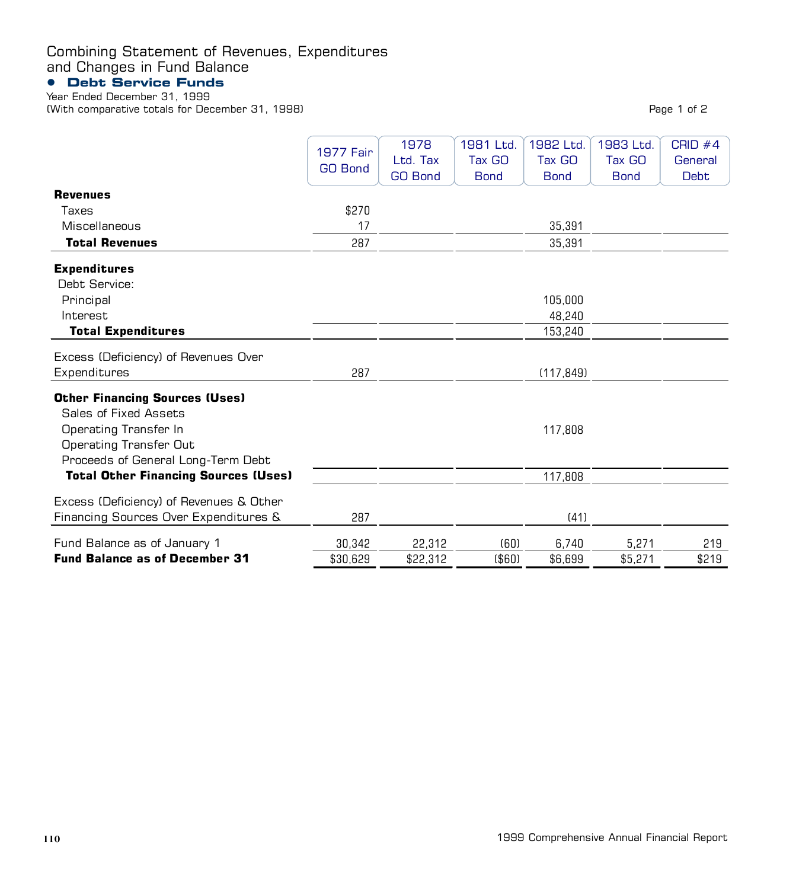# Combining Statement of Revenues, Expenditures and Changes in Fund Balance

## Debt Service Funds

Year Ended December 31, 1999
(With comparative totals for December 31, 1998)

| | 1977 Fair GO Bond | 1978 Ltd. Tax GO Bond | 1981 Ltd. Tax GO Bond | 1982 Ltd. Tax GO Bond | 1983 Ltd. Tax GO Bond | CRID #4 General Debt |
|---|---|---|---|---|---|---|
| **Revenues** | | | | | | |
| Taxes | $270 | | | | | |
| Miscellaneous | 17 | | | 35,391 | | |
| **Total Revenues** | 287 | | | 35,391 | | |
| **Expenditures** | | | | | | |
| Debt Service: | | | | | | |
| Principal | | | | 105,000 | | |
| Interest | | | | 48,240 | | |
| **Total Expenditures** | | | | 153,240 | | |
| Excess (Deficiency) of Revenues Over Expenditures | 287 | | | (117,849) | | |
| **Other Financing Sources (Uses)** | | | | | | |
| Sales of Fixed Assets | | | | | | |
| Operating Transfer In | | | | 117,808 | | |
| Operating Transfer Out | | | | | | |
| Proceeds of General Long-Term Debt | | | | | | |
| **Total Other Financing Sources (Uses)** | | | | 117,808 | | |
| Excess (Deficiency) of Revenues & Other Financing Sources Over Expenditures & | 287 | | | (41) | | |
| Fund Balance as of January 1 | 30,342 | 22,312 | (60) | 6,740 | 5,271 | 219 |
| **Fund Balance as of December 31** | $30,629 | $22,312 | ($60) | $6,699 | $5,271 | $219 |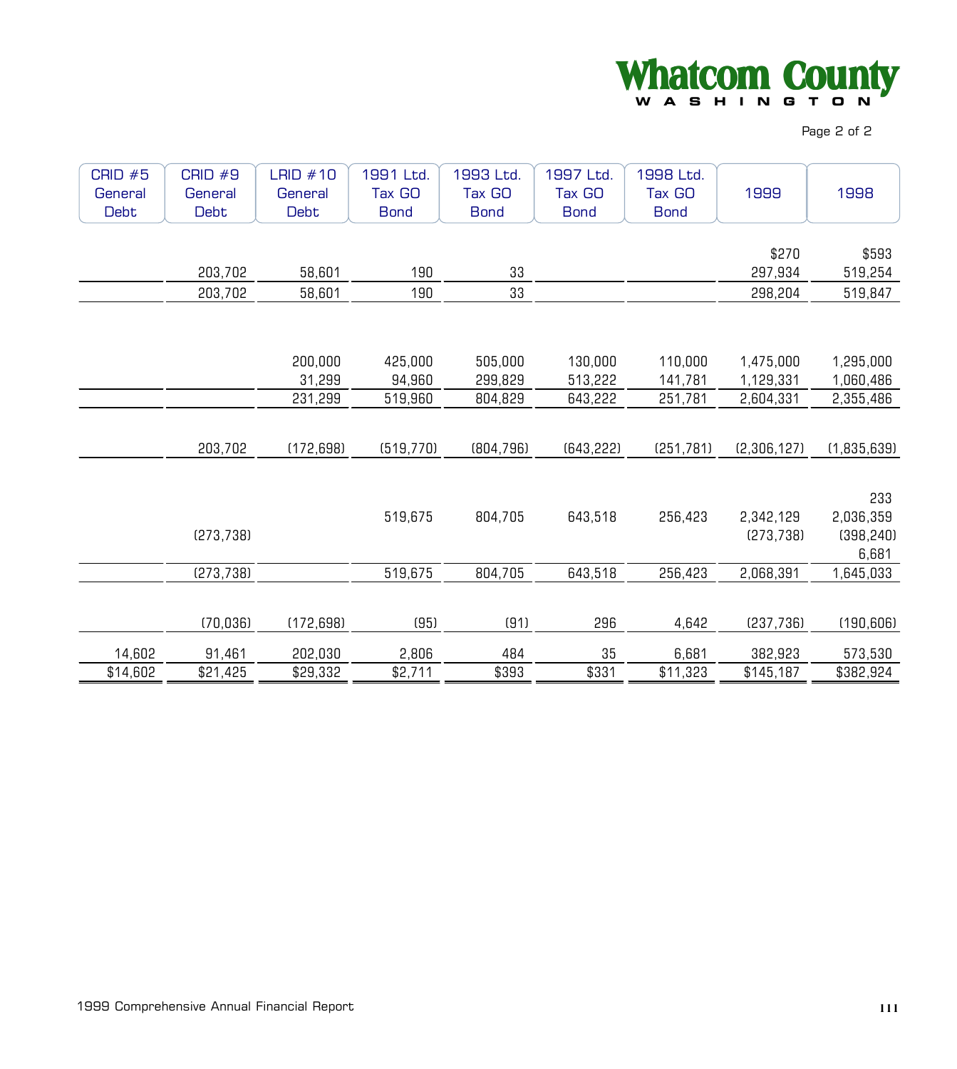| CRID #5 General Debt | CRID #9 General Debt | LRID #10 General Debt | 1991 Ltd. Tax GO Bond | 1993 Ltd. Tax GO Bond | 1997 Ltd. Tax GO Bond | 1998 Ltd. Tax GO Bond | 1999 | 1998 |
|---|---|---|---|---|---|---|---|---|
| | | | | | | | $270 | $593 |
| | 203,702 | 58,601 | 190 | 33 | | | 297,934 | 519,254 |
| | 203,702 | 58,601 | 190 | 33 | | | 298,204 | 519,847 |
| | | | | | | | | |
| | | 200,000 | 425,000 | 505,000 | 130,000 | 110,000 | 1,475,000 | 1,295,000 |
| | | 31,299 | 94,960 | 299,829 | 513,222 | 141,781 | 1,129,331 | 1,060,486 |
| | | 231,299 | 519,960 | 804,829 | 643,222 | 251,781 | 2,604,331 | 2,355,486 |
| | | | | | | | | |
| | 203,702 | (172,698) | (519,770) | (804,796) | (643,222) | (251,781) | (2,306,127) | (1,835,639) |
| | | | | | | | | |
| | | | | | | | | 233 |
| | | | 519,675 | 804,705 | 643,518 | 256,423 | 2,342,129 | 2,036,359 |
| | (273,738) | | | | | | (273,738) | (398,240) |
| | | | | | | | | 6,681 |
| | (273,738) | | 519,675 | 804,705 | 643,518 | 256,423 | 2,068,391 | 1,645,033 |
| | | | | | | | | |
| | (70,036) | (172,698) | (95) | (91) | 296 | 4,642 | (237,736) | (190,606) |
| 14,602 | 91,461 | 202,030 | 2,806 | 484 | 35 | 6,681 | 382,923 | 573,530 |
| $14,602 | $21,425 | $29,332 | $2,711 | $393 | $331 | $11,323 | $145,187 | $382,924 |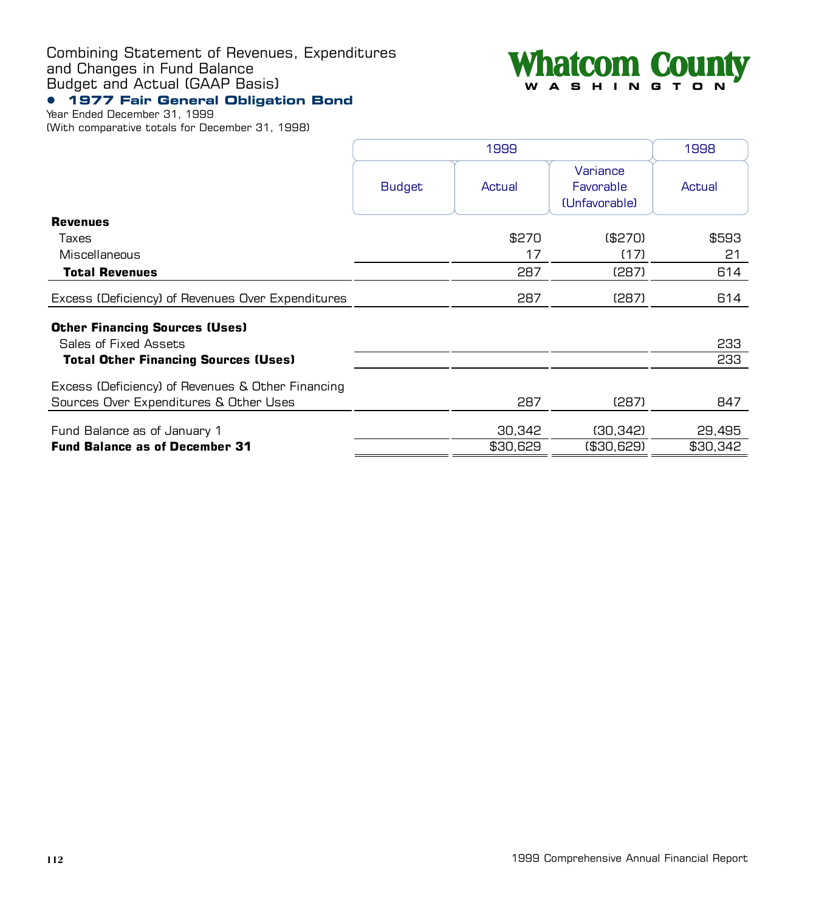# Combining Statement of Revenues, Expenditures and Changes in Fund Balance Budget and Actual (GAAP Basis)

## • 1977 Fair General Obligation Bond

Year Ended December 31, 1999
(With comparative totals for December 31, 1998)

**Whatcom County**
WASHINGTON

| | 1999 | | | 1998 |
|---|---|---|---|---|
| | Budget | Actual | Variance Favorable (Unfavorable) | Actual |
| **Revenues** | | | | |
| Taxes | | $270 | ($270) | $593 |
| Miscellaneous | | 17 | (17) | 21 |
| **Total Revenues** | | 287 | (287) | 614 |
| Excess (Deficiency) of Revenues Over Expenditures | | 287 | (287) | 614 |
| **Other Financing Sources (Uses)** | | | | |
| Sales of Fixed Assets | | | | 233 |
| **Total Other Financing Sources (Uses)** | | | | 233 |
| Excess (Deficiency) of Revenues & Other Financing Sources Over Expenditures & Other Uses | | 287 | (287) | 847 |
| Fund Balance as of January 1 | | 30,342 | (30,342) | 29,495 |
| **Fund Balance as of December 31** | | $30,629 | ($30,629) | $30,342 |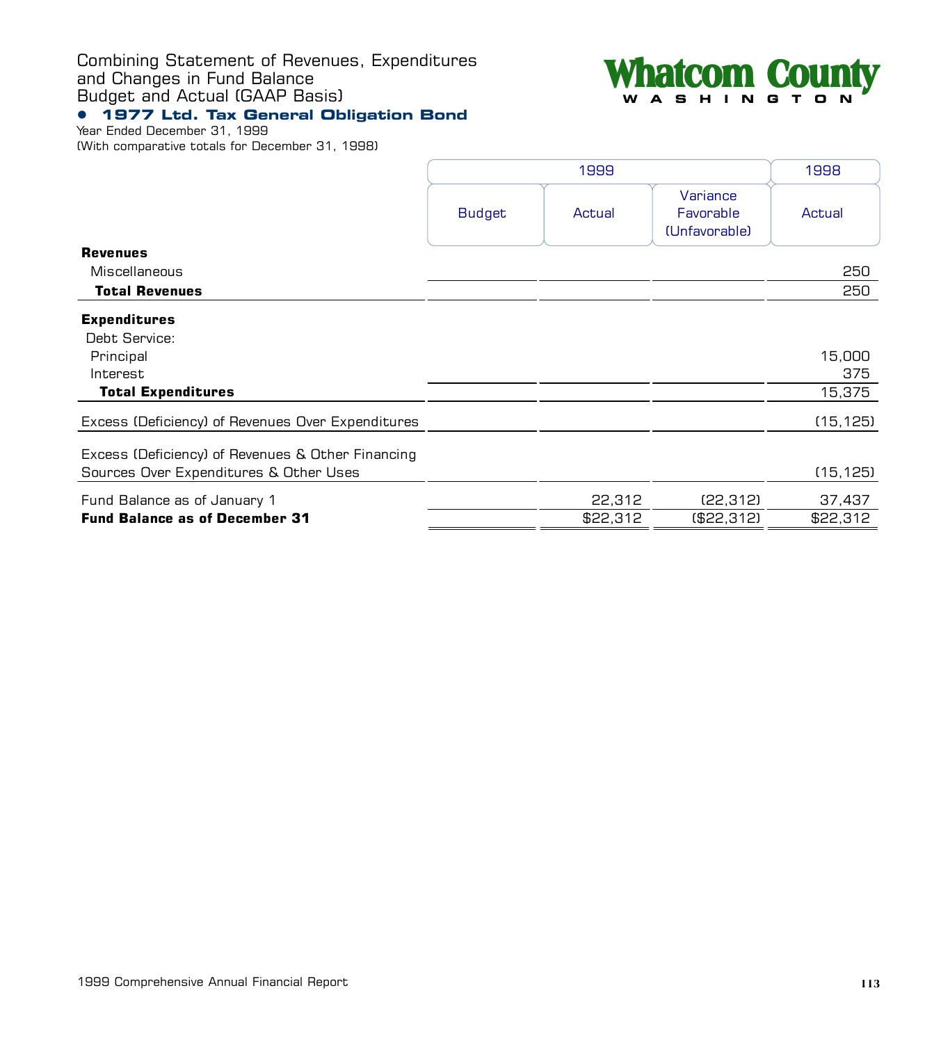# Combining Statement of Revenues, Expenditures and Changes in Fund Balance Budget and Actual (GAAP Basis)

## • 1977 Ltd. Tax General Obligation Bond

Year Ended December 31, 1999
(With comparative totals for December 31, 1998)

| | 1999 | | | 1998 |
|---|---|---|---|---|
| | Budget | Actual | Variance Favorable (Unfavorable) | Actual |
| **Revenues** | | | | |
| Miscellaneous | | | | 250 |
| **Total Revenues** | | | | 250 |
| **Expenditures** | | | | |
| Debt Service: | | | | |
| Principal | | | | 15,000 |
| Interest | | | | 375 |
| **Total Expenditures** | | | | 15,375 |
| Excess (Deficiency) of Revenues Over Expenditures | | | | (15,125) |
| Excess (Deficiency) of Revenues & Other Financing Sources Over Expenditures & Other Uses | | | | (15,125) |
| Fund Balance as of January 1 | | 22,312 | (22,312) | 37,437 |
| **Fund Balance as of December 31** | | $22,312 | ($22,312) | $22,312 |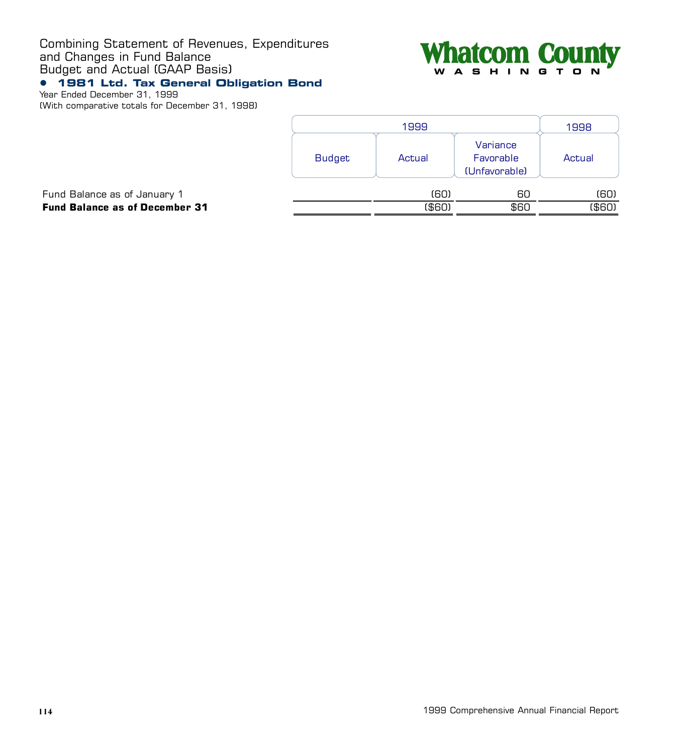# Combining Statement of Revenues, Expenditures and Changes in Fund Balance Budget and Actual (GAAP Basis)

Whatcom County
WASHINGTON

## 1981 Ltd. Tax General Obligation Bond

Year Ended December 31, 1999
(With comparative totals for December 31, 1998)

| | 1999 | | | 1998 |
|---|---|---|---|---|
| | Budget | Actual | Variance Favorable (Unfavorable) | Actual |
| Fund Balance as of January 1 | | (60) | 60 | (60) |
| **Fund Balance as of December 31** | | ($60) | $60 | ($60) |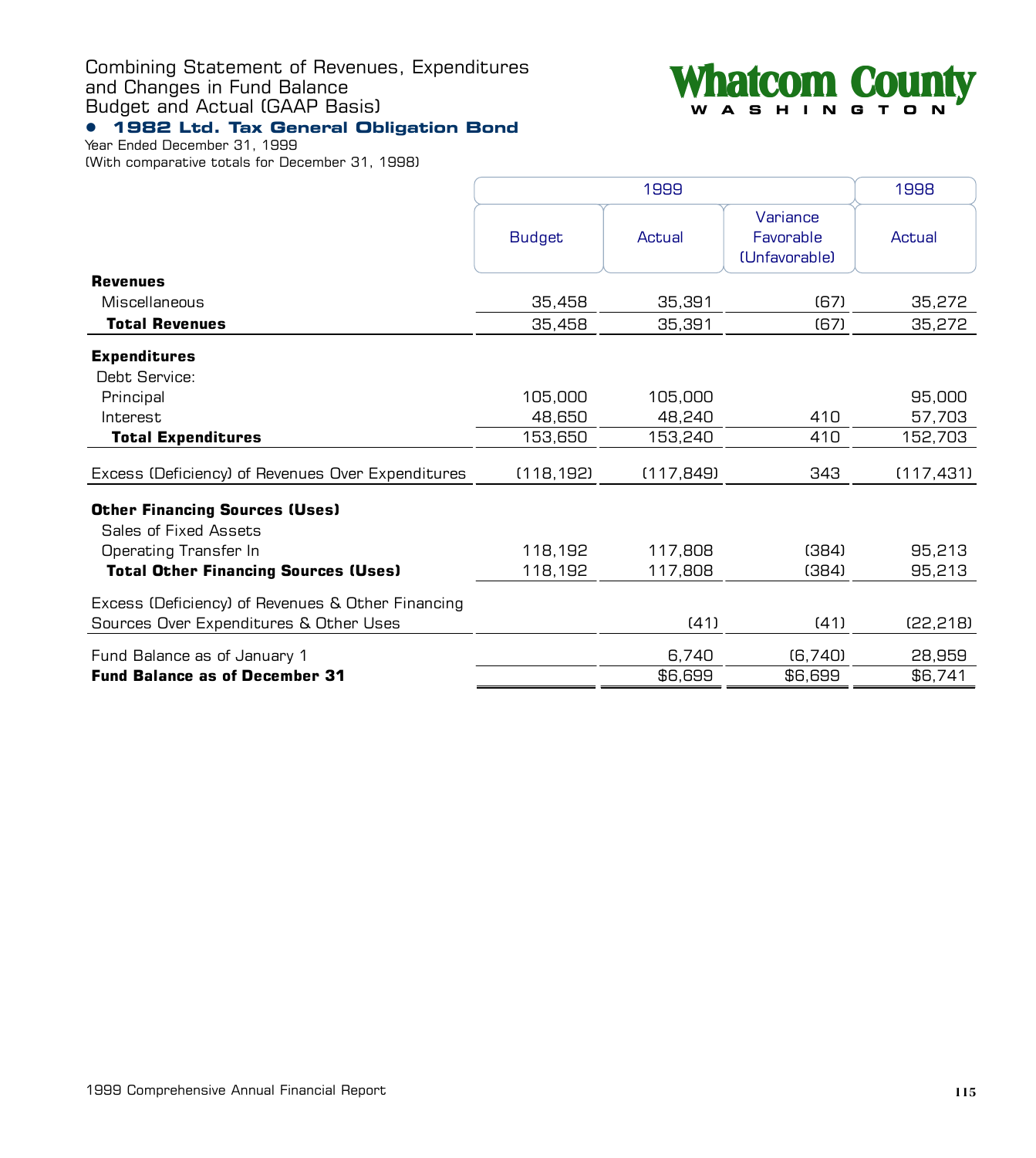Combining Statement of Revenues, Expenditures and Changes in Fund Balance Budget and Actual (GAAP Basis)

Whatcom County WASHINGTON

## • 1982 Ltd. Tax General Obligation Bond

Year Ended December 31, 1999
(With comparative totals for December 31, 1998)

| | 1999 | | | 1998 |
|---|---|---|---|---|
| | Budget | Actual | Variance Favorable (Unfavorable) | Actual |
| **Revenues** | | | | |
| Miscellaneous | 35,458 | 35,391 | (67) | 35,272 |
| **Total Revenues** | 35,458 | 35,391 | (67) | 35,272 |
| **Expenditures** | | | | |
| Debt Service: | | | | |
| Principal | 105,000 | 105,000 | | 95,000 |
| Interest | 48,650 | 48,240 | 410 | 57,703 |
| **Total Expenditures** | 153,650 | 153,240 | 410 | 152,703 |
| Excess (Deficiency) of Revenues Over Expenditures | (118,192) | (117,849) | 343 | (117,431) |
| **Other Financing Sources (Uses)** | | | | |
| Sales of Fixed Assets | | | | |
| Operating Transfer In | 118,192 | 117,808 | (384) | 95,213 |
| **Total Other Financing Sources (Uses)** | 118,192 | 117,808 | (384) | 95,213 |
| Excess (Deficiency) of Revenues & Other Financing Sources Over Expenditures & Other Uses | | (41) | (41) | (22,218) |
| Fund Balance as of January 1 | | 6,740 | (6,740) | 28,959 |
| **Fund Balance as of December 31** | | $6,699 | $6,699 | $6,741 |

1999 Comprehensive Annual Financial Report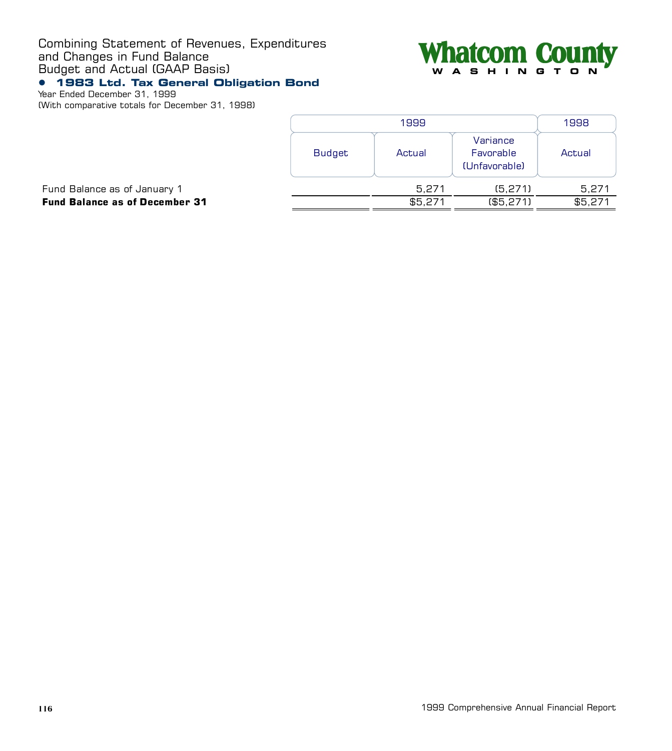Combining Statement of Revenues, Expenditures and Changes in Fund Balance Budget and Actual (GAAP Basis)

Whatcom County WASHINGTON

## • 1983 Ltd. Tax General Obligation Bond

Year Ended December 31, 1999
(With comparative totals for December 31, 1998)

| | 1999 | | | 1998 |
|---|---|---|---|---|
| | Budget | Actual | Variance Favorable (Unfavorable) | Actual |
| Fund Balance as of January 1 | | 5,271 | (5,271) | 5,271 |
| **Fund Balance as of December 31** | | $5,271 | ($5,271) | $5,271 |

1999 Comprehensive Annual Financial Report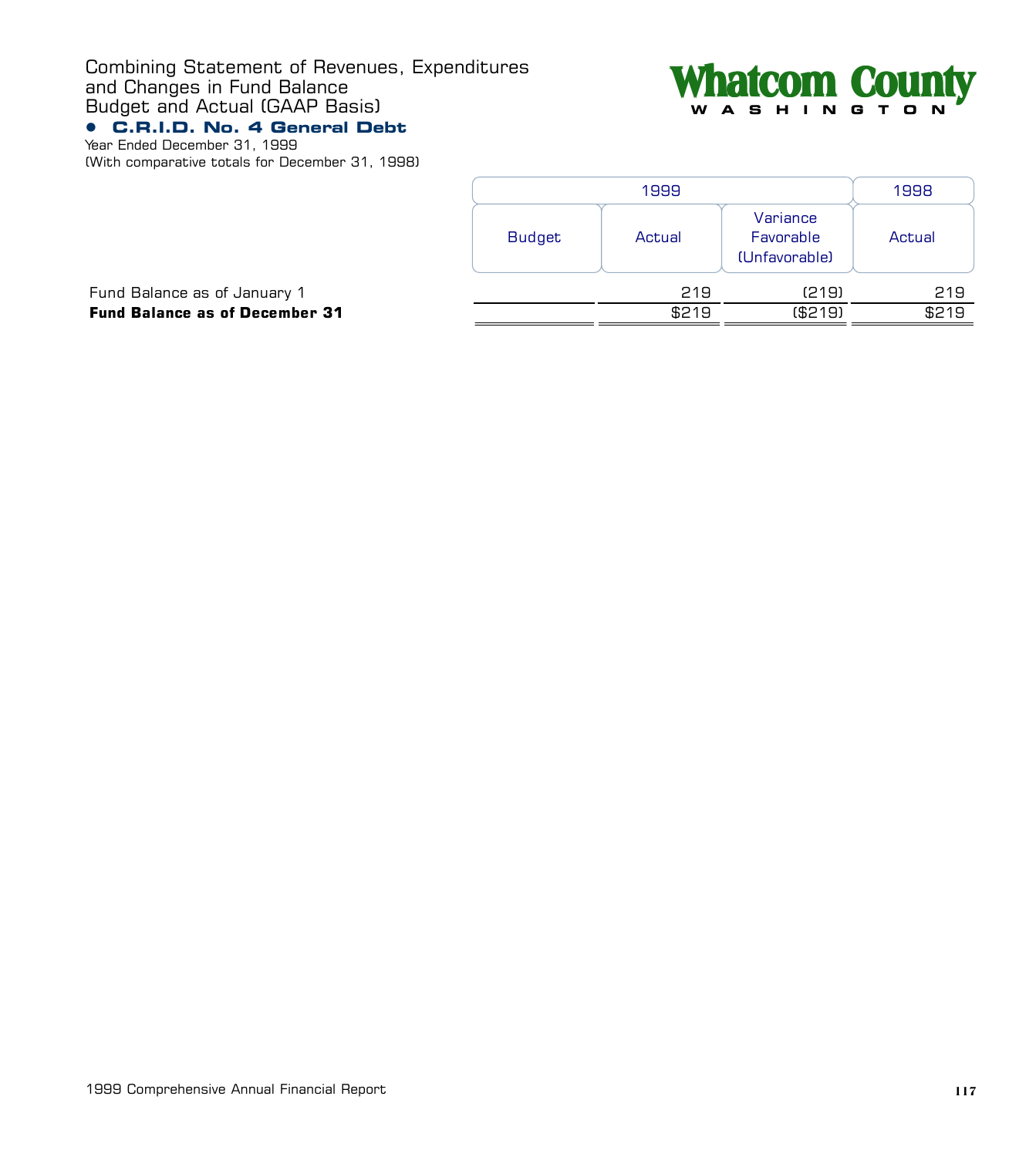Combining Statement of Revenues, Expenditures and Changes in Fund Balance
Budget and Actual (GAAP Basis)

## • C.R.I.D. No. 4 General Debt

Year Ended December 31, 1999
(With comparative totals for December 31, 1998)

Whatcom County
WASHINGTON

| | 1999 | | | 1998 |
|---|---|---|---|---|
| | Budget | Actual | Variance Favorable (Unfavorable) | Actual |
| Fund Balance as of January 1 | | 219 | (219) | 219 |
| **Fund Balance as of December 31** | | $219 | ($219) | $219 |

1999 Comprehensive Annual Financial Report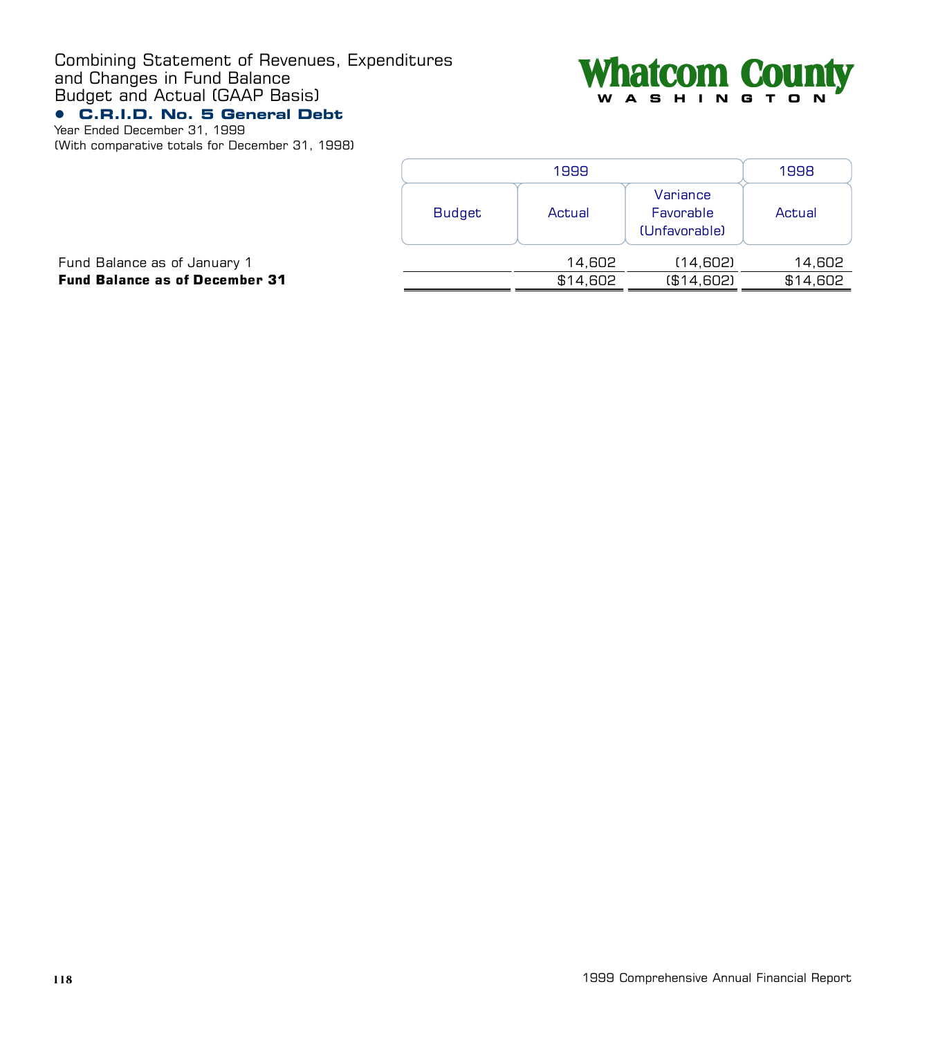# Combining Statement of Revenues, Expenditures and Changes in Fund Balance Budget and Actual (GAAP Basis)

## • C.R.I.D. No. 5 General Debt

Year Ended December 31, 1999
(With comparative totals for December 31, 1998)

| | 1999 | | | 1998 |
|---|---|---|---|---|
| | Budget | Actual | Variance Favorable (Unfavorable) | Actual |
| Fund Balance as of January 1 | | 14,602 | (14,602) | 14,602 |
| **Fund Balance as of December 31** | | $14,602 | ($14,602) | $14,602 |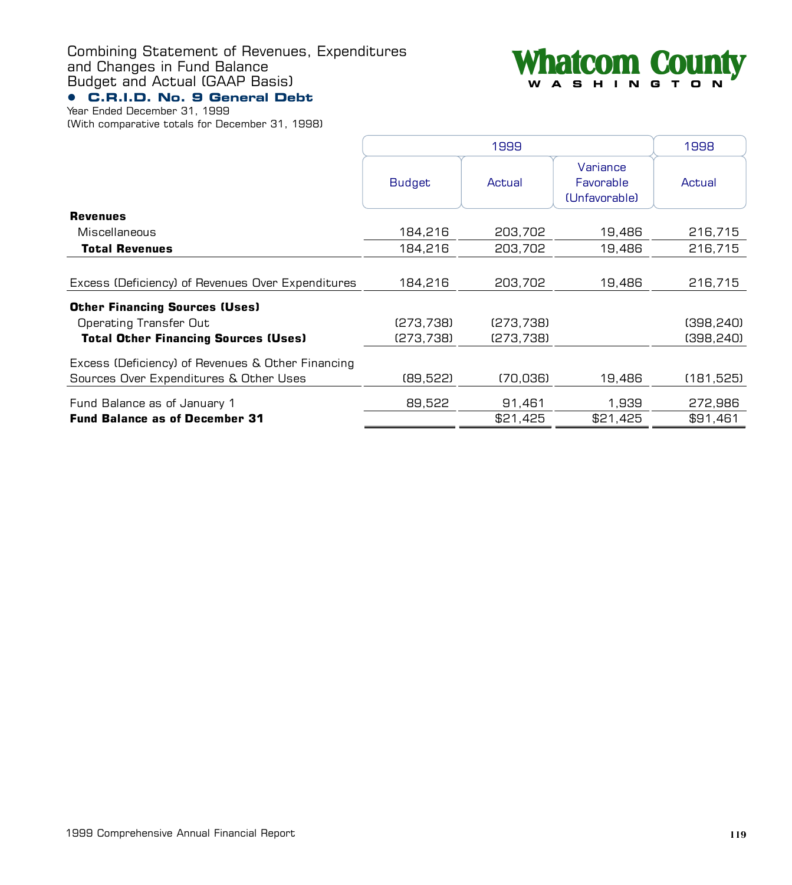# Combining Statement of Revenues, Expenditures and Changes in Fund Balance Budget and Actual (GAAP Basis)

## C.R.I.D. No. 9 General Debt

Year Ended December 31, 1999
(With comparative totals for December 31, 1998)

Whatcom County
WASHINGTON

| | 1999 | | | 1998 |
|---|---|---|---|---|
| | Budget | Actual | Variance Favorable (Unfavorable) | Actual |
| **Revenues** | | | | |
| Miscellaneous | 184,216 | 203,702 | 19,486 | 216,715 |
| **Total Revenues** | 184,216 | 203,702 | 19,486 | 216,715 |
| Excess (Deficiency) of Revenues Over Expenditures | 184,216 | 203,702 | 19,486 | 216,715 |
| **Other Financing Sources (Uses)** | | | | |
| Operating Transfer Out | (273,738) | (273,738) | | (398,240) |
| **Total Other Financing Sources (Uses)** | (273,738) | (273,738) | | (398,240) |
| Excess (Deficiency) of Revenues & Other Financing Sources Over Expenditures & Other Uses | (89,522) | (70,036) | 19,486 | (181,525) |
| Fund Balance as of January 1 | 89,522 | 91,461 | 1,939 | 272,986 |
| **Fund Balance as of December 31** | | $21,425 | $21,425 | $91,461 |

1999 Comprehensive Annual Financial Report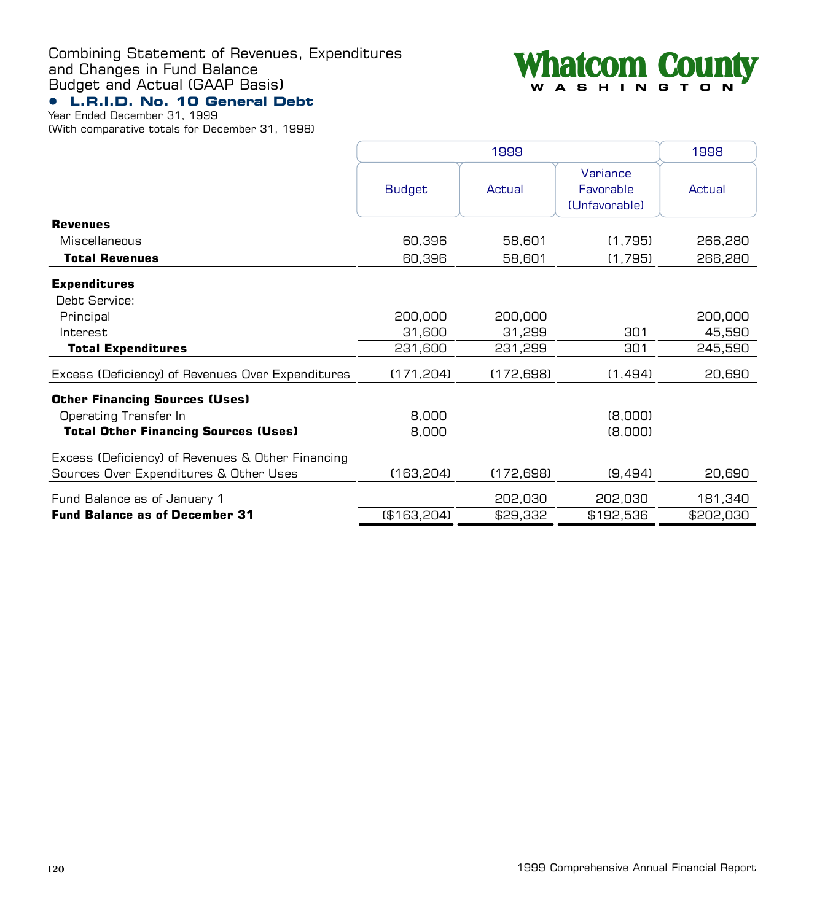Combining Statement of Revenues, Expenditures and Changes in Fund Balance Budget and Actual (GAAP Basis)

**Whatcom County**
**WASHINGTON**

## • L.R.I.D. No. 10 General Debt

Year Ended December 31, 1999
(With comparative totals for December 31, 1998)

| | 1999 | | | 1998 |
|---|---|---|---|---|
| | Budget | Actual | Variance Favorable (Unfavorable) | Actual |
| **Revenues** | | | | |
| Miscellaneous | 60,396 | 58,601 | (1,795) | 266,280 |
| **Total Revenues** | 60,396 | 58,601 | (1,795) | 266,280 |
| **Expenditures** | | | | |
| Debt Service: | | | | |
| Principal | 200,000 | 200,000 | | 200,000 |
| Interest | 31,600 | 31,299 | 301 | 45,590 |
| **Total Expenditures** | 231,600 | 231,299 | 301 | 245,590 |
| Excess (Deficiency) of Revenues Over Expenditures | (171,204) | (172,698) | (1,494) | 20,690 |
| **Other Financing Sources (Uses)** | | | | |
| Operating Transfer In | 8,000 | | (8,000) | |
| **Total Other Financing Sources (Uses)** | 8,000 | | (8,000) | |
| Excess (Deficiency) of Revenues & Other Financing Sources Over Expenditures & Other Uses | (163,204) | (172,698) | (9,494) | 20,690 |
| Fund Balance as of January 1 | | 202,030 | 202,030 | 181,340 |
| **Fund Balance as of December 31** | ($163,204) | $29,332 | $192,536 | $202,030 |

1999 Comprehensive Annual Financial Report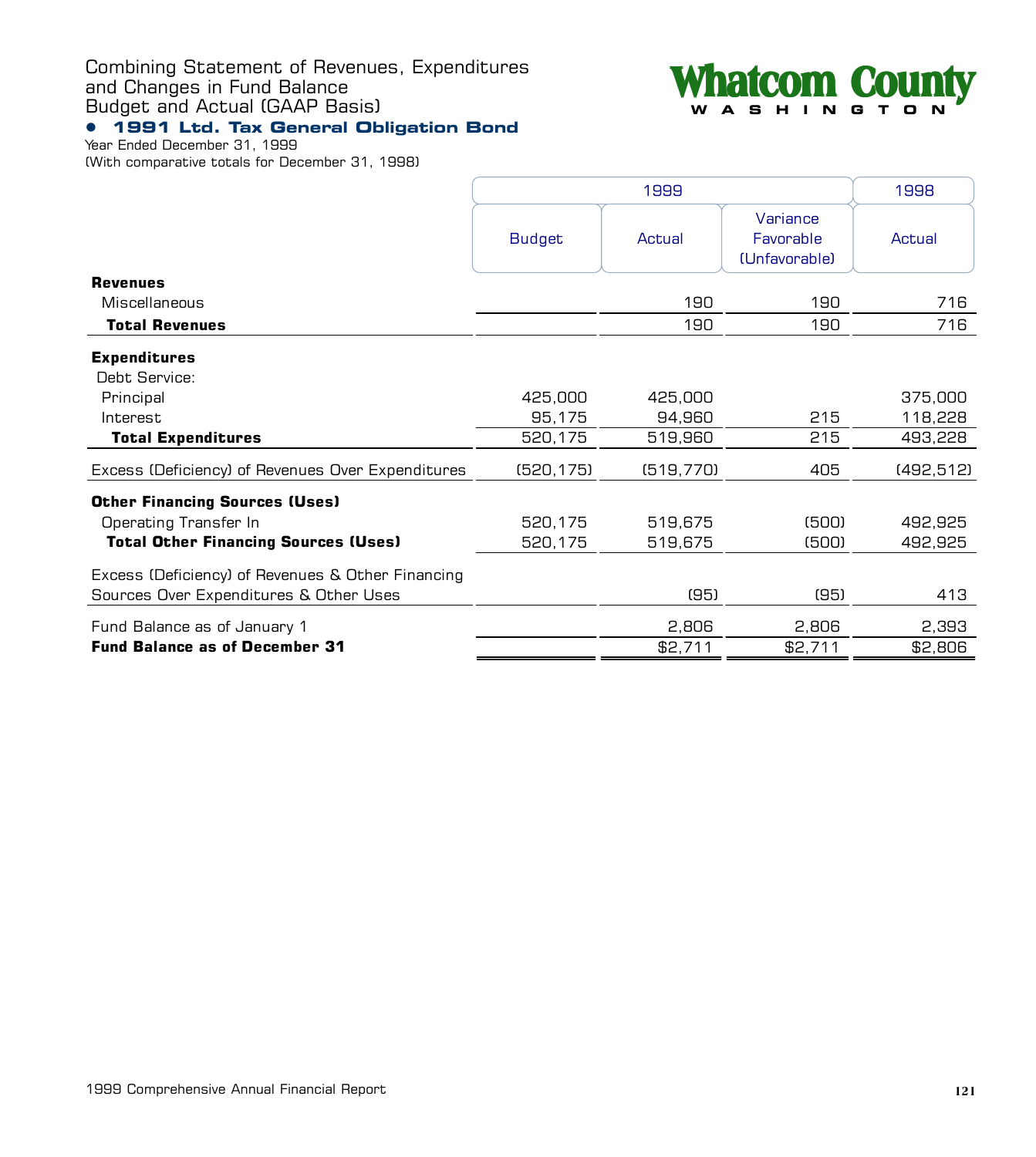# Combining Statement of Revenues, Expenditures and Changes in Fund Balance Budget and Actual (GAAP Basis)

Whatcom County
WASHINGTON

## • 1991 Ltd. Tax General Obligation Bond

Year Ended December 31, 1999
(With comparative totals for December 31, 1998)

| | 1999 | | | 1998 |
|---|---|---|---|---|
| | Budget | Actual | Variance Favorable (Unfavorable) | Actual |
| **Revenues** | | | | |
| Miscellaneous | | 190 | 190 | 716 |
| **Total Revenues** | | 190 | 190 | 716 |
| **Expenditures** | | | | |
| Debt Service: | | | | |
| Principal | 425,000 | 425,000 | | 375,000 |
| Interest | 95,175 | 94,960 | 215 | 118,228 |
| **Total Expenditures** | 520,175 | 519,960 | 215 | 493,228 |
| Excess (Deficiency) of Revenues Over Expenditures | (520,175) | (519,770) | 405 | (492,512) |
| **Other Financing Sources (Uses)** | | | | |
| Operating Transfer In | 520,175 | 519,675 | (500) | 492,925 |
| **Total Other Financing Sources (Uses)** | 520,175 | 519,675 | (500) | 492,925 |
| Excess (Deficiency) of Revenues & Other Financing Sources Over Expenditures & Other Uses | | (95) | (95) | 413 |
| Fund Balance as of January 1 | | 2,806 | 2,806 | 2,393 |
| **Fund Balance as of December 31** | | $2,711 | $2,711 | $2,806 |

1999 Comprehensive Annual Financial Report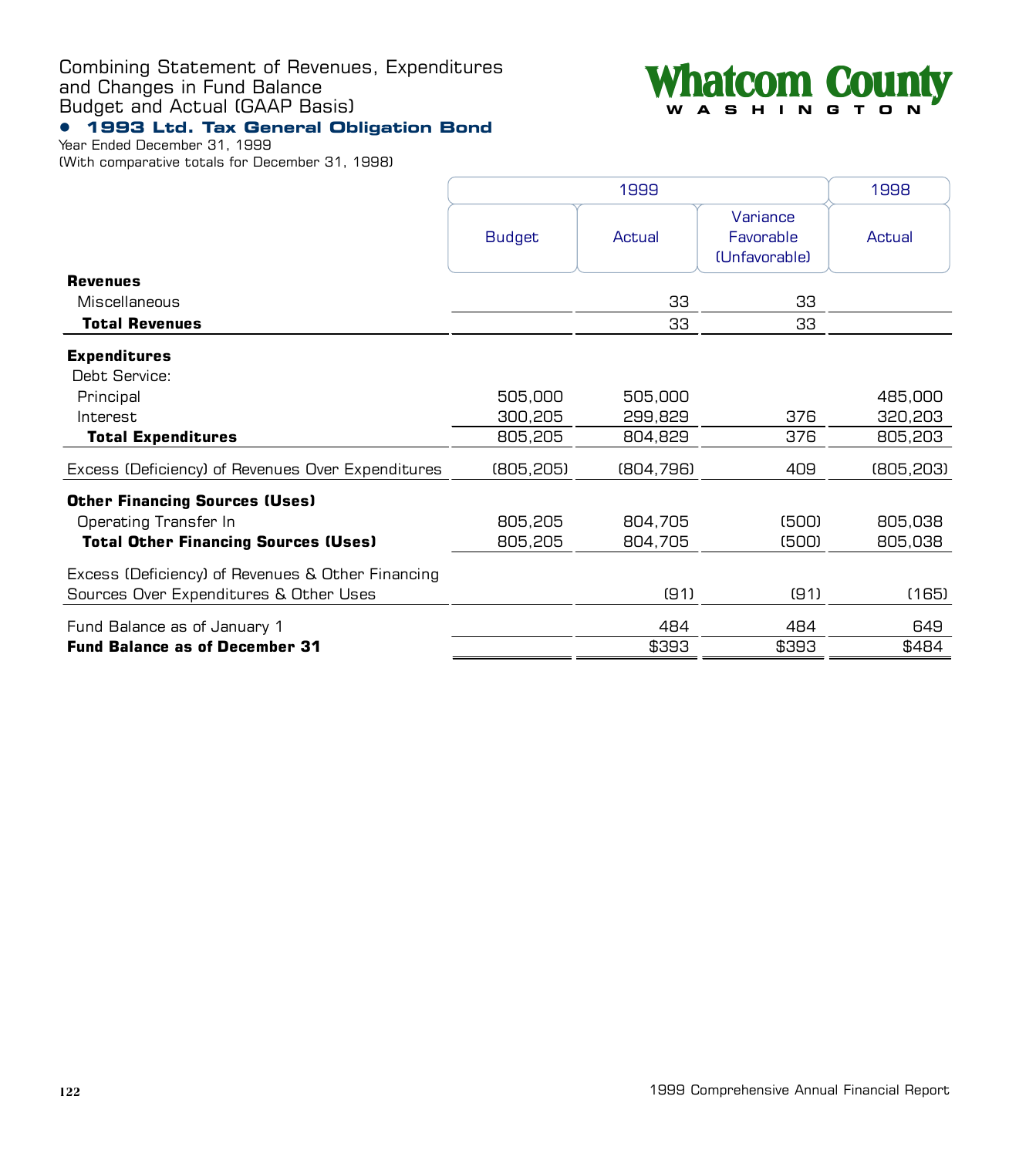# Combining Statement of Revenues, Expenditures and Changes in Fund Balance Budget and Actual (GAAP Basis)

## • 1993 Ltd. Tax General Obligation Bond

Year Ended December 31, 1999
(With comparative totals for December 31, 1998)

Whatcom County
WASHINGTON

| | 1999 | | | 1998 |
|---|---|---|---|---|
| | Budget | Actual | Variance Favorable (Unfavorable) | Actual |
| **Revenues** | | | | |
| Miscellaneous | | 33 | 33 | |
| **Total Revenues** | | 33 | 33 | |
| **Expenditures** | | | | |
| Debt Service: | | | | |
| Principal | 505,000 | 505,000 | | 485,000 |
| Interest | 300,205 | 299,829 | 376 | 320,203 |
| **Total Expenditures** | 805,205 | 804,829 | 376 | 805,203 |
| Excess (Deficiency) of Revenues Over Expenditures | (805,205) | (804,796) | 409 | (805,203) |
| **Other Financing Sources (Uses)** | | | | |
| Operating Transfer In | 805,205 | 804,705 | (500) | 805,038 |
| **Total Other Financing Sources (Uses)** | 805,205 | 804,705 | (500) | 805,038 |
| Excess (Deficiency) of Revenues & Other Financing Sources Over Expenditures & Other Uses | | (91) | (91) | (165) |
| Fund Balance as of January 1 | | 484 | 484 | 649 |
| **Fund Balance as of December 31** | | $393 | $393 | $484 |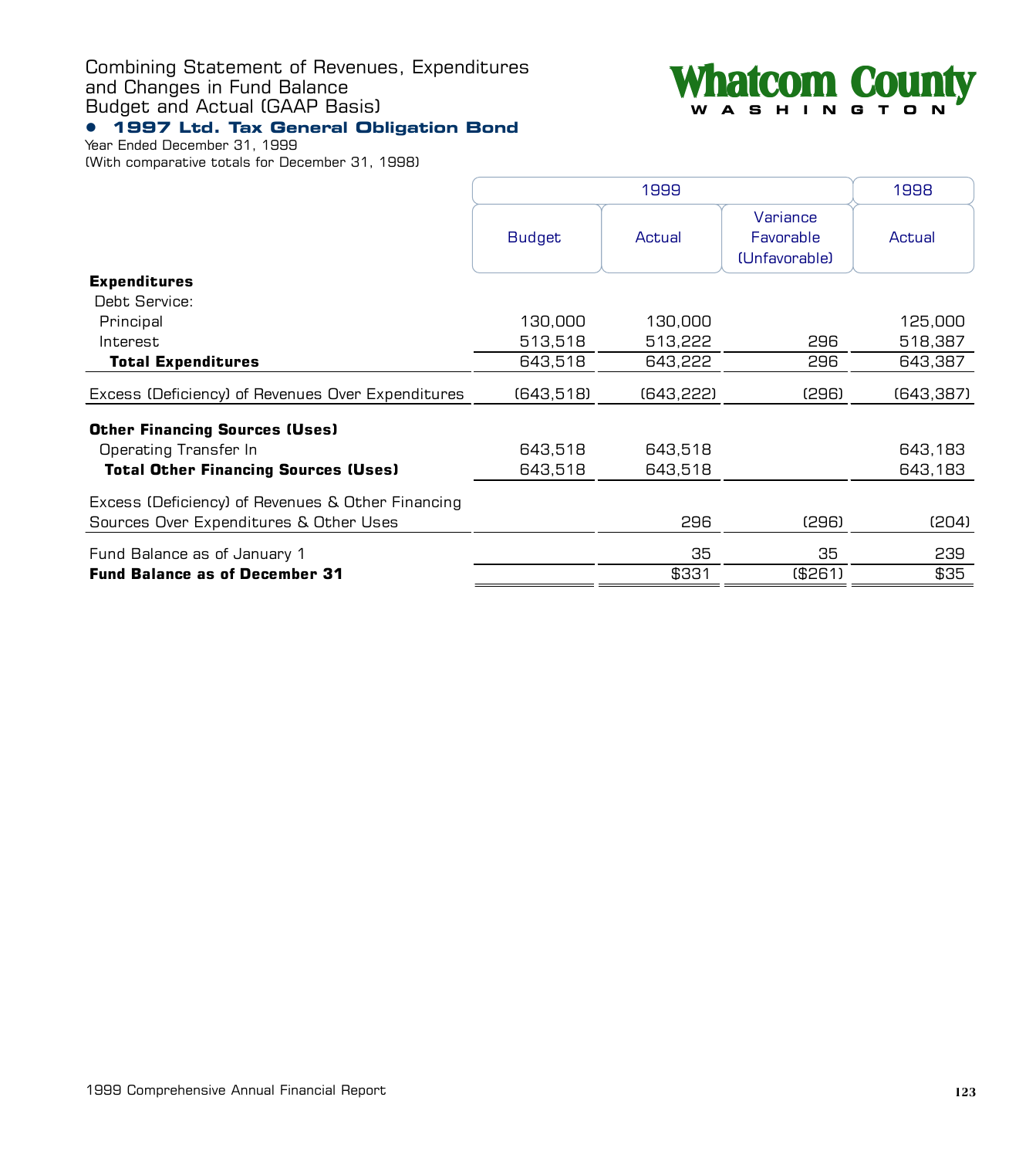# Combining Statement of Revenues, Expenditures and Changes in Fund Balance Budget and Actual (GAAP Basis)

## • 1997 Ltd. Tax General Obligation Bond

Year Ended December 31, 1999
(With comparative totals for December 31, 1998)

Whatcom County
WASHINGTON

| | 1999 | | | 1998 |
|---|---|---|---|---|
| | Budget | Actual | Variance Favorable (Unfavorable) | Actual |
| **Expenditures** | | | | |
| Debt Service: | | | | |
| Principal | 130,000 | 130,000 | | 125,000 |
| Interest | 513,518 | 513,222 | 296 | 518,387 |
| **Total Expenditures** | 643,518 | 643,222 | 296 | 643,387 |
| Excess (Deficiency) of Revenues Over Expenditures | (643,518) | (643,222) | (296) | (643,387) |
| **Other Financing Sources (Uses)** | | | | |
| Operating Transfer In | 643,518 | 643,518 | | 643,183 |
| **Total Other Financing Sources (Uses)** | 643,518 | 643,518 | | 643,183 |
| Excess (Deficiency) of Revenues & Other Financing Sources Over Expenditures & Other Uses | | 296 | (296) | (204) |
| Fund Balance as of January 1 | | 35 | 35 | 239 |
| **Fund Balance as of December 31** | | $331 | ($261) | $35 |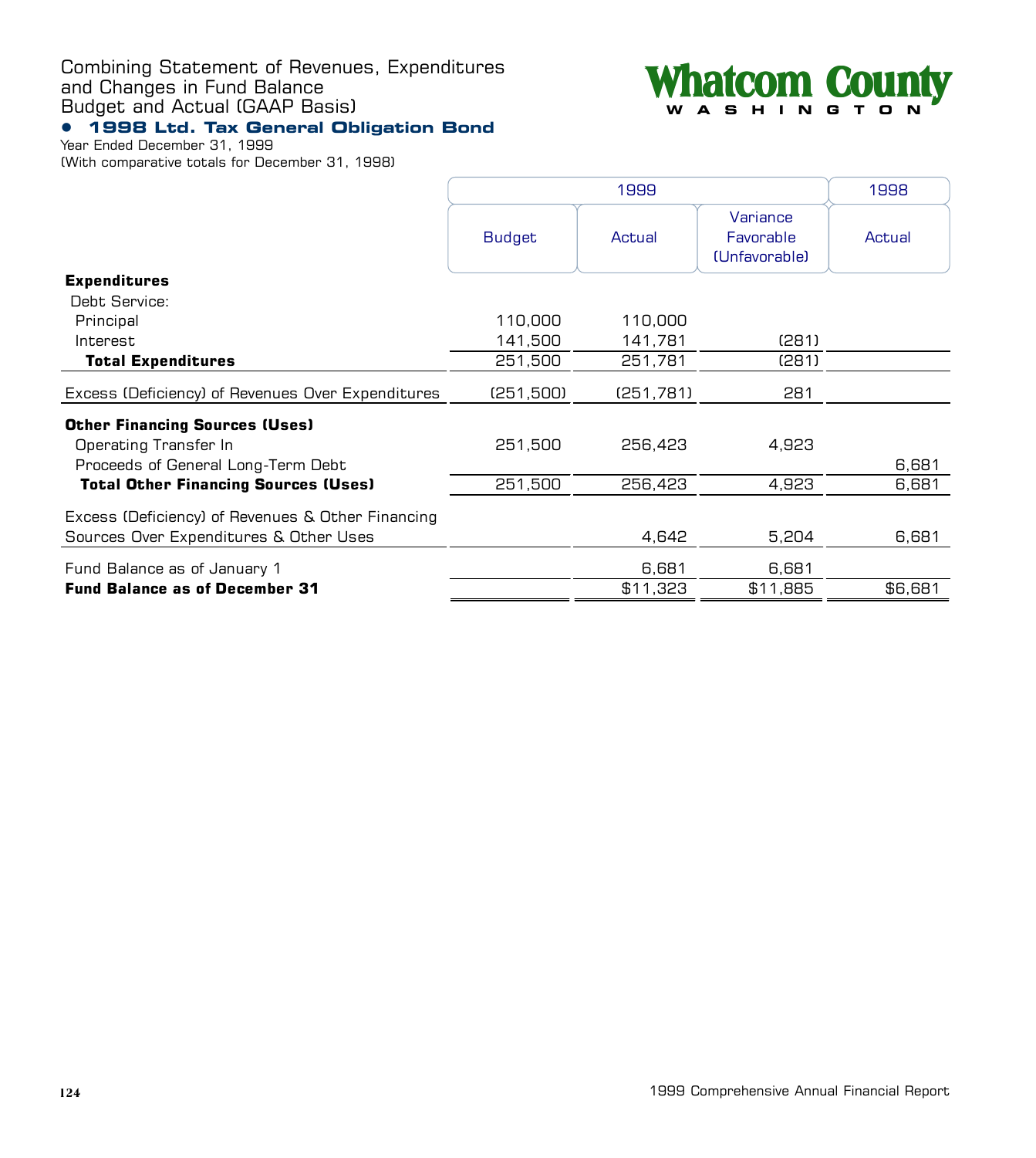Combining Statement of Revenues, Expenditures and Changes in Fund Balance
Budget and Actual (GAAP Basis)

**Whatcom County**
**WASHINGTON**

## • 1998 Ltd. Tax General Obligation Bond

Year Ended December 31, 1999
(With comparative totals for December 31, 1998)

| | 1999 | | | 1998 |
|---|---|---|---|---|
| | Budget | Actual | Variance Favorable (Unfavorable) | Actual |
| **Expenditures** | | | | |
| Debt Service: | | | | |
| Principal | 110,000 | 110,000 | | |
| Interest | 141,500 | 141,781 | (281) | |
| **Total Expenditures** | 251,500 | 251,781 | (281) | |
| Excess (Deficiency) of Revenues Over Expenditures | (251,500) | (251,781) | 281 | |
| **Other Financing Sources (Uses)** | | | | |
| Operating Transfer In | 251,500 | 256,423 | 4,923 | |
| Proceeds of General Long-Term Debt | | | | 6,681 |
| **Total Other Financing Sources (Uses)** | 251,500 | 256,423 | 4,923 | 6,681 |
| Excess (Deficiency) of Revenues & Other Financing Sources Over Expenditures & Other Uses | | 4,642 | 5,204 | 6,681 |
| Fund Balance as of January 1 | | 6,681 | 6,681 | |
| **Fund Balance as of December 31** | | $11,323 | $11,885 | $6,681 |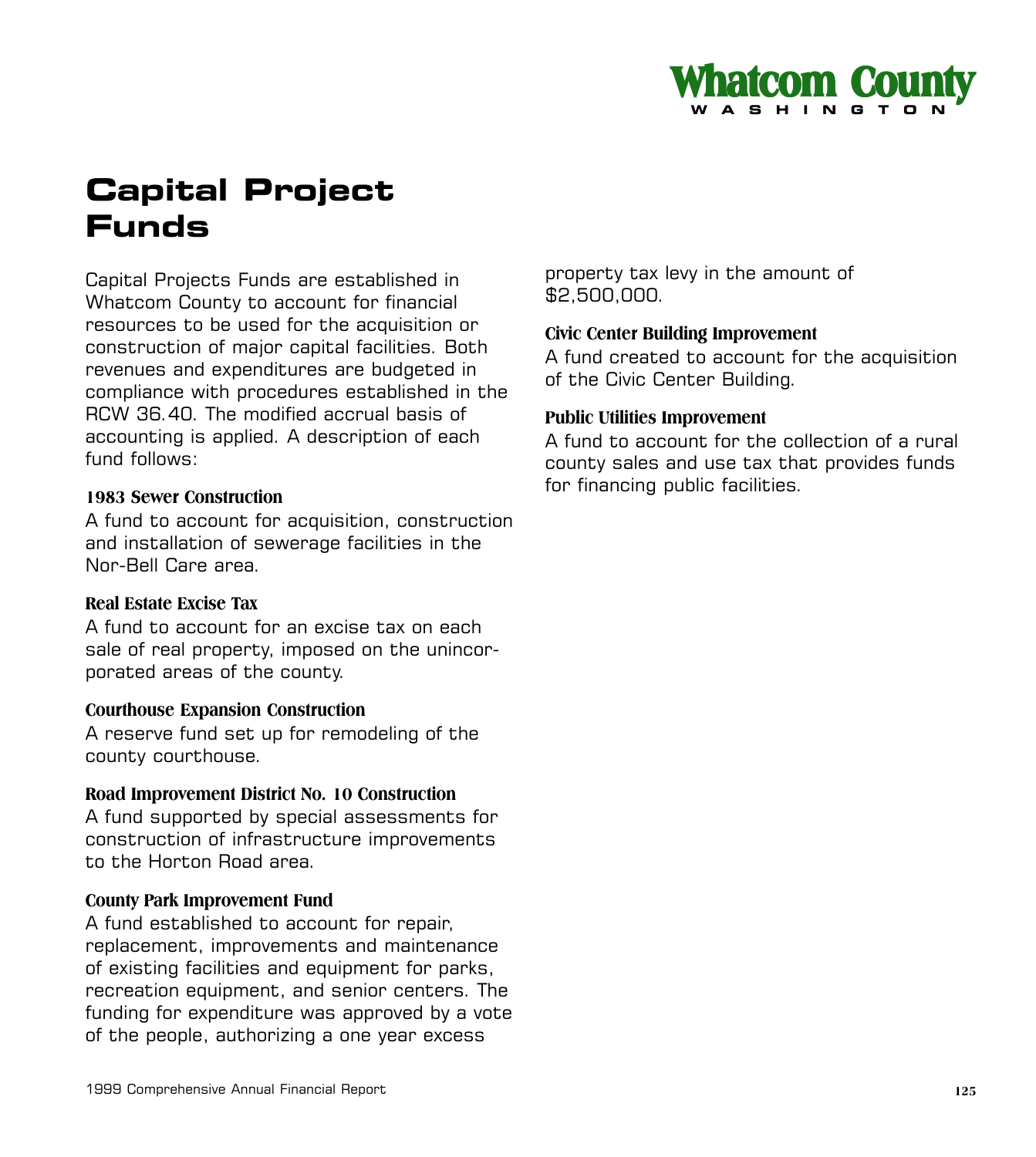# Capital Project Funds

Capital Projects Funds are established in Whatcom County to account for financial resources to be used for the acquisition or construction of major capital facilities. Both revenues and expenditures are budgeted in compliance with procedures established in the RCW 36.40. The modified accrual basis of accounting is applied. A description of each fund follows:

**1983 Sewer Construction**
A fund to account for acquisition, construction and installation of sewerage facilities in the Nor-Bell Care area.

**Real Estate Excise Tax**
A fund to account for an excise tax on each sale of real property, imposed on the unincorporated areas of the county.

**Courthouse Expansion Construction**
A reserve fund set up for remodeling of the county courthouse.

**Road Improvement District No. 10 Construction**
A fund supported by special assessments for construction of infrastructure improvements to the Horton Road area.

**County Park Improvement Fund**
A fund established to account for repair, replacement, improvements and maintenance of existing facilities and equipment for parks, recreation equipment, and senior centers. The funding for expenditure was approved by a vote of the people, authorizing a one year excess property tax levy in the amount of $2,500,000.

**Civic Center Building Improvement**
A fund created to account for the acquisition of the Civic Center Building.

**Public Utilities Improvement**
A fund to account for the collection of a rural county sales and use tax that provides funds for financing public facilities.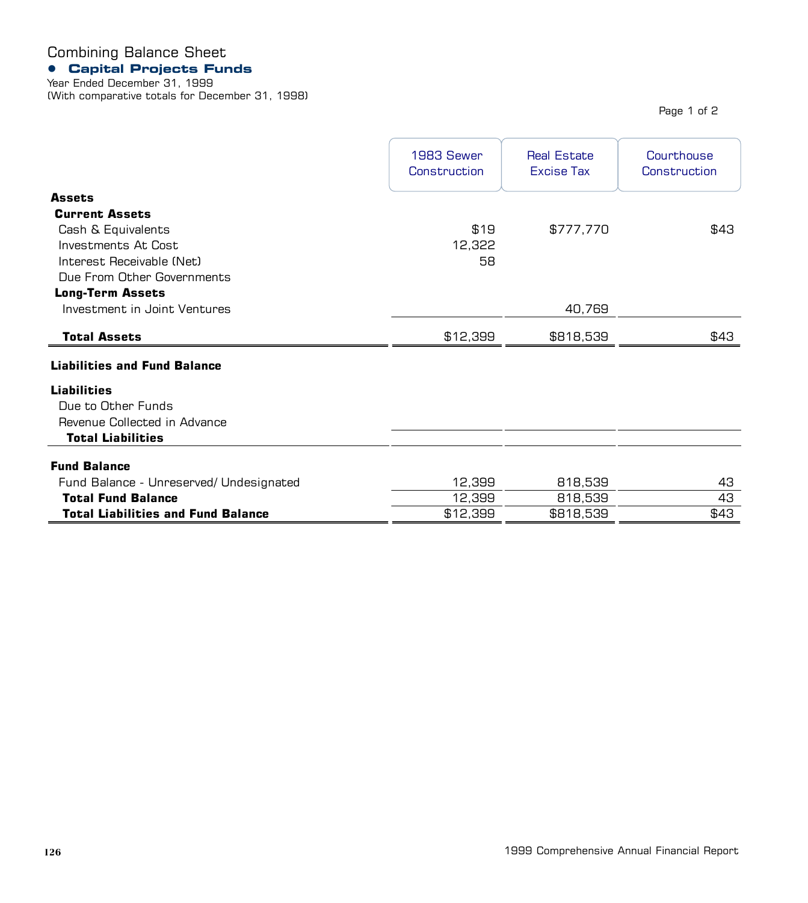# Combining Balance Sheet

## Capital Projects Funds

Year Ended December 31, 1999
(With comparative totals for December 31, 1998)

Page 1 of 2

| | 1983 Sewer Construction | Real Estate Excise Tax | Courthouse Construction |
|---|---|---|---|
| **Assets** | | | |
| **Current Assets** | | | |
| Cash & Equivalents | $19 | $777,770 | $43 |
| Investments At Cost | 12,322 | | |
| Interest Receivable (Net) | 58 | | |
| Due From Other Governments | | | |
| **Long-Term Assets** | | | |
| Investment in Joint Ventures | | 40,769 | |
| **Total Assets** | $12,399 | $818,539 | $43 |
| **Liabilities and Fund Balance** | | | |
| **Liabilities** | | | |
| Due to Other Funds | | | |
| Revenue Collected in Advance | | | |
| **Total Liabilities** | | | |
| **Fund Balance** | | | |
| Fund Balance - Unreserved/ Undesignated | 12,399 | 818,539 | 43 |
| **Total Fund Balance** | 12,399 | 818,539 | 43 |
| **Total Liabilities and Fund Balance** | $12,399 | $818,539 | $43 |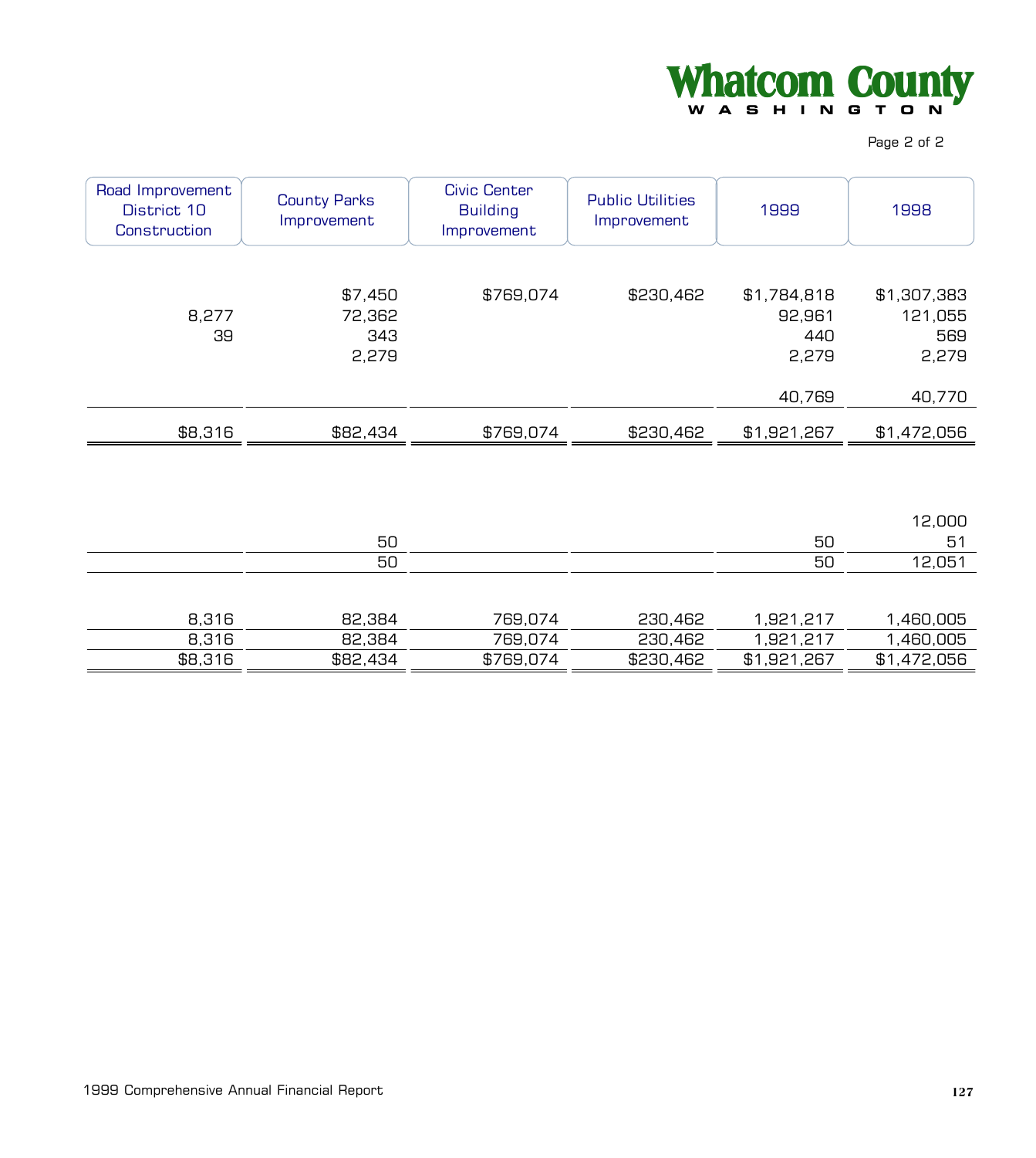| Road Improvement District 10 Construction | County Parks Improvement | Civic Center Building Improvement | Public Utilities Improvement | 1999 | 1998 |
|---|---|---|---|---|---|
| | $7,450 | $769,074 | $230,462 | $1,784,818 | $1,307,383 |
| 8,277 | 72,362 | | | 92,961 | 121,055 |
| 39 | 343 | | | 440 | 569 |
| | 2,279 | | | 2,279 | 2,279 |
| | | | | 40,769 | 40,770 |
| $8,316 | $82,434 | $769,074 | $230,462 | $1,921,267 | $1,472,056 |
| | | | | | 12,000 |
| | 50 | | | 50 | 51 |
| | 50 | | | 50 | 12,051 |
| 8,316 | 82,384 | 769,074 | 230,462 | 1,921,217 | 1,460,005 |
| 8,316 | 82,384 | 769,074 | 230,462 | 1,921,217 | 1,460,005 |
| $8,316 | $82,434 | $769,074 | $230,462 | $1,921,267 | $1,472,056 |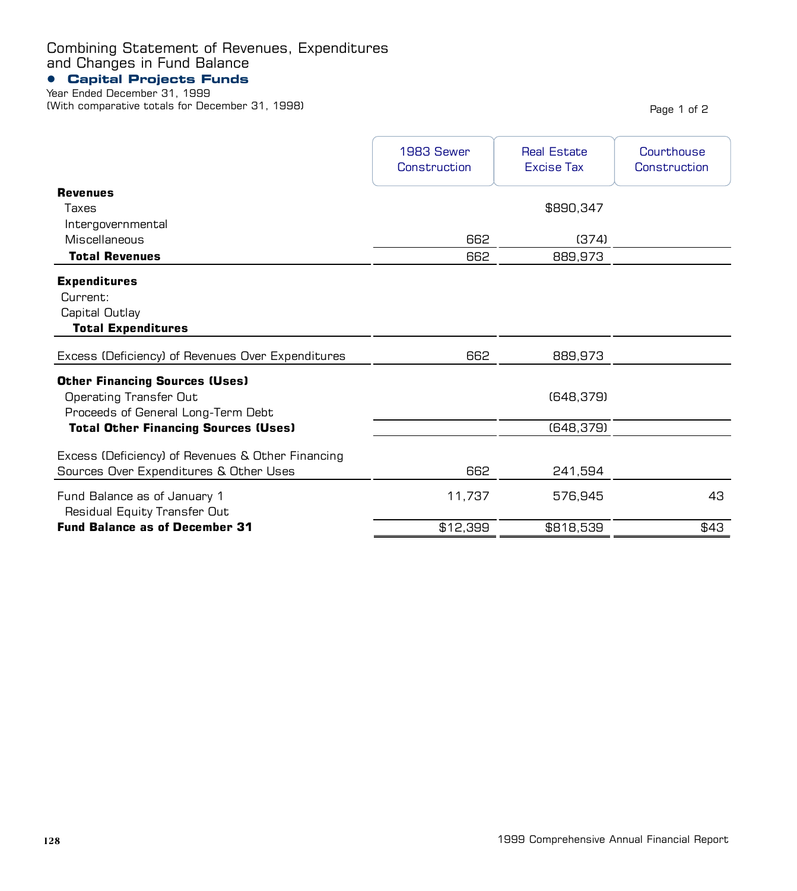# Combining Statement of Revenues, Expenditures and Changes in Fund Balance

## Capital Projects Funds

Year Ended December 31, 1999
(With comparative totals for December 31, 1998)

Page 1 of 2

| | 1983 Sewer Construction | Real Estate Excise Tax | Courthouse Construction |
|---|---|---|---|
| **Revenues** | | | |
| Taxes | | $890,347 | |
| Intergovernmental | | | |
| Miscellaneous | 662 | (374) | |
| **Total Revenues** | 662 | 889,973 | |
| **Expenditures** | | | |
| Current: | | | |
| Capital Outlay | | | |
| **Total Expenditures** | | | |
| Excess (Deficiency) of Revenues Over Expenditures | 662 | 889,973 | |
| **Other Financing Sources (Uses)** | | | |
| Operating Transfer Out | | (648,379) | |
| Proceeds of General Long-Term Debt | | | |
| **Total Other Financing Sources (Uses)** | | (648,379) | |
| Excess (Deficiency) of Revenues & Other Financing Sources Over Expenditures & Other Uses | 662 | 241,594 | |
| Fund Balance as of January 1 | 11,737 | 576,945 | 43 |
| Residual Equity Transfer Out | | | |
| **Fund Balance as of December 31** | $12,399 | $818,539 | $43 |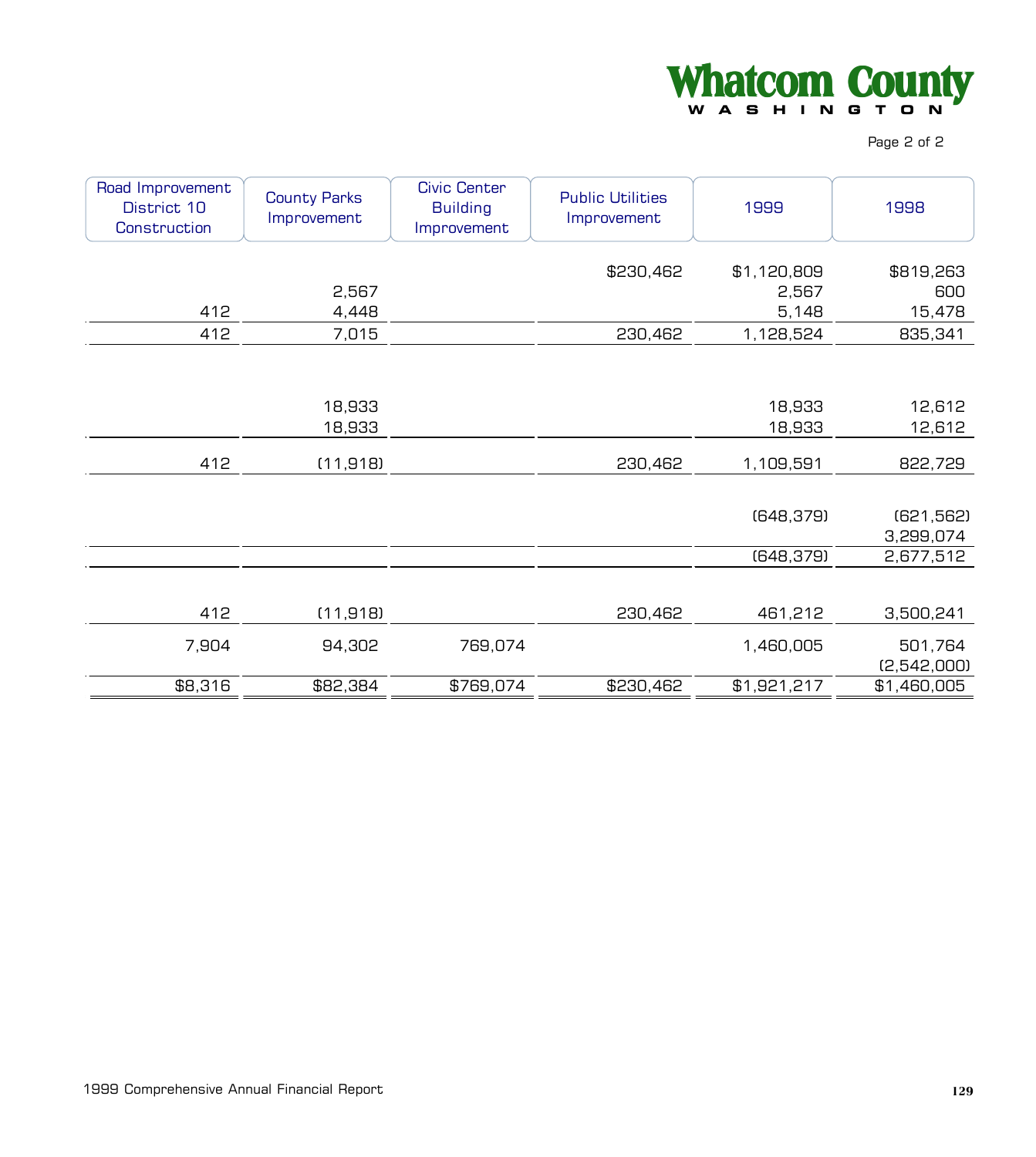| Road Improvement District 10 Construction | County Parks Improvement | Civic Center Building Improvement | Public Utilities Improvement | 1999 | 1998 |
|---|---|---|---|---|---|
| | | | $230,462 | $1,120,809 | $819,263 |
| | 2,567 | | | 2,567 | 600 |
| 412 | 4,448 | | | 5,148 | 15,478 |
| 412 | 7,015 | | 230,462 | 1,128,524 | 835,341 |
| | | | | | |
| | 18,933 | | | 18,933 | 12,612 |
| | 18,933 | | | 18,933 | 12,612 |
| 412 | (11,918) | | 230,462 | 1,109,591 | 822,729 |
| | | | | | |
| | | | | (648,379) | (621,562) |
| | | | | | 3,299,074 |
| | | | | (648,379) | 2,677,512 |
| | | | | | |
| 412 | (11,918) | | 230,462 | 461,212 | 3,500,241 |
| 7,904 | 94,302 | 769,074 | | 1,460,005 | 501,764 |
| | | | | | (2,542,000) |
| $8,316 | $82,384 | $769,074 | $230,462 | $1,921,217 | $1,460,005 |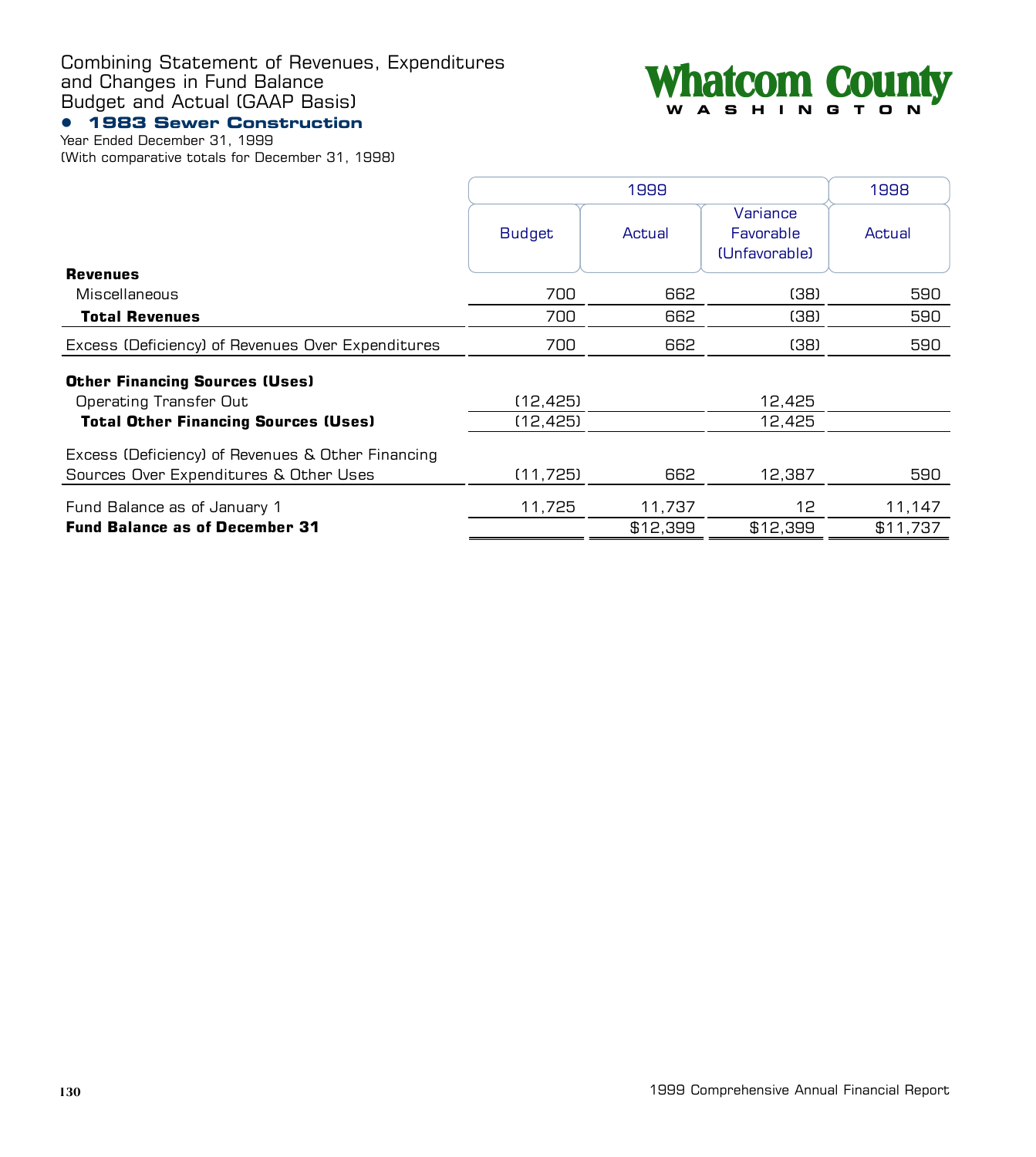# Combining Statement of Revenues, Expenditures and Changes in Fund Balance Budget and Actual (GAAP Basis)

## • 1983 Sewer Construction

Year Ended December 31, 1999
(With comparative totals for December 31, 1998)

Whatcom County
WASHINGTON

| | 1999 | | | 1998 |
|---|---|---|---|---|
| | Budget | Actual | Variance Favorable (Unfavorable) | Actual |
| **Revenues** | | | | |
| Miscellaneous | 700 | 662 | (38) | 590 |
| **Total Revenues** | 700 | 662 | (38) | 590 |
| Excess (Deficiency) of Revenues Over Expenditures | 700 | 662 | (38) | 590 |
| **Other Financing Sources (Uses)** | | | | |
| Operating Transfer Out | (12,425) | | 12,425 | |
| **Total Other Financing Sources (Uses)** | (12,425) | | 12,425 | |
| Excess (Deficiency) of Revenues & Other Financing Sources Over Expenditures & Other Uses | (11,725) | 662 | 12,387 | 590 |
| Fund Balance as of January 1 | 11,725 | 11,737 | 12 | 11,147 |
| **Fund Balance as of December 31** | | $12,399 | $12,399 | $11,737 |

1999 Comprehensive Annual Financial Report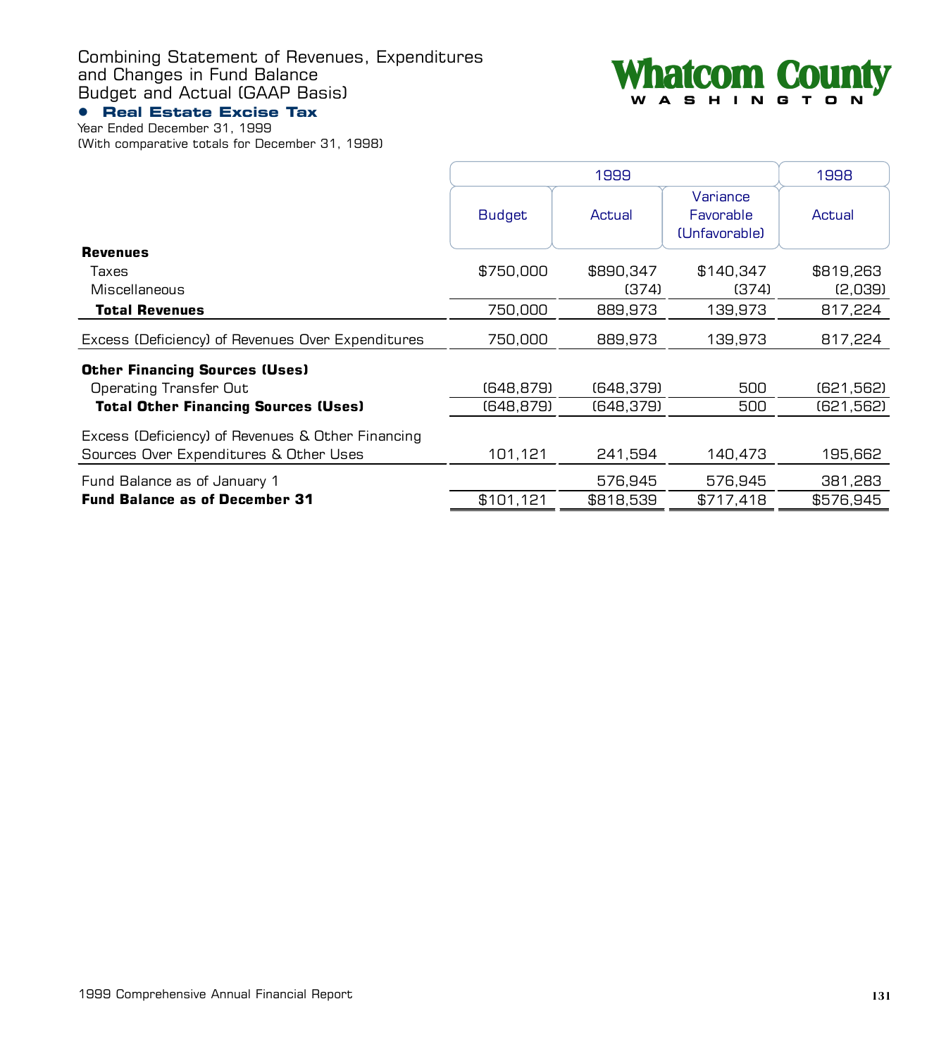# Combining Statement of Revenues, Expenditures and Changes in Fund Balance Budget and Actual (GAAP Basis)

**Whatcom County**
WASHINGTON

## • Real Estate Excise Tax

Year Ended December 31, 1999
(With comparative totals for December 31, 1998)

| | 1999 | | | 1998 |
|---|---|---|---|---|
| | Budget | Actual | Variance Favorable (Unfavorable) | Actual |
| **Revenues** | | | | |
| Taxes | $750,000 | $890,347 | $140,347 | $819,263 |
| Miscellaneous | | (374) | (374) | (2,039) |
| **Total Revenues** | 750,000 | 889,973 | 139,973 | 817,224 |
| Excess (Deficiency) of Revenues Over Expenditures | 750,000 | 889,973 | 139,973 | 817,224 |
| **Other Financing Sources (Uses)** | | | | |
| Operating Transfer Out | (648,879) | (648,379) | 500 | (621,562) |
| **Total Other Financing Sources (Uses)** | (648,879) | (648,379) | 500 | (621,562) |
| Excess (Deficiency) of Revenues & Other Financing Sources Over Expenditures & Other Uses | 101,121 | 241,594 | 140,473 | 195,662 |
| Fund Balance as of January 1 | | 576,945 | 576,945 | 381,283 |
| **Fund Balance as of December 31** | $101,121 | $818,539 | $717,418 | $576,945 |

1999 Comprehensive Annual Financial Report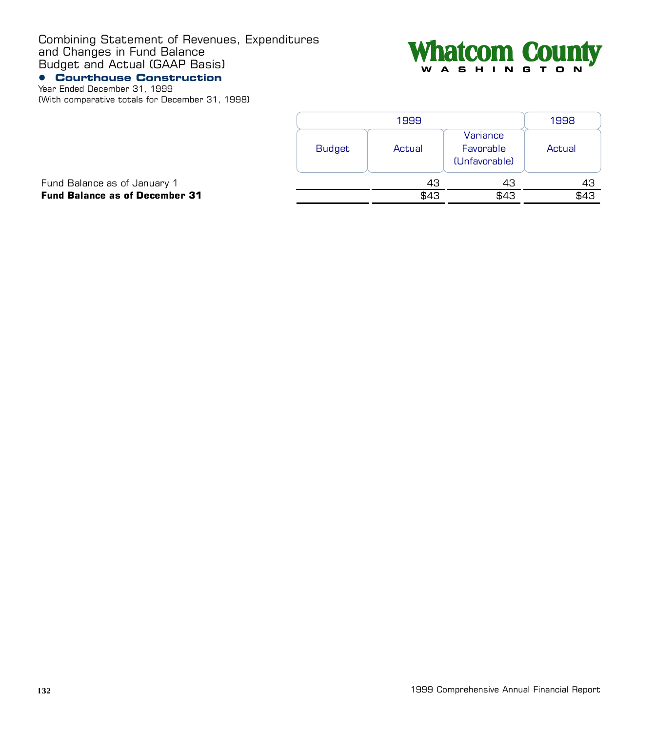# Combining Statement of Revenues, Expenditures and Changes in Fund Balance Budget and Actual (GAAP Basis)

## Courthouse Construction

Year Ended December 31, 1999
(With comparative totals for December 31, 1998)

Whatcom County
WASHINGTON

| | 1999 | | | 1998 |
|---|---|---|---|---|
| | Budget | Actual | Variance Favorable (Unfavorable) | Actual |
| Fund Balance as of January 1 | | 43 | 43 | 43 |
| **Fund Balance as of December 31** | | $43 | $43 | $43 |

1999 Comprehensive Annual Financial Report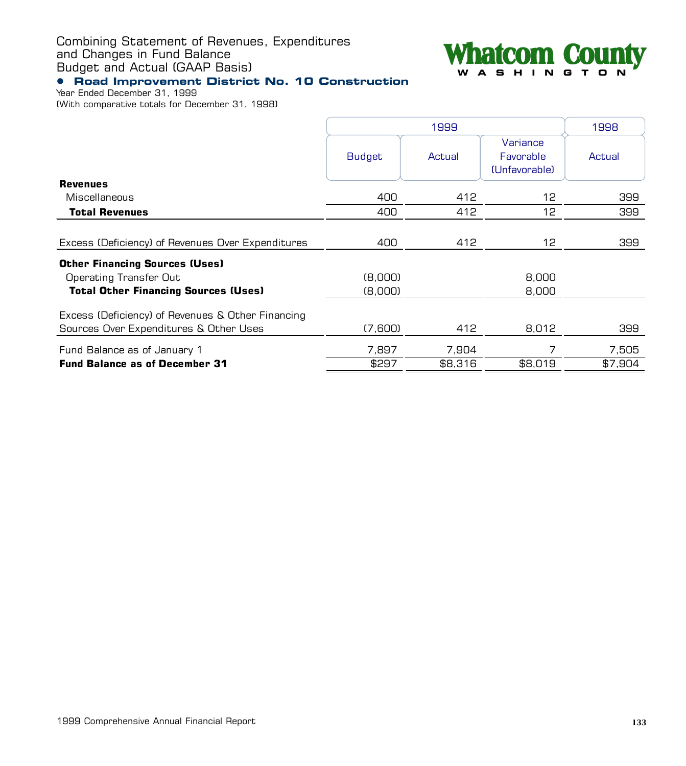# Combining Statement of Revenues, Expenditures and Changes in Fund Balance Budget and Actual (GAAP Basis)

Whatcom County
WASHINGTON

## • Road Improvement District No. 10 Construction

Year Ended December 31, 1999
(With comparative totals for December 31, 1998)

| | 1999 | | | 1998 |
|---|---|---|---|---|
| | Budget | Actual | Variance Favorable (Unfavorable) | Actual |
| **Revenues** | | | | |
| Miscellaneous | 400 | 412 | 12 | 399 |
| **Total Revenues** | 400 | 412 | 12 | 399 |
| Excess (Deficiency) of Revenues Over Expenditures | 400 | 412 | 12 | 399 |
| **Other Financing Sources (Uses)** | | | | |
| Operating Transfer Out | (8,000) | | 8,000 | |
| **Total Other Financing Sources (Uses)** | (8,000) | | 8,000 | |
| Excess (Deficiency) of Revenues & Other Financing Sources Over Expenditures & Other Uses | (7,600) | 412 | 8,012 | 399 |
| Fund Balance as of January 1 | 7,897 | 7,904 | 7 | 7,505 |
| **Fund Balance as of December 31** | $297 | $8,316 | $8,019 | $7,904 |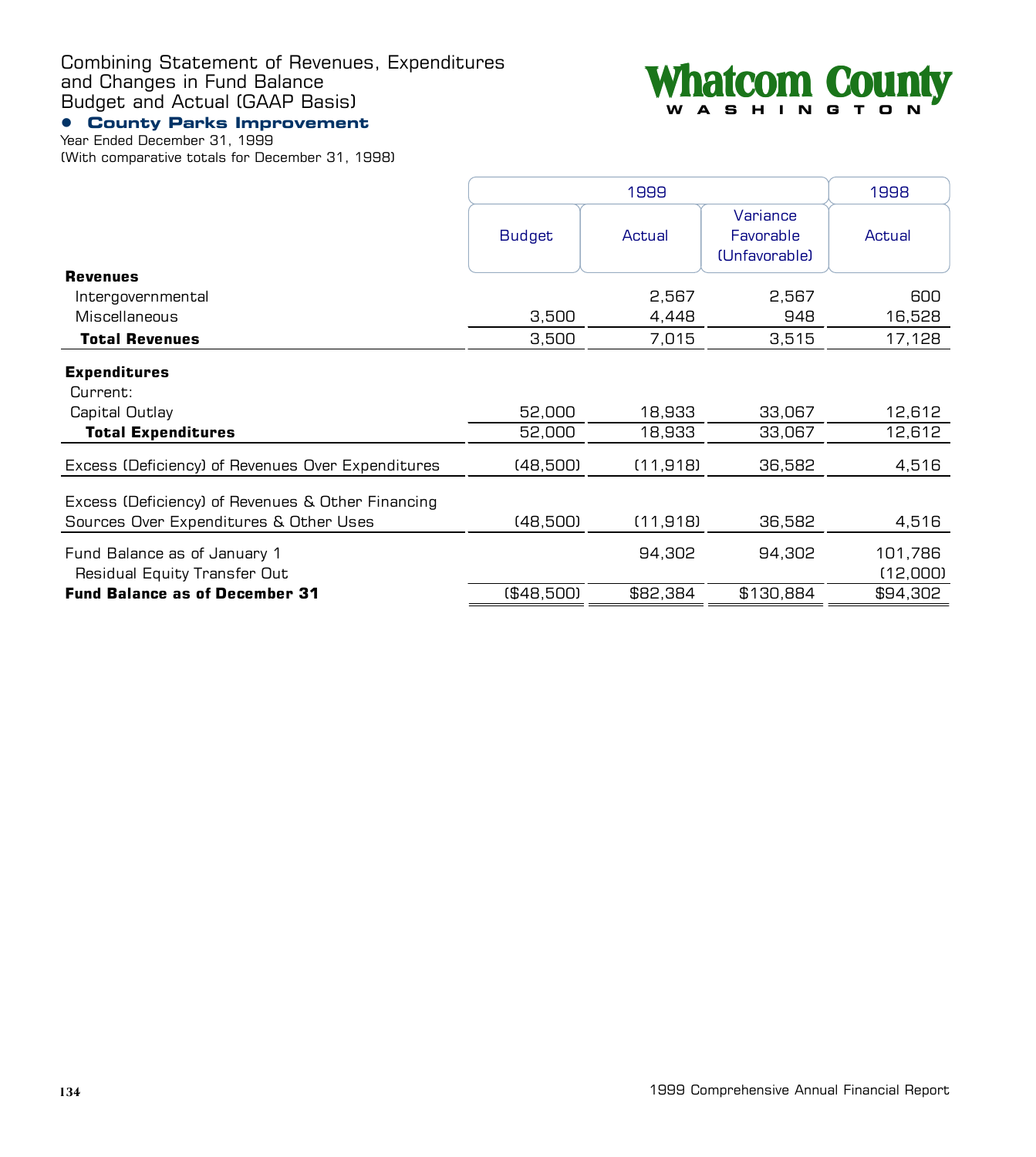# Combining Statement of Revenues, Expenditures and Changes in Fund Balance Budget and Actual (GAAP Basis)

Whatcom County
WASHINGTON

## • County Parks Improvement

Year Ended December 31, 1999
(With comparative totals for December 31, 1998)

| | 1999 | | | 1998 |
|---|---|---|---|---|
| | Budget | Actual | Variance Favorable (Unfavorable) | Actual |
| **Revenues** | | | | |
| Intergovernmental | | 2,567 | 2,567 | 600 |
| Miscellaneous | 3,500 | 4,448 | 948 | 16,528 |
| **Total Revenues** | 3,500 | 7,015 | 3,515 | 17,128 |
| **Expenditures** | | | | |
| Current: | | | | |
| Capital Outlay | 52,000 | 18,933 | 33,067 | 12,612 |
| **Total Expenditures** | 52,000 | 18,933 | 33,067 | 12,612 |
| Excess (Deficiency) of Revenues Over Expenditures | (48,500) | (11,918) | 36,582 | 4,516 |
| Excess (Deficiency) of Revenues & Other Financing Sources Over Expenditures & Other Uses | (48,500) | (11,918) | 36,582 | 4,516 |
| Fund Balance as of January 1 | | 94,302 | 94,302 | 101,786 |
| Residual Equity Transfer Out | | | | (12,000) |
| **Fund Balance as of December 31** | ($48,500) | $82,384 | $130,884 | $94,302 |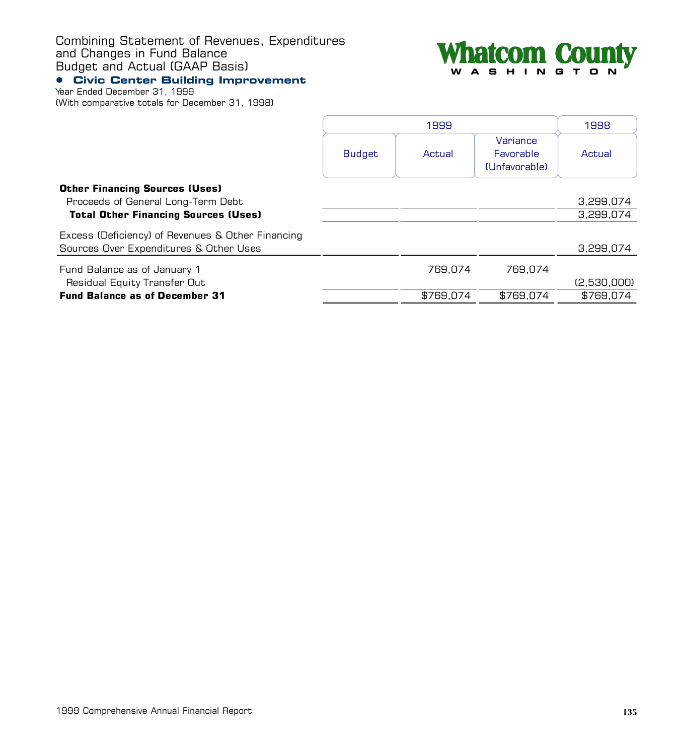# Combining Statement of Revenues, Expenditures and Changes in Fund Balance Budget and Actual (GAAP Basis)

Whatcom County
WASHINGTON

## • Civic Center Building Improvement

Year Ended December 31, 1999
(With comparative totals for December 31, 1998)

| | 1999 | | | 1998 |
|---|---|---|---|---|
| | Budget | Actual | Variance Favorable (Unfavorable) | Actual |
| **Other Financing Sources (Uses)** | | | | |
| Proceeds of General Long-Term Debt | | | | 3,299,074 |
| **Total Other Financing Sources (Uses)** | | | | 3,299,074 |
| Excess (Deficiency) of Revenues & Other Financing Sources Over Expenditures & Other Uses | | | | 3,299,074 |
| Fund Balance as of January 1 | | 769,074 | 769,074 | |
| Residual Equity Transfer Out | | | | (2,530,000) |
| **Fund Balance as of December 31** | | $769,074 | $769,074 | $769,074 |

1999 Comprehensive Annual Financial Report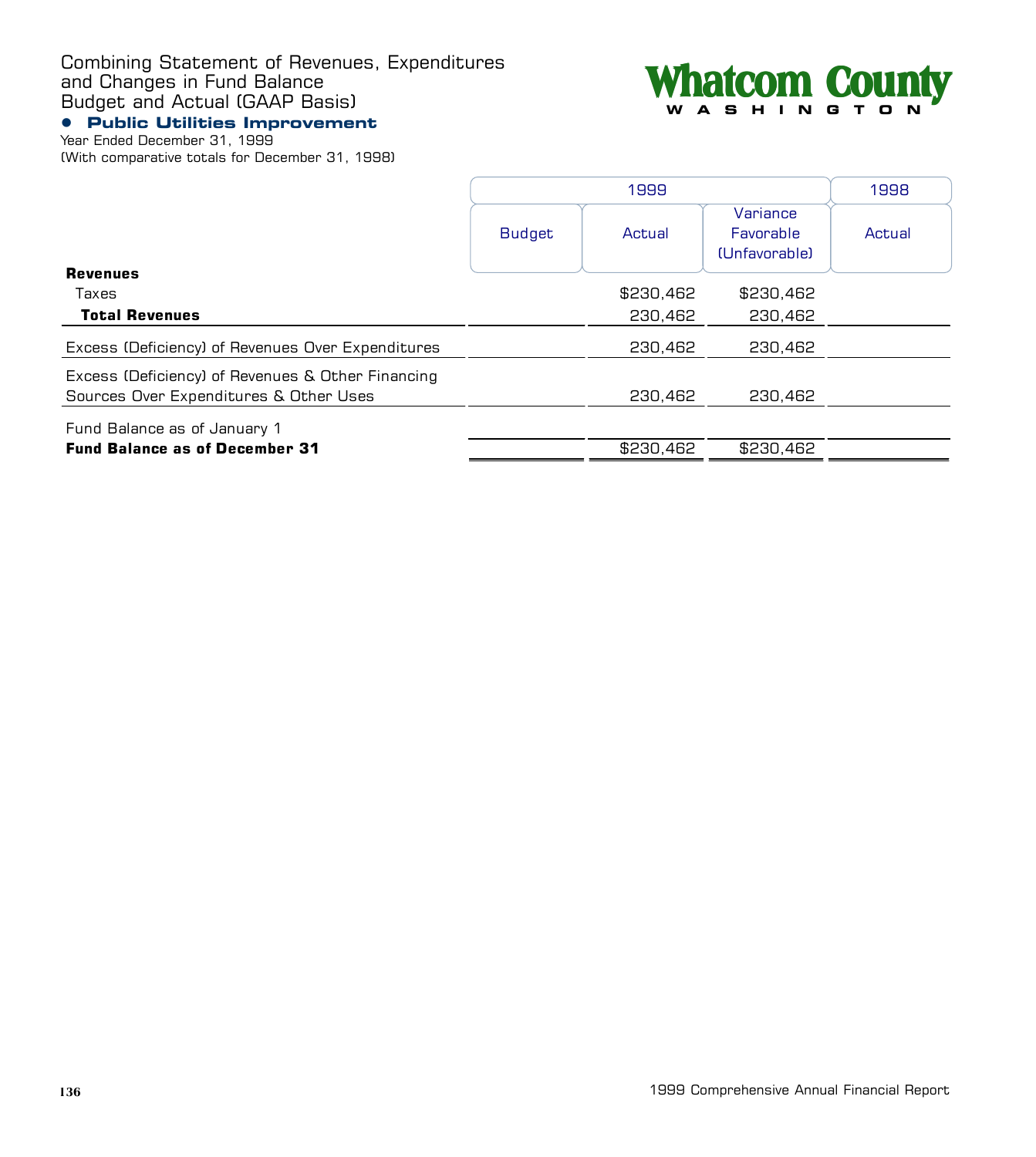# Combining Statement of Revenues, Expenditures and Changes in Fund Balance Budget and Actual (GAAP Basis)

## Public Utilities Improvement

Year Ended December 31, 1999
(With comparative totals for December 31, 1998)

| | 1999 | | | 1998 |
|---|---|---|---|---|
| | Budget | Actual | Variance Favorable (Unfavorable) | Actual |
| **Revenues** | | | | |
| Taxes | | $230,462 | $230,462 | |
| **Total Revenues** | | 230,462 | 230,462 | |
| Excess (Deficiency) of Revenues Over Expenditures | | 230,462 | 230,462 | |
| Excess (Deficiency) of Revenues & Other Financing Sources Over Expenditures & Other Uses | | 230,462 | 230,462 | |
| Fund Balance as of January 1 | | | | |
| **Fund Balance as of December 31** | | $230,462 | $230,462 | |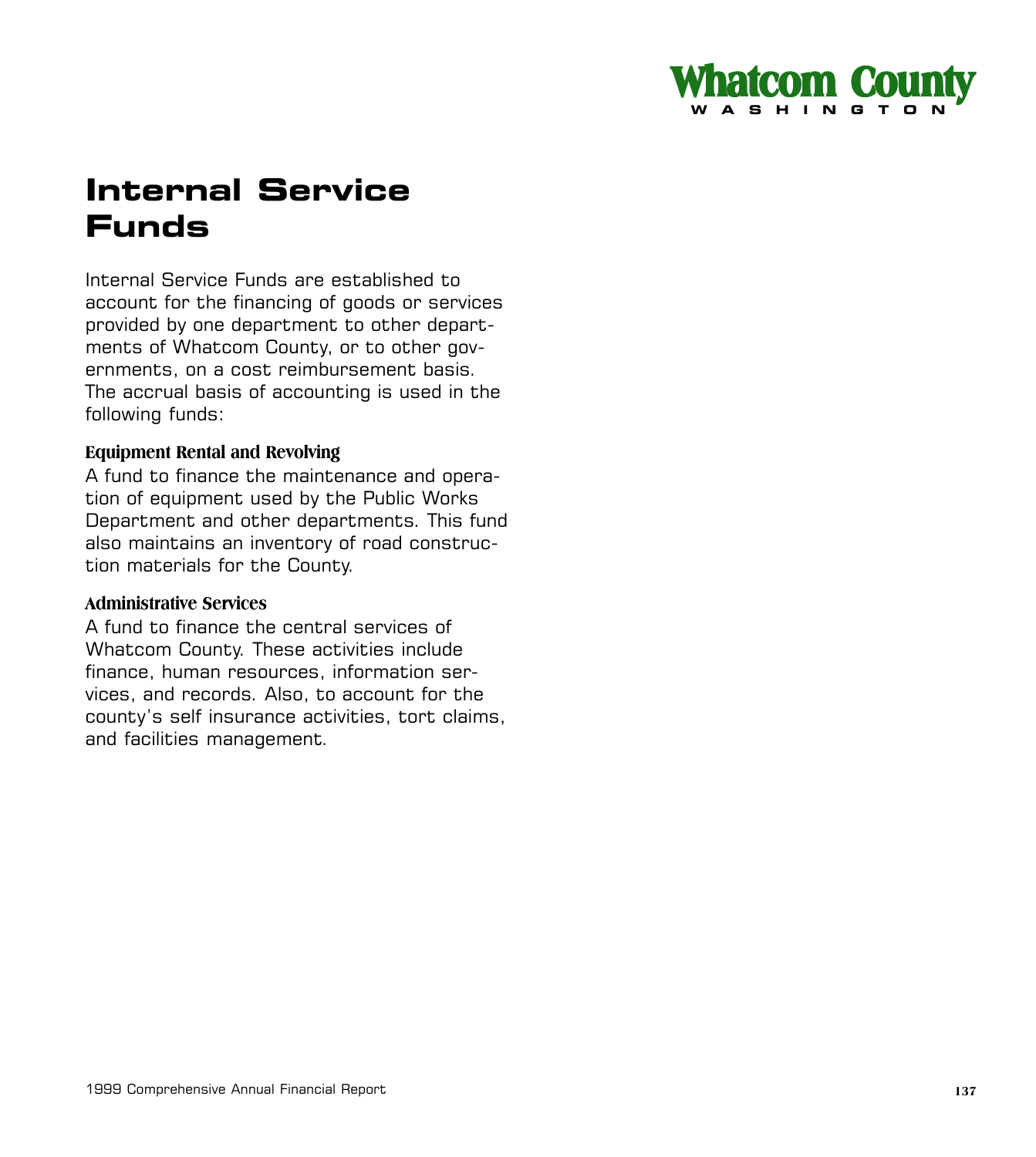# Internal Service Funds

Internal Service Funds are established to account for the financing of goods or services provided by one department to other departments of Whatcom County, or to other governments, on a cost reimbursement basis. The accrual basis of accounting is used in the following funds:

**Equipment Rental and Revolving**

A fund to finance the maintenance and operation of equipment used by the Public Works Department and other departments. This fund also maintains an inventory of road construction materials for the County.

**Administrative Services**

A fund to finance the central services of Whatcom County. These activities include finance, human resources, information services, and records. Also, to account for the county's self insurance activities, tort claims, and facilities management.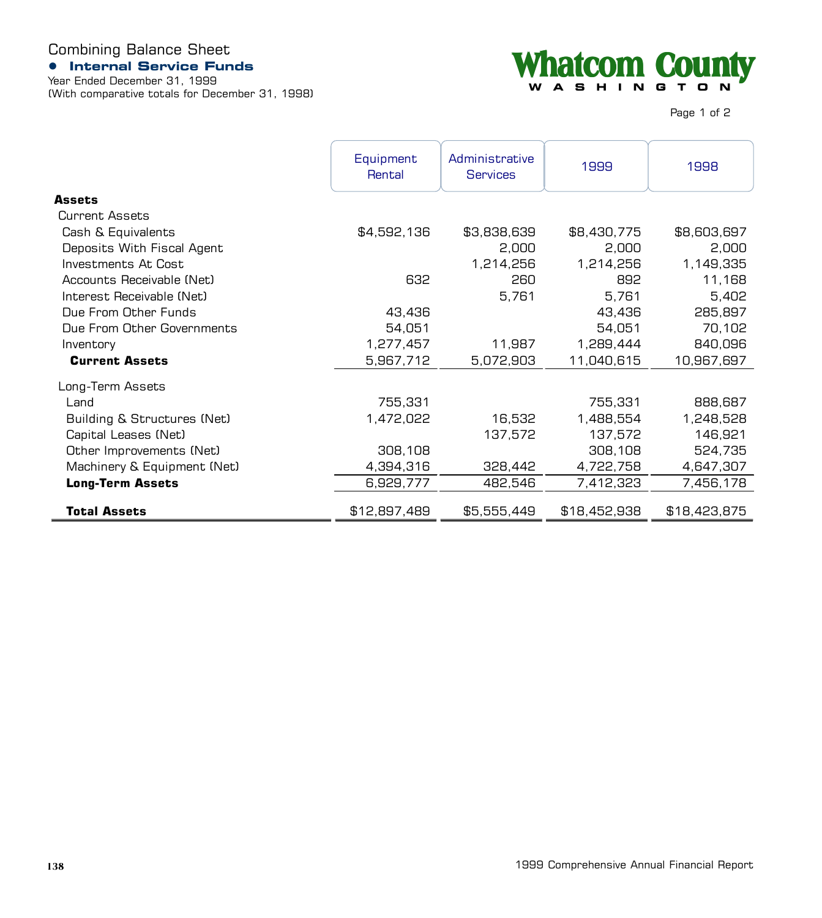# Combining Balance Sheet

## Internal Service Funds

Year Ended December 31, 1999
(With comparative totals for December 31, 1998)

Whatcom County
WASHINGTON

| | Equipment Rental | Administrative Services | 1999 | 1998 |
|---|---|---|---|---|
| **Assets** | | | | |
| Current Assets | | | | |
| Cash & Equivalents | $4,592,136 | $3,838,639 | $8,430,775 | $8,603,697 |
| Deposits With Fiscal Agent | | 2,000 | 2,000 | 2,000 |
| Investments At Cost | | 1,214,256 | 1,214,256 | 1,149,335 |
| Accounts Receivable (Net) | 632 | 260 | 892 | 11,168 |
| Interest Receivable (Net) | | 5,761 | 5,761 | 5,402 |
| Due From Other Funds | 43,436 | | 43,436 | 285,897 |
| Due From Other Governments | 54,051 | | 54,051 | 70,102 |
| Inventory | 1,277,457 | 11,987 | 1,289,444 | 840,096 |
| **Current Assets** | 5,967,712 | 5,072,903 | 11,040,615 | 10,967,697 |
| Long-Term Assets | | | | |
| Land | 755,331 | | 755,331 | 888,687 |
| Building & Structures (Net) | 1,472,022 | 16,532 | 1,488,554 | 1,248,528 |
| Capital Leases (Net) | | 137,572 | 137,572 | 146,921 |
| Other Improvements (Net) | 308,108 | | 308,108 | 524,735 |
| Machinery & Equipment (Net) | 4,394,316 | 328,442 | 4,722,758 | 4,647,307 |
| **Long-Term Assets** | 6,929,777 | 482,546 | 7,412,323 | 7,456,178 |
| **Total Assets** | $12,897,489 | $5,555,449 | $18,452,938 | $18,423,875 |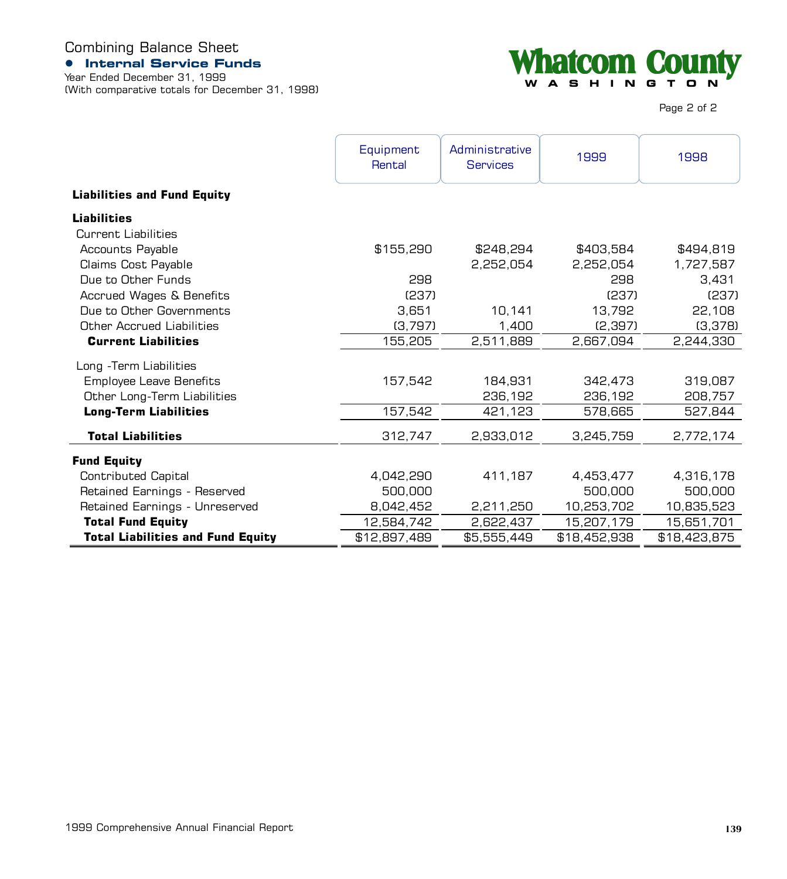# Combining Balance Sheet

## • Internal Service Funds

Year Ended December 31, 1999
(With comparative totals for December 31, 1998)

**Whatcom County**
WASHINGTON

| | Equipment Rental | Administrative Services | 1999 | 1998 |
|---|---|---|---|---|
| **Liabilities and Fund Equity** | | | | |
| **Liabilities** | | | | |
| Current Liabilities | | | | |
| Accounts Payable | $155,290 | $248,294 | $403,584 | $494,819 |
| Claims Cost Payable | | 2,252,054 | 2,252,054 | 1,727,587 |
| Due to Other Funds | 298 | | 298 | 3,431 |
| Accrued Wages & Benefits | (237) | | (237) | (237) |
| Due to Other Governments | 3,651 | 10,141 | 13,792 | 22,108 |
| Other Accrued Liabilities | (3,797) | 1,400 | (2,397) | (3,378) |
| **Current Liabilities** | 155,205 | 2,511,889 | 2,667,094 | 2,244,330 |
| Long -Term Liabilities | | | | |
| Employee Leave Benefits | 157,542 | 184,931 | 342,473 | 319,087 |
| Other Long-Term Liabilities | | 236,192 | 236,192 | 208,757 |
| **Long-Term Liabilities** | 157,542 | 421,123 | 578,665 | 527,844 |
| **Total Liabilities** | 312,747 | 2,933,012 | 3,245,759 | 2,772,174 |
| **Fund Equity** | | | | |
| Contributed Capital | 4,042,290 | 411,187 | 4,453,477 | 4,316,178 |
| Retained Earnings - Reserved | 500,000 | | 500,000 | 500,000 |
| Retained Earnings - Unreserved | 8,042,452 | 2,211,250 | 10,253,702 | 10,835,523 |
| **Total Fund Equity** | 12,584,742 | 2,622,437 | 15,207,179 | 15,651,701 |
| **Total Liabilities and Fund Equity** | $12,897,489 | $5,555,449 | $18,452,938 | $18,423,875 |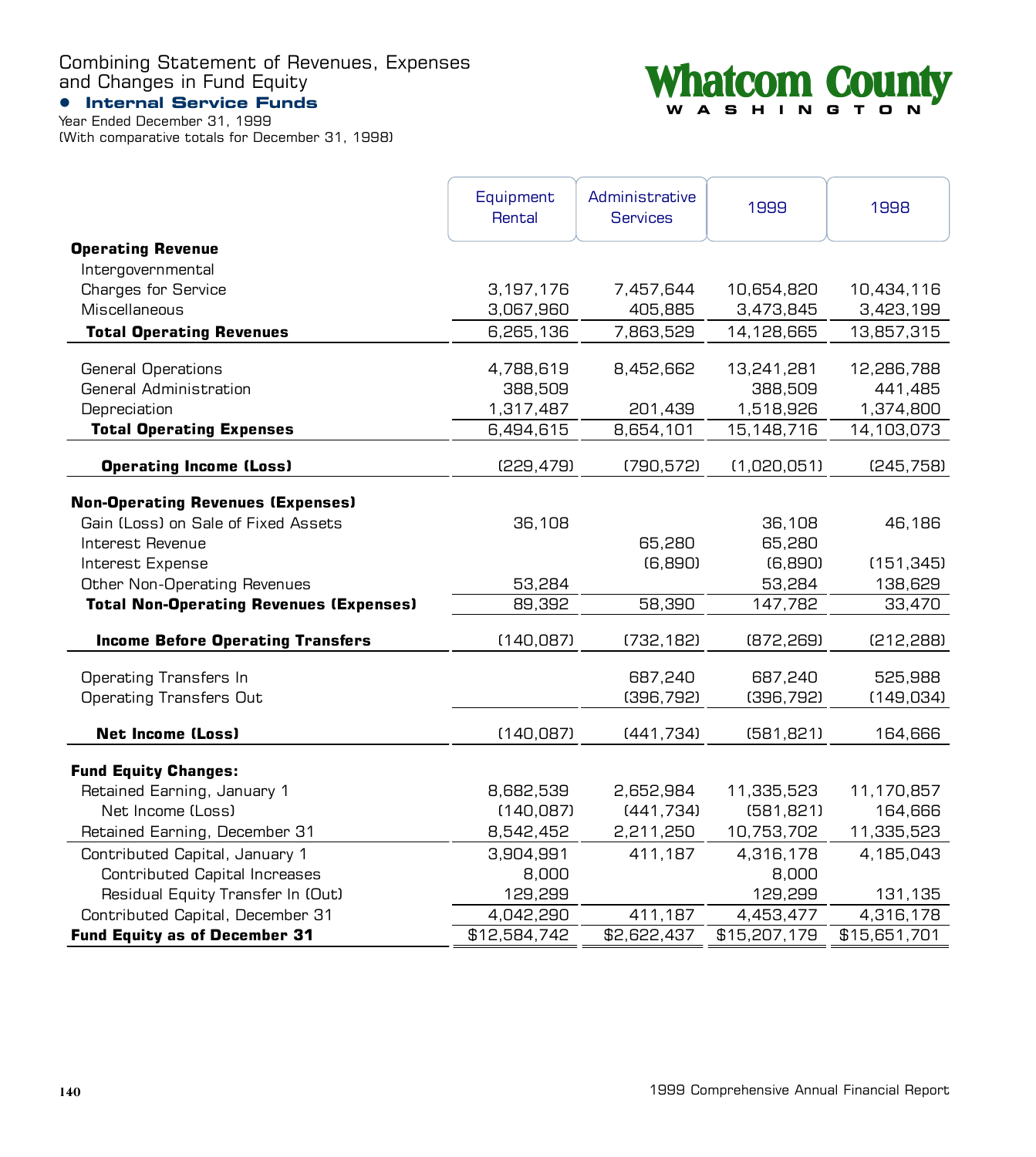# Combining Statement of Revenues, Expenses and Changes in Fund Equity

## • Internal Service Funds

Year Ended December 31, 1999
(With comparative totals for December 31, 1998)

**Whatcom County**
WASHINGTON

| | Equipment Rental | Administrative Services | 1999 | 1998 |
|---|---|---|---|---|
| **Operating Revenue** | | | | |
| Intergovernmental | | | | |
| Charges for Service | 3,197,176 | 7,457,644 | 10,654,820 | 10,434,116 |
| Miscellaneous | 3,067,960 | 405,885 | 3,473,845 | 3,423,199 |
| **Total Operating Revenues** | 6,265,136 | 7,863,529 | 14,128,665 | 13,857,315 |
| General Operations | 4,788,619 | 8,452,662 | 13,241,281 | 12,286,788 |
| General Administration | 388,509 | | 388,509 | 441,485 |
| Depreciation | 1,317,487 | 201,439 | 1,518,926 | 1,374,800 |
| **Total Operating Expenses** | 6,494,615 | 8,654,101 | 15,148,716 | 14,103,073 |
| **Operating Income (Loss)** | (229,479) | (790,572) | (1,020,051) | (245,758) |
| **Non-Operating Revenues (Expenses)** | | | | |
| Gain (Loss) on Sale of Fixed Assets | 36,108 | | 36,108 | 46,186 |
| Interest Revenue | | 65,280 | 65,280 | |
| Interest Expense | | (6,890) | (6,890) | (151,345) |
| Other Non-Operating Revenues | 53,284 | | 53,284 | 138,629 |
| **Total Non-Operating Revenues (Expenses)** | 89,392 | 58,390 | 147,782 | 33,470 |
| **Income Before Operating Transfers** | (140,087) | (732,182) | (872,269) | (212,288) |
| Operating Transfers In | | 687,240 | 687,240 | 525,988 |
| Operating Transfers Out | | (396,792) | (396,792) | (149,034) |
| **Net Income (Loss)** | (140,087) | (441,734) | (581,821) | 164,666 |
| **Fund Equity Changes:** | | | | |
| Retained Earning, January 1 | 8,682,539 | 2,652,984 | 11,335,523 | 11,170,857 |
| Net Income (Loss) | (140,087) | (441,734) | (581,821) | 164,666 |
| Retained Earning, December 31 | 8,542,452 | 2,211,250 | 10,753,702 | 11,335,523 |
| Contributed Capital, January 1 | 3,904,991 | 411,187 | 4,316,178 | 4,185,043 |
| Contributed Capital Increases | 8,000 | | 8,000 | |
| Residual Equity Transfer In (Out) | 129,299 | | 129,299 | 131,135 |
| Contributed Capital, December 31 | 4,042,290 | 411,187 | 4,453,477 | 4,316,178 |
| **Fund Equity as of December 31** | $12,584,742 | $2,622,437 | $15,207,179 | $15,651,701 |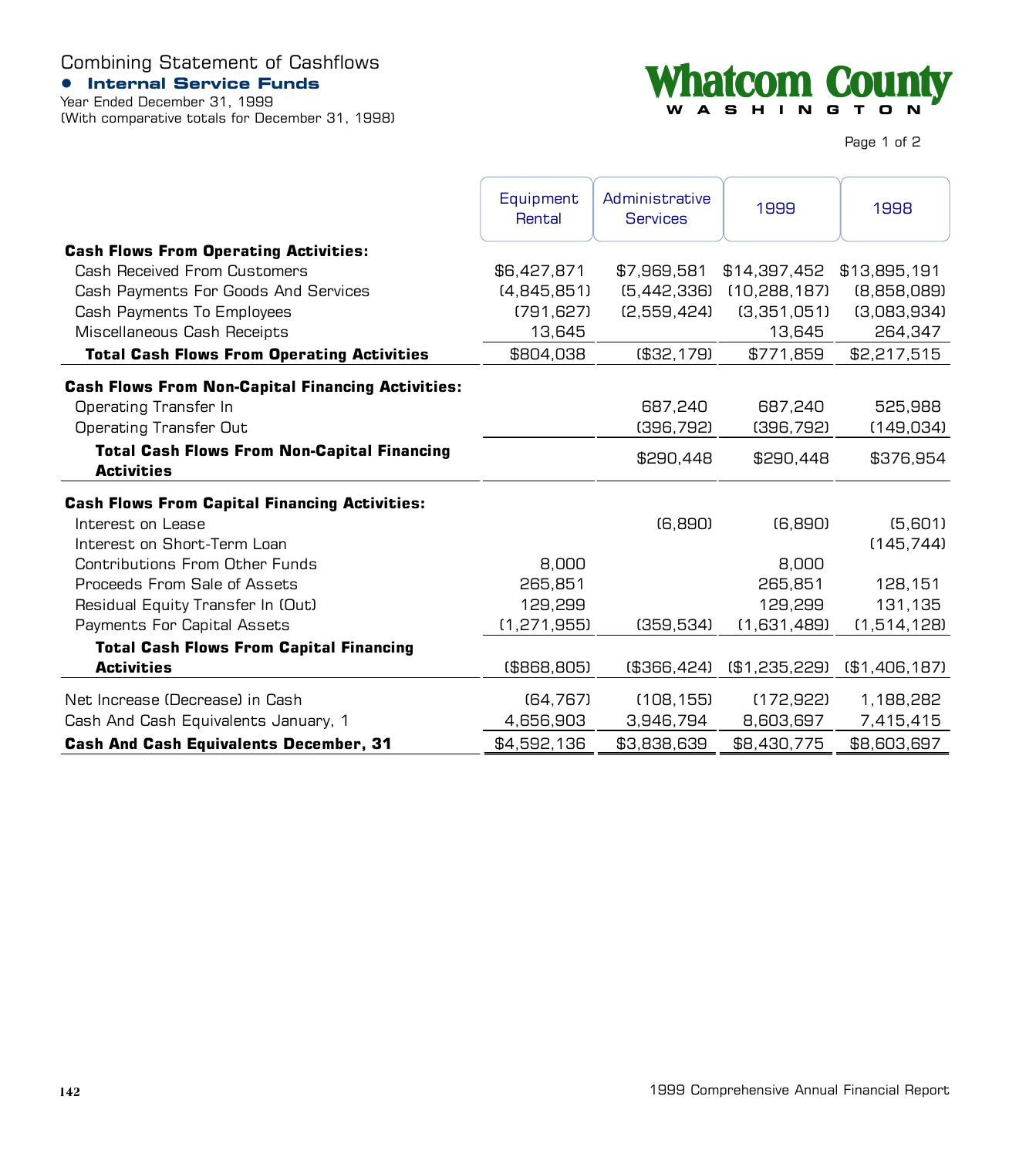# Combining Statement of Cashflows

## Internal Service Funds

Year Ended December 31, 1999
(With comparative totals for December 31, 1998)

Whatcom County
WASHINGTON

| | Equipment Rental | Administrative Services | 1999 | 1998 |
|---|---|---|---|---|
| **Cash Flows From Operating Activities:** | | | | |
| Cash Received From Customers | $6,427,871 | $7,969,581 | $14,397,452 | $13,895,191 |
| Cash Payments For Goods And Services | (4,845,851) | (5,442,336) | (10,288,187) | (8,858,089) |
| Cash Payments To Employees | (791,627) | (2,559,424) | (3,351,051) | (3,083,934) |
| Miscellaneous Cash Receipts | 13,645 | | 13,645 | 264,347 |
| **Total Cash Flows From Operating Activities** | $804,038 | ($32,179) | $771,859 | $2,217,515 |
| **Cash Flows From Non-Capital Financing Activities:** | | | | |
| Operating Transfer In | | 687,240 | 687,240 | 525,988 |
| Operating Transfer Out | | (396,792) | (396,792) | (149,034) |
| **Total Cash Flows From Non-Capital Financing Activities** | | $290,448 | $290,448 | $376,954 |
| **Cash Flows From Capital Financing Activities:** | | | | |
| Interest on Lease | | (6,890) | (6,890) | (5,601) |
| Interest on Short-Term Loan | | | | (145,744) |
| Contributions From Other Funds | 8,000 | | 8,000 | |
| Proceeds From Sale of Assets | 265,851 | | 265,851 | 128,151 |
| Residual Equity Transfer In (Out) | 129,299 | | 129,299 | 131,135 |
| Payments For Capital Assets | (1,271,955) | (359,534) | (1,631,489) | (1,514,128) |
| **Total Cash Flows From Capital Financing Activities** | ($868,805) | ($366,424) | ($1,235,229) | ($1,406,187) |
| Net Increase (Decrease) in Cash | (64,767) | (108,155) | (172,922) | 1,188,282 |
| Cash And Cash Equivalents January, 1 | 4,656,903 | 3,946,794 | 8,603,697 | 7,415,415 |
| **Cash And Cash Equivalents December, 31** | $4,592,136 | $3,838,639 | $8,430,775 | $8,603,697 |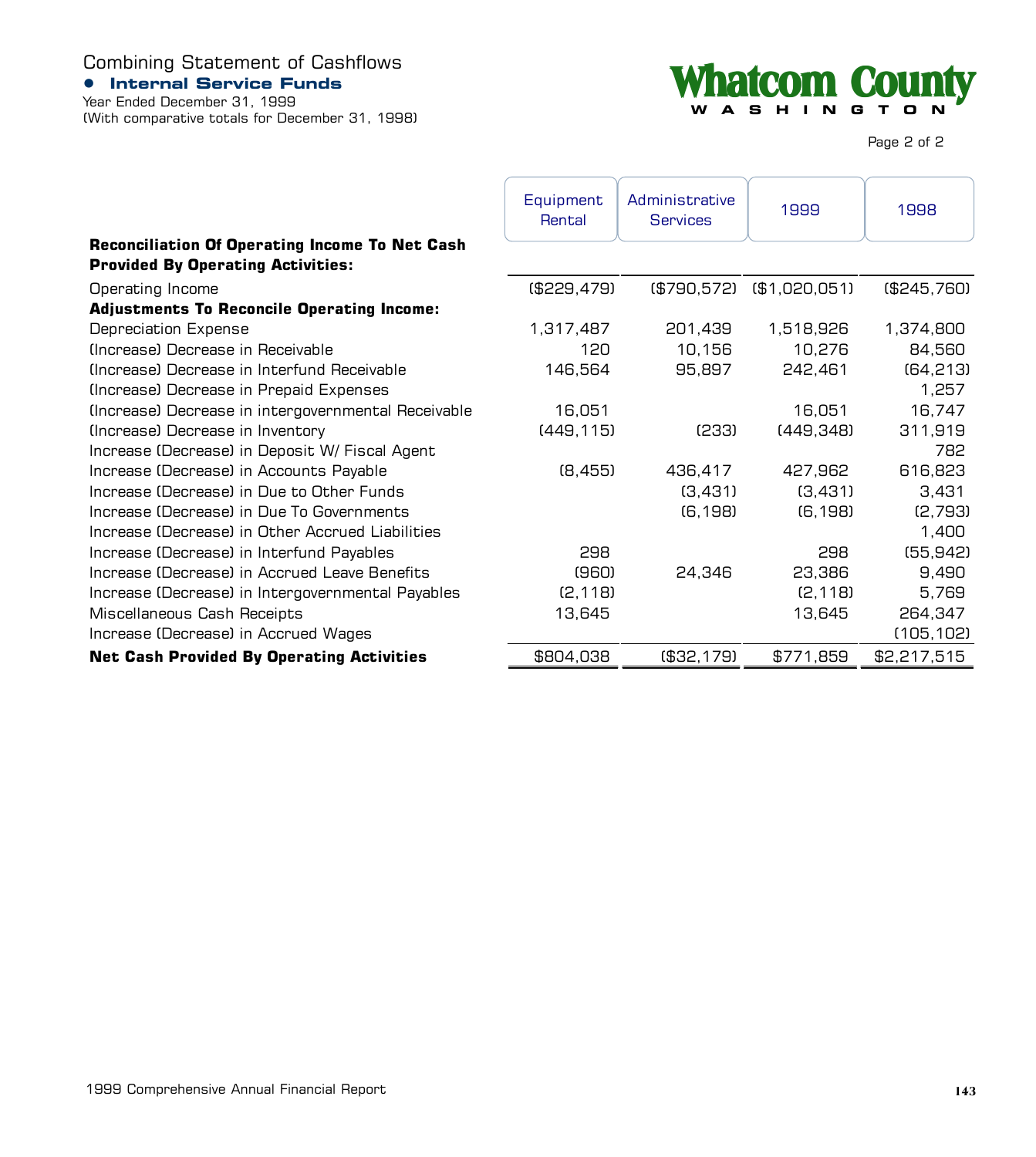# Combining Statement of Cashflows

## Internal Service Funds

Year Ended December 31, 1999
(With comparative totals for December 31, 1998)

**Whatcom County**
WASHINGTON

| | Equipment Rental | Administrative Services | 1999 | 1998 |
|---|---|---|---|---|
| **Reconciliation Of Operating Income To Net Cash Provided By Operating Activities:** | | | | |
| Operating Income | ($229,479) | ($790,572) | ($1,020,051) | ($245,760) |
| **Adjustments To Reconcile Operating Income:** | | | | |
| Depreciation Expense | 1,317,487 | 201,439 | 1,518,926 | 1,374,800 |
| (Increase) Decrease in Receivable | 120 | 10,156 | 10,276 | 84,560 |
| (Increase) Decrease in Interfund Receivable | 146,564 | 95,897 | 242,461 | (64,213) |
| (Increase) Decrease in Prepaid Expenses | | | | 1,257 |
| (Increase) Decrease in intergovernmental Receivable | 16,051 | | 16,051 | 16,747 |
| (Increase) Decrease in Inventory | (449,115) | (233) | (449,348) | 311,919 |
| Increase (Decrease) in Deposit W/ Fiscal Agent | | | | 782 |
| Increase (Decrease) in Accounts Payable | (8,455) | 436,417 | 427,962 | 616,823 |
| Increase (Decrease) in Due to Other Funds | | (3,431) | (3,431) | 3,431 |
| Increase (Decrease) in Due To Governments | | (6,198) | (6,198) | (2,793) |
| Increase (Decrease) in Other Accrued Liabilities | | | | 1,400 |
| Increase (Decrease) in Interfund Payables | 298 | | 298 | (55,942) |
| Increase (Decrease) in Accrued Leave Benefits | (960) | 24,346 | 23,386 | 9,490 |
| Increase (Decrease) in Intergovernmental Payables | (2,118) | | (2,118) | 5,769 |
| Miscellaneous Cash Receipts | 13,645 | | 13,645 | 264,347 |
| Increase (Decrease) in Accrued Wages | | | | (105,102) |
| **Net Cash Provided By Operating Activities** | $804,038 | ($32,179) | $771,859 | $2,217,515 |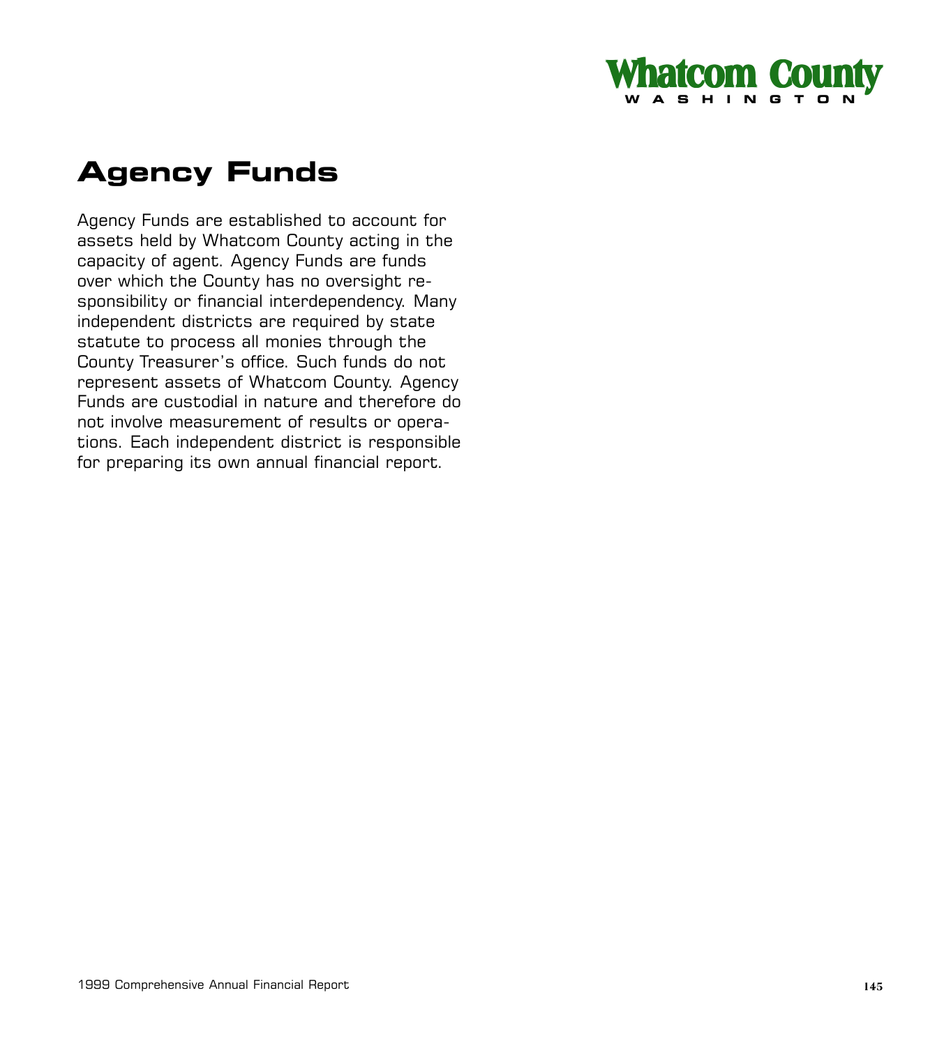# Agency Funds

Agency Funds are established to account for assets held by Whatcom County acting in the capacity of agent. Agency Funds are funds over which the County has no oversight responsibility or financial interdependency. Many independent districts are required by state statute to process all monies through the County Treasurer's office. Such funds do not represent assets of Whatcom County. Agency Funds are custodial in nature and therefore do not involve measurement of results or operations. Each independent district is responsible for preparing its own annual financial report.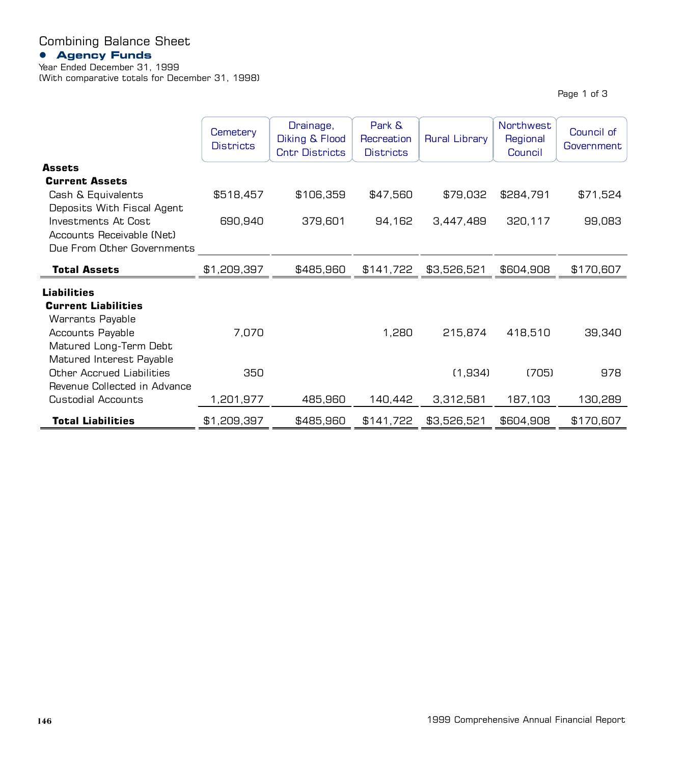# Combining Balance Sheet

## Agency Funds

Year Ended December 31, 1999
(With comparative totals for December 31, 1998)

| | Cemetery Districts | Drainage, Diking & Flood Cntr Districts | Park & Recreation Districts | Rural Library | Northwest Regional Council | Council of Government |
|---|---|---|---|---|---|---|
| **Assets** | | | | | | |
| **Current Assets** | | | | | | |
| Cash & Equivalents | $518,457 | $106,359 | $47,560 | $79,032 | $284,791 | $71,524 |
| Deposits With Fiscal Agent | | | | | | |
| Investments At Cost | 690,940 | 379,601 | 94,162 | 3,447,489 | 320,117 | 99,083 |
| Accounts Receivable (Net) | | | | | | |
| Due From Other Governments | | | | | | |
| **Total Assets** | $1,209,397 | $485,960 | $141,722 | $3,526,521 | $604,908 | $170,607 |
| **Liabilities** | | | | | | |
| **Current Liabilities** | | | | | | |
| Warrants Payable | | | | | | |
| Accounts Payable | 7,070 | | 1,280 | 215,874 | 418,510 | 39,340 |
| Matured Long-Term Debt | | | | | | |
| Matured Interest Payable | | | | | | |
| Other Accrued Liabilities | 350 | | | (1,934) | (705) | 978 |
| Revenue Collected in Advance | | | | | | |
| Custodial Accounts | 1,201,977 | 485,960 | 140,442 | 3,312,581 | 187,103 | 130,289 |
| **Total Liabilities** | $1,209,397 | $485,960 | $141,722 | $3,526,521 | $604,908 | $170,607 |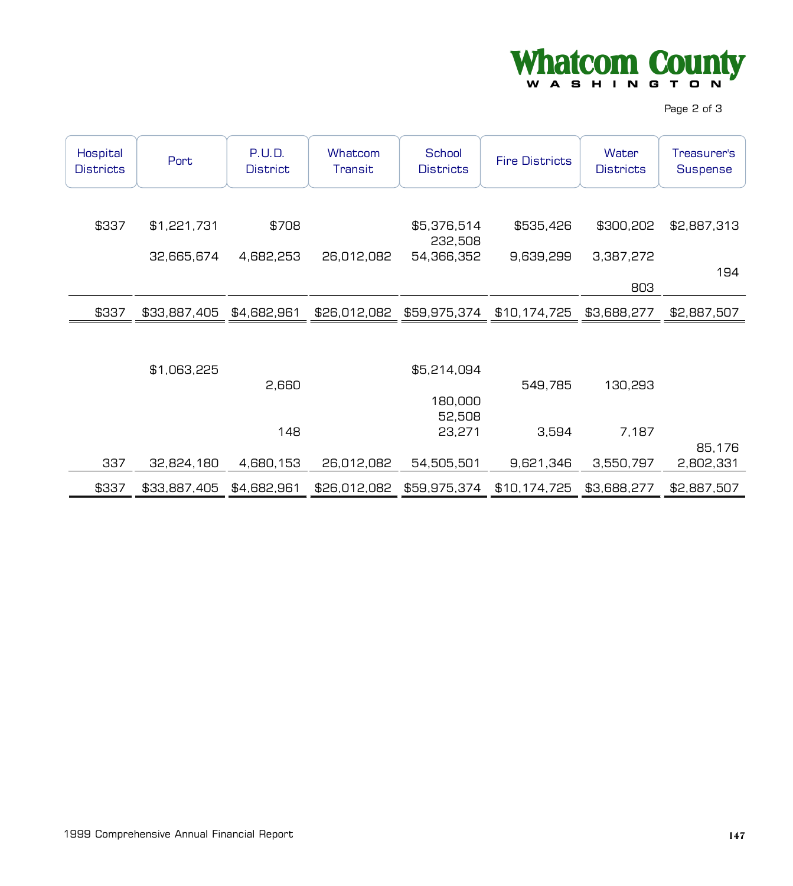| Hospital Districts | Port | P.U.D. District | Whatcom Transit | School Districts | Fire Districts | Water Districts | Treasurer's Suspense |
|---|---|---|---|---|---|---|---|
| $337 | $1,221,731 | $708 | | $5,376,514 | $535,426 | $300,202 | $2,887,313 |
| | | | | 232,508 | | | |
| | 32,665,674 | 4,682,253 | 26,012,082 | 54,366,352 | 9,639,299 | 3,387,272 | |
| | | | | | | | 194 |
| | | | | | | 803 | |
| $337 | $33,887,405 | $4,682,961 | $26,012,082 | $59,975,374 | $10,174,725 | $3,688,277 | $2,887,507 |
| | | | | | | | |
| | $1,063,225 | | | $5,214,094 | | | |
| | | 2,660 | | | 549,785 | 130,293 | |
| | | | | 180,000 | | | |
| | | | | 52,508 | | | |
| | | 148 | | 23,271 | 3,594 | 7,187 | |
| | | | | | | | 85,176 |
| 337 | 32,824,180 | 4,680,153 | 26,012,082 | 54,505,501 | 9,621,346 | 3,550,797 | 2,802,331 |
| $337 | $33,887,405 | $4,682,961 | $26,012,082 | $59,975,374 | $10,174,725 | $3,688,277 | $2,887,507 |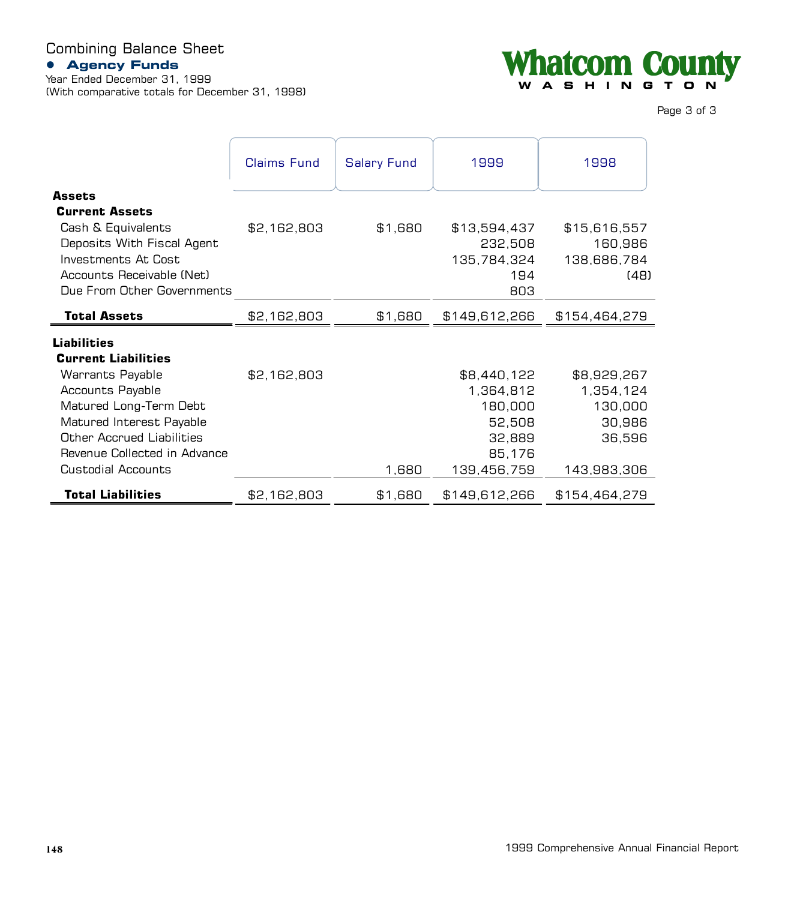# Combining Balance Sheet

## Agency Funds

Year Ended December 31, 1999
(With comparative totals for December 31, 1998)

**Whatcom County**
WASHINGTON

| | Claims Fund | Salary Fund | 1999 | 1998 |
|---|---|---|---|---|
| **Assets** | | | | |
| **Current Assets** | | | | |
| Cash & Equivalents | $2,162,803 | $1,680 | $13,594,437 | $15,616,557 |
| Deposits With Fiscal Agent | | | 232,508 | 160,986 |
| Investments At Cost | | | 135,784,324 | 138,686,784 |
| Accounts Receivable (Net) | | | 194 | (48) |
| Due From Other Governments | | | 803 | |
| **Total Assets** | $2,162,803 | $1,680 | $149,612,266 | $154,464,279 |
| **Liabilities** | | | | |
| **Current Liabilities** | | | | |
| Warrants Payable | $2,162,803 | | $8,440,122 | $8,929,267 |
| Accounts Payable | | | 1,364,812 | 1,354,124 |
| Matured Long-Term Debt | | | 180,000 | 130,000 |
| Matured Interest Payable | | | 52,508 | 30,986 |
| Other Accrued Liabilities | | | 32,889 | 36,596 |
| Revenue Collected in Advance | | | 85,176 | |
| Custodial Accounts | | 1,680 | 139,456,759 | 143,983,306 |
| **Total Liabilities** | $2,162,803 | $1,680 | $149,612,266 | $154,464,279 |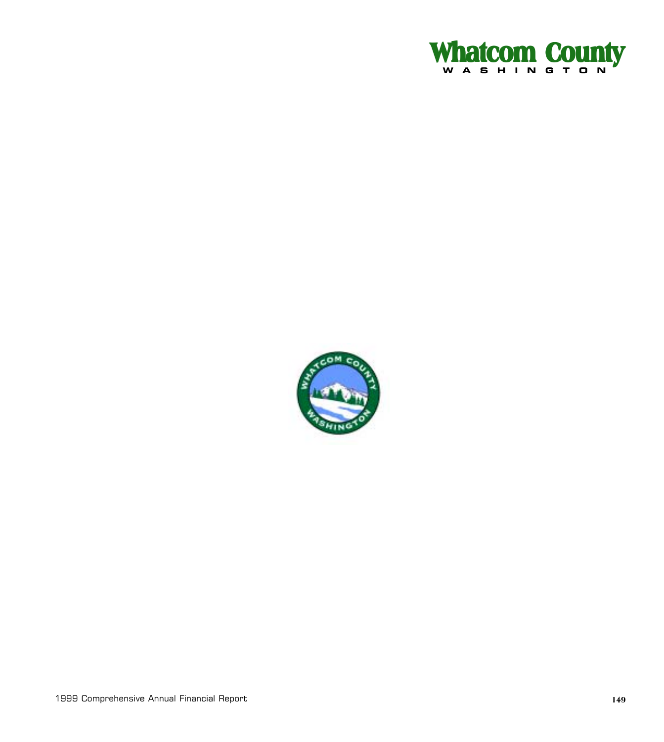Whatcom County
WASHINGTON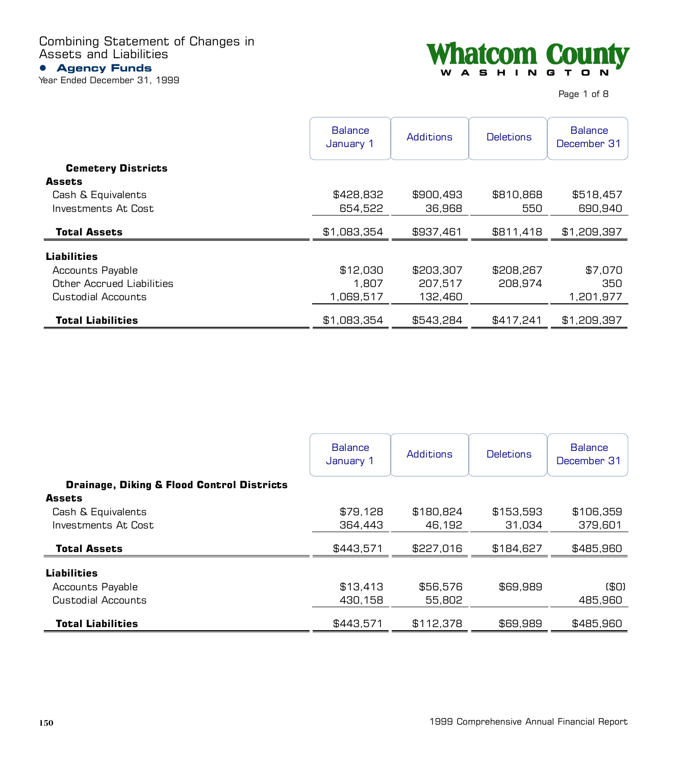# Combining Statement of Changes in Assets and Liabilities

## Agency Funds

Year Ended December 31, 1999

Whatcom County
WASHINGTON

| | Balance January 1 | Additions | Deletions | Balance December 31 |
|---|---|---|---|---|
| **Cemetery Districts** | | | | |
| **Assets** | | | | |
| Cash & Equivalents | $428,832 | $900,493 | $810,868 | $518,457 |
| Investments At Cost | 654,522 | 36,968 | 550 | 690,940 |
| **Total Assets** | $1,083,354 | $937,461 | $811,418 | $1,209,397 |
| **Liabilities** | | | | |
| Accounts Payable | $12,030 | $203,307 | $208,267 | $7,070 |
| Other Accrued Liabilities | 1,807 | 207,517 | 208,974 | 350 |
| Custodial Accounts | 1,069,517 | 132,460 | | 1,201,977 |
| **Total Liabilities** | $1,083,354 | $543,284 | $417,241 | $1,209,397 |

| | Balance January 1 | Additions | Deletions | Balance December 31 |
|---|---|---|---|---|
| **Drainage, Diking & Flood Control Districts** | | | | |
| **Assets** | | | | |
| Cash & Equivalents | $79,128 | $180,824 | $153,593 | $106,359 |
| Investments At Cost | 364,443 | 46,192 | 31,034 | 379,601 |
| **Total Assets** | $443,571 | $227,016 | $184,627 | $485,960 |
| **Liabilities** | | | | |
| Accounts Payable | $13,413 | $56,576 | $69,989 | ($0) |
| Custodial Accounts | 430,158 | 55,802 | | 485,960 |
| **Total Liabilities** | $443,571 | $112,378 | $69,989 | $485,960 |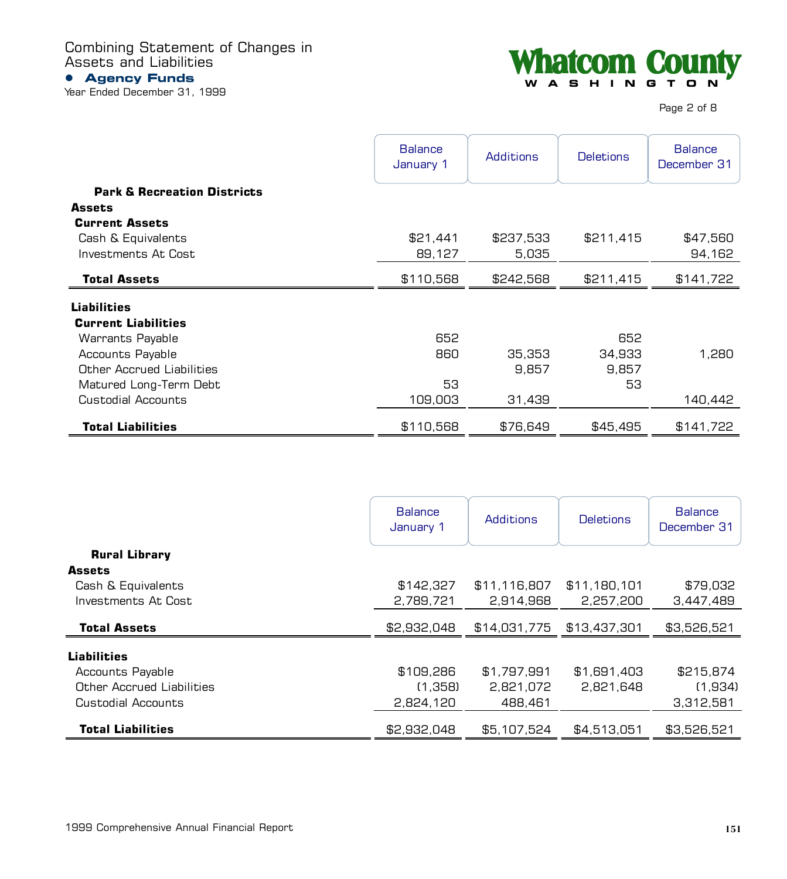# Combining Statement of Changes in Assets and Liabilities

## Agency Funds

Year Ended December 31, 1999

**Whatcom County**
**WASHINGTON**

| | Balance January 1 | Additions | Deletions | Balance December 31 |
|---|---|---|---|---|
| **Park & Recreation Districts** | | | | |
| **Assets** | | | | |
| **Current Assets** | | | | |
| Cash & Equivalents | $21,441 | $237,533 | $211,415 | $47,560 |
| Investments At Cost | 89,127 | 5,035 | | 94,162 |
| **Total Assets** | $110,568 | $242,568 | $211,415 | $141,722 |
| **Liabilities** | | | | |
| **Current Liabilities** | | | | |
| Warrants Payable | 652 | | 652 | |
| Accounts Payable | 860 | 35,353 | 34,933 | 1,280 |
| Other Accrued Liabilities | | 9,857 | 9,857 | |
| Matured Long-Term Debt | 53 | | 53 | |
| Custodial Accounts | 109,003 | 31,439 | | 140,442 |
| **Total Liabilities** | $110,568 | $76,649 | $45,495 | $141,722 |

| | Balance January 1 | Additions | Deletions | Balance December 31 |
|---|---|---|---|---|
| **Rural Library** | | | | |
| **Assets** | | | | |
| Cash & Equivalents | $142,327 | $11,116,807 | $11,180,101 | $79,032 |
| Investments At Cost | 2,789,721 | 2,914,968 | 2,257,200 | 3,447,489 |
| **Total Assets** | $2,932,048 | $14,031,775 | $13,437,301 | $3,526,521 |
| **Liabilities** | | | | |
| Accounts Payable | $109,286 | $1,797,991 | $1,691,403 | $215,874 |
| Other Accrued Liabilities | (1,358) | 2,821,072 | 2,821,648 | (1,934) |
| Custodial Accounts | 2,824,120 | 488,461 | | 3,312,581 |
| **Total Liabilities** | $2,932,048 | $5,107,524 | $4,513,051 | $3,526,521 |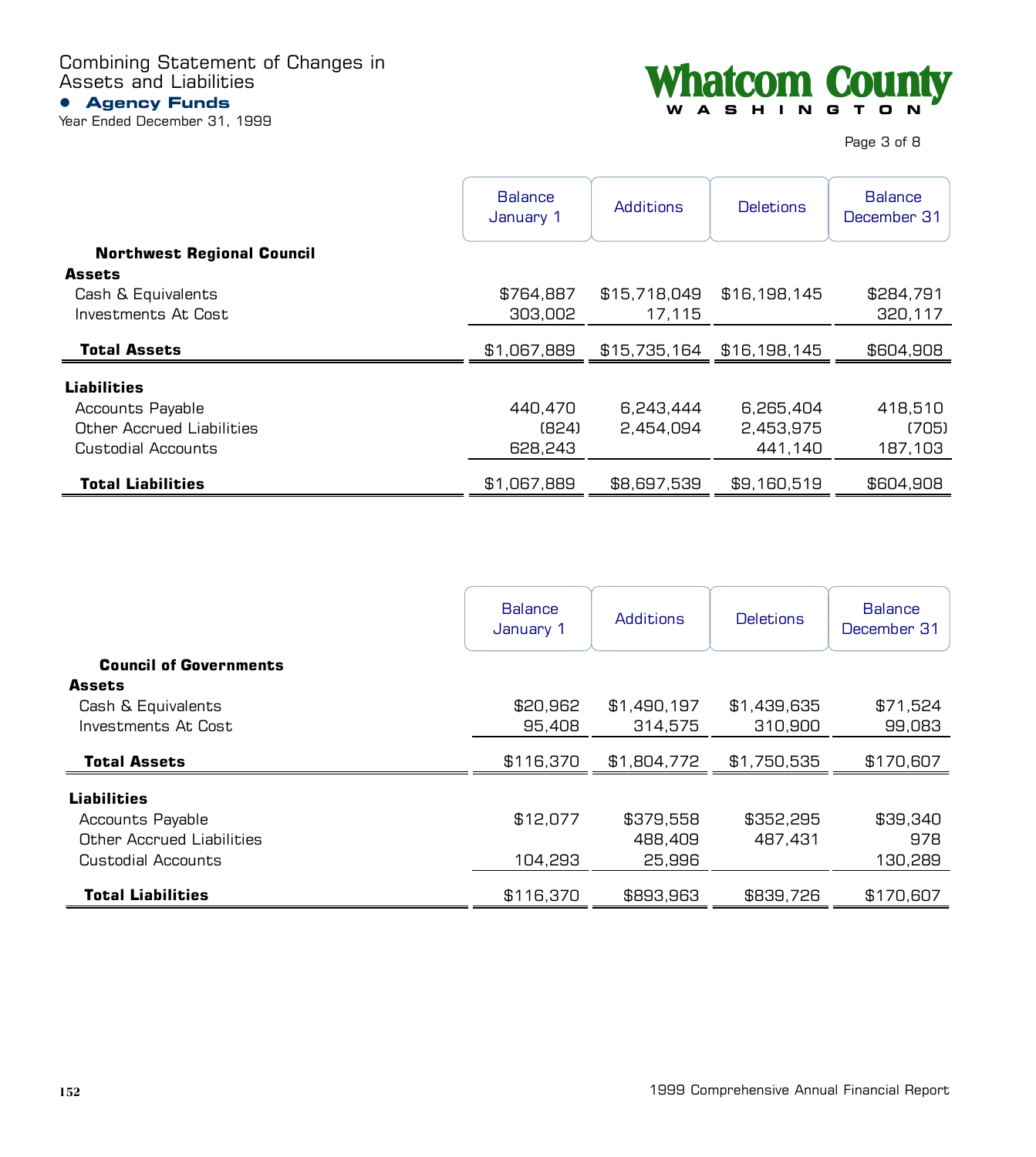# Combining Statement of Changes in Assets and Liabilities

## Agency Funds

Year Ended December 31, 1999

Whatcom County WASHINGTON

| | Balance January 1 | Additions | Deletions | Balance December 31 |
|---|---|---|---|---|
| **Northwest Regional Council** | | | | |
| **Assets** | | | | |
| Cash & Equivalents | $764,887 | $15,718,049 | $16,198,145 | $284,791 |
| Investments At Cost | 303,002 | 17,115 | | 320,117 |
| **Total Assets** | $1,067,889 | $15,735,164 | $16,198,145 | $604,908 |
| **Liabilities** | | | | |
| Accounts Payable | 440,470 | 6,243,444 | 6,265,404 | 418,510 |
| Other Accrued Liabilities | (824) | 2,454,094 | 2,453,975 | (705) |
| Custodial Accounts | 628,243 | | 441,140 | 187,103 |
| **Total Liabilities** | $1,067,889 | $8,697,539 | $9,160,519 | $604,908 |

| | Balance January 1 | Additions | Deletions | Balance December 31 |
|---|---|---|---|---|
| **Council of Governments** | | | | |
| **Assets** | | | | |
| Cash & Equivalents | $20,962 | $1,490,197 | $1,439,635 | $71,524 |
| Investments At Cost | 95,408 | 314,575 | 310,900 | 99,083 |
| **Total Assets** | $116,370 | $1,804,772 | $1,750,535 | $170,607 |
| **Liabilities** | | | | |
| Accounts Payable | $12,077 | $379,558 | $352,295 | $39,340 |
| Other Accrued Liabilities | | 488,409 | 487,431 | 978 |
| Custodial Accounts | 104,293 | 25,996 | | 130,289 |
| **Total Liabilities** | $116,370 | $893,963 | $839,726 | $170,607 |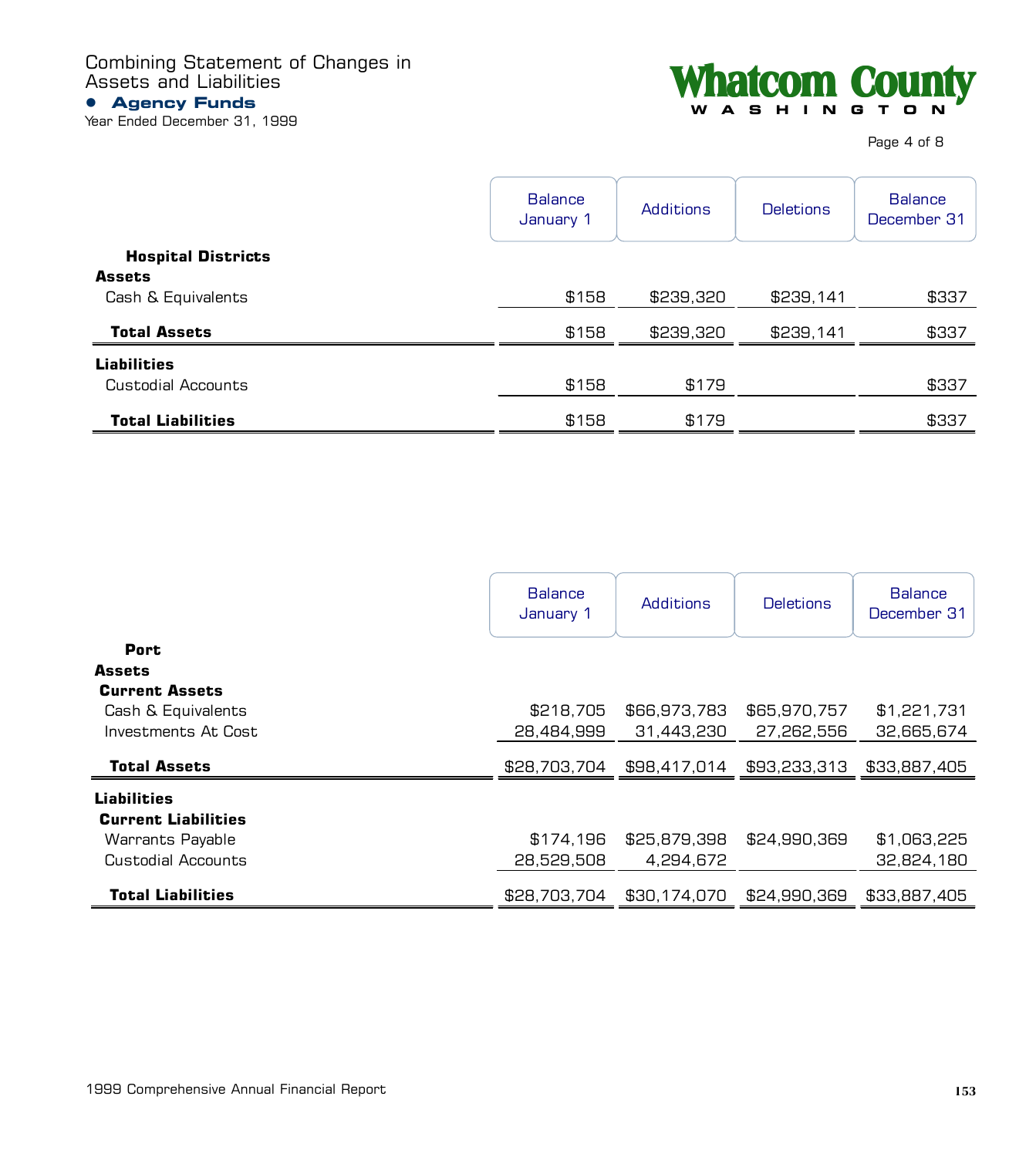# Combining Statement of Changes in Assets and Liabilities

## Agency Funds

Year Ended December 31, 1999

| | Balance January 1 | Additions | Deletions | Balance December 31 |
|---|---|---|---|---|
| **Hospital Districts** | | | | |
| **Assets** | | | | |
| Cash & Equivalents | $158 | $239,320 | $239,141 | $337 |
| **Total Assets** | $158 | $239,320 | $239,141 | $337 |
| **Liabilities** | | | | |
| Custodial Accounts | $158 | $179 | | $337 |
| **Total Liabilities** | $158 | $179 | | $337 |

| | Balance January 1 | Additions | Deletions | Balance December 31 |
|---|---|---|---|---|
| **Port** | | | | |
| **Assets** | | | | |
| **Current Assets** | | | | |
| Cash & Equivalents | $218,705 | $66,973,783 | $65,970,757 | $1,221,731 |
| Investments At Cost | 28,484,999 | 31,443,230 | 27,262,556 | 32,665,674 |
| **Total Assets** | $28,703,704 | $98,417,014 | $93,233,313 | $33,887,405 |
| **Liabilities** | | | | |
| **Current Liabilities** | | | | |
| Warrants Payable | $174,196 | $25,879,398 | $24,990,369 | $1,063,225 |
| Custodial Accounts | 28,529,508 | 4,294,672 | | 32,824,180 |
| **Total Liabilities** | $28,703,704 | $30,174,070 | $24,990,369 | $33,887,405 |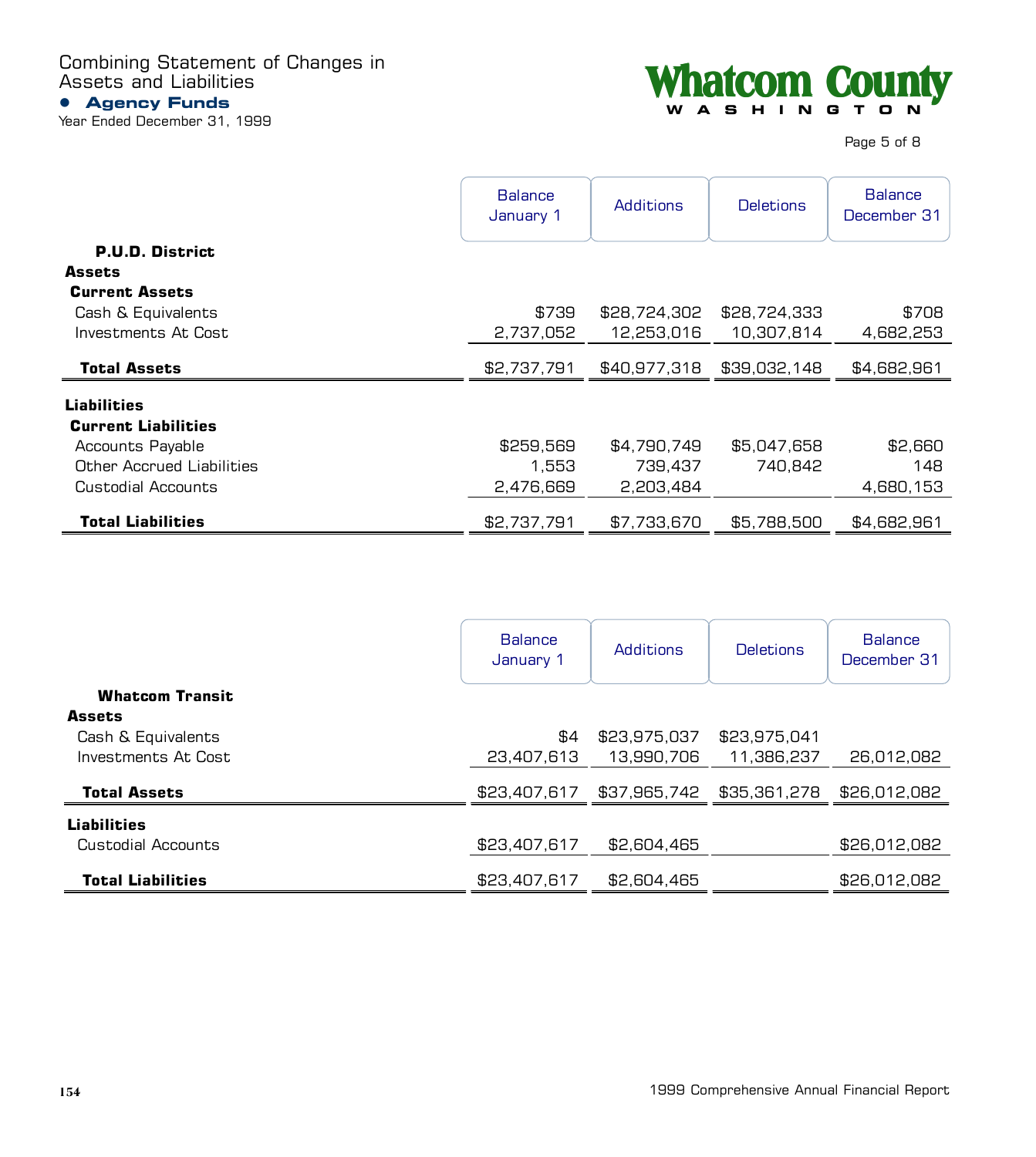# Combining Statement of Changes in Assets and Liabilities

## Agency Funds

Year Ended December 31, 1999

| | Balance January 1 | Additions | Deletions | Balance December 31 |
|---|---|---|---|---|
| **P.U.D. District** | | | | |
| **Assets** | | | | |
| **Current Assets** | | | | |
| Cash & Equivalents | $739 | $28,724,302 | $28,724,333 | $708 |
| Investments At Cost | 2,737,052 | 12,253,016 | 10,307,814 | 4,682,253 |
| **Total Assets** | $2,737,791 | $40,977,318 | $39,032,148 | $4,682,961 |
| **Liabilities** | | | | |
| **Current Liabilities** | | | | |
| Accounts Payable | $259,569 | $4,790,749 | $5,047,658 | $2,660 |
| Other Accrued Liabilities | 1,553 | 739,437 | 740,842 | 148 |
| Custodial Accounts | 2,476,669 | 2,203,484 | | 4,680,153 |
| **Total Liabilities** | $2,737,791 | $7,733,670 | $5,788,500 | $4,682,961 |

| | Balance January 1 | Additions | Deletions | Balance December 31 |
|---|---|---|---|---|
| **Whatcom Transit** | | | | |
| **Assets** | | | | |
| Cash & Equivalents | $4 | $23,975,037 | $23,975,041 | |
| Investments At Cost | 23,407,613 | 13,990,706 | 11,386,237 | 26,012,082 |
| **Total Assets** | $23,407,617 | $37,965,742 | $35,361,278 | $26,012,082 |
| **Liabilities** | | | | |
| Custodial Accounts | $23,407,617 | $2,604,465 | | $26,012,082 |
| **Total Liabilities** | $23,407,617 | $2,604,465 | | $26,012,082 |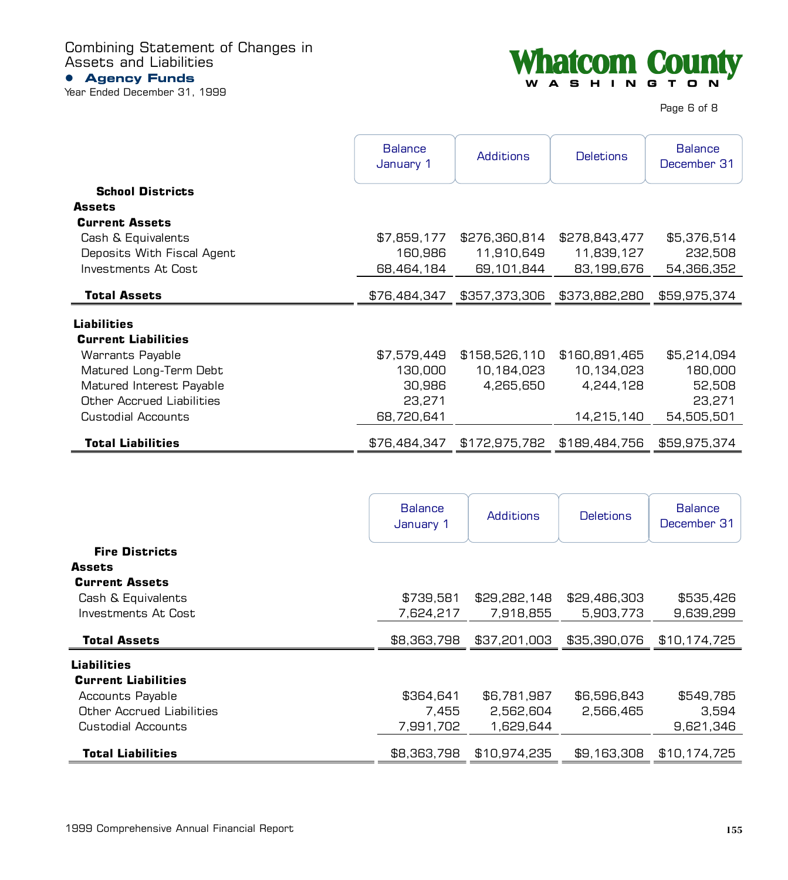# Combining Statement of Changes in Assets and Liabilities

## Agency Funds

Year Ended December 31, 1999

Whatcom County WASHINGTON

| | Balance January 1 | Additions | Deletions | Balance December 31 |
|---|---|---|---|---|
| **School Districts** | | | | |
| **Assets** | | | | |
| **Current Assets** | | | | |
| Cash & Equivalents | $7,859,177 | $276,360,814 | $278,843,477 | $5,376,514 |
| Deposits With Fiscal Agent | 160,986 | 11,910,649 | 11,839,127 | 232,508 |
| Investments At Cost | 68,464,184 | 69,101,844 | 83,199,676 | 54,366,352 |
| **Total Assets** | $76,484,347 | $357,373,306 | $373,882,280 | $59,975,374 |
| **Liabilities** | | | | |
| **Current Liabilities** | | | | |
| Warrants Payable | $7,579,449 | $158,526,110 | $160,891,465 | $5,214,094 |
| Matured Long-Term Debt | 130,000 | 10,184,023 | 10,134,023 | 180,000 |
| Matured Interest Payable | 30,986 | 4,265,650 | 4,244,128 | 52,508 |
| Other Accrued Liabilities | 23,271 | | | 23,271 |
| Custodial Accounts | 68,720,641 | | 14,215,140 | 54,505,501 |
| **Total Liabilities** | $76,484,347 | $172,975,782 | $189,484,756 | $59,975,374 |

| | Balance January 1 | Additions | Deletions | Balance December 31 |
|---|---|---|---|---|
| **Fire Districts** | | | | |
| **Assets** | | | | |
| **Current Assets** | | | | |
| Cash & Equivalents | $739,581 | $29,282,148 | $29,486,303 | $535,426 |
| Investments At Cost | 7,624,217 | 7,918,855 | 5,903,773 | 9,639,299 |
| **Total Assets** | $8,363,798 | $37,201,003 | $35,390,076 | $10,174,725 |
| **Liabilities** | | | | |
| **Current Liabilities** | | | | |
| Accounts Payable | $364,641 | $6,781,987 | $6,596,843 | $549,785 |
| Other Accrued Liabilities | 7,455 | 2,562,604 | 2,566,465 | 3,594 |
| Custodial Accounts | 7,991,702 | 1,629,644 | | 9,621,346 |
| **Total Liabilities** | $8,363,798 | $10,974,235 | $9,163,308 | $10,174,725 |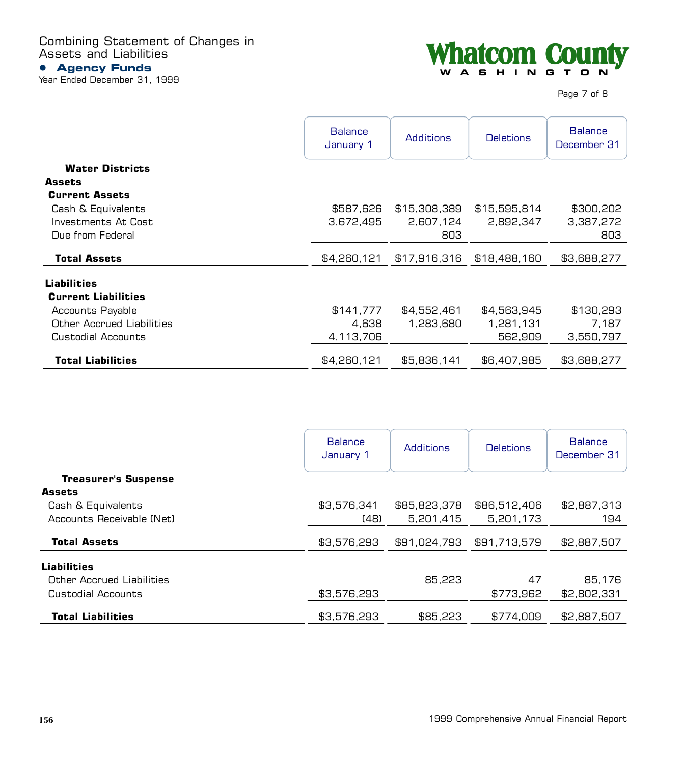# Combining Statement of Changes in Assets and Liabilities

## Agency Funds

Year Ended December 31, 1999

**Whatcom County**
**WASHINGTON**

| | Balance January 1 | Additions | Deletions | Balance December 31 |
|---|---|---|---|---|
| **Water Districts** | | | | |
| **Assets** | | | | |
| **Current Assets** | | | | |
| Cash & Equivalents | $587,626 | $15,308,389 | $15,595,814 | $300,202 |
| Investments At Cost | 3,672,495 | 2,607,124 | 2,892,347 | 3,387,272 |
| Due from Federal | | 803 | | 803 |
| **Total Assets** | $4,260,121 | $17,916,316 | $18,488,160 | $3,688,277 |
| **Liabilities** | | | | |
| **Current Liabilities** | | | | |
| Accounts Payable | $141,777 | $4,552,461 | $4,563,945 | $130,293 |
| Other Accrued Liabilities | 4,638 | 1,283,680 | 1,281,131 | 7,187 |
| Custodial Accounts | 4,113,706 | | 562,909 | 3,550,797 |
| **Total Liabilities** | $4,260,121 | $5,836,141 | $6,407,985 | $3,688,277 |

| | Balance January 1 | Additions | Deletions | Balance December 31 |
|---|---|---|---|---|
| **Treasurer's Suspense** | | | | |
| **Assets** | | | | |
| Cash & Equivalents | $3,576,341 | $85,823,378 | $86,512,406 | $2,887,313 |
| Accounts Receivable (Net) | (48) | 5,201,415 | 5,201,173 | 194 |
| **Total Assets** | $3,576,293 | $91,024,793 | $91,713,579 | $2,887,507 |
| **Liabilities** | | | | |
| Other Accrued Liabilities | | 85,223 | 47 | 85,176 |
| Custodial Accounts | $3,576,293 | | $773,962 | $2,802,331 |
| **Total Liabilities** | $3,576,293 | $85,223 | $774,009 | $2,887,507 |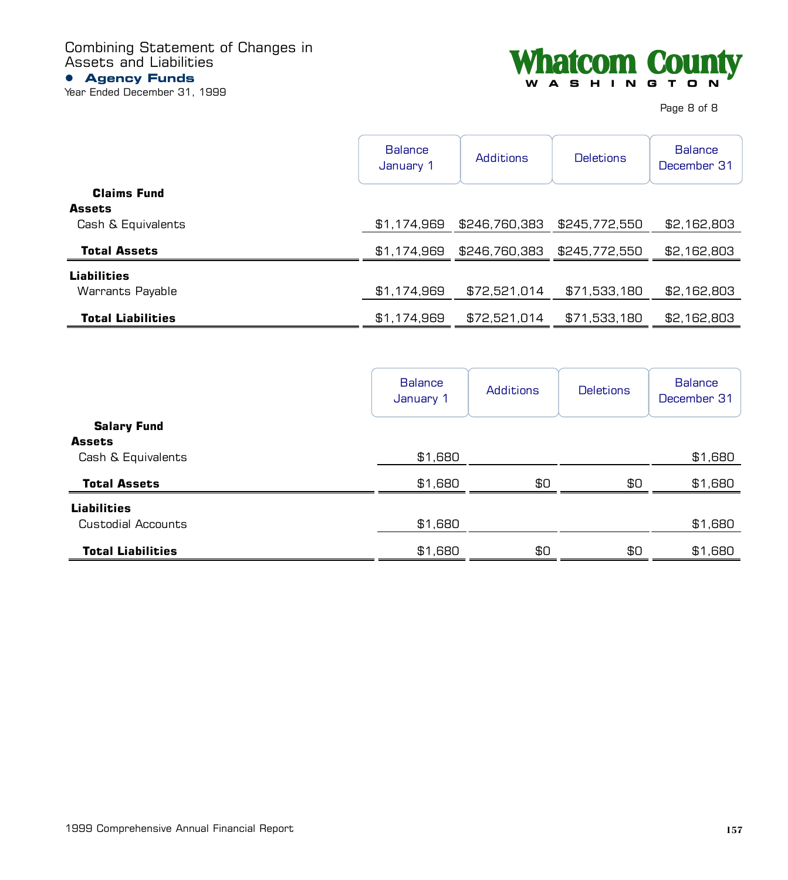# Combining Statement of Changes in Assets and Liabilities

## Agency Funds

Year Ended December 31, 1999

| | Balance January 1 | Additions | Deletions | Balance December 31 |
|---|---|---|---|---|
| **Claims Fund** | | | | |
| **Assets** | | | | |
| Cash & Equivalents | $1,174,969 | $246,760,383 | $245,772,550 | $2,162,803 |
| **Total Assets** | $1,174,969 | $246,760,383 | $245,772,550 | $2,162,803 |
| **Liabilities** | | | | |
| Warrants Payable | $1,174,969 | $72,521,014 | $71,533,180 | $2,162,803 |
| **Total Liabilities** | $1,174,969 | $72,521,014 | $71,533,180 | $2,162,803 |

| | Balance January 1 | Additions | Deletions | Balance December 31 |
|---|---|---|---|---|
| **Salary Fund** | | | | |
| **Assets** | | | | |
| Cash & Equivalents | $1,680 | | | $1,680 |
| **Total Assets** | $1,680 | $0 | $0 | $1,680 |
| **Liabilities** | | | | |
| Custodial Accounts | $1,680 | | | $1,680 |
| **Total Liabilities** | $1,680 | $0 | $0 | $1,680 |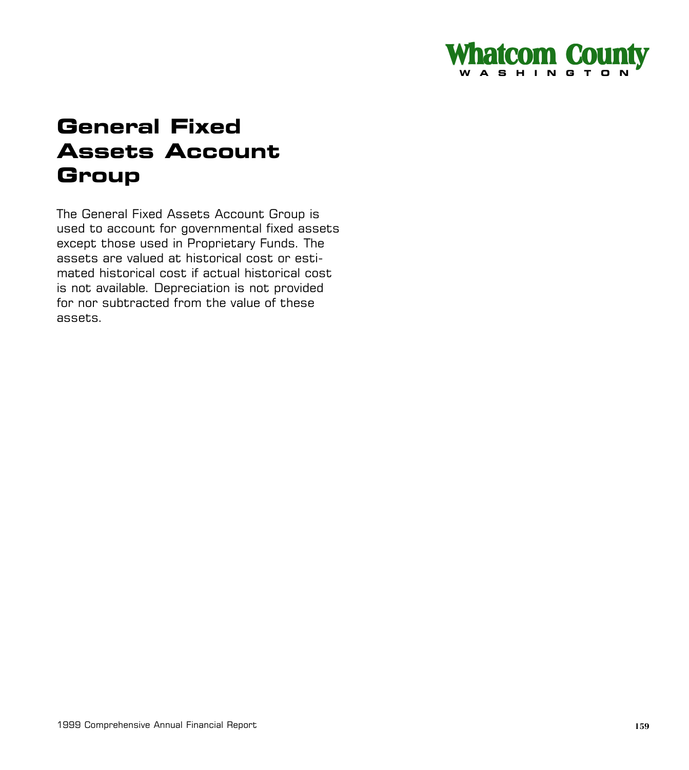# General Fixed Assets Account Group

The General Fixed Assets Account Group is used to account for governmental fixed assets except those used in Proprietary Funds. The assets are valued at historical cost or estimated historical cost if actual historical cost is not available. Depreciation is not provided for nor subtracted from the value of these assets.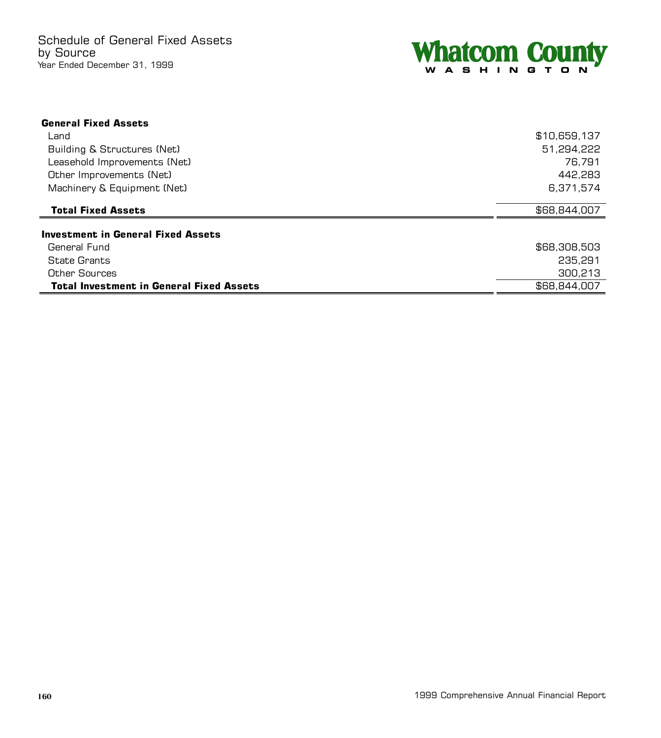# Schedule of General Fixed Assets by Source

Year Ended December 31, 1999

**Whatcom County**
**WASHINGTON**

| | |
|---|---|
| **General Fixed Assets** | |
| Land | $10,659,137 |
| Building & Structures (Net) | 51,294,222 |
| Leasehold Improvements (Net) | 76,791 |
| Other Improvements (Net) | 442,283 |
| Machinery & Equipment (Net) | 6,371,574 |
| **Total Fixed Assets** | $68,844,007 |
| **Investment in General Fixed Assets** | |
| General Fund | $68,308,503 |
| State Grants | 235,291 |
| Other Sources | 300,213 |
| **Total Investment in General Fixed Assets** | $68,844,007 |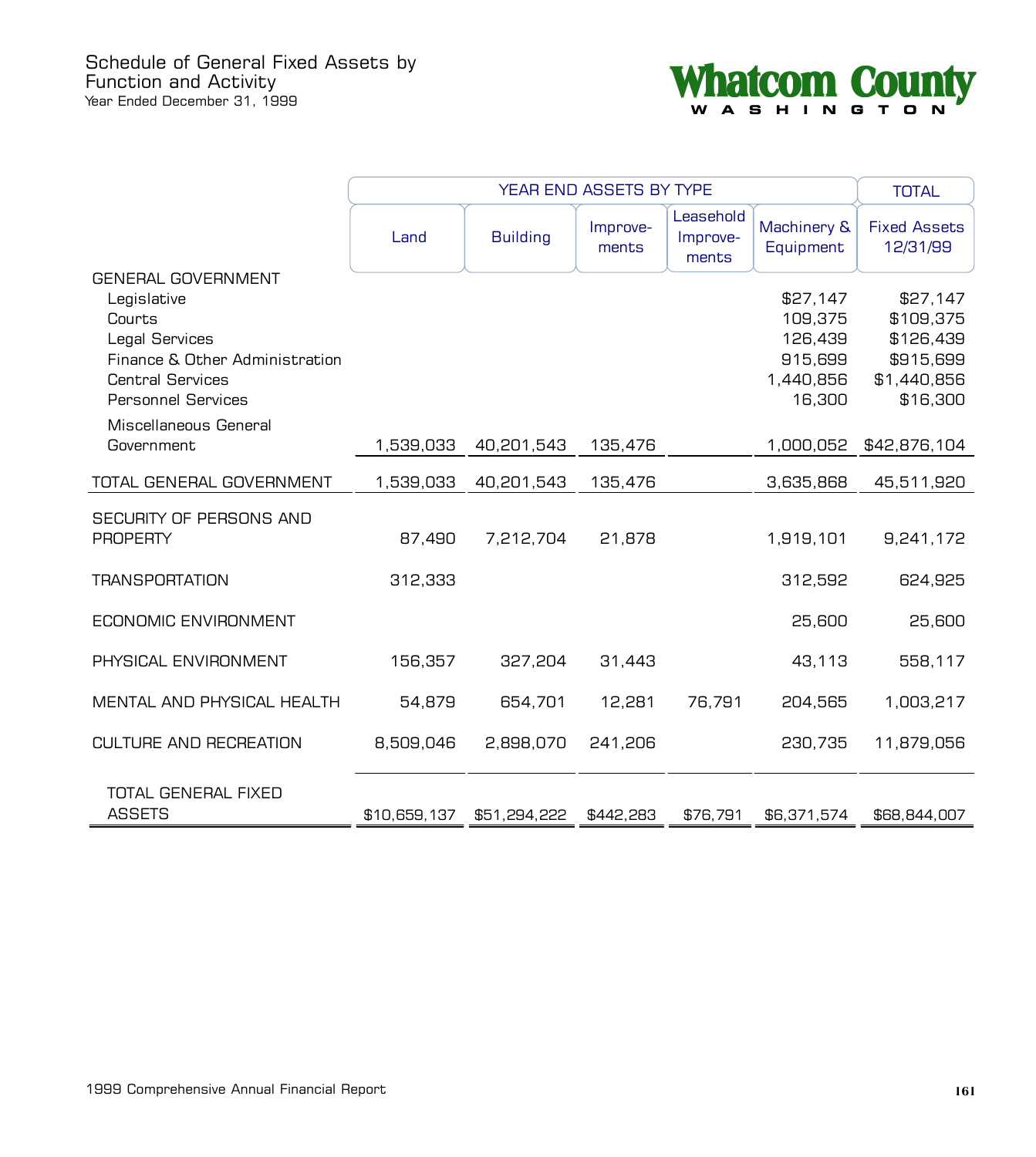# Schedule of General Fixed Assets by Function and Activity

Year Ended December 31, 1999

**Whatcom County**
WASHINGTON

| | YEAR END ASSETS BY TYPE | | | | | TOTAL |
|---|---|---|---|---|---|---|
| | Land | Building | Improvements | Leasehold Improvements | Machinery & Equipment | Fixed Assets 12/31/99 |
| GENERAL GOVERNMENT | | | | | | |
| Legislative | | | | | $27,147 | $27,147 |
| Courts | | | | | 109,375 | $109,375 |
| Legal Services | | | | | 126,439 | $126,439 |
| Finance & Other Administration | | | | | 915,699 | $915,699 |
| Central Services | | | | | 1,440,856 | $1,440,856 |
| Personnel Services | | | | | 16,300 | $16,300 |
| Miscellaneous General Government | 1,539,033 | 40,201,543 | 135,476 | | 1,000,052 | $42,876,104 |
| TOTAL GENERAL GOVERNMENT | 1,539,033 | 40,201,543 | 135,476 | | 3,635,868 | 45,511,920 |
| SECURITY OF PERSONS AND PROPERTY | 87,490 | 7,212,704 | 21,878 | | 1,919,101 | 9,241,172 |
| TRANSPORTATION | 312,333 | | | | 312,592 | 624,925 |
| ECONOMIC ENVIRONMENT | | | | | 25,600 | 25,600 |
| PHYSICAL ENVIRONMENT | 156,357 | 327,204 | 31,443 | | 43,113 | 558,117 |
| MENTAL AND PHYSICAL HEALTH | 54,879 | 654,701 | 12,281 | 76,791 | 204,565 | 1,003,217 |
| CULTURE AND RECREATION | 8,509,046 | 2,898,070 | 241,206 | | 230,735 | 11,879,056 |
| TOTAL GENERAL FIXED ASSETS | $10,659,137 | $51,294,222 | $442,283 | $76,791 | $6,371,574 | $68,844,007 |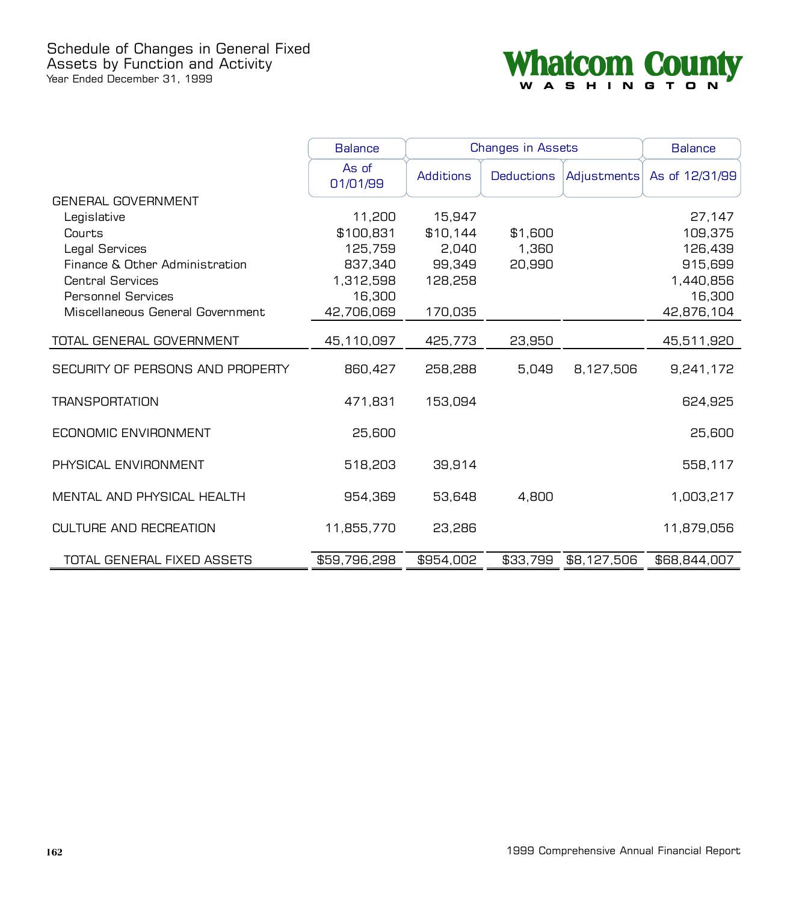# Schedule of Changes in General Fixed Assets by Function and Activity

Year Ended December 31, 1999

**Whatcom County**
WASHINGTON

| | Balance As of 01/01/99 | Changes in Assets | | | Balance As of 12/31/99 |
|---|---|---|---|---|---|
| | | Additions | Deductions | Adjustments | |
| GENERAL GOVERNMENT | | | | | |
| Legislative | 11,200 | 15,947 | | | 27,147 |
| Courts | $100,831 | $10,144 | $1,600 | | 109,375 |
| Legal Services | 125,759 | 2,040 | 1,360 | | 126,439 |
| Finance & Other Administration | 837,340 | 99,349 | 20,990 | | 915,699 |
| Central Services | 1,312,598 | 128,258 | | | 1,440,856 |
| Personnel Services | 16,300 | | | | 16,300 |
| Miscellaneous General Government | 42,706,069 | 170,035 | | | 42,876,104 |
| TOTAL GENERAL GOVERNMENT | 45,110,097 | 425,773 | 23,950 | | 45,511,920 |
| SECURITY OF PERSONS AND PROPERTY | 860,427 | 258,288 | 5,049 | 8,127,506 | 9,241,172 |
| TRANSPORTATION | 471,831 | 153,094 | | | 624,925 |
| ECONOMIC ENVIRONMENT | 25,600 | | | | 25,600 |
| PHYSICAL ENVIRONMENT | 518,203 | 39,914 | | | 558,117 |
| MENTAL AND PHYSICAL HEALTH | 954,369 | 53,648 | 4,800 | | 1,003,217 |
| CULTURE AND RECREATION | 11,855,770 | 23,286 | | | 11,879,056 |
| TOTAL GENERAL FIXED ASSETS | $59,796,298 | $954,002 | $33,799 | $8,127,506 | $68,844,007 |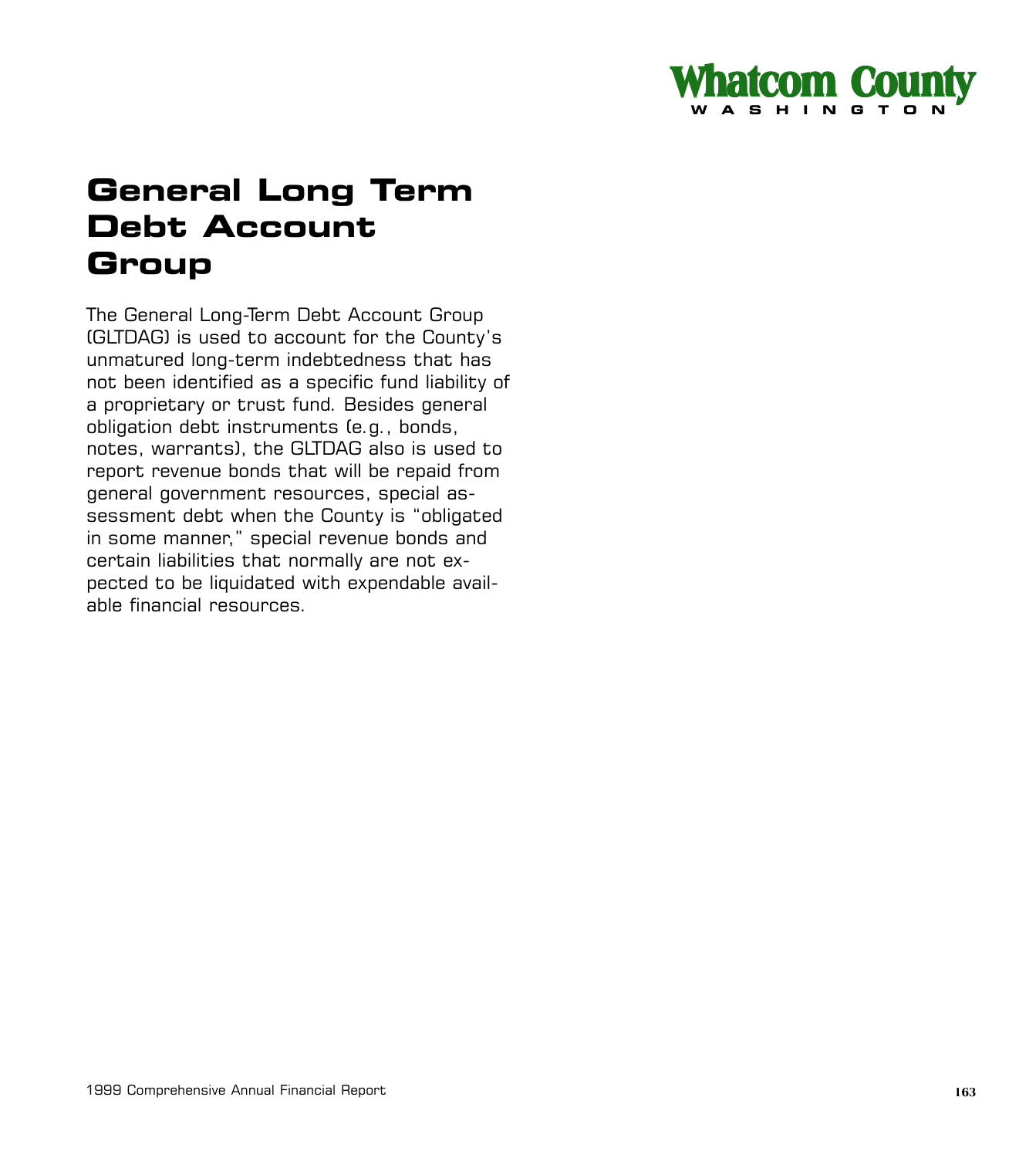# General Long Term Debt Account Group

The General Long-Term Debt Account Group (GLTDAG) is used to account for the County's unmatured long-term indebtedness that has not been identified as a specific fund liability of a proprietary or trust fund. Besides general obligation debt instruments (e.g., bonds, notes, warrants), the GLTDAG also is used to report revenue bonds that will be repaid from general government resources, special assessment debt when the County is "obligated in some manner," special revenue bonds and certain liabilities that normally are not expected to be liquidated with expendable available financial resources.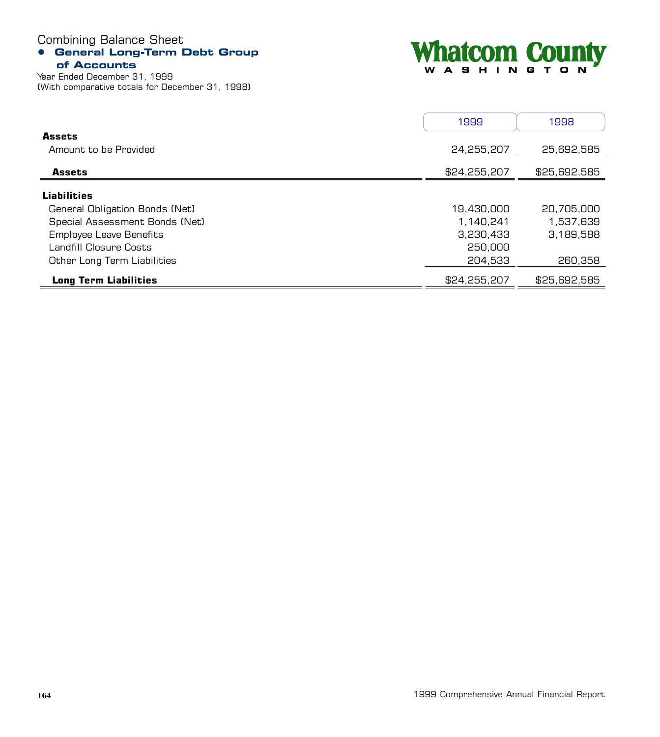# Combining Balance Sheet

## General Long-Term Debt Group of Accounts

Year Ended December 31, 1999
(With comparative totals for December 31, 1998)

Whatcom County
WASHINGTON

| | 1999 | 1998 |
|---|---|---|
| **Assets** | | |
| Amount to be Provided | 24,255,207 | 25,692,585 |
| **Assets** | $24,255,207 | $25,692,585 |
| **Liabilities** | | |
| General Obligation Bonds (Net) | 19,430,000 | 20,705,000 |
| Special Assessment Bonds (Net) | 1,140,241 | 1,537,639 |
| Employee Leave Benefits | 3,230,433 | 3,189,588 |
| Landfill Closure Costs | 250,000 | |
| Other Long Term Liabilities | 204,533 | 260,358 |
| **Long Term Liabilities** | $24,255,207 | $25,692,585 |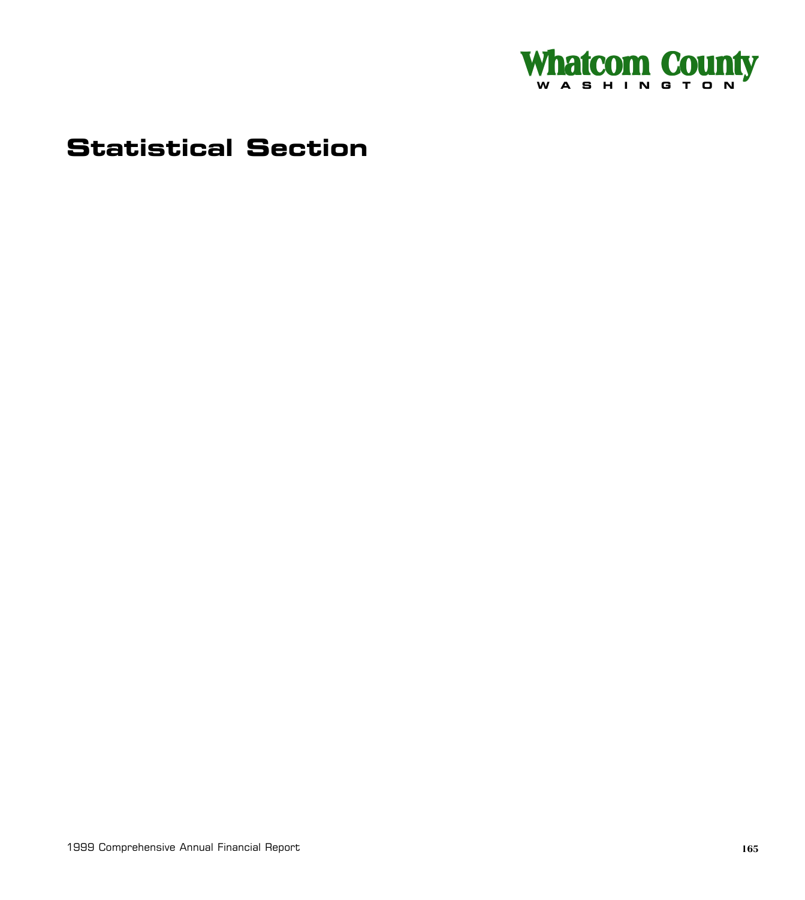# Statistical Section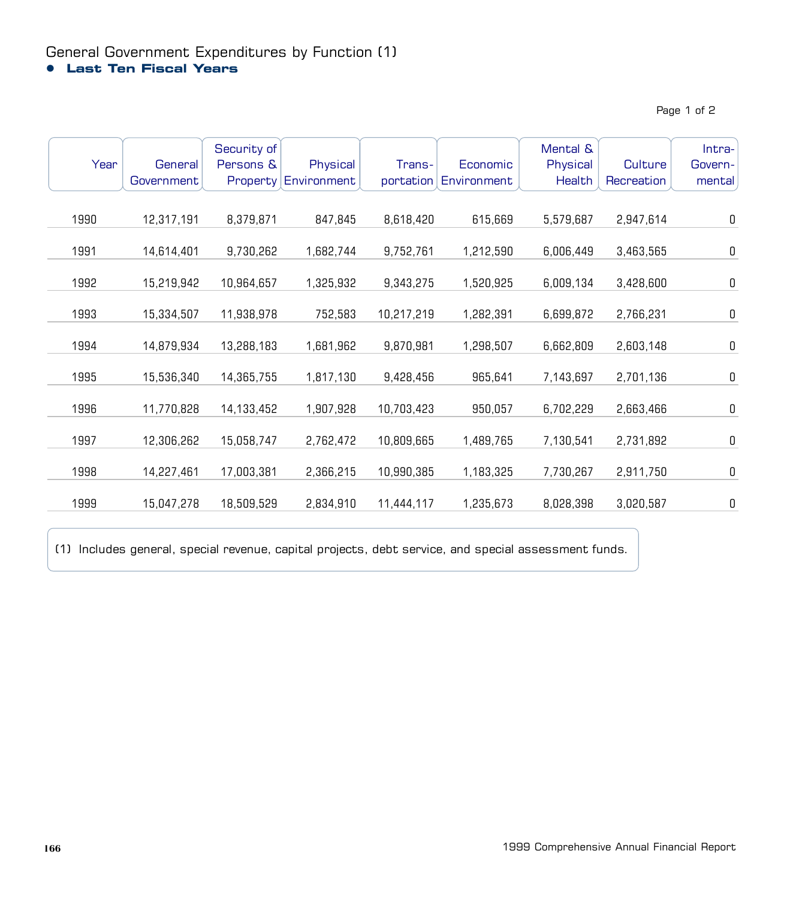# General Government Expenditures by Function (1)

## Last Ten Fiscal Years

| Year | General Government | Security of Persons & Property | Physical Environment | Trans-portation | Economic Environment | Mental & Physical Health | Culture Recreation | Intra-Govern-mental |
|---|---|---|---|---|---|---|---|---|
| 1990 | 12,317,191 | 8,379,871 | 847,845 | 8,618,420 | 615,669 | 5,579,687 | 2,947,614 | 0 |
| 1991 | 14,614,401 | 9,730,262 | 1,682,744 | 9,752,761 | 1,212,590 | 6,006,449 | 3,463,565 | 0 |
| 1992 | 15,219,942 | 10,964,657 | 1,325,932 | 9,343,275 | 1,520,925 | 6,009,134 | 3,428,600 | 0 |
| 1993 | 15,334,507 | 11,938,978 | 752,583 | 10,217,219 | 1,282,391 | 6,699,872 | 2,766,231 | 0 |
| 1994 | 14,879,934 | 13,288,183 | 1,681,962 | 9,870,981 | 1,298,507 | 6,662,809 | 2,603,148 | 0 |
| 1995 | 15,536,340 | 14,365,755 | 1,817,130 | 9,428,456 | 965,641 | 7,143,697 | 2,701,136 | 0 |
| 1996 | 11,770,828 | 14,133,452 | 1,907,928 | 10,703,423 | 950,057 | 6,702,229 | 2,663,466 | 0 |
| 1997 | 12,306,262 | 15,058,747 | 2,762,472 | 10,809,665 | 1,489,765 | 7,130,541 | 2,731,892 | 0 |
| 1998 | 14,227,461 | 17,003,381 | 2,366,215 | 10,990,385 | 1,183,325 | 7,730,267 | 2,911,750 | 0 |
| 1999 | 15,047,278 | 18,509,529 | 2,834,910 | 11,444,117 | 1,235,673 | 8,028,398 | 3,020,587 | 0 |

(1) Includes general, special revenue, capital projects, debt service, and special assessment funds.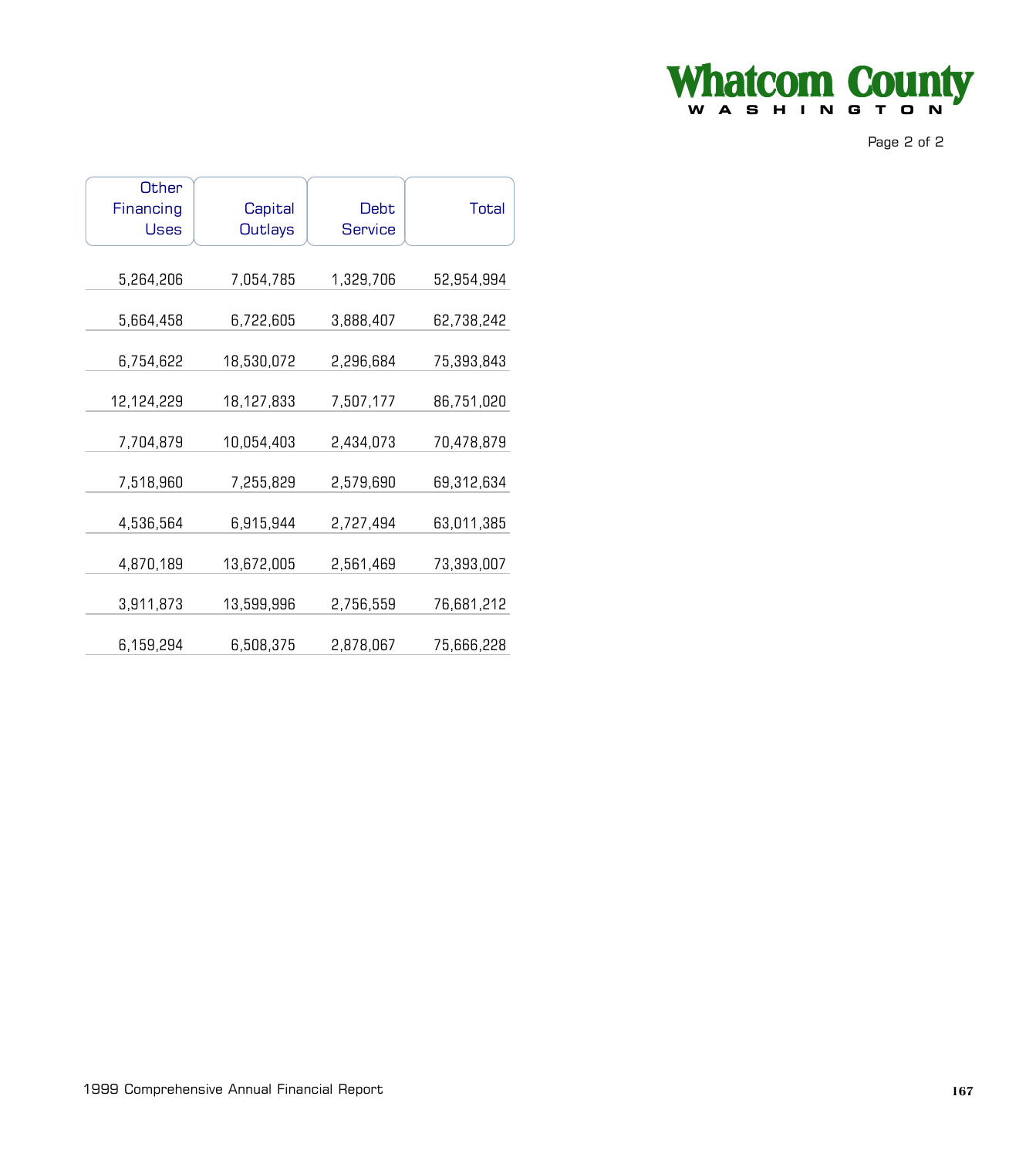| Other Financing Uses | Capital Outlays | Debt Service | Total |
|---|---|---|---|
| 5,264,206 | 7,054,785 | 1,329,706 | 52,954,994 |
| 5,664,458 | 6,722,605 | 3,888,407 | 62,738,242 |
| 6,754,622 | 18,530,072 | 2,296,684 | 75,393,843 |
| 12,124,229 | 18,127,833 | 7,507,177 | 86,751,020 |
| 7,704,879 | 10,054,403 | 2,434,073 | 70,478,879 |
| 7,518,960 | 7,255,829 | 2,579,690 | 69,312,634 |
| 4,536,564 | 6,915,944 | 2,727,494 | 63,011,385 |
| 4,870,189 | 13,672,005 | 2,561,469 | 73,393,007 |
| 3,911,873 | 13,599,996 | 2,756,559 | 76,681,212 |
| 6,159,294 | 6,508,375 | 2,878,067 | 75,666,228 |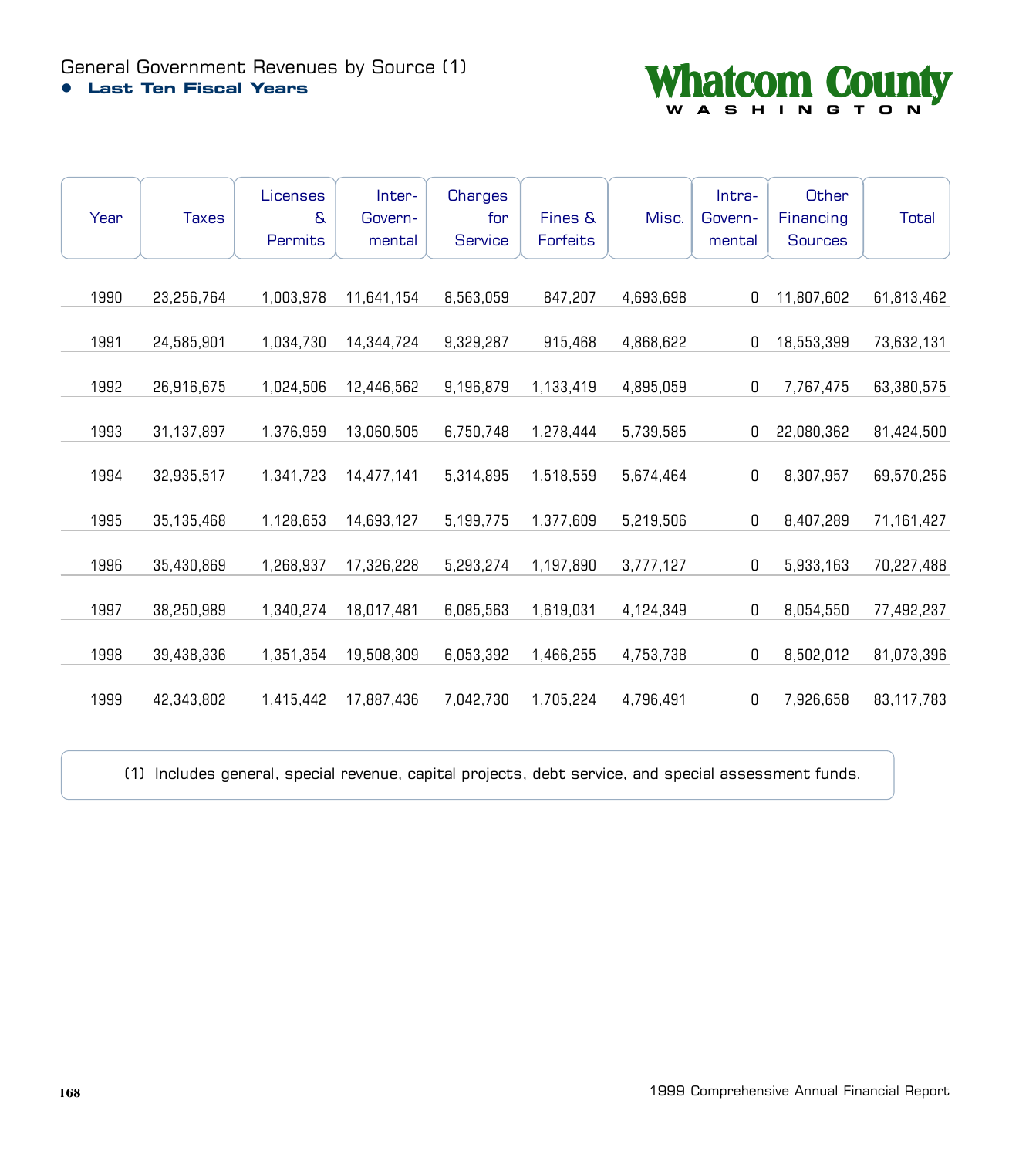# General Government Revenues by Source (1)

## Last Ten Fiscal Years

Whatcom County WASHINGTON

| Year | Taxes | Licenses & Permits | Inter-Govern-mental | Charges for Service | Fines & Forfeits | Misc. | Intra-Govern-mental | Other Financing Sources | Total |
|---|---|---|---|---|---|---|---|---|---|
| 1990 | 23,256,764 | 1,003,978 | 11,641,154 | 8,563,059 | 847,207 | 4,693,698 | 0 | 11,807,602 | 61,813,462 |
| 1991 | 24,585,901 | 1,034,730 | 14,344,724 | 9,329,287 | 915,468 | 4,868,622 | 0 | 18,553,399 | 73,632,131 |
| 1992 | 26,916,675 | 1,024,506 | 12,446,562 | 9,196,879 | 1,133,419 | 4,895,059 | 0 | 7,767,475 | 63,380,575 |
| 1993 | 31,137,897 | 1,376,959 | 13,060,505 | 6,750,748 | 1,278,444 | 5,739,585 | 0 | 22,080,362 | 81,424,500 |
| 1994 | 32,935,517 | 1,341,723 | 14,477,141 | 5,314,895 | 1,518,559 | 5,674,464 | 0 | 8,307,957 | 69,570,256 |
| 1995 | 35,135,468 | 1,128,653 | 14,693,127 | 5,199,775 | 1,377,609 | 5,219,506 | 0 | 8,407,289 | 71,161,427 |
| 1996 | 35,430,869 | 1,268,937 | 17,326,228 | 5,293,274 | 1,197,890 | 3,777,127 | 0 | 5,933,163 | 70,227,488 |
| 1997 | 38,250,989 | 1,340,274 | 18,017,481 | 6,085,563 | 1,619,031 | 4,124,349 | 0 | 8,054,550 | 77,492,237 |
| 1998 | 39,438,336 | 1,351,354 | 19,508,309 | 6,053,392 | 1,466,255 | 4,753,738 | 0 | 8,502,012 | 81,073,396 |
| 1999 | 42,343,802 | 1,415,442 | 17,887,436 | 7,042,730 | 1,705,224 | 4,796,491 | 0 | 7,926,658 | 83,117,783 |

(1) Includes general, special revenue, capital projects, debt service, and special assessment funds.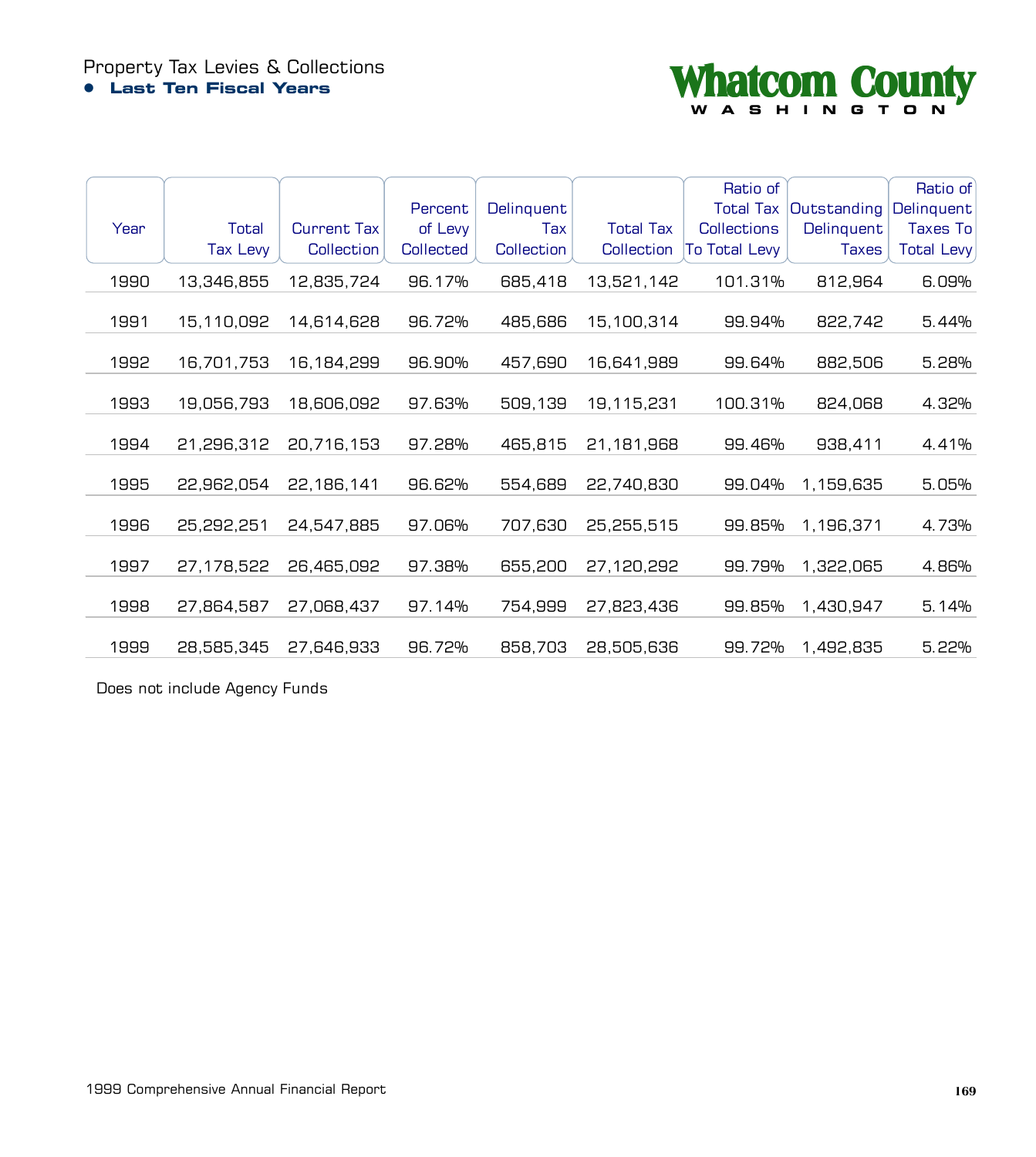# Property Tax Levies & Collections

## Last Ten Fiscal Years

Whatcom County
WASHINGTON

| Year | Total Tax Levy | Current Tax Collection | Percent of Levy Collected | Delinquent Tax Collection | Total Tax Collection | Ratio of Total Tax Collections To Total Levy | Outstanding Delinquent Taxes | Ratio of Delinquent Taxes To Total Levy |
|---|---|---|---|---|---|---|---|---|
| 1990 | 13,346,855 | 12,835,724 | 96.17% | 685,418 | 13,521,142 | 101.31% | 812,964 | 6.09% |
| 1991 | 15,110,092 | 14,614,628 | 96.72% | 485,686 | 15,100,314 | 99.94% | 822,742 | 5.44% |
| 1992 | 16,701,753 | 16,184,299 | 96.90% | 457,690 | 16,641,989 | 99.64% | 882,506 | 5.28% |
| 1993 | 19,056,793 | 18,606,092 | 97.63% | 509,139 | 19,115,231 | 100.31% | 824,068 | 4.32% |
| 1994 | 21,296,312 | 20,716,153 | 97.28% | 465,815 | 21,181,968 | 99.46% | 938,411 | 4.41% |
| 1995 | 22,962,054 | 22,186,141 | 96.62% | 554,689 | 22,740,830 | 99.04% | 1,159,635 | 5.05% |
| 1996 | 25,292,251 | 24,547,885 | 97.06% | 707,630 | 25,255,515 | 99.85% | 1,196,371 | 4.73% |
| 1997 | 27,178,522 | 26,465,092 | 97.38% | 655,200 | 27,120,292 | 99.79% | 1,322,065 | 4.86% |
| 1998 | 27,864,587 | 27,068,437 | 97.14% | 754,999 | 27,823,436 | 99.85% | 1,430,947 | 5.14% |
| 1999 | 28,585,345 | 27,646,933 | 96.72% | 858,703 | 28,505,636 | 99.72% | 1,492,835 | 5.22% |

Does not include Agency Funds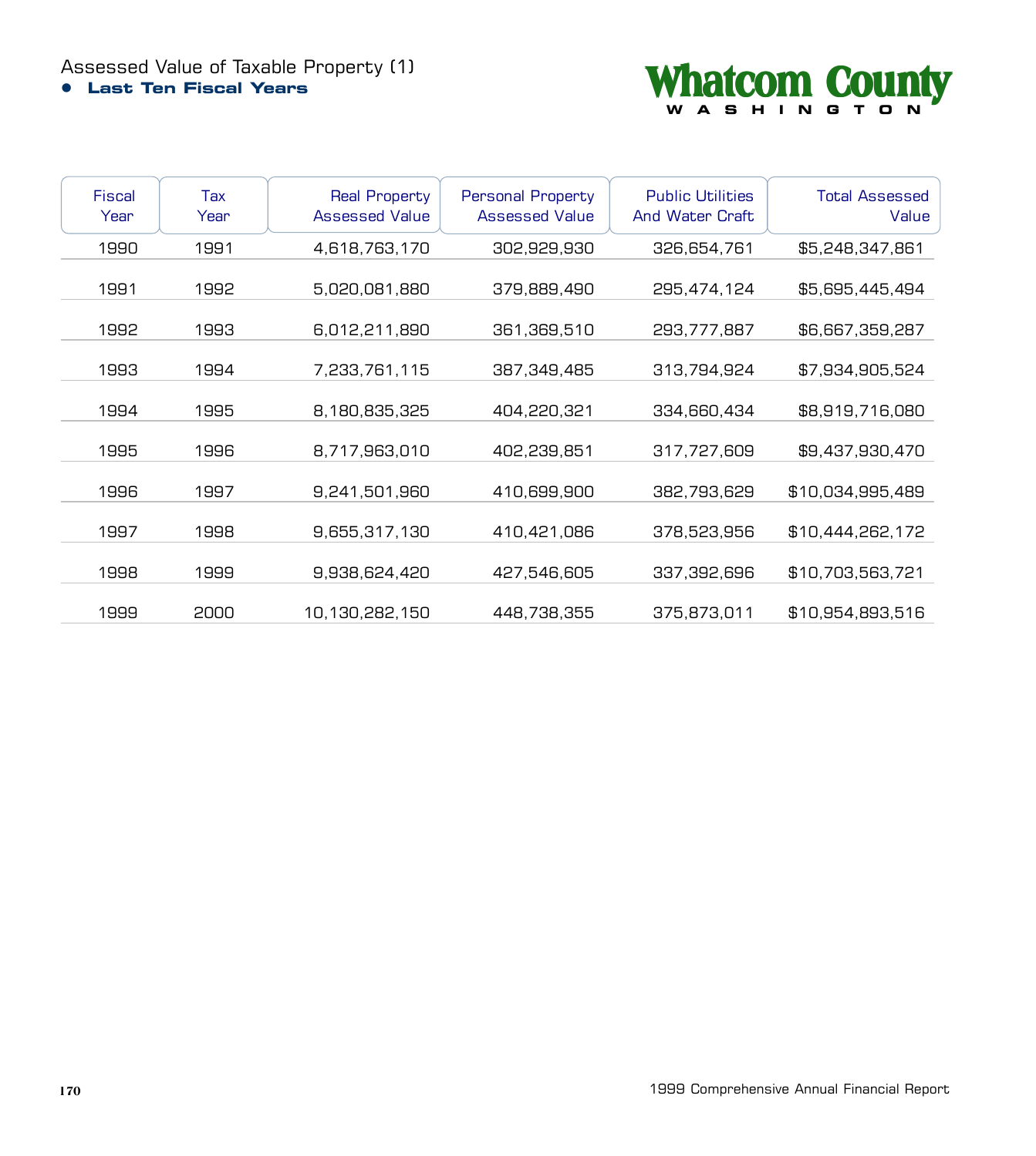# Assessed Value of Taxable Property (1)

**Last Ten Fiscal Years**

Whatcom County
WASHINGTON

| Fiscal Year | Tax Year | Real Property Assessed Value | Personal Property Assessed Value | Public Utilities And Water Craft | Total Assessed Value |
|---|---|---|---|---|---|
| 1990 | 1991 | 4,618,763,170 | 302,929,930 | 326,654,761 | $5,248,347,861 |
| 1991 | 1992 | 5,020,081,880 | 379,889,490 | 295,474,124 | $5,695,445,494 |
| 1992 | 1993 | 6,012,211,890 | 361,369,510 | 293,777,887 | $6,667,359,287 |
| 1993 | 1994 | 7,233,761,115 | 387,349,485 | 313,794,924 | $7,934,905,524 |
| 1994 | 1995 | 8,180,835,325 | 404,220,321 | 334,660,434 | $8,919,716,080 |
| 1995 | 1996 | 8,717,963,010 | 402,239,851 | 317,727,609 | $9,437,930,470 |
| 1996 | 1997 | 9,241,501,960 | 410,699,900 | 382,793,629 | $10,034,995,489 |
| 1997 | 1998 | 9,655,317,130 | 410,421,086 | 378,523,956 | $10,444,262,172 |
| 1998 | 1999 | 9,938,624,420 | 427,546,605 | 337,392,696 | $10,703,563,721 |
| 1999 | 2000 | 10,130,282,150 | 448,738,355 | 375,873,011 | $10,954,893,516 |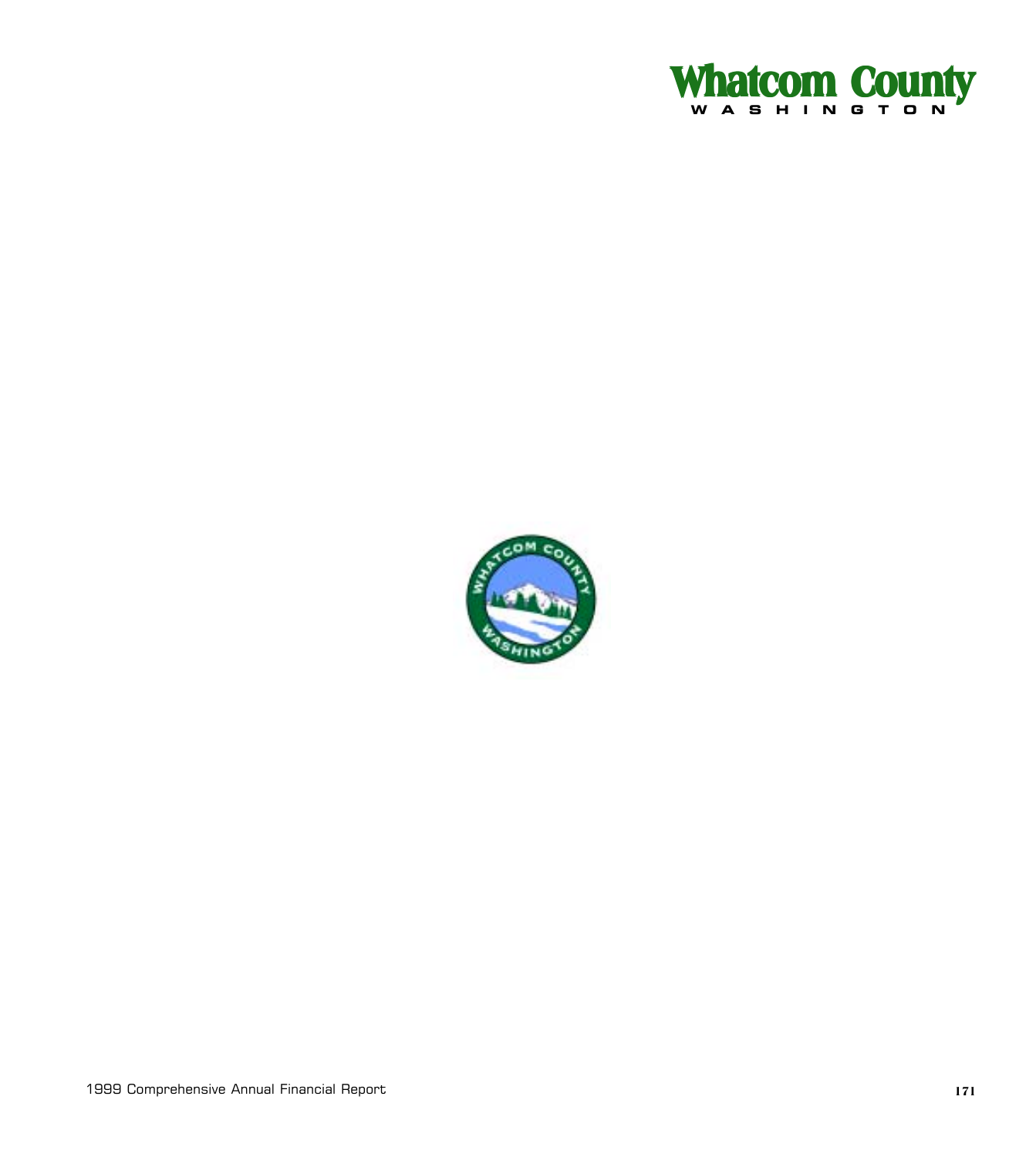# Whatcom County

WASHINGTON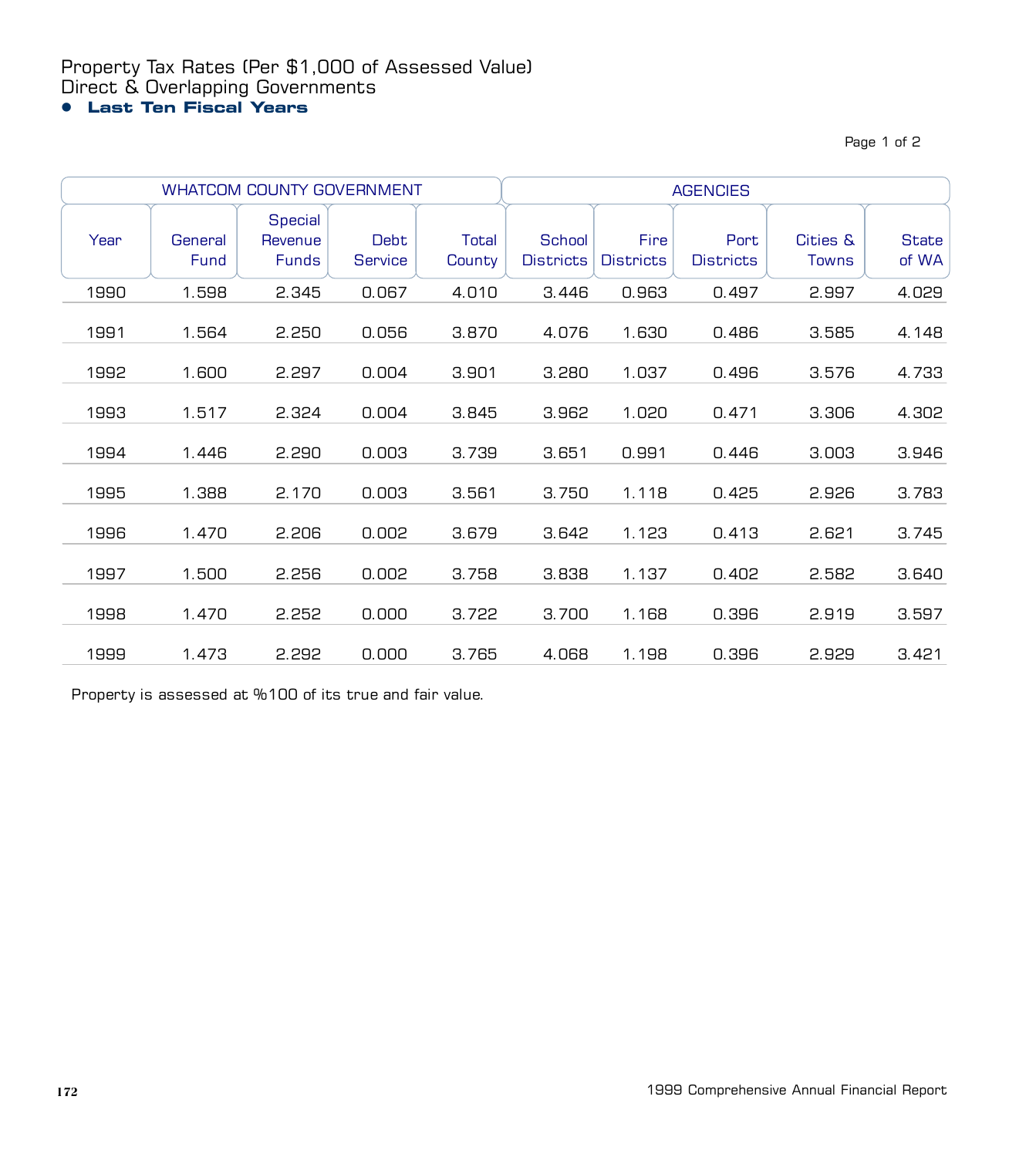# Property Tax Rates (Per $1,000 of Assessed Value)
## Direct & Overlapping Governments
### • Last Ten Fiscal Years

| | WHATCOM COUNTY GOVERNMENT | | | | AGENCIES | | | | |
|---|---|---|---|---|---|---|---|---|---|
| Year | General Fund | Special Revenue Funds | Debt Service | Total County | School Districts | Fire Districts | Port Districts | Cities & Towns | State of WA |
| 1990 | 1.598 | 2.345 | 0.067 | 4.010 | 3.446 | 0.963 | 0.497 | 2.997 | 4.029 |
| 1991 | 1.564 | 2.250 | 0.056 | 3.870 | 4.076 | 1.630 | 0.486 | 3.585 | 4.148 |
| 1992 | 1.600 | 2.297 | 0.004 | 3.901 | 3.280 | 1.037 | 0.496 | 3.576 | 4.733 |
| 1993 | 1.517 | 2.324 | 0.004 | 3.845 | 3.962 | 1.020 | 0.471 | 3.306 | 4.302 |
| 1994 | 1.446 | 2.290 | 0.003 | 3.739 | 3.651 | 0.991 | 0.446 | 3.003 | 3.946 |
| 1995 | 1.388 | 2.170 | 0.003 | 3.561 | 3.750 | 1.118 | 0.425 | 2.926 | 3.783 |
| 1996 | 1.470 | 2.206 | 0.002 | 3.679 | 3.642 | 1.123 | 0.413 | 2.621 | 3.745 |
| 1997 | 1.500 | 2.256 | 0.002 | 3.758 | 3.838 | 1.137 | 0.402 | 2.582 | 3.640 |
| 1998 | 1.470 | 2.252 | 0.000 | 3.722 | 3.700 | 1.168 | 0.396 | 2.919 | 3.597 |
| 1999 | 1.473 | 2.292 | 0.000 | 3.765 | 4.068 | 1.198 | 0.396 | 2.929 | 3.421 |

Property is assessed at %100 of its true and fair value.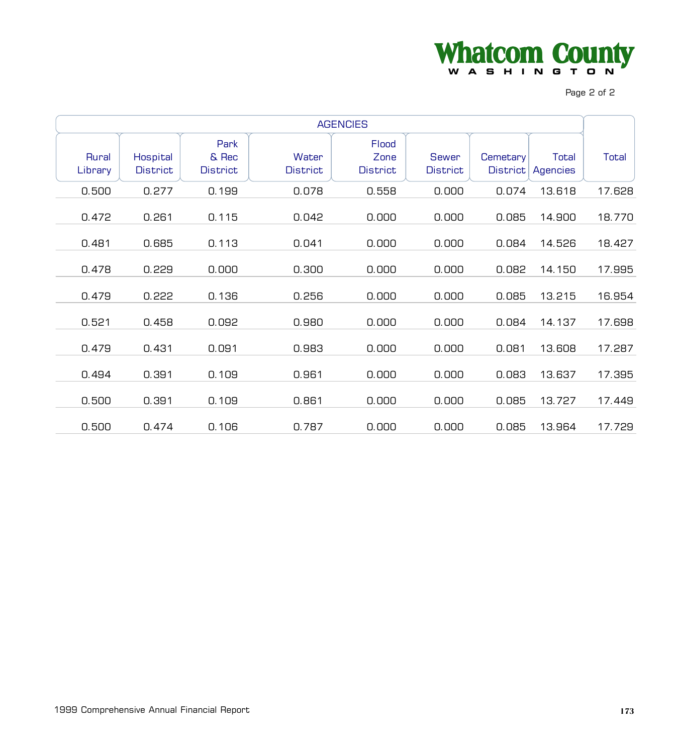| AGENCIES | | | | | | | | |
|---|---|---|---|---|---|---|---|---|
| Rural Library | Hospital District | Park & Rec District | Water District | Flood Zone District | Sewer District | Cemetary District | Total Agencies | Total |
| 0.500 | 0.277 | 0.199 | 0.078 | 0.558 | 0.000 | 0.074 | 13.618 | 17.628 |
| 0.472 | 0.261 | 0.115 | 0.042 | 0.000 | 0.000 | 0.085 | 14.900 | 18.770 |
| 0.481 | 0.685 | 0.113 | 0.041 | 0.000 | 0.000 | 0.084 | 14.526 | 18.427 |
| 0.478 | 0.229 | 0.000 | 0.300 | 0.000 | 0.000 | 0.082 | 14.150 | 17.995 |
| 0.479 | 0.222 | 0.136 | 0.256 | 0.000 | 0.000 | 0.085 | 13.215 | 16.954 |
| 0.521 | 0.458 | 0.092 | 0.980 | 0.000 | 0.000 | 0.084 | 14.137 | 17.698 |
| 0.479 | 0.431 | 0.091 | 0.983 | 0.000 | 0.000 | 0.081 | 13.608 | 17.287 |
| 0.494 | 0.391 | 0.109 | 0.961 | 0.000 | 0.000 | 0.083 | 13.637 | 17.395 |
| 0.500 | 0.391 | 0.109 | 0.861 | 0.000 | 0.000 | 0.085 | 13.727 | 17.449 |
| 0.500 | 0.474 | 0.106 | 0.787 | 0.000 | 0.000 | 0.085 | 13.964 | 17.729 |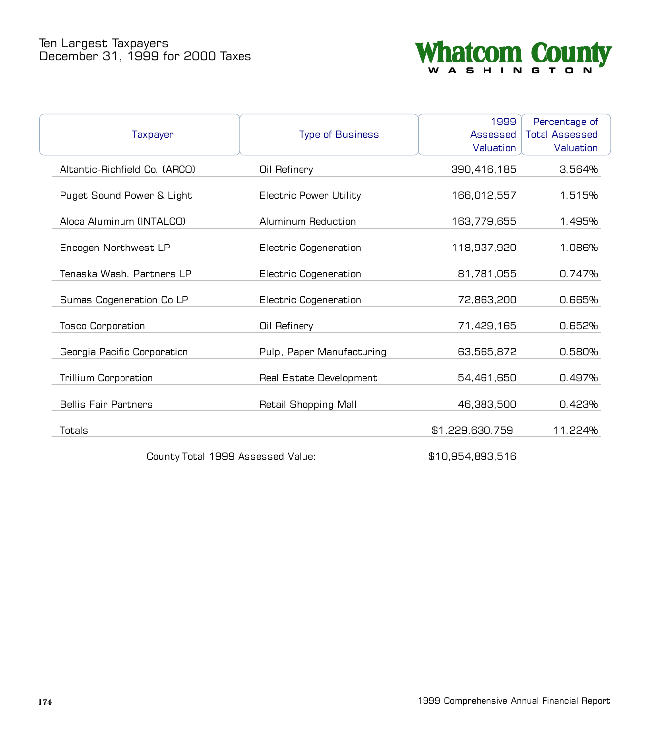# Ten Largest Taxpayers
## December 31, 1999 for 2000 Taxes

**Whatcom County**
WASHINGTON

| Taxpayer | Type of Business | 1999 Assessed Valuation | Percentage of Total Assessed Valuation |
|---|---|---|---|
| Altantic-Richfield Co. (ARCO) | Oil Refinery | 390,416,185 | 3.564% |
| Puget Sound Power & Light | Electric Power Utility | 166,012,557 | 1.515% |
| Aloca Aluminum (INTALCO) | Aluminum Reduction | 163,779,655 | 1.495% |
| Encogen Northwest LP | Electric Cogeneration | 118,937,920 | 1.086% |
| Tenaska Wash. Partners LP | Electric Cogeneration | 81,781,055 | 0.747% |
| Sumas Cogeneration Co LP | Electric Cogeneration | 72,863,200 | 0.665% |
| Tosco Corporation | Oil Refinery | 71,429,165 | 0.652% |
| Georgia Pacific Corporation | Pulp, Paper Manufacturing | 63,565,872 | 0.580% |
| Trillium Corporation | Real Estate Development | 54,461,650 | 0.497% |
| Bellis Fair Partners | Retail Shopping Mall | 46,383,500 | 0.423% |
| Totals | | $1,229,630,759 | 11.224% |
| | County Total 1999 Assessed Value: | $10,954,893,516 | |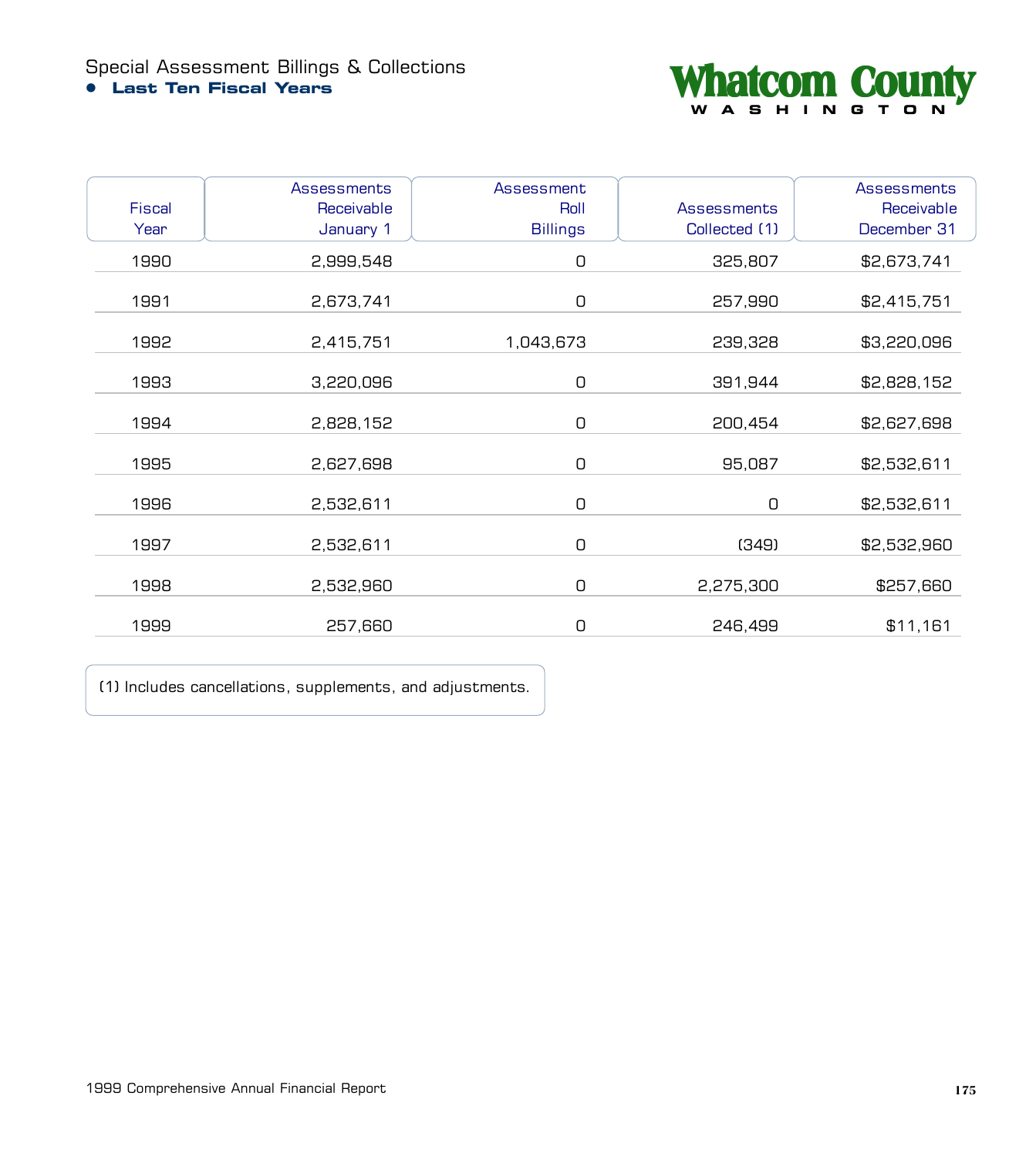# Special Assessment Billings & Collections

## Last Ten Fiscal Years

Whatcom County
WASHINGTON

| Fiscal Year | Assessments Receivable January 1 | Assessment Roll Billings | Assessments Collected (1) | Assessments Receivable December 31 |
|---|---|---|---|---|
| 1990 | 2,999,548 | 0 | 325,807 | $2,673,741 |
| 1991 | 2,673,741 | 0 | 257,990 | $2,415,751 |
| 1992 | 2,415,751 | 1,043,673 | 239,328 | $3,220,096 |
| 1993 | 3,220,096 | 0 | 391,944 | $2,828,152 |
| 1994 | 2,828,152 | 0 | 200,454 | $2,627,698 |
| 1995 | 2,627,698 | 0 | 95,087 | $2,532,611 |
| 1996 | 2,532,611 | 0 | 0 | $2,532,611 |
| 1997 | 2,532,611 | 0 | (349) | $2,532,960 |
| 1998 | 2,532,960 | 0 | 2,275,300 | $257,660 |
| 1999 | 257,660 | 0 | 246,499 | $11,161 |

(1) Includes cancellations, supplements, and adjustments.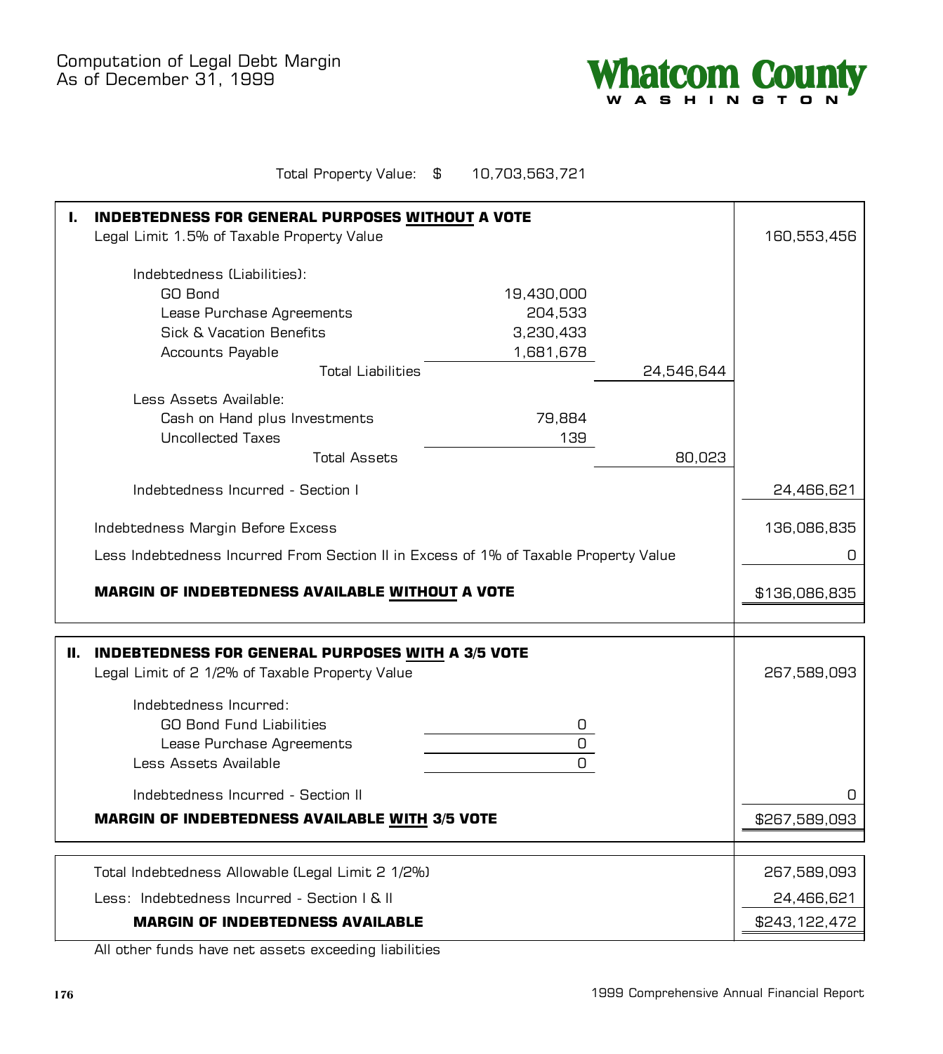# Computation of Legal Debt Margin
As of December 31, 1999

Whatcom County
WASHINGTON

Total Property Value: $ 10,703,563,721

| | | | |
|---|---|---|---|
| **I. INDEBTEDNESS FOR GENERAL PURPOSES WITHOUT A VOTE** | | | |
| Legal Limit 1.5% of Taxable Property Value | | | 160,553,456 |
| Indebtedness (Liabilities): | | | |
| GO Bond | 19,430,000 | | |
| Lease Purchase Agreements | 204,533 | | |
| Sick & Vacation Benefits | 3,230,433 | | |
| Accounts Payable | 1,681,678 | | |
| Total Liabilities | | 24,546,644 | |
| Less Assets Available: | | | |
| Cash on Hand plus Investments | 79,884 | | |
| Uncollected Taxes | 139 | | |
| Total Assets | | 80,023 | |
| Indebtedness Incurred - Section I | | | 24,466,621 |
| Indebtedness Margin Before Excess | | | 136,086,835 |
| Less Indebtedness Incurred From Section II in Excess of 1% of Taxable Property Value | | | 0 |
| **MARGIN OF INDEBTEDNESS AVAILABLE WITHOUT A VOTE** | | | $136,086,835 |

| | | |
|---|---|---|
| **II. INDEBTEDNESS FOR GENERAL PURPOSES WITH A 3/5 VOTE** | | |
| Legal Limit of 2 1/2% of Taxable Property Value | | 267,589,093 |
| Indebtedness Incurred: | | |
| GO Bond Fund Liabilities | 0 | |
| Lease Purchase Agreements | 0 | |
| Less Assets Available | 0 | |
| Indebtedness Incurred - Section II | | 0 |
| **MARGIN OF INDEBTEDNESS AVAILABLE WITH 3/5 VOTE** | | $267,589,093 |

| | |
|---|---|
| Total Indebtedness Allowable (Legal Limit 2 1/2%) | 267,589,093 |
| Less: Indebtedness Incurred - Section I & II | 24,466,621 |
| **MARGIN OF INDEBTEDNESS AVAILABLE** | $243,122,472 |

All other funds have net assets exceeding liabilities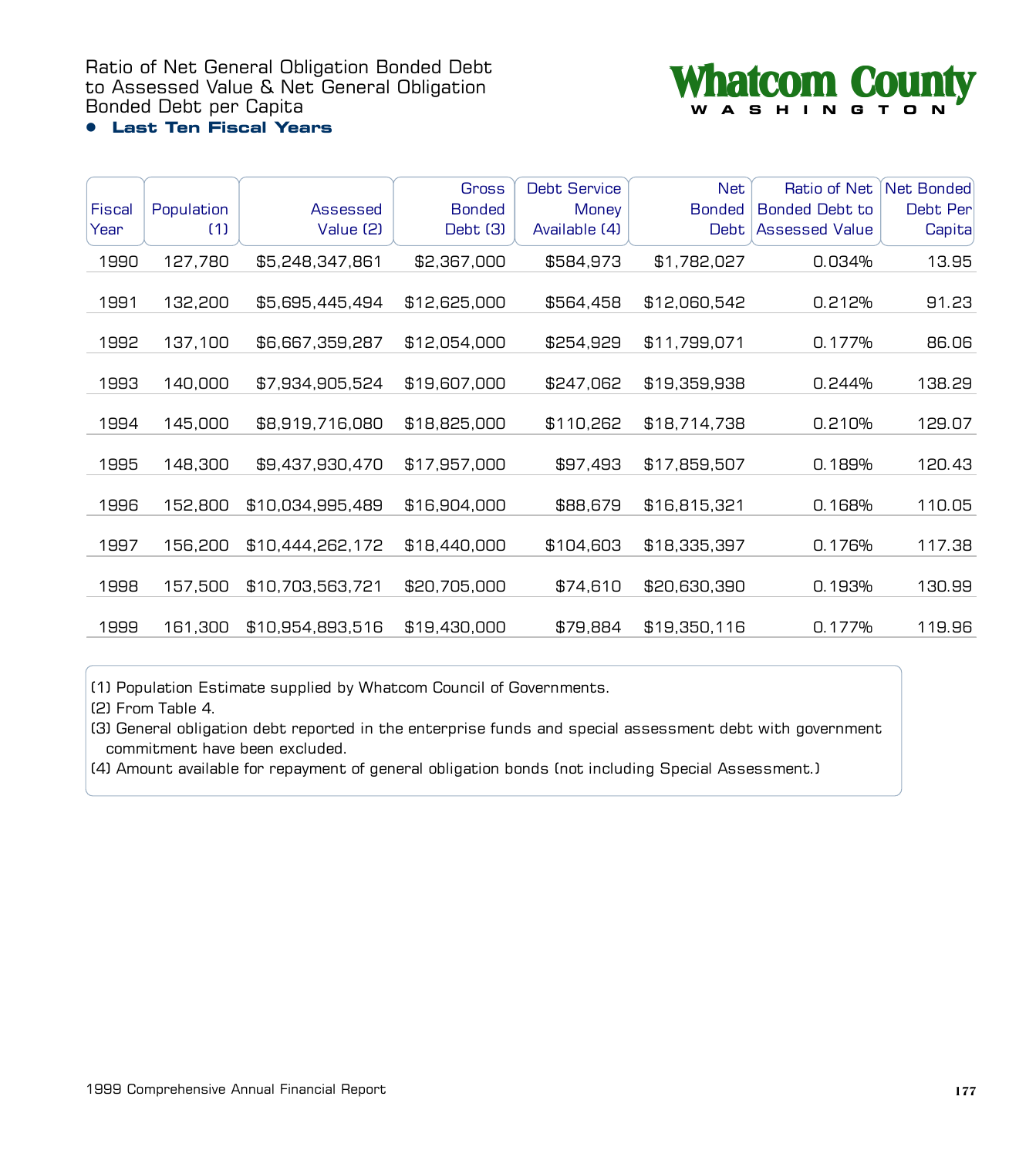# Ratio of Net General Obligation Bonded Debt to Assessed Value & Net General Obligation Bonded Debt per Capita

- **Last Ten Fiscal Years**

Whatcom County WASHINGTON

| Fiscal Year | Population (1) | Assessed Value (2) | Gross Bonded Debt (3) | Debt Service Money Available (4) | Net Bonded Debt | Ratio of Net Bonded Debt to Assessed Value | Net Bonded Debt Per Capita |
|---|---|---|---|---|---|---|---|
| 1990 | 127,780 | $5,248,347,861 | $2,367,000 | $584,973 | $1,782,027 | 0.034% | 13.95 |
| 1991 | 132,200 | $5,695,445,494 | $12,625,000 | $564,458 | $12,060,542 | 0.212% | 91.23 |
| 1992 | 137,100 | $6,667,359,287 | $12,054,000 | $254,929 | $11,799,071 | 0.177% | 86.06 |
| 1993 | 140,000 | $7,934,905,524 | $19,607,000 | $247,062 | $19,359,938 | 0.244% | 138.29 |
| 1994 | 145,000 | $8,919,716,080 | $18,825,000 | $110,262 | $18,714,738 | 0.210% | 129.07 |
| 1995 | 148,300 | $9,437,930,470 | $17,957,000 | $97,493 | $17,859,507 | 0.189% | 120.43 |
| 1996 | 152,800 | $10,034,995,489 | $16,904,000 | $88,679 | $16,815,321 | 0.168% | 110.05 |
| 1997 | 156,200 | $10,444,262,172 | $18,440,000 | $104,603 | $18,335,397 | 0.176% | 117.38 |
| 1998 | 157,500 | $10,703,563,721 | $20,705,000 | $74,610 | $20,630,390 | 0.193% | 130.99 |
| 1999 | 161,300 | $10,954,893,516 | $19,430,000 | $79,884 | $19,350,116 | 0.177% | 119.96 |

(1) Population Estimate supplied by Whatcom Council of Governments.
(2) From Table 4.
(3) General obligation debt reported in the enterprise funds and special assessment debt with government commitment have been excluded.
(4) Amount available for repayment of general obligation bonds (not including Special Assessment.)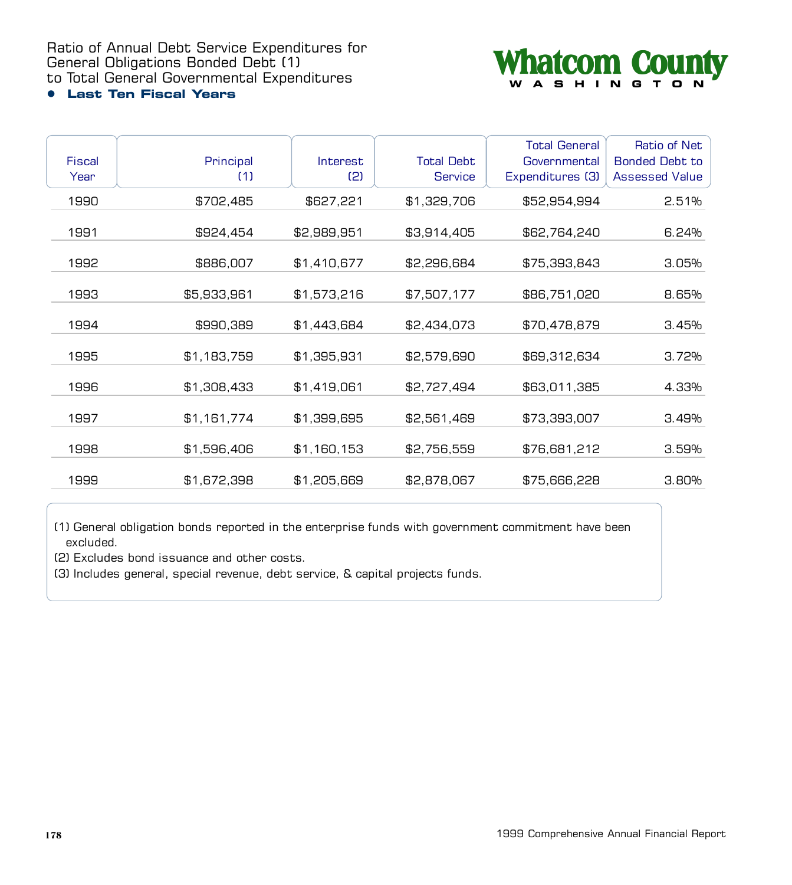# Ratio of Annual Debt Service Expenditures for General Obligations Bonded Debt (1) to Total General Governmental Expenditures

**Whatcom County**
**WASHINGTON**

- **Last Ten Fiscal Years**

| Fiscal Year | Principal (1) | Interest (2) | Total Debt Service | Total General Governmental Expenditures (3) | Ratio of Net Bonded Debt to Assessed Value |
|---|---|---|---|---|---|
| 1990 | $702,485 | $627,221 | $1,329,706 | $52,954,994 | 2.51% |
| 1991 | $924,454 | $2,989,951 | $3,914,405 | $62,764,240 | 6.24% |
| 1992 | $886,007 | $1,410,677 | $2,296,684 | $75,393,843 | 3.05% |
| 1993 | $5,933,961 | $1,573,216 | $7,507,177 | $86,751,020 | 8.65% |
| 1994 | $990,389 | $1,443,684 | $2,434,073 | $70,478,879 | 3.45% |
| 1995 | $1,183,759 | $1,395,931 | $2,579,690 | $69,312,634 | 3.72% |
| 1996 | $1,308,433 | $1,419,061 | $2,727,494 | $63,011,385 | 4.33% |
| 1997 | $1,161,774 | $1,399,695 | $2,561,469 | $73,393,007 | 3.49% |
| 1998 | $1,596,406 | $1,160,153 | $2,756,559 | $76,681,212 | 3.59% |
| 1999 | $1,672,398 | $1,205,669 | $2,878,067 | $75,666,228 | 3.80% |

(1) General obligation bonds reported in the enterprise funds with government commitment have been excluded.
(2) Excludes bond issuance and other costs.
(3) Includes general, special revenue, debt service, & capital projects funds.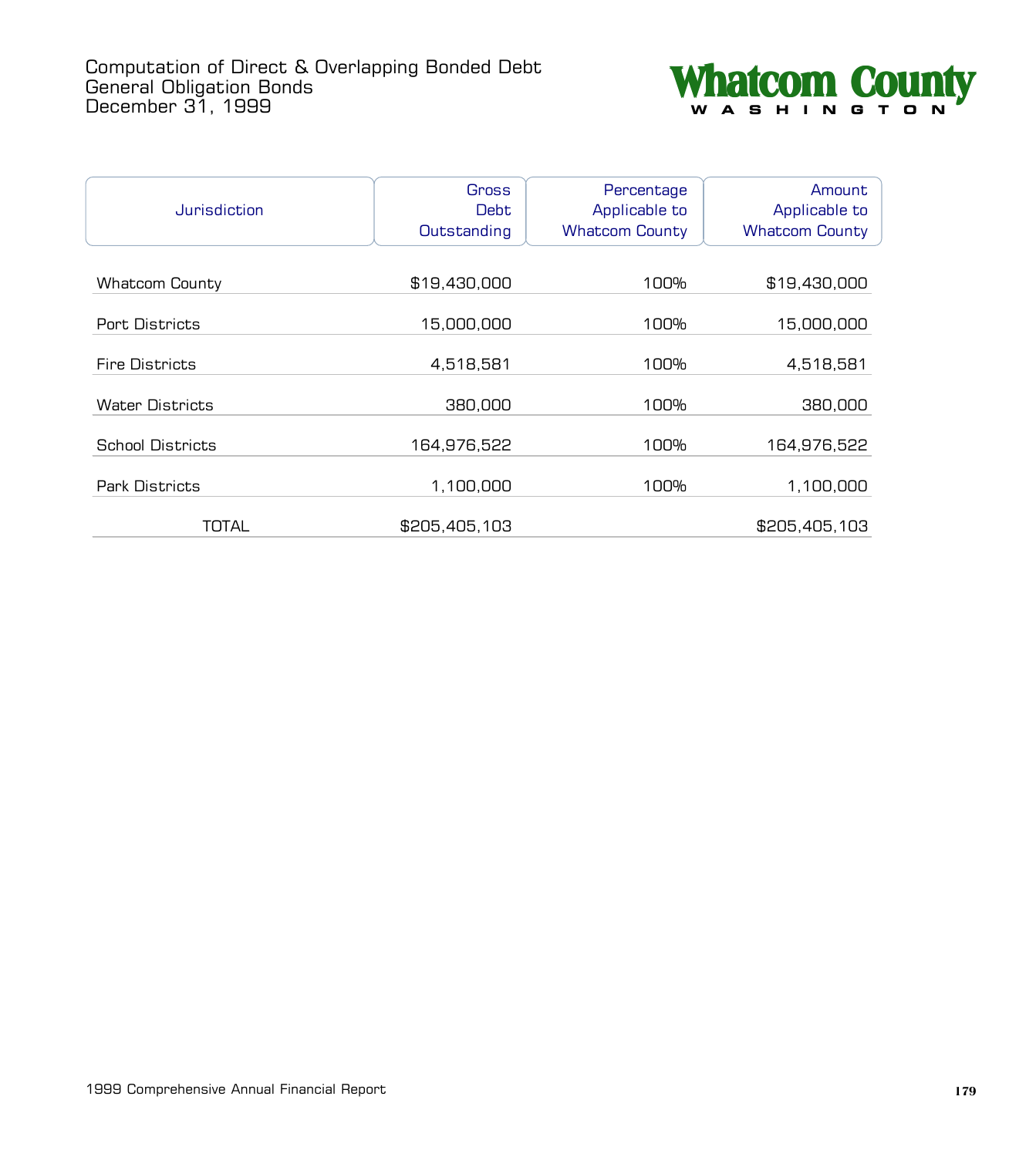# Computation of Direct & Overlapping Bonded Debt
## General Obligation Bonds
## December 31, 1999

**Whatcom County**
**WASHINGTON**

| Jurisdiction | Gross Debt Outstanding | Percentage Applicable to Whatcom County | Amount Applicable to Whatcom County |
|---|---|---|---|
| Whatcom County | $19,430,000 | 100% | $19,430,000 |
| Port Districts | 15,000,000 | 100% | 15,000,000 |
| Fire Districts | 4,518,581 | 100% | 4,518,581 |
| Water Districts | 380,000 | 100% | 380,000 |
| School Districts | 164,976,522 | 100% | 164,976,522 |
| Park Districts | 1,100,000 | 100% | 1,100,000 |
| TOTAL | $205,405,103 | | $205,405,103 |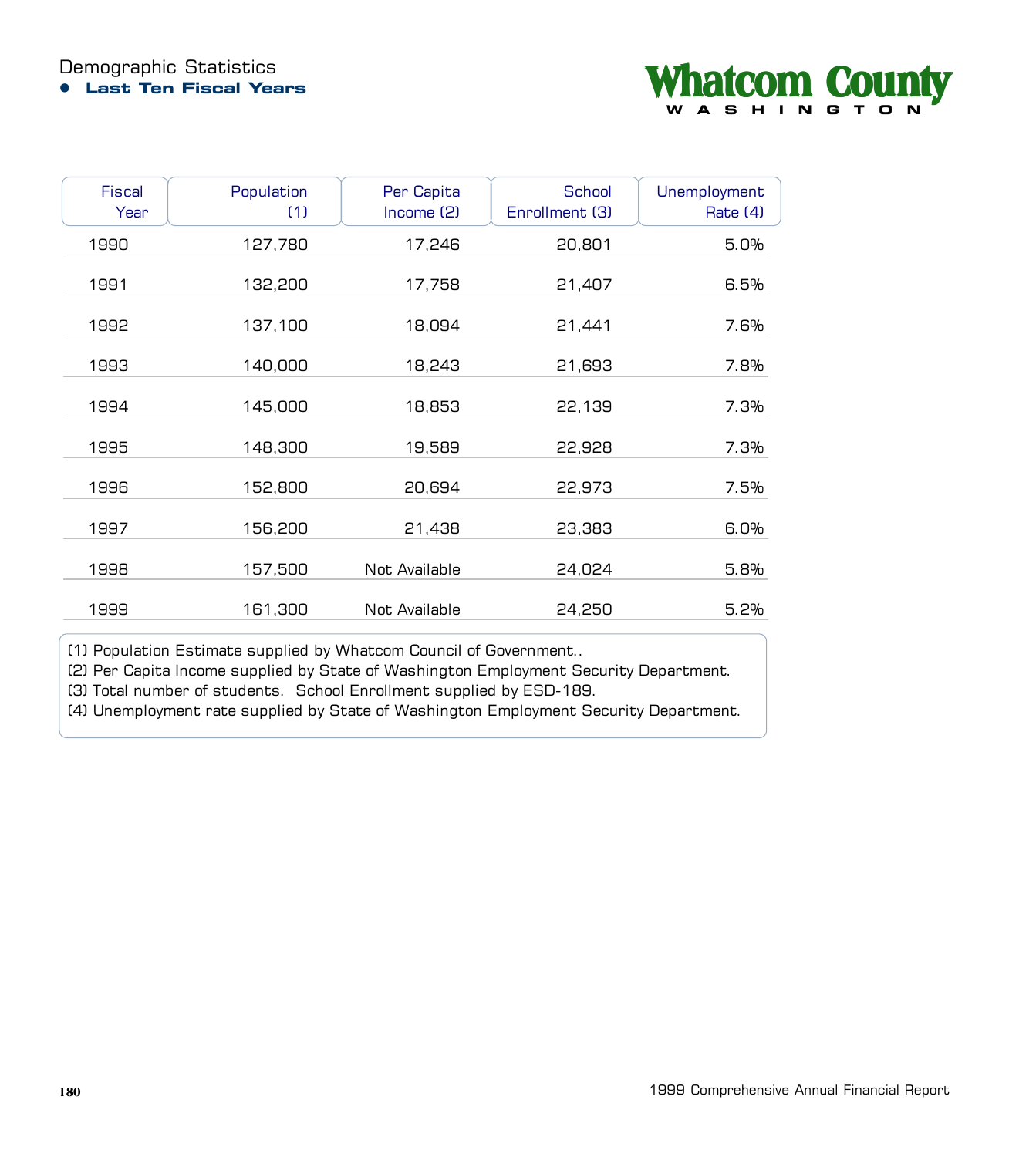# Demographic Statistics

## • Last Ten Fiscal Years

**Whatcom County**
WASHINGTON

| Fiscal Year | Population (1) | Per Capita Income (2) | School Enrollment (3) | Unemployment Rate (4) |
|---|---|---|---|---|
| 1990 | 127,780 | 17,246 | 20,801 | 5.0% |
| 1991 | 132,200 | 17,758 | 21,407 | 6.5% |
| 1992 | 137,100 | 18,094 | 21,441 | 7.6% |
| 1993 | 140,000 | 18,243 | 21,693 | 7.8% |
| 1994 | 145,000 | 18,853 | 22,139 | 7.3% |
| 1995 | 148,300 | 19,589 | 22,928 | 7.3% |
| 1996 | 152,800 | 20,694 | 22,973 | 7.5% |
| 1997 | 156,200 | 21,438 | 23,383 | 6.0% |
| 1998 | 157,500 | Not Available | 24,024 | 5.8% |
| 1999 | 161,300 | Not Available | 24,250 | 5.2% |

(1) Population Estimate supplied by Whatcom Council of Government..
(2) Per Capita Income supplied by State of Washington Employment Security Department.
(3) Total number of students. School Enrollment supplied by ESD-189.
(4) Unemployment rate supplied by State of Washington Employment Security Department.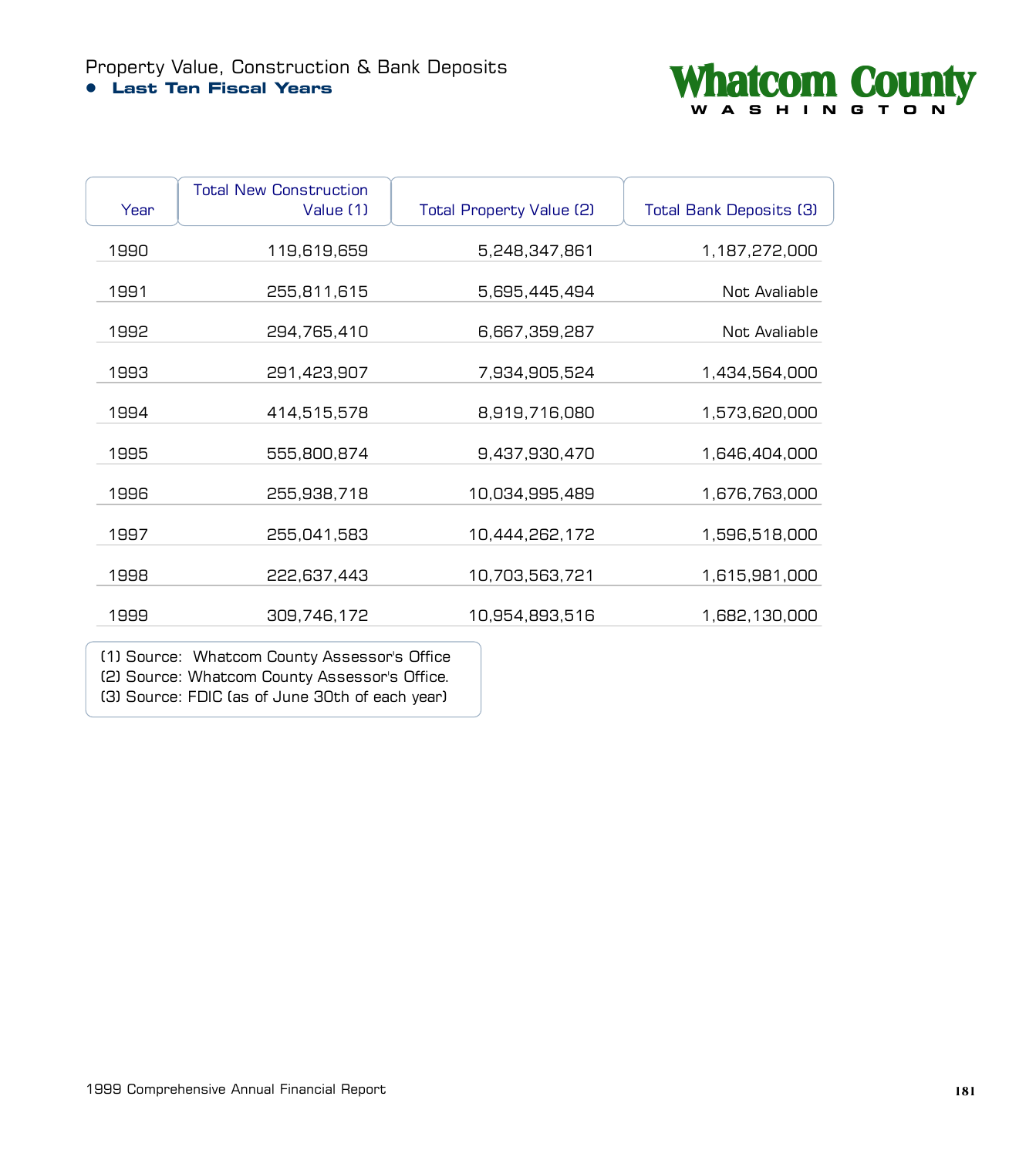# Property Value, Construction & Bank Deposits

## Last Ten Fiscal Years

**Whatcom County**
WASHINGTON

| Year | Total New Construction Value (1) | Total Property Value (2) | Total Bank Deposits (3) |
|---|---|---|---|
| 1990 | 119,619,659 | 5,248,347,861 | 1,187,272,000 |
| 1991 | 255,811,615 | 5,695,445,494 | Not Avaliable |
| 1992 | 294,765,410 | 6,667,359,287 | Not Avaliable |
| 1993 | 291,423,907 | 7,934,905,524 | 1,434,564,000 |
| 1994 | 414,515,578 | 8,919,716,080 | 1,573,620,000 |
| 1995 | 555,800,874 | 9,437,930,470 | 1,646,404,000 |
| 1996 | 255,938,718 | 10,034,995,489 | 1,676,763,000 |
| 1997 | 255,041,583 | 10,444,262,172 | 1,596,518,000 |
| 1998 | 222,637,443 | 10,703,563,721 | 1,615,981,000 |
| 1999 | 309,746,172 | 10,954,893,516 | 1,682,130,000 |

(1) Source: Whatcom County Assessor's Office
(2) Source: Whatcom County Assessor's Office.
(3) Source: FDIC (as of June 30th of each year)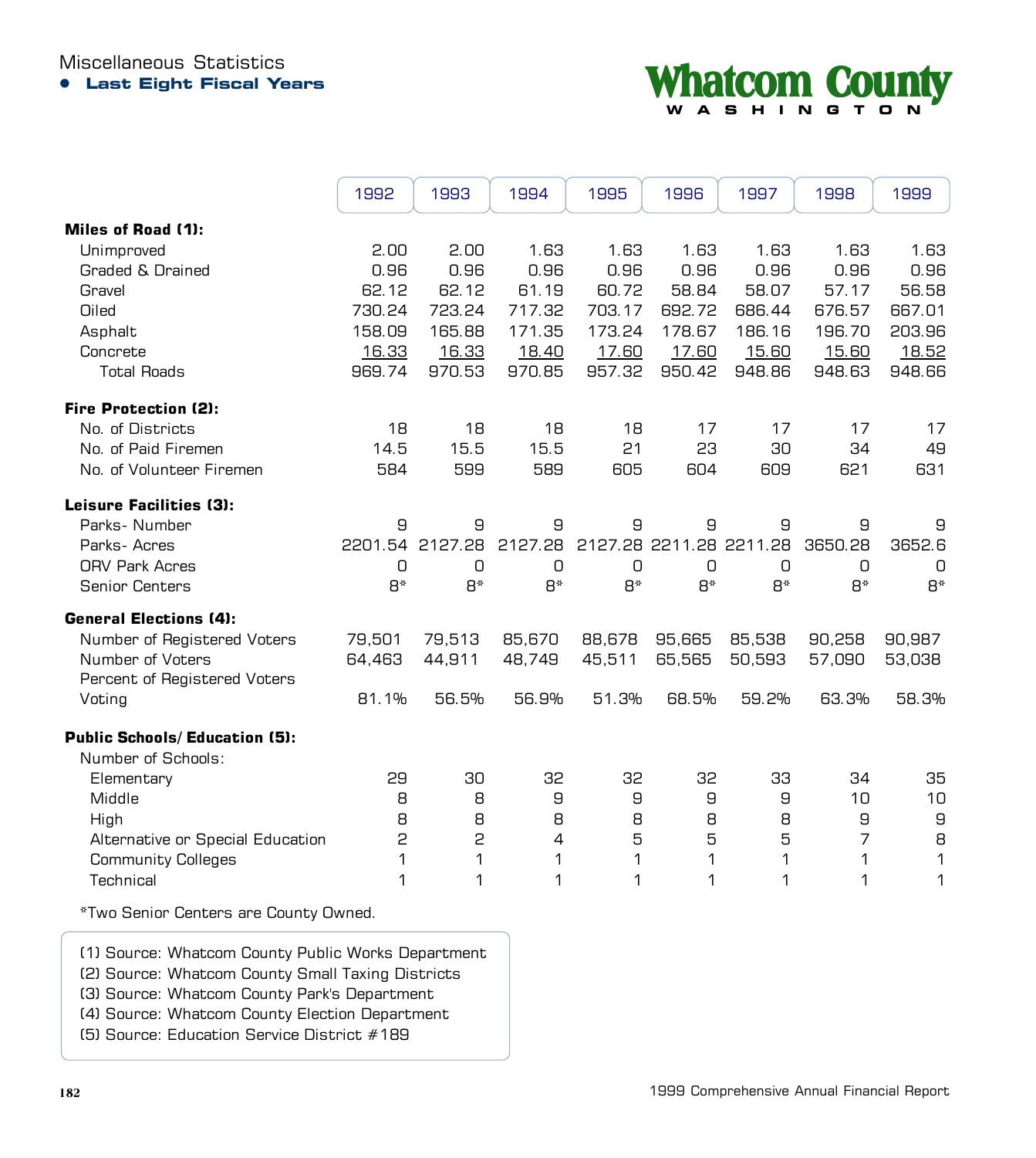# Miscellaneous Statistics

## • Last Eight Fiscal Years

**Whatcom County**
WASHINGTON

| | 1992 | 1993 | 1994 | 1995 | 1996 | 1997 | 1998 | 1999 |
|---|---|---|---|---|---|---|---|---|
| **Miles of Road (1):** | | | | | | | | |
| Unimproved | 2.00 | 2.00 | 1.63 | 1.63 | 1.63 | 1.63 | 1.63 | 1.63 |
| Graded & Drained | 0.96 | 0.96 | 0.96 | 0.96 | 0.96 | 0.96 | 0.96 | 0.96 |
| Gravel | 62.12 | 62.12 | 61.19 | 60.72 | 58.84 | 58.07 | 57.17 | 56.58 |
| Oiled | 730.24 | 723.24 | 717.32 | 703.17 | 692.72 | 686.44 | 676.57 | 667.01 |
| Asphalt | 158.09 | 165.88 | 171.35 | 173.24 | 178.67 | 186.16 | 196.70 | 203.96 |
| Concrete | 16.33 | 16.33 | 18.40 | 17.60 | 17.60 | 15.60 | 15.60 | 18.52 |
| Total Roads | 969.74 | 970.53 | 970.85 | 957.32 | 950.42 | 948.86 | 948.63 | 948.66 |
| **Fire Protection (2):** | | | | | | | | |
| No. of Districts | 18 | 18 | 18 | 18 | 17 | 17 | 17 | 17 |
| No. of Paid Firemen | 14.5 | 15.5 | 15.5 | 21 | 23 | 30 | 34 | 49 |
| No. of Volunteer Firemen | 584 | 599 | 589 | 605 | 604 | 609 | 621 | 631 |
| **Leisure Facilities (3):** | | | | | | | | |
| Parks- Number | 9 | 9 | 9 | 9 | 9 | 9 | 9 | 9 |
| Parks- Acres | 2201.54 | 2127.28 | 2127.28 | 2127.28 | 2211.28 | 2211.28 | 3650.28 | 3652.6 |
| ORV Park Acres | 0 | 0 | 0 | 0 | 0 | 0 | 0 | 0 |
| Senior Centers | 8* | 8* | 8* | 8* | 8* | 8* | 8* | 8* |
| **General Elections (4):** | | | | | | | | |
| Number of Registered Voters | 79,501 | 79,513 | 85,670 | 88,678 | 95,665 | 85,538 | 90,258 | 90,987 |
| Number of Voters | 64,463 | 44,911 | 48,749 | 45,511 | 65,565 | 50,593 | 57,090 | 53,038 |
| Percent of Registered Voters Voting | 81.1% | 56.5% | 56.9% | 51.3% | 68.5% | 59.2% | 63.3% | 58.3% |
| **Public Schools/Education (5):** | | | | | | | | |
| Number of Schools: | | | | | | | | |
| Elementary | 29 | 30 | 32 | 32 | 32 | 33 | 34 | 35 |
| Middle | 8 | 8 | 9 | 9 | 9 | 9 | 10 | 10 |
| High | 8 | 8 | 8 | 8 | 8 | 8 | 9 | 9 |
| Alternative or Special Education | 2 | 2 | 4 | 5 | 5 | 5 | 7 | 8 |
| Community Colleges | 1 | 1 | 1 | 1 | 1 | 1 | 1 | 1 |
| Technical | 1 | 1 | 1 | 1 | 1 | 1 | 1 | 1 |

*Two Senior Centers are County Owned.

(1) Source: Whatcom County Public Works Department
(2) Source: Whatcom County Small Taxing Districts
(3) Source: Whatcom County Park's Department
(4) Source: Whatcom County Election Department
(5) Source: Education Service District #189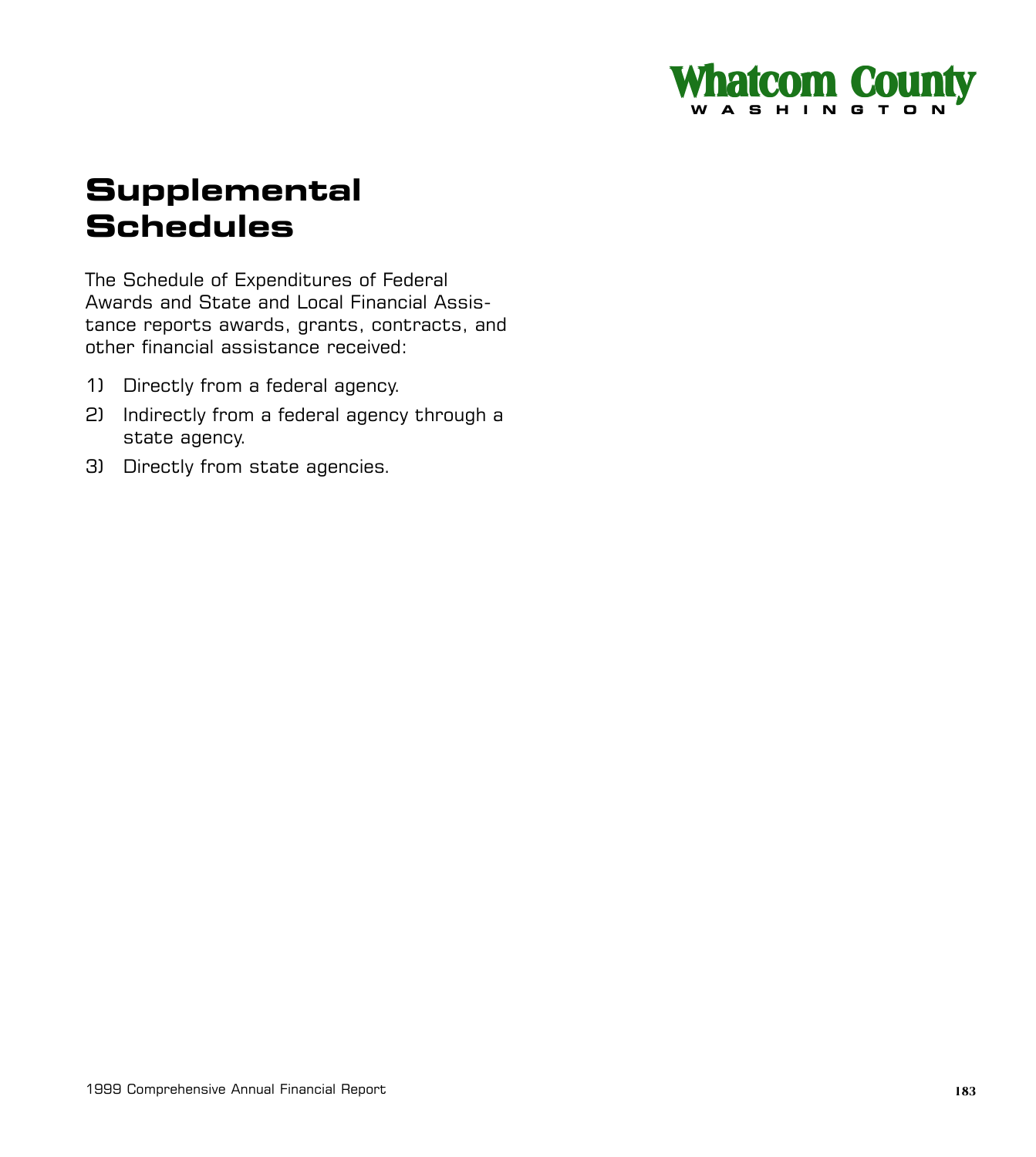# Supplemental Schedules

The Schedule of Expenditures of Federal Awards and State and Local Financial Assistance reports awards, grants, contracts, and other financial assistance received:

1) Directly from a federal agency.
2) Indirectly from a federal agency through a state agency.
3) Directly from state agencies.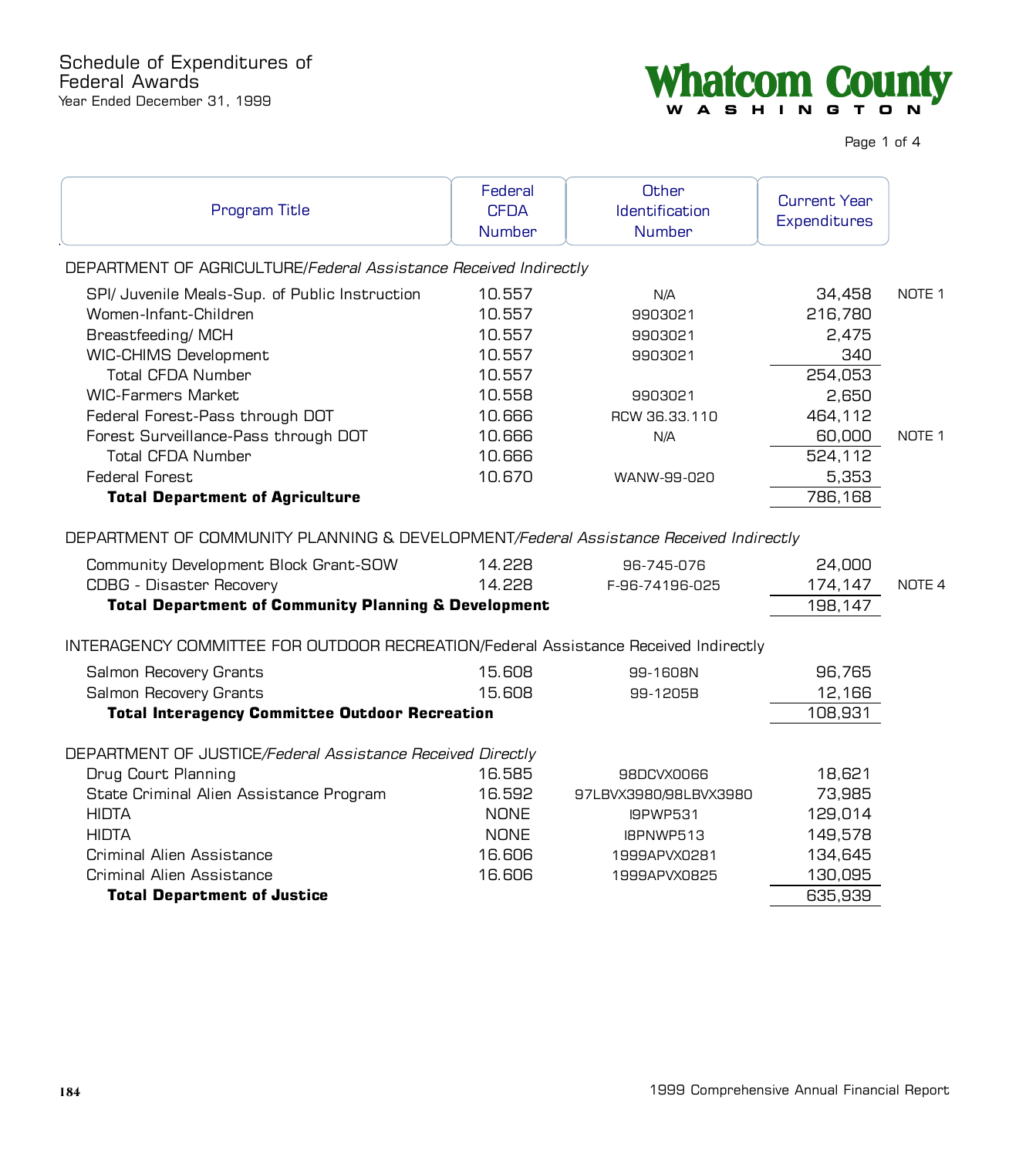# Schedule of Expenditures of Federal Awards

Year Ended December 31, 1999

**Whatcom County**
WASHINGTON

| Program Title | Federal CFDA Number | Other Identification Number | Current Year Expenditures | |
|---|---|---|---|---|
| DEPARTMENT OF AGRICULTURE/*Federal Assistance Received Indirectly* | | | | |
| SPI/ Juvenile Meals-Sup. of Public Instruction | 10.557 | N/A | 34,458 | NOTE 1 |
| Women-Infant-Children | 10.557 | 9903021 | 216,780 | |
| Breastfeeding/ MCH | 10.557 | 9903021 | 2,475 | |
| WIC-CHIMS Development | 10.557 | 9903021 | 340 | |
| Total CFDA Number | 10.557 | | 254,053 | |
| WIC-Farmers Market | 10.558 | 9903021 | 2,650 | |
| Federal Forest-Pass through DOT | 10.666 | RCW 36.33.110 | 464,112 | |
| Forest Surveillance-Pass through DOT | 10.666 | N/A | 60,000 | NOTE 1 |
| Total CFDA Number | 10.666 | | 524,112 | |
| Federal Forest | 10.670 | WANW-99-020 | 5,353 | |
| **Total Department of Agriculture** | | | 786,168 | |
| DEPARTMENT OF COMMUNITY PLANNING & DEVELOPMENT/*Federal Assistance Received Indirectly* | | | | |
| Community Development Block Grant-SOW | 14.228 | 96-745-076 | 24,000 | |
| CDBG - Disaster Recovery | 14.228 | F-96-74196-025 | 174,147 | NOTE 4 |
| **Total Department of Community Planning & Development** | | | 198,147 | |
| INTERAGENCY COMMITTEE FOR OUTDOOR RECREATION/Federal Assistance Received Indirectly | | | | |
| Salmon Recovery Grants | 15.608 | 99-1608N | 96,765 | |
| Salmon Recovery Grants | 15.608 | 99-1205B | 12,166 | |
| **Total Interagency Committee Outdoor Recreation** | | | 108,931 | |
| DEPARTMENT OF JUSTICE/*Federal Assistance Received Directly* | | | | |
| Drug Court Planning | 16.585 | 98DCVX0066 | 18,621 | |
| State Criminal Alien Assistance Program | 16.592 | 97LBVX3980/98LBVX3980 | 73,985 | |
| HIDTA | NONE | I9PWP531 | 129,014 | |
| HIDTA | NONE | I8PNWP513 | 149,578 | |
| Criminal Alien Assistance | 16.606 | 1999APVX0281 | 134,645 | |
| Criminal Alien Assistance | 16.606 | 1999APVX0825 | 130,095 | |
| **Total Department of Justice** | | | 635,939 | |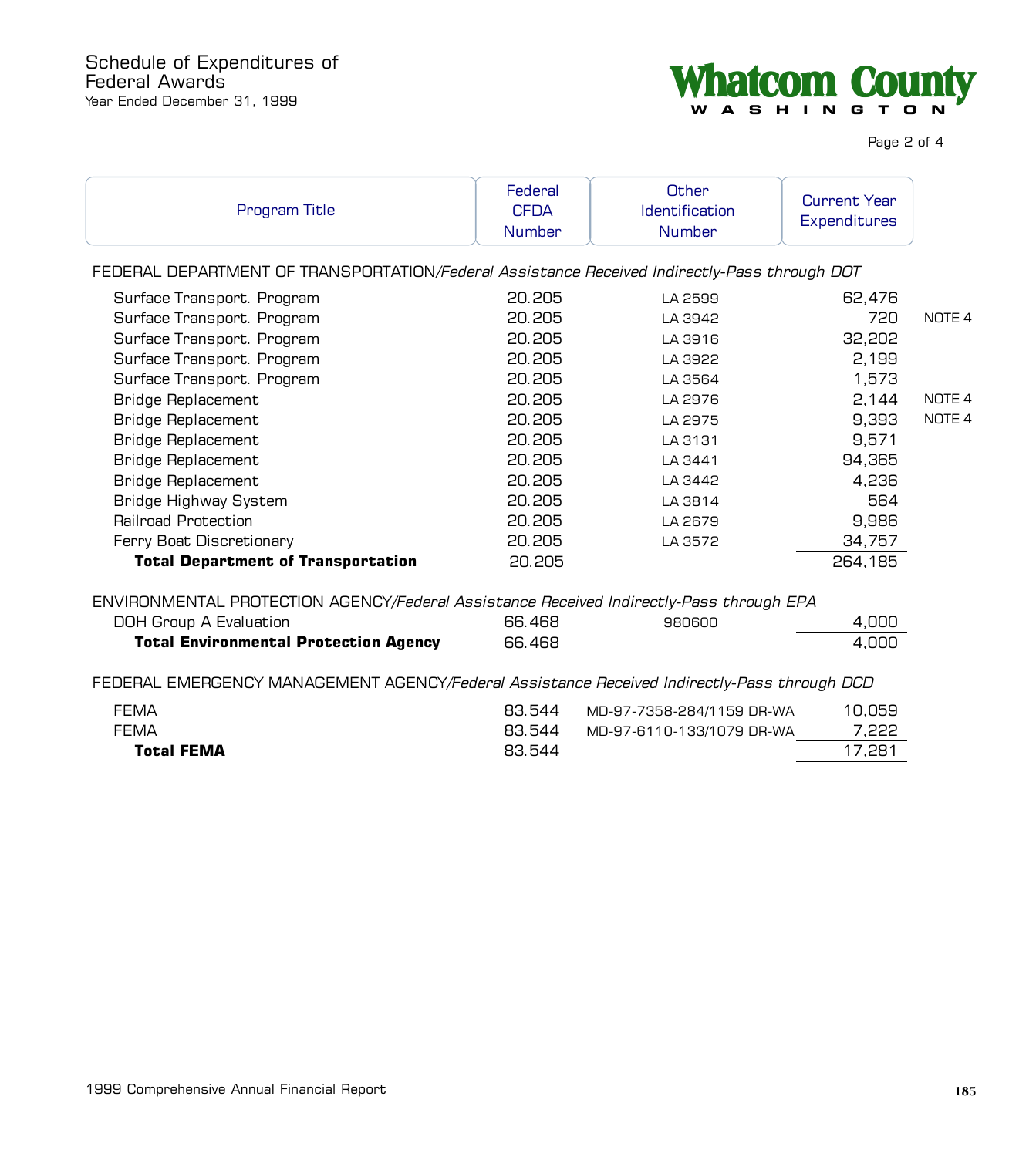# Schedule of Expenditures of Federal Awards

Year Ended December 31, 1999

Whatcom County
WASHINGTON

| Program Title | Federal CFDA Number | Other Identification Number | Current Year Expenditures | |
|---|---|---|---|---|
| FEDERAL DEPARTMENT OF TRANSPORTATION/*Federal Assistance Received Indirectly-Pass through DOT* | | | | |
| Surface Transport. Program | 20.205 | LA 2599 | 62,476 | |
| Surface Transport. Program | 20.205 | LA 3942 | 720 | NOTE 4 |
| Surface Transport. Program | 20.205 | LA 3916 | 32,202 | |
| Surface Transport. Program | 20.205 | LA 3922 | 2,199 | |
| Surface Transport. Program | 20.205 | LA 3564 | 1,573 | |
| Bridge Replacement | 20.205 | LA 2976 | 2,144 | NOTE 4 |
| Bridge Replacement | 20.205 | LA 2975 | 9,393 | NOTE 4 |
| Bridge Replacement | 20.205 | LA 3131 | 9,571 | |
| Bridge Replacement | 20.205 | LA 3441 | 94,365 | |
| Bridge Replacement | 20.205 | LA 3442 | 4,236 | |
| Bridge Highway System | 20.205 | LA 3814 | 564 | |
| Railroad Protection | 20.205 | LA 2679 | 9,986 | |
| Ferry Boat Discretionary | 20.205 | LA 3572 | 34,757 | |
| **Total Department of Transportation** | 20.205 | | 264,185 | |
| ENVIRONMENTAL PROTECTION AGENCY/*Federal Assistance Received Indirectly-Pass through EPA* | | | | |
| DOH Group A Evaluation | 66.468 | 980600 | 4,000 | |
| **Total Environmental Protection Agency** | 66.468 | | 4,000 | |
| FEDERAL EMERGENCY MANAGEMENT AGENCY/*Federal Assistance Received Indirectly-Pass through DCD* | | | | |
| FEMA | 83.544 | MD-97-7358-284/1159 DR-WA | 10,059 | |
| FEMA | 83.544 | MD-97-6110-133/1079 DR-WA | 7,222 | |
| **Total FEMA** | 83.544 | | 17,281 | |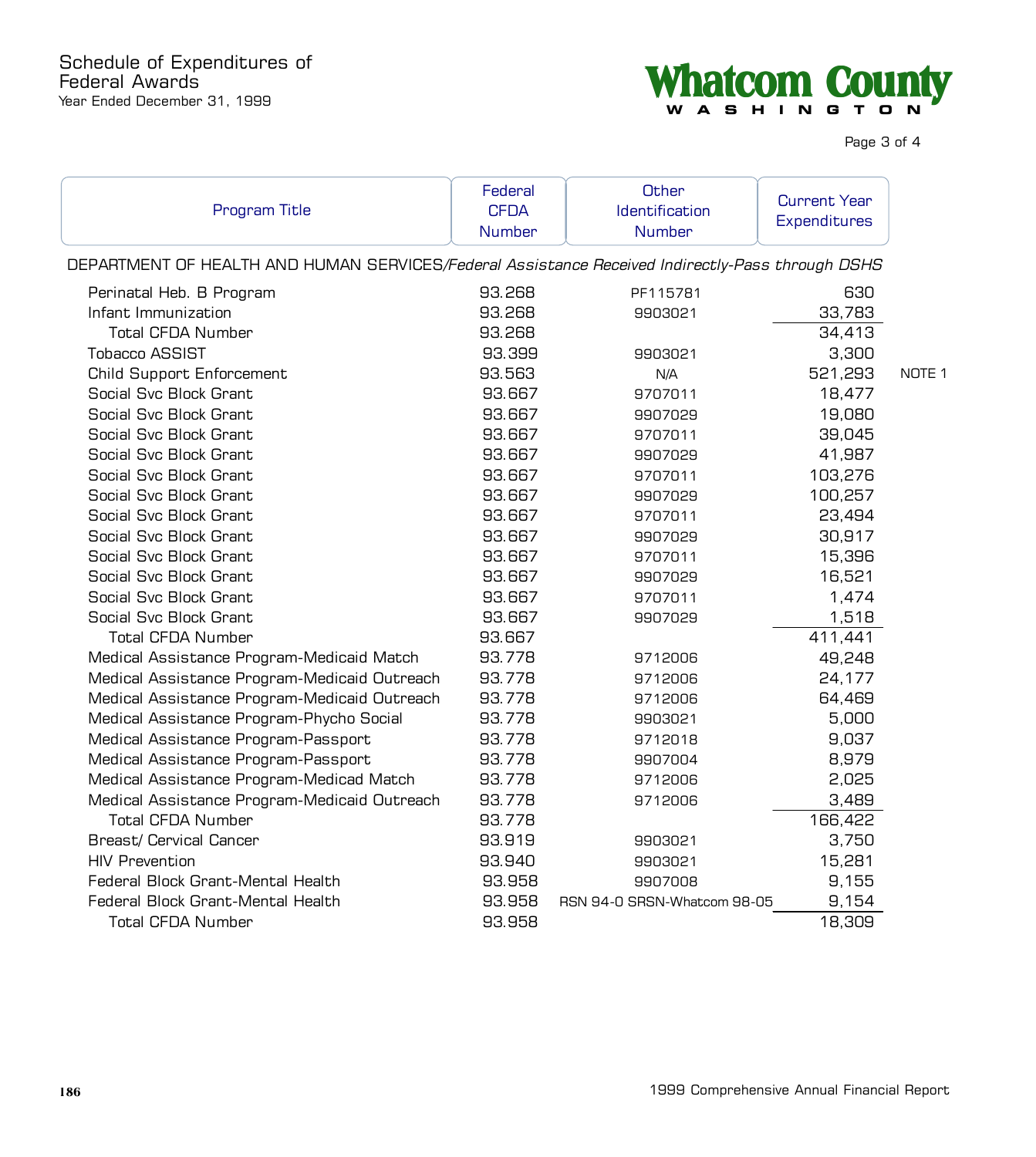# Schedule of Expenditures of Federal Awards

Year Ended December 31, 1999

**Whatcom County**
WASHINGTON

| Program Title | Federal CFDA Number | Other Identification Number | Current Year Expenditures | |
|---|---|---|---|---|
| DEPARTMENT OF HEALTH AND HUMAN SERVICES/*Federal Assistance Received Indirectly-Pass through DSHS* | | | | |
| Perinatal Heb. B Program | 93.268 | PF115781 | 630 | |
| Infant Immunization | 93.268 | 9903021 | 33,783 | |
| Total CFDA Number | 93.268 | | 34,413 | |
| Tobacco ASSIST | 93.399 | 9903021 | 3,300 | |
| Child Support Enforcement | 93.563 | N/A | 521,293 | NOTE 1 |
| Social Svc Block Grant | 93.667 | 9707011 | 18,477 | |
| Social Svc Block Grant | 93.667 | 9907029 | 19,080 | |
| Social Svc Block Grant | 93.667 | 9707011 | 39,045 | |
| Social Svc Block Grant | 93.667 | 9907029 | 41,987 | |
| Social Svc Block Grant | 93.667 | 9707011 | 103,276 | |
| Social Svc Block Grant | 93.667 | 9907029 | 100,257 | |
| Social Svc Block Grant | 93.667 | 9707011 | 23,494 | |
| Social Svc Block Grant | 93.667 | 9907029 | 30,917 | |
| Social Svc Block Grant | 93.667 | 9707011 | 15,396 | |
| Social Svc Block Grant | 93.667 | 9907029 | 16,521 | |
| Social Svc Block Grant | 93.667 | 9707011 | 1,474 | |
| Social Svc Block Grant | 93.667 | 9907029 | 1,518 | |
| Total CFDA Number | 93.667 | | 411,441 | |
| Medical Assistance Program-Medicaid Match | 93.778 | 9712006 | 49,248 | |
| Medical Assistance Program-Medicaid Outreach | 93.778 | 9712006 | 24,177 | |
| Medical Assistance Program-Medicaid Outreach | 93.778 | 9712006 | 64,469 | |
| Medical Assistance Program-Phycho Social | 93.778 | 9903021 | 5,000 | |
| Medical Assistance Program-Passport | 93.778 | 9712018 | 9,037 | |
| Medical Assistance Program-Passport | 93.778 | 9907004 | 8,979 | |
| Medical Assistance Program-Medicad Match | 93.778 | 9712006 | 2,025 | |
| Medical Assistance Program-Medicaid Outreach | 93.778 | 9712006 | 3,489 | |
| Total CFDA Number | 93.778 | | 166,422 | |
| Breast/ Cervical Cancer | 93.919 | 9903021 | 3,750 | |
| HIV Prevention | 93.940 | 9903021 | 15,281 | |
| Federal Block Grant-Mental Health | 93.958 | 9907008 | 9,155 | |
| Federal Block Grant-Mental Health | 93.958 | RSN 94-0 SRSN-Whatcom 98-05 | 9,154 | |
| Total CFDA Number | 93.958 | | 18,309 | |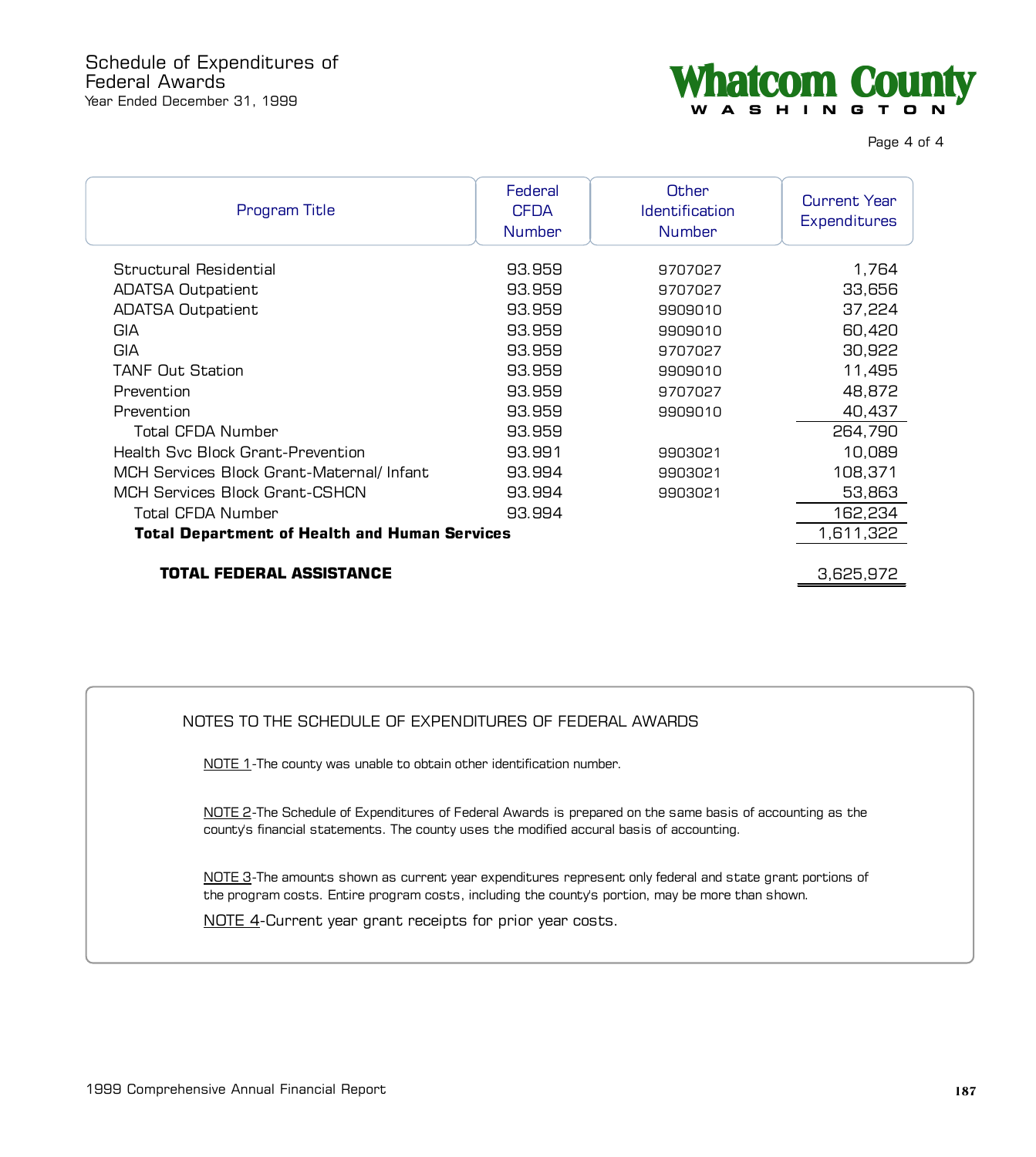# Schedule of Expenditures of Federal Awards

Year Ended December 31, 1999

**Whatcom County**
WASHINGTON

| Program Title | Federal CFDA Number | Other Identification Number | Current Year Expenditures |
|---|---|---|---|
| Structural Residential | 93.959 | 9707027 | 1,764 |
| ADATSA Outpatient | 93.959 | 9707027 | 33,656 |
| ADATSA Outpatient | 93.959 | 9909010 | 37,224 |
| GIA | 93.959 | 9909010 | 60,420 |
| GIA | 93.959 | 9707027 | 30,922 |
| TANF Out Station | 93.959 | 9909010 | 11,495 |
| Prevention | 93.959 | 9707027 | 48,872 |
| Prevention | 93.959 | 9909010 | 40,437 |
| Total CFDA Number | 93.959 | | 264,790 |
| Health Svc Block Grant-Prevention | 93.991 | 9903021 | 10,089 |
| MCH Services Block Grant-Maternal/ Infant | 93.994 | 9903021 | 108,371 |
| MCH Services Block Grant-CSHCN | 93.994 | 9903021 | 53,863 |
| Total CFDA Number | 93.994 | | 162,234 |
| **Total Department of Health and Human Services** | | | 1,611,322 |
| **TOTAL FEDERAL ASSISTANCE** | | | 3,625,972 |

## NOTES TO THE SCHEDULE OF EXPENDITURES OF FEDERAL AWARDS

NOTE 1-The county was unable to obtain other identification number.

NOTE 2-The Schedule of Expenditures of Federal Awards is prepared on the same basis of accounting as the county's financial statements. The county uses the modified accural basis of accounting.

NOTE 3-The amounts shown as current year expenditures represent only federal and state grant portions of the program costs. Entire program costs, including the county's portion, may be more than shown.

NOTE 4-Current year grant receipts for prior year costs.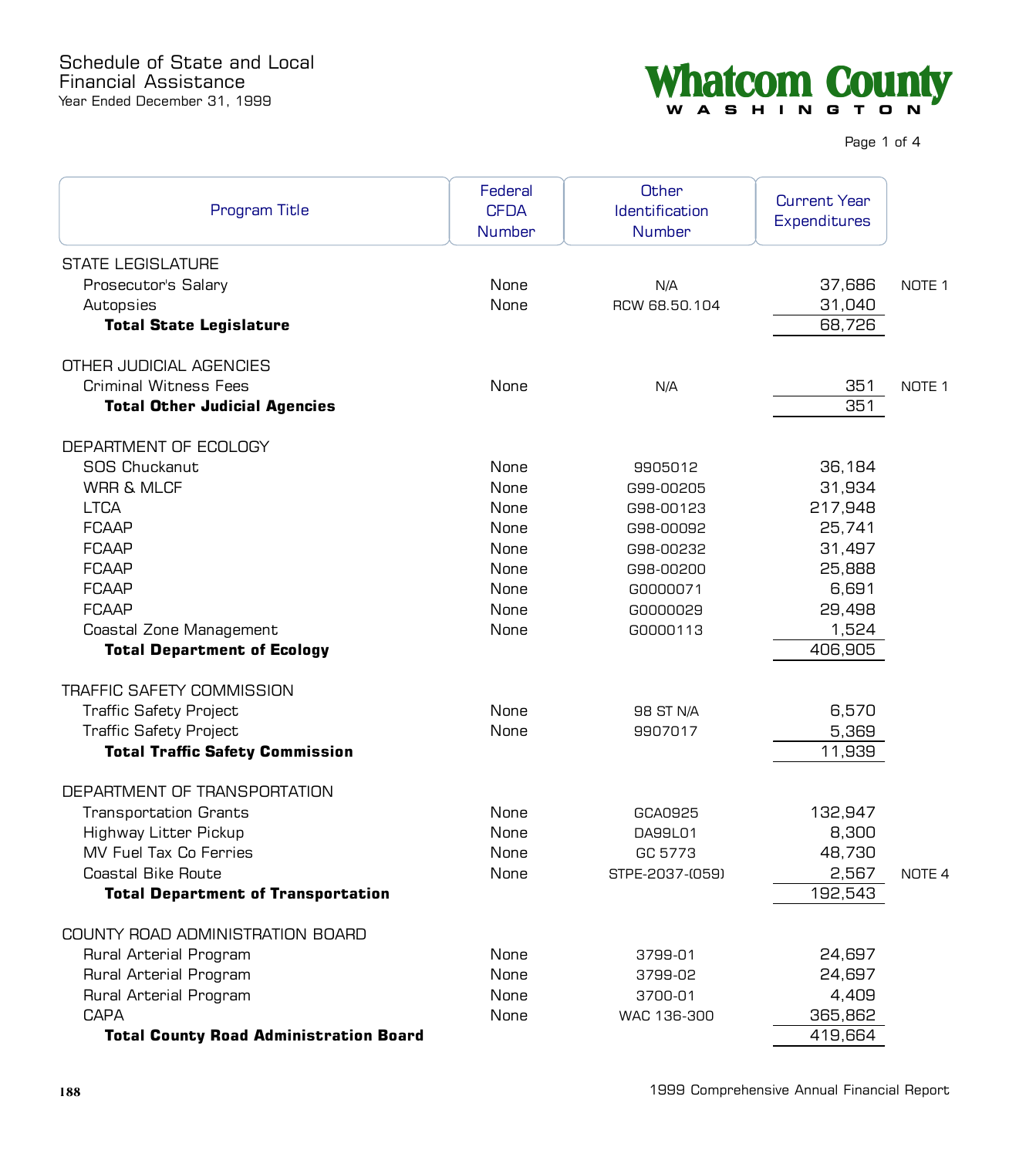# Schedule of State and Local Financial Assistance

Year Ended December 31, 1999

**Whatcom County**
WASHINGTON

| Program Title | Federal CFDA Number | Other Identification Number | Current Year Expenditures | |
|---|---|---|---|---|
| STATE LEGISLATURE | | | | |
| Prosecutor's Salary | None | N/A | 37,686 | NOTE 1 |
| Autopsies | None | RCW 68.50.104 | 31,040 | |
| **Total State Legislature** | | | 68,726 | |
| OTHER JUDICIAL AGENCIES | | | | |
| Criminal Witness Fees | None | N/A | 351 | NOTE 1 |
| **Total Other Judicial Agencies** | | | 351 | |
| DEPARTMENT OF ECOLOGY | | | | |
| SOS Chuckanut | None | 9905012 | 36,184 | |
| WRR & MLCF | None | G99-00205 | 31,934 | |
| LTCA | None | G98-00123 | 217,948 | |
| FCAAP | None | G98-00092 | 25,741 | |
| FCAAP | None | G98-00232 | 31,497 | |
| FCAAP | None | G98-00200 | 25,888 | |
| FCAAP | None | G0000071 | 6,691 | |
| FCAAP | None | G0000029 | 29,498 | |
| Coastal Zone Management | None | G0000113 | 1,524 | |
| **Total Department of Ecology** | | | 406,905 | |
| TRAFFIC SAFETY COMMISSION | | | | |
| Traffic Safety Project | None | 98 ST N/A | 6,570 | |
| Traffic Safety Project | None | 9907017 | 5,369 | |
| **Total Traffic Safety Commission** | | | 11,939 | |
| DEPARTMENT OF TRANSPORTATION | | | | |
| Transportation Grants | None | GCA0925 | 132,947 | |
| Highway Litter Pickup | None | DA99L01 | 8,300 | |
| MV Fuel Tax Co Ferries | None | GC 5773 | 48,730 | |
| Coastal Bike Route | None | STPE-2037-(059) | 2,567 | NOTE 4 |
| **Total Department of Transportation** | | | 192,543 | |
| COUNTY ROAD ADMINISTRATION BOARD | | | | |
| Rural Arterial Program | None | 3799-01 | 24,697 | |
| Rural Arterial Program | None | 3799-02 | 24,697 | |
| Rural Arterial Program | None | 3700-01 | 4,409 | |
| CAPA | None | WAC 136-300 | 365,862 | |
| **Total County Road Administration Board** | | | 419,664 | |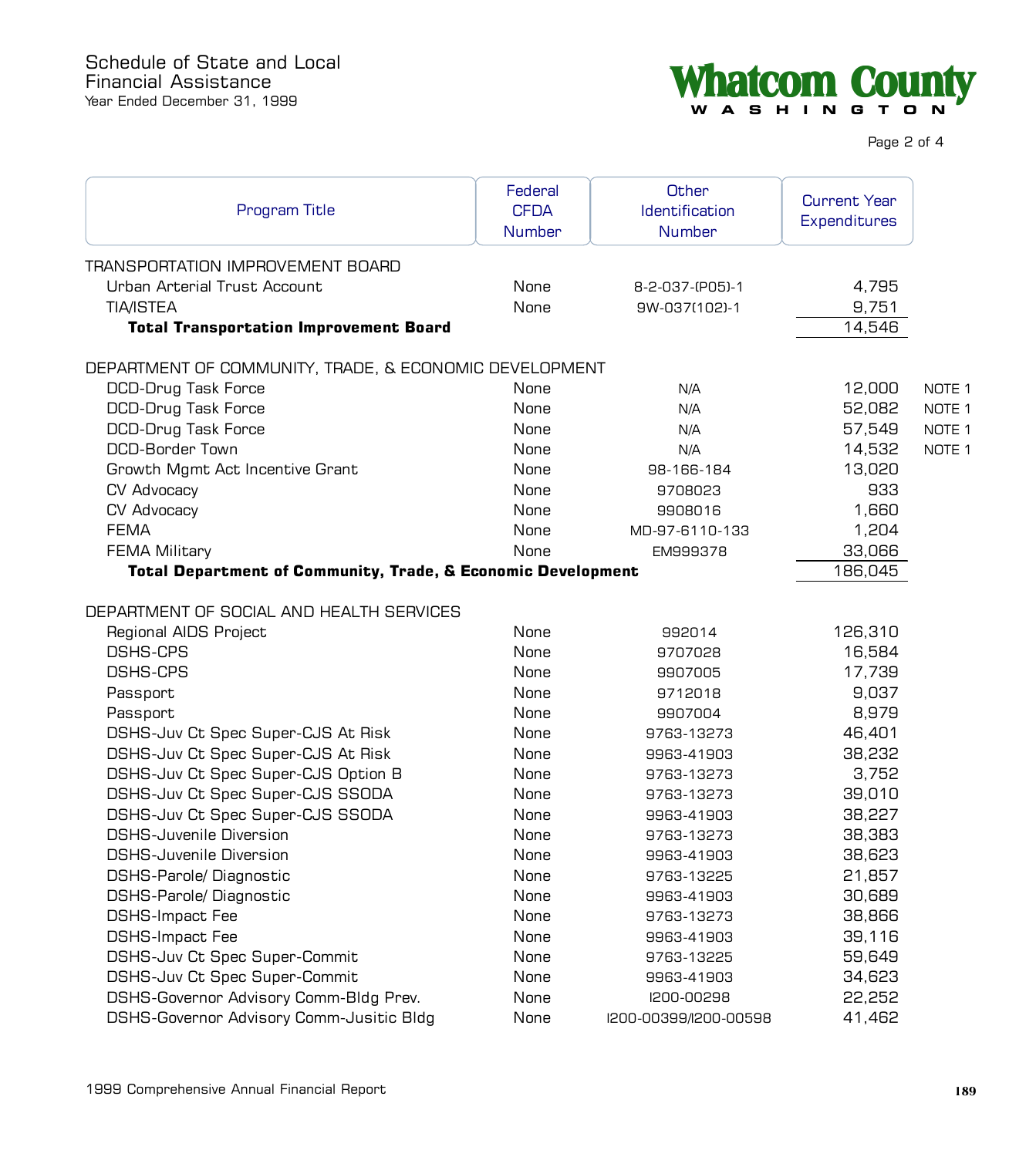# Schedule of State and Local Financial Assistance

Year Ended December 31, 1999

**Whatcom County**
WASHINGTON

| Program Title | Federal CFDA Number | Other Identification Number | Current Year Expenditures | |
|---|---|---|---|---|
| TRANSPORTATION IMPROVEMENT BOARD | | | | |
| Urban Arterial Trust Account | None | 8-2-037-(P05)-1 | 4,795 | |
| TIA/ISTEA | None | 9W-037(102)-1 | 9,751 | |
| **Total Transportation Improvement Board** | | | 14,546 | |
| DEPARTMENT OF COMMUNITY, TRADE, & ECONOMIC DEVELOPMENT | | | | |
| DCD-Drug Task Force | None | N/A | 12,000 | NOTE 1 |
| DCD-Drug Task Force | None | N/A | 52,082 | NOTE 1 |
| DCD-Drug Task Force | None | N/A | 57,549 | NOTE 1 |
| DCD-Border Town | None | N/A | 14,532 | NOTE 1 |
| Growth Mgmt Act Incentive Grant | None | 98-166-184 | 13,020 | |
| CV Advocacy | None | 9708023 | 933 | |
| CV Advocacy | None | 9908016 | 1,660 | |
| FEMA | None | MD-97-6110-133 | 1,204 | |
| FEMA Military | None | EM999378 | 33,066 | |
| **Total Department of Community, Trade, & Economic Development** | | | 186,045 | |
| DEPARTMENT OF SOCIAL AND HEALTH SERVICES | | | | |
| Regional AIDS Project | None | 992014 | 126,310 | |
| DSHS-CPS | None | 9707028 | 16,584 | |
| DSHS-CPS | None | 9907005 | 17,739 | |
| Passport | None | 9712018 | 9,037 | |
| Passport | None | 9907004 | 8,979 | |
| DSHS-Juv Ct Spec Super-CJS At Risk | None | 9763-13273 | 46,401 | |
| DSHS-Juv Ct Spec Super-CJS At Risk | None | 9963-41903 | 38,232 | |
| DSHS-Juv Ct Spec Super-CJS Option B | None | 9763-13273 | 3,752 | |
| DSHS-Juv Ct Spec Super-CJS SSODA | None | 9763-13273 | 39,010 | |
| DSHS-Juv Ct Spec Super-CJS SSODA | None | 9963-41903 | 38,227 | |
| DSHS-Juvenile Diversion | None | 9763-13273 | 38,383 | |
| DSHS-Juvenile Diversion | None | 9963-41903 | 38,623 | |
| DSHS-Parole/ Diagnostic | None | 9763-13225 | 21,857 | |
| DSHS-Parole/ Diagnostic | None | 9963-41903 | 30,689 | |
| DSHS-Impact Fee | None | 9763-13273 | 38,866 | |
| DSHS-Impact Fee | None | 9963-41903 | 39,116 | |
| DSHS-Juv Ct Spec Super-Commit | None | 9763-13225 | 59,649 | |
| DSHS-Juv Ct Spec Super-Commit | None | 9963-41903 | 34,623 | |
| DSHS-Governor Advisory Comm-Bldg Prev. | None | I200-00298 | 22,252 | |
| DSHS-Governor Advisory Comm-Jusitic Bldg | None | I200-00399/I200-00598 | 41,462 | |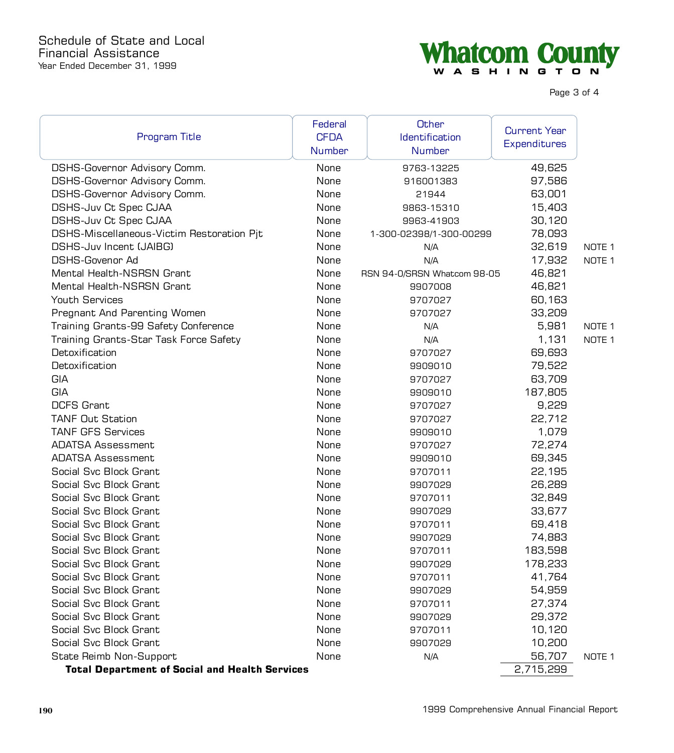# Schedule of State and Local Financial Assistance

Year Ended December 31, 1999

**Whatcom County**
WASHINGTON

| Program Title | Federal CFDA Number | Other Identification Number | Current Year Expenditures | |
|---|---|---|---|---|
| DSHS-Governor Advisory Comm. | None | 9763-13225 | 49,625 | |
| DSHS-Governor Advisory Comm. | None | 916001383 | 97,586 | |
| DSHS-Governor Advisory Comm. | None | 21944 | 63,001 | |
| DSHS-Juv Ct Spec CJAA | None | 9863-15310 | 15,403 | |
| DSHS-Juv Ct Spec CJAA | None | 9963-41903 | 30,120 | |
| DSHS-Miscellaneous-Victim Restoration Pjt | None | 1-300-02398/1-300-00299 | 78,093 | |
| DSHS-Juv Incent (JAIBG) | None | N/A | 32,619 | NOTE 1 |
| DSHS-Govenor Ad | None | N/A | 17,932 | NOTE 1 |
| Mental Health-NSRSN Grant | None | RSN 94-0/SRSN Whatcom 98-05 | 46,821 | |
| Mental Health-NSRSN Grant | None | 9907008 | 46,821 | |
| Youth Services | None | 9707027 | 60,163 | |
| Pregnant And Parenting Women | None | 9707027 | 33,209 | |
| Training Grants-99 Safety Conference | None | N/A | 5,981 | NOTE 1 |
| Training Grants-Star Task Force Safety | None | N/A | 1,131 | NOTE 1 |
| Detoxification | None | 9707027 | 69,693 | |
| Detoxification | None | 9909010 | 79,522 | |
| GIA | None | 9707027 | 63,709 | |
| GIA | None | 9909010 | 187,805 | |
| DCFS Grant | None | 9707027 | 9,229 | |
| TANF Out Station | None | 9707027 | 22,712 | |
| TANF GFS Services | None | 9909010 | 1,079 | |
| ADATSA Assessment | None | 9707027 | 72,274 | |
| ADATSA Assessment | None | 9909010 | 69,345 | |
| Social Svc Block Grant | None | 9707011 | 22,195 | |
| Social Svc Block Grant | None | 9907029 | 26,289 | |
| Social Svc Block Grant | None | 9707011 | 32,849 | |
| Social Svc Block Grant | None | 9907029 | 33,677 | |
| Social Svc Block Grant | None | 9707011 | 69,418 | |
| Social Svc Block Grant | None | 9907029 | 74,883 | |
| Social Svc Block Grant | None | 9707011 | 183,598 | |
| Social Svc Block Grant | None | 9907029 | 178,233 | |
| Social Svc Block Grant | None | 9707011 | 41,764 | |
| Social Svc Block Grant | None | 9907029 | 54,959 | |
| Social Svc Block Grant | None | 9707011 | 27,374 | |
| Social Svc Block Grant | None | 9907029 | 29,372 | |
| Social Svc Block Grant | None | 9707011 | 10,120 | |
| Social Svc Block Grant | None | 9907029 | 10,200 | |
| State Reimb Non-Support | None | N/A | 56,707 | NOTE 1 |
| **Total Department of Social and Health Services** | | | 2,715,299 | |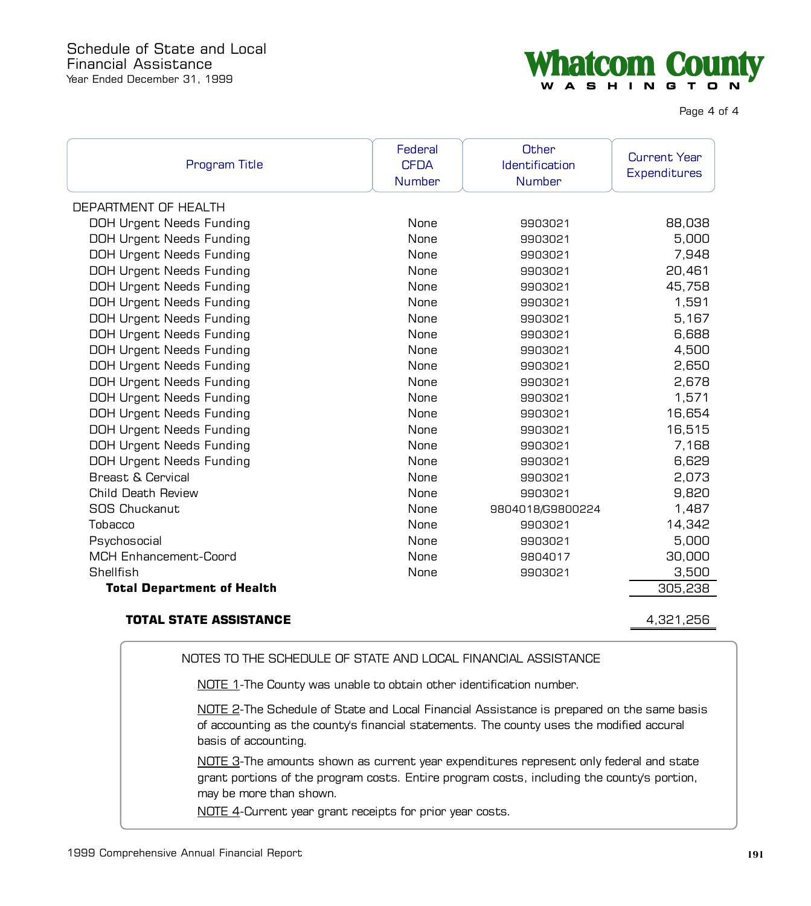# Schedule of State and Local Financial Assistance

Year Ended December 31, 1999

| Program Title | Federal CFDA Number | Other Identification Number | Current Year Expenditures |
|---|---|---|---|
| DEPARTMENT OF HEALTH | | | |
| DOH Urgent Needs Funding | None | 9903021 | 88,038 |
| DOH Urgent Needs Funding | None | 9903021 | 5,000 |
| DOH Urgent Needs Funding | None | 9903021 | 7,948 |
| DOH Urgent Needs Funding | None | 9903021 | 20,461 |
| DOH Urgent Needs Funding | None | 9903021 | 45,758 |
| DOH Urgent Needs Funding | None | 9903021 | 1,591 |
| DOH Urgent Needs Funding | None | 9903021 | 5,167 |
| DOH Urgent Needs Funding | None | 9903021 | 6,688 |
| DOH Urgent Needs Funding | None | 9903021 | 4,500 |
| DOH Urgent Needs Funding | None | 9903021 | 2,650 |
| DOH Urgent Needs Funding | None | 9903021 | 2,678 |
| DOH Urgent Needs Funding | None | 9903021 | 1,571 |
| DOH Urgent Needs Funding | None | 9903021 | 16,654 |
| DOH Urgent Needs Funding | None | 9903021 | 16,515 |
| DOH Urgent Needs Funding | None | 9903021 | 7,168 |
| DOH Urgent Needs Funding | None | 9903021 | 6,629 |
| Breast & Cervical | None | 9903021 | 2,073 |
| Child Death Review | None | 9903021 | 9,820 |
| SOS Chuckanut | None | 9804018/G9800224 | 1,487 |
| Tobacco | None | 9903021 | 14,342 |
| Psychosocial | None | 9903021 | 5,000 |
| MCH Enhancement-Coord | None | 9804017 | 30,000 |
| Shellfish | None | 9903021 | 3,500 |
| **Total Department of Health** | | | 305,238 |
| **TOTAL STATE ASSISTANCE** | | | 4,321,256 |

NOTES TO THE SCHEDULE OF STATE AND LOCAL FINANCIAL ASSISTANCE

NOTE 1-The County was unable to obtain other identification number.

NOTE 2-The Schedule of State and Local Financial Assistance is prepared on the same basis of accounting as the county's financial statements. The county uses the modified accural basis of accounting.

NOTE 3-The amounts shown as current year expenditures represent only federal and state grant portions of the program costs. Entire program costs, including the county's portion, may be more than shown.

NOTE 4-Current year grant receipts for prior year costs.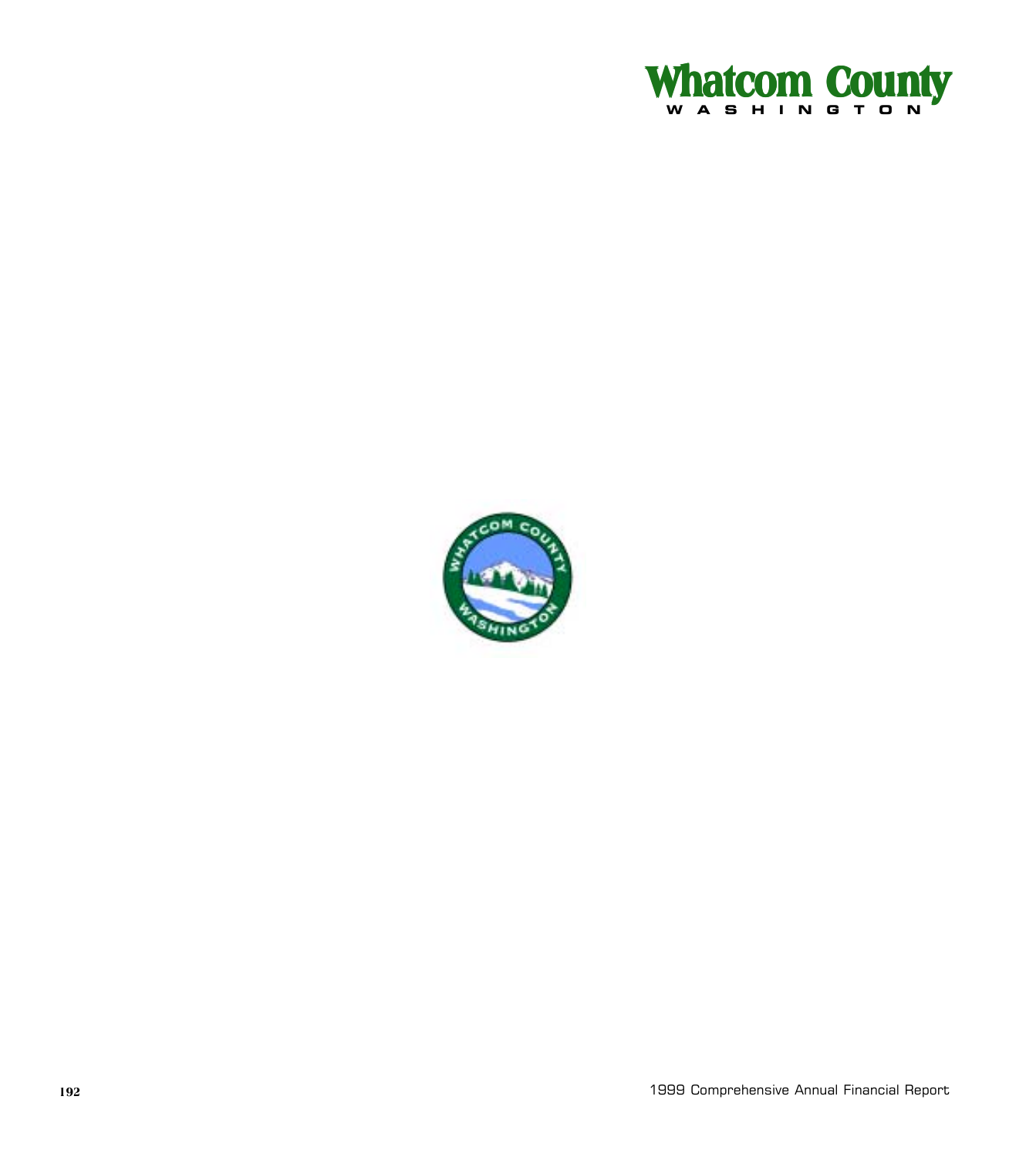Whatcom County

WASHINGTON